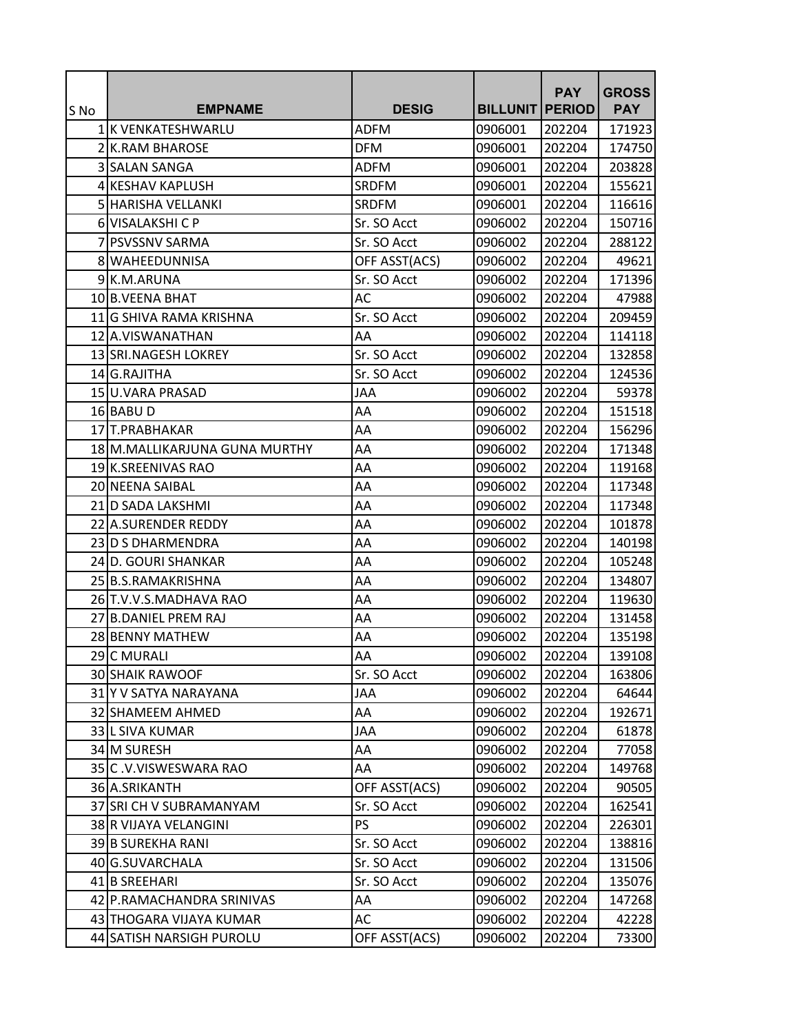| S No | EMPNAME | DESIG | BILLUNIT | PAY PERIOD | GROSS PAY |
|---|---|---|---|---|---|
| 1 | K VENKATESHWARLU | ADFM | 0906001 | 202204 | 171923 |
| 2 | K.RAM BHAROSE | DFM | 0906001 | 202204 | 174750 |
| 3 | SALAN SANGA | ADFM | 0906001 | 202204 | 203828 |
| 4 | KESHAV KAPLUSH | SRDFM | 0906001 | 202204 | 155621 |
| 5 | HARISHA VELLANKI | SRDFM | 0906001 | 202204 | 116616 |
| 6 | VISALAKSHI C P | Sr. SO Acct | 0906002 | 202204 | 150716 |
| 7 | PSVSSNV SARMA | Sr. SO Acct | 0906002 | 202204 | 288122 |
| 8 | WAHEEDUNNISA | OFF ASST(ACS) | 0906002 | 202204 | 49621 |
| 9 | K.M.ARUNA | Sr. SO Acct | 0906002 | 202204 | 171396 |
| 10 | B.VEENA BHAT | AC | 0906002 | 202204 | 47988 |
| 11 | G SHIVA RAMA KRISHNA | Sr. SO Acct | 0906002 | 202204 | 209459 |
| 12 | A.VISWANATHAN | AA | 0906002 | 202204 | 114118 |
| 13 | SRI.NAGESH LOKREY | Sr. SO Acct | 0906002 | 202204 | 132858 |
| 14 | G.RAJITHA | Sr. SO Acct | 0906002 | 202204 | 124536 |
| 15 | U.VARA PRASAD | JAA | 0906002 | 202204 | 59378 |
| 16 | BABU D | AA | 0906002 | 202204 | 151518 |
| 17 | T.PRABHAKAR | AA | 0906002 | 202204 | 156296 |
| 18 | M.MALLIKARJUNA GUNA MURTHY | AA | 0906002 | 202204 | 171348 |
| 19 | K.SREENIVAS RAO | AA | 0906002 | 202204 | 119168 |
| 20 | NEENA SAIBAL | AA | 0906002 | 202204 | 117348 |
| 21 | D SADA LAKSHMI | AA | 0906002 | 202204 | 117348 |
| 22 | A.SURENDER REDDY | AA | 0906002 | 202204 | 101878 |
| 23 | D S DHARMENDRA | AA | 0906002 | 202204 | 140198 |
| 24 | D. GOURI SHANKAR | AA | 0906002 | 202204 | 105248 |
| 25 | B.S.RAMAKRISHNA | AA | 0906002 | 202204 | 134807 |
| 26 | T.V.V.S.MADHAVA RAO | AA | 0906002 | 202204 | 119630 |
| 27 | B.DANIEL PREM RAJ | AA | 0906002 | 202204 | 131458 |
| 28 | BENNY MATHEW | AA | 0906002 | 202204 | 135198 |
| 29 | C MURALI | AA | 0906002 | 202204 | 139108 |
| 30 | SHAIK RAWOOF | Sr. SO Acct | 0906002 | 202204 | 163806 |
| 31 | Y V SATYA NARAYANA | JAA | 0906002 | 202204 | 64644 |
| 32 | SHAMEEM AHMED | AA | 0906002 | 202204 | 192671 |
| 33 | L SIVA KUMAR | JAA | 0906002 | 202204 | 61878 |
| 34 | M SURESH | AA | 0906002 | 202204 | 77058 |
| 35 | C .V.VISWESWARA RAO | AA | 0906002 | 202204 | 149768 |
| 36 | A.SRIKANTH | OFF ASST(ACS) | 0906002 | 202204 | 90505 |
| 37 | SRI CH V SUBRAMANYAM | Sr. SO Acct | 0906002 | 202204 | 162541 |
| 38 | R VIJAYA VELANGINI | PS | 0906002 | 202204 | 226301 |
| 39 | B SUREKHA RANI | Sr. SO Acct | 0906002 | 202204 | 138816 |
| 40 | G.SUVARCHALA | Sr. SO Acct | 0906002 | 202204 | 131506 |
| 41 | B SREEHARI | Sr. SO Acct | 0906002 | 202204 | 135076 |
| 42 | P.RAMACHANDRA SRINIVAS | AA | 0906002 | 202204 | 147268 |
| 43 | THOGARA VIJAYA KUMAR | AC | 0906002 | 202204 | 42228 |
| 44 | SATISH NARSIGH PUROLU | OFF ASST(ACS) | 0906002 | 202204 | 73300 |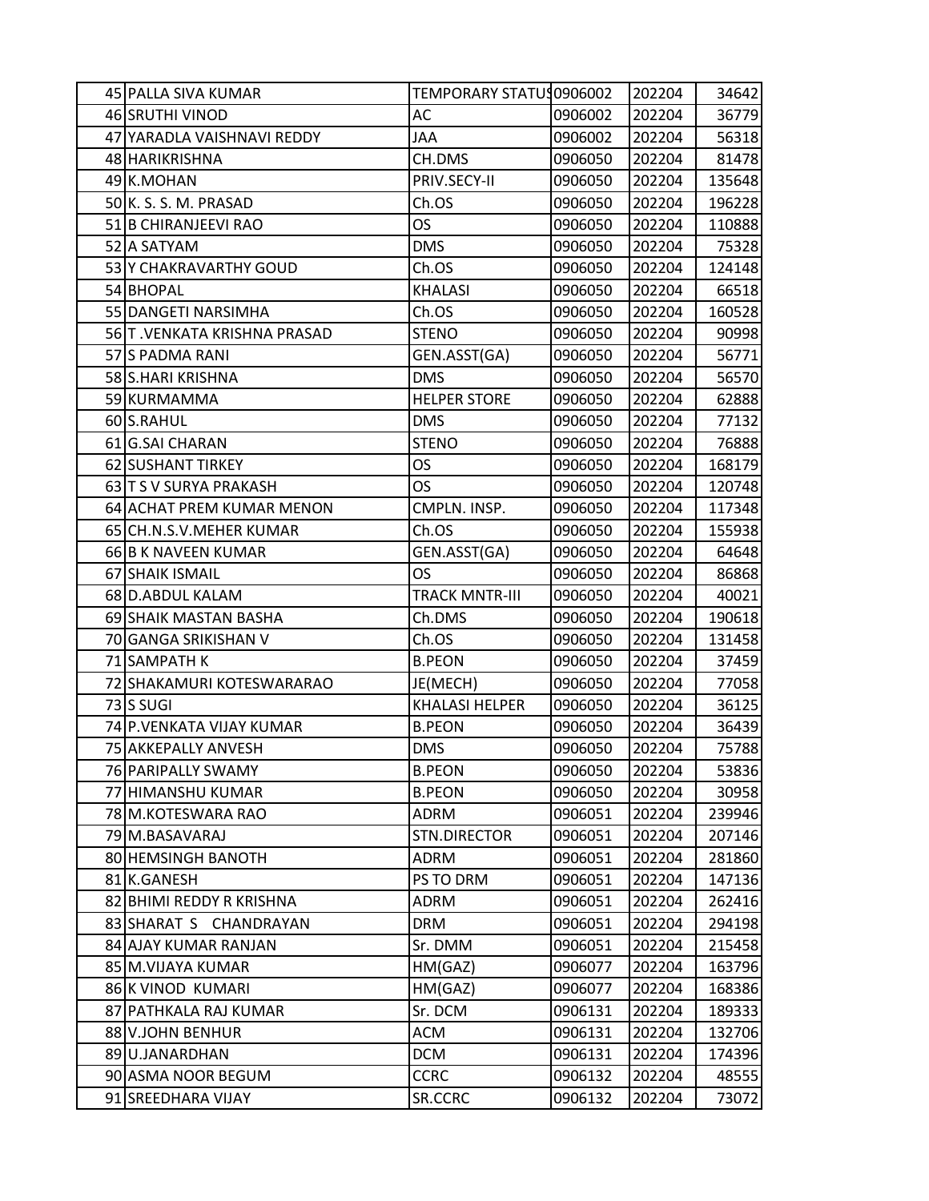| | | | | | |
|---|---|---|---|---|---|
| 45 | PALLA SIVA KUMAR | TEMPORARY STATUS | 0906002 | 202204 | 34642 |
| 46 | SRUTHI VINOD | AC | 0906002 | 202204 | 36779 |
| 47 | YARADLA VAISHNAVI REDDY | JAA | 0906002 | 202204 | 56318 |
| 48 | HARIKRISHNA | CH.DMS | 0906050 | 202204 | 81478 |
| 49 | K.MOHAN | PRIV.SECY-II | 0906050 | 202204 | 135648 |
| 50 | K. S. S. M. PRASAD | Ch.OS | 0906050 | 202204 | 196228 |
| 51 | B CHIRANJEEVI RAO | OS | 0906050 | 202204 | 110888 |
| 52 | A SATYAM | DMS | 0906050 | 202204 | 75328 |
| 53 | Y CHAKRAVARTHY GOUD | Ch.OS | 0906050 | 202204 | 124148 |
| 54 | BHOPAL | KHALASI | 0906050 | 202204 | 66518 |
| 55 | DANGETI NARSIMHA | Ch.OS | 0906050 | 202204 | 160528 |
| 56 | T .VENKATA KRISHNA PRASAD | STENO | 0906050 | 202204 | 90998 |
| 57 | S PADMA RANI | GEN.ASST(GA) | 0906050 | 202204 | 56771 |
| 58 | S.HARI KRISHNA | DMS | 0906050 | 202204 | 56570 |
| 59 | KURMAMMA | HELPER STORE | 0906050 | 202204 | 62888 |
| 60 | S.RAHUL | DMS | 0906050 | 202204 | 77132 |
| 61 | G.SAI CHARAN | STENO | 0906050 | 202204 | 76888 |
| 62 | SUSHANT TIRKEY | OS | 0906050 | 202204 | 168179 |
| 63 | T S V SURYA PRAKASH | OS | 0906050 | 202204 | 120748 |
| 64 | ACHAT PREM KUMAR MENON | CMPLN. INSP. | 0906050 | 202204 | 117348 |
| 65 | CH.N.S.V.MEHER KUMAR | Ch.OS | 0906050 | 202204 | 155938 |
| 66 | B K NAVEEN KUMAR | GEN.ASST(GA) | 0906050 | 202204 | 64648 |
| 67 | SHAIK ISMAIL | OS | 0906050 | 202204 | 86868 |
| 68 | D.ABDUL KALAM | TRACK MNTR-III | 0906050 | 202204 | 40021 |
| 69 | SHAIK MASTAN BASHA | Ch.DMS | 0906050 | 202204 | 190618 |
| 70 | GANGA SRIKISHAN V | Ch.OS | 0906050 | 202204 | 131458 |
| 71 | SAMPATH K | B.PEON | 0906050 | 202204 | 37459 |
| 72 | SHAKAMURI KOTESWARARAO | JE(MECH) | 0906050 | 202204 | 77058 |
| 73 | S SUGI | KHALASI HELPER | 0906050 | 202204 | 36125 |
| 74 | P.VENKATA VIJAY KUMAR | B.PEON | 0906050 | 202204 | 36439 |
| 75 | AKKEPALLY ANVESH | DMS | 0906050 | 202204 | 75788 |
| 76 | PARIPALLY SWAMY | B.PEON | 0906050 | 202204 | 53836 |
| 77 | HIMANSHU KUMAR | B.PEON | 0906050 | 202204 | 30958 |
| 78 | M.KOTESWARA RAO | ADRM | 0906051 | 202204 | 239946 |
| 79 | M.BASAVARAJ | STN.DIRECTOR | 0906051 | 202204 | 207146 |
| 80 | HEMSINGH BANOTH | ADRM | 0906051 | 202204 | 281860 |
| 81 | K.GANESH | PS TO DRM | 0906051 | 202204 | 147136 |
| 82 | BHIMI REDDY R KRISHNA | ADRM | 0906051 | 202204 | 262416 |
| 83 | SHARAT S CHANDRAYAN | DRM | 0906051 | 202204 | 294198 |
| 84 | AJAY KUMAR RANJAN | Sr. DMM | 0906051 | 202204 | 215458 |
| 85 | M.VIJAYA KUMAR | HM(GAZ) | 0906077 | 202204 | 163796 |
| 86 | K VINOD KUMARI | HM(GAZ) | 0906077 | 202204 | 168386 |
| 87 | PATHKALA RAJ KUMAR | Sr. DCM | 0906131 | 202204 | 189333 |
| 88 | V.JOHN BENHUR | ACM | 0906131 | 202204 | 132706 |
| 89 | U.JANARDHAN | DCM | 0906131 | 202204 | 174396 |
| 90 | ASMA NOOR BEGUM | CCRC | 0906132 | 202204 | 48555 |
| 91 | SREEDHARA VIJAY | SR.CCRC | 0906132 | 202204 | 73072 |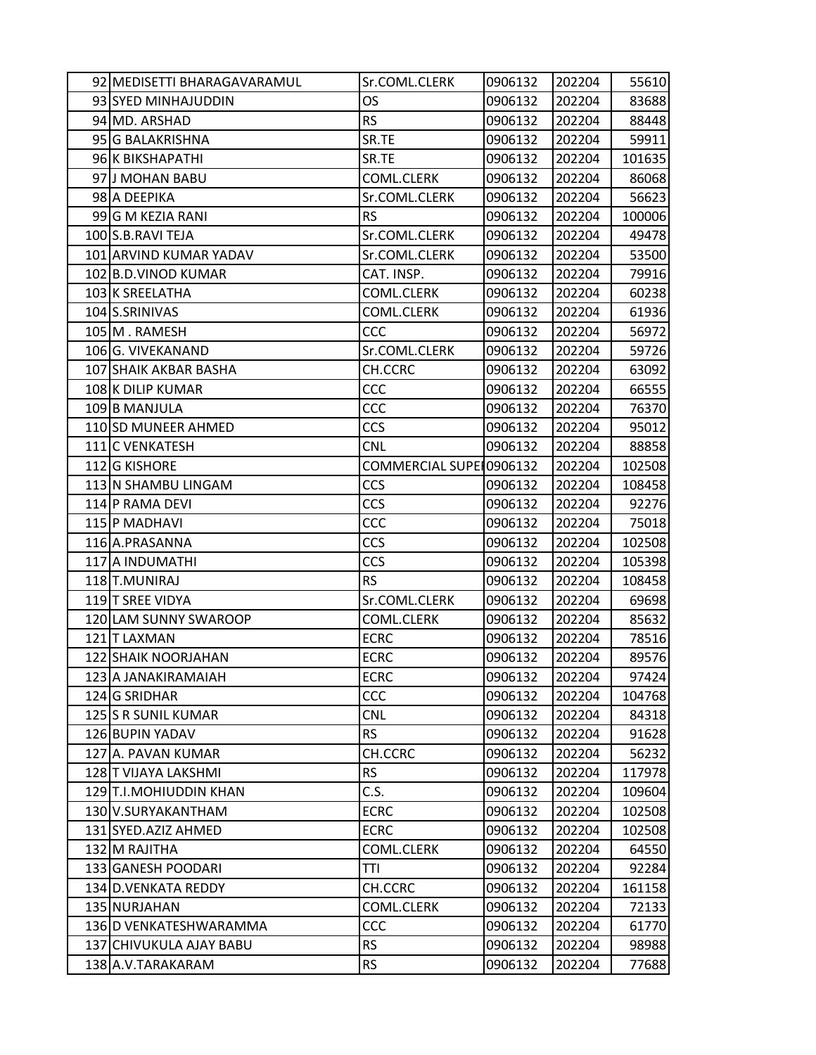| | | | | | |
|---|---|---|---|---|---|
| 92 | MEDISETTI BHARAGAVARAMUL | Sr.COML.CLERK | 0906132 | 202204 | 55610 |
| 93 | SYED MINHAJUDDIN | OS | 0906132 | 202204 | 83688 |
| 94 | MD. ARSHAD | RS | 0906132 | 202204 | 88448 |
| 95 | G BALAKRISHNA | SR.TE | 0906132 | 202204 | 59911 |
| 96 | K BIKSHAPATHI | SR.TE | 0906132 | 202204 | 101635 |
| 97 | J MOHAN BABU | COML.CLERK | 0906132 | 202204 | 86068 |
| 98 | A DEEPIKA | Sr.COML.CLERK | 0906132 | 202204 | 56623 |
| 99 | G M KEZIA RANI | RS | 0906132 | 202204 | 100006 |
| 100 | S.B.RAVI TEJA | Sr.COML.CLERK | 0906132 | 202204 | 49478 |
| 101 | ARVIND KUMAR YADAV | Sr.COML.CLERK | 0906132 | 202204 | 53500 |
| 102 | B.D.VINOD KUMAR | CAT. INSP. | 0906132 | 202204 | 79916 |
| 103 | K SREELATHA | COML.CLERK | 0906132 | 202204 | 60238 |
| 104 | S.SRINIVAS | COML.CLERK | 0906132 | 202204 | 61936 |
| 105 | M . RAMESH | CCC | 0906132 | 202204 | 56972 |
| 106 | G. VIVEKANAND | Sr.COML.CLERK | 0906132 | 202204 | 59726 |
| 107 | SHAIK AKBAR BASHA | CH.CCRC | 0906132 | 202204 | 63092 |
| 108 | K DILIP KUMAR | CCC | 0906132 | 202204 | 66555 |
| 109 | B MANJULA | CCC | 0906132 | 202204 | 76370 |
| 110 | SD MUNEER AHMED | CCS | 0906132 | 202204 | 95012 |
| 111 | C VENKATESH | CNL | 0906132 | 202204 | 88858 |
| 112 | G KISHORE | COMMERCIAL SUPE | 0906132 | 202204 | 102508 |
| 113 | N SHAMBU LINGAM | CCS | 0906132 | 202204 | 108458 |
| 114 | P RAMA DEVI | CCS | 0906132 | 202204 | 92276 |
| 115 | P MADHAVI | CCC | 0906132 | 202204 | 75018 |
| 116 | A.PRASANNA | CCS | 0906132 | 202204 | 102508 |
| 117 | A INDUMATHI | CCS | 0906132 | 202204 | 105398 |
| 118 | T.MUNIRAJ | RS | 0906132 | 202204 | 108458 |
| 119 | T SREE VIDYA | Sr.COML.CLERK | 0906132 | 202204 | 69698 |
| 120 | LAM SUNNY SWAROOP | COML.CLERK | 0906132 | 202204 | 85632 |
| 121 | T LAXMAN | ECRC | 0906132 | 202204 | 78516 |
| 122 | SHAIK NOORJAHAN | ECRC | 0906132 | 202204 | 89576 |
| 123 | A JANAKIRAMAIAH | ECRC | 0906132 | 202204 | 97424 |
| 124 | G SRIDHAR | CCC | 0906132 | 202204 | 104768 |
| 125 | S R SUNIL KUMAR | CNL | 0906132 | 202204 | 84318 |
| 126 | BUPIN YADAV | RS | 0906132 | 202204 | 91628 |
| 127 | A. PAVAN KUMAR | CH.CCRC | 0906132 | 202204 | 56232 |
| 128 | T VIJAYA LAKSHMI | RS | 0906132 | 202204 | 117978 |
| 129 | T.I.MOHIUDDIN KHAN | C.S. | 0906132 | 202204 | 109604 |
| 130 | V.SURYAKANTHAM | ECRC | 0906132 | 202204 | 102508 |
| 131 | SYED.AZIZ AHMED | ECRC | 0906132 | 202204 | 102508 |
| 132 | M RAJITHA | COML.CLERK | 0906132 | 202204 | 64550 |
| 133 | GANESH POODARI | TTI | 0906132 | 202204 | 92284 |
| 134 | D.VENKATA REDDY | CH.CCRC | 0906132 | 202204 | 161158 |
| 135 | NURJAHAN | COML.CLERK | 0906132 | 202204 | 72133 |
| 136 | D VENKATESHWARAMMA | CCC | 0906132 | 202204 | 61770 |
| 137 | CHIVUKULA AJAY BABU | RS | 0906132 | 202204 | 98988 |
| 138 | A.V.TARAKARAM | RS | 0906132 | 202204 | 77688 |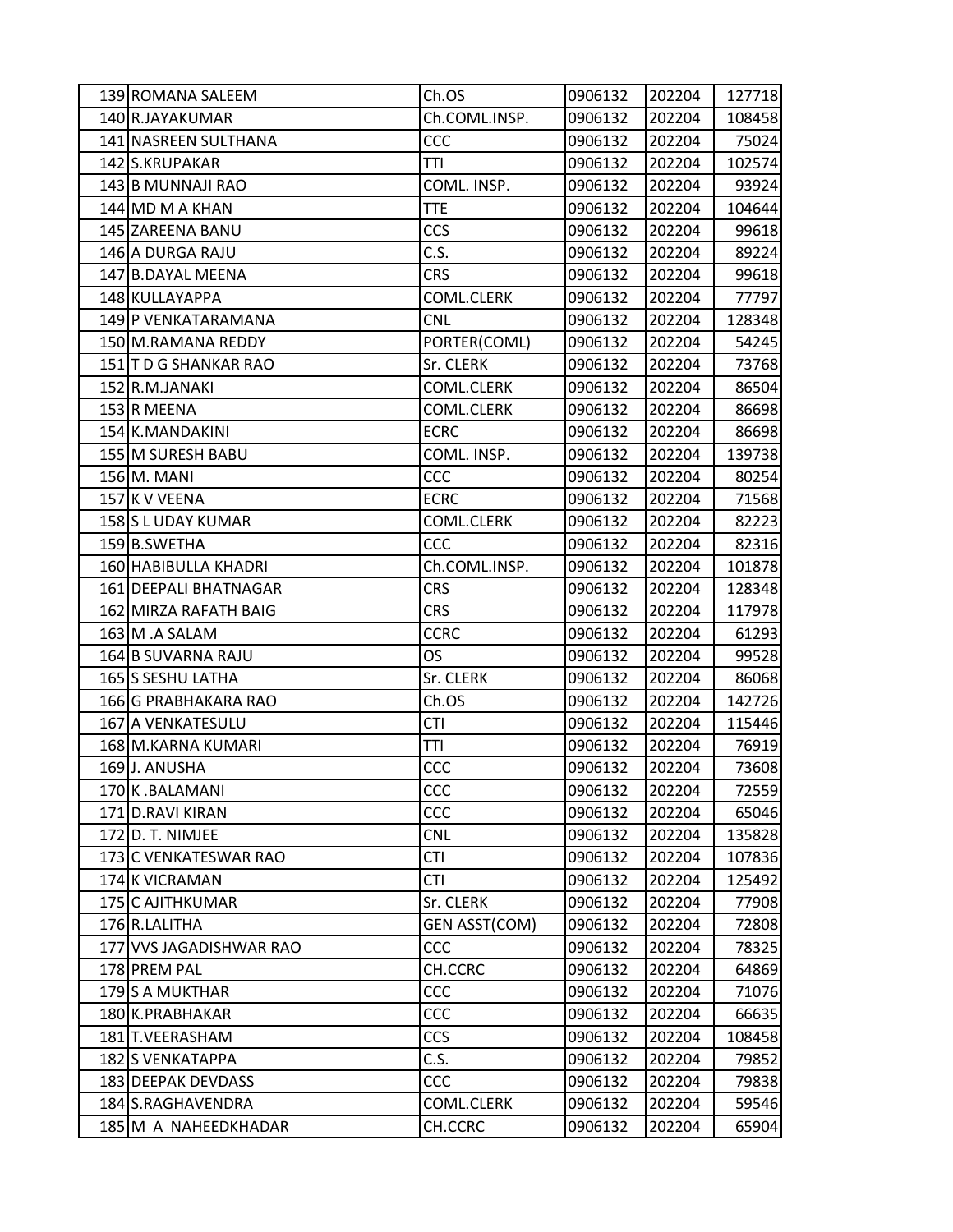| | | | | |
|---|---|---|---|---|
| 139 ROMANA SALEEM | Ch.OS | 0906132 | 202204 | 127718 |
| 140 R.JAYAKUMAR | Ch.COML.INSP. | 0906132 | 202204 | 108458 |
| 141 NASREEN SULTHANA | CCC | 0906132 | 202204 | 75024 |
| 142 S.KRUPAKAR | TTI | 0906132 | 202204 | 102574 |
| 143 B MUNNAJI RAO | COML. INSP. | 0906132 | 202204 | 93924 |
| 144 MD M A KHAN | TTE | 0906132 | 202204 | 104644 |
| 145 ZAREENA BANU | CCS | 0906132 | 202204 | 99618 |
| 146 A DURGA RAJU | C.S. | 0906132 | 202204 | 89224 |
| 147 B.DAYAL MEENA | CRS | 0906132 | 202204 | 99618 |
| 148 KULLAYAPPA | COML.CLERK | 0906132 | 202204 | 77797 |
| 149 P VENKATARAMANA | CNL | 0906132 | 202204 | 128348 |
| 150 M.RAMANA REDDY | PORTER(COML) | 0906132 | 202204 | 54245 |
| 151 T D G SHANKAR RAO | Sr. CLERK | 0906132 | 202204 | 73768 |
| 152 R.M.JANAKI | COML.CLERK | 0906132 | 202204 | 86504 |
| 153 R MEENA | COML.CLERK | 0906132 | 202204 | 86698 |
| 154 K.MANDAKINI | ECRC | 0906132 | 202204 | 86698 |
| 155 M SURESH BABU | COML. INSP. | 0906132 | 202204 | 139738 |
| 156 M. MANI | CCC | 0906132 | 202204 | 80254 |
| 157 K V VEENA | ECRC | 0906132 | 202204 | 71568 |
| 158 S L UDAY KUMAR | COML.CLERK | 0906132 | 202204 | 82223 |
| 159 B.SWETHA | CCC | 0906132 | 202204 | 82316 |
| 160 HABIBULLA KHADRI | Ch.COML.INSP. | 0906132 | 202204 | 101878 |
| 161 DEEPALI BHATNAGAR | CRS | 0906132 | 202204 | 128348 |
| 162 MIRZA RAFATH BAIG | CRS | 0906132 | 202204 | 117978 |
| 163 M .A SALAM | CCRC | 0906132 | 202204 | 61293 |
| 164 B SUVARNA RAJU | OS | 0906132 | 202204 | 99528 |
| 165 S SESHU LATHA | Sr. CLERK | 0906132 | 202204 | 86068 |
| 166 G PRABHAKARA RAO | Ch.OS | 0906132 | 202204 | 142726 |
| 167 A VENKATESULU | CTI | 0906132 | 202204 | 115446 |
| 168 M.KARNA KUMARI | TTI | 0906132 | 202204 | 76919 |
| 169 J. ANUSHA | CCC | 0906132 | 202204 | 73608 |
| 170 K .BALAMANI | CCC | 0906132 | 202204 | 72559 |
| 171 D.RAVI KIRAN | CCC | 0906132 | 202204 | 65046 |
| 172 D. T. NIMJEE | CNL | 0906132 | 202204 | 135828 |
| 173 C VENKATESWAR RAO | CTI | 0906132 | 202204 | 107836 |
| 174 K VICRAMAN | CTI | 0906132 | 202204 | 125492 |
| 175 C AJITHKUMAR | Sr. CLERK | 0906132 | 202204 | 77908 |
| 176 R.LALITHA | GEN ASST(COM) | 0906132 | 202204 | 72808 |
| 177 VVS JAGADISHWAR RAO | CCC | 0906132 | 202204 | 78325 |
| 178 PREM PAL | CH.CCRC | 0906132 | 202204 | 64869 |
| 179 S A MUKTHAR | CCC | 0906132 | 202204 | 71076 |
| 180 K.PRABHAKAR | CCC | 0906132 | 202204 | 66635 |
| 181 T.VEERASHAM | CCS | 0906132 | 202204 | 108458 |
| 182 S VENKATAPPA | C.S. | 0906132 | 202204 | 79852 |
| 183 DEEPAK DEVDASS | CCC | 0906132 | 202204 | 79838 |
| 184 S.RAGHAVENDRA | COML.CLERK | 0906132 | 202204 | 59546 |
| 185 M A NAHEEDKHADAR | CH.CCRC | 0906132 | 202204 | 65904 |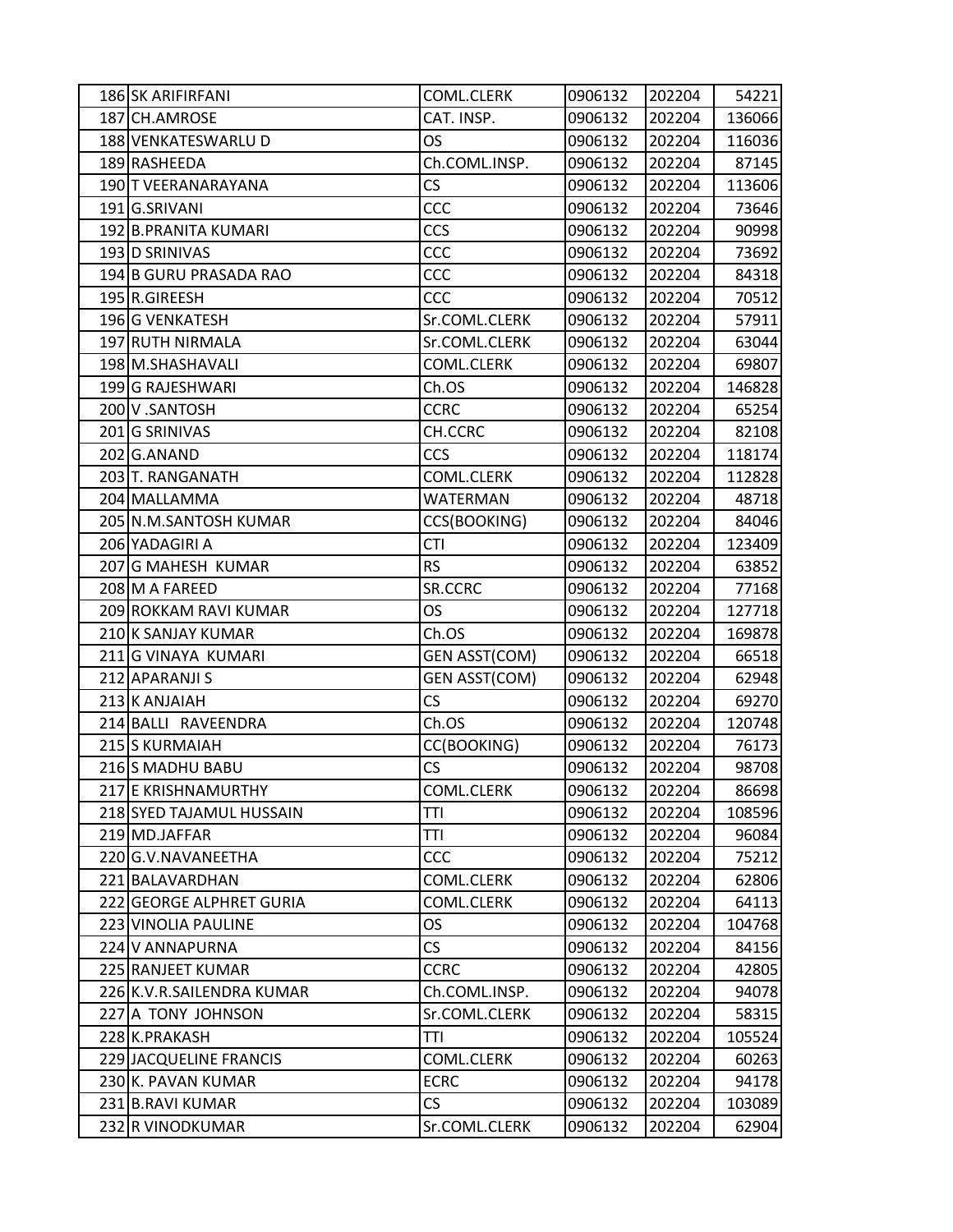| | | | | |
|---|---|---|---|---|
| 186 SK ARIFIRFANI | COML.CLERK | 0906132 | 202204 | 54221 |
| 187 CH.AMROSE | CAT. INSP. | 0906132 | 202204 | 136066 |
| 188 VENKATESWARLU D | OS | 0906132 | 202204 | 116036 |
| 189 RASHEEDA | Ch.COML.INSP. | 0906132 | 202204 | 87145 |
| 190 T VEERANARAYANA | CS | 0906132 | 202204 | 113606 |
| 191 G.SRIVANI | CCC | 0906132 | 202204 | 73646 |
| 192 B.PRANITA KUMARI | CCS | 0906132 | 202204 | 90998 |
| 193 D SRINIVAS | CCC | 0906132 | 202204 | 73692 |
| 194 B GURU PRASADA RAO | CCC | 0906132 | 202204 | 84318 |
| 195 R.GIREESH | CCC | 0906132 | 202204 | 70512 |
| 196 G VENKATESH | Sr.COML.CLERK | 0906132 | 202204 | 57911 |
| 197 RUTH NIRMALA | Sr.COML.CLERK | 0906132 | 202204 | 63044 |
| 198 M.SHASHAVALI | COML.CLERK | 0906132 | 202204 | 69807 |
| 199 G RAJESHWARI | Ch.OS | 0906132 | 202204 | 146828 |
| 200 V .SANTOSH | CCRC | 0906132 | 202204 | 65254 |
| 201 G SRINIVAS | CH.CCRC | 0906132 | 202204 | 82108 |
| 202 G.ANAND | CCS | 0906132 | 202204 | 118174 |
| 203 T. RANGANATH | COML.CLERK | 0906132 | 202204 | 112828 |
| 204 MALLAMMA | WATERMAN | 0906132 | 202204 | 48718 |
| 205 N.M.SANTOSH KUMAR | CCS(BOOKING) | 0906132 | 202204 | 84046 |
| 206 YADAGIRI A | CTI | 0906132 | 202204 | 123409 |
| 207 G MAHESH KUMAR | RS | 0906132 | 202204 | 63852 |
| 208 M A FAREED | SR.CCRC | 0906132 | 202204 | 77168 |
| 209 ROKKAM RAVI KUMAR | OS | 0906132 | 202204 | 127718 |
| 210 K SANJAY KUMAR | Ch.OS | 0906132 | 202204 | 169878 |
| 211 G VINAYA KUMARI | GEN ASST(COM) | 0906132 | 202204 | 66518 |
| 212 APARANJI S | GEN ASST(COM) | 0906132 | 202204 | 62948 |
| 213 K ANJAIAH | CS | 0906132 | 202204 | 69270 |
| 214 BALLI RAVEENDRA | Ch.OS | 0906132 | 202204 | 120748 |
| 215 S KURMAIAH | CC(BOOKING) | 0906132 | 202204 | 76173 |
| 216 S MADHU BABU | CS | 0906132 | 202204 | 98708 |
| 217 E KRISHNAMURTHY | COML.CLERK | 0906132 | 202204 | 86698 |
| 218 SYED TAJAMUL HUSSAIN | TTI | 0906132 | 202204 | 108596 |
| 219 MD.JAFFAR | TTI | 0906132 | 202204 | 96084 |
| 220 G.V.NAVANEETHA | CCC | 0906132 | 202204 | 75212 |
| 221 BALAVARDHAN | COML.CLERK | 0906132 | 202204 | 62806 |
| 222 GEORGE ALPHRET GURIA | COML.CLERK | 0906132 | 202204 | 64113 |
| 223 VINOLIA PAULINE | OS | 0906132 | 202204 | 104768 |
| 224 V ANNAPURNA | CS | 0906132 | 202204 | 84156 |
| 225 RANJEET KUMAR | CCRC | 0906132 | 202204 | 42805 |
| 226 K.V.R.SAILENDRA KUMAR | Ch.COML.INSP. | 0906132 | 202204 | 94078 |
| 227 A TONY JOHNSON | Sr.COML.CLERK | 0906132 | 202204 | 58315 |
| 228 K.PRAKASH | TTI | 0906132 | 202204 | 105524 |
| 229 JACQUELINE FRANCIS | COML.CLERK | 0906132 | 202204 | 60263 |
| 230 K. PAVAN KUMAR | ECRC | 0906132 | 202204 | 94178 |
| 231 B.RAVI KUMAR | CS | 0906132 | 202204 | 103089 |
| 232 R VINODKUMAR | Sr.COML.CLERK | 0906132 | 202204 | 62904 |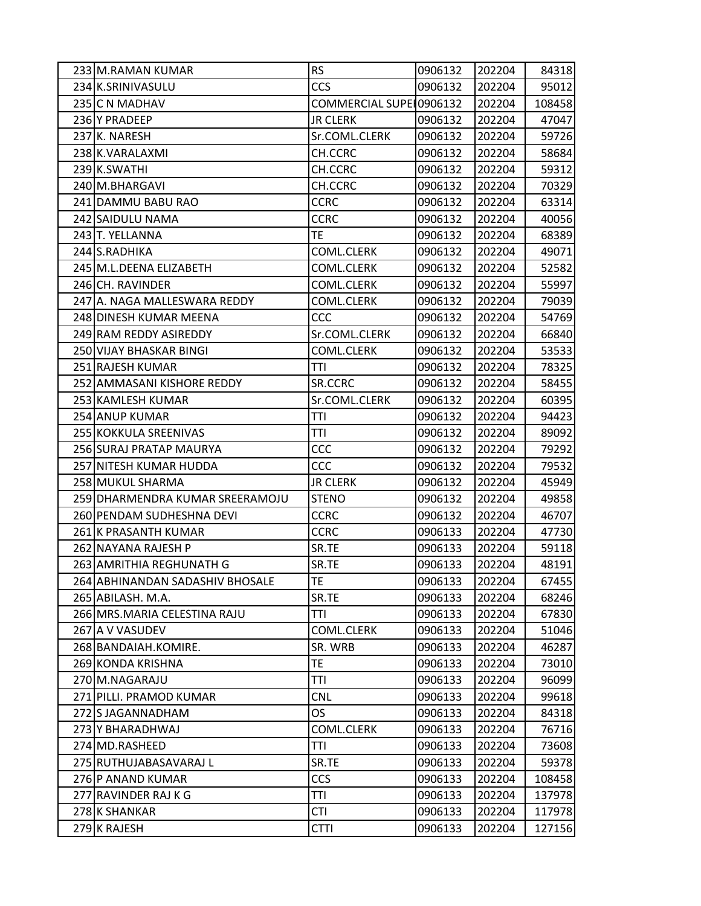| | | | | | |
|---|---|---|---|---|---|
| 233 | M.RAMAN KUMAR | RS | 0906132 | 202204 | 84318 |
| 234 | K.SRINIVASULU | CCS | 0906132 | 202204 | 95012 |
| 235 | C N MADHAV | COMMERCIAL SUPE | 0906132 | 202204 | 108458 |
| 236 | Y PRADEEP | JR CLERK | 0906132 | 202204 | 47047 |
| 237 | K. NARESH | Sr.COML.CLERK | 0906132 | 202204 | 59726 |
| 238 | K.VARALAXMI | CH.CCRC | 0906132 | 202204 | 58684 |
| 239 | K.SWATHI | CH.CCRC | 0906132 | 202204 | 59312 |
| 240 | M.BHARGAVI | CH.CCRC | 0906132 | 202204 | 70329 |
| 241 | DAMMU BABU RAO | CCRC | 0906132 | 202204 | 63314 |
| 242 | SAIDULU NAMA | CCRC | 0906132 | 202204 | 40056 |
| 243 | T. YELLANNA | TE | 0906132 | 202204 | 68389 |
| 244 | S.RADHIKA | COML.CLERK | 0906132 | 202204 | 49071 |
| 245 | M.L.DEENA ELIZABETH | COML.CLERK | 0906132 | 202204 | 52582 |
| 246 | CH. RAVINDER | COML.CLERK | 0906132 | 202204 | 55997 |
| 247 | A. NAGA MALLESWARA REDDY | COML.CLERK | 0906132 | 202204 | 79039 |
| 248 | DINESH KUMAR MEENA | CCC | 0906132 | 202204 | 54769 |
| 249 | RAM REDDY ASIREDDY | Sr.COML.CLERK | 0906132 | 202204 | 66840 |
| 250 | VIJAY BHASKAR BINGI | COML.CLERK | 0906132 | 202204 | 53533 |
| 251 | RAJESH KUMAR | TTI | 0906132 | 202204 | 78325 |
| 252 | AMMASANI KISHORE REDDY | SR.CCRC | 0906132 | 202204 | 58455 |
| 253 | KAMLESH KUMAR | Sr.COML.CLERK | 0906132 | 202204 | 60395 |
| 254 | ANUP KUMAR | TTI | 0906132 | 202204 | 94423 |
| 255 | KOKKULA SREENIVAS | TTI | 0906132 | 202204 | 89092 |
| 256 | SURAJ PRATAP MAURYA | CCC | 0906132 | 202204 | 79292 |
| 257 | NITESH KUMAR HUDDA | CCC | 0906132 | 202204 | 79532 |
| 258 | MUKUL SHARMA | JR CLERK | 0906132 | 202204 | 45949 |
| 259 | DHARMENDRA KUMAR SREERAMOJU | STENO | 0906132 | 202204 | 49858 |
| 260 | PENDAM SUDHESHNA DEVI | CCRC | 0906132 | 202204 | 46707 |
| 261 | K PRASANTH KUMAR | CCRC | 0906133 | 202204 | 47730 |
| 262 | NAYANA RAJESH P | SR.TE | 0906133 | 202204 | 59118 |
| 263 | AMRITHIA REGHUNATH G | SR.TE | 0906133 | 202204 | 48191 |
| 264 | ABHINANDAN SADASHIV BHOSALE | TE | 0906133 | 202204 | 67455 |
| 265 | ABILASH. M.A. | SR.TE | 0906133 | 202204 | 68246 |
| 266 | MRS.MARIA CELESTINA RAJU | TTI | 0906133 | 202204 | 67830 |
| 267 | A V VASUDEV | COML.CLERK | 0906133 | 202204 | 51046 |
| 268 | BANDAIAH.KOMIRE. | SR. WRB | 0906133 | 202204 | 46287 |
| 269 | KONDA KRISHNA | TE | 0906133 | 202204 | 73010 |
| 270 | M.NAGARAJU | TTI | 0906133 | 202204 | 96099 |
| 271 | PILLI. PRAMOD KUMAR | CNL | 0906133 | 202204 | 99618 |
| 272 | S JAGANNADHAM | OS | 0906133 | 202204 | 84318 |
| 273 | Y BHARADHWAJ | COML.CLERK | 0906133 | 202204 | 76716 |
| 274 | MD.RASHEED | TTI | 0906133 | 202204 | 73608 |
| 275 | RUTHUJABASAVARAJ L | SR.TE | 0906133 | 202204 | 59378 |
| 276 | P ANAND KUMAR | CCS | 0906133 | 202204 | 108458 |
| 277 | RAVINDER RAJ K G | TTI | 0906133 | 202204 | 137978 |
| 278 | K SHANKAR | CTI | 0906133 | 202204 | 117978 |
| 279 | K RAJESH | CTTI | 0906133 | 202204 | 127156 |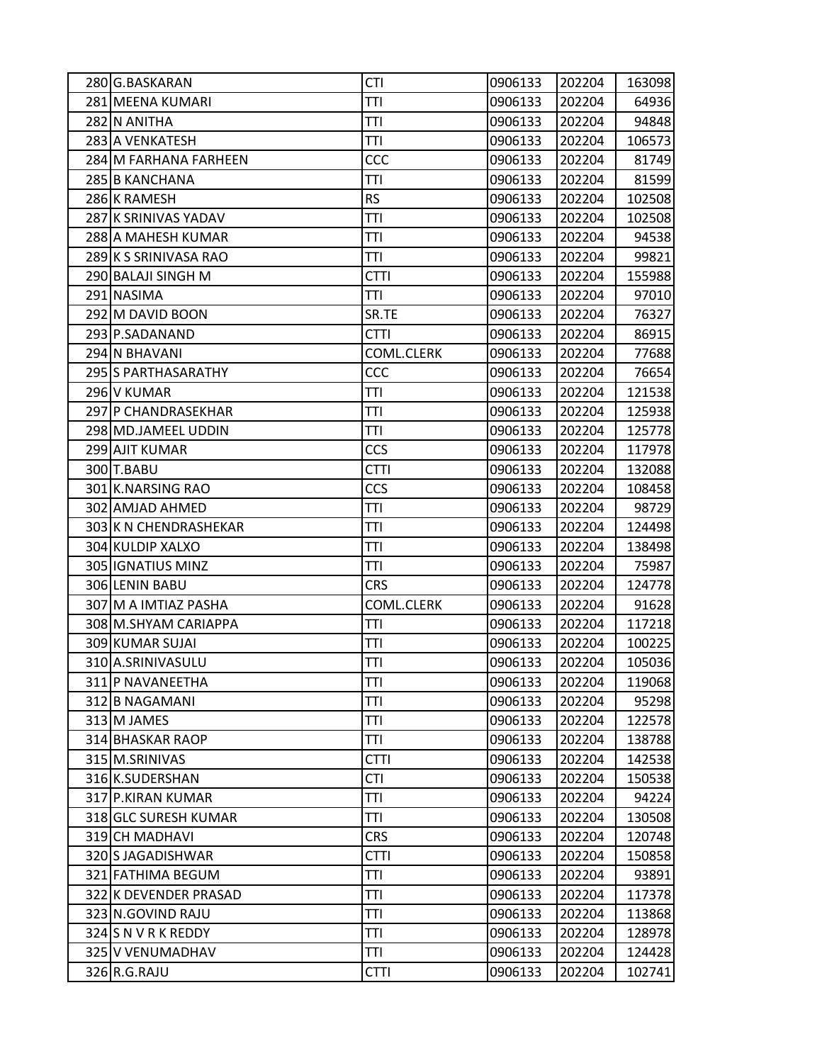| | | | | |
|---|---|---|---|---|
| 280 | G.BASKARAN | CTI | 0906133 | 202204 | 163098 |
| 281 | MEENA KUMARI | TTI | 0906133 | 202204 | 64936 |
| 282 | N ANITHA | TTI | 0906133 | 202204 | 94848 |
| 283 | A VENKATESH | TTI | 0906133 | 202204 | 106573 |
| 284 | M FARHANA FARHEEN | CCC | 0906133 | 202204 | 81749 |
| 285 | B KANCHANA | TTI | 0906133 | 202204 | 81599 |
| 286 | K RAMESH | RS | 0906133 | 202204 | 102508 |
| 287 | K SRINIVAS YADAV | TTI | 0906133 | 202204 | 102508 |
| 288 | A MAHESH KUMAR | TTI | 0906133 | 202204 | 94538 |
| 289 | K S SRINIVASA RAO | TTI | 0906133 | 202204 | 99821 |
| 290 | BALAJI SINGH M | CTTI | 0906133 | 202204 | 155988 |
| 291 | NASIMA | TTI | 0906133 | 202204 | 97010 |
| 292 | M DAVID BOON | SR.TE | 0906133 | 202204 | 76327 |
| 293 | P.SADANAND | CTTI | 0906133 | 202204 | 86915 |
| 294 | N BHAVANI | COML.CLERK | 0906133 | 202204 | 77688 |
| 295 | S PARTHASARATHY | CCC | 0906133 | 202204 | 76654 |
| 296 | V KUMAR | TTI | 0906133 | 202204 | 121538 |
| 297 | P CHANDRASEKHAR | TTI | 0906133 | 202204 | 125938 |
| 298 | MD.JAMEEL UDDIN | TTI | 0906133 | 202204 | 125778 |
| 299 | AJIT KUMAR | CCS | 0906133 | 202204 | 117978 |
| 300 | T.BABU | CTTI | 0906133 | 202204 | 132088 |
| 301 | K.NARSING RAO | CCS | 0906133 | 202204 | 108458 |
| 302 | AMJAD AHMED | TTI | 0906133 | 202204 | 98729 |
| 303 | K N CHENDRASHEKAR | TTI | 0906133 | 202204 | 124498 |
| 304 | KULDIP XALXO | TTI | 0906133 | 202204 | 138498 |
| 305 | IGNATIUS MINZ | TTI | 0906133 | 202204 | 75987 |
| 306 | LENIN BABU | CRS | 0906133 | 202204 | 124778 |
| 307 | M A IMTIAZ PASHA | COML.CLERK | 0906133 | 202204 | 91628 |
| 308 | M.SHYAM CARIAPPA | TTI | 0906133 | 202204 | 117218 |
| 309 | KUMAR SUJAI | TTI | 0906133 | 202204 | 100225 |
| 310 | A.SRINIVASULU | TTI | 0906133 | 202204 | 105036 |
| 311 | P NAVANEETHA | TTI | 0906133 | 202204 | 119068 |
| 312 | B NAGAMANI | TTI | 0906133 | 202204 | 95298 |
| 313 | M JAMES | TTI | 0906133 | 202204 | 122578 |
| 314 | BHASKAR RAOP | TTI | 0906133 | 202204 | 138788 |
| 315 | M.SRINIVAS | CTTI | 0906133 | 202204 | 142538 |
| 316 | K.SUDERSHAN | CTI | 0906133 | 202204 | 150538 |
| 317 | P.KIRAN KUMAR | TTI | 0906133 | 202204 | 94224 |
| 318 | GLC SURESH KUMAR | TTI | 0906133 | 202204 | 130508 |
| 319 | CH MADHAVI | CRS | 0906133 | 202204 | 120748 |
| 320 | S JAGADISHWAR | CTTI | 0906133 | 202204 | 150858 |
| 321 | FATHIMA BEGUM | TTI | 0906133 | 202204 | 93891 |
| 322 | K DEVENDER PRASAD | TTI | 0906133 | 202204 | 117378 |
| 323 | N.GOVIND RAJU | TTI | 0906133 | 202204 | 113868 |
| 324 | S N V R K REDDY | TTI | 0906133 | 202204 | 128978 |
| 325 | V VENUMADHAV | TTI | 0906133 | 202204 | 124428 |
| 326 | R.G.RAJU | CTTI | 0906133 | 202204 | 102741 |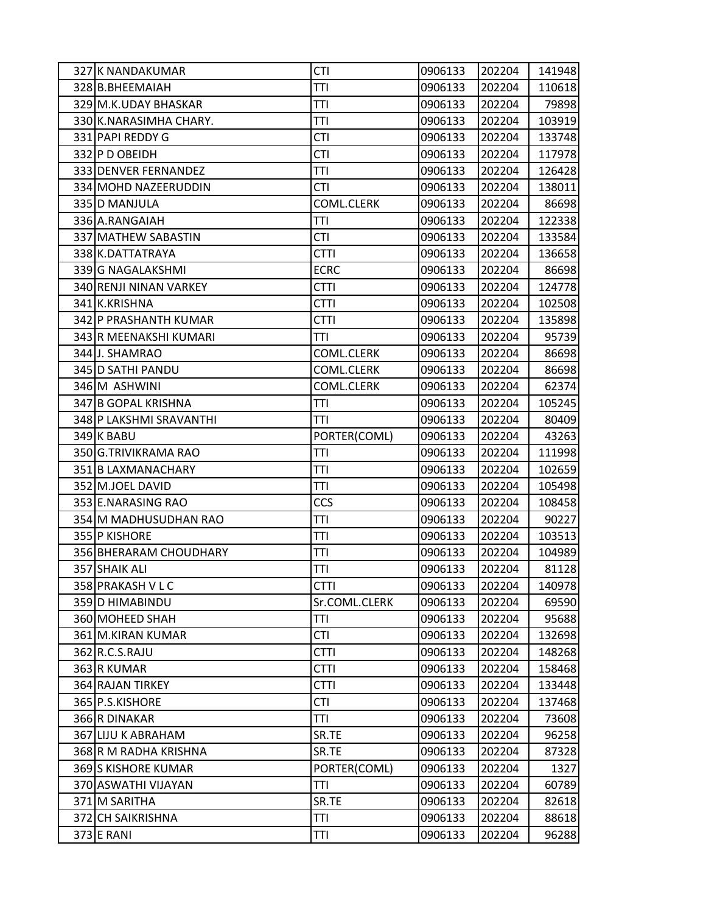| | | | | | |
|---|---|---|---|---|---|
| 327 | K NANDAKUMAR | CTI | 0906133 | 202204 | 141948 |
| 328 | B.BHEEMAIAH | TTI | 0906133 | 202204 | 110618 |
| 329 | M.K.UDAY BHASKAR | TTI | 0906133 | 202204 | 79898 |
| 330 | K.NARASIMHA CHARY. | TTI | 0906133 | 202204 | 103919 |
| 331 | PAPI REDDY G | CTI | 0906133 | 202204 | 133748 |
| 332 | P D OBEIDH | CTI | 0906133 | 202204 | 117978 |
| 333 | DENVER FERNANDEZ | TTI | 0906133 | 202204 | 126428 |
| 334 | MOHD NAZEERUDDIN | CTI | 0906133 | 202204 | 138011 |
| 335 | D MANJULA | COML.CLERK | 0906133 | 202204 | 86698 |
| 336 | A.RANGAIAH | TTI | 0906133 | 202204 | 122338 |
| 337 | MATHEW SABASTIN | CTI | 0906133 | 202204 | 133584 |
| 338 | K.DATTATRAYA | CTTI | 0906133 | 202204 | 136658 |
| 339 | G NAGALAKSHMI | ECRC | 0906133 | 202204 | 86698 |
| 340 | RENJI NINAN VARKEY | CTTI | 0906133 | 202204 | 124778 |
| 341 | K.KRISHNA | CTTI | 0906133 | 202204 | 102508 |
| 342 | P PRASHANTH KUMAR | CTTI | 0906133 | 202204 | 135898 |
| 343 | R MEENAKSHI KUMARI | TTI | 0906133 | 202204 | 95739 |
| 344 | J. SHAMRAO | COML.CLERK | 0906133 | 202204 | 86698 |
| 345 | D SATHI PANDU | COML.CLERK | 0906133 | 202204 | 86698 |
| 346 | M ASHWINI | COML.CLERK | 0906133 | 202204 | 62374 |
| 347 | B GOPAL KRISHNA | TTI | 0906133 | 202204 | 105245 |
| 348 | P LAKSHMI SRAVANTHI | TTI | 0906133 | 202204 | 80409 |
| 349 | K BABU | PORTER(COML) | 0906133 | 202204 | 43263 |
| 350 | G.TRIVIKRAMA RAO | TTI | 0906133 | 202204 | 111998 |
| 351 | B LAXMANACHARY | TTI | 0906133 | 202204 | 102659 |
| 352 | M.JOEL DAVID | TTI | 0906133 | 202204 | 105498 |
| 353 | E.NARASING RAO | CCS | 0906133 | 202204 | 108458 |
| 354 | M MADHUSUDHAN RAO | TTI | 0906133 | 202204 | 90227 |
| 355 | P KISHORE | TTI | 0906133 | 202204 | 103513 |
| 356 | BHERARAM CHOUDHARY | TTI | 0906133 | 202204 | 104989 |
| 357 | SHAIK ALI | TTI | 0906133 | 202204 | 81128 |
| 358 | PRAKASH V L C | CTTI | 0906133 | 202204 | 140978 |
| 359 | D HIMABINDU | Sr.COML.CLERK | 0906133 | 202204 | 69590 |
| 360 | MOHEED SHAH | TTI | 0906133 | 202204 | 95688 |
| 361 | M.KIRAN KUMAR | CTI | 0906133 | 202204 | 132698 |
| 362 | R.C.S.RAJU | CTTI | 0906133 | 202204 | 148268 |
| 363 | R KUMAR | CTTI | 0906133 | 202204 | 158468 |
| 364 | RAJAN TIRKEY | CTTI | 0906133 | 202204 | 133448 |
| 365 | P.S.KISHORE | CTI | 0906133 | 202204 | 137468 |
| 366 | R DINAKAR | TTI | 0906133 | 202204 | 73608 |
| 367 | LIJU K ABRAHAM | SR.TE | 0906133 | 202204 | 96258 |
| 368 | R M RADHA KRISHNA | SR.TE | 0906133 | 202204 | 87328 |
| 369 | S KISHORE KUMAR | PORTER(COML) | 0906133 | 202204 | 1327 |
| 370 | ASWATHI VIJAYAN | TTI | 0906133 | 202204 | 60789 |
| 371 | M SARITHA | SR.TE | 0906133 | 202204 | 82618 |
| 372 | CH SAIKRISHNA | TTI | 0906133 | 202204 | 88618 |
| 373 | E RANI | TTI | 0906133 | 202204 | 96288 |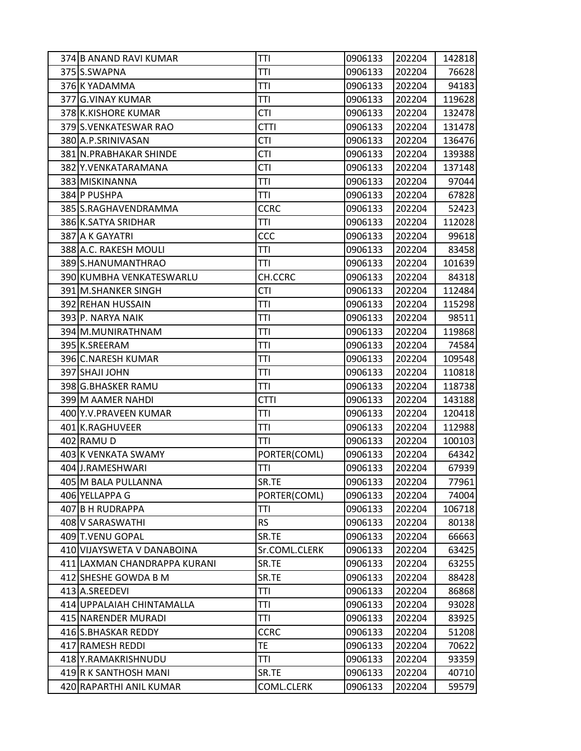| | | | | | |
|---|---|---|---|---|---|
| 374 | B ANAND RAVI KUMAR | TTI | 0906133 | 202204 | 142818 |
| 375 | S.SWAPNA | TTI | 0906133 | 202204 | 76628 |
| 376 | K YADAMMA | TTI | 0906133 | 202204 | 94183 |
| 377 | G.VINAY KUMAR | TTI | 0906133 | 202204 | 119628 |
| 378 | K.KISHORE KUMAR | CTI | 0906133 | 202204 | 132478 |
| 379 | S.VENKATESWAR RAO | CTTI | 0906133 | 202204 | 131478 |
| 380 | A.P.SRINIVASAN | CTI | 0906133 | 202204 | 136476 |
| 381 | N.PRABHAKAR SHINDE | CTI | 0906133 | 202204 | 139388 |
| 382 | Y.VENKATARAMANA | CTI | 0906133 | 202204 | 137148 |
| 383 | MISKINANNA | TTI | 0906133 | 202204 | 97044 |
| 384 | P PUSHPA | TTI | 0906133 | 202204 | 67828 |
| 385 | S.RAGHAVENDRAMMA | CCRC | 0906133 | 202204 | 52423 |
| 386 | K.SATYA SRIDHAR | TTI | 0906133 | 202204 | 112028 |
| 387 | A K GAYATRI | CCC | 0906133 | 202204 | 99618 |
| 388 | A.C. RAKESH MOULI | TTI | 0906133 | 202204 | 83458 |
| 389 | S.HANUMANTHRAO | TTI | 0906133 | 202204 | 101639 |
| 390 | KUMBHA VENKATESWARLU | CH.CCRC | 0906133 | 202204 | 84318 |
| 391 | M.SHANKER SINGH | CTI | 0906133 | 202204 | 112484 |
| 392 | REHAN HUSSAIN | TTI | 0906133 | 202204 | 115298 |
| 393 | P. NARYA NAIK | TTI | 0906133 | 202204 | 98511 |
| 394 | M.MUNIRATHNAM | TTI | 0906133 | 202204 | 119868 |
| 395 | K.SREERAM | TTI | 0906133 | 202204 | 74584 |
| 396 | C.NARESH KUMAR | TTI | 0906133 | 202204 | 109548 |
| 397 | SHAJI JOHN | TTI | 0906133 | 202204 | 110818 |
| 398 | G.BHASKER RAMU | TTI | 0906133 | 202204 | 118738 |
| 399 | M AAMER NAHDI | CTTI | 0906133 | 202204 | 143188 |
| 400 | Y.V.PRAVEEN KUMAR | TTI | 0906133 | 202204 | 120418 |
| 401 | K.RAGHUVEER | TTI | 0906133 | 202204 | 112988 |
| 402 | RAMU D | TTI | 0906133 | 202204 | 100103 |
| 403 | K VENKATA SWAMY | PORTER(COML) | 0906133 | 202204 | 64342 |
| 404 | J.RAMESHWARI | TTI | 0906133 | 202204 | 67939 |
| 405 | M BALA PULLANNA | SR.TE | 0906133 | 202204 | 77961 |
| 406 | YELLAPPA G | PORTER(COML) | 0906133 | 202204 | 74004 |
| 407 | B H RUDRAPPA | TTI | 0906133 | 202204 | 106718 |
| 408 | V SARASWATHI | RS | 0906133 | 202204 | 80138 |
| 409 | T.VENU GOPAL | SR.TE | 0906133 | 202204 | 66663 |
| 410 | VIJAYSWETA V DANABOINA | Sr.COML.CLERK | 0906133 | 202204 | 63425 |
| 411 | LAXMAN CHANDRAPPA KURANI | SR.TE | 0906133 | 202204 | 63255 |
| 412 | SHESHE GOWDA B M | SR.TE | 0906133 | 202204 | 88428 |
| 413 | A.SREEDEVI | TTI | 0906133 | 202204 | 86868 |
| 414 | UPPALAIAH CHINTAMALLA | TTI | 0906133 | 202204 | 93028 |
| 415 | NARENDER MURADI | TTI | 0906133 | 202204 | 83925 |
| 416 | S.BHASKAR REDDY | CCRC | 0906133 | 202204 | 51208 |
| 417 | RAMESH REDDI | TE | 0906133 | 202204 | 70622 |
| 418 | Y.RAMAKRISHNUDU | TTI | 0906133 | 202204 | 93359 |
| 419 | R K SANTHOSH MANI | SR.TE | 0906133 | 202204 | 40710 |
| 420 | RAPARTHI ANIL KUMAR | COML.CLERK | 0906133 | 202204 | 59579 |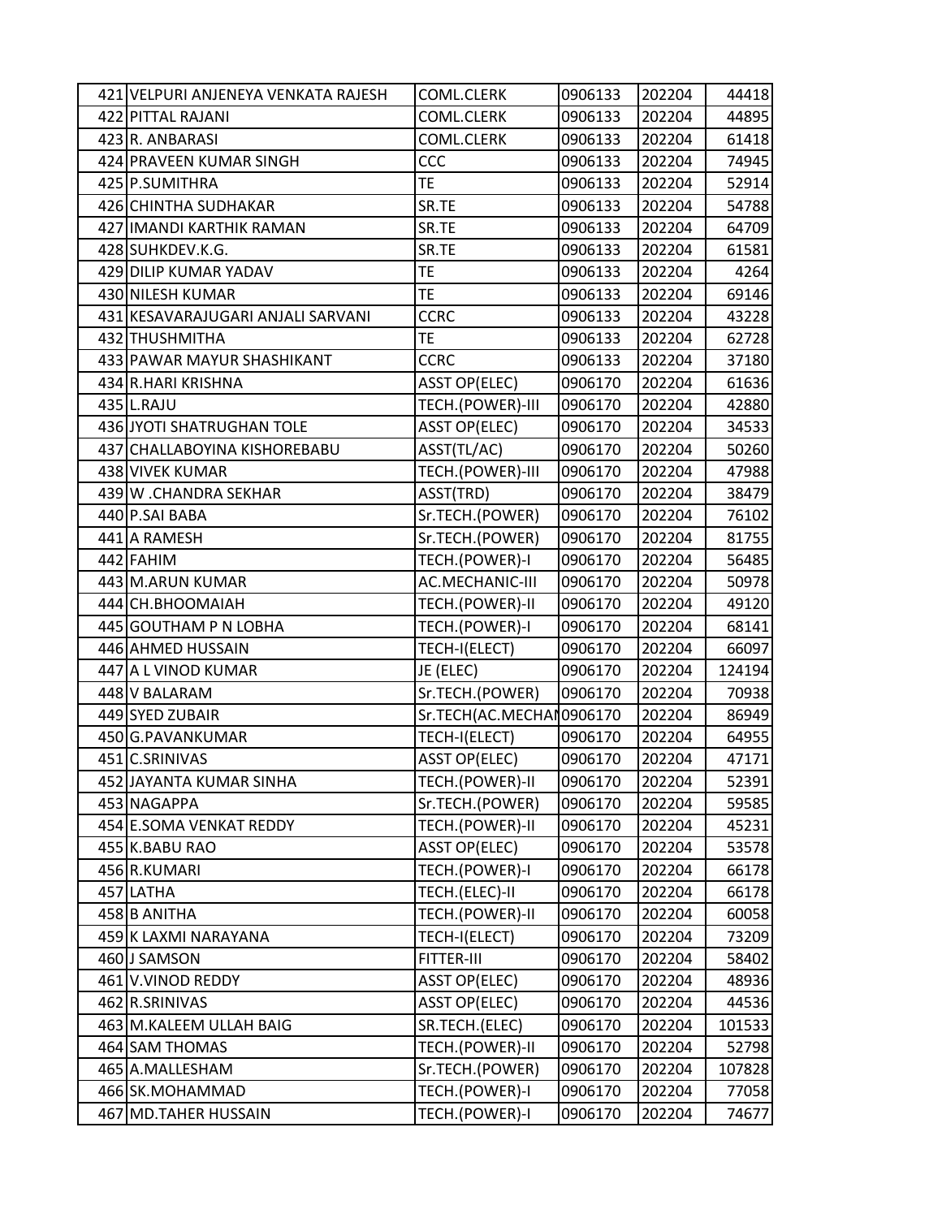| | | | | |
|---|---|---|---|---|
| 421 | VELPURI ANJENEYA VENKATA RAJESH | COML.CLERK | 0906133 | 202204 | 44418 |
| 422 | PITTAL RAJANI | COML.CLERK | 0906133 | 202204 | 44895 |
| 423 | R. ANBARASI | COML.CLERK | 0906133 | 202204 | 61418 |
| 424 | PRAVEEN KUMAR SINGH | CCC | 0906133 | 202204 | 74945 |
| 425 | P.SUMITHRA | TE | 0906133 | 202204 | 52914 |
| 426 | CHINTHA SUDHAKAR | SR.TE | 0906133 | 202204 | 54788 |
| 427 | IMANDI KARTHIK RAMAN | SR.TE | 0906133 | 202204 | 64709 |
| 428 | SUHKDEV.K.G. | SR.TE | 0906133 | 202204 | 61581 |
| 429 | DILIP KUMAR YADAV | TE | 0906133 | 202204 | 4264 |
| 430 | NILESH KUMAR | TE | 0906133 | 202204 | 69146 |
| 431 | KESAVARAJUGARI ANJALI SARVANI | CCRC | 0906133 | 202204 | 43228 |
| 432 | THUSHMITHA | TE | 0906133 | 202204 | 62728 |
| 433 | PAWAR MAYUR SHASHIKANT | CCRC | 0906133 | 202204 | 37180 |
| 434 | R.HARI KRISHNA | ASST OP(ELEC) | 0906170 | 202204 | 61636 |
| 435 | L.RAJU | TECH.(POWER)-III | 0906170 | 202204 | 42880 |
| 436 | JYOTI SHATRUGHAN TOLE | ASST OP(ELEC) | 0906170 | 202204 | 34533 |
| 437 | CHALLABOYINA KISHOREBABU | ASST(TL/AC) | 0906170 | 202204 | 50260 |
| 438 | VIVEK KUMAR | TECH.(POWER)-III | 0906170 | 202204 | 47988 |
| 439 | W .CHANDRA SEKHAR | ASST(TRD) | 0906170 | 202204 | 38479 |
| 440 | P.SAI BABA | Sr.TECH.(POWER) | 0906170 | 202204 | 76102 |
| 441 | A RAMESH | Sr.TECH.(POWER) | 0906170 | 202204 | 81755 |
| 442 | FAHIM | TECH.(POWER)-I | 0906170 | 202204 | 56485 |
| 443 | M.ARUN KUMAR | AC.MECHANIC-III | 0906170 | 202204 | 50978 |
| 444 | CH.BHOOMAIAH | TECH.(POWER)-II | 0906170 | 202204 | 49120 |
| 445 | GOUTHAM P N LOBHA | TECH.(POWER)-I | 0906170 | 202204 | 68141 |
| 446 | AHMED HUSSAIN | TECH-I(ELECT) | 0906170 | 202204 | 66097 |
| 447 | A L VINOD KUMAR | JE (ELEC) | 0906170 | 202204 | 124194 |
| 448 | V BALARAM | Sr.TECH.(POWER) | 0906170 | 202204 | 70938 |
| 449 | SYED ZUBAIR | Sr.TECH(AC.MECHAN | 0906170 | 202204 | 86949 |
| 450 | G.PAVANKUMAR | TECH-I(ELECT) | 0906170 | 202204 | 64955 |
| 451 | C.SRINIVAS | ASST OP(ELEC) | 0906170 | 202204 | 47171 |
| 452 | JAYANTA KUMAR SINHA | TECH.(POWER)-II | 0906170 | 202204 | 52391 |
| 453 | NAGAPPA | Sr.TECH.(POWER) | 0906170 | 202204 | 59585 |
| 454 | E.SOMA VENKAT REDDY | TECH.(POWER)-II | 0906170 | 202204 | 45231 |
| 455 | K.BABU RAO | ASST OP(ELEC) | 0906170 | 202204 | 53578 |
| 456 | R.KUMARI | TECH.(POWER)-I | 0906170 | 202204 | 66178 |
| 457 | LATHA | TECH.(ELEC)-II | 0906170 | 202204 | 66178 |
| 458 | B ANITHA | TECH.(POWER)-II | 0906170 | 202204 | 60058 |
| 459 | K LAXMI NARAYANA | TECH-I(ELECT) | 0906170 | 202204 | 73209 |
| 460 | J SAMSON | FITTER-III | 0906170 | 202204 | 58402 |
| 461 | V.VINOD REDDY | ASST OP(ELEC) | 0906170 | 202204 | 48936 |
| 462 | R.SRINIVAS | ASST OP(ELEC) | 0906170 | 202204 | 44536 |
| 463 | M.KALEEM ULLAH BAIG | SR.TECH.(ELEC) | 0906170 | 202204 | 101533 |
| 464 | SAM THOMAS | TECH.(POWER)-II | 0906170 | 202204 | 52798 |
| 465 | A.MALLESHAM | Sr.TECH.(POWER) | 0906170 | 202204 | 107828 |
| 466 | SK.MOHAMMAD | TECH.(POWER)-I | 0906170 | 202204 | 77058 |
| 467 | MD.TAHER HUSSAIN | TECH.(POWER)-I | 0906170 | 202204 | 74677 |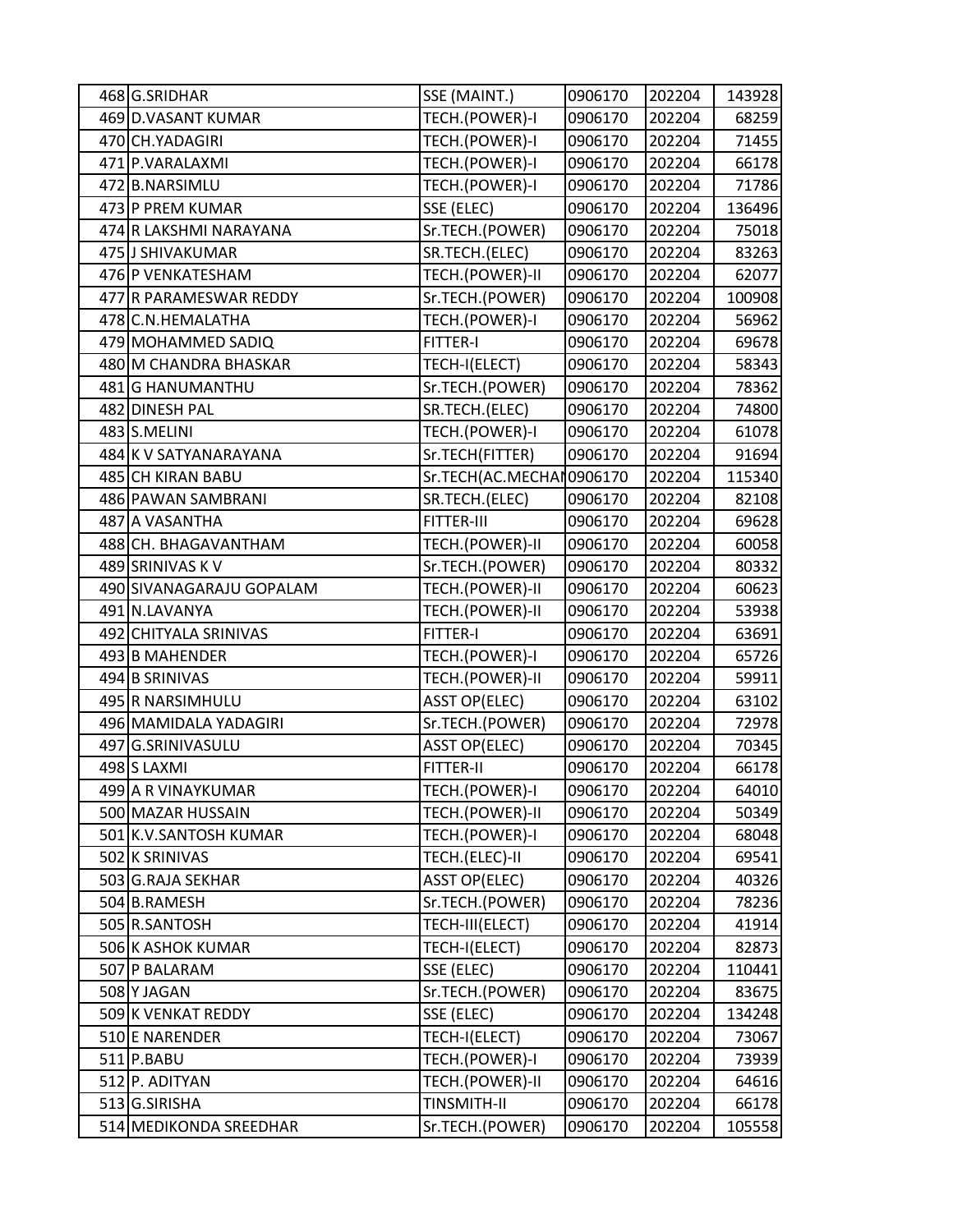| | | | | |
|---|---|---|---|---|
| 468 G.SRIDHAR | SSE (MAINT.) | 0906170 | 202204 | 143928 |
| 469 D.VASANT KUMAR | TECH.(POWER)-I | 0906170 | 202204 | 68259 |
| 470 CH.YADAGIRI | TECH.(POWER)-I | 0906170 | 202204 | 71455 |
| 471 P.VARALAXMI | TECH.(POWER)-I | 0906170 | 202204 | 66178 |
| 472 B.NARSIMLU | TECH.(POWER)-I | 0906170 | 202204 | 71786 |
| 473 P PREM KUMAR | SSE (ELEC) | 0906170 | 202204 | 136496 |
| 474 R LAKSHMI NARAYANA | Sr.TECH.(POWER) | 0906170 | 202204 | 75018 |
| 475 J SHIVAKUMAR | SR.TECH.(ELEC) | 0906170 | 202204 | 83263 |
| 476 P VENKATESHAM | TECH.(POWER)-II | 0906170 | 202204 | 62077 |
| 477 R PARAMESWAR REDDY | Sr.TECH.(POWER) | 0906170 | 202204 | 100908 |
| 478 C.N.HEMALATHA | TECH.(POWER)-I | 0906170 | 202204 | 56962 |
| 479 MOHAMMED SADIQ | FITTER-I | 0906170 | 202204 | 69678 |
| 480 M CHANDRA BHASKAR | TECH-I(ELECT) | 0906170 | 202204 | 58343 |
| 481 G HANUMANTHU | Sr.TECH.(POWER) | 0906170 | 202204 | 78362 |
| 482 DINESH PAL | SR.TECH.(ELEC) | 0906170 | 202204 | 74800 |
| 483 S.MELINI | TECH.(POWER)-I | 0906170 | 202204 | 61078 |
| 484 K V SATYANARAYANA | Sr.TECH(FITTER) | 0906170 | 202204 | 91694 |
| 485 CH KIRAN BABU | Sr.TECH(AC.MECHAN | 0906170 | 202204 | 115340 |
| 486 PAWAN SAMBRANI | SR.TECH.(ELEC) | 0906170 | 202204 | 82108 |
| 487 A VASANTHA | FITTER-III | 0906170 | 202204 | 69628 |
| 488 CH. BHAGAVANTHAM | TECH.(POWER)-II | 0906170 | 202204 | 60058 |
| 489 SRINIVAS K V | Sr.TECH.(POWER) | 0906170 | 202204 | 80332 |
| 490 SIVANAGARAJU GOPALAM | TECH.(POWER)-II | 0906170 | 202204 | 60623 |
| 491 N.LAVANYA | TECH.(POWER)-II | 0906170 | 202204 | 53938 |
| 492 CHITYALA SRINIVAS | FITTER-I | 0906170 | 202204 | 63691 |
| 493 B MAHENDER | TECH.(POWER)-I | 0906170 | 202204 | 65726 |
| 494 B SRINIVAS | TECH.(POWER)-II | 0906170 | 202204 | 59911 |
| 495 R NARSIMHULU | ASST OP(ELEC) | 0906170 | 202204 | 63102 |
| 496 MAMIDALA YADAGIRI | Sr.TECH.(POWER) | 0906170 | 202204 | 72978 |
| 497 G.SRINIVASULU | ASST OP(ELEC) | 0906170 | 202204 | 70345 |
| 498 S LAXMI | FITTER-II | 0906170 | 202204 | 66178 |
| 499 A R VINAYKUMAR | TECH.(POWER)-I | 0906170 | 202204 | 64010 |
| 500 MAZAR HUSSAIN | TECH.(POWER)-II | 0906170 | 202204 | 50349 |
| 501 K.V.SANTOSH KUMAR | TECH.(POWER)-I | 0906170 | 202204 | 68048 |
| 502 K SRINIVAS | TECH.(ELEC)-II | 0906170 | 202204 | 69541 |
| 503 G.RAJA SEKHAR | ASST OP(ELEC) | 0906170 | 202204 | 40326 |
| 504 B.RAMESH | Sr.TECH.(POWER) | 0906170 | 202204 | 78236 |
| 505 R.SANTOSH | TECH-III(ELECT) | 0906170 | 202204 | 41914 |
| 506 K ASHOK KUMAR | TECH-I(ELECT) | 0906170 | 202204 | 82873 |
| 507 P BALARAM | SSE (ELEC) | 0906170 | 202204 | 110441 |
| 508 Y JAGAN | Sr.TECH.(POWER) | 0906170 | 202204 | 83675 |
| 509 K VENKAT REDDY | SSE (ELEC) | 0906170 | 202204 | 134248 |
| 510 E NARENDER | TECH-I(ELECT) | 0906170 | 202204 | 73067 |
| 511 P.BABU | TECH.(POWER)-I | 0906170 | 202204 | 73939 |
| 512 P. ADITYAN | TECH.(POWER)-II | 0906170 | 202204 | 64616 |
| 513 G.SIRISHA | TINSMITH-II | 0906170 | 202204 | 66178 |
| 514 MEDIKONDA SREEDHAR | Sr.TECH.(POWER) | 0906170 | 202204 | 105558 |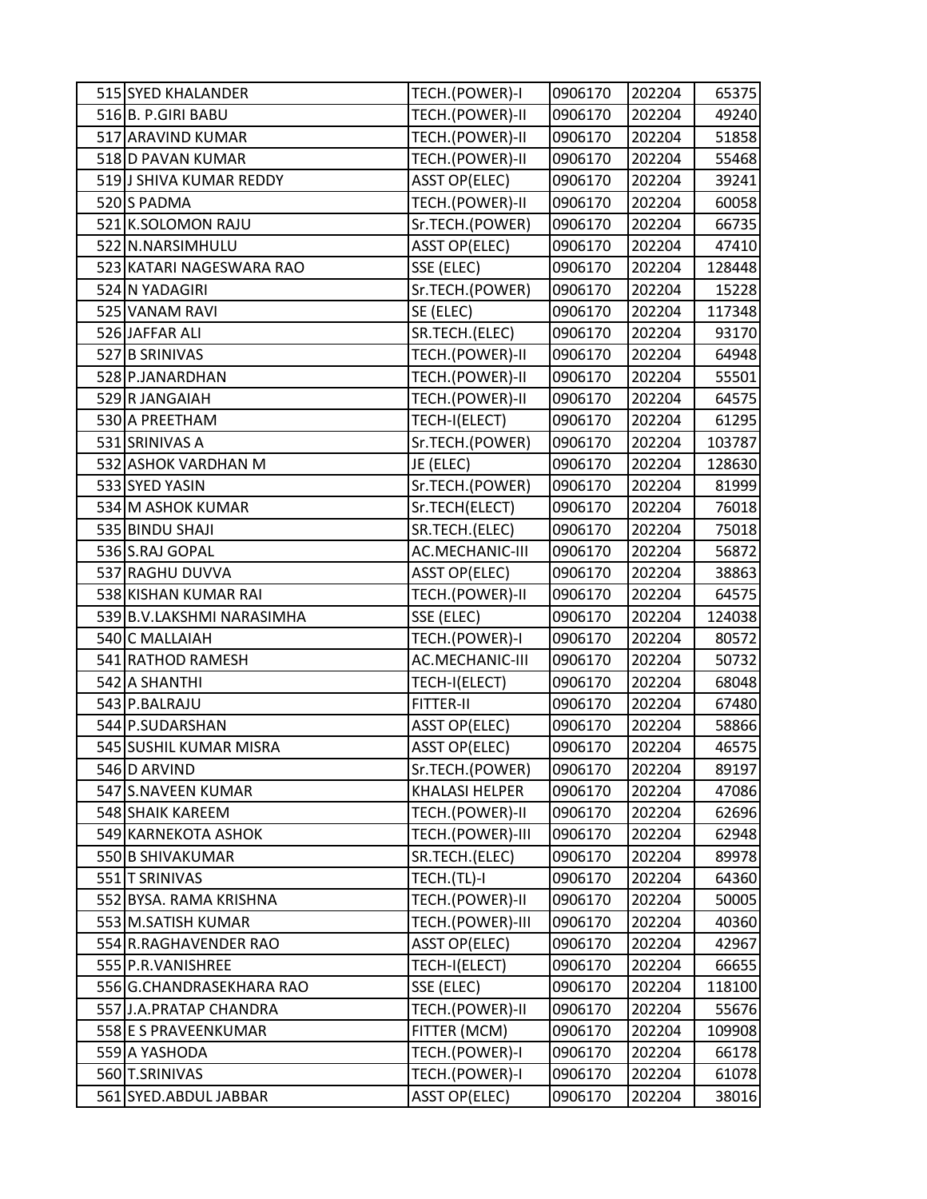| | | | | | |
|---|---|---|---|---|---|
| 515 | SYED KHALANDER | TECH.(POWER)-I | 0906170 | 202204 | 65375 |
| 516 | B. P.GIRI BABU | TECH.(POWER)-II | 0906170 | 202204 | 49240 |
| 517 | ARAVIND KUMAR | TECH.(POWER)-II | 0906170 | 202204 | 51858 |
| 518 | D PAVAN KUMAR | TECH.(POWER)-II | 0906170 | 202204 | 55468 |
| 519 | J SHIVA KUMAR REDDY | ASST OP(ELEC) | 0906170 | 202204 | 39241 |
| 520 | S PADMA | TECH.(POWER)-II | 0906170 | 202204 | 60058 |
| 521 | K.SOLOMON RAJU | Sr.TECH.(POWER) | 0906170 | 202204 | 66735 |
| 522 | N.NARSIMHULU | ASST OP(ELEC) | 0906170 | 202204 | 47410 |
| 523 | KATARI NAGESWARA RAO | SSE (ELEC) | 0906170 | 202204 | 128448 |
| 524 | N YADAGIRI | Sr.TECH.(POWER) | 0906170 | 202204 | 15228 |
| 525 | VANAM RAVI | SE (ELEC) | 0906170 | 202204 | 117348 |
| 526 | JAFFAR ALI | SR.TECH.(ELEC) | 0906170 | 202204 | 93170 |
| 527 | B SRINIVAS | TECH.(POWER)-II | 0906170 | 202204 | 64948 |
| 528 | P.JANARDHAN | TECH.(POWER)-II | 0906170 | 202204 | 55501 |
| 529 | R JANGAIAH | TECH.(POWER)-II | 0906170 | 202204 | 64575 |
| 530 | A PREETHAM | TECH-I(ELECT) | 0906170 | 202204 | 61295 |
| 531 | SRINIVAS A | Sr.TECH.(POWER) | 0906170 | 202204 | 103787 |
| 532 | ASHOK VARDHAN M | JE (ELEC) | 0906170 | 202204 | 128630 |
| 533 | SYED YASIN | Sr.TECH.(POWER) | 0906170 | 202204 | 81999 |
| 534 | M ASHOK KUMAR | Sr.TECH(ELECT) | 0906170 | 202204 | 76018 |
| 535 | BINDU SHAJI | SR.TECH.(ELEC) | 0906170 | 202204 | 75018 |
| 536 | S.RAJ GOPAL | AC.MECHANIC-III | 0906170 | 202204 | 56872 |
| 537 | RAGHU DUVVA | ASST OP(ELEC) | 0906170 | 202204 | 38863 |
| 538 | KISHAN KUMAR RAI | TECH.(POWER)-II | 0906170 | 202204 | 64575 |
| 539 | B.V.LAKSHMI NARASIMHA | SSE (ELEC) | 0906170 | 202204 | 124038 |
| 540 | C MALLAIAH | TECH.(POWER)-I | 0906170 | 202204 | 80572 |
| 541 | RATHOD RAMESH | AC.MECHANIC-III | 0906170 | 202204 | 50732 |
| 542 | A SHANTHI | TECH-I(ELECT) | 0906170 | 202204 | 68048 |
| 543 | P.BALRAJU | FITTER-II | 0906170 | 202204 | 67480 |
| 544 | P.SUDARSHAN | ASST OP(ELEC) | 0906170 | 202204 | 58866 |
| 545 | SUSHIL KUMAR MISRA | ASST OP(ELEC) | 0906170 | 202204 | 46575 |
| 546 | D ARVIND | Sr.TECH.(POWER) | 0906170 | 202204 | 89197 |
| 547 | S.NAVEEN KUMAR | KHALASI HELPER | 0906170 | 202204 | 47086 |
| 548 | SHAIK KAREEM | TECH.(POWER)-II | 0906170 | 202204 | 62696 |
| 549 | KARNEKOTA ASHOK | TECH.(POWER)-III | 0906170 | 202204 | 62948 |
| 550 | B SHIVAKUMAR | SR.TECH.(ELEC) | 0906170 | 202204 | 89978 |
| 551 | T SRINIVAS | TECH.(TL)-I | 0906170 | 202204 | 64360 |
| 552 | BYSA. RAMA KRISHNA | TECH.(POWER)-II | 0906170 | 202204 | 50005 |
| 553 | M.SATISH KUMAR | TECH.(POWER)-III | 0906170 | 202204 | 40360 |
| 554 | R.RAGHAVENDER RAO | ASST OP(ELEC) | 0906170 | 202204 | 42967 |
| 555 | P.R.VANISHREE | TECH-I(ELECT) | 0906170 | 202204 | 66655 |
| 556 | G.CHANDRASEKHARA RAO | SSE (ELEC) | 0906170 | 202204 | 118100 |
| 557 | J.A.PRATAP CHANDRA | TECH.(POWER)-II | 0906170 | 202204 | 55676 |
| 558 | E S PRAVEENKUMAR | FITTER (MCM) | 0906170 | 202204 | 109908 |
| 559 | A YASHODA | TECH.(POWER)-I | 0906170 | 202204 | 66178 |
| 560 | T.SRINIVAS | TECH.(POWER)-I | 0906170 | 202204 | 61078 |
| 561 | SYED.ABDUL JABBAR | ASST OP(ELEC) | 0906170 | 202204 | 38016 |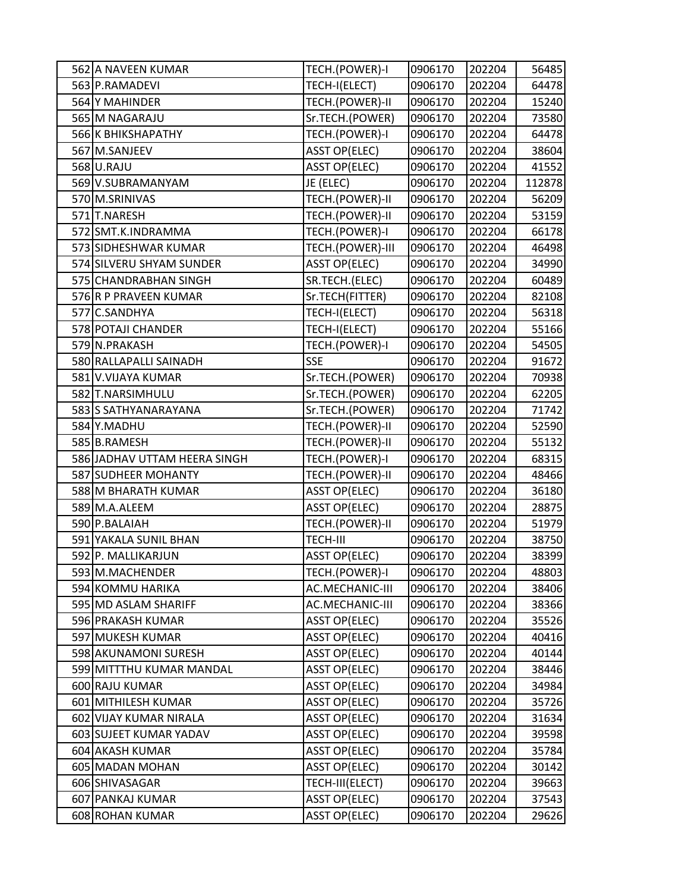| | | | | |
|---|---|---|---|---|
| 562 A NAVEEN KUMAR | TECH.(POWER)-I | 0906170 | 202204 | 56485 |
| 563 P.RAMADEVI | TECH-I(ELECT) | 0906170 | 202204 | 64478 |
| 564 Y MAHINDER | TECH.(POWER)-II | 0906170 | 202204 | 15240 |
| 565 M NAGARAJU | Sr.TECH.(POWER) | 0906170 | 202204 | 73580 |
| 566 K BHIKSHAPATHY | TECH.(POWER)-I | 0906170 | 202204 | 64478 |
| 567 M.SANJEEV | ASST OP(ELEC) | 0906170 | 202204 | 38604 |
| 568 U.RAJU | ASST OP(ELEC) | 0906170 | 202204 | 41552 |
| 569 V.SUBRAMANYAM | JE (ELEC) | 0906170 | 202204 | 112878 |
| 570 M.SRINIVAS | TECH.(POWER)-II | 0906170 | 202204 | 56209 |
| 571 T.NARESH | TECH.(POWER)-II | 0906170 | 202204 | 53159 |
| 572 SMT.K.INDRAMMA | TECH.(POWER)-I | 0906170 | 202204 | 66178 |
| 573 SIDHESHWAR KUMAR | TECH.(POWER)-III | 0906170 | 202204 | 46498 |
| 574 SILVERU SHYAM SUNDER | ASST OP(ELEC) | 0906170 | 202204 | 34990 |
| 575 CHANDRABHAN SINGH | SR.TECH.(ELEC) | 0906170 | 202204 | 60489 |
| 576 R P PRAVEEN KUMAR | Sr.TECH(FITTER) | 0906170 | 202204 | 82108 |
| 577 C.SANDHYA | TECH-I(ELECT) | 0906170 | 202204 | 56318 |
| 578 POTAJI CHANDER | TECH-I(ELECT) | 0906170 | 202204 | 55166 |
| 579 N.PRAKASH | TECH.(POWER)-I | 0906170 | 202204 | 54505 |
| 580 RALLAPALLI SAINADH | SSE | 0906170 | 202204 | 91672 |
| 581 V.VIJAYA KUMAR | Sr.TECH.(POWER) | 0906170 | 202204 | 70938 |
| 582 T.NARSIMHULU | Sr.TECH.(POWER) | 0906170 | 202204 | 62205 |
| 583 S SATHYANARAYANA | Sr.TECH.(POWER) | 0906170 | 202204 | 71742 |
| 584 Y.MADHU | TECH.(POWER)-II | 0906170 | 202204 | 52590 |
| 585 B.RAMESH | TECH.(POWER)-II | 0906170 | 202204 | 55132 |
| 586 JADHAV UTTAM HEERA SINGH | TECH.(POWER)-I | 0906170 | 202204 | 68315 |
| 587 SUDHEER MOHANTY | TECH.(POWER)-II | 0906170 | 202204 | 48466 |
| 588 M BHARATH KUMAR | ASST OP(ELEC) | 0906170 | 202204 | 36180 |
| 589 M.A.ALEEM | ASST OP(ELEC) | 0906170 | 202204 | 28875 |
| 590 P.BALAIAH | TECH.(POWER)-II | 0906170 | 202204 | 51979 |
| 591 YAKALA SUNIL BHAN | TECH-III | 0906170 | 202204 | 38750 |
| 592 P. MALLIKARJUN | ASST OP(ELEC) | 0906170 | 202204 | 38399 |
| 593 M.MACHENDER | TECH.(POWER)-I | 0906170 | 202204 | 48803 |
| 594 KOMMU HARIKA | AC.MECHANIC-III | 0906170 | 202204 | 38406 |
| 595 MD ASLAM SHARIFF | AC.MECHANIC-III | 0906170 | 202204 | 38366 |
| 596 PRAKASH KUMAR | ASST OP(ELEC) | 0906170 | 202204 | 35526 |
| 597 MUKESH KUMAR | ASST OP(ELEC) | 0906170 | 202204 | 40416 |
| 598 AKUNAMONI SURESH | ASST OP(ELEC) | 0906170 | 202204 | 40144 |
| 599 MITTTHU KUMAR MANDAL | ASST OP(ELEC) | 0906170 | 202204 | 38446 |
| 600 RAJU KUMAR | ASST OP(ELEC) | 0906170 | 202204 | 34984 |
| 601 MITHILESH KUMAR | ASST OP(ELEC) | 0906170 | 202204 | 35726 |
| 602 VIJAY KUMAR NIRALA | ASST OP(ELEC) | 0906170 | 202204 | 31634 |
| 603 SUJEET KUMAR YADAV | ASST OP(ELEC) | 0906170 | 202204 | 39598 |
| 604 AKASH KUMAR | ASST OP(ELEC) | 0906170 | 202204 | 35784 |
| 605 MADAN MOHAN | ASST OP(ELEC) | 0906170 | 202204 | 30142 |
| 606 SHIVASAGAR | TECH-III(ELECT) | 0906170 | 202204 | 39663 |
| 607 PANKAJ KUMAR | ASST OP(ELEC) | 0906170 | 202204 | 37543 |
| 608 ROHAN KUMAR | ASST OP(ELEC) | 0906170 | 202204 | 29626 |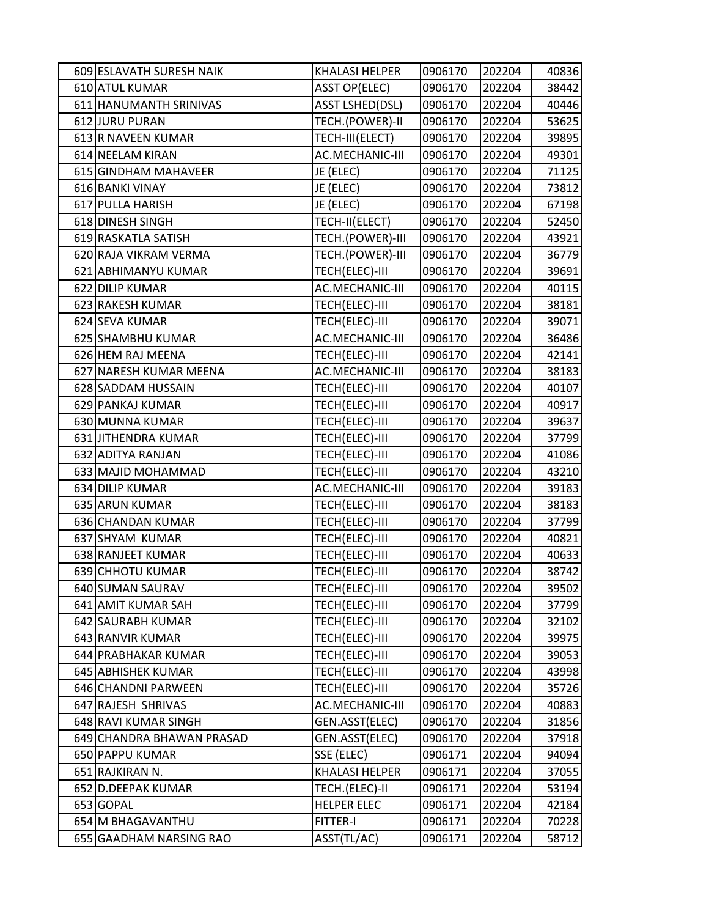| | | | | | |
|---|---|---|---|---|---|
| 609 | ESLAVATH SURESH NAIK | KHALASI HELPER | 0906170 | 202204 | 40836 |
| 610 | ATUL KUMAR | ASST OP(ELEC) | 0906170 | 202204 | 38442 |
| 611 | HANUMANTH SRINIVAS | ASST LSHED(DSL) | 0906170 | 202204 | 40446 |
| 612 | JURU PURAN | TECH.(POWER)-II | 0906170 | 202204 | 53625 |
| 613 | R NAVEEN KUMAR | TECH-III(ELECT) | 0906170 | 202204 | 39895 |
| 614 | NEELAM KIRAN | AC.MECHANIC-III | 0906170 | 202204 | 49301 |
| 615 | GINDHAM MAHAVEER | JE (ELEC) | 0906170 | 202204 | 71125 |
| 616 | BANKI VINAY | JE (ELEC) | 0906170 | 202204 | 73812 |
| 617 | PULLA HARISH | JE (ELEC) | 0906170 | 202204 | 67198 |
| 618 | DINESH SINGH | TECH-II(ELECT) | 0906170 | 202204 | 52450 |
| 619 | RASKATLA SATISH | TECH.(POWER)-III | 0906170 | 202204 | 43921 |
| 620 | RAJA VIKRAM VERMA | TECH.(POWER)-III | 0906170 | 202204 | 36779 |
| 621 | ABHIMANYU KUMAR | TECH(ELEC)-III | 0906170 | 202204 | 39691 |
| 622 | DILIP KUMAR | AC.MECHANIC-III | 0906170 | 202204 | 40115 |
| 623 | RAKESH KUMAR | TECH(ELEC)-III | 0906170 | 202204 | 38181 |
| 624 | SEVA KUMAR | TECH(ELEC)-III | 0906170 | 202204 | 39071 |
| 625 | SHAMBHU KUMAR | AC.MECHANIC-III | 0906170 | 202204 | 36486 |
| 626 | HEM RAJ MEENA | TECH(ELEC)-III | 0906170 | 202204 | 42141 |
| 627 | NARESH KUMAR MEENA | AC.MECHANIC-III | 0906170 | 202204 | 38183 |
| 628 | SADDAM HUSSAIN | TECH(ELEC)-III | 0906170 | 202204 | 40107 |
| 629 | PANKAJ KUMAR | TECH(ELEC)-III | 0906170 | 202204 | 40917 |
| 630 | MUNNA KUMAR | TECH(ELEC)-III | 0906170 | 202204 | 39637 |
| 631 | JITHENDRA KUMAR | TECH(ELEC)-III | 0906170 | 202204 | 37799 |
| 632 | ADITYA RANJAN | TECH(ELEC)-III | 0906170 | 202204 | 41086 |
| 633 | MAJID MOHAMMAD | TECH(ELEC)-III | 0906170 | 202204 | 43210 |
| 634 | DILIP KUMAR | AC.MECHANIC-III | 0906170 | 202204 | 39183 |
| 635 | ARUN KUMAR | TECH(ELEC)-III | 0906170 | 202204 | 38183 |
| 636 | CHANDAN KUMAR | TECH(ELEC)-III | 0906170 | 202204 | 37799 |
| 637 | SHYAM KUMAR | TECH(ELEC)-III | 0906170 | 202204 | 40821 |
| 638 | RANJEET KUMAR | TECH(ELEC)-III | 0906170 | 202204 | 40633 |
| 639 | CHHOTU KUMAR | TECH(ELEC)-III | 0906170 | 202204 | 38742 |
| 640 | SUMAN SAURAV | TECH(ELEC)-III | 0906170 | 202204 | 39502 |
| 641 | AMIT KUMAR SAH | TECH(ELEC)-III | 0906170 | 202204 | 37799 |
| 642 | SAURABH KUMAR | TECH(ELEC)-III | 0906170 | 202204 | 32102 |
| 643 | RANVIR KUMAR | TECH(ELEC)-III | 0906170 | 202204 | 39975 |
| 644 | PRABHAKAR KUMAR | TECH(ELEC)-III | 0906170 | 202204 | 39053 |
| 645 | ABHISHEK KUMAR | TECH(ELEC)-III | 0906170 | 202204 | 43998 |
| 646 | CHANDNI PARWEEN | TECH(ELEC)-III | 0906170 | 202204 | 35726 |
| 647 | RAJESH SHRIVAS | AC.MECHANIC-III | 0906170 | 202204 | 40883 |
| 648 | RAVI KUMAR SINGH | GEN.ASST(ELEC) | 0906170 | 202204 | 31856 |
| 649 | CHANDRA BHAWAN PRASAD | GEN.ASST(ELEC) | 0906170 | 202204 | 37918 |
| 650 | PAPPU KUMAR | SSE (ELEC) | 0906171 | 202204 | 94094 |
| 651 | RAJKIRAN N. | KHALASI HELPER | 0906171 | 202204 | 37055 |
| 652 | D.DEEPAK KUMAR | TECH.(ELEC)-II | 0906171 | 202204 | 53194 |
| 653 | GOPAL | HELPER ELEC | 0906171 | 202204 | 42184 |
| 654 | M BHAGAVANTHU | FITTER-I | 0906171 | 202204 | 70228 |
| 655 | GAADHAM NARSING RAO | ASST(TL/AC) | 0906171 | 202204 | 58712 |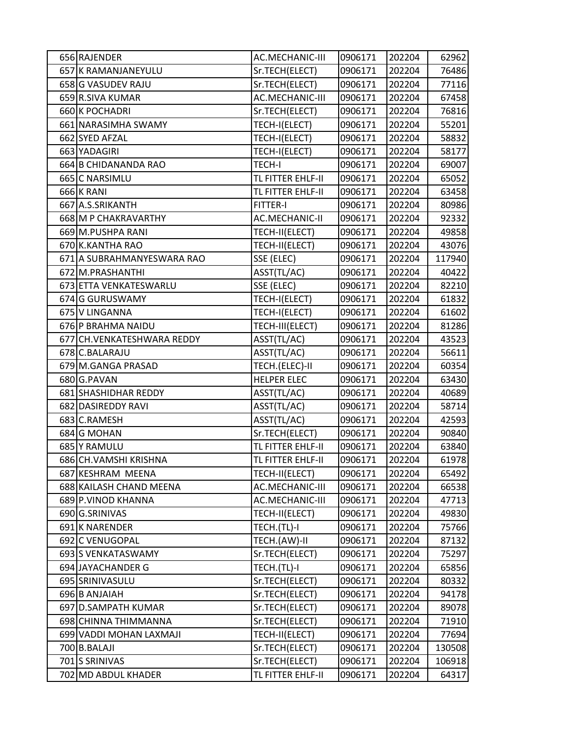| | | | | |
|---|---|---|---|---|
| 656 RAJENDER | AC.MECHANIC-III | 0906171 | 202204 | 62962 |
| 657 K RAMANJANEYULU | Sr.TECH(ELECT) | 0906171 | 202204 | 76486 |
| 658 G VASUDEV RAJU | Sr.TECH(ELECT) | 0906171 | 202204 | 77116 |
| 659 R.SIVA KUMAR | AC.MECHANIC-III | 0906171 | 202204 | 67458 |
| 660 K POCHADRI | Sr.TECH(ELECT) | 0906171 | 202204 | 76816 |
| 661 NARASIMHA SWAMY | TECH-I(ELECT) | 0906171 | 202204 | 55201 |
| 662 SYED AFZAL | TECH-I(ELECT) | 0906171 | 202204 | 58832 |
| 663 YADAGIRI | TECH-I(ELECT) | 0906171 | 202204 | 58177 |
| 664 B CHIDANANDA RAO | TECH-I | 0906171 | 202204 | 69007 |
| 665 C NARSIMLU | TL FITTER EHLF-II | 0906171 | 202204 | 65052 |
| 666 K RANI | TL FITTER EHLF-II | 0906171 | 202204 | 63458 |
| 667 A.S.SRIKANTH | FITTER-I | 0906171 | 202204 | 80986 |
| 668 M P CHAKRAVARTHY | AC.MECHANIC-II | 0906171 | 202204 | 92332 |
| 669 M.PUSHPA RANI | TECH-II(ELECT) | 0906171 | 202204 | 49858 |
| 670 K.KANTHA RAO | TECH-II(ELECT) | 0906171 | 202204 | 43076 |
| 671 A SUBRAHMANYESWARA RAO | SSE (ELEC) | 0906171 | 202204 | 117940 |
| 672 M.PRASHANTHI | ASST(TL/AC) | 0906171 | 202204 | 40422 |
| 673 ETTA VENKATESWARLU | SSE (ELEC) | 0906171 | 202204 | 82210 |
| 674 G GURUSWAMY | TECH-I(ELECT) | 0906171 | 202204 | 61832 |
| 675 V LINGANNA | TECH-I(ELECT) | 0906171 | 202204 | 61602 |
| 676 P BRAHMA NAIDU | TECH-III(ELECT) | 0906171 | 202204 | 81286 |
| 677 CH.VENKATESHWARA REDDY | ASST(TL/AC) | 0906171 | 202204 | 43523 |
| 678 C.BALARAJU | ASST(TL/AC) | 0906171 | 202204 | 56611 |
| 679 M.GANGA PRASAD | TECH.(ELEC)-II | 0906171 | 202204 | 60354 |
| 680 G.PAVAN | HELPER ELEC | 0906171 | 202204 | 63430 |
| 681 SHASHIDHAR REDDY | ASST(TL/AC) | 0906171 | 202204 | 40689 |
| 682 DASIREDDY RAVI | ASST(TL/AC) | 0906171 | 202204 | 58714 |
| 683 C.RAMESH | ASST(TL/AC) | 0906171 | 202204 | 42593 |
| 684 G MOHAN | Sr.TECH(ELECT) | 0906171 | 202204 | 90840 |
| 685 Y RAMULU | TL FITTER EHLF-II | 0906171 | 202204 | 63840 |
| 686 CH.VAMSHI KRISHNA | TL FITTER EHLF-II | 0906171 | 202204 | 61978 |
| 687 KESHRAM MEENA | TECH-II(ELECT) | 0906171 | 202204 | 65492 |
| 688 KAILASH CHAND MEENA | AC.MECHANIC-III | 0906171 | 202204 | 66538 |
| 689 P.VINOD KHANNA | AC.MECHANIC-III | 0906171 | 202204 | 47713 |
| 690 G.SRINIVAS | TECH-II(ELECT) | 0906171 | 202204 | 49830 |
| 691 K NARENDER | TECH.(TL)-I | 0906171 | 202204 | 75766 |
| 692 C VENUGOPAL | TECH.(AW)-II | 0906171 | 202204 | 87132 |
| 693 S VENKATASWAMY | Sr.TECH(ELECT) | 0906171 | 202204 | 75297 |
| 694 JAYACHANDER G | TECH.(TL)-I | 0906171 | 202204 | 65856 |
| 695 SRINIVASULU | Sr.TECH(ELECT) | 0906171 | 202204 | 80332 |
| 696 B ANJAIAH | Sr.TECH(ELECT) | 0906171 | 202204 | 94178 |
| 697 D.SAMPATH KUMAR | Sr.TECH(ELECT) | 0906171 | 202204 | 89078 |
| 698 CHINNA THIMMANNA | Sr.TECH(ELECT) | 0906171 | 202204 | 71910 |
| 699 VADDI MOHAN LAXMAJI | TECH-II(ELECT) | 0906171 | 202204 | 77694 |
| 700 B.BALAJI | Sr.TECH(ELECT) | 0906171 | 202204 | 130508 |
| 701 S SRINIVAS | Sr.TECH(ELECT) | 0906171 | 202204 | 106918 |
| 702 MD ABDUL KHADER | TL FITTER EHLF-II | 0906171 | 202204 | 64317 |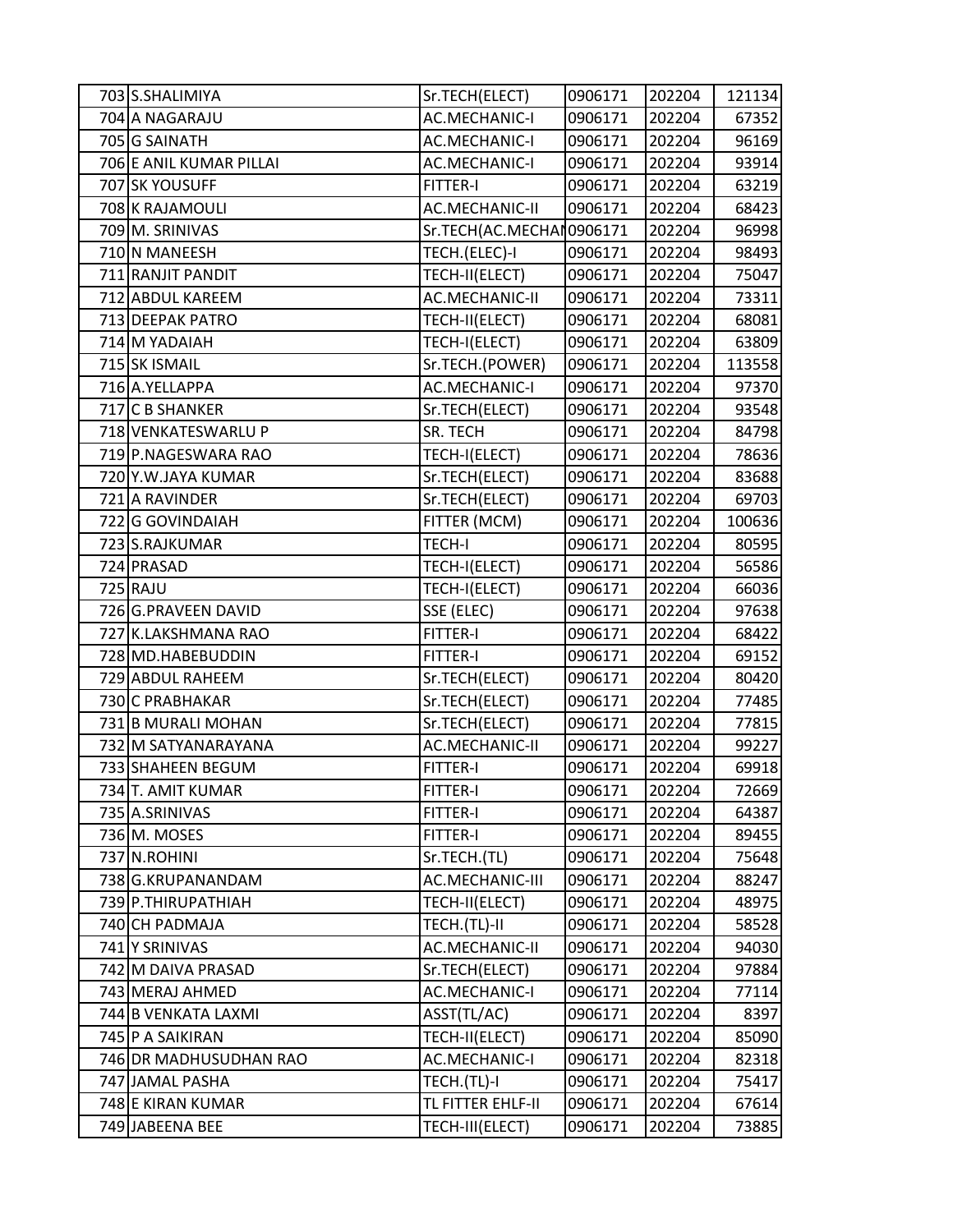| | | | | | |
|---|---|---|---|---|---|
| 703 | S.SHALIMIYA | Sr.TECH(ELECT) | 0906171 | 202204 | 121134 |
| 704 | A NAGARAJU | AC.MECHANIC-I | 0906171 | 202204 | 67352 |
| 705 | G SAINATH | AC.MECHANIC-I | 0906171 | 202204 | 96169 |
| 706 | E ANIL KUMAR PILLAI | AC.MECHANIC-I | 0906171 | 202204 | 93914 |
| 707 | SK YOUSUFF | FITTER-I | 0906171 | 202204 | 63219 |
| 708 | K RAJAMOULI | AC.MECHANIC-II | 0906171 | 202204 | 68423 |
| 709 | M. SRINIVAS | Sr.TECH(AC.MECHAI | 0906171 | 202204 | 96998 |
| 710 | N MANEESH | TECH.(ELEC)-I | 0906171 | 202204 | 98493 |
| 711 | RANJIT PANDIT | TECH-II(ELECT) | 0906171 | 202204 | 75047 |
| 712 | ABDUL KAREEM | AC.MECHANIC-II | 0906171 | 202204 | 73311 |
| 713 | DEEPAK PATRO | TECH-II(ELECT) | 0906171 | 202204 | 68081 |
| 714 | M YADAIAH | TECH-I(ELECT) | 0906171 | 202204 | 63809 |
| 715 | SK ISMAIL | Sr.TECH.(POWER) | 0906171 | 202204 | 113558 |
| 716 | A.YELLAPPA | AC.MECHANIC-I | 0906171 | 202204 | 97370 |
| 717 | C B SHANKER | Sr.TECH(ELECT) | 0906171 | 202204 | 93548 |
| 718 | VENKATESWARLU P | SR. TECH | 0906171 | 202204 | 84798 |
| 719 | P.NAGESWARA RAO | TECH-I(ELECT) | 0906171 | 202204 | 78636 |
| 720 | Y.W.JAYA KUMAR | Sr.TECH(ELECT) | 0906171 | 202204 | 83688 |
| 721 | A RAVINDER | Sr.TECH(ELECT) | 0906171 | 202204 | 69703 |
| 722 | G GOVINDAIAH | FITTER (MCM) | 0906171 | 202204 | 100636 |
| 723 | S.RAJKUMAR | TECH-I | 0906171 | 202204 | 80595 |
| 724 | PRASAD | TECH-I(ELECT) | 0906171 | 202204 | 56586 |
| 725 | RAJU | TECH-I(ELECT) | 0906171 | 202204 | 66036 |
| 726 | G.PRAVEEN DAVID | SSE (ELEC) | 0906171 | 202204 | 97638 |
| 727 | K.LAKSHMANA RAO | FITTER-I | 0906171 | 202204 | 68422 |
| 728 | MD.HABEBUDDIN | FITTER-I | 0906171 | 202204 | 69152 |
| 729 | ABDUL RAHEEM | Sr.TECH(ELECT) | 0906171 | 202204 | 80420 |
| 730 | C PRABHAKAR | Sr.TECH(ELECT) | 0906171 | 202204 | 77485 |
| 731 | B MURALI MOHAN | Sr.TECH(ELECT) | 0906171 | 202204 | 77815 |
| 732 | M SATYANARAYANA | AC.MECHANIC-II | 0906171 | 202204 | 99227 |
| 733 | SHAHEEN BEGUM | FITTER-I | 0906171 | 202204 | 69918 |
| 734 | T. AMIT KUMAR | FITTER-I | 0906171 | 202204 | 72669 |
| 735 | A.SRINIVAS | FITTER-I | 0906171 | 202204 | 64387 |
| 736 | M. MOSES | FITTER-I | 0906171 | 202204 | 89455 |
| 737 | N.ROHINI | Sr.TECH.(TL) | 0906171 | 202204 | 75648 |
| 738 | G.KRUPANANDAM | AC.MECHANIC-III | 0906171 | 202204 | 88247 |
| 739 | P.THIRUPATHIAH | TECH-II(ELECT) | 0906171 | 202204 | 48975 |
| 740 | CH PADMAJA | TECH.(TL)-II | 0906171 | 202204 | 58528 |
| 741 | Y SRINIVAS | AC.MECHANIC-II | 0906171 | 202204 | 94030 |
| 742 | M DAIVA PRASAD | Sr.TECH(ELECT) | 0906171 | 202204 | 97884 |
| 743 | MERAJ AHMED | AC.MECHANIC-I | 0906171 | 202204 | 77114 |
| 744 | B VENKATA LAXMI | ASST(TL/AC) | 0906171 | 202204 | 8397 |
| 745 | P A SAIKIRAN | TECH-II(ELECT) | 0906171 | 202204 | 85090 |
| 746 | DR MADHUSUDHAN RAO | AC.MECHANIC-I | 0906171 | 202204 | 82318 |
| 747 | JAMAL PASHA | TECH.(TL)-I | 0906171 | 202204 | 75417 |
| 748 | E KIRAN KUMAR | TL FITTER EHLF-II | 0906171 | 202204 | 67614 |
| 749 | JABEENA BEE | TECH-III(ELECT) | 0906171 | 202204 | 73885 |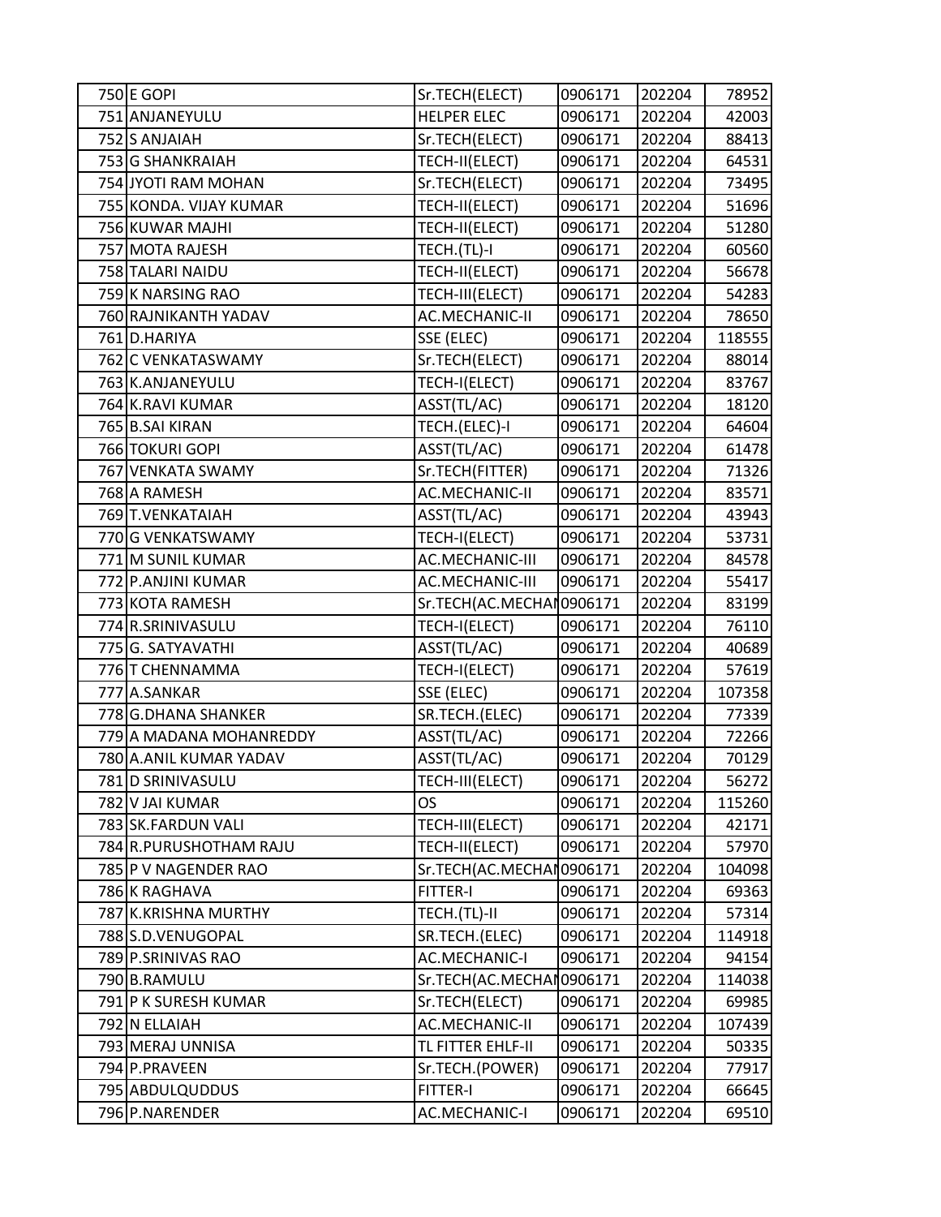| | | | | |
|---|---|---|---|---|
| 750 | E GOPI | Sr.TECH(ELECT) | 0906171 | 202204 | 78952 |
| 751 | ANJANEYULU | HELPER ELEC | 0906171 | 202204 | 42003 |
| 752 | S ANJAIAH | Sr.TECH(ELECT) | 0906171 | 202204 | 88413 |
| 753 | G SHANKRAIAH | TECH-II(ELECT) | 0906171 | 202204 | 64531 |
| 754 | JYOTI RAM MOHAN | Sr.TECH(ELECT) | 0906171 | 202204 | 73495 |
| 755 | KONDA. VIJAY KUMAR | TECH-II(ELECT) | 0906171 | 202204 | 51696 |
| 756 | KUWAR MAJHI | TECH-II(ELECT) | 0906171 | 202204 | 51280 |
| 757 | MOTA RAJESH | TECH.(TL)-I | 0906171 | 202204 | 60560 |
| 758 | TALARI NAIDU | TECH-II(ELECT) | 0906171 | 202204 | 56678 |
| 759 | K NARSING RAO | TECH-III(ELECT) | 0906171 | 202204 | 54283 |
| 760 | RAJNIKANTH YADAV | AC.MECHANIC-II | 0906171 | 202204 | 78650 |
| 761 | D.HARIYA | SSE (ELEC) | 0906171 | 202204 | 118555 |
| 762 | C VENKATASWAMY | Sr.TECH(ELECT) | 0906171 | 202204 | 88014 |
| 763 | K.ANJANEYULU | TECH-I(ELECT) | 0906171 | 202204 | 83767 |
| 764 | K.RAVI KUMAR | ASST(TL/AC) | 0906171 | 202204 | 18120 |
| 765 | B.SAI KIRAN | TECH.(ELEC)-I | 0906171 | 202204 | 64604 |
| 766 | TOKURI GOPI | ASST(TL/AC) | 0906171 | 202204 | 61478 |
| 767 | VENKATA SWAMY | Sr.TECH(FITTER) | 0906171 | 202204 | 71326 |
| 768 | A RAMESH | AC.MECHANIC-II | 0906171 | 202204 | 83571 |
| 769 | T.VENKATAIAH | ASST(TL/AC) | 0906171 | 202204 | 43943 |
| 770 | G VENKATSWAMY | TECH-I(ELECT) | 0906171 | 202204 | 53731 |
| 771 | M SUNIL KUMAR | AC.MECHANIC-III | 0906171 | 202204 | 84578 |
| 772 | P.ANJINI KUMAR | AC.MECHANIC-III | 0906171 | 202204 | 55417 |
| 773 | KOTA RAMESH | Sr.TECH(AC.MECHAN | 0906171 | 202204 | 83199 |
| 774 | R.SRINIVASULU | TECH-I(ELECT) | 0906171 | 202204 | 76110 |
| 775 | G. SATYAVATHI | ASST(TL/AC) | 0906171 | 202204 | 40689 |
| 776 | T CHENNAMMA | TECH-I(ELECT) | 0906171 | 202204 | 57619 |
| 777 | A.SANKAR | SSE (ELEC) | 0906171 | 202204 | 107358 |
| 778 | G.DHANA SHANKER | SR.TECH.(ELEC) | 0906171 | 202204 | 77339 |
| 779 | A MADANA MOHANREDDY | ASST(TL/AC) | 0906171 | 202204 | 72266 |
| 780 | A.ANIL KUMAR YADAV | ASST(TL/AC) | 0906171 | 202204 | 70129 |
| 781 | D SRINIVASULU | TECH-III(ELECT) | 0906171 | 202204 | 56272 |
| 782 | V JAI KUMAR | OS | 0906171 | 202204 | 115260 |
| 783 | SK.FARDUN VALI | TECH-III(ELECT) | 0906171 | 202204 | 42171 |
| 784 | R.PURUSHOTHAM RAJU | TECH-II(ELECT) | 0906171 | 202204 | 57970 |
| 785 | P V NAGENDER RAO | Sr.TECH(AC.MECHAN | 0906171 | 202204 | 104098 |
| 786 | K RAGHAVA | FITTER-I | 0906171 | 202204 | 69363 |
| 787 | K.KRISHNA MURTHY | TECH.(TL)-II | 0906171 | 202204 | 57314 |
| 788 | S.D.VENUGOPAL | SR.TECH.(ELEC) | 0906171 | 202204 | 114918 |
| 789 | P.SRINIVAS RAO | AC.MECHANIC-I | 0906171 | 202204 | 94154 |
| 790 | B.RAMULU | Sr.TECH(AC.MECHAN | 0906171 | 202204 | 114038 |
| 791 | P K SURESH KUMAR | Sr.TECH(ELECT) | 0906171 | 202204 | 69985 |
| 792 | N ELLAIAH | AC.MECHANIC-II | 0906171 | 202204 | 107439 |
| 793 | MERAJ UNNISA | TL FITTER EHLF-II | 0906171 | 202204 | 50335 |
| 794 | P.PRAVEEN | Sr.TECH.(POWER) | 0906171 | 202204 | 77917 |
| 795 | ABDULQUDDUS | FITTER-I | 0906171 | 202204 | 66645 |
| 796 | P.NARENDER | AC.MECHANIC-I | 0906171 | 202204 | 69510 |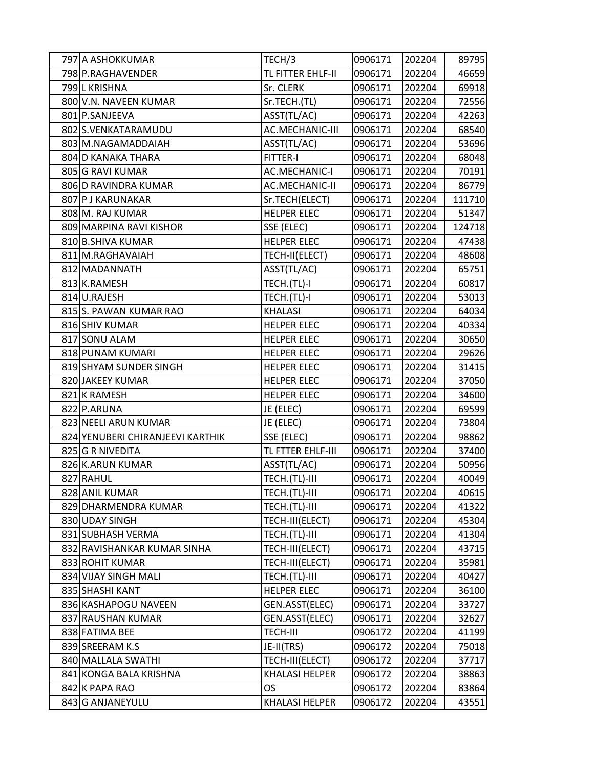| | | | | | |
|---|---|---|---|---|---|
| 797 | A ASHOKKUMAR | TECH/3 | 0906171 | 202204 | 89795 |
| 798 | P.RAGHAVENDER | TL FITTER EHLF-II | 0906171 | 202204 | 46659 |
| 799 | L KRISHNA | Sr. CLERK | 0906171 | 202204 | 69918 |
| 800 | V.N. NAVEEN KUMAR | Sr.TECH.(TL) | 0906171 | 202204 | 72556 |
| 801 | P.SANJEEVA | ASST(TL/AC) | 0906171 | 202204 | 42263 |
| 802 | S.VENKATARAMUDU | AC.MECHANIC-III | 0906171 | 202204 | 68540 |
| 803 | M.NAGAMADDAIAH | ASST(TL/AC) | 0906171 | 202204 | 53696 |
| 804 | D KANAKA THARA | FITTER-I | 0906171 | 202204 | 68048 |
| 805 | G RAVI KUMAR | AC.MECHANIC-I | 0906171 | 202204 | 70191 |
| 806 | D RAVINDRA KUMAR | AC.MECHANIC-II | 0906171 | 202204 | 86779 |
| 807 | P J KARUNAKAR | Sr.TECH(ELECT) | 0906171 | 202204 | 111710 |
| 808 | M. RAJ KUMAR | HELPER ELEC | 0906171 | 202204 | 51347 |
| 809 | MARPINA RAVI KISHOR | SSE (ELEC) | 0906171 | 202204 | 124718 |
| 810 | B.SHIVA KUMAR | HELPER ELEC | 0906171 | 202204 | 47438 |
| 811 | M.RAGHAVAIAH | TECH-II(ELECT) | 0906171 | 202204 | 48608 |
| 812 | MADANNATH | ASST(TL/AC) | 0906171 | 202204 | 65751 |
| 813 | K.RAMESH | TECH.(TL)-I | 0906171 | 202204 | 60817 |
| 814 | U.RAJESH | TECH.(TL)-I | 0906171 | 202204 | 53013 |
| 815 | S. PAWAN KUMAR RAO | KHALASI | 0906171 | 202204 | 64034 |
| 816 | SHIV KUMAR | HELPER ELEC | 0906171 | 202204 | 40334 |
| 817 | SONU ALAM | HELPER ELEC | 0906171 | 202204 | 30650 |
| 818 | PUNAM KUMARI | HELPER ELEC | 0906171 | 202204 | 29626 |
| 819 | SHYAM SUNDER SINGH | HELPER ELEC | 0906171 | 202204 | 31415 |
| 820 | JAKEEY KUMAR | HELPER ELEC | 0906171 | 202204 | 37050 |
| 821 | K RAMESH | HELPER ELEC | 0906171 | 202204 | 34600 |
| 822 | P.ARUNA | JE (ELEC) | 0906171 | 202204 | 69599 |
| 823 | NEELI ARUN KUMAR | JE (ELEC) | 0906171 | 202204 | 73804 |
| 824 | YENUBERI CHIRANJEEVI KARTHIK | SSE (ELEC) | 0906171 | 202204 | 98862 |
| 825 | G R NIVEDITA | TL FTTER EHLF-III | 0906171 | 202204 | 37400 |
| 826 | K.ARUN KUMAR | ASST(TL/AC) | 0906171 | 202204 | 50956 |
| 827 | RAHUL | TECH.(TL)-III | 0906171 | 202204 | 40049 |
| 828 | ANIL KUMAR | TECH.(TL)-III | 0906171 | 202204 | 40615 |
| 829 | DHARMENDRA KUMAR | TECH.(TL)-III | 0906171 | 202204 | 41322 |
| 830 | UDAY SINGH | TECH-III(ELECT) | 0906171 | 202204 | 45304 |
| 831 | SUBHASH VERMA | TECH.(TL)-III | 0906171 | 202204 | 41304 |
| 832 | RAVISHANKAR KUMAR SINHA | TECH-III(ELECT) | 0906171 | 202204 | 43715 |
| 833 | ROHIT KUMAR | TECH-III(ELECT) | 0906171 | 202204 | 35981 |
| 834 | VIJAY SINGH MALI | TECH.(TL)-III | 0906171 | 202204 | 40427 |
| 835 | SHASHI KANT | HELPER ELEC | 0906171 | 202204 | 36100 |
| 836 | KASHAPOGU NAVEEN | GEN.ASST(ELEC) | 0906171 | 202204 | 33727 |
| 837 | RAUSHAN KUMAR | GEN.ASST(ELEC) | 0906171 | 202204 | 32627 |
| 838 | FATIMA BEE | TECH-III | 0906172 | 202204 | 41199 |
| 839 | SREERAM K.S | JE-II(TRS) | 0906172 | 202204 | 75018 |
| 840 | MALLALA SWATHI | TECH-III(ELECT) | 0906172 | 202204 | 37717 |
| 841 | KONGA BALA KRISHNA | KHALASI HELPER | 0906172 | 202204 | 38863 |
| 842 | K PAPA RAO | OS | 0906172 | 202204 | 83864 |
| 843 | G ANJANEYULU | KHALASI HELPER | 0906172 | 202204 | 43551 |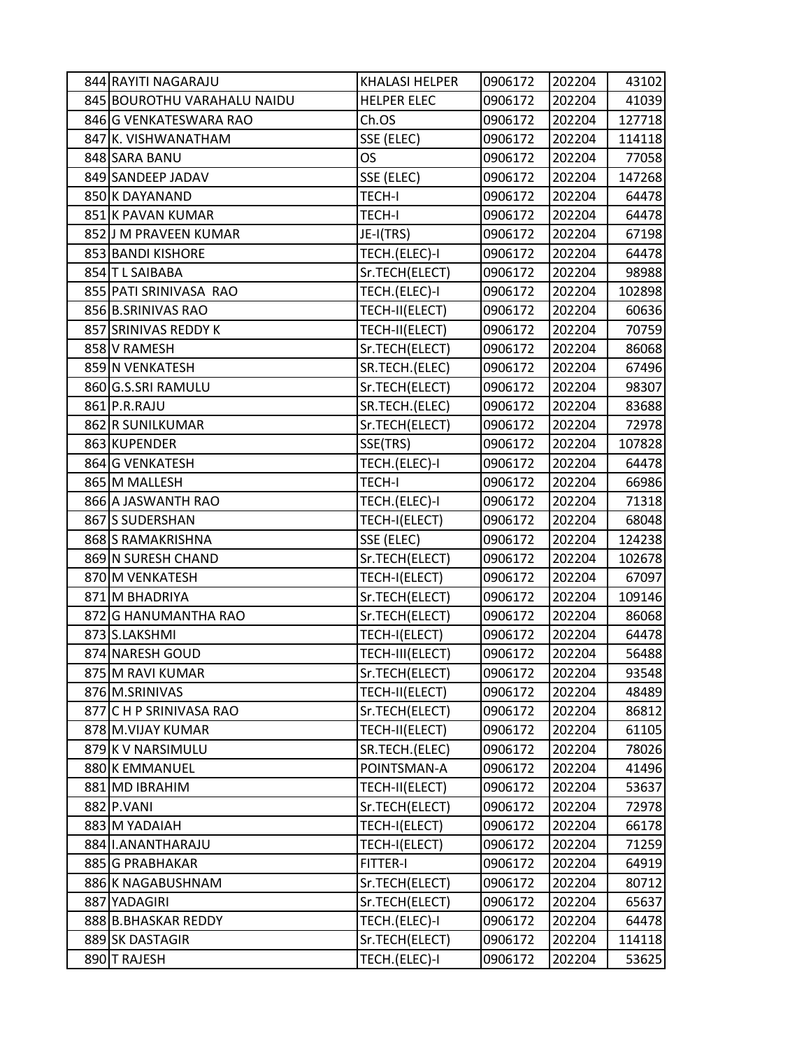| 844 | RAYITI NAGARAJU | KHALASI HELPER | 0906172 | 202204 | 43102 |
|---|---|---|---|---|---|
| 845 | BOUROTHU VARAHALU NAIDU | HELPER ELEC | 0906172 | 202204 | 41039 |
| 846 | G VENKATESWARA RAO | Ch.OS | 0906172 | 202204 | 127718 |
| 847 | K. VISHWANATHAM | SSE (ELEC) | 0906172 | 202204 | 114118 |
| 848 | SARA BANU | OS | 0906172 | 202204 | 77058 |
| 849 | SANDEEP JADAV | SSE (ELEC) | 0906172 | 202204 | 147268 |
| 850 | K DAYANAND | TECH-I | 0906172 | 202204 | 64478 |
| 851 | K PAVAN KUMAR | TECH-I | 0906172 | 202204 | 64478 |
| 852 | J M PRAVEEN KUMAR | JE-I(TRS) | 0906172 | 202204 | 67198 |
| 853 | BANDI KISHORE | TECH.(ELEC)-I | 0906172 | 202204 | 64478 |
| 854 | T L SAIBABA | Sr.TECH(ELECT) | 0906172 | 202204 | 98988 |
| 855 | PATI SRINIVASA RAO | TECH.(ELEC)-I | 0906172 | 202204 | 102898 |
| 856 | B.SRINIVAS RAO | TECH-II(ELECT) | 0906172 | 202204 | 60636 |
| 857 | SRINIVAS REDDY K | TECH-II(ELECT) | 0906172 | 202204 | 70759 |
| 858 | V RAMESH | Sr.TECH(ELECT) | 0906172 | 202204 | 86068 |
| 859 | N VENKATESH | SR.TECH.(ELEC) | 0906172 | 202204 | 67496 |
| 860 | G.S.SRI RAMULU | Sr.TECH(ELECT) | 0906172 | 202204 | 98307 |
| 861 | P.R.RAJU | SR.TECH.(ELEC) | 0906172 | 202204 | 83688 |
| 862 | R SUNILKUMAR | Sr.TECH(ELECT) | 0906172 | 202204 | 72978 |
| 863 | KUPENDER | SSE(TRS) | 0906172 | 202204 | 107828 |
| 864 | G VENKATESH | TECH.(ELEC)-I | 0906172 | 202204 | 64478 |
| 865 | M MALLESH | TECH-I | 0906172 | 202204 | 66986 |
| 866 | A JASWANTH RAO | TECH.(ELEC)-I | 0906172 | 202204 | 71318 |
| 867 | S SUDERSHAN | TECH-I(ELECT) | 0906172 | 202204 | 68048 |
| 868 | S RAMAKRISHNA | SSE (ELEC) | 0906172 | 202204 | 124238 |
| 869 | N SURESH CHAND | Sr.TECH(ELECT) | 0906172 | 202204 | 102678 |
| 870 | M VENKATESH | TECH-I(ELECT) | 0906172 | 202204 | 67097 |
| 871 | M BHADRIYA | Sr.TECH(ELECT) | 0906172 | 202204 | 109146 |
| 872 | G HANUMANTHA RAO | Sr.TECH(ELECT) | 0906172 | 202204 | 86068 |
| 873 | S.LAKSHMI | TECH-I(ELECT) | 0906172 | 202204 | 64478 |
| 874 | NARESH GOUD | TECH-III(ELECT) | 0906172 | 202204 | 56488 |
| 875 | M RAVI KUMAR | Sr.TECH(ELECT) | 0906172 | 202204 | 93548 |
| 876 | M.SRINIVAS | TECH-II(ELECT) | 0906172 | 202204 | 48489 |
| 877 | C H P SRINIVASA RAO | Sr.TECH(ELECT) | 0906172 | 202204 | 86812 |
| 878 | M.VIJAY KUMAR | TECH-II(ELECT) | 0906172 | 202204 | 61105 |
| 879 | K V NARSIMULU | SR.TECH.(ELEC) | 0906172 | 202204 | 78026 |
| 880 | K EMMANUEL | POINTSMAN-A | 0906172 | 202204 | 41496 |
| 881 | MD IBRAHIM | TECH-II(ELECT) | 0906172 | 202204 | 53637 |
| 882 | P.VANI | Sr.TECH(ELECT) | 0906172 | 202204 | 72978 |
| 883 | M YADAIAH | TECH-I(ELECT) | 0906172 | 202204 | 66178 |
| 884 | I.ANANTHARAJU | TECH-I(ELECT) | 0906172 | 202204 | 71259 |
| 885 | G PRABHAKAR | FITTER-I | 0906172 | 202204 | 64919 |
| 886 | K NAGABUSHNAM | Sr.TECH(ELECT) | 0906172 | 202204 | 80712 |
| 887 | YADAGIRI | Sr.TECH(ELECT) | 0906172 | 202204 | 65637 |
| 888 | B.BHASKAR REDDY | TECH.(ELEC)-I | 0906172 | 202204 | 64478 |
| 889 | SK DASTAGIR | Sr.TECH(ELECT) | 0906172 | 202204 | 114118 |
| 890 | T RAJESH | TECH.(ELEC)-I | 0906172 | 202204 | 53625 |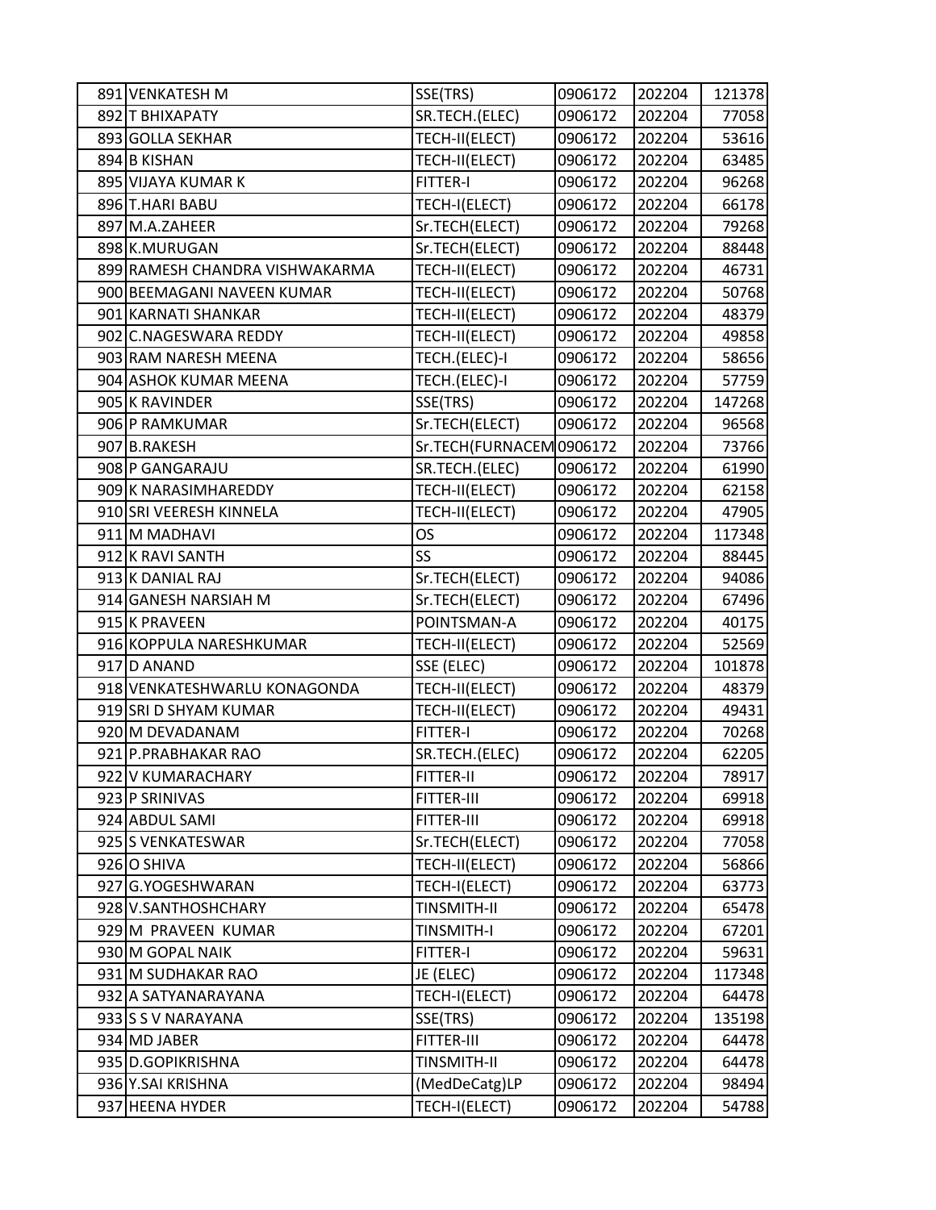| | | | | | |
|---|---|---|---|---|---|
| 891 | VENKATESH M | SSE(TRS) | 0906172 | 202204 | 121378 |
| 892 | T BHIXAPATY | SR.TECH.(ELEC) | 0906172 | 202204 | 77058 |
| 893 | GOLLA SEKHAR | TECH-II(ELECT) | 0906172 | 202204 | 53616 |
| 894 | B KISHAN | TECH-II(ELECT) | 0906172 | 202204 | 63485 |
| 895 | VIJAYA KUMAR K | FITTER-I | 0906172 | 202204 | 96268 |
| 896 | T.HARI BABU | TECH-I(ELECT) | 0906172 | 202204 | 66178 |
| 897 | M.A.ZAHEER | Sr.TECH(ELECT) | 0906172 | 202204 | 79268 |
| 898 | K.MURUGAN | Sr.TECH(ELECT) | 0906172 | 202204 | 88448 |
| 899 | RAMESH CHANDRA VISHWAKARMA | TECH-II(ELECT) | 0906172 | 202204 | 46731 |
| 900 | BEEMAGANI NAVEEN KUMAR | TECH-II(ELECT) | 0906172 | 202204 | 50768 |
| 901 | KARNATI SHANKAR | TECH-II(ELECT) | 0906172 | 202204 | 48379 |
| 902 | C.NAGESWARA REDDY | TECH-II(ELECT) | 0906172 | 202204 | 49858 |
| 903 | RAM NARESH MEENA | TECH.(ELEC)-I | 0906172 | 202204 | 58656 |
| 904 | ASHOK KUMAR MEENA | TECH.(ELEC)-I | 0906172 | 202204 | 57759 |
| 905 | K RAVINDER | SSE(TRS) | 0906172 | 202204 | 147268 |
| 906 | P RAMKUMAR | Sr.TECH(ELECT) | 0906172 | 202204 | 96568 |
| 907 | B.RAKESH | Sr.TECH(FURNACEM | 0906172 | 202204 | 73766 |
| 908 | P GANGARAJU | SR.TECH.(ELEC) | 0906172 | 202204 | 61990 |
| 909 | K NARASIMHAREDDY | TECH-II(ELECT) | 0906172 | 202204 | 62158 |
| 910 | SRI VEERESH KINNELA | TECH-II(ELECT) | 0906172 | 202204 | 47905 |
| 911 | M MADHAVI | OS | 0906172 | 202204 | 117348 |
| 912 | K RAVI SANTH | SS | 0906172 | 202204 | 88445 |
| 913 | K DANIAL RAJ | Sr.TECH(ELECT) | 0906172 | 202204 | 94086 |
| 914 | GANESH NARSIAH M | Sr.TECH(ELECT) | 0906172 | 202204 | 67496 |
| 915 | K PRAVEEN | POINTSMAN-A | 0906172 | 202204 | 40175 |
| 916 | KOPPULA NARESHKUMAR | TECH-II(ELECT) | 0906172 | 202204 | 52569 |
| 917 | D ANAND | SSE (ELEC) | 0906172 | 202204 | 101878 |
| 918 | VENKATESHWARLU KONAGONDA | TECH-II(ELECT) | 0906172 | 202204 | 48379 |
| 919 | SRI D SHYAM KUMAR | TECH-II(ELECT) | 0906172 | 202204 | 49431 |
| 920 | M DEVADANAM | FITTER-I | 0906172 | 202204 | 70268 |
| 921 | P.PRABHAKAR RAO | SR.TECH.(ELEC) | 0906172 | 202204 | 62205 |
| 922 | V KUMARACHARY | FITTER-II | 0906172 | 202204 | 78917 |
| 923 | P SRINIVAS | FITTER-III | 0906172 | 202204 | 69918 |
| 924 | ABDUL SAMI | FITTER-III | 0906172 | 202204 | 69918 |
| 925 | S VENKATESWAR | Sr.TECH(ELECT) | 0906172 | 202204 | 77058 |
| 926 | O SHIVA | TECH-II(ELECT) | 0906172 | 202204 | 56866 |
| 927 | G.YOGESHWARAN | TECH-I(ELECT) | 0906172 | 202204 | 63773 |
| 928 | V.SANTHOSHCHARY | TINSMITH-II | 0906172 | 202204 | 65478 |
| 929 | M PRAVEEN KUMAR | TINSMITH-I | 0906172 | 202204 | 67201 |
| 930 | M GOPAL NAIK | FITTER-I | 0906172 | 202204 | 59631 |
| 931 | M SUDHAKAR RAO | JE (ELEC) | 0906172 | 202204 | 117348 |
| 932 | A SATYANARAYANA | TECH-I(ELECT) | 0906172 | 202204 | 64478 |
| 933 | S S V NARAYANA | SSE(TRS) | 0906172 | 202204 | 135198 |
| 934 | MD JABER | FITTER-III | 0906172 | 202204 | 64478 |
| 935 | D.GOPIKRISHNA | TINSMITH-II | 0906172 | 202204 | 64478 |
| 936 | Y.SAI KRISHNA | (MedDeCatg)LP | 0906172 | 202204 | 98494 |
| 937 | HEENA HYDER | TECH-I(ELECT) | 0906172 | 202204 | 54788 |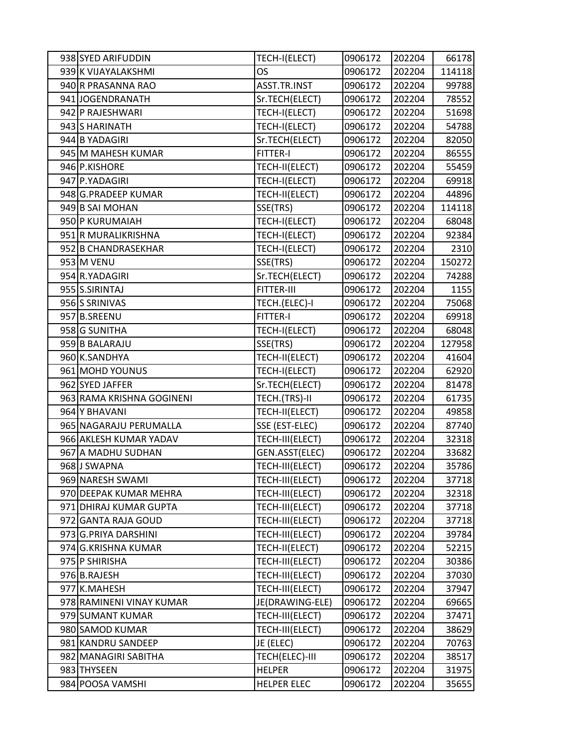| | | | | |
|---|---|---|---|---|
| 938 | SYED ARIFUDDIN | TECH-I(ELECT) | 0906172 | 202204 | 66178 |
| 939 | K VIJAYALAKSHMI | OS | 0906172 | 202204 | 114118 |
| 940 | R PRASANNA RAO | ASST.TR.INST | 0906172 | 202204 | 99788 |
| 941 | JOGENDRANATH | Sr.TECH(ELECT) | 0906172 | 202204 | 78552 |
| 942 | P RAJESHWARI | TECH-I(ELECT) | 0906172 | 202204 | 51698 |
| 943 | S HARINATH | TECH-I(ELECT) | 0906172 | 202204 | 54788 |
| 944 | B YADAGIRI | Sr.TECH(ELECT) | 0906172 | 202204 | 82050 |
| 945 | M MAHESH KUMAR | FITTER-I | 0906172 | 202204 | 86555 |
| 946 | P.KISHORE | TECH-II(ELECT) | 0906172 | 202204 | 55459 |
| 947 | P.YADAGIRI | TECH-I(ELECT) | 0906172 | 202204 | 69918 |
| 948 | G.PRADEEP KUMAR | TECH-II(ELECT) | 0906172 | 202204 | 44896 |
| 949 | B SAI MOHAN | SSE(TRS) | 0906172 | 202204 | 114118 |
| 950 | P KURUMAIAH | TECH-I(ELECT) | 0906172 | 202204 | 68048 |
| 951 | R MURALIKRISHNA | TECH-I(ELECT) | 0906172 | 202204 | 92384 |
| 952 | B CHANDRASEKHAR | TECH-I(ELECT) | 0906172 | 202204 | 2310 |
| 953 | M VENU | SSE(TRS) | 0906172 | 202204 | 150272 |
| 954 | R.YADAGIRI | Sr.TECH(ELECT) | 0906172 | 202204 | 74288 |
| 955 | S.SIRINTAJ | FITTER-III | 0906172 | 202204 | 1155 |
| 956 | S SRINIVAS | TECH.(ELEC)-I | 0906172 | 202204 | 75068 |
| 957 | B.SREENU | FITTER-I | 0906172 | 202204 | 69918 |
| 958 | G SUNITHA | TECH-I(ELECT) | 0906172 | 202204 | 68048 |
| 959 | B BALARAJU | SSE(TRS) | 0906172 | 202204 | 127958 |
| 960 | K.SANDHYA | TECH-II(ELECT) | 0906172 | 202204 | 41604 |
| 961 | MOHD YOUNUS | TECH-I(ELECT) | 0906172 | 202204 | 62920 |
| 962 | SYED JAFFER | Sr.TECH(ELECT) | 0906172 | 202204 | 81478 |
| 963 | RAMA KRISHNA GOGINENI | TECH.(TRS)-II | 0906172 | 202204 | 61735 |
| 964 | Y BHAVANI | TECH-II(ELECT) | 0906172 | 202204 | 49858 |
| 965 | NAGARAJU PERUMALLA | SSE (EST-ELEC) | 0906172 | 202204 | 87740 |
| 966 | AKLESH KUMAR YADAV | TECH-III(ELECT) | 0906172 | 202204 | 32318 |
| 967 | A MADHU SUDHAN | GEN.ASST(ELEC) | 0906172 | 202204 | 33682 |
| 968 | J SWAPNA | TECH-III(ELECT) | 0906172 | 202204 | 35786 |
| 969 | NARESH SWAMI | TECH-III(ELECT) | 0906172 | 202204 | 37718 |
| 970 | DEEPAK KUMAR MEHRA | TECH-III(ELECT) | 0906172 | 202204 | 32318 |
| 971 | DHIRAJ KUMAR GUPTA | TECH-III(ELECT) | 0906172 | 202204 | 37718 |
| 972 | GANTA RAJA GOUD | TECH-III(ELECT) | 0906172 | 202204 | 37718 |
| 973 | G.PRIYA DARSHINI | TECH-III(ELECT) | 0906172 | 202204 | 39784 |
| 974 | G.KRISHNA KUMAR | TECH-II(ELECT) | 0906172 | 202204 | 52215 |
| 975 | P SHIRISHA | TECH-III(ELECT) | 0906172 | 202204 | 30386 |
| 976 | B.RAJESH | TECH-III(ELECT) | 0906172 | 202204 | 37030 |
| 977 | K.MAHESH | TECH-III(ELECT) | 0906172 | 202204 | 37947 |
| 978 | RAMINENI VINAY KUMAR | JE(DRAWING-ELE) | 0906172 | 202204 | 69665 |
| 979 | SUMANT KUMAR | TECH-III(ELECT) | 0906172 | 202204 | 37471 |
| 980 | SAMOD KUMAR | TECH-III(ELECT) | 0906172 | 202204 | 38629 |
| 981 | KANDRU SANDEEP | JE (ELEC) | 0906172 | 202204 | 70763 |
| 982 | MANAGIRI SABITHA | TECH(ELEC)-III | 0906172 | 202204 | 38517 |
| 983 | THYSEEN | HELPER | 0906172 | 202204 | 31975 |
| 984 | POOSA VAMSHI | HELPER ELEC | 0906172 | 202204 | 35655 |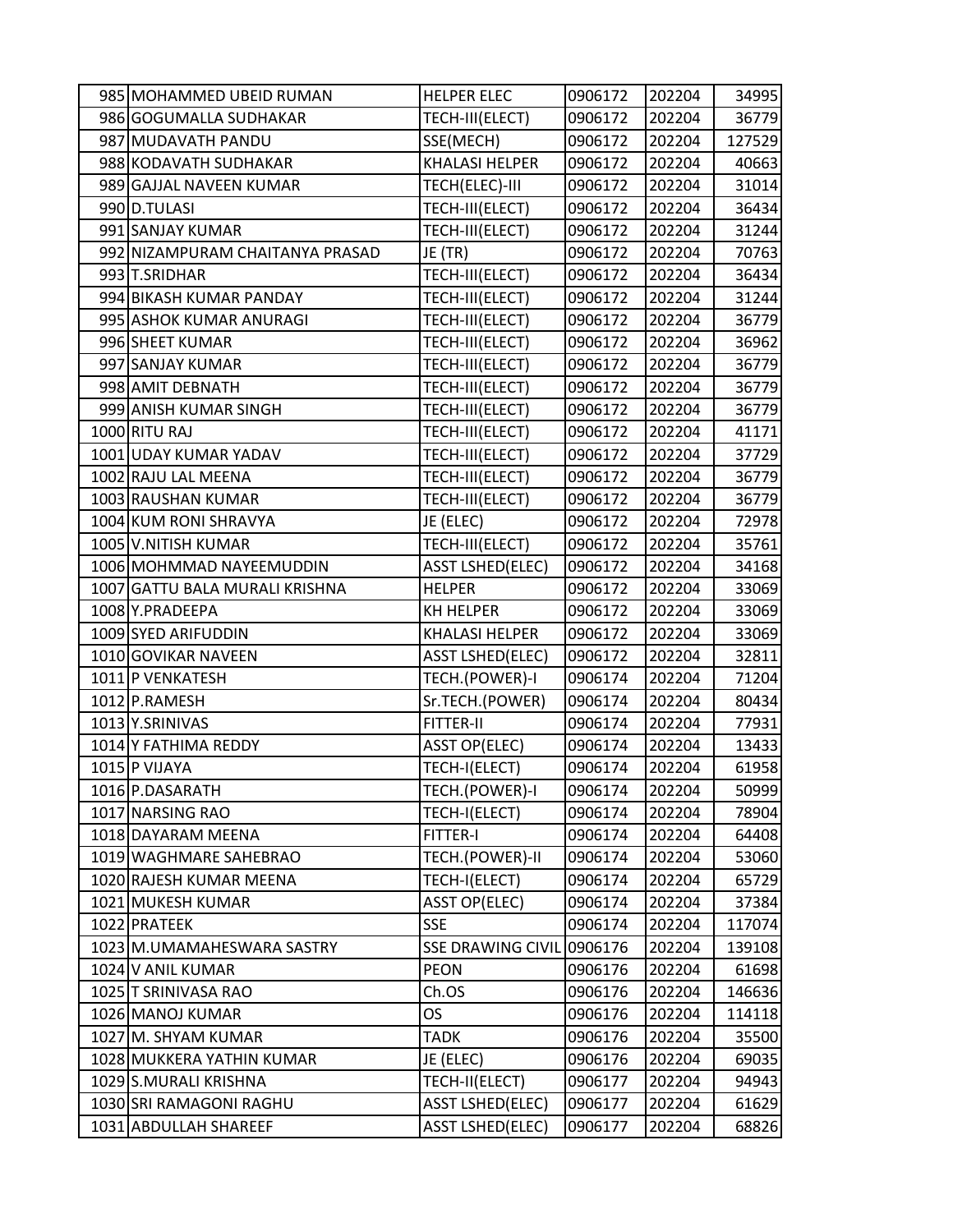| 985 | MOHAMMED UBEID RUMAN | HELPER ELEC | 0906172 | 202204 | 34995 |
|---|---|---|---|---|---|
| 986 | GOGUMALLA SUDHAKAR | TECH-III(ELECT) | 0906172 | 202204 | 36779 |
| 987 | MUDAVATH PANDU | SSE(MECH) | 0906172 | 202204 | 127529 |
| 988 | KODAVATH SUDHAKAR | KHALASI HELPER | 0906172 | 202204 | 40663 |
| 989 | GAJJAL NAVEEN KUMAR | TECH(ELEC)-III | 0906172 | 202204 | 31014 |
| 990 | D.TULASI | TECH-III(ELECT) | 0906172 | 202204 | 36434 |
| 991 | SANJAY KUMAR | TECH-III(ELECT) | 0906172 | 202204 | 31244 |
| 992 | NIZAMPURAM CHAITANYA PRASAD | JE (TR) | 0906172 | 202204 | 70763 |
| 993 | T.SRIDHAR | TECH-III(ELECT) | 0906172 | 202204 | 36434 |
| 994 | BIKASH KUMAR PANDAY | TECH-III(ELECT) | 0906172 | 202204 | 31244 |
| 995 | ASHOK KUMAR ANURAGI | TECH-III(ELECT) | 0906172 | 202204 | 36779 |
| 996 | SHEET KUMAR | TECH-III(ELECT) | 0906172 | 202204 | 36962 |
| 997 | SANJAY KUMAR | TECH-III(ELECT) | 0906172 | 202204 | 36779 |
| 998 | AMIT DEBNATH | TECH-III(ELECT) | 0906172 | 202204 | 36779 |
| 999 | ANISH KUMAR SINGH | TECH-III(ELECT) | 0906172 | 202204 | 36779 |
| 1000 | RITU RAJ | TECH-III(ELECT) | 0906172 | 202204 | 41171 |
| 1001 | UDAY KUMAR YADAV | TECH-III(ELECT) | 0906172 | 202204 | 37729 |
| 1002 | RAJU LAL MEENA | TECH-III(ELECT) | 0906172 | 202204 | 36779 |
| 1003 | RAUSHAN KUMAR | TECH-III(ELECT) | 0906172 | 202204 | 36779 |
| 1004 | KUM RONI SHRAVYA | JE (ELEC) | 0906172 | 202204 | 72978 |
| 1005 | V.NITISH KUMAR | TECH-III(ELECT) | 0906172 | 202204 | 35761 |
| 1006 | MOHMMAD NAYEEMUDDIN | ASST LSHED(ELEC) | 0906172 | 202204 | 34168 |
| 1007 | GATTU BALA MURALI KRISHNA | HELPER | 0906172 | 202204 | 33069 |
| 1008 | Y.PRADEEPA | KH HELPER | 0906172 | 202204 | 33069 |
| 1009 | SYED ARIFUDDIN | KHALASI HELPER | 0906172 | 202204 | 33069 |
| 1010 | GOVIKAR NAVEEN | ASST LSHED(ELEC) | 0906172 | 202204 | 32811 |
| 1011 | P VENKATESH | TECH.(POWER)-I | 0906174 | 202204 | 71204 |
| 1012 | P.RAMESH | Sr.TECH.(POWER) | 0906174 | 202204 | 80434 |
| 1013 | Y.SRINIVAS | FITTER-II | 0906174 | 202204 | 77931 |
| 1014 | Y FATHIMA REDDY | ASST OP(ELEC) | 0906174 | 202204 | 13433 |
| 1015 | P VIJAYA | TECH-I(ELECT) | 0906174 | 202204 | 61958 |
| 1016 | P.DASARATH | TECH.(POWER)-I | 0906174 | 202204 | 50999 |
| 1017 | NARSING RAO | TECH-I(ELECT) | 0906174 | 202204 | 78904 |
| 1018 | DAYARAM MEENA | FITTER-I | 0906174 | 202204 | 64408 |
| 1019 | WAGHMARE SAHEBRAO | TECH.(POWER)-II | 0906174 | 202204 | 53060 |
| 1020 | RAJESH KUMAR MEENA | TECH-I(ELECT) | 0906174 | 202204 | 65729 |
| 1021 | MUKESH KUMAR | ASST OP(ELEC) | 0906174 | 202204 | 37384 |
| 1022 | PRATEEK | SSE | 0906174 | 202204 | 117074 |
| 1023 | M.UMAMAHESWARA SASTRY | SSE DRAWING CIVIL | 0906176 | 202204 | 139108 |
| 1024 | V ANIL KUMAR | PEON | 0906176 | 202204 | 61698 |
| 1025 | T SRINIVASA RAO | Ch.OS | 0906176 | 202204 | 146636 |
| 1026 | MANOJ KUMAR | OS | 0906176 | 202204 | 114118 |
| 1027 | M. SHYAM KUMAR | TADK | 0906176 | 202204 | 35500 |
| 1028 | MUKKERA YATHIN KUMAR | JE (ELEC) | 0906176 | 202204 | 69035 |
| 1029 | S.MURALI KRISHNA | TECH-II(ELECT) | 0906177 | 202204 | 94943 |
| 1030 | SRI RAMAGONI RAGHU | ASST LSHED(ELEC) | 0906177 | 202204 | 61629 |
| 1031 | ABDULLAH SHAREEF | ASST LSHED(ELEC) | 0906177 | 202204 | 68826 |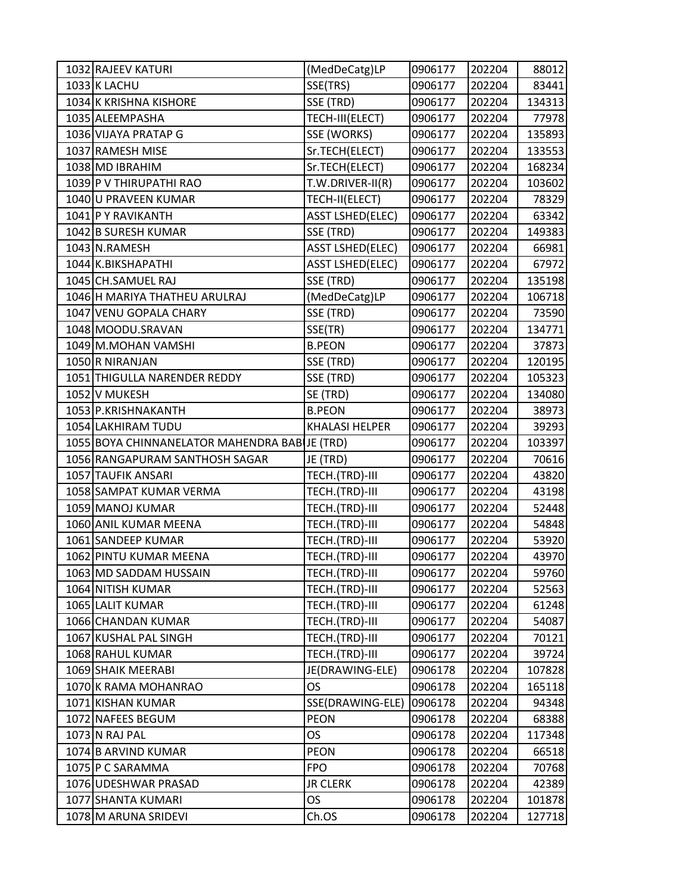| | | | | | |
|---|---|---|---|---|---|
| 1032 | RAJEEV KATURI | (MedDeCatg)LP | 0906177 | 202204 | 88012 |
| 1033 | K LACHU | SSE(TRS) | 0906177 | 202204 | 83441 |
| 1034 | K KRISHNA KISHORE | SSE (TRD) | 0906177 | 202204 | 134313 |
| 1035 | ALEEMPASHA | TECH-III(ELECT) | 0906177 | 202204 | 77978 |
| 1036 | VIJAYA PRATAP G | SSE (WORKS) | 0906177 | 202204 | 135893 |
| 1037 | RAMESH MISE | Sr.TECH(ELECT) | 0906177 | 202204 | 133553 |
| 1038 | MD IBRAHIM | Sr.TECH(ELECT) | 0906177 | 202204 | 168234 |
| 1039 | P V THIRUPATHI RAO | T.W.DRIVER-II(R) | 0906177 | 202204 | 103602 |
| 1040 | U PRAVEEN KUMAR | TECH-II(ELECT) | 0906177 | 202204 | 78329 |
| 1041 | P Y RAVIKANTH | ASST LSHED(ELEC) | 0906177 | 202204 | 63342 |
| 1042 | B SURESH KUMAR | SSE (TRD) | 0906177 | 202204 | 149383 |
| 1043 | N.RAMESH | ASST LSHED(ELEC) | 0906177 | 202204 | 66981 |
| 1044 | K.BIKSHAPATHI | ASST LSHED(ELEC) | 0906177 | 202204 | 67972 |
| 1045 | CH.SAMUEL RAJ | SSE (TRD) | 0906177 | 202204 | 135198 |
| 1046 | H MARIYA THATHEU ARULRAJ | (MedDeCatg)LP | 0906177 | 202204 | 106718 |
| 1047 | VENU GOPALA CHARY | SSE (TRD) | 0906177 | 202204 | 73590 |
| 1048 | MOODU.SRAVAN | SSE(TR) | 0906177 | 202204 | 134771 |
| 1049 | M.MOHAN VAMSHI | B.PEON | 0906177 | 202204 | 37873 |
| 1050 | R NIRANJAN | SSE (TRD) | 0906177 | 202204 | 120195 |
| 1051 | THIGULLA NARENDER REDDY | SSE (TRD) | 0906177 | 202204 | 105323 |
| 1052 | V MUKESH | SE (TRD) | 0906177 | 202204 | 134080 |
| 1053 | P.KRISHNAKANTH | B.PEON | 0906177 | 202204 | 38973 |
| 1054 | LAKHIRAM TUDU | KHALASI HELPER | 0906177 | 202204 | 39293 |
| 1055 | BOYA CHINNANELATOR MAHENDRA BAB | JE (TRD) | 0906177 | 202204 | 103397 |
| 1056 | RANGAPURAM SANTHOSH SAGAR | JE (TRD) | 0906177 | 202204 | 70616 |
| 1057 | TAUFIK ANSARI | TECH.(TRD)-III | 0906177 | 202204 | 43820 |
| 1058 | SAMPAT KUMAR VERMA | TECH.(TRD)-III | 0906177 | 202204 | 43198 |
| 1059 | MANOJ KUMAR | TECH.(TRD)-III | 0906177 | 202204 | 52448 |
| 1060 | ANIL KUMAR MEENA | TECH.(TRD)-III | 0906177 | 202204 | 54848 |
| 1061 | SANDEEP KUMAR | TECH.(TRD)-III | 0906177 | 202204 | 53920 |
| 1062 | PINTU KUMAR MEENA | TECH.(TRD)-III | 0906177 | 202204 | 43970 |
| 1063 | MD SADDAM HUSSAIN | TECH.(TRD)-III | 0906177 | 202204 | 59760 |
| 1064 | NITISH KUMAR | TECH.(TRD)-III | 0906177 | 202204 | 52563 |
| 1065 | LALIT KUMAR | TECH.(TRD)-III | 0906177 | 202204 | 61248 |
| 1066 | CHANDAN KUMAR | TECH.(TRD)-III | 0906177 | 202204 | 54087 |
| 1067 | KUSHAL PAL SINGH | TECH.(TRD)-III | 0906177 | 202204 | 70121 |
| 1068 | RAHUL KUMAR | TECH.(TRD)-III | 0906177 | 202204 | 39724 |
| 1069 | SHAIK MEERABI | JE(DRAWING-ELE) | 0906178 | 202204 | 107828 |
| 1070 | K RAMA MOHANRAO | OS | 0906178 | 202204 | 165118 |
| 1071 | KISHAN KUMAR | SSE(DRAWING-ELE) | 0906178 | 202204 | 94348 |
| 1072 | NAFEES BEGUM | PEON | 0906178 | 202204 | 68388 |
| 1073 | N RAJ PAL | OS | 0906178 | 202204 | 117348 |
| 1074 | B ARVIND KUMAR | PEON | 0906178 | 202204 | 66518 |
| 1075 | P C SARAMMA | FPO | 0906178 | 202204 | 70768 |
| 1076 | UDESHWAR PRASAD | JR CLERK | 0906178 | 202204 | 42389 |
| 1077 | SHANTA KUMARI | OS | 0906178 | 202204 | 101878 |
| 1078 | M ARUNA SRIDEVI | Ch.OS | 0906178 | 202204 | 127718 |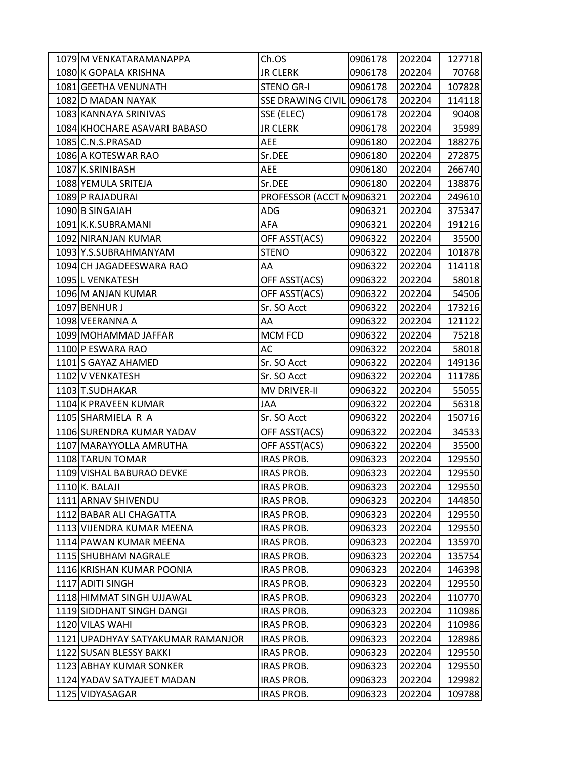| | | | | | |
|---|---|---|---|---|---|
| 1079 | M VENKATARAMANAPPA | Ch.OS | 0906178 | 202204 | 127718 |
| 1080 | K GOPALA KRISHNA | JR CLERK | 0906178 | 202204 | 70768 |
| 1081 | GEETHA VENUNATH | STENO GR-I | 0906178 | 202204 | 107828 |
| 1082 | D MADAN NAYAK | SSE DRAWING CIVIL | 0906178 | 202204 | 114118 |
| 1083 | KANNAYA SRINIVAS | SSE (ELEC) | 0906178 | 202204 | 90408 |
| 1084 | KHOCHARE ASAVARI BABASO | JR CLERK | 0906178 | 202204 | 35989 |
| 1085 | C.N.S.PRASAD | AEE | 0906180 | 202204 | 188276 |
| 1086 | A KOTESWAR RAO | Sr.DEE | 0906180 | 202204 | 272875 |
| 1087 | K.SRINIBASH | AEE | 0906180 | 202204 | 266740 |
| 1088 | YEMULA SRITEJA | Sr.DEE | 0906180 | 202204 | 138876 |
| 1089 | P RAJADURAI | PROFESSOR (ACCT M | 0906321 | 202204 | 249610 |
| 1090 | B SINGAIAH | ADG | 0906321 | 202204 | 375347 |
| 1091 | K.K.SUBRAMANI | AFA | 0906321 | 202204 | 191216 |
| 1092 | NIRANJAN KUMAR | OFF ASST(ACS) | 0906322 | 202204 | 35500 |
| 1093 | Y.S.SUBRAHMANYAM | STENO | 0906322 | 202204 | 101878 |
| 1094 | CH JAGADEESWARA RAO | AA | 0906322 | 202204 | 114118 |
| 1095 | L VENKATESH | OFF ASST(ACS) | 0906322 | 202204 | 58018 |
| 1096 | M ANJAN KUMAR | OFF ASST(ACS) | 0906322 | 202204 | 54506 |
| 1097 | BENHUR J | Sr. SO Acct | 0906322 | 202204 | 173216 |
| 1098 | VEERANNA A | AA | 0906322 | 202204 | 121122 |
| 1099 | MOHAMMAD JAFFAR | MCM FCD | 0906322 | 202204 | 75218 |
| 1100 | P ESWARA RAO | AC | 0906322 | 202204 | 58018 |
| 1101 | S GAYAZ AHAMED | Sr. SO Acct | 0906322 | 202204 | 149136 |
| 1102 | V VENKATESH | Sr. SO Acct | 0906322 | 202204 | 111786 |
| 1103 | T.SUDHAKAR | MV DRIVER-II | 0906322 | 202204 | 55055 |
| 1104 | K PRAVEEN KUMAR | JAA | 0906322 | 202204 | 56318 |
| 1105 | SHARMIELA R A | Sr. SO Acct | 0906322 | 202204 | 150716 |
| 1106 | SURENDRA KUMAR YADAV | OFF ASST(ACS) | 0906322 | 202204 | 34533 |
| 1107 | MARAYYOLLA AMRUTHA | OFF ASST(ACS) | 0906322 | 202204 | 35500 |
| 1108 | TARUN TOMAR | IRAS PROB. | 0906323 | 202204 | 129550 |
| 1109 | VISHAL BABURAO DEVKE | IRAS PROB. | 0906323 | 202204 | 129550 |
| 1110 | K. BALAJI | IRAS PROB. | 0906323 | 202204 | 129550 |
| 1111 | ARNAV SHIVENDU | IRAS PROB. | 0906323 | 202204 | 144850 |
| 1112 | BABAR ALI CHAGATTA | IRAS PROB. | 0906323 | 202204 | 129550 |
| 1113 | VIJENDRA KUMAR MEENA | IRAS PROB. | 0906323 | 202204 | 129550 |
| 1114 | PAWAN KUMAR MEENA | IRAS PROB. | 0906323 | 202204 | 135970 |
| 1115 | SHUBHAM NAGRALE | IRAS PROB. | 0906323 | 202204 | 135754 |
| 1116 | KRISHAN KUMAR POONIA | IRAS PROB. | 0906323 | 202204 | 146398 |
| 1117 | ADITI SINGH | IRAS PROB. | 0906323 | 202204 | 129550 |
| 1118 | HIMMAT SINGH UJJAWAL | IRAS PROB. | 0906323 | 202204 | 110770 |
| 1119 | SIDDHANT SINGH DANGI | IRAS PROB. | 0906323 | 202204 | 110986 |
| 1120 | VILAS WAHI | IRAS PROB. | 0906323 | 202204 | 110986 |
| 1121 | UPADHYAY SATYAKUMAR RAMANJOR | IRAS PROB. | 0906323 | 202204 | 128986 |
| 1122 | SUSAN BLESSY BAKKI | IRAS PROB. | 0906323 | 202204 | 129550 |
| 1123 | ABHAY KUMAR SONKER | IRAS PROB. | 0906323 | 202204 | 129550 |
| 1124 | YADAV SATYAJEET MADAN | IRAS PROB. | 0906323 | 202204 | 129982 |
| 1125 | VIDYASAGAR | IRAS PROB. | 0906323 | 202204 | 109788 |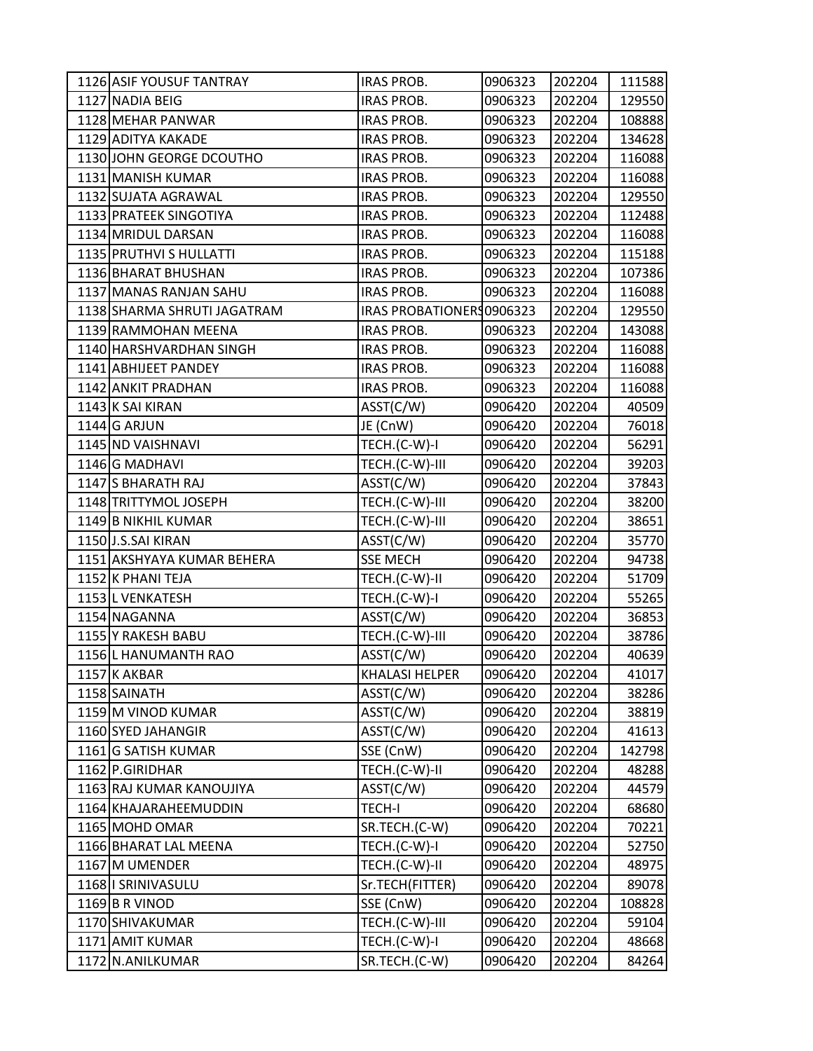| | | | | | |
|---|---|---|---|---|---|
| 1126 | ASIF YOUSUF TANTRAY | IRAS PROB. | 0906323 | 202204 | 111588 |
| 1127 | NADIA BEIG | IRAS PROB. | 0906323 | 202204 | 129550 |
| 1128 | MEHAR PANWAR | IRAS PROB. | 0906323 | 202204 | 108888 |
| 1129 | ADITYA KAKADE | IRAS PROB. | 0906323 | 202204 | 134628 |
| 1130 | JOHN GEORGE DCOUTHO | IRAS PROB. | 0906323 | 202204 | 116088 |
| 1131 | MANISH KUMAR | IRAS PROB. | 0906323 | 202204 | 116088 |
| 1132 | SUJATA AGRAWAL | IRAS PROB. | 0906323 | 202204 | 129550 |
| 1133 | PRATEEK SINGOTIYA | IRAS PROB. | 0906323 | 202204 | 112488 |
| 1134 | MRIDUL DARSAN | IRAS PROB. | 0906323 | 202204 | 116088 |
| 1135 | PRUTHVI S HULLATTI | IRAS PROB. | 0906323 | 202204 | 115188 |
| 1136 | BHARAT BHUSHAN | IRAS PROB. | 0906323 | 202204 | 107386 |
| 1137 | MANAS RANJAN SAHU | IRAS PROB. | 0906323 | 202204 | 116088 |
| 1138 | SHARMA SHRUTI JAGATRAM | IRAS PROBATIONERS | 0906323 | 202204 | 129550 |
| 1139 | RAMMOHAN MEENA | IRAS PROB. | 0906323 | 202204 | 143088 |
| 1140 | HARSHVARDHAN SINGH | IRAS PROB. | 0906323 | 202204 | 116088 |
| 1141 | ABHIJEET PANDEY | IRAS PROB. | 0906323 | 202204 | 116088 |
| 1142 | ANKIT PRADHAN | IRAS PROB. | 0906323 | 202204 | 116088 |
| 1143 | K SAI KIRAN | ASST(C/W) | 0906420 | 202204 | 40509 |
| 1144 | G ARJUN | JE (CnW) | 0906420 | 202204 | 76018 |
| 1145 | ND VAISHNAVI | TECH.(C-W)-I | 0906420 | 202204 | 56291 |
| 1146 | G MADHAVI | TECH.(C-W)-III | 0906420 | 202204 | 39203 |
| 1147 | S BHARATH RAJ | ASST(C/W) | 0906420 | 202204 | 37843 |
| 1148 | TRITTYMOL JOSEPH | TECH.(C-W)-III | 0906420 | 202204 | 38200 |
| 1149 | B NIKHIL KUMAR | TECH.(C-W)-III | 0906420 | 202204 | 38651 |
| 1150 | J.S.SAI KIRAN | ASST(C/W) | 0906420 | 202204 | 35770 |
| 1151 | AKSHYAYA KUMAR BEHERA | SSE MECH | 0906420 | 202204 | 94738 |
| 1152 | K PHANI TEJA | TECH.(C-W)-II | 0906420 | 202204 | 51709 |
| 1153 | L VENKATESH | TECH.(C-W)-I | 0906420 | 202204 | 55265 |
| 1154 | NAGANNA | ASST(C/W) | 0906420 | 202204 | 36853 |
| 1155 | Y RAKESH BABU | TECH.(C-W)-III | 0906420 | 202204 | 38786 |
| 1156 | L HANUMANTH RAO | ASST(C/W) | 0906420 | 202204 | 40639 |
| 1157 | K AKBAR | KHALASI HELPER | 0906420 | 202204 | 41017 |
| 1158 | SAINATH | ASST(C/W) | 0906420 | 202204 | 38286 |
| 1159 | M VINOD KUMAR | ASST(C/W) | 0906420 | 202204 | 38819 |
| 1160 | SYED JAHANGIR | ASST(C/W) | 0906420 | 202204 | 41613 |
| 1161 | G SATISH KUMAR | SSE (CnW) | 0906420 | 202204 | 142798 |
| 1162 | P.GIRIDHAR | TECH.(C-W)-II | 0906420 | 202204 | 48288 |
| 1163 | RAJ KUMAR KANOUJIYA | ASST(C/W) | 0906420 | 202204 | 44579 |
| 1164 | KHAJARAHEEMUDDIN | TECH-I | 0906420 | 202204 | 68680 |
| 1165 | MOHD OMAR | SR.TECH.(C-W) | 0906420 | 202204 | 70221 |
| 1166 | BHARAT LAL MEENA | TECH.(C-W)-I | 0906420 | 202204 | 52750 |
| 1167 | M UMENDER | TECH.(C-W)-II | 0906420 | 202204 | 48975 |
| 1168 | I SRINIVASULU | Sr.TECH(FITTER) | 0906420 | 202204 | 89078 |
| 1169 | B R VINOD | SSE (CnW) | 0906420 | 202204 | 108828 |
| 1170 | SHIVAKUMAR | TECH.(C-W)-III | 0906420 | 202204 | 59104 |
| 1171 | AMIT KUMAR | TECH.(C-W)-I | 0906420 | 202204 | 48668 |
| 1172 | N.ANILKUMAR | SR.TECH.(C-W) | 0906420 | 202204 | 84264 |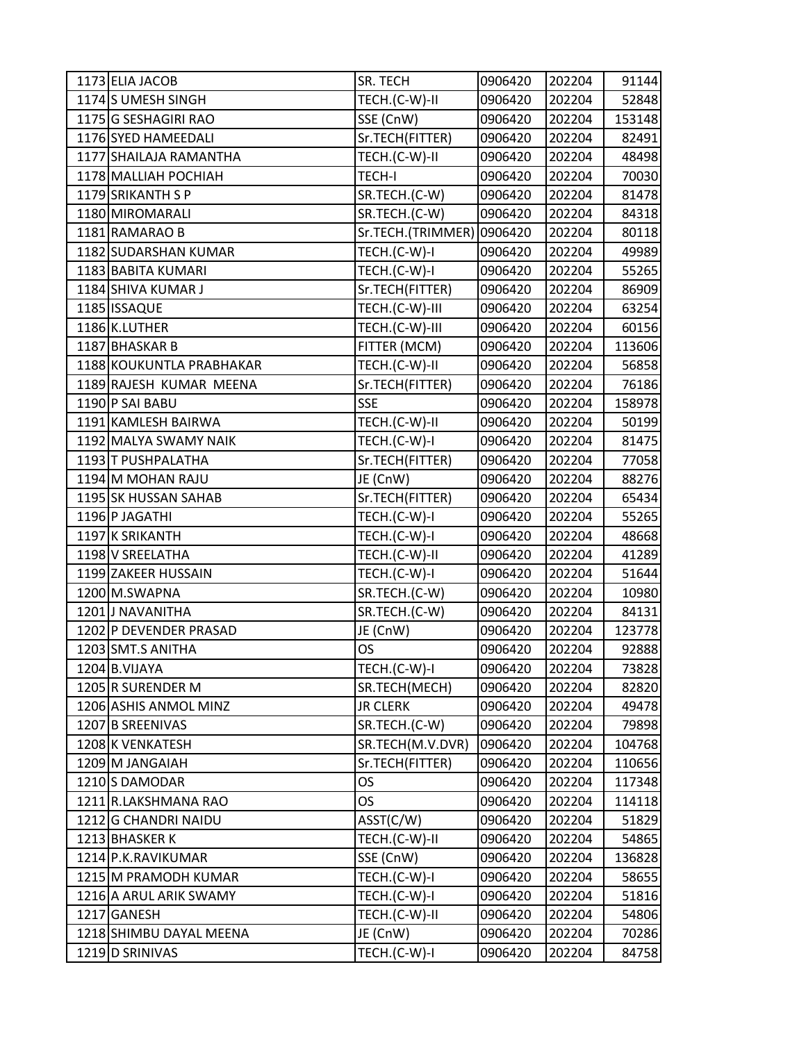| | | | | | |
|---|---|---|---|---|---|
| 1173 | ELIA JACOB | SR. TECH | 0906420 | 202204 | 91144 |
| 1174 | S UMESH SINGH | TECH.(C-W)-II | 0906420 | 202204 | 52848 |
| 1175 | G SESHAGIRI RAO | SSE (CnW) | 0906420 | 202204 | 153148 |
| 1176 | SYED HAMEEDALI | Sr.TECH(FITTER) | 0906420 | 202204 | 82491 |
| 1177 | SHAILAJA RAMANTHA | TECH.(C-W)-II | 0906420 | 202204 | 48498 |
| 1178 | MALLIAH POCHIAH | TECH-I | 0906420 | 202204 | 70030 |
| 1179 | SRIKANTH S P | SR.TECH.(C-W) | 0906420 | 202204 | 81478 |
| 1180 | MIROMARALI | SR.TECH.(C-W) | 0906420 | 202204 | 84318 |
| 1181 | RAMARAO B | Sr.TECH.(TRIMMER) | 0906420 | 202204 | 80118 |
| 1182 | SUDARSHAN KUMAR | TECH.(C-W)-I | 0906420 | 202204 | 49989 |
| 1183 | BABITA KUMARI | TECH.(C-W)-I | 0906420 | 202204 | 55265 |
| 1184 | SHIVA KUMAR J | Sr.TECH(FITTER) | 0906420 | 202204 | 86909 |
| 1185 | ISSAQUE | TECH.(C-W)-III | 0906420 | 202204 | 63254 |
| 1186 | K.LUTHER | TECH.(C-W)-III | 0906420 | 202204 | 60156 |
| 1187 | BHASKAR B | FITTER (MCM) | 0906420 | 202204 | 113606 |
| 1188 | KOUKUNTLA PRABHAKAR | TECH.(C-W)-II | 0906420 | 202204 | 56858 |
| 1189 | RAJESH KUMAR MEENA | Sr.TECH(FITTER) | 0906420 | 202204 | 76186 |
| 1190 | P SAI BABU | SSE | 0906420 | 202204 | 158978 |
| 1191 | KAMLESH BAIRWA | TECH.(C-W)-II | 0906420 | 202204 | 50199 |
| 1192 | MALYA SWAMY NAIK | TECH.(C-W)-I | 0906420 | 202204 | 81475 |
| 1193 | T PUSHPALATHA | Sr.TECH(FITTER) | 0906420 | 202204 | 77058 |
| 1194 | M MOHAN RAJU | JE (CnW) | 0906420 | 202204 | 88276 |
| 1195 | SK HUSSAN SAHAB | Sr.TECH(FITTER) | 0906420 | 202204 | 65434 |
| 1196 | P JAGATHI | TECH.(C-W)-I | 0906420 | 202204 | 55265 |
| 1197 | K SRIKANTH | TECH.(C-W)-I | 0906420 | 202204 | 48668 |
| 1198 | V SREELATHA | TECH.(C-W)-II | 0906420 | 202204 | 41289 |
| 1199 | ZAKEER HUSSAIN | TECH.(C-W)-I | 0906420 | 202204 | 51644 |
| 1200 | M.SWAPNA | SR.TECH.(C-W) | 0906420 | 202204 | 10980 |
| 1201 | J NAVANITHA | SR.TECH.(C-W) | 0906420 | 202204 | 84131 |
| 1202 | P DEVENDER PRASAD | JE (CnW) | 0906420 | 202204 | 123778 |
| 1203 | SMT.S ANITHA | OS | 0906420 | 202204 | 92888 |
| 1204 | B.VIJAYA | TECH.(C-W)-I | 0906420 | 202204 | 73828 |
| 1205 | R SURENDER M | SR.TECH(MECH) | 0906420 | 202204 | 82820 |
| 1206 | ASHIS ANMOL MINZ | JR CLERK | 0906420 | 202204 | 49478 |
| 1207 | B SREENIVAS | SR.TECH.(C-W) | 0906420 | 202204 | 79898 |
| 1208 | K VENKATESH | SR.TECH(M.V.DVR) | 0906420 | 202204 | 104768 |
| 1209 | M JANGAIAH | Sr.TECH(FITTER) | 0906420 | 202204 | 110656 |
| 1210 | S DAMODAR | OS | 0906420 | 202204 | 117348 |
| 1211 | R.LAKSHMANA RAO | OS | 0906420 | 202204 | 114118 |
| 1212 | G CHANDRI NAIDU | ASST(C/W) | 0906420 | 202204 | 51829 |
| 1213 | BHASKER K | TECH.(C-W)-II | 0906420 | 202204 | 54865 |
| 1214 | P.K.RAVIKUMAR | SSE (CnW) | 0906420 | 202204 | 136828 |
| 1215 | M PRAMODH KUMAR | TECH.(C-W)-I | 0906420 | 202204 | 58655 |
| 1216 | A ARUL ARIK SWAMY | TECH.(C-W)-I | 0906420 | 202204 | 51816 |
| 1217 | GANESH | TECH.(C-W)-II | 0906420 | 202204 | 54806 |
| 1218 | SHIMBU DAYAL MEENA | JE (CnW) | 0906420 | 202204 | 70286 |
| 1219 | D SRINIVAS | TECH.(C-W)-I | 0906420 | 202204 | 84758 |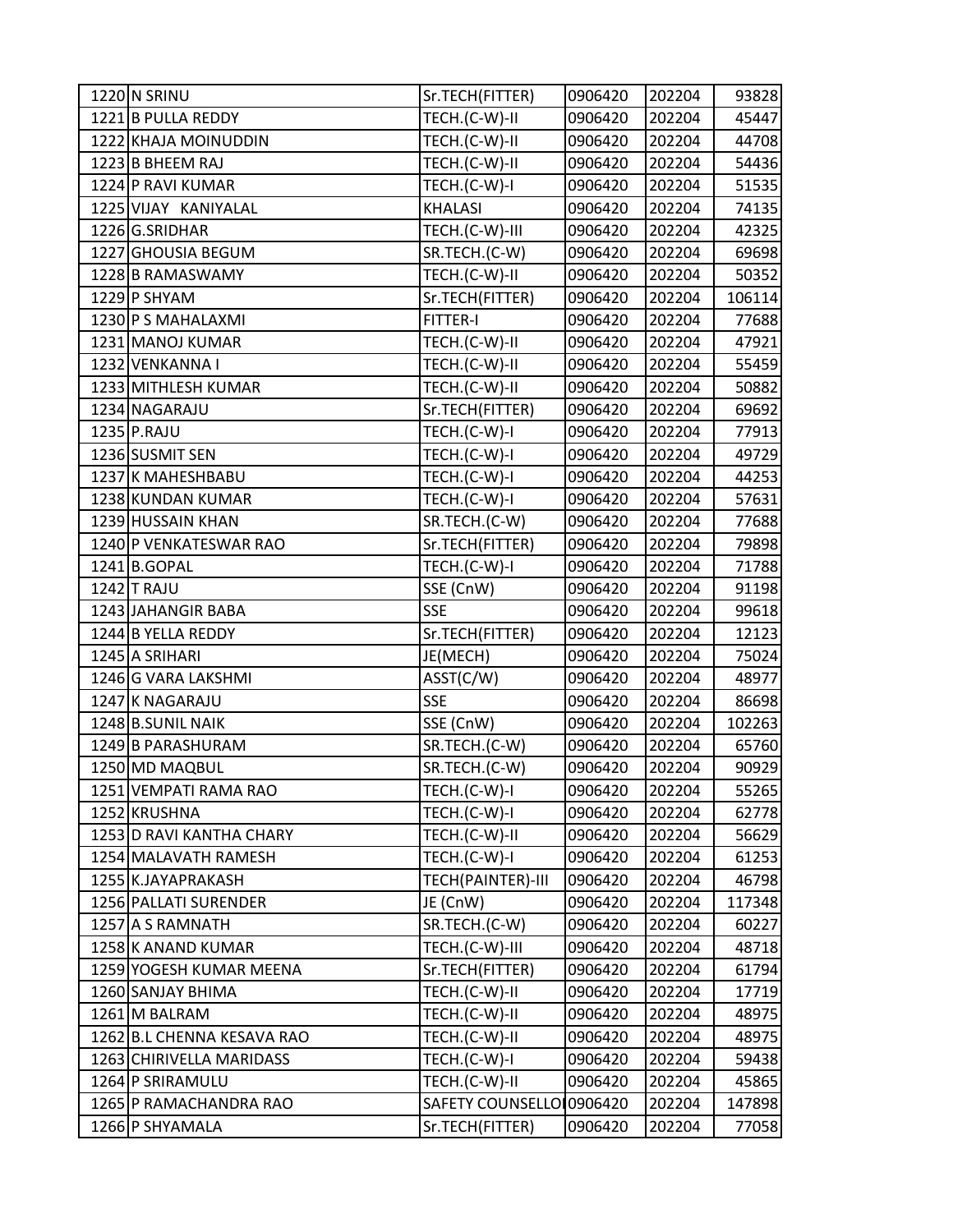| | | | | | |
|---|---|---|---|---|---|
| 1220 | N SRINU | Sr.TECH(FITTER) | 0906420 | 202204 | 93828 |
| 1221 | B PULLA REDDY | TECH.(C-W)-II | 0906420 | 202204 | 45447 |
| 1222 | KHAJA MOINUDDIN | TECH.(C-W)-II | 0906420 | 202204 | 44708 |
| 1223 | B BHEEM RAJ | TECH.(C-W)-II | 0906420 | 202204 | 54436 |
| 1224 | P RAVI KUMAR | TECH.(C-W)-I | 0906420 | 202204 | 51535 |
| 1225 | VIJAY KANIYALAL | KHALASI | 0906420 | 202204 | 74135 |
| 1226 | G.SRIDHAR | TECH.(C-W)-III | 0906420 | 202204 | 42325 |
| 1227 | GHOUSIA BEGUM | SR.TECH.(C-W) | 0906420 | 202204 | 69698 |
| 1228 | B RAMASWAMY | TECH.(C-W)-II | 0906420 | 202204 | 50352 |
| 1229 | P SHYAM | Sr.TECH(FITTER) | 0906420 | 202204 | 106114 |
| 1230 | P S MAHALAXMI | FITTER-I | 0906420 | 202204 | 77688 |
| 1231 | MANOJ KUMAR | TECH.(C-W)-II | 0906420 | 202204 | 47921 |
| 1232 | VENKANNA I | TECH.(C-W)-II | 0906420 | 202204 | 55459 |
| 1233 | MITHLESH KUMAR | TECH.(C-W)-II | 0906420 | 202204 | 50882 |
| 1234 | NAGARAJU | Sr.TECH(FITTER) | 0906420 | 202204 | 69692 |
| 1235 | P.RAJU | TECH.(C-W)-I | 0906420 | 202204 | 77913 |
| 1236 | SUSMIT SEN | TECH.(C-W)-I | 0906420 | 202204 | 49729 |
| 1237 | K MAHESHBABU | TECH.(C-W)-I | 0906420 | 202204 | 44253 |
| 1238 | KUNDAN KUMAR | TECH.(C-W)-I | 0906420 | 202204 | 57631 |
| 1239 | HUSSAIN KHAN | SR.TECH.(C-W) | 0906420 | 202204 | 77688 |
| 1240 | P VENKATESWAR RAO | Sr.TECH(FITTER) | 0906420 | 202204 | 79898 |
| 1241 | B.GOPAL | TECH.(C-W)-I | 0906420 | 202204 | 71788 |
| 1242 | T RAJU | SSE (CnW) | 0906420 | 202204 | 91198 |
| 1243 | JAHANGIR BABA | SSE | 0906420 | 202204 | 99618 |
| 1244 | B YELLA REDDY | Sr.TECH(FITTER) | 0906420 | 202204 | 12123 |
| 1245 | A SRIHARI | JE(MECH) | 0906420 | 202204 | 75024 |
| 1246 | G VARA LAKSHMI | ASST(C/W) | 0906420 | 202204 | 48977 |
| 1247 | K NAGARAJU | SSE | 0906420 | 202204 | 86698 |
| 1248 | B.SUNIL NAIK | SSE (CnW) | 0906420 | 202204 | 102263 |
| 1249 | B PARASHURAM | SR.TECH.(C-W) | 0906420 | 202204 | 65760 |
| 1250 | MD MAQBUL | SR.TECH.(C-W) | 0906420 | 202204 | 90929 |
| 1251 | VEMPATI RAMA RAO | TECH.(C-W)-I | 0906420 | 202204 | 55265 |
| 1252 | KRUSHNA | TECH.(C-W)-I | 0906420 | 202204 | 62778 |
| 1253 | D RAVI KANTHA CHARY | TECH.(C-W)-II | 0906420 | 202204 | 56629 |
| 1254 | MALAVATH RAMESH | TECH.(C-W)-I | 0906420 | 202204 | 61253 |
| 1255 | K.JAYAPRAKASH | TECH(PAINTER)-III | 0906420 | 202204 | 46798 |
| 1256 | PALLATI SURENDER | JE (CnW) | 0906420 | 202204 | 117348 |
| 1257 | A S RAMNATH | SR.TECH.(C-W) | 0906420 | 202204 | 60227 |
| 1258 | K ANAND KUMAR | TECH.(C-W)-III | 0906420 | 202204 | 48718 |
| 1259 | YOGESH KUMAR MEENA | Sr.TECH(FITTER) | 0906420 | 202204 | 61794 |
| 1260 | SANJAY BHIMA | TECH.(C-W)-II | 0906420 | 202204 | 17719 |
| 1261 | M BALRAM | TECH.(C-W)-II | 0906420 | 202204 | 48975 |
| 1262 | B.L CHENNA KESAVA RAO | TECH.(C-W)-II | 0906420 | 202204 | 48975 |
| 1263 | CHIRIVELLA MARIDASS | TECH.(C-W)-I | 0906420 | 202204 | 59438 |
| 1264 | P SRIRAMULU | TECH.(C-W)-II | 0906420 | 202204 | 45865 |
| 1265 | P RAMACHANDRA RAO | SAFETY COUNSELLOI | 0906420 | 202204 | 147898 |
| 1266 | P SHYAMALA | Sr.TECH(FITTER) | 0906420 | 202204 | 77058 |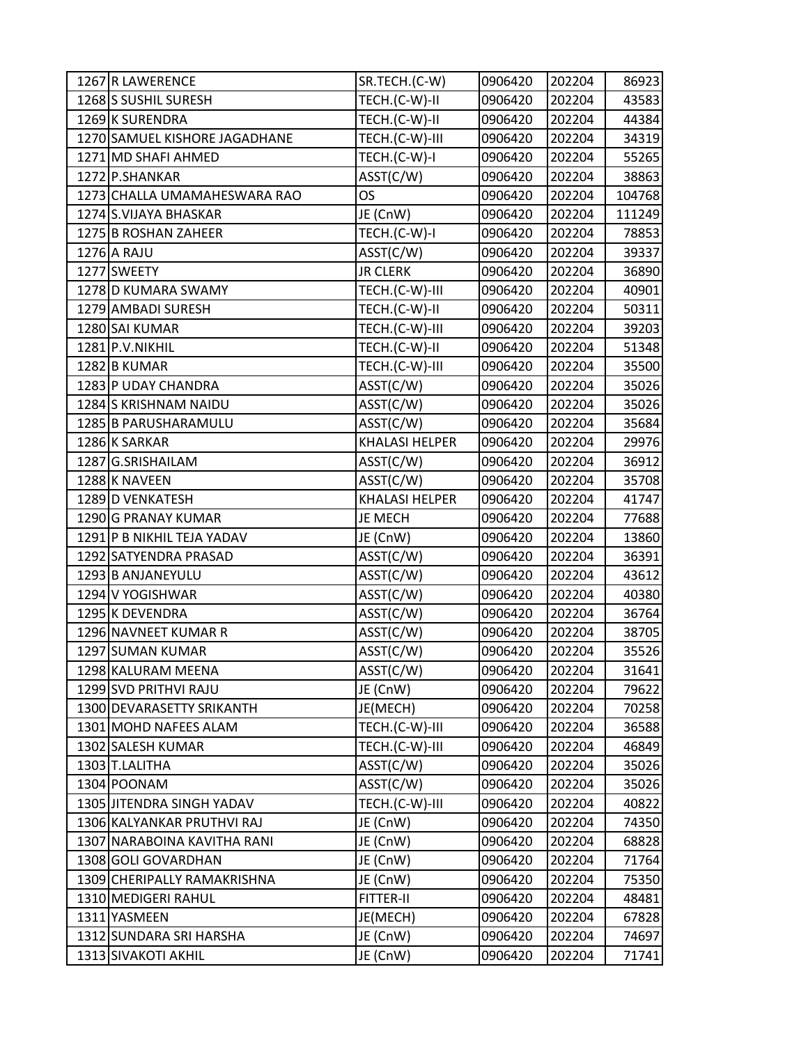| | | | | | |
|---|---|---|---|---|---|
| 1267 | R LAWERENCE | SR.TECH.(C-W) | 0906420 | 202204 | 86923 |
| 1268 | S SUSHIL SURESH | TECH.(C-W)-II | 0906420 | 202204 | 43583 |
| 1269 | K SURENDRA | TECH.(C-W)-II | 0906420 | 202204 | 44384 |
| 1270 | SAMUEL KISHORE JAGADHANE | TECH.(C-W)-III | 0906420 | 202204 | 34319 |
| 1271 | MD SHAFI AHMED | TECH.(C-W)-I | 0906420 | 202204 | 55265 |
| 1272 | P.SHANKAR | ASST(C/W) | 0906420 | 202204 | 38863 |
| 1273 | CHALLA UMAMAHESWARA RAO | OS | 0906420 | 202204 | 104768 |
| 1274 | S.VIJAYA BHASKAR | JE (CnW) | 0906420 | 202204 | 111249 |
| 1275 | B ROSHAN ZAHEER | TECH.(C-W)-I | 0906420 | 202204 | 78853 |
| 1276 | A RAJU | ASST(C/W) | 0906420 | 202204 | 39337 |
| 1277 | SWEETY | JR CLERK | 0906420 | 202204 | 36890 |
| 1278 | D KUMARA SWAMY | TECH.(C-W)-III | 0906420 | 202204 | 40901 |
| 1279 | AMBADI SURESH | TECH.(C-W)-II | 0906420 | 202204 | 50311 |
| 1280 | SAI KUMAR | TECH.(C-W)-III | 0906420 | 202204 | 39203 |
| 1281 | P.V.NIKHIL | TECH.(C-W)-II | 0906420 | 202204 | 51348 |
| 1282 | B KUMAR | TECH.(C-W)-III | 0906420 | 202204 | 35500 |
| 1283 | P UDAY CHANDRA | ASST(C/W) | 0906420 | 202204 | 35026 |
| 1284 | S KRISHNAM NAIDU | ASST(C/W) | 0906420 | 202204 | 35026 |
| 1285 | B PARUSHARAMULU | ASST(C/W) | 0906420 | 202204 | 35684 |
| 1286 | K SARKAR | KHALASI HELPER | 0906420 | 202204 | 29976 |
| 1287 | G.SRISHAILAM | ASST(C/W) | 0906420 | 202204 | 36912 |
| 1288 | K NAVEEN | ASST(C/W) | 0906420 | 202204 | 35708 |
| 1289 | D VENKATESH | KHALASI HELPER | 0906420 | 202204 | 41747 |
| 1290 | G PRANAY KUMAR | JE MECH | 0906420 | 202204 | 77688 |
| 1291 | P B NIKHIL TEJA YADAV | JE (CnW) | 0906420 | 202204 | 13860 |
| 1292 | SATYENDRA PRASAD | ASST(C/W) | 0906420 | 202204 | 36391 |
| 1293 | B ANJANEYULU | ASST(C/W) | 0906420 | 202204 | 43612 |
| 1294 | V YOGISHWAR | ASST(C/W) | 0906420 | 202204 | 40380 |
| 1295 | K DEVENDRA | ASST(C/W) | 0906420 | 202204 | 36764 |
| 1296 | NAVNEET KUMAR R | ASST(C/W) | 0906420 | 202204 | 38705 |
| 1297 | SUMAN KUMAR | ASST(C/W) | 0906420 | 202204 | 35526 |
| 1298 | KALURAM MEENA | ASST(C/W) | 0906420 | 202204 | 31641 |
| 1299 | SVD PRITHVI RAJU | JE (CnW) | 0906420 | 202204 | 79622 |
| 1300 | DEVARASETTY SRIKANTH | JE(MECH) | 0906420 | 202204 | 70258 |
| 1301 | MOHD NAFEES ALAM | TECH.(C-W)-III | 0906420 | 202204 | 36588 |
| 1302 | SALESH KUMAR | TECH.(C-W)-III | 0906420 | 202204 | 46849 |
| 1303 | T.LALITHA | ASST(C/W) | 0906420 | 202204 | 35026 |
| 1304 | POONAM | ASST(C/W) | 0906420 | 202204 | 35026 |
| 1305 | JITENDRA SINGH YADAV | TECH.(C-W)-III | 0906420 | 202204 | 40822 |
| 1306 | KALYANKAR PRUTHVI RAJ | JE (CnW) | 0906420 | 202204 | 74350 |
| 1307 | NARABOINA KAVITHA RANI | JE (CnW) | 0906420 | 202204 | 68828 |
| 1308 | GOLI GOVARDHAN | JE (CnW) | 0906420 | 202204 | 71764 |
| 1309 | CHERIPALLY RAMAKRISHNA | JE (CnW) | 0906420 | 202204 | 75350 |
| 1310 | MEDIGERI RAHUL | FITTER-II | 0906420 | 202204 | 48481 |
| 1311 | YASMEEN | JE(MECH) | 0906420 | 202204 | 67828 |
| 1312 | SUNDARA SRI HARSHA | JE (CnW) | 0906420 | 202204 | 74697 |
| 1313 | SIVAKOTI AKHIL | JE (CnW) | 0906420 | 202204 | 71741 |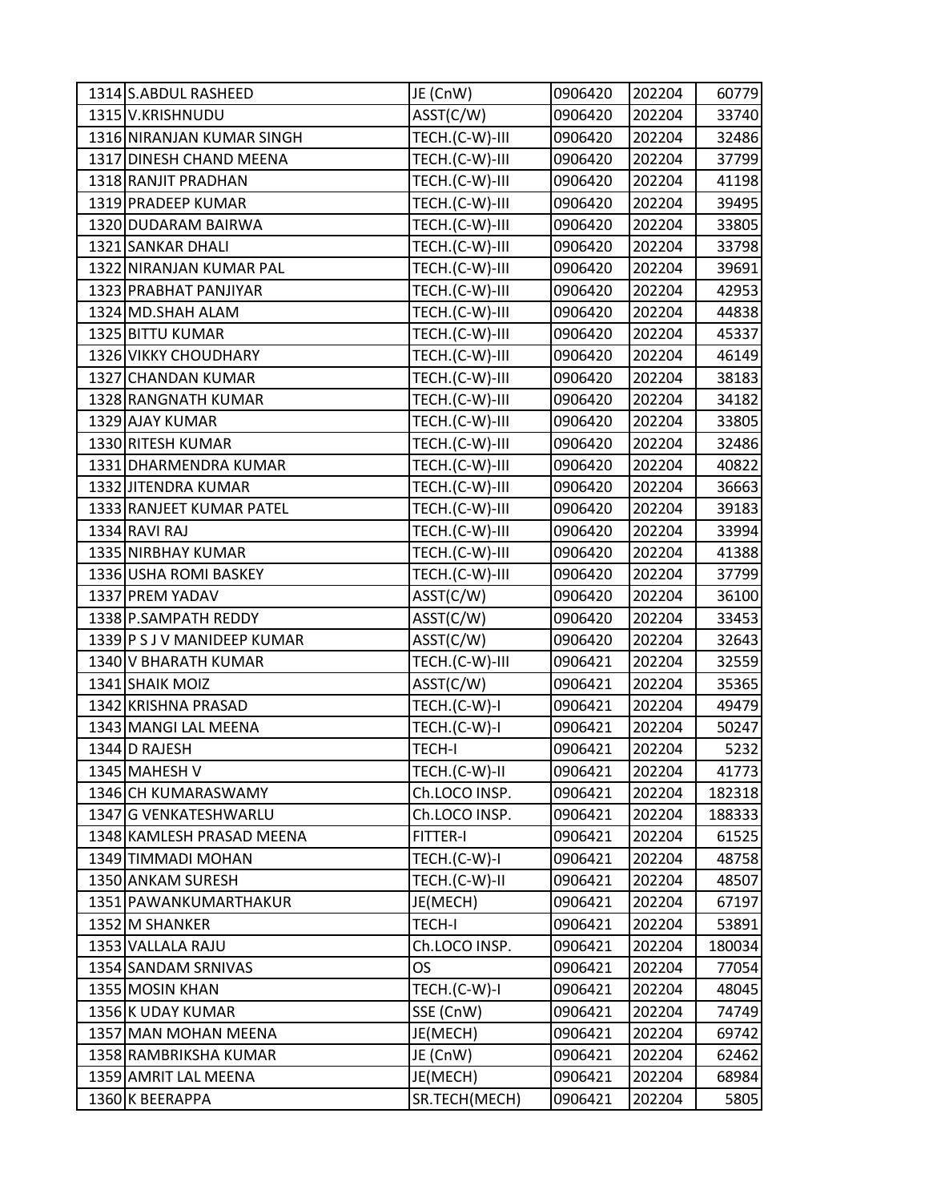| | | | | |
|---|---|---|---|---|
| 1314 S.ABDUL RASHEED | JE (CnW) | 0906420 | 202204 | 60779 |
| 1315 V.KRISHNUDU | ASST(C/W) | 0906420 | 202204 | 33740 |
| 1316 NIRANJAN KUMAR SINGH | TECH.(C-W)-III | 0906420 | 202204 | 32486 |
| 1317 DINESH CHAND MEENA | TECH.(C-W)-III | 0906420 | 202204 | 37799 |
| 1318 RANJIT PRADHAN | TECH.(C-W)-III | 0906420 | 202204 | 41198 |
| 1319 PRADEEP KUMAR | TECH.(C-W)-III | 0906420 | 202204 | 39495 |
| 1320 DUDARAM BAIRWA | TECH.(C-W)-III | 0906420 | 202204 | 33805 |
| 1321 SANKAR DHALI | TECH.(C-W)-III | 0906420 | 202204 | 33798 |
| 1322 NIRANJAN KUMAR PAL | TECH.(C-W)-III | 0906420 | 202204 | 39691 |
| 1323 PRABHAT PANJIYAR | TECH.(C-W)-III | 0906420 | 202204 | 42953 |
| 1324 MD.SHAH ALAM | TECH.(C-W)-III | 0906420 | 202204 | 44838 |
| 1325 BITTU KUMAR | TECH.(C-W)-III | 0906420 | 202204 | 45337 |
| 1326 VIKKY CHOUDHARY | TECH.(C-W)-III | 0906420 | 202204 | 46149 |
| 1327 CHANDAN KUMAR | TECH.(C-W)-III | 0906420 | 202204 | 38183 |
| 1328 RANGNATH KUMAR | TECH.(C-W)-III | 0906420 | 202204 | 34182 |
| 1329 AJAY KUMAR | TECH.(C-W)-III | 0906420 | 202204 | 33805 |
| 1330 RITESH KUMAR | TECH.(C-W)-III | 0906420 | 202204 | 32486 |
| 1331 DHARMENDRA KUMAR | TECH.(C-W)-III | 0906420 | 202204 | 40822 |
| 1332 JITENDRA KUMAR | TECH.(C-W)-III | 0906420 | 202204 | 36663 |
| 1333 RANJEET KUMAR PATEL | TECH.(C-W)-III | 0906420 | 202204 | 39183 |
| 1334 RAVI RAJ | TECH.(C-W)-III | 0906420 | 202204 | 33994 |
| 1335 NIRBHAY KUMAR | TECH.(C-W)-III | 0906420 | 202204 | 41388 |
| 1336 USHA ROMI BASKEY | TECH.(C-W)-III | 0906420 | 202204 | 37799 |
| 1337 PREM YADAV | ASST(C/W) | 0906420 | 202204 | 36100 |
| 1338 P.SAMPATH REDDY | ASST(C/W) | 0906420 | 202204 | 33453 |
| 1339 P S J V MANIDEEP KUMAR | ASST(C/W) | 0906420 | 202204 | 32643 |
| 1340 V BHARATH KUMAR | TECH.(C-W)-III | 0906421 | 202204 | 32559 |
| 1341 SHAIK MOIZ | ASST(C/W) | 0906421 | 202204 | 35365 |
| 1342 KRISHNA PRASAD | TECH.(C-W)-I | 0906421 | 202204 | 49479 |
| 1343 MANGI LAL MEENA | TECH.(C-W)-I | 0906421 | 202204 | 50247 |
| 1344 D RAJESH | TECH-I | 0906421 | 202204 | 5232 |
| 1345 MAHESH V | TECH.(C-W)-II | 0906421 | 202204 | 41773 |
| 1346 CH KUMARASWAMY | Ch.LOCO INSP. | 0906421 | 202204 | 182318 |
| 1347 G VENKATESHWARLU | Ch.LOCO INSP. | 0906421 | 202204 | 188333 |
| 1348 KAMLESH PRASAD MEENA | FITTER-I | 0906421 | 202204 | 61525 |
| 1349 TIMMADI MOHAN | TECH.(C-W)-I | 0906421 | 202204 | 48758 |
| 1350 ANKAM SURESH | TECH.(C-W)-II | 0906421 | 202204 | 48507 |
| 1351 PAWANKUMARTHAKUR | JE(MECH) | 0906421 | 202204 | 67197 |
| 1352 M SHANKER | TECH-I | 0906421 | 202204 | 53891 |
| 1353 VALLALA RAJU | Ch.LOCO INSP. | 0906421 | 202204 | 180034 |
| 1354 SANDAM SRNIVAS | OS | 0906421 | 202204 | 77054 |
| 1355 MOSIN KHAN | TECH.(C-W)-I | 0906421 | 202204 | 48045 |
| 1356 K UDAY KUMAR | SSE (CnW) | 0906421 | 202204 | 74749 |
| 1357 MAN MOHAN MEENA | JE(MECH) | 0906421 | 202204 | 69742 |
| 1358 RAMBRIKSHA KUMAR | JE (CnW) | 0906421 | 202204 | 62462 |
| 1359 AMRIT LAL MEENA | JE(MECH) | 0906421 | 202204 | 68984 |
| 1360 K BEERAPPA | SR.TECH(MECH) | 0906421 | 202204 | 5805 |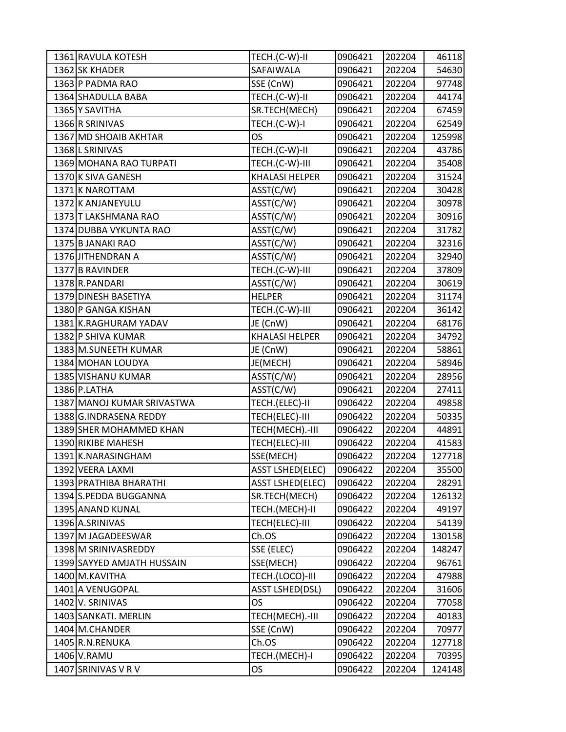| | | | | | |
|---|---|---|---|---|---|
| 1361 | RAVULA KOTESH | TECH.(C-W)-II | 0906421 | 202204 | 46118 |
| 1362 | SK KHADER | SAFAIWALA | 0906421 | 202204 | 54630 |
| 1363 | P PADMA RAO | SSE (CnW) | 0906421 | 202204 | 97748 |
| 1364 | SHADULLA BABA | TECH.(C-W)-II | 0906421 | 202204 | 44174 |
| 1365 | Y SAVITHA | SR.TECH(MECH) | 0906421 | 202204 | 67459 |
| 1366 | R SRINIVAS | TECH.(C-W)-I | 0906421 | 202204 | 62549 |
| 1367 | MD SHOAIB AKHTAR | OS | 0906421 | 202204 | 125998 |
| 1368 | L SRINIVAS | TECH.(C-W)-II | 0906421 | 202204 | 43786 |
| 1369 | MOHANA RAO TURPATI | TECH.(C-W)-III | 0906421 | 202204 | 35408 |
| 1370 | K SIVA GANESH | KHALASI HELPER | 0906421 | 202204 | 31524 |
| 1371 | K NAROTTAM | ASST(C/W) | 0906421 | 202204 | 30428 |
| 1372 | K ANJANEYULU | ASST(C/W) | 0906421 | 202204 | 30978 |
| 1373 | T LAKSHMANA RAO | ASST(C/W) | 0906421 | 202204 | 30916 |
| 1374 | DUBBA VYKUNTA RAO | ASST(C/W) | 0906421 | 202204 | 31782 |
| 1375 | B JANAKI RAO | ASST(C/W) | 0906421 | 202204 | 32316 |
| 1376 | JITHENDRAN A | ASST(C/W) | 0906421 | 202204 | 32940 |
| 1377 | B RAVINDER | TECH.(C-W)-III | 0906421 | 202204 | 37809 |
| 1378 | R.PANDARI | ASST(C/W) | 0906421 | 202204 | 30619 |
| 1379 | DINESH BASETIYA | HELPER | 0906421 | 202204 | 31174 |
| 1380 | P GANGA KISHAN | TECH.(C-W)-III | 0906421 | 202204 | 36142 |
| 1381 | K.RAGHURAM YADAV | JE (CnW) | 0906421 | 202204 | 68176 |
| 1382 | P SHIVA KUMAR | KHALASI HELPER | 0906421 | 202204 | 34792 |
| 1383 | M.SUNEETH KUMAR | JE (CnW) | 0906421 | 202204 | 58861 |
| 1384 | MOHAN LOUDYA | JE(MECH) | 0906421 | 202204 | 58946 |
| 1385 | VISHANU KUMAR | ASST(C/W) | 0906421 | 202204 | 28956 |
| 1386 | P.LATHA | ASST(C/W) | 0906421 | 202204 | 27411 |
| 1387 | MANOJ KUMAR SRIVASTWA | TECH.(ELEC)-II | 0906422 | 202204 | 49858 |
| 1388 | G.INDRASENA REDDY | TECH(ELEC)-III | 0906422 | 202204 | 50335 |
| 1389 | SHER MOHAMMED KHAN | TECH(MECH).-III | 0906422 | 202204 | 44891 |
| 1390 | RIKIBE MAHESH | TECH(ELEC)-III | 0906422 | 202204 | 41583 |
| 1391 | K.NARASINGHAM | SSE(MECH) | 0906422 | 202204 | 127718 |
| 1392 | VEERA LAXMI | ASST LSHED(ELEC) | 0906422 | 202204 | 35500 |
| 1393 | PRATHIBA BHARATHI | ASST LSHED(ELEC) | 0906422 | 202204 | 28291 |
| 1394 | S.PEDDA BUGGANNA | SR.TECH(MECH) | 0906422 | 202204 | 126132 |
| 1395 | ANAND KUNAL | TECH.(MECH)-II | 0906422 | 202204 | 49197 |
| 1396 | A.SRINIVAS | TECH(ELEC)-III | 0906422 | 202204 | 54139 |
| 1397 | M JAGADEESWAR | Ch.OS | 0906422 | 202204 | 130158 |
| 1398 | M SRINIVASREDDY | SSE (ELEC) | 0906422 | 202204 | 148247 |
| 1399 | SAYYED AMJATH HUSSAIN | SSE(MECH) | 0906422 | 202204 | 96761 |
| 1400 | M.KAVITHA | TECH.(LOCO)-III | 0906422 | 202204 | 47988 |
| 1401 | A VENUGOPAL | ASST LSHED(DSL) | 0906422 | 202204 | 31606 |
| 1402 | V. SRINIVAS | OS | 0906422 | 202204 | 77058 |
| 1403 | SANKATI. MERLIN | TECH(MECH).-III | 0906422 | 202204 | 40183 |
| 1404 | M.CHANDER | SSE (CnW) | 0906422 | 202204 | 70977 |
| 1405 | R.N.RENUKA | Ch.OS | 0906422 | 202204 | 127718 |
| 1406 | V.RAMU | TECH.(MECH)-I | 0906422 | 202204 | 70395 |
| 1407 | SRINIVAS V R V | OS | 0906422 | 202204 | 124148 |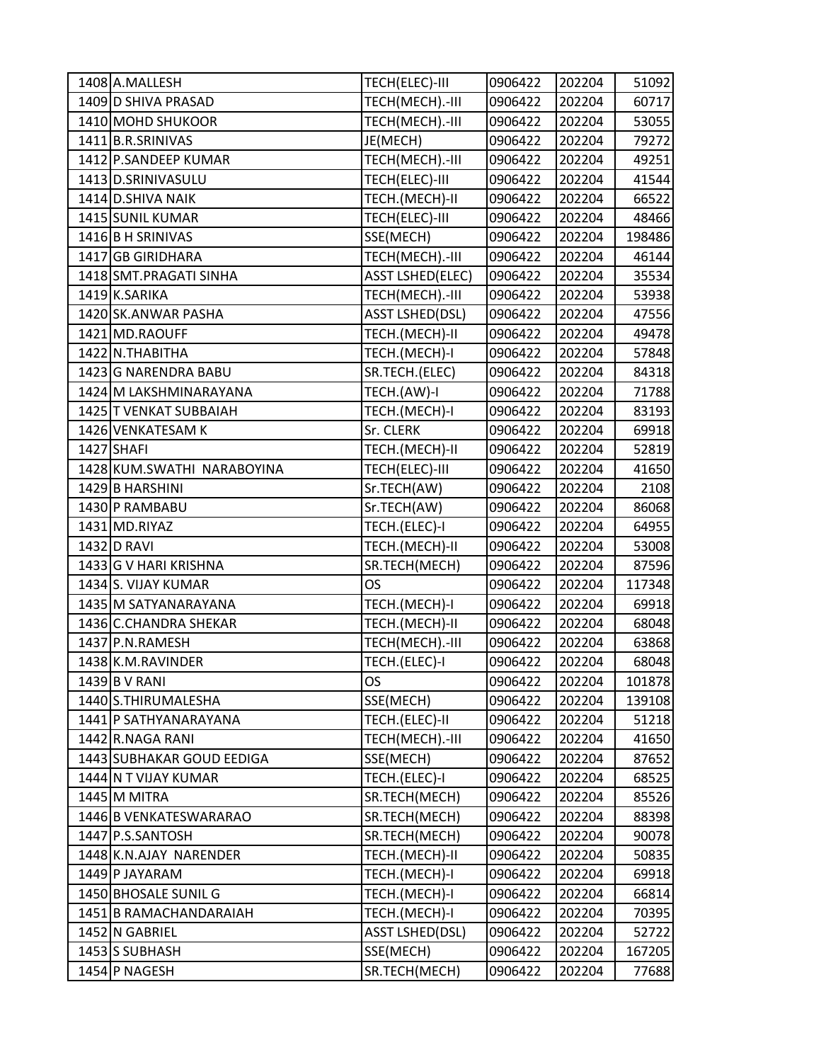| | | | | | |
|---|---|---|---|---|---|
| 1408 | A.MALLESH | TECH(ELEC)-III | 0906422 | 202204 | 51092 |
| 1409 | D SHIVA PRASAD | TECH(MECH).-III | 0906422 | 202204 | 60717 |
| 1410 | MOHD SHUKOOR | TECH(MECH).-III | 0906422 | 202204 | 53055 |
| 1411 | B.R.SRINIVAS | JE(MECH) | 0906422 | 202204 | 79272 |
| 1412 | P.SANDEEP KUMAR | TECH(MECH).-III | 0906422 | 202204 | 49251 |
| 1413 | D.SRINIVASULU | TECH(ELEC)-III | 0906422 | 202204 | 41544 |
| 1414 | D.SHIVA NAIK | TECH.(MECH)-II | 0906422 | 202204 | 66522 |
| 1415 | SUNIL KUMAR | TECH(ELEC)-III | 0906422 | 202204 | 48466 |
| 1416 | B H SRINIVAS | SSE(MECH) | 0906422 | 202204 | 198486 |
| 1417 | GB GIRIDHARA | TECH(MECH).-III | 0906422 | 202204 | 46144 |
| 1418 | SMT.PRAGATI SINHA | ASST LSHED(ELEC) | 0906422 | 202204 | 35534 |
| 1419 | K.SARIKA | TECH(MECH).-III | 0906422 | 202204 | 53938 |
| 1420 | SK.ANWAR PASHA | ASST LSHED(DSL) | 0906422 | 202204 | 47556 |
| 1421 | MD.RAOUFF | TECH.(MECH)-II | 0906422 | 202204 | 49478 |
| 1422 | N.THABITHA | TECH.(MECH)-I | 0906422 | 202204 | 57848 |
| 1423 | G NARENDRA BABU | SR.TECH.(ELEC) | 0906422 | 202204 | 84318 |
| 1424 | M LAKSHMINARAYANA | TECH.(AW)-I | 0906422 | 202204 | 71788 |
| 1425 | T VENKAT SUBBAIAH | TECH.(MECH)-I | 0906422 | 202204 | 83193 |
| 1426 | VENKATESAM K | Sr. CLERK | 0906422 | 202204 | 69918 |
| 1427 | SHAFI | TECH.(MECH)-II | 0906422 | 202204 | 52819 |
| 1428 | KUM.SWATHI NARABOYINA | TECH(ELEC)-III | 0906422 | 202204 | 41650 |
| 1429 | B HARSHINI | Sr.TECH(AW) | 0906422 | 202204 | 2108 |
| 1430 | P RAMBABU | Sr.TECH(AW) | 0906422 | 202204 | 86068 |
| 1431 | MD.RIYAZ | TECH.(ELEC)-I | 0906422 | 202204 | 64955 |
| 1432 | D RAVI | TECH.(MECH)-II | 0906422 | 202204 | 53008 |
| 1433 | G V HARI KRISHNA | SR.TECH(MECH) | 0906422 | 202204 | 87596 |
| 1434 | S. VIJAY KUMAR | OS | 0906422 | 202204 | 117348 |
| 1435 | M SATYANARAYANA | TECH.(MECH)-I | 0906422 | 202204 | 69918 |
| 1436 | C.CHANDRA SHEKAR | TECH.(MECH)-II | 0906422 | 202204 | 68048 |
| 1437 | P.N.RAMESH | TECH(MECH).-III | 0906422 | 202204 | 63868 |
| 1438 | K.M.RAVINDER | TECH.(ELEC)-I | 0906422 | 202204 | 68048 |
| 1439 | B V RANI | OS | 0906422 | 202204 | 101878 |
| 1440 | S.THIRUMALESHA | SSE(MECH) | 0906422 | 202204 | 139108 |
| 1441 | P SATHYANARAYANA | TECH.(ELEC)-II | 0906422 | 202204 | 51218 |
| 1442 | R.NAGA RANI | TECH(MECH).-III | 0906422 | 202204 | 41650 |
| 1443 | SUBHAKAR GOUD EEDIGA | SSE(MECH) | 0906422 | 202204 | 87652 |
| 1444 | N T VIJAY KUMAR | TECH.(ELEC)-I | 0906422 | 202204 | 68525 |
| 1445 | M MITRA | SR.TECH(MECH) | 0906422 | 202204 | 85526 |
| 1446 | B VENKATESWARARAO | SR.TECH(MECH) | 0906422 | 202204 | 88398 |
| 1447 | P.S.SANTOSH | SR.TECH(MECH) | 0906422 | 202204 | 90078 |
| 1448 | K.N.AJAY NARENDER | TECH.(MECH)-II | 0906422 | 202204 | 50835 |
| 1449 | P JAYARAM | TECH.(MECH)-I | 0906422 | 202204 | 69918 |
| 1450 | BHOSALE SUNIL G | TECH.(MECH)-I | 0906422 | 202204 | 66814 |
| 1451 | B RAMACHANDARAIAH | TECH.(MECH)-I | 0906422 | 202204 | 70395 |
| 1452 | N GABRIEL | ASST LSHED(DSL) | 0906422 | 202204 | 52722 |
| 1453 | S SUBHASH | SSE(MECH) | 0906422 | 202204 | 167205 |
| 1454 | P NAGESH | SR.TECH(MECH) | 0906422 | 202204 | 77688 |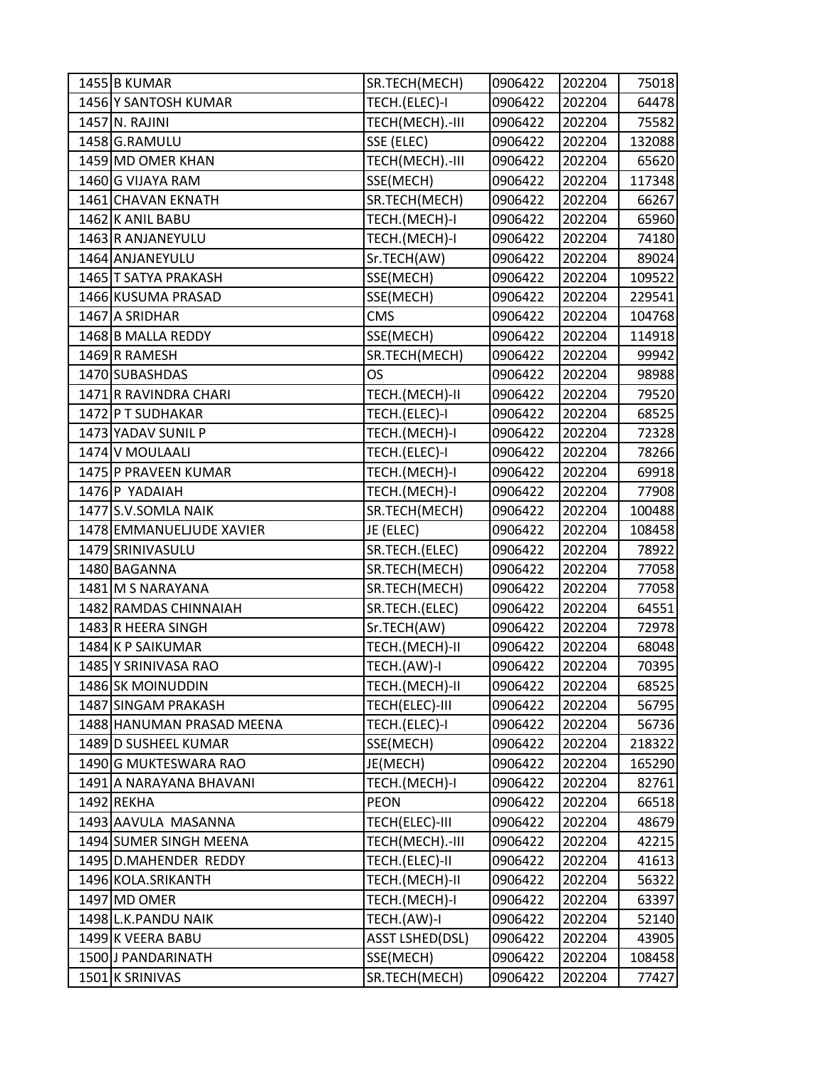| | | | | | |
|---|---|---|---|---|---|
| 1455 | B KUMAR | SR.TECH(MECH) | 0906422 | 202204 | 75018 |
| 1456 | Y SANTOSH KUMAR | TECH.(ELEC)-I | 0906422 | 202204 | 64478 |
| 1457 | N. RAJINI | TECH(MECH).-III | 0906422 | 202204 | 75582 |
| 1458 | G.RAMULU | SSE (ELEC) | 0906422 | 202204 | 132088 |
| 1459 | MD OMER KHAN | TECH(MECH).-III | 0906422 | 202204 | 65620 |
| 1460 | G VIJAYA RAM | SSE(MECH) | 0906422 | 202204 | 117348 |
| 1461 | CHAVAN EKNATH | SR.TECH(MECH) | 0906422 | 202204 | 66267 |
| 1462 | K ANIL BABU | TECH.(MECH)-I | 0906422 | 202204 | 65960 |
| 1463 | R ANJANEYULU | TECH.(MECH)-I | 0906422 | 202204 | 74180 |
| 1464 | ANJANEYULU | Sr.TECH(AW) | 0906422 | 202204 | 89024 |
| 1465 | T SATYA PRAKASH | SSE(MECH) | 0906422 | 202204 | 109522 |
| 1466 | KUSUMA PRASAD | SSE(MECH) | 0906422 | 202204 | 229541 |
| 1467 | A SRIDHAR | CMS | 0906422 | 202204 | 104768 |
| 1468 | B MALLA REDDY | SSE(MECH) | 0906422 | 202204 | 114918 |
| 1469 | R RAMESH | SR.TECH(MECH) | 0906422 | 202204 | 99942 |
| 1470 | SUBASHDAS | OS | 0906422 | 202204 | 98988 |
| 1471 | R RAVINDRA CHARI | TECH.(MECH)-II | 0906422 | 202204 | 79520 |
| 1472 | P T SUDHAKAR | TECH.(ELEC)-I | 0906422 | 202204 | 68525 |
| 1473 | YADAV SUNIL P | TECH.(MECH)-I | 0906422 | 202204 | 72328 |
| 1474 | V MOULAALI | TECH.(ELEC)-I | 0906422 | 202204 | 78266 |
| 1475 | P PRAVEEN KUMAR | TECH.(MECH)-I | 0906422 | 202204 | 69918 |
| 1476 | P YADAIAH | TECH.(MECH)-I | 0906422 | 202204 | 77908 |
| 1477 | S.V.SOMLA NAIK | SR.TECH(MECH) | 0906422 | 202204 | 100488 |
| 1478 | EMMANUELJUDE XAVIER | JE (ELEC) | 0906422 | 202204 | 108458 |
| 1479 | SRINIVASULU | SR.TECH.(ELEC) | 0906422 | 202204 | 78922 |
| 1480 | BAGANNA | SR.TECH(MECH) | 0906422 | 202204 | 77058 |
| 1481 | M S NARAYANA | SR.TECH(MECH) | 0906422 | 202204 | 77058 |
| 1482 | RAMDAS CHINNAIAH | SR.TECH.(ELEC) | 0906422 | 202204 | 64551 |
| 1483 | R HEERA SINGH | Sr.TECH(AW) | 0906422 | 202204 | 72978 |
| 1484 | K P SAIKUMAR | TECH.(MECH)-II | 0906422 | 202204 | 68048 |
| 1485 | Y SRINIVASA RAO | TECH.(AW)-I | 0906422 | 202204 | 70395 |
| 1486 | SK MOINUDDIN | TECH.(MECH)-II | 0906422 | 202204 | 68525 |
| 1487 | SINGAM PRAKASH | TECH(ELEC)-III | 0906422 | 202204 | 56795 |
| 1488 | HANUMAN PRASAD MEENA | TECH.(ELEC)-I | 0906422 | 202204 | 56736 |
| 1489 | D SUSHEEL KUMAR | SSE(MECH) | 0906422 | 202204 | 218322 |
| 1490 | G MUKTESWARA RAO | JE(MECH) | 0906422 | 202204 | 165290 |
| 1491 | A NARAYANA BHAVANI | TECH.(MECH)-I | 0906422 | 202204 | 82761 |
| 1492 | REKHA | PEON | 0906422 | 202204 | 66518 |
| 1493 | AAVULA MASANNA | TECH(ELEC)-III | 0906422 | 202204 | 48679 |
| 1494 | SUMER SINGH MEENA | TECH(MECH).-III | 0906422 | 202204 | 42215 |
| 1495 | D.MAHENDER REDDY | TECH.(ELEC)-II | 0906422 | 202204 | 41613 |
| 1496 | KOLA.SRIKANTH | TECH.(MECH)-II | 0906422 | 202204 | 56322 |
| 1497 | MD OMER | TECH.(MECH)-I | 0906422 | 202204 | 63397 |
| 1498 | L.K.PANDU NAIK | TECH.(AW)-I | 0906422 | 202204 | 52140 |
| 1499 | K VEERA BABU | ASST LSHED(DSL) | 0906422 | 202204 | 43905 |
| 1500 | J PANDARINATH | SSE(MECH) | 0906422 | 202204 | 108458 |
| 1501 | K SRINIVAS | SR.TECH(MECH) | 0906422 | 202204 | 77427 |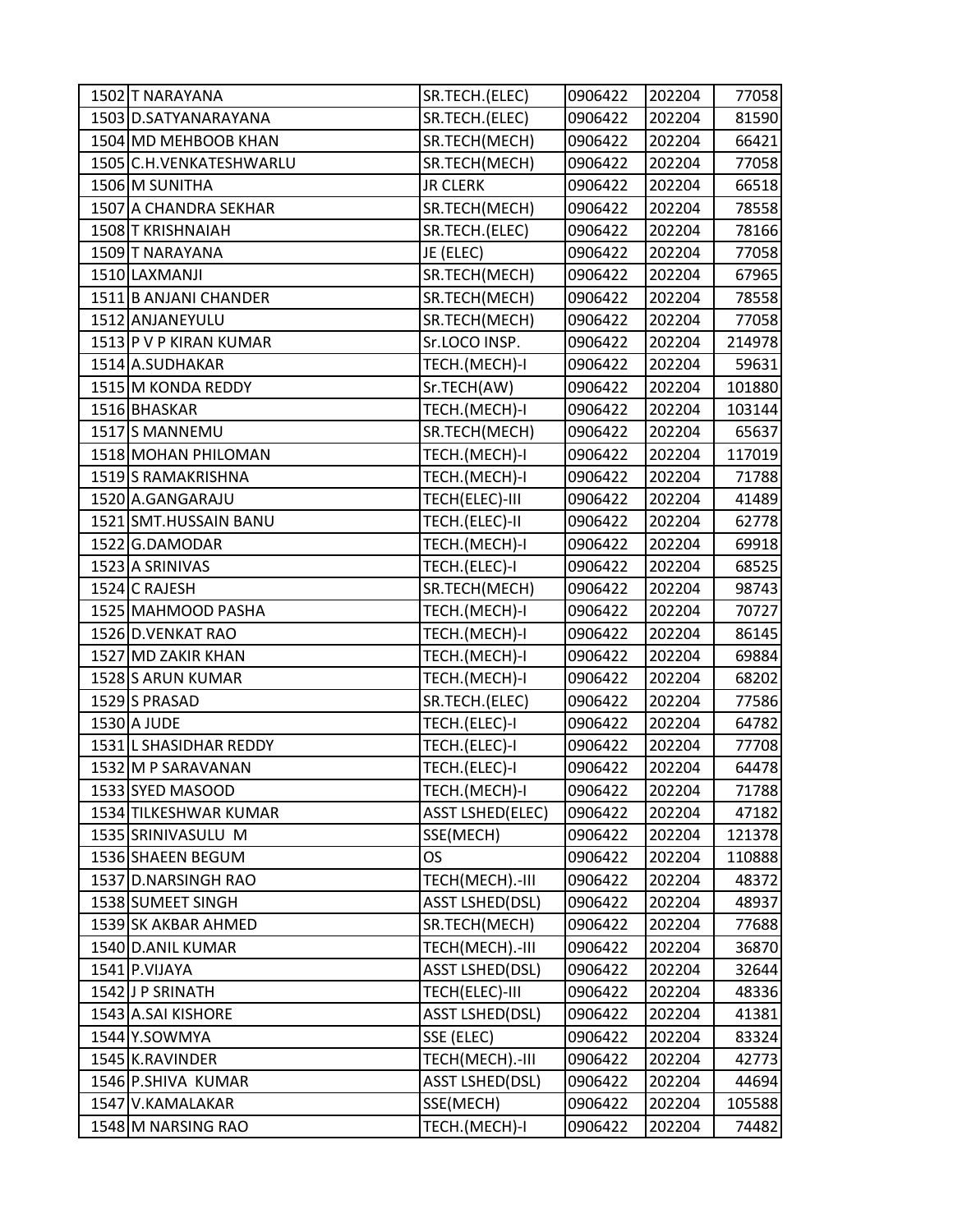| 1502 | T NARAYANA | SR.TECH.(ELEC) | 0906422 | 202204 | 77058 |
|---|---|---|---|---|---|
| 1503 | D.SATYANARAYANA | SR.TECH.(ELEC) | 0906422 | 202204 | 81590 |
| 1504 | MD MEHBOOB KHAN | SR.TECH(MECH) | 0906422 | 202204 | 66421 |
| 1505 | C.H.VENKATESHWARLU | SR.TECH(MECH) | 0906422 | 202204 | 77058 |
| 1506 | M SUNITHA | JR CLERK | 0906422 | 202204 | 66518 |
| 1507 | A CHANDRA SEKHAR | SR.TECH(MECH) | 0906422 | 202204 | 78558 |
| 1508 | T KRISHNAIAH | SR.TECH.(ELEC) | 0906422 | 202204 | 78166 |
| 1509 | T NARAYANA | JE (ELEC) | 0906422 | 202204 | 77058 |
| 1510 | LAXMANJI | SR.TECH(MECH) | 0906422 | 202204 | 67965 |
| 1511 | B ANJANI CHANDER | SR.TECH(MECH) | 0906422 | 202204 | 78558 |
| 1512 | ANJANEYULU | SR.TECH(MECH) | 0906422 | 202204 | 77058 |
| 1513 | P V P KIRAN KUMAR | Sr.LOCO INSP. | 0906422 | 202204 | 214978 |
| 1514 | A.SUDHAKAR | TECH.(MECH)-I | 0906422 | 202204 | 59631 |
| 1515 | M KONDA REDDY | Sr.TECH(AW) | 0906422 | 202204 | 101880 |
| 1516 | BHASKAR | TECH.(MECH)-I | 0906422 | 202204 | 103144 |
| 1517 | S MANNEMU | SR.TECH(MECH) | 0906422 | 202204 | 65637 |
| 1518 | MOHAN PHILOMAN | TECH.(MECH)-I | 0906422 | 202204 | 117019 |
| 1519 | S RAMAKRISHNA | TECH.(MECH)-I | 0906422 | 202204 | 71788 |
| 1520 | A.GANGARAJU | TECH(ELEC)-III | 0906422 | 202204 | 41489 |
| 1521 | SMT.HUSSAIN BANU | TECH.(ELEC)-II | 0906422 | 202204 | 62778 |
| 1522 | G.DAMODAR | TECH.(MECH)-I | 0906422 | 202204 | 69918 |
| 1523 | A SRINIVAS | TECH.(ELEC)-I | 0906422 | 202204 | 68525 |
| 1524 | C RAJESH | SR.TECH(MECH) | 0906422 | 202204 | 98743 |
| 1525 | MAHMOOD PASHA | TECH.(MECH)-I | 0906422 | 202204 | 70727 |
| 1526 | D.VENKAT RAO | TECH.(MECH)-I | 0906422 | 202204 | 86145 |
| 1527 | MD ZAKIR KHAN | TECH.(MECH)-I | 0906422 | 202204 | 69884 |
| 1528 | S ARUN KUMAR | TECH.(MECH)-I | 0906422 | 202204 | 68202 |
| 1529 | S PRASAD | SR.TECH.(ELEC) | 0906422 | 202204 | 77586 |
| 1530 | A JUDE | TECH.(ELEC)-I | 0906422 | 202204 | 64782 |
| 1531 | L SHASIDHAR REDDY | TECH.(ELEC)-I | 0906422 | 202204 | 77708 |
| 1532 | M P SARAVANAN | TECH.(ELEC)-I | 0906422 | 202204 | 64478 |
| 1533 | SYED MASOOD | TECH.(MECH)-I | 0906422 | 202204 | 71788 |
| 1534 | TILKESHWAR KUMAR | ASST LSHED(ELEC) | 0906422 | 202204 | 47182 |
| 1535 | SRINIVASULU M | SSE(MECH) | 0906422 | 202204 | 121378 |
| 1536 | SHAEEN BEGUM | OS | 0906422 | 202204 | 110888 |
| 1537 | D.NARSINGH RAO | TECH(MECH).-III | 0906422 | 202204 | 48372 |
| 1538 | SUMEET SINGH | ASST LSHED(DSL) | 0906422 | 202204 | 48937 |
| 1539 | SK AKBAR AHMED | SR.TECH(MECH) | 0906422 | 202204 | 77688 |
| 1540 | D.ANIL KUMAR | TECH(MECH).-III | 0906422 | 202204 | 36870 |
| 1541 | P.VIJAYA | ASST LSHED(DSL) | 0906422 | 202204 | 32644 |
| 1542 | J P SRINATH | TECH(ELEC)-III | 0906422 | 202204 | 48336 |
| 1543 | A.SAI KISHORE | ASST LSHED(DSL) | 0906422 | 202204 | 41381 |
| 1544 | Y.SOWMYA | SSE (ELEC) | 0906422 | 202204 | 83324 |
| 1545 | K.RAVINDER | TECH(MECH).-III | 0906422 | 202204 | 42773 |
| 1546 | P.SHIVA KUMAR | ASST LSHED(DSL) | 0906422 | 202204 | 44694 |
| 1547 | V.KAMALAKAR | SSE(MECH) | 0906422 | 202204 | 105588 |
| 1548 | M NARSING RAO | TECH.(MECH)-I | 0906422 | 202204 | 74482 |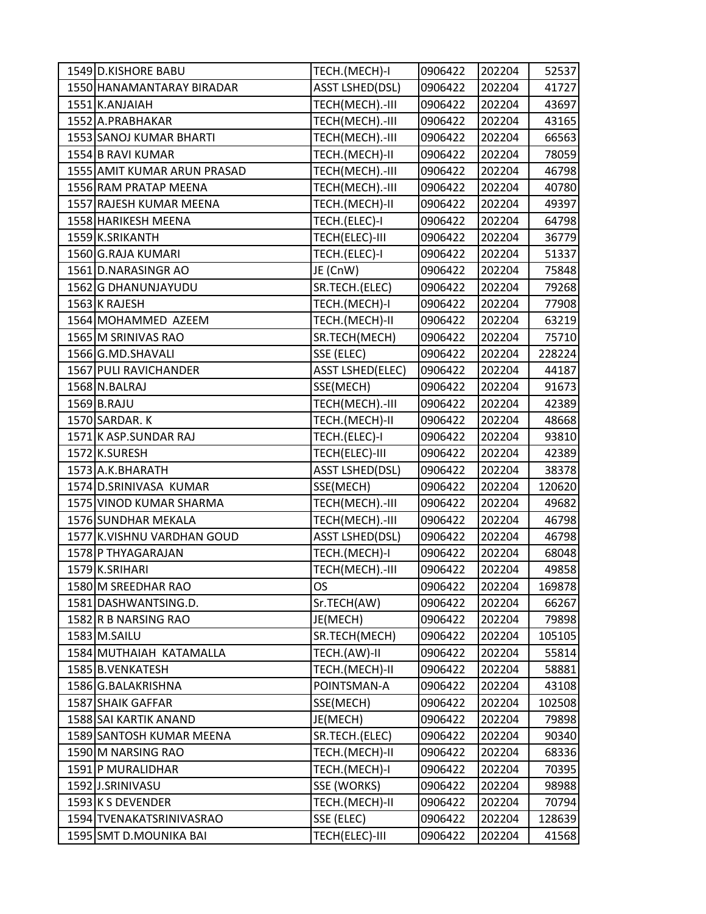| | | | | | |
|---|---|---|---|---|---|
| 1549 | D.KISHORE BABU | TECH.(MECH)-I | 0906422 | 202204 | 52537 |
| 1550 | HANAMANTARAY BIRADAR | ASST LSHED(DSL) | 0906422 | 202204 | 41727 |
| 1551 | K.ANJAIAH | TECH(MECH).-III | 0906422 | 202204 | 43697 |
| 1552 | A.PRABHAKAR | TECH(MECH).-III | 0906422 | 202204 | 43165 |
| 1553 | SANOJ KUMAR BHARTI | TECH(MECH).-III | 0906422 | 202204 | 66563 |
| 1554 | B RAVI KUMAR | TECH.(MECH)-II | 0906422 | 202204 | 78059 |
| 1555 | AMIT KUMAR ARUN PRASAD | TECH(MECH).-III | 0906422 | 202204 | 46798 |
| 1556 | RAM PRATAP MEENA | TECH(MECH).-III | 0906422 | 202204 | 40780 |
| 1557 | RAJESH KUMAR MEENA | TECH.(MECH)-II | 0906422 | 202204 | 49397 |
| 1558 | HARIKESH MEENA | TECH.(ELEC)-I | 0906422 | 202204 | 64798 |
| 1559 | K.SRIKANTH | TECH(ELEC)-III | 0906422 | 202204 | 36779 |
| 1560 | G.RAJA KUMARI | TECH.(ELEC)-I | 0906422 | 202204 | 51337 |
| 1561 | D.NARASINGR AO | JE (CnW) | 0906422 | 202204 | 75848 |
| 1562 | G DHANUNJAYUDU | SR.TECH.(ELEC) | 0906422 | 202204 | 79268 |
| 1563 | K RAJESH | TECH.(MECH)-I | 0906422 | 202204 | 77908 |
| 1564 | MOHAMMED AZEEM | TECH.(MECH)-II | 0906422 | 202204 | 63219 |
| 1565 | M SRINIVAS RAO | SR.TECH(MECH) | 0906422 | 202204 | 75710 |
| 1566 | G.MD.SHAVALI | SSE (ELEC) | 0906422 | 202204 | 228224 |
| 1567 | PULI RAVICHANDER | ASST LSHED(ELEC) | 0906422 | 202204 | 44187 |
| 1568 | N.BALRAJ | SSE(MECH) | 0906422 | 202204 | 91673 |
| 1569 | B.RAJU | TECH(MECH).-III | 0906422 | 202204 | 42389 |
| 1570 | SARDAR. K | TECH.(MECH)-II | 0906422 | 202204 | 48668 |
| 1571 | K ASP.SUNDAR RAJ | TECH.(ELEC)-I | 0906422 | 202204 | 93810 |
| 1572 | K.SURESH | TECH(ELEC)-III | 0906422 | 202204 | 42389 |
| 1573 | A.K.BHARATH | ASST LSHED(DSL) | 0906422 | 202204 | 38378 |
| 1574 | D.SRINIVASA KUMAR | SSE(MECH) | 0906422 | 202204 | 120620 |
| 1575 | VINOD KUMAR SHARMA | TECH(MECH).-III | 0906422 | 202204 | 49682 |
| 1576 | SUNDHAR MEKALA | TECH(MECH).-III | 0906422 | 202204 | 46798 |
| 1577 | K.VISHNU VARDHAN GOUD | ASST LSHED(DSL) | 0906422 | 202204 | 46798 |
| 1578 | P THYAGARAJAN | TECH.(MECH)-I | 0906422 | 202204 | 68048 |
| 1579 | K.SRIHARI | TECH(MECH).-III | 0906422 | 202204 | 49858 |
| 1580 | M SREEDHAR RAO | OS | 0906422 | 202204 | 169878 |
| 1581 | DASHWANTSING.D. | Sr.TECH(AW) | 0906422 | 202204 | 66267 |
| 1582 | R B NARSING RAO | JE(MECH) | 0906422 | 202204 | 79898 |
| 1583 | M.SAILU | SR.TECH(MECH) | 0906422 | 202204 | 105105 |
| 1584 | MUTHAIAH KATAMALLA | TECH.(AW)-II | 0906422 | 202204 | 55814 |
| 1585 | B.VENKATESH | TECH.(MECH)-II | 0906422 | 202204 | 58881 |
| 1586 | G.BALAKRISHNA | POINTSMAN-A | 0906422 | 202204 | 43108 |
| 1587 | SHAIK GAFFAR | SSE(MECH) | 0906422 | 202204 | 102508 |
| 1588 | SAI KARTIK ANAND | JE(MECH) | 0906422 | 202204 | 79898 |
| 1589 | SANTOSH KUMAR MEENA | SR.TECH.(ELEC) | 0906422 | 202204 | 90340 |
| 1590 | M NARSING RAO | TECH.(MECH)-II | 0906422 | 202204 | 68336 |
| 1591 | P MURALIDHAR | TECH.(MECH)-I | 0906422 | 202204 | 70395 |
| 1592 | J.SRINIVASU | SSE (WORKS) | 0906422 | 202204 | 98988 |
| 1593 | K S DEVENDER | TECH.(MECH)-II | 0906422 | 202204 | 70794 |
| 1594 | TVENAKATSRINIVASRAO | SSE (ELEC) | 0906422 | 202204 | 128639 |
| 1595 | SMT D.MOUNIKA BAI | TECH(ELEC)-III | 0906422 | 202204 | 41568 |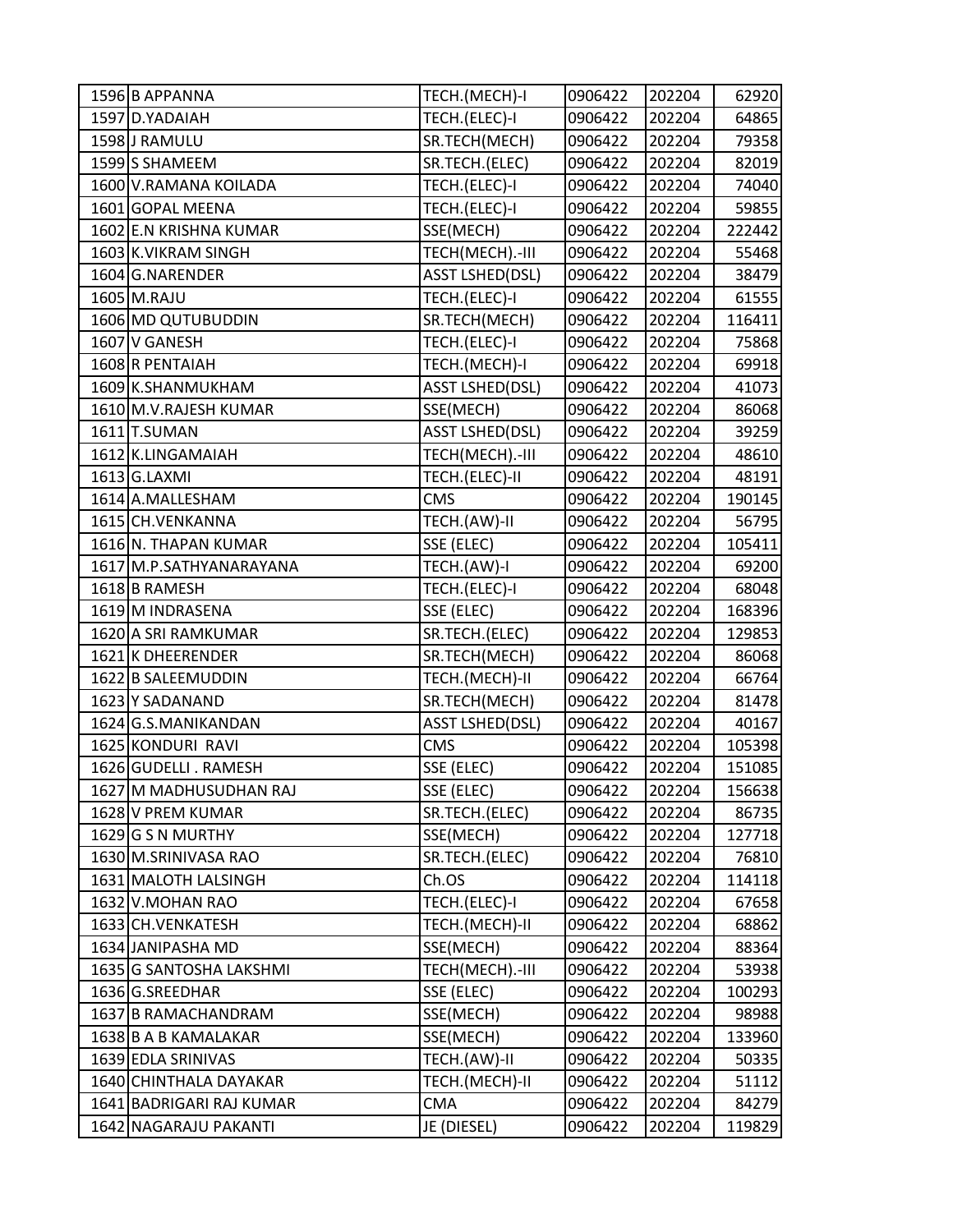| | | | | | |
|---|---|---|---|---|---|
| 1596 | B APPANNA | TECH.(MECH)-I | 0906422 | 202204 | 62920 |
| 1597 | D.YADAIAH | TECH.(ELEC)-I | 0906422 | 202204 | 64865 |
| 1598 | J RAMULU | SR.TECH(MECH) | 0906422 | 202204 | 79358 |
| 1599 | S SHAMEEM | SR.TECH.(ELEC) | 0906422 | 202204 | 82019 |
| 1600 | V.RAMANA KOILADA | TECH.(ELEC)-I | 0906422 | 202204 | 74040 |
| 1601 | GOPAL MEENA | TECH.(ELEC)-I | 0906422 | 202204 | 59855 |
| 1602 | E.N KRISHNA KUMAR | SSE(MECH) | 0906422 | 202204 | 222442 |
| 1603 | K.VIKRAM SINGH | TECH(MECH).-III | 0906422 | 202204 | 55468 |
| 1604 | G.NARENDER | ASST LSHED(DSL) | 0906422 | 202204 | 38479 |
| 1605 | M.RAJU | TECH.(ELEC)-I | 0906422 | 202204 | 61555 |
| 1606 | MD QUTUBUDDIN | SR.TECH(MECH) | 0906422 | 202204 | 116411 |
| 1607 | V GANESH | TECH.(ELEC)-I | 0906422 | 202204 | 75868 |
| 1608 | R PENTAIAH | TECH.(MECH)-I | 0906422 | 202204 | 69918 |
| 1609 | K.SHANMUKHAM | ASST LSHED(DSL) | 0906422 | 202204 | 41073 |
| 1610 | M.V.RAJESH KUMAR | SSE(MECH) | 0906422 | 202204 | 86068 |
| 1611 | T.SUMAN | ASST LSHED(DSL) | 0906422 | 202204 | 39259 |
| 1612 | K.LINGAMAIAH | TECH(MECH).-III | 0906422 | 202204 | 48610 |
| 1613 | G.LAXMI | TECH.(ELEC)-II | 0906422 | 202204 | 48191 |
| 1614 | A.MALLESHAM | CMS | 0906422 | 202204 | 190145 |
| 1615 | CH.VENKANNA | TECH.(AW)-II | 0906422 | 202204 | 56795 |
| 1616 | N. THAPAN KUMAR | SSE (ELEC) | 0906422 | 202204 | 105411 |
| 1617 | M.P.SATHYANARAYANA | TECH.(AW)-I | 0906422 | 202204 | 69200 |
| 1618 | B RAMESH | TECH.(ELEC)-I | 0906422 | 202204 | 68048 |
| 1619 | M INDRASENA | SSE (ELEC) | 0906422 | 202204 | 168396 |
| 1620 | A SRI RAMKUMAR | SR.TECH.(ELEC) | 0906422 | 202204 | 129853 |
| 1621 | K DHEERENDER | SR.TECH(MECH) | 0906422 | 202204 | 86068 |
| 1622 | B SALEEMUDDIN | TECH.(MECH)-II | 0906422 | 202204 | 66764 |
| 1623 | Y SADANAND | SR.TECH(MECH) | 0906422 | 202204 | 81478 |
| 1624 | G.S.MANIKANDAN | ASST LSHED(DSL) | 0906422 | 202204 | 40167 |
| 1625 | KONDURI RAVI | CMS | 0906422 | 202204 | 105398 |
| 1626 | GUDELLI . RAMESH | SSE (ELEC) | 0906422 | 202204 | 151085 |
| 1627 | M MADHUSUDHAN RAJ | SSE (ELEC) | 0906422 | 202204 | 156638 |
| 1628 | V PREM KUMAR | SR.TECH.(ELEC) | 0906422 | 202204 | 86735 |
| 1629 | G S N MURTHY | SSE(MECH) | 0906422 | 202204 | 127718 |
| 1630 | M.SRINIVASA RAO | SR.TECH.(ELEC) | 0906422 | 202204 | 76810 |
| 1631 | MALOTH LALSINGH | Ch.OS | 0906422 | 202204 | 114118 |
| 1632 | V.MOHAN RAO | TECH.(ELEC)-I | 0906422 | 202204 | 67658 |
| 1633 | CH.VENKATESH | TECH.(MECH)-II | 0906422 | 202204 | 68862 |
| 1634 | JANIPASHA MD | SSE(MECH) | 0906422 | 202204 | 88364 |
| 1635 | G SANTOSHA LAKSHMI | TECH(MECH).-III | 0906422 | 202204 | 53938 |
| 1636 | G.SREEDHAR | SSE (ELEC) | 0906422 | 202204 | 100293 |
| 1637 | B RAMACHANDRAM | SSE(MECH) | 0906422 | 202204 | 98988 |
| 1638 | B A B KAMALAKAR | SSE(MECH) | 0906422 | 202204 | 133960 |
| 1639 | EDLA SRINIVAS | TECH.(AW)-II | 0906422 | 202204 | 50335 |
| 1640 | CHINTHALA DAYAKAR | TECH.(MECH)-II | 0906422 | 202204 | 51112 |
| 1641 | BADRIGARI RAJ KUMAR | CMA | 0906422 | 202204 | 84279 |
| 1642 | NAGARAJU PAKANTI | JE (DIESEL) | 0906422 | 202204 | 119829 |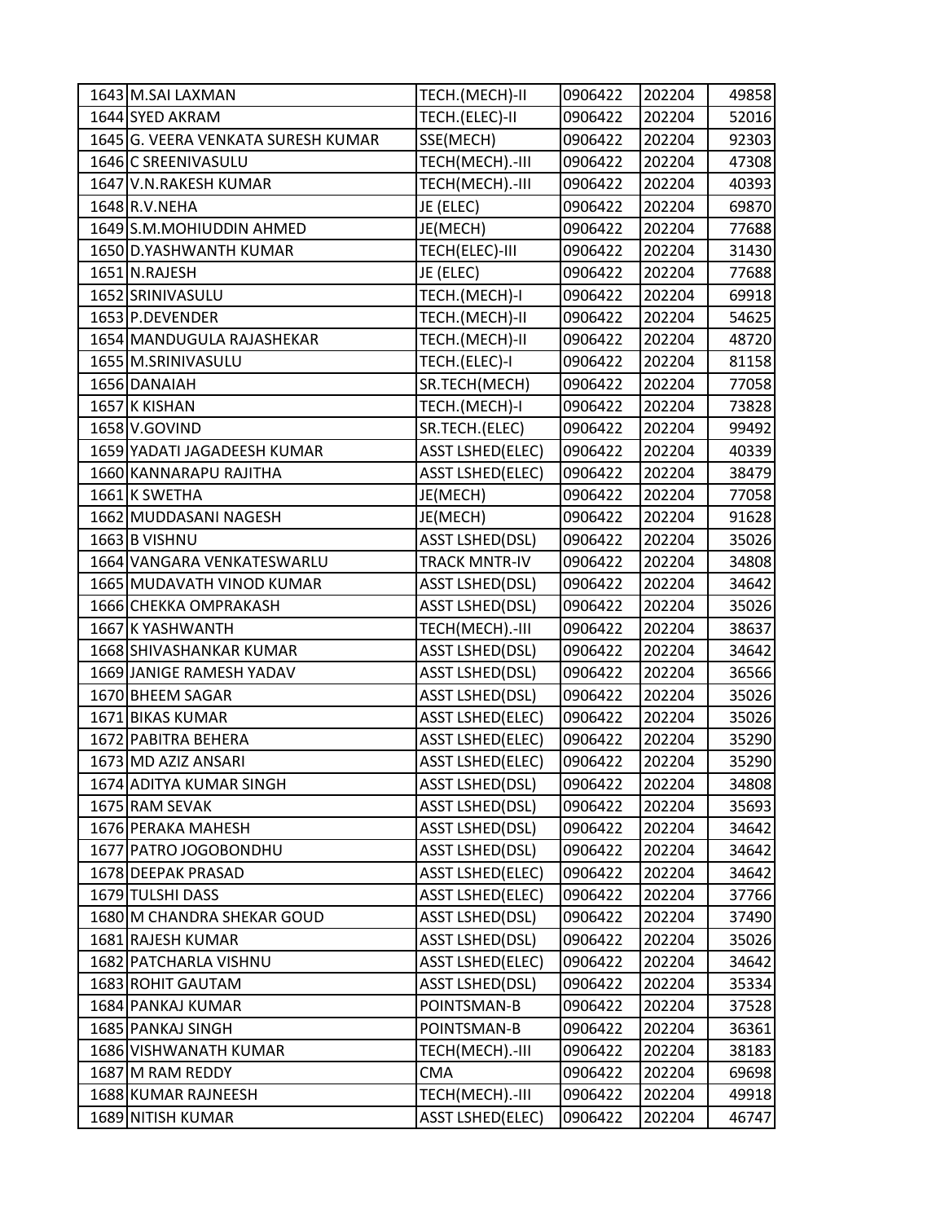| | | | | | |
|---|---|---|---|---|---|
| 1643 | M.SAI LAXMAN | TECH.(MECH)-II | 0906422 | 202204 | 49858 |
| 1644 | SYED AKRAM | TECH.(ELEC)-II | 0906422 | 202204 | 52016 |
| 1645 | G. VEERA VENKATA SURESH KUMAR | SSE(MECH) | 0906422 | 202204 | 92303 |
| 1646 | C SREENIVASULU | TECH(MECH).-III | 0906422 | 202204 | 47308 |
| 1647 | V.N.RAKESH KUMAR | TECH(MECH).-III | 0906422 | 202204 | 40393 |
| 1648 | R.V.NEHA | JE (ELEC) | 0906422 | 202204 | 69870 |
| 1649 | S.M.MOHIUDDIN AHMED | JE(MECH) | 0906422 | 202204 | 77688 |
| 1650 | D.YASHWANTH KUMAR | TECH(ELEC)-III | 0906422 | 202204 | 31430 |
| 1651 | N.RAJESH | JE (ELEC) | 0906422 | 202204 | 77688 |
| 1652 | SRINIVASULU | TECH.(MECH)-I | 0906422 | 202204 | 69918 |
| 1653 | P.DEVENDER | TECH.(MECH)-II | 0906422 | 202204 | 54625 |
| 1654 | MANDUGULA RAJASHEKAR | TECH.(MECH)-II | 0906422 | 202204 | 48720 |
| 1655 | M.SRINIVASULU | TECH.(ELEC)-I | 0906422 | 202204 | 81158 |
| 1656 | DANAIAH | SR.TECH(MECH) | 0906422 | 202204 | 77058 |
| 1657 | K KISHAN | TECH.(MECH)-I | 0906422 | 202204 | 73828 |
| 1658 | V.GOVIND | SR.TECH.(ELEC) | 0906422 | 202204 | 99492 |
| 1659 | YADATI JAGADEESH KUMAR | ASST LSHED(ELEC) | 0906422 | 202204 | 40339 |
| 1660 | KANNARAPU RAJITHA | ASST LSHED(ELEC) | 0906422 | 202204 | 38479 |
| 1661 | K SWETHA | JE(MECH) | 0906422 | 202204 | 77058 |
| 1662 | MUDDASANI NAGESH | JE(MECH) | 0906422 | 202204 | 91628 |
| 1663 | B VISHNU | ASST LSHED(DSL) | 0906422 | 202204 | 35026 |
| 1664 | VANGARA VENKATESWARLU | TRACK MNTR-IV | 0906422 | 202204 | 34808 |
| 1665 | MUDAVATH VINOD KUMAR | ASST LSHED(DSL) | 0906422 | 202204 | 34642 |
| 1666 | CHEKKA OMPRAKASH | ASST LSHED(DSL) | 0906422 | 202204 | 35026 |
| 1667 | K YASHWANTH | TECH(MECH).-III | 0906422 | 202204 | 38637 |
| 1668 | SHIVASHANKAR KUMAR | ASST LSHED(DSL) | 0906422 | 202204 | 34642 |
| 1669 | JANIGE RAMESH YADAV | ASST LSHED(DSL) | 0906422 | 202204 | 36566 |
| 1670 | BHEEM SAGAR | ASST LSHED(DSL) | 0906422 | 202204 | 35026 |
| 1671 | BIKAS KUMAR | ASST LSHED(ELEC) | 0906422 | 202204 | 35026 |
| 1672 | PABITRA BEHERA | ASST LSHED(ELEC) | 0906422 | 202204 | 35290 |
| 1673 | MD AZIZ ANSARI | ASST LSHED(ELEC) | 0906422 | 202204 | 35290 |
| 1674 | ADITYA KUMAR SINGH | ASST LSHED(DSL) | 0906422 | 202204 | 34808 |
| 1675 | RAM SEVAK | ASST LSHED(DSL) | 0906422 | 202204 | 35693 |
| 1676 | PERAKA MAHESH | ASST LSHED(DSL) | 0906422 | 202204 | 34642 |
| 1677 | PATRO JOGOBONDHU | ASST LSHED(DSL) | 0906422 | 202204 | 34642 |
| 1678 | DEEPAK PRASAD | ASST LSHED(ELEC) | 0906422 | 202204 | 34642 |
| 1679 | TULSHI DASS | ASST LSHED(ELEC) | 0906422 | 202204 | 37766 |
| 1680 | M CHANDRA SHEKAR GOUD | ASST LSHED(DSL) | 0906422 | 202204 | 37490 |
| 1681 | RAJESH KUMAR | ASST LSHED(DSL) | 0906422 | 202204 | 35026 |
| 1682 | PATCHARLA VISHNU | ASST LSHED(ELEC) | 0906422 | 202204 | 34642 |
| 1683 | ROHIT GAUTAM | ASST LSHED(DSL) | 0906422 | 202204 | 35334 |
| 1684 | PANKAJ KUMAR | POINTSMAN-B | 0906422 | 202204 | 37528 |
| 1685 | PANKAJ SINGH | POINTSMAN-B | 0906422 | 202204 | 36361 |
| 1686 | VISHWANATH KUMAR | TECH(MECH).-III | 0906422 | 202204 | 38183 |
| 1687 | M RAM REDDY | CMA | 0906422 | 202204 | 69698 |
| 1688 | KUMAR RAJNEESH | TECH(MECH).-III | 0906422 | 202204 | 49918 |
| 1689 | NITISH KUMAR | ASST LSHED(ELEC) | 0906422 | 202204 | 46747 |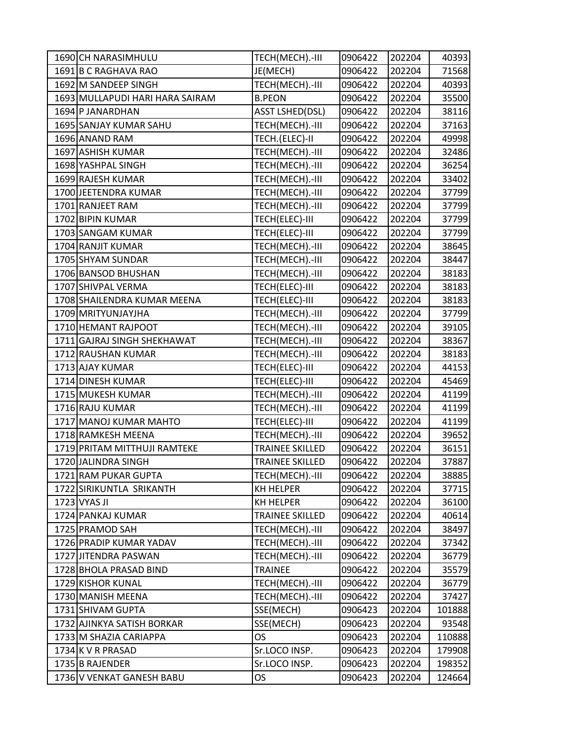| | | | | | |
|---|---|---|---|---|---|
| 1690 | CH NARASIMHULU | TECH(MECH).-III | 0906422 | 202204 | 40393 |
| 1691 | B C RAGHAVA RAO | JE(MECH) | 0906422 | 202204 | 71568 |
| 1692 | M SANDEEP SINGH | TECH(MECH).-III | 0906422 | 202204 | 40393 |
| 1693 | MULLAPUDI HARI HARA SAIRAM | B.PEON | 0906422 | 202204 | 35500 |
| 1694 | P JANARDHAN | ASST LSHED(DSL) | 0906422 | 202204 | 38116 |
| 1695 | SANJAY KUMAR SAHU | TECH(MECH).-III | 0906422 | 202204 | 37163 |
| 1696 | ANAND RAM | TECH.(ELEC)-II | 0906422 | 202204 | 49998 |
| 1697 | ASHISH KUMAR | TECH(MECH).-III | 0906422 | 202204 | 32486 |
| 1698 | YASHPAL SINGH | TECH(MECH).-III | 0906422 | 202204 | 36254 |
| 1699 | RAJESH KUMAR | TECH(MECH).-III | 0906422 | 202204 | 33402 |
| 1700 | JEETENDRA KUMAR | TECH(MECH).-III | 0906422 | 202204 | 37799 |
| 1701 | RANJEET RAM | TECH(MECH).-III | 0906422 | 202204 | 37799 |
| 1702 | BIPIN KUMAR | TECH(ELEC)-III | 0906422 | 202204 | 37799 |
| 1703 | SANGAM KUMAR | TECH(ELEC)-III | 0906422 | 202204 | 37799 |
| 1704 | RANJIT KUMAR | TECH(MECH).-III | 0906422 | 202204 | 38645 |
| 1705 | SHYAM SUNDAR | TECH(MECH).-III | 0906422 | 202204 | 38447 |
| 1706 | BANSOD BHUSHAN | TECH(MECH).-III | 0906422 | 202204 | 38183 |
| 1707 | SHIVPAL VERMA | TECH(ELEC)-III | 0906422 | 202204 | 38183 |
| 1708 | SHAILENDRA KUMAR MEENA | TECH(ELEC)-III | 0906422 | 202204 | 38183 |
| 1709 | MRITYUNJAYJHA | TECH(MECH).-III | 0906422 | 202204 | 37799 |
| 1710 | HEMANT RAJPOOT | TECH(MECH).-III | 0906422 | 202204 | 39105 |
| 1711 | GAJRAJ SINGH SHEKHAWAT | TECH(MECH).-III | 0906422 | 202204 | 38367 |
| 1712 | RAUSHAN KUMAR | TECH(MECH).-III | 0906422 | 202204 | 38183 |
| 1713 | AJAY KUMAR | TECH(ELEC)-III | 0906422 | 202204 | 44153 |
| 1714 | DINESH KUMAR | TECH(ELEC)-III | 0906422 | 202204 | 45469 |
| 1715 | MUKESH KUMAR | TECH(MECH).-III | 0906422 | 202204 | 41199 |
| 1716 | RAJU KUMAR | TECH(MECH).-III | 0906422 | 202204 | 41199 |
| 1717 | MANOJ KUMAR MAHTO | TECH(ELEC)-III | 0906422 | 202204 | 41199 |
| 1718 | RAMKESH MEENA | TECH(MECH).-III | 0906422 | 202204 | 39652 |
| 1719 | PRITAM MITTHUJI RAMTEKE | TRAINEE SKILLED | 0906422 | 202204 | 36151 |
| 1720 | JALINDRA SINGH | TRAINEE SKILLED | 0906422 | 202204 | 37887 |
| 1721 | RAM PUKAR GUPTA | TECH(MECH).-III | 0906422 | 202204 | 38885 |
| 1722 | SIRIKUNTLA SRIKANTH | KH HELPER | 0906422 | 202204 | 37715 |
| 1723 | VYAS JI | KH HELPER | 0906422 | 202204 | 36100 |
| 1724 | PANKAJ KUMAR | TRAINEE SKILLED | 0906422 | 202204 | 40614 |
| 1725 | PRAMOD SAH | TECH(MECH).-III | 0906422 | 202204 | 38497 |
| 1726 | PRADIP KUMAR YADAV | TECH(MECH).-III | 0906422 | 202204 | 37342 |
| 1727 | JITENDRA PASWAN | TECH(MECH).-III | 0906422 | 202204 | 36779 |
| 1728 | BHOLA PRASAD BIND | TRAINEE | 0906422 | 202204 | 35579 |
| 1729 | KISHOR KUNAL | TECH(MECH).-III | 0906422 | 202204 | 36779 |
| 1730 | MANISH MEENA | TECH(MECH).-III | 0906422 | 202204 | 37427 |
| 1731 | SHIVAM GUPTA | SSE(MECH) | 0906423 | 202204 | 101888 |
| 1732 | AJINKYA SATISH BORKAR | SSE(MECH) | 0906423 | 202204 | 93548 |
| 1733 | M SHAZIA CARIAPPA | OS | 0906423 | 202204 | 110888 |
| 1734 | K V R PRASAD | Sr.LOCO INSP. | 0906423 | 202204 | 179908 |
| 1735 | B RAJENDER | Sr.LOCO INSP. | 0906423 | 202204 | 198352 |
| 1736 | V VENKAT GANESH BABU | OS | 0906423 | 202204 | 124664 |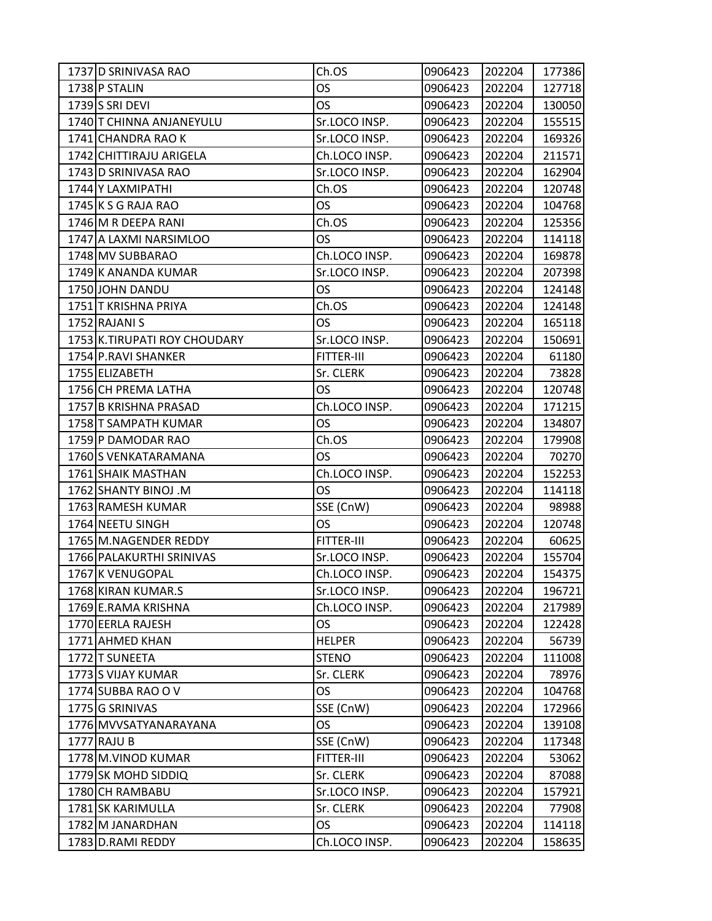| | | | | | |
|---|---|---|---|---|---|
| 1737 | D SRINIVASA RAO | Ch.OS | 0906423 | 202204 | 177386 |
| 1738 | P STALIN | OS | 0906423 | 202204 | 127718 |
| 1739 | S SRI DEVI | OS | 0906423 | 202204 | 130050 |
| 1740 | T CHINNA ANJANEYULU | Sr.LOCO INSP. | 0906423 | 202204 | 155515 |
| 1741 | CHANDRA RAO K | Sr.LOCO INSP. | 0906423 | 202204 | 169326 |
| 1742 | CHITTIRAJU ARIGELA | Ch.LOCO INSP. | 0906423 | 202204 | 211571 |
| 1743 | D SRINIVASA RAO | Sr.LOCO INSP. | 0906423 | 202204 | 162904 |
| 1744 | Y LAXMIPATHI | Ch.OS | 0906423 | 202204 | 120748 |
| 1745 | K S G RAJA RAO | OS | 0906423 | 202204 | 104768 |
| 1746 | M R DEEPA RANI | Ch.OS | 0906423 | 202204 | 125356 |
| 1747 | A LAXMI NARSIMLOO | OS | 0906423 | 202204 | 114118 |
| 1748 | MV SUBBARAO | Ch.LOCO INSP. | 0906423 | 202204 | 169878 |
| 1749 | K ANANDA KUMAR | Sr.LOCO INSP. | 0906423 | 202204 | 207398 |
| 1750 | JOHN DANDU | OS | 0906423 | 202204 | 124148 |
| 1751 | T KRISHNA PRIYA | Ch.OS | 0906423 | 202204 | 124148 |
| 1752 | RAJANI S | OS | 0906423 | 202204 | 165118 |
| 1753 | K.TIRUPATI ROY CHOUDARY | Sr.LOCO INSP. | 0906423 | 202204 | 150691 |
| 1754 | P.RAVI SHANKER | FITTER-III | 0906423 | 202204 | 61180 |
| 1755 | ELIZABETH | Sr. CLERK | 0906423 | 202204 | 73828 |
| 1756 | CH PREMA LATHA | OS | 0906423 | 202204 | 120748 |
| 1757 | B KRISHNA PRASAD | Ch.LOCO INSP. | 0906423 | 202204 | 171215 |
| 1758 | T SAMPATH KUMAR | OS | 0906423 | 202204 | 134807 |
| 1759 | P DAMODAR RAO | Ch.OS | 0906423 | 202204 | 179908 |
| 1760 | S VENKATARAMANA | OS | 0906423 | 202204 | 70270 |
| 1761 | SHAIK MASTHAN | Ch.LOCO INSP. | 0906423 | 202204 | 152253 |
| 1762 | SHANTY BINOJ .M | OS | 0906423 | 202204 | 114118 |
| 1763 | RAMESH KUMAR | SSE (CnW) | 0906423 | 202204 | 98988 |
| 1764 | NEETU SINGH | OS | 0906423 | 202204 | 120748 |
| 1765 | M.NAGENDER REDDY | FITTER-III | 0906423 | 202204 | 60625 |
| 1766 | PALAKURTHI SRINIVAS | Sr.LOCO INSP. | 0906423 | 202204 | 155704 |
| 1767 | K VENUGOPAL | Ch.LOCO INSP. | 0906423 | 202204 | 154375 |
| 1768 | KIRAN KUMAR.S | Sr.LOCO INSP. | 0906423 | 202204 | 196721 |
| 1769 | E.RAMA KRISHNA | Ch.LOCO INSP. | 0906423 | 202204 | 217989 |
| 1770 | EERLA RAJESH | OS | 0906423 | 202204 | 122428 |
| 1771 | AHMED KHAN | HELPER | 0906423 | 202204 | 56739 |
| 1772 | T SUNEETA | STENO | 0906423 | 202204 | 111008 |
| 1773 | S VIJAY KUMAR | Sr. CLERK | 0906423 | 202204 | 78976 |
| 1774 | SUBBA RAO O V | OS | 0906423 | 202204 | 104768 |
| 1775 | G SRINIVAS | SSE (CnW) | 0906423 | 202204 | 172966 |
| 1776 | MVVSATYANARAYANA | OS | 0906423 | 202204 | 139108 |
| 1777 | RAJU B | SSE (CnW) | 0906423 | 202204 | 117348 |
| 1778 | M.VINOD KUMAR | FITTER-III | 0906423 | 202204 | 53062 |
| 1779 | SK MOHD SIDDIQ | Sr. CLERK | 0906423 | 202204 | 87088 |
| 1780 | CH RAMBABU | Sr.LOCO INSP. | 0906423 | 202204 | 157921 |
| 1781 | SK KARIMULLA | Sr. CLERK | 0906423 | 202204 | 77908 |
| 1782 | M JANARDHAN | OS | 0906423 | 202204 | 114118 |
| 1783 | D.RAMI REDDY | Ch.LOCO INSP. | 0906423 | 202204 | 158635 |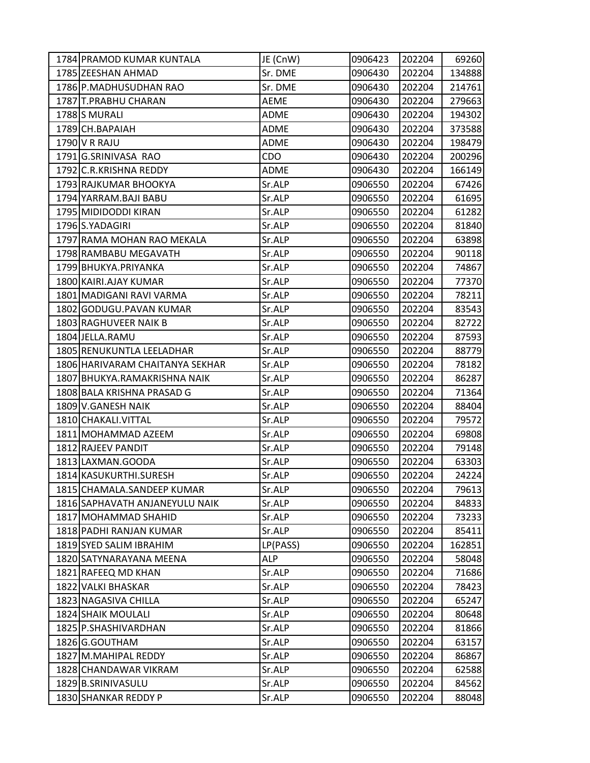| 1784 | PRAMOD KUMAR KUNTALA | JE (CnW) | 0906423 | 202204 | 69260 |
|---|---|---|---|---|---|
| 1785 | ZEESHAN AHMAD | Sr. DME | 0906430 | 202204 | 134888 |
| 1786 | P.MADHUSUDHAN RAO | Sr. DME | 0906430 | 202204 | 214761 |
| 1787 | T.PRABHU CHARAN | AEME | 0906430 | 202204 | 279663 |
| 1788 | S MURALI | ADME | 0906430 | 202204 | 194302 |
| 1789 | CH.BAPAIAH | ADME | 0906430 | 202204 | 373588 |
| 1790 | V R RAJU | ADME | 0906430 | 202204 | 198479 |
| 1791 | G.SRINIVASA RAO | CDO | 0906430 | 202204 | 200296 |
| 1792 | C.R.KRISHNA REDDY | ADME | 0906430 | 202204 | 166149 |
| 1793 | RAJKUMAR BHOOKYA | Sr.ALP | 0906550 | 202204 | 67426 |
| 1794 | YARRAM.BAJI BABU | Sr.ALP | 0906550 | 202204 | 61695 |
| 1795 | MIDIDODDI KIRAN | Sr.ALP | 0906550 | 202204 | 61282 |
| 1796 | S.YADAGIRI | Sr.ALP | 0906550 | 202204 | 81840 |
| 1797 | RAMA MOHAN RAO MEKALA | Sr.ALP | 0906550 | 202204 | 63898 |
| 1798 | RAMBABU MEGAVATH | Sr.ALP | 0906550 | 202204 | 90118 |
| 1799 | BHUKYA.PRIYANKA | Sr.ALP | 0906550 | 202204 | 74867 |
| 1800 | KAIRI.AJAY KUMAR | Sr.ALP | 0906550 | 202204 | 77370 |
| 1801 | MADIGANI RAVI VARMA | Sr.ALP | 0906550 | 202204 | 78211 |
| 1802 | GODUGU.PAVAN KUMAR | Sr.ALP | 0906550 | 202204 | 83543 |
| 1803 | RAGHUVEER NAIK B | Sr.ALP | 0906550 | 202204 | 82722 |
| 1804 | JELLA.RAMU | Sr.ALP | 0906550 | 202204 | 87593 |
| 1805 | RENUKUNTLA LEELADHAR | Sr.ALP | 0906550 | 202204 | 88779 |
| 1806 | HARIVARAM CHAITANYA SEKHAR | Sr.ALP | 0906550 | 202204 | 78182 |
| 1807 | BHUKYA.RAMAKRISHNA NAIK | Sr.ALP | 0906550 | 202204 | 86287 |
| 1808 | BALA KRISHNA PRASAD G | Sr.ALP | 0906550 | 202204 | 71364 |
| 1809 | V.GANESH NAIK | Sr.ALP | 0906550 | 202204 | 88404 |
| 1810 | CHAKALI.VITTAL | Sr.ALP | 0906550 | 202204 | 79572 |
| 1811 | MOHAMMAD AZEEM | Sr.ALP | 0906550 | 202204 | 69808 |
| 1812 | RAJEEV PANDIT | Sr.ALP | 0906550 | 202204 | 79148 |
| 1813 | LAXMAN.GOODA | Sr.ALP | 0906550 | 202204 | 63303 |
| 1814 | KASUKURTHI.SURESH | Sr.ALP | 0906550 | 202204 | 24224 |
| 1815 | CHAMALA.SANDEEP KUMAR | Sr.ALP | 0906550 | 202204 | 79613 |
| 1816 | SAPHAVATH ANJANEYULU NAIK | Sr.ALP | 0906550 | 202204 | 84833 |
| 1817 | MOHAMMAD SHAHID | Sr.ALP | 0906550 | 202204 | 73233 |
| 1818 | PADHI RANJAN KUMAR | Sr.ALP | 0906550 | 202204 | 85411 |
| 1819 | SYED SALIM IBRAHIM | LP(PASS) | 0906550 | 202204 | 162851 |
| 1820 | SATYNARAYANA MEENA | ALP | 0906550 | 202204 | 58048 |
| 1821 | RAFEEQ MD KHAN | Sr.ALP | 0906550 | 202204 | 71686 |
| 1822 | VALKI BHASKAR | Sr.ALP | 0906550 | 202204 | 78423 |
| 1823 | NAGASIVA CHILLA | Sr.ALP | 0906550 | 202204 | 65247 |
| 1824 | SHAIK MOULALI | Sr.ALP | 0906550 | 202204 | 80648 |
| 1825 | P.SHASHIVARDHAN | Sr.ALP | 0906550 | 202204 | 81866 |
| 1826 | G.GOUTHAM | Sr.ALP | 0906550 | 202204 | 63157 |
| 1827 | M.MAHIPAL REDDY | Sr.ALP | 0906550 | 202204 | 86867 |
| 1828 | CHANDAWAR VIKRAM | Sr.ALP | 0906550 | 202204 | 62588 |
| 1829 | B.SRINIVASULU | Sr.ALP | 0906550 | 202204 | 84562 |
| 1830 | SHANKAR REDDY P | Sr.ALP | 0906550 | 202204 | 88048 |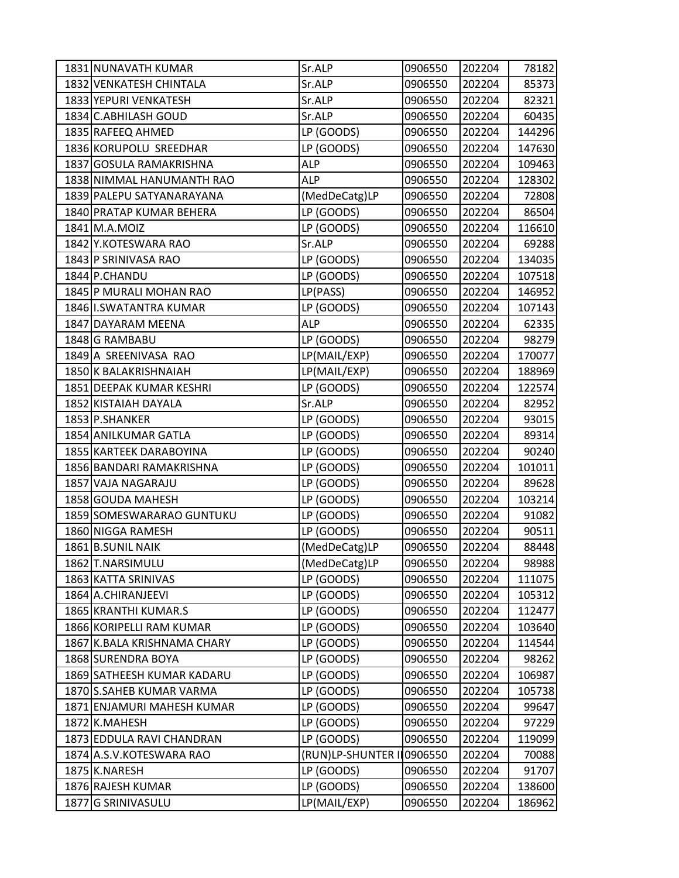| | | | | | |
|---|---|---|---|---|---|
| 1831 | NUNAVATH KUMAR | Sr.ALP | 0906550 | 202204 | 78182 |
| 1832 | VENKATESH CHINTALA | Sr.ALP | 0906550 | 202204 | 85373 |
| 1833 | YEPURI VENKATESH | Sr.ALP | 0906550 | 202204 | 82321 |
| 1834 | C.ABHILASH GOUD | Sr.ALP | 0906550 | 202204 | 60435 |
| 1835 | RAFEEQ AHMED | LP (GOODS) | 0906550 | 202204 | 144296 |
| 1836 | KORUPOLU SREEDHAR | LP (GOODS) | 0906550 | 202204 | 147630 |
| 1837 | GOSULA RAMAKRISHNA | ALP | 0906550 | 202204 | 109463 |
| 1838 | NIMMAL HANUMANTH RAO | ALP | 0906550 | 202204 | 128302 |
| 1839 | PALEPU SATYANARAYANA | (MedDeCatg)LP | 0906550 | 202204 | 72808 |
| 1840 | PRATAP KUMAR BEHERA | LP (GOODS) | 0906550 | 202204 | 86504 |
| 1841 | M.A.MOIZ | LP (GOODS) | 0906550 | 202204 | 116610 |
| 1842 | Y.KOTESWARA RAO | Sr.ALP | 0906550 | 202204 | 69288 |
| 1843 | P SRINIVASA RAO | LP (GOODS) | 0906550 | 202204 | 134035 |
| 1844 | P.CHANDU | LP (GOODS) | 0906550 | 202204 | 107518 |
| 1845 | P MURALI MOHAN RAO | LP(PASS) | 0906550 | 202204 | 146952 |
| 1846 | I.SWATANTRA KUMAR | LP (GOODS) | 0906550 | 202204 | 107143 |
| 1847 | DAYARAM MEENA | ALP | 0906550 | 202204 | 62335 |
| 1848 | G RAMBABU | LP (GOODS) | 0906550 | 202204 | 98279 |
| 1849 | A SREENIVASA RAO | LP(MAIL/EXP) | 0906550 | 202204 | 170077 |
| 1850 | K BALAKRISHNAIAH | LP(MAIL/EXP) | 0906550 | 202204 | 188969 |
| 1851 | DEEPAK KUMAR KESHRI | LP (GOODS) | 0906550 | 202204 | 122574 |
| 1852 | KISTAIAH DAYALA | Sr.ALP | 0906550 | 202204 | 82952 |
| 1853 | P.SHANKER | LP (GOODS) | 0906550 | 202204 | 93015 |
| 1854 | ANILKUMAR GATLA | LP (GOODS) | 0906550 | 202204 | 89314 |
| 1855 | KARTEEK DARABOYINA | LP (GOODS) | 0906550 | 202204 | 90240 |
| 1856 | BANDARI RAMAKRISHNA | LP (GOODS) | 0906550 | 202204 | 101011 |
| 1857 | VAJA NAGARAJU | LP (GOODS) | 0906550 | 202204 | 89628 |
| 1858 | GOUDA MAHESH | LP (GOODS) | 0906550 | 202204 | 103214 |
| 1859 | SOMESWARARAO GUNTUKU | LP (GOODS) | 0906550 | 202204 | 91082 |
| 1860 | NIGGA RAMESH | LP (GOODS) | 0906550 | 202204 | 90511 |
| 1861 | B.SUNIL NAIK | (MedDeCatg)LP | 0906550 | 202204 | 88448 |
| 1862 | T.NARSIMULU | (MedDeCatg)LP | 0906550 | 202204 | 98988 |
| 1863 | KATTA SRINIVAS | LP (GOODS) | 0906550 | 202204 | 111075 |
| 1864 | A.CHIRANJEEVI | LP (GOODS) | 0906550 | 202204 | 105312 |
| 1865 | KRANTHI KUMAR.S | LP (GOODS) | 0906550 | 202204 | 112477 |
| 1866 | KORIPELLI RAM KUMAR | LP (GOODS) | 0906550 | 202204 | 103640 |
| 1867 | K.BALA KRISHNAMA CHARY | LP (GOODS) | 0906550 | 202204 | 114544 |
| 1868 | SURENDRA BOYA | LP (GOODS) | 0906550 | 202204 | 98262 |
| 1869 | SATHEESH KUMAR KADARU | LP (GOODS) | 0906550 | 202204 | 106987 |
| 1870 | S.SAHEB KUMAR VARMA | LP (GOODS) | 0906550 | 202204 | 105738 |
| 1871 | ENJAMURI MAHESH KUMAR | LP (GOODS) | 0906550 | 202204 | 99647 |
| 1872 | K.MAHESH | LP (GOODS) | 0906550 | 202204 | 97229 |
| 1873 | EDDULA RAVI CHANDRAN | LP (GOODS) | 0906550 | 202204 | 119099 |
| 1874 | A.S.V.KOTESWARA RAO | (RUN)LP-SHUNTER I | 0906550 | 202204 | 70088 |
| 1875 | K.NARESH | LP (GOODS) | 0906550 | 202204 | 91707 |
| 1876 | RAJESH KUMAR | LP (GOODS) | 0906550 | 202204 | 138600 |
| 1877 | G SRINIVASULU | LP(MAIL/EXP) | 0906550 | 202204 | 186962 |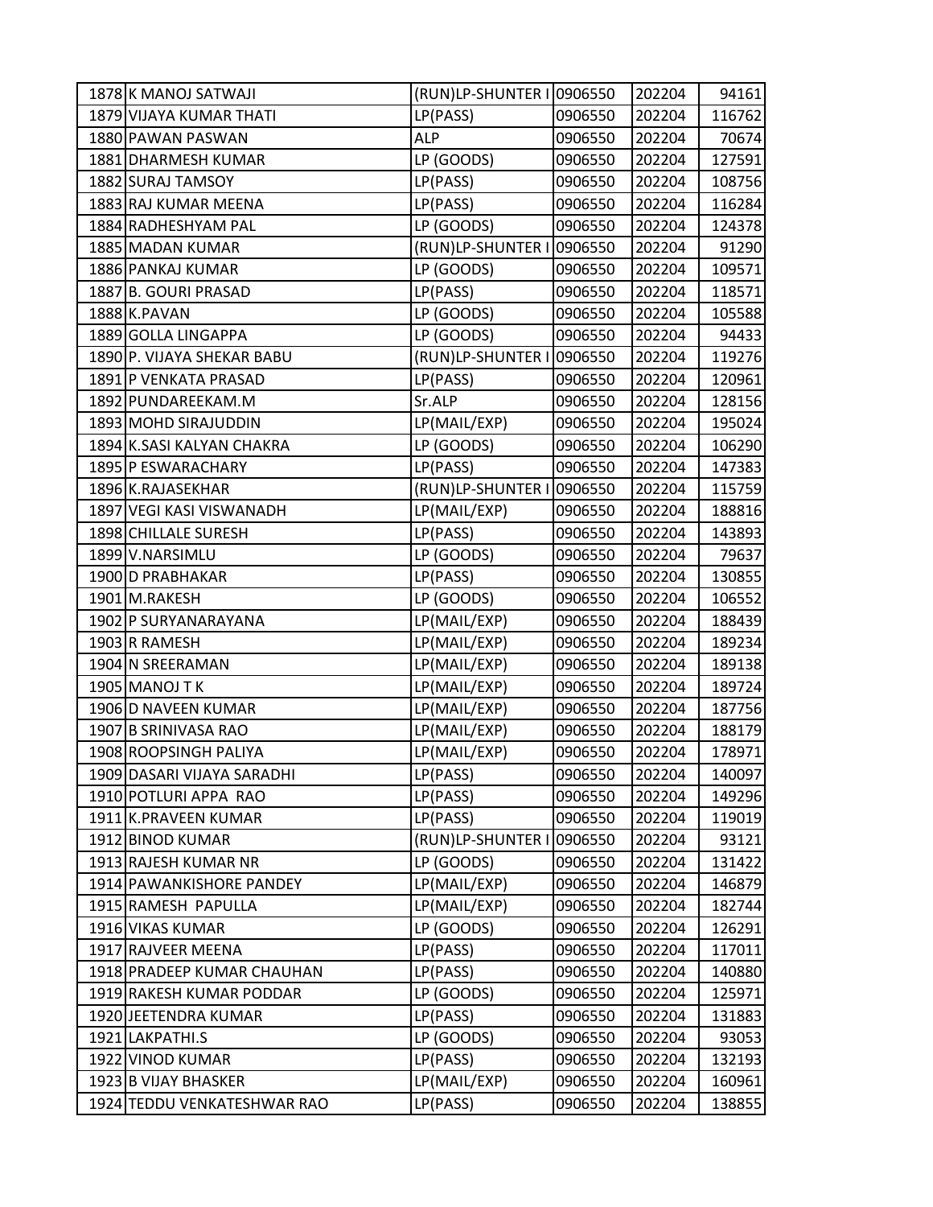| | | | | | |
|---|---|---|---|---|---|
| 1878 | K MANOJ SATWAJI | (RUN)LP-SHUNTER I | 0906550 | 202204 | 94161 |
| 1879 | VIJAYA KUMAR THATI | LP(PASS) | 0906550 | 202204 | 116762 |
| 1880 | PAWAN PASWAN | ALP | 0906550 | 202204 | 70674 |
| 1881 | DHARMESH KUMAR | LP (GOODS) | 0906550 | 202204 | 127591 |
| 1882 | SURAJ TAMSOY | LP(PASS) | 0906550 | 202204 | 108756 |
| 1883 | RAJ KUMAR MEENA | LP(PASS) | 0906550 | 202204 | 116284 |
| 1884 | RADHESHYAM PAL | LP (GOODS) | 0906550 | 202204 | 124378 |
| 1885 | MADAN KUMAR | (RUN)LP-SHUNTER I | 0906550 | 202204 | 91290 |
| 1886 | PANKAJ KUMAR | LP (GOODS) | 0906550 | 202204 | 109571 |
| 1887 | B. GOURI PRASAD | LP(PASS) | 0906550 | 202204 | 118571 |
| 1888 | K.PAVAN | LP (GOODS) | 0906550 | 202204 | 105588 |
| 1889 | GOLLA LINGAPPA | LP (GOODS) | 0906550 | 202204 | 94433 |
| 1890 | P. VIJAYA SHEKAR BABU | (RUN)LP-SHUNTER I | 0906550 | 202204 | 119276 |
| 1891 | P VENKATA PRASAD | LP(PASS) | 0906550 | 202204 | 120961 |
| 1892 | PUNDAREEKAM.M | Sr.ALP | 0906550 | 202204 | 128156 |
| 1893 | MOHD SIRAJUDDIN | LP(MAIL/EXP) | 0906550 | 202204 | 195024 |
| 1894 | K.SASI KALYAN CHAKRA | LP (GOODS) | 0906550 | 202204 | 106290 |
| 1895 | P ESWARACHARY | LP(PASS) | 0906550 | 202204 | 147383 |
| 1896 | K.RAJASEKHAR | (RUN)LP-SHUNTER I | 0906550 | 202204 | 115759 |
| 1897 | VEGI KASI VISWANADH | LP(MAIL/EXP) | 0906550 | 202204 | 188816 |
| 1898 | CHILLALE SURESH | LP(PASS) | 0906550 | 202204 | 143893 |
| 1899 | V.NARSIMLU | LP (GOODS) | 0906550 | 202204 | 79637 |
| 1900 | D PRABHAKAR | LP(PASS) | 0906550 | 202204 | 130855 |
| 1901 | M.RAKESH | LP (GOODS) | 0906550 | 202204 | 106552 |
| 1902 | P SURYANARAYANA | LP(MAIL/EXP) | 0906550 | 202204 | 188439 |
| 1903 | R RAMESH | LP(MAIL/EXP) | 0906550 | 202204 | 189234 |
| 1904 | N SREERAMAN | LP(MAIL/EXP) | 0906550 | 202204 | 189138 |
| 1905 | MANOJ T K | LP(MAIL/EXP) | 0906550 | 202204 | 189724 |
| 1906 | D NAVEEN KUMAR | LP(MAIL/EXP) | 0906550 | 202204 | 187756 |
| 1907 | B SRINIVASA RAO | LP(MAIL/EXP) | 0906550 | 202204 | 188179 |
| 1908 | ROOPSINGH PALIYA | LP(MAIL/EXP) | 0906550 | 202204 | 178971 |
| 1909 | DASARI VIJAYA SARADHI | LP(PASS) | 0906550 | 202204 | 140097 |
| 1910 | POTLURI APPA RAO | LP(PASS) | 0906550 | 202204 | 149296 |
| 1911 | K.PRAVEEN KUMAR | LP(PASS) | 0906550 | 202204 | 119019 |
| 1912 | BINOD KUMAR | (RUN)LP-SHUNTER I | 0906550 | 202204 | 93121 |
| 1913 | RAJESH KUMAR NR | LP (GOODS) | 0906550 | 202204 | 131422 |
| 1914 | PAWANKISHORE PANDEY | LP(MAIL/EXP) | 0906550 | 202204 | 146879 |
| 1915 | RAMESH PAPULLA | LP(MAIL/EXP) | 0906550 | 202204 | 182744 |
| 1916 | VIKAS KUMAR | LP (GOODS) | 0906550 | 202204 | 126291 |
| 1917 | RAJVEER MEENA | LP(PASS) | 0906550 | 202204 | 117011 |
| 1918 | PRADEEP KUMAR CHAUHAN | LP(PASS) | 0906550 | 202204 | 140880 |
| 1919 | RAKESH KUMAR PODDAR | LP (GOODS) | 0906550 | 202204 | 125971 |
| 1920 | JEETENDRA KUMAR | LP(PASS) | 0906550 | 202204 | 131883 |
| 1921 | LAKPATHI.S | LP (GOODS) | 0906550 | 202204 | 93053 |
| 1922 | VINOD KUMAR | LP(PASS) | 0906550 | 202204 | 132193 |
| 1923 | B VIJAY BHASKER | LP(MAIL/EXP) | 0906550 | 202204 | 160961 |
| 1924 | TEDDU VENKATESHWAR RAO | LP(PASS) | 0906550 | 202204 | 138855 |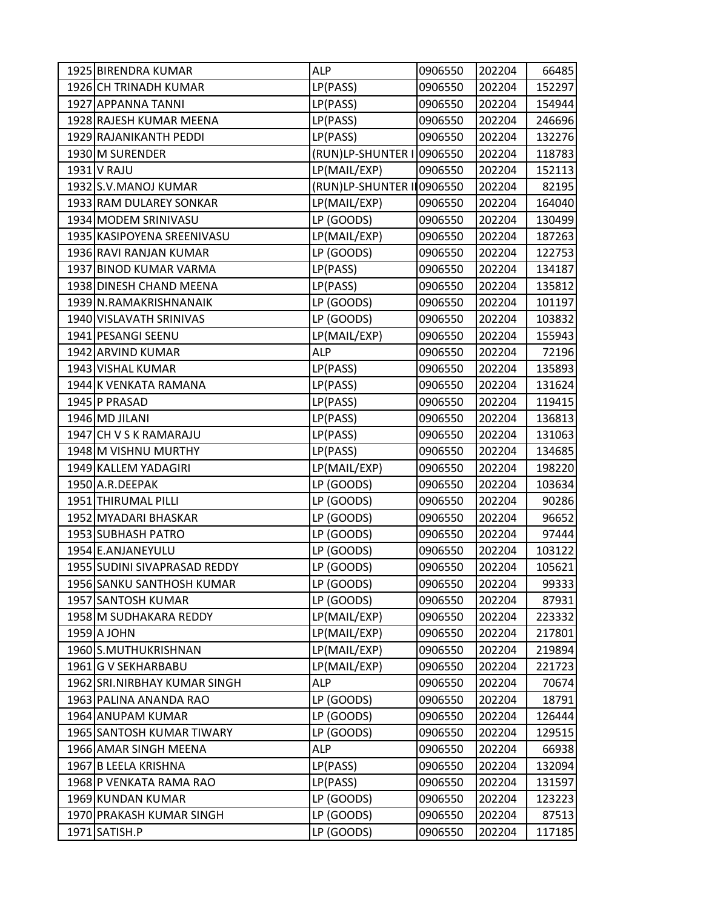| 1925 | BIRENDRA KUMAR | ALP | 0906550 | 202204 | 66485 |
|---|---|---|---|---|---|
| 1926 | CH TRINADH KUMAR | LP(PASS) | 0906550 | 202204 | 152297 |
| 1927 | APPANNA TANNI | LP(PASS) | 0906550 | 202204 | 154944 |
| 1928 | RAJESH KUMAR MEENA | LP(PASS) | 0906550 | 202204 | 246696 |
| 1929 | RAJANIKANTH PEDDI | LP(PASS) | 0906550 | 202204 | 132276 |
| 1930 | M SURENDER | (RUN)LP-SHUNTER I | 0906550 | 202204 | 118783 |
| 1931 | V RAJU | LP(MAIL/EXP) | 0906550 | 202204 | 152113 |
| 1932 | S.V.MANOJ KUMAR | (RUN)LP-SHUNTER II | 0906550 | 202204 | 82195 |
| 1933 | RAM DULAREY SONKAR | LP(MAIL/EXP) | 0906550 | 202204 | 164040 |
| 1934 | MODEM SRINIVASU | LP (GOODS) | 0906550 | 202204 | 130499 |
| 1935 | KASIPOYENA SREENIVASU | LP(MAIL/EXP) | 0906550 | 202204 | 187263 |
| 1936 | RAVI RANJAN KUMAR | LP (GOODS) | 0906550 | 202204 | 122753 |
| 1937 | BINOD KUMAR VARMA | LP(PASS) | 0906550 | 202204 | 134187 |
| 1938 | DINESH CHAND MEENA | LP(PASS) | 0906550 | 202204 | 135812 |
| 1939 | N.RAMAKRISHNANAIK | LP (GOODS) | 0906550 | 202204 | 101197 |
| 1940 | VISLAVATH SRINIVAS | LP (GOODS) | 0906550 | 202204 | 103832 |
| 1941 | PESANGI SEENU | LP(MAIL/EXP) | 0906550 | 202204 | 155943 |
| 1942 | ARVIND KUMAR | ALP | 0906550 | 202204 | 72196 |
| 1943 | VISHAL KUMAR | LP(PASS) | 0906550 | 202204 | 135893 |
| 1944 | K VENKATA RAMANA | LP(PASS) | 0906550 | 202204 | 131624 |
| 1945 | P PRASAD | LP(PASS) | 0906550 | 202204 | 119415 |
| 1946 | MD JILANI | LP(PASS) | 0906550 | 202204 | 136813 |
| 1947 | CH V S K RAMARAJU | LP(PASS) | 0906550 | 202204 | 131063 |
| 1948 | M VISHNU MURTHY | LP(PASS) | 0906550 | 202204 | 134685 |
| 1949 | KALLEM YADAGIRI | LP(MAIL/EXP) | 0906550 | 202204 | 198220 |
| 1950 | A.R.DEEPAK | LP (GOODS) | 0906550 | 202204 | 103634 |
| 1951 | THIRUMAL PILLI | LP (GOODS) | 0906550 | 202204 | 90286 |
| 1952 | MYADARI BHASKAR | LP (GOODS) | 0906550 | 202204 | 96652 |
| 1953 | SUBHASH PATRO | LP (GOODS) | 0906550 | 202204 | 97444 |
| 1954 | E.ANJANEYULU | LP (GOODS) | 0906550 | 202204 | 103122 |
| 1955 | SUDINI SIVAPRASAD REDDY | LP (GOODS) | 0906550 | 202204 | 105621 |
| 1956 | SANKU SANTHOSH KUMAR | LP (GOODS) | 0906550 | 202204 | 99333 |
| 1957 | SANTOSH KUMAR | LP (GOODS) | 0906550 | 202204 | 87931 |
| 1958 | M SUDHAKARA REDDY | LP(MAIL/EXP) | 0906550 | 202204 | 223332 |
| 1959 | A JOHN | LP(MAIL/EXP) | 0906550 | 202204 | 217801 |
| 1960 | S.MUTHUKRISHNAN | LP(MAIL/EXP) | 0906550 | 202204 | 219894 |
| 1961 | G V SEKHARBABU | LP(MAIL/EXP) | 0906550 | 202204 | 221723 |
| 1962 | SRI.NIRBHAY KUMAR SINGH | ALP | 0906550 | 202204 | 70674 |
| 1963 | PALINA ANANDA RAO | LP (GOODS) | 0906550 | 202204 | 18791 |
| 1964 | ANUPAM KUMAR | LP (GOODS) | 0906550 | 202204 | 126444 |
| 1965 | SANTOSH KUMAR TIWARY | LP (GOODS) | 0906550 | 202204 | 129515 |
| 1966 | AMAR SINGH MEENA | ALP | 0906550 | 202204 | 66938 |
| 1967 | B LEELA KRISHNA | LP(PASS) | 0906550 | 202204 | 132094 |
| 1968 | P VENKATA RAMA RAO | LP(PASS) | 0906550 | 202204 | 131597 |
| 1969 | KUNDAN KUMAR | LP (GOODS) | 0906550 | 202204 | 123223 |
| 1970 | PRAKASH KUMAR SINGH | LP (GOODS) | 0906550 | 202204 | 87513 |
| 1971 | SATISH.P | LP (GOODS) | 0906550 | 202204 | 117185 |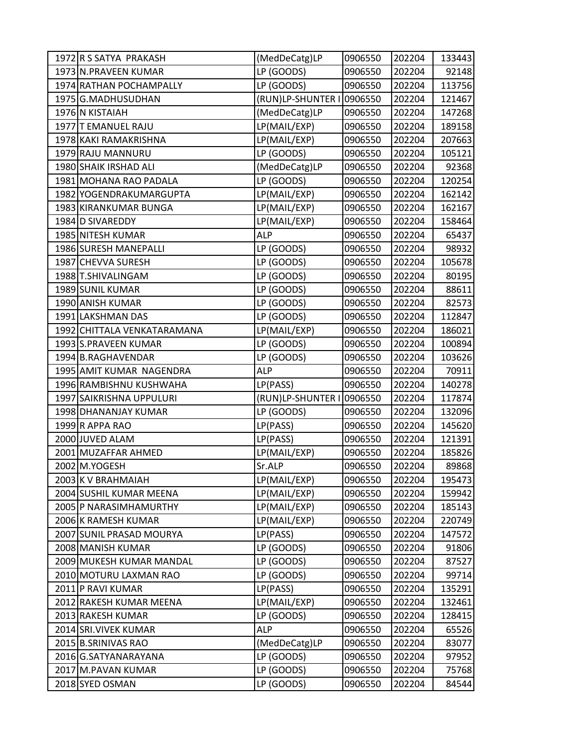| | | | | | |
|---|---|---|---|---|---|
| 1972 | R S SATYA PRAKASH | (MedDeCatg)LP | 0906550 | 202204 | 133443 |
| 1973 | N.PRAVEEN KUMAR | LP (GOODS) | 0906550 | 202204 | 92148 |
| 1974 | RATHAN POCHAMPALLY | LP (GOODS) | 0906550 | 202204 | 113756 |
| 1975 | G.MADHUSUDHAN | (RUN)LP-SHUNTER I | 0906550 | 202204 | 121467 |
| 1976 | N KISTAIAH | (MedDeCatg)LP | 0906550 | 202204 | 147268 |
| 1977 | T EMANUEL RAJU | LP(MAIL/EXP) | 0906550 | 202204 | 189158 |
| 1978 | KAKI RAMAKRISHNA | LP(MAIL/EXP) | 0906550 | 202204 | 207663 |
| 1979 | RAJU MANNURU | LP (GOODS) | 0906550 | 202204 | 105121 |
| 1980 | SHAIK IRSHAD ALI | (MedDeCatg)LP | 0906550 | 202204 | 92368 |
| 1981 | MOHANA RAO PADALA | LP (GOODS) | 0906550 | 202204 | 120254 |
| 1982 | YOGENDRAKUMARGUPTA | LP(MAIL/EXP) | 0906550 | 202204 | 162142 |
| 1983 | KIRANKUMAR BUNGA | LP(MAIL/EXP) | 0906550 | 202204 | 162167 |
| 1984 | D SIVAREDDY | LP(MAIL/EXP) | 0906550 | 202204 | 158464 |
| 1985 | NITESH KUMAR | ALP | 0906550 | 202204 | 65437 |
| 1986 | SURESH MANEPALLI | LP (GOODS) | 0906550 | 202204 | 98932 |
| 1987 | CHEVVA SURESH | LP (GOODS) | 0906550 | 202204 | 105678 |
| 1988 | T.SHIVALINGAM | LP (GOODS) | 0906550 | 202204 | 80195 |
| 1989 | SUNIL KUMAR | LP (GOODS) | 0906550 | 202204 | 88611 |
| 1990 | ANISH KUMAR | LP (GOODS) | 0906550 | 202204 | 82573 |
| 1991 | LAKSHMAN DAS | LP (GOODS) | 0906550 | 202204 | 112847 |
| 1992 | CHITTALA VENKATARAMANA | LP(MAIL/EXP) | 0906550 | 202204 | 186021 |
| 1993 | S.PRAVEEN KUMAR | LP (GOODS) | 0906550 | 202204 | 100894 |
| 1994 | B.RAGHAVENDAR | LP (GOODS) | 0906550 | 202204 | 103626 |
| 1995 | AMIT KUMAR NAGENDRA | ALP | 0906550 | 202204 | 70911 |
| 1996 | RAMBISHNU KUSHWAHA | LP(PASS) | 0906550 | 202204 | 140278 |
| 1997 | SAIKRISHNA UPPULURI | (RUN)LP-SHUNTER I | 0906550 | 202204 | 117874 |
| 1998 | DHANANJAY KUMAR | LP (GOODS) | 0906550 | 202204 | 132096 |
| 1999 | R APPA RAO | LP(PASS) | 0906550 | 202204 | 145620 |
| 2000 | JUVED ALAM | LP(PASS) | 0906550 | 202204 | 121391 |
| 2001 | MUZAFFAR AHMED | LP(MAIL/EXP) | 0906550 | 202204 | 185826 |
| 2002 | M.YOGESH | Sr.ALP | 0906550 | 202204 | 89868 |
| 2003 | K V BRAHMAIAH | LP(MAIL/EXP) | 0906550 | 202204 | 195473 |
| 2004 | SUSHIL KUMAR MEENA | LP(MAIL/EXP) | 0906550 | 202204 | 159942 |
| 2005 | P NARASIMHAMURTHY | LP(MAIL/EXP) | 0906550 | 202204 | 185143 |
| 2006 | K RAMESH KUMAR | LP(MAIL/EXP) | 0906550 | 202204 | 220749 |
| 2007 | SUNIL PRASAD MOURYA | LP(PASS) | 0906550 | 202204 | 147572 |
| 2008 | MANISH KUMAR | LP (GOODS) | 0906550 | 202204 | 91806 |
| 2009 | MUKESH KUMAR MANDAL | LP (GOODS) | 0906550 | 202204 | 87527 |
| 2010 | MOTURU LAXMAN RAO | LP (GOODS) | 0906550 | 202204 | 99714 |
| 2011 | P RAVI KUMAR | LP(PASS) | 0906550 | 202204 | 135291 |
| 2012 | RAKESH KUMAR MEENA | LP(MAIL/EXP) | 0906550 | 202204 | 132461 |
| 2013 | RAKESH KUMAR | LP (GOODS) | 0906550 | 202204 | 128415 |
| 2014 | SRI.VIVEK KUMAR | ALP | 0906550 | 202204 | 65526 |
| 2015 | B.SRINIVAS RAO | (MedDeCatg)LP | 0906550 | 202204 | 83077 |
| 2016 | G.SATYANARAYANA | LP (GOODS) | 0906550 | 202204 | 97952 |
| 2017 | M.PAVAN KUMAR | LP (GOODS) | 0906550 | 202204 | 75768 |
| 2018 | SYED OSMAN | LP (GOODS) | 0906550 | 202204 | 84544 |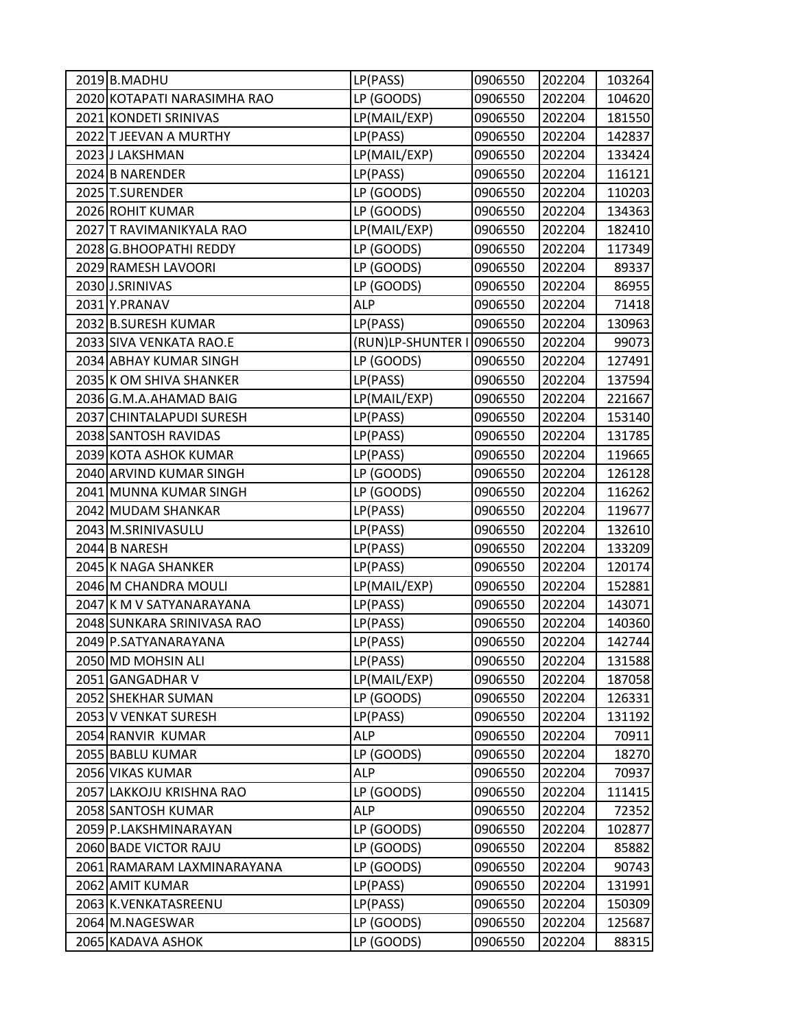| | | | | |
|---|---|---|---|---|
| 2019 B.MADHU | LP(PASS) | 0906550 | 202204 | 103264 |
| 2020 KOTAPATI NARASIMHA RAO | LP (GOODS) | 0906550 | 202204 | 104620 |
| 2021 KONDETI SRINIVAS | LP(MAIL/EXP) | 0906550 | 202204 | 181550 |
| 2022 T JEEVAN A MURTHY | LP(PASS) | 0906550 | 202204 | 142837 |
| 2023 J LAKSHMAN | LP(MAIL/EXP) | 0906550 | 202204 | 133424 |
| 2024 B NARENDER | LP(PASS) | 0906550 | 202204 | 116121 |
| 2025 T.SURENDER | LP (GOODS) | 0906550 | 202204 | 110203 |
| 2026 ROHIT KUMAR | LP (GOODS) | 0906550 | 202204 | 134363 |
| 2027 T RAVIMANIKYALA RAO | LP(MAIL/EXP) | 0906550 | 202204 | 182410 |
| 2028 G.BHOOPATHI REDDY | LP (GOODS) | 0906550 | 202204 | 117349 |
| 2029 RAMESH LAVOORI | LP (GOODS) | 0906550 | 202204 | 89337 |
| 2030 J.SRINIVAS | LP (GOODS) | 0906550 | 202204 | 86955 |
| 2031 Y.PRANAV | ALP | 0906550 | 202204 | 71418 |
| 2032 B.SURESH KUMAR | LP(PASS) | 0906550 | 202204 | 130963 |
| 2033 SIVA VENKATA RAO.E | (RUN)LP-SHUNTER I | 0906550 | 202204 | 99073 |
| 2034 ABHAY KUMAR SINGH | LP (GOODS) | 0906550 | 202204 | 127491 |
| 2035 K OM SHIVA SHANKER | LP(PASS) | 0906550 | 202204 | 137594 |
| 2036 G.M.A.AHAMAD BAIG | LP(MAIL/EXP) | 0906550 | 202204 | 221667 |
| 2037 CHINTALAPUDI SURESH | LP(PASS) | 0906550 | 202204 | 153140 |
| 2038 SANTOSH RAVIDAS | LP(PASS) | 0906550 | 202204 | 131785 |
| 2039 KOTA ASHOK KUMAR | LP(PASS) | 0906550 | 202204 | 119665 |
| 2040 ARVIND KUMAR SINGH | LP (GOODS) | 0906550 | 202204 | 126128 |
| 2041 MUNNA KUMAR SINGH | LP (GOODS) | 0906550 | 202204 | 116262 |
| 2042 MUDAM SHANKAR | LP(PASS) | 0906550 | 202204 | 119677 |
| 2043 M.SRINIVASULU | LP(PASS) | 0906550 | 202204 | 132610 |
| 2044 B NARESH | LP(PASS) | 0906550 | 202204 | 133209 |
| 2045 K NAGA SHANKER | LP(PASS) | 0906550 | 202204 | 120174 |
| 2046 M CHANDRA MOULI | LP(MAIL/EXP) | 0906550 | 202204 | 152881 |
| 2047 K M V SATYANARAYANA | LP(PASS) | 0906550 | 202204 | 143071 |
| 2048 SUNKARA SRINIVASA RAO | LP(PASS) | 0906550 | 202204 | 140360 |
| 2049 P.SATYANARAYANA | LP(PASS) | 0906550 | 202204 | 142744 |
| 2050 MD MOHSIN ALI | LP(PASS) | 0906550 | 202204 | 131588 |
| 2051 GANGADHAR V | LP(MAIL/EXP) | 0906550 | 202204 | 187058 |
| 2052 SHEKHAR SUMAN | LP (GOODS) | 0906550 | 202204 | 126331 |
| 2053 V VENKAT SURESH | LP(PASS) | 0906550 | 202204 | 131192 |
| 2054 RANVIR KUMAR | ALP | 0906550 | 202204 | 70911 |
| 2055 BABLU KUMAR | LP (GOODS) | 0906550 | 202204 | 18270 |
| 2056 VIKAS KUMAR | ALP | 0906550 | 202204 | 70937 |
| 2057 LAKKOJU KRISHNA RAO | LP (GOODS) | 0906550 | 202204 | 111415 |
| 2058 SANTOSH KUMAR | ALP | 0906550 | 202204 | 72352 |
| 2059 P.LAKSHMINARAYAN | LP (GOODS) | 0906550 | 202204 | 102877 |
| 2060 BADE VICTOR RAJU | LP (GOODS) | 0906550 | 202204 | 85882 |
| 2061 RAMARAM LAXMINARAYANA | LP (GOODS) | 0906550 | 202204 | 90743 |
| 2062 AMIT KUMAR | LP(PASS) | 0906550 | 202204 | 131991 |
| 2063 K.VENKATASREENU | LP(PASS) | 0906550 | 202204 | 150309 |
| 2064 M.NAGESWAR | LP (GOODS) | 0906550 | 202204 | 125687 |
| 2065 KADAVA ASHOK | LP (GOODS) | 0906550 | 202204 | 88315 |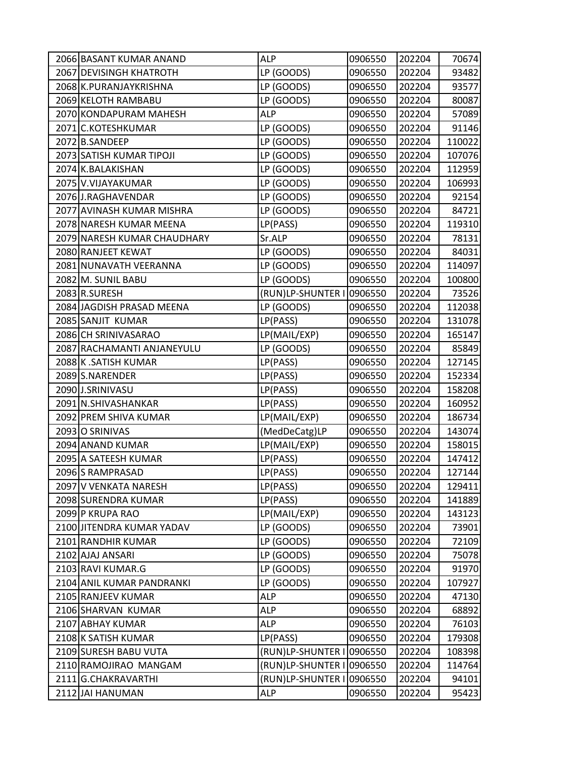| | | | | | |
|---|---|---|---|---|---|
| 2066 | BASANT KUMAR ANAND | ALP | 0906550 | 202204 | 70674 |
| 2067 | DEVISINGH KHATROTH | LP (GOODS) | 0906550 | 202204 | 93482 |
| 2068 | K.PURANJAYKRISHNA | LP (GOODS) | 0906550 | 202204 | 93577 |
| 2069 | KELOTH RAMBABU | LP (GOODS) | 0906550 | 202204 | 80087 |
| 2070 | KONDAPURAM MAHESH | ALP | 0906550 | 202204 | 57089 |
| 2071 | C.KOTESHKUMAR | LP (GOODS) | 0906550 | 202204 | 91146 |
| 2072 | B.SANDEEP | LP (GOODS) | 0906550 | 202204 | 110022 |
| 2073 | SATISH KUMAR TIPOJI | LP (GOODS) | 0906550 | 202204 | 107076 |
| 2074 | K.BALAKISHAN | LP (GOODS) | 0906550 | 202204 | 112959 |
| 2075 | V.VIJAYAKUMAR | LP (GOODS) | 0906550 | 202204 | 106993 |
| 2076 | J.RAGHAVENDAR | LP (GOODS) | 0906550 | 202204 | 92154 |
| 2077 | AVINASH KUMAR MISHRA | LP (GOODS) | 0906550 | 202204 | 84721 |
| 2078 | NARESH KUMAR MEENA | LP(PASS) | 0906550 | 202204 | 119310 |
| 2079 | NARESH KUMAR CHAUDHARY | Sr.ALP | 0906550 | 202204 | 78131 |
| 2080 | RANJEET KEWAT | LP (GOODS) | 0906550 | 202204 | 84031 |
| 2081 | NUNAVATH VEERANNA | LP (GOODS) | 0906550 | 202204 | 114097 |
| 2082 | M. SUNIL BABU | LP (GOODS) | 0906550 | 202204 | 100800 |
| 2083 | R.SURESH | (RUN)LP-SHUNTER I | 0906550 | 202204 | 73526 |
| 2084 | JAGDISH PRASAD MEENA | LP (GOODS) | 0906550 | 202204 | 112038 |
| 2085 | SANJIT KUMAR | LP(PASS) | 0906550 | 202204 | 131078 |
| 2086 | CH SRINIVASARAO | LP(MAIL/EXP) | 0906550 | 202204 | 165147 |
| 2087 | RACHAMANTI ANJANEYULU | LP (GOODS) | 0906550 | 202204 | 85849 |
| 2088 | K .SATISH KUMAR | LP(PASS) | 0906550 | 202204 | 127145 |
| 2089 | S.NARENDER | LP(PASS) | 0906550 | 202204 | 152334 |
| 2090 | J.SRINIVASU | LP(PASS) | 0906550 | 202204 | 158208 |
| 2091 | N.SHIVASHANKAR | LP(PASS) | 0906550 | 202204 | 160952 |
| 2092 | PREM SHIVA KUMAR | LP(MAIL/EXP) | 0906550 | 202204 | 186734 |
| 2093 | O SRINIVAS | (MedDeCatg)LP | 0906550 | 202204 | 143074 |
| 2094 | ANAND KUMAR | LP(MAIL/EXP) | 0906550 | 202204 | 158015 |
| 2095 | A SATEESH KUMAR | LP(PASS) | 0906550 | 202204 | 147412 |
| 2096 | S RAMPRASAD | LP(PASS) | 0906550 | 202204 | 127144 |
| 2097 | V VENKATA NARESH | LP(PASS) | 0906550 | 202204 | 129411 |
| 2098 | SURENDRA KUMAR | LP(PASS) | 0906550 | 202204 | 141889 |
| 2099 | P KRUPA RAO | LP(MAIL/EXP) | 0906550 | 202204 | 143123 |
| 2100 | JITENDRA KUMAR YADAV | LP (GOODS) | 0906550 | 202204 | 73901 |
| 2101 | RANDHIR KUMAR | LP (GOODS) | 0906550 | 202204 | 72109 |
| 2102 | AJAJ ANSARI | LP (GOODS) | 0906550 | 202204 | 75078 |
| 2103 | RAVI KUMAR.G | LP (GOODS) | 0906550 | 202204 | 91970 |
| 2104 | ANIL KUMAR PANDRANKI | LP (GOODS) | 0906550 | 202204 | 107927 |
| 2105 | RANJEEV KUMAR | ALP | 0906550 | 202204 | 47130 |
| 2106 | SHARVAN KUMAR | ALP | 0906550 | 202204 | 68892 |
| 2107 | ABHAY KUMAR | ALP | 0906550 | 202204 | 76103 |
| 2108 | K SATISH KUMAR | LP(PASS) | 0906550 | 202204 | 179308 |
| 2109 | SURESH BABU VUTA | (RUN)LP-SHUNTER I | 0906550 | 202204 | 108398 |
| 2110 | RAMOJIRAO MANGAM | (RUN)LP-SHUNTER I | 0906550 | 202204 | 114764 |
| 2111 | G.CHAKRAVARTHI | (RUN)LP-SHUNTER I | 0906550 | 202204 | 94101 |
| 2112 | JAI HANUMAN | ALP | 0906550 | 202204 | 95423 |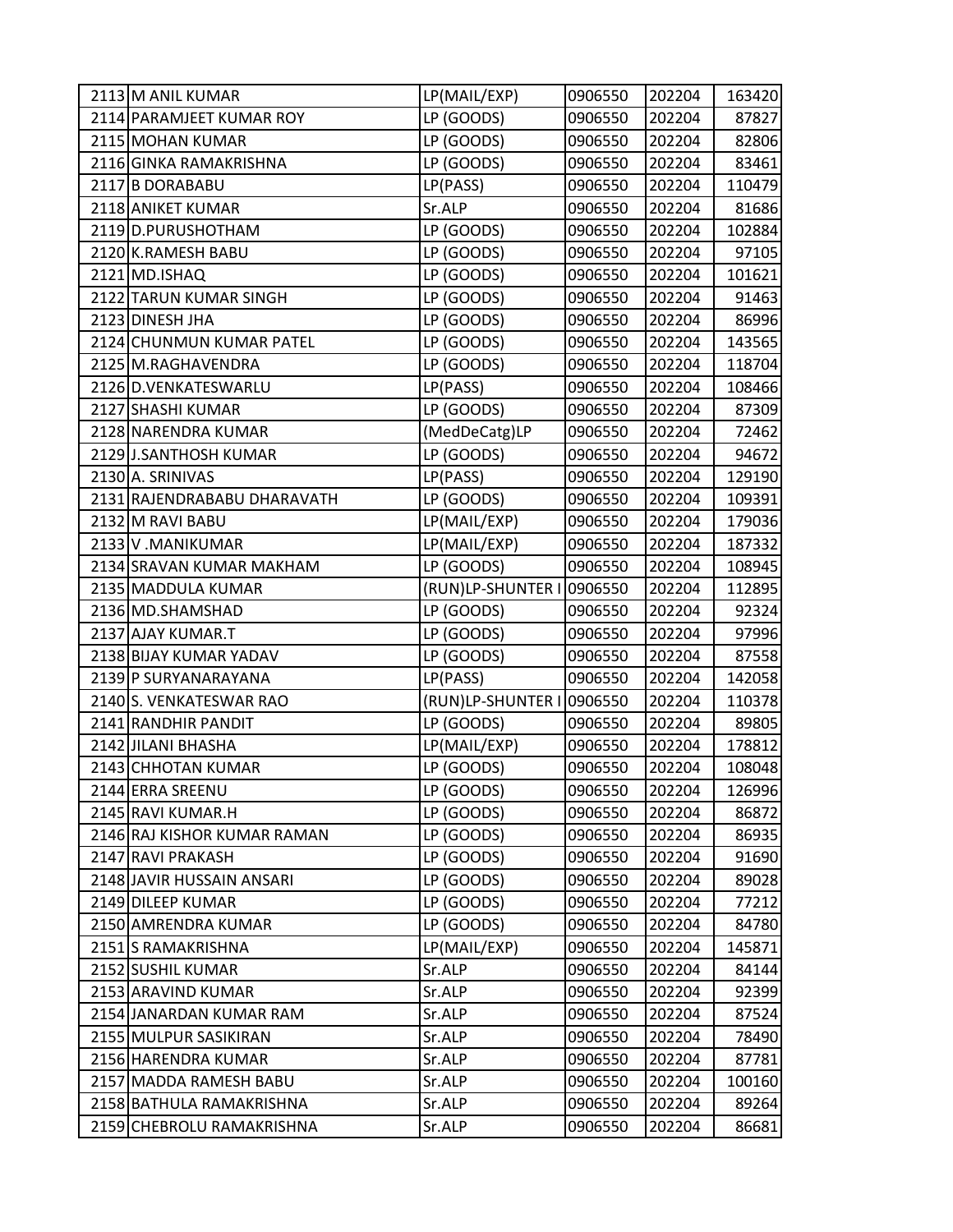| | | | | | |
|---|---|---|---|---|---|
| 2113 | M ANIL KUMAR | LP(MAIL/EXP) | 0906550 | 202204 | 163420 |
| 2114 | PARAMJEET KUMAR ROY | LP (GOODS) | 0906550 | 202204 | 87827 |
| 2115 | MOHAN KUMAR | LP (GOODS) | 0906550 | 202204 | 82806 |
| 2116 | GINKA RAMAKRISHNA | LP (GOODS) | 0906550 | 202204 | 83461 |
| 2117 | B DORABABU | LP(PASS) | 0906550 | 202204 | 110479 |
| 2118 | ANIKET KUMAR | Sr.ALP | 0906550 | 202204 | 81686 |
| 2119 | D.PURUSHOTHAM | LP (GOODS) | 0906550 | 202204 | 102884 |
| 2120 | K.RAMESH BABU | LP (GOODS) | 0906550 | 202204 | 97105 |
| 2121 | MD.ISHAQ | LP (GOODS) | 0906550 | 202204 | 101621 |
| 2122 | TARUN KUMAR SINGH | LP (GOODS) | 0906550 | 202204 | 91463 |
| 2123 | DINESH JHA | LP (GOODS) | 0906550 | 202204 | 86996 |
| 2124 | CHUNMUN KUMAR PATEL | LP (GOODS) | 0906550 | 202204 | 143565 |
| 2125 | M.RAGHAVENDRA | LP (GOODS) | 0906550 | 202204 | 118704 |
| 2126 | D.VENKATESWARLU | LP(PASS) | 0906550 | 202204 | 108466 |
| 2127 | SHASHI KUMAR | LP (GOODS) | 0906550 | 202204 | 87309 |
| 2128 | NARENDRA KUMAR | (MedDeCatg)LP | 0906550 | 202204 | 72462 |
| 2129 | J.SANTHOSH KUMAR | LP (GOODS) | 0906550 | 202204 | 94672 |
| 2130 | A. SRINIVAS | LP(PASS) | 0906550 | 202204 | 129190 |
| 2131 | RAJENDRABABU DHARAVATH | LP (GOODS) | 0906550 | 202204 | 109391 |
| 2132 | M RAVI BABU | LP(MAIL/EXP) | 0906550 | 202204 | 179036 |
| 2133 | V .MANIKUMAR | LP(MAIL/EXP) | 0906550 | 202204 | 187332 |
| 2134 | SRAVAN KUMAR MAKHAM | LP (GOODS) | 0906550 | 202204 | 108945 |
| 2135 | MADDULA KUMAR | (RUN)LP-SHUNTER I | 0906550 | 202204 | 112895 |
| 2136 | MD.SHAMSHAD | LP (GOODS) | 0906550 | 202204 | 92324 |
| 2137 | AJAY KUMAR.T | LP (GOODS) | 0906550 | 202204 | 97996 |
| 2138 | BIJAY KUMAR YADAV | LP (GOODS) | 0906550 | 202204 | 87558 |
| 2139 | P SURYANARAYANA | LP(PASS) | 0906550 | 202204 | 142058 |
| 2140 | S. VENKATESWAR RAO | (RUN)LP-SHUNTER I | 0906550 | 202204 | 110378 |
| 2141 | RANDHIR PANDIT | LP (GOODS) | 0906550 | 202204 | 89805 |
| 2142 | JILANI BHASHA | LP(MAIL/EXP) | 0906550 | 202204 | 178812 |
| 2143 | CHHOTAN KUMAR | LP (GOODS) | 0906550 | 202204 | 108048 |
| 2144 | ERRA SREENU | LP (GOODS) | 0906550 | 202204 | 126996 |
| 2145 | RAVI KUMAR.H | LP (GOODS) | 0906550 | 202204 | 86872 |
| 2146 | RAJ KISHOR KUMAR RAMAN | LP (GOODS) | 0906550 | 202204 | 86935 |
| 2147 | RAVI PRAKASH | LP (GOODS) | 0906550 | 202204 | 91690 |
| 2148 | JAVIR HUSSAIN ANSARI | LP (GOODS) | 0906550 | 202204 | 89028 |
| 2149 | DILEEP KUMAR | LP (GOODS) | 0906550 | 202204 | 77212 |
| 2150 | AMRENDRA KUMAR | LP (GOODS) | 0906550 | 202204 | 84780 |
| 2151 | S RAMAKRISHNA | LP(MAIL/EXP) | 0906550 | 202204 | 145871 |
| 2152 | SUSHIL KUMAR | Sr.ALP | 0906550 | 202204 | 84144 |
| 2153 | ARAVIND KUMAR | Sr.ALP | 0906550 | 202204 | 92399 |
| 2154 | JANARDAN KUMAR RAM | Sr.ALP | 0906550 | 202204 | 87524 |
| 2155 | MULPUR SASIKIRAN | Sr.ALP | 0906550 | 202204 | 78490 |
| 2156 | HARENDRA KUMAR | Sr.ALP | 0906550 | 202204 | 87781 |
| 2157 | MADDA RAMESH BABU | Sr.ALP | 0906550 | 202204 | 100160 |
| 2158 | BATHULA RAMAKRISHNA | Sr.ALP | 0906550 | 202204 | 89264 |
| 2159 | CHEBROLU RAMAKRISHNA | Sr.ALP | 0906550 | 202204 | 86681 |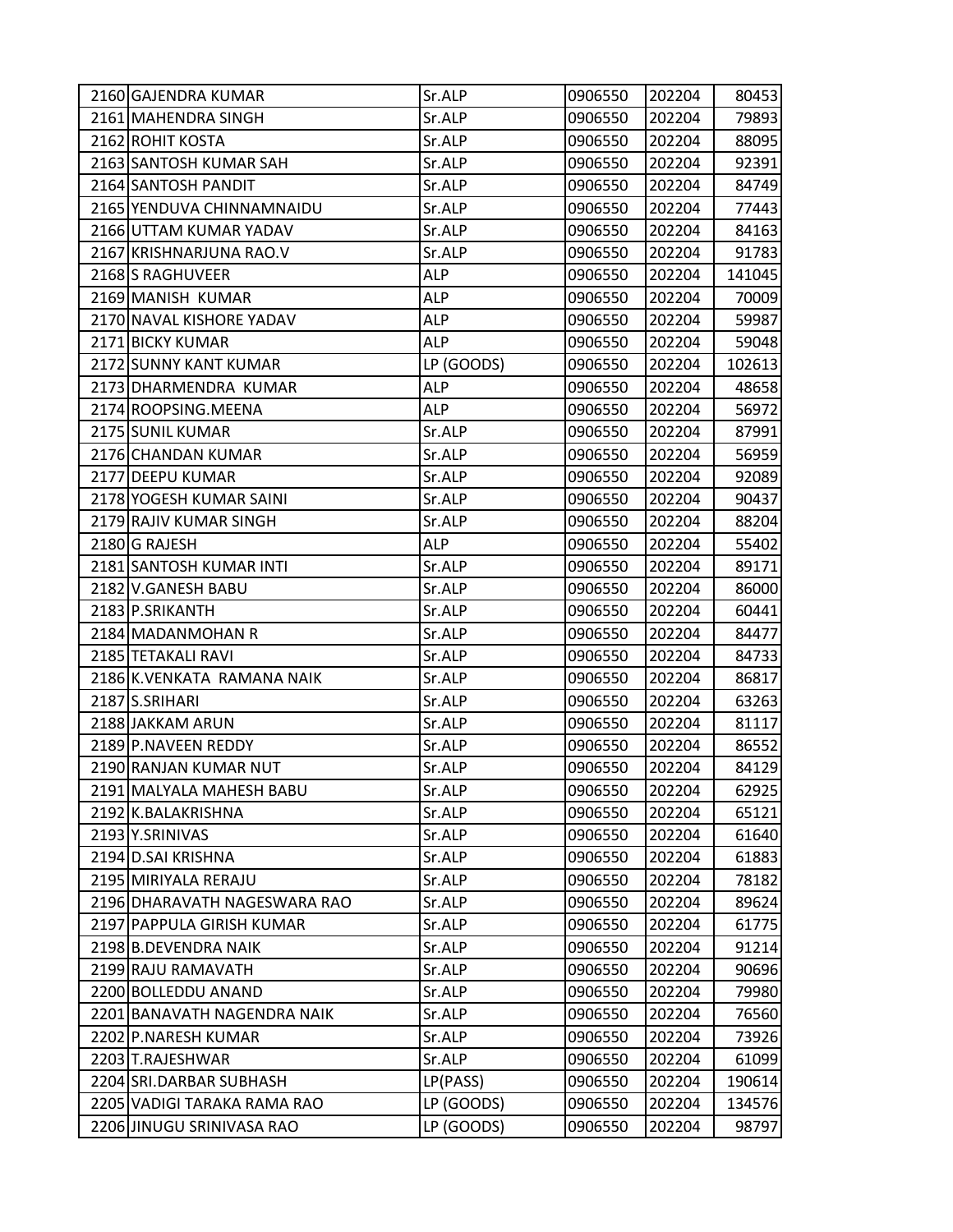| | | | | | |
|---|---|---|---|---|---|
| 2160 | GAJENDRA KUMAR | Sr.ALP | 0906550 | 202204 | 80453 |
| 2161 | MAHENDRA SINGH | Sr.ALP | 0906550 | 202204 | 79893 |
| 2162 | ROHIT KOSTA | Sr.ALP | 0906550 | 202204 | 88095 |
| 2163 | SANTOSH KUMAR SAH | Sr.ALP | 0906550 | 202204 | 92391 |
| 2164 | SANTOSH PANDIT | Sr.ALP | 0906550 | 202204 | 84749 |
| 2165 | YENDUVA CHINNAMNAIDU | Sr.ALP | 0906550 | 202204 | 77443 |
| 2166 | UTTAM KUMAR YADAV | Sr.ALP | 0906550 | 202204 | 84163 |
| 2167 | KRISHNARJUNA RAO.V | Sr.ALP | 0906550 | 202204 | 91783 |
| 2168 | S RAGHUVEER | ALP | 0906550 | 202204 | 141045 |
| 2169 | MANISH KUMAR | ALP | 0906550 | 202204 | 70009 |
| 2170 | NAVAL KISHORE YADAV | ALP | 0906550 | 202204 | 59987 |
| 2171 | BICKY KUMAR | ALP | 0906550 | 202204 | 59048 |
| 2172 | SUNNY KANT KUMAR | LP (GOODS) | 0906550 | 202204 | 102613 |
| 2173 | DHARMENDRA KUMAR | ALP | 0906550 | 202204 | 48658 |
| 2174 | ROOPSING.MEENA | ALP | 0906550 | 202204 | 56972 |
| 2175 | SUNIL KUMAR | Sr.ALP | 0906550 | 202204 | 87991 |
| 2176 | CHANDAN KUMAR | Sr.ALP | 0906550 | 202204 | 56959 |
| 2177 | DEEPU KUMAR | Sr.ALP | 0906550 | 202204 | 92089 |
| 2178 | YOGESH KUMAR SAINI | Sr.ALP | 0906550 | 202204 | 90437 |
| 2179 | RAJIV KUMAR SINGH | Sr.ALP | 0906550 | 202204 | 88204 |
| 2180 | G RAJESH | ALP | 0906550 | 202204 | 55402 |
| 2181 | SANTOSH KUMAR INTI | Sr.ALP | 0906550 | 202204 | 89171 |
| 2182 | V.GANESH BABU | Sr.ALP | 0906550 | 202204 | 86000 |
| 2183 | P.SRIKANTH | Sr.ALP | 0906550 | 202204 | 60441 |
| 2184 | MADANMOHAN R | Sr.ALP | 0906550 | 202204 | 84477 |
| 2185 | TETAKALI RAVI | Sr.ALP | 0906550 | 202204 | 84733 |
| 2186 | K.VENKATA RAMANA NAIK | Sr.ALP | 0906550 | 202204 | 86817 |
| 2187 | S.SRIHARI | Sr.ALP | 0906550 | 202204 | 63263 |
| 2188 | JAKKAM ARUN | Sr.ALP | 0906550 | 202204 | 81117 |
| 2189 | P.NAVEEN REDDY | Sr.ALP | 0906550 | 202204 | 86552 |
| 2190 | RANJAN KUMAR NUT | Sr.ALP | 0906550 | 202204 | 84129 |
| 2191 | MALYALA MAHESH BABU | Sr.ALP | 0906550 | 202204 | 62925 |
| 2192 | K.BALAKRISHNA | Sr.ALP | 0906550 | 202204 | 65121 |
| 2193 | Y.SRINIVAS | Sr.ALP | 0906550 | 202204 | 61640 |
| 2194 | D.SAI KRISHNA | Sr.ALP | 0906550 | 202204 | 61883 |
| 2195 | MIRIYALA RERAJU | Sr.ALP | 0906550 | 202204 | 78182 |
| 2196 | DHARAVATH NAGESWARA RAO | Sr.ALP | 0906550 | 202204 | 89624 |
| 2197 | PAPPULA GIRISH KUMAR | Sr.ALP | 0906550 | 202204 | 61775 |
| 2198 | B.DEVENDRA NAIK | Sr.ALP | 0906550 | 202204 | 91214 |
| 2199 | RAJU RAMAVATH | Sr.ALP | 0906550 | 202204 | 90696 |
| 2200 | BOLLEDDU ANAND | Sr.ALP | 0906550 | 202204 | 79980 |
| 2201 | BANAVATH NAGENDRA NAIK | Sr.ALP | 0906550 | 202204 | 76560 |
| 2202 | P.NARESH KUMAR | Sr.ALP | 0906550 | 202204 | 73926 |
| 2203 | T.RAJESHWAR | Sr.ALP | 0906550 | 202204 | 61099 |
| 2204 | SRI.DARBAR SUBHASH | LP(PASS) | 0906550 | 202204 | 190614 |
| 2205 | VADIGI TARAKA RAMA RAO | LP (GOODS) | 0906550 | 202204 | 134576 |
| 2206 | JINUGU SRINIVASA RAO | LP (GOODS) | 0906550 | 202204 | 98797 |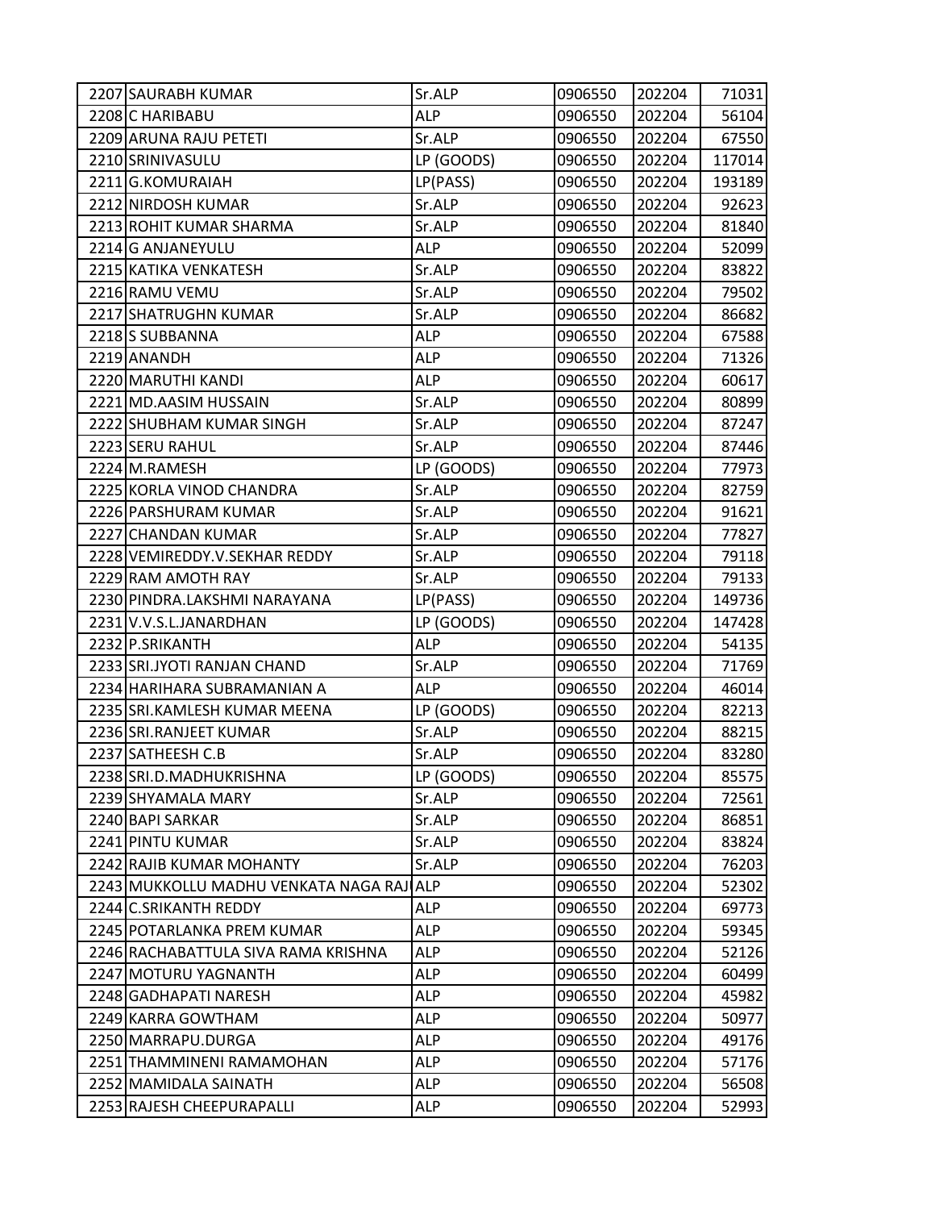| 2207 | SAURABH KUMAR | Sr.ALP | 0906550 | 202204 | 71031 |
|---|---|---|---|---|---|
| 2208 | C HARIBABU | ALP | 0906550 | 202204 | 56104 |
| 2209 | ARUNA RAJU PETETI | Sr.ALP | 0906550 | 202204 | 67550 |
| 2210 | SRINIVASULU | LP (GOODS) | 0906550 | 202204 | 117014 |
| 2211 | G.KOMURAIAH | LP(PASS) | 0906550 | 202204 | 193189 |
| 2212 | NIRDOSH KUMAR | Sr.ALP | 0906550 | 202204 | 92623 |
| 2213 | ROHIT KUMAR SHARMA | Sr.ALP | 0906550 | 202204 | 81840 |
| 2214 | G ANJANEYULU | ALP | 0906550 | 202204 | 52099 |
| 2215 | KATIKA VENKATESH | Sr.ALP | 0906550 | 202204 | 83822 |
| 2216 | RAMU VEMU | Sr.ALP | 0906550 | 202204 | 79502 |
| 2217 | SHATRUGHN KUMAR | Sr.ALP | 0906550 | 202204 | 86682 |
| 2218 | S SUBBANNA | ALP | 0906550 | 202204 | 67588 |
| 2219 | ANANDH | ALP | 0906550 | 202204 | 71326 |
| 2220 | MARUTHI KANDI | ALP | 0906550 | 202204 | 60617 |
| 2221 | MD.AASIM HUSSAIN | Sr.ALP | 0906550 | 202204 | 80899 |
| 2222 | SHUBHAM KUMAR SINGH | Sr.ALP | 0906550 | 202204 | 87247 |
| 2223 | SERU RAHUL | Sr.ALP | 0906550 | 202204 | 87446 |
| 2224 | M.RAMESH | LP (GOODS) | 0906550 | 202204 | 77973 |
| 2225 | KORLA VINOD CHANDRA | Sr.ALP | 0906550 | 202204 | 82759 |
| 2226 | PARSHURAM KUMAR | Sr.ALP | 0906550 | 202204 | 91621 |
| 2227 | CHANDAN KUMAR | Sr.ALP | 0906550 | 202204 | 77827 |
| 2228 | VEMIREDDY.V.SEKHAR REDDY | Sr.ALP | 0906550 | 202204 | 79118 |
| 2229 | RAM AMOTH RAY | Sr.ALP | 0906550 | 202204 | 79133 |
| 2230 | PINDRA.LAKSHMI NARAYANA | LP(PASS) | 0906550 | 202204 | 149736 |
| 2231 | V.V.S.L.JANARDHAN | LP (GOODS) | 0906550 | 202204 | 147428 |
| 2232 | P.SRIKANTH | ALP | 0906550 | 202204 | 54135 |
| 2233 | SRI.JYOTI RANJAN CHAND | Sr.ALP | 0906550 | 202204 | 71769 |
| 2234 | HARIHARA SUBRAMANIAN A | ALP | 0906550 | 202204 | 46014 |
| 2235 | SRI.KAMLESH KUMAR MEENA | LP (GOODS) | 0906550 | 202204 | 82213 |
| 2236 | SRI.RANJEET KUMAR | Sr.ALP | 0906550 | 202204 | 88215 |
| 2237 | SATHEESH C.B | Sr.ALP | 0906550 | 202204 | 83280 |
| 2238 | SRI.D.MADHUKRISHNA | LP (GOODS) | 0906550 | 202204 | 85575 |
| 2239 | SHYAMALA MARY | Sr.ALP | 0906550 | 202204 | 72561 |
| 2240 | BAPI SARKAR | Sr.ALP | 0906550 | 202204 | 86851 |
| 2241 | PINTU KUMAR | Sr.ALP | 0906550 | 202204 | 83824 |
| 2242 | RAJIB KUMAR MOHANTY | Sr.ALP | 0906550 | 202204 | 76203 |
| 2243 | MUKKOLLU MADHU VENKATA NAGA RAJ | ALP | 0906550 | 202204 | 52302 |
| 2244 | C.SRIKANTH REDDY | ALP | 0906550 | 202204 | 69773 |
| 2245 | POTARLANKA PREM KUMAR | ALP | 0906550 | 202204 | 59345 |
| 2246 | RACHABATTULA SIVA RAMA KRISHNA | ALP | 0906550 | 202204 | 52126 |
| 2247 | MOTURU YAGNANTH | ALP | 0906550 | 202204 | 60499 |
| 2248 | GADHAPATI NARESH | ALP | 0906550 | 202204 | 45982 |
| 2249 | KARRA GOWTHAM | ALP | 0906550 | 202204 | 50977 |
| 2250 | MARRAPU.DURGA | ALP | 0906550 | 202204 | 49176 |
| 2251 | THAMMINENI RAMAMOHAN | ALP | 0906550 | 202204 | 57176 |
| 2252 | MAMIDALA SAINATH | ALP | 0906550 | 202204 | 56508 |
| 2253 | RAJESH CHEEPURAPALLI | ALP | 0906550 | 202204 | 52993 |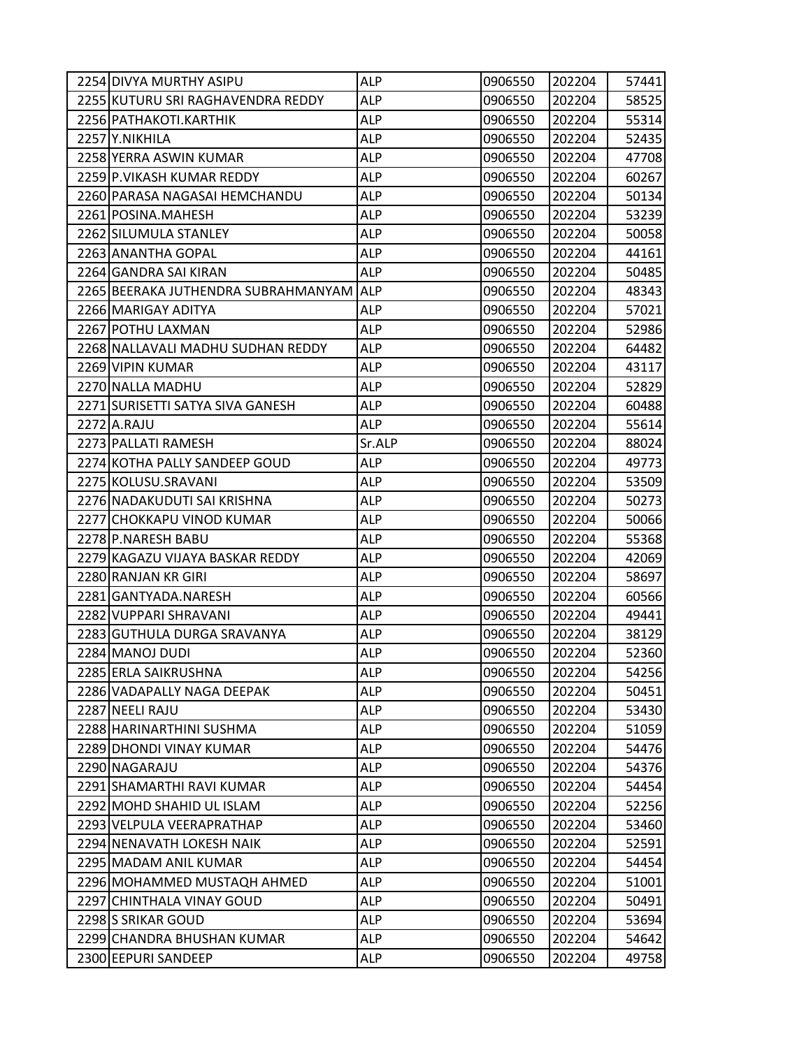| | | | | | |
|---|---|---|---|---|---|
| 2254 | DIVYA MURTHY ASIPU | ALP | 0906550 | 202204 | 57441 |
| 2255 | KUTURU SRI RAGHAVENDRA REDDY | ALP | 0906550 | 202204 | 58525 |
| 2256 | PATHAKOTI.KARTHIK | ALP | 0906550 | 202204 | 55314 |
| 2257 | Y.NIKHILA | ALP | 0906550 | 202204 | 52435 |
| 2258 | YERRA ASWIN KUMAR | ALP | 0906550 | 202204 | 47708 |
| 2259 | P.VIKASH KUMAR REDDY | ALP | 0906550 | 202204 | 60267 |
| 2260 | PARASA NAGASAI HEMCHANDU | ALP | 0906550 | 202204 | 50134 |
| 2261 | POSINA.MAHESH | ALP | 0906550 | 202204 | 53239 |
| 2262 | SILUMULA STANLEY | ALP | 0906550 | 202204 | 50058 |
| 2263 | ANANTHA GOPAL | ALP | 0906550 | 202204 | 44161 |
| 2264 | GANDRA SAI KIRAN | ALP | 0906550 | 202204 | 50485 |
| 2265 | BEERAKA JUTHENDRA SUBRAHMANYAM | ALP | 0906550 | 202204 | 48343 |
| 2266 | MARIGAY ADITYA | ALP | 0906550 | 202204 | 57021 |
| 2267 | POTHU LAXMAN | ALP | 0906550 | 202204 | 52986 |
| 2268 | NALLAVALI MADHU SUDHAN REDDY | ALP | 0906550 | 202204 | 64482 |
| 2269 | VIPIN KUMAR | ALP | 0906550 | 202204 | 43117 |
| 2270 | NALLA MADHU | ALP | 0906550 | 202204 | 52829 |
| 2271 | SURISETTI SATYA SIVA GANESH | ALP | 0906550 | 202204 | 60488 |
| 2272 | A.RAJU | ALP | 0906550 | 202204 | 55614 |
| 2273 | PALLATI RAMESH | Sr.ALP | 0906550 | 202204 | 88024 |
| 2274 | KOTHA PALLY SANDEEP GOUD | ALP | 0906550 | 202204 | 49773 |
| 2275 | KOLUSU.SRAVANI | ALP | 0906550 | 202204 | 53509 |
| 2276 | NADAKUDUTI SAI KRISHNA | ALP | 0906550 | 202204 | 50273 |
| 2277 | CHOKKAPU VINOD KUMAR | ALP | 0906550 | 202204 | 50066 |
| 2278 | P.NARESH BABU | ALP | 0906550 | 202204 | 55368 |
| 2279 | KAGAZU VIJAYA BASKAR REDDY | ALP | 0906550 | 202204 | 42069 |
| 2280 | RANJAN KR GIRI | ALP | 0906550 | 202204 | 58697 |
| 2281 | GANTYADA.NARESH | ALP | 0906550 | 202204 | 60566 |
| 2282 | VUPPARI SHRAVANI | ALP | 0906550 | 202204 | 49441 |
| 2283 | GUTHULA DURGA SRAVANYA | ALP | 0906550 | 202204 | 38129 |
| 2284 | MANOJ DUDI | ALP | 0906550 | 202204 | 52360 |
| 2285 | ERLA SAIKRUSHNA | ALP | 0906550 | 202204 | 54256 |
| 2286 | VADAPALLY NAGA DEEPAK | ALP | 0906550 | 202204 | 50451 |
| 2287 | NEELI RAJU | ALP | 0906550 | 202204 | 53430 |
| 2288 | HARINARTHINI SUSHMA | ALP | 0906550 | 202204 | 51059 |
| 2289 | DHONDI VINAY KUMAR | ALP | 0906550 | 202204 | 54476 |
| 2290 | NAGARAJU | ALP | 0906550 | 202204 | 54376 |
| 2291 | SHAMARTHI RAVI KUMAR | ALP | 0906550 | 202204 | 54454 |
| 2292 | MOHD SHAHID UL ISLAM | ALP | 0906550 | 202204 | 52256 |
| 2293 | VELPULA VEERAPRATHAP | ALP | 0906550 | 202204 | 53460 |
| 2294 | NENAVATH LOKESH NAIK | ALP | 0906550 | 202204 | 52591 |
| 2295 | MADAM ANIL KUMAR | ALP | 0906550 | 202204 | 54454 |
| 2296 | MOHAMMED MUSTAQH AHMED | ALP | 0906550 | 202204 | 51001 |
| 2297 | CHINTHALA VINAY GOUD | ALP | 0906550 | 202204 | 50491 |
| 2298 | S SRIKAR GOUD | ALP | 0906550 | 202204 | 53694 |
| 2299 | CHANDRA BHUSHAN KUMAR | ALP | 0906550 | 202204 | 54642 |
| 2300 | EEPURI SANDEEP | ALP | 0906550 | 202204 | 49758 |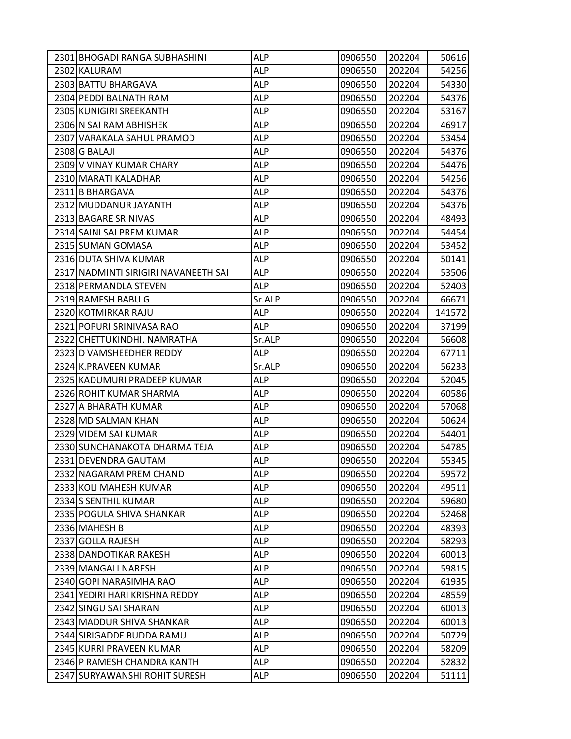| | | | | | |
|---|---|---|---|---|---|
| 2301 | BHOGADI RANGA SUBHASHINI | ALP | 0906550 | 202204 | 50616 |
| 2302 | KALURAM | ALP | 0906550 | 202204 | 54256 |
| 2303 | BATTU BHARGAVA | ALP | 0906550 | 202204 | 54330 |
| 2304 | PEDDI BALNATH RAM | ALP | 0906550 | 202204 | 54376 |
| 2305 | KUNIGIRI SREEKANTH | ALP | 0906550 | 202204 | 53167 |
| 2306 | N SAI RAM ABHISHEK | ALP | 0906550 | 202204 | 46917 |
| 2307 | VARAKALA SAHUL PRAMOD | ALP | 0906550 | 202204 | 53454 |
| 2308 | G BALAJI | ALP | 0906550 | 202204 | 54376 |
| 2309 | V VINAY KUMAR CHARY | ALP | 0906550 | 202204 | 54476 |
| 2310 | MARATI KALADHAR | ALP | 0906550 | 202204 | 54256 |
| 2311 | B BHARGAVA | ALP | 0906550 | 202204 | 54376 |
| 2312 | MUDDANUR JAYANTH | ALP | 0906550 | 202204 | 54376 |
| 2313 | BAGARE SRINIVAS | ALP | 0906550 | 202204 | 48493 |
| 2314 | SAINI SAI PREM KUMAR | ALP | 0906550 | 202204 | 54454 |
| 2315 | SUMAN GOMASA | ALP | 0906550 | 202204 | 53452 |
| 2316 | DUTA SHIVA KUMAR | ALP | 0906550 | 202204 | 50141 |
| 2317 | NADMINTI SIRIGIRI NAVANEETH SAI | ALP | 0906550 | 202204 | 53506 |
| 2318 | PERMANDLA STEVEN | ALP | 0906550 | 202204 | 52403 |
| 2319 | RAMESH BABU G | Sr.ALP | 0906550 | 202204 | 66671 |
| 2320 | KOTMIRKAR RAJU | ALP | 0906550 | 202204 | 141572 |
| 2321 | POPURI SRINIVASA RAO | ALP | 0906550 | 202204 | 37199 |
| 2322 | CHETTUKINDHI. NAMRATHA | Sr.ALP | 0906550 | 202204 | 56608 |
| 2323 | D VAMSHEEDHER REDDY | ALP | 0906550 | 202204 | 67711 |
| 2324 | K.PRAVEEN KUMAR | Sr.ALP | 0906550 | 202204 | 56233 |
| 2325 | KADUMURI PRADEEP KUMAR | ALP | 0906550 | 202204 | 52045 |
| 2326 | ROHIT KUMAR SHARMA | ALP | 0906550 | 202204 | 60586 |
| 2327 | A BHARATH KUMAR | ALP | 0906550 | 202204 | 57068 |
| 2328 | MD SALMAN KHAN | ALP | 0906550 | 202204 | 50624 |
| 2329 | VIDEM SAI KUMAR | ALP | 0906550 | 202204 | 54401 |
| 2330 | SUNCHANAKOTA DHARMA TEJA | ALP | 0906550 | 202204 | 54785 |
| 2331 | DEVENDRA GAUTAM | ALP | 0906550 | 202204 | 55345 |
| 2332 | NAGARAM PREM CHAND | ALP | 0906550 | 202204 | 59572 |
| 2333 | KOLI MAHESH KUMAR | ALP | 0906550 | 202204 | 49511 |
| 2334 | S SENTHIL KUMAR | ALP | 0906550 | 202204 | 59680 |
| 2335 | POGULA SHIVA SHANKAR | ALP | 0906550 | 202204 | 52468 |
| 2336 | MAHESH B | ALP | 0906550 | 202204 | 48393 |
| 2337 | GOLLA RAJESH | ALP | 0906550 | 202204 | 58293 |
| 2338 | DANDOTIKAR RAKESH | ALP | 0906550 | 202204 | 60013 |
| 2339 | MANGALI NARESH | ALP | 0906550 | 202204 | 59815 |
| 2340 | GOPI NARASIMHA RAO | ALP | 0906550 | 202204 | 61935 |
| 2341 | YEDIRI HARI KRISHNA REDDY | ALP | 0906550 | 202204 | 48559 |
| 2342 | SINGU SAI SHARAN | ALP | 0906550 | 202204 | 60013 |
| 2343 | MADDUR SHIVA SHANKAR | ALP | 0906550 | 202204 | 60013 |
| 2344 | SIRIGADDE BUDDA RAMU | ALP | 0906550 | 202204 | 50729 |
| 2345 | KURRI PRAVEEN KUMAR | ALP | 0906550 | 202204 | 58209 |
| 2346 | P RAMESH CHANDRA KANTH | ALP | 0906550 | 202204 | 52832 |
| 2347 | SURYAWANSHI ROHIT SURESH | ALP | 0906550 | 202204 | 51111 |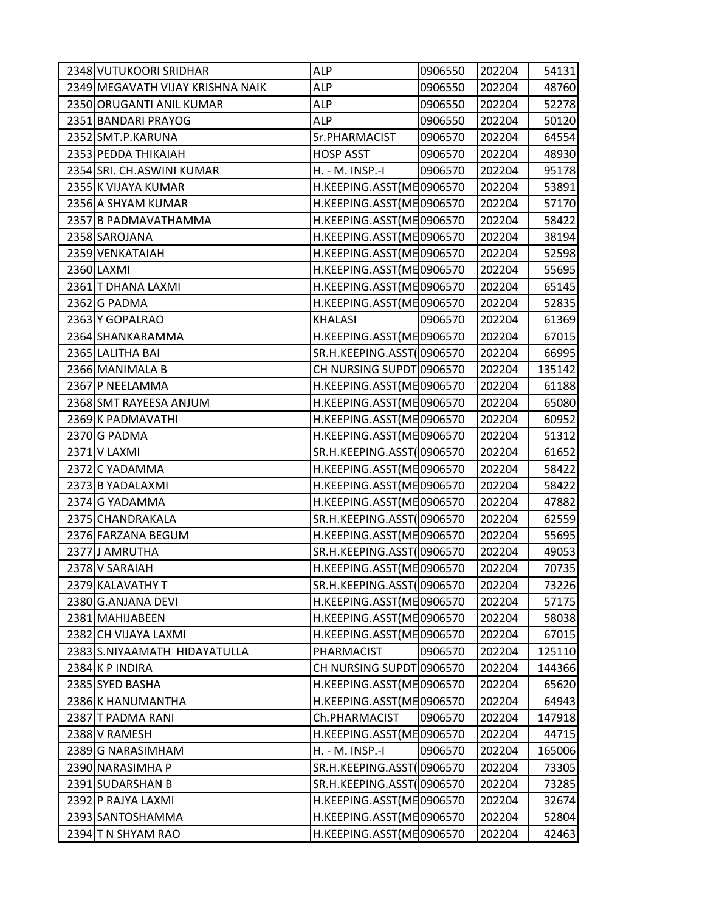| | | | | | |
|---|---|---|---|---|---|
| 2348 | VUTUKOORI SRIDHAR | ALP | 0906550 | 202204 | 54131 |
| 2349 | MEGAVATH VIJAY KRISHNA NAIK | ALP | 0906550 | 202204 | 48760 |
| 2350 | ORUGANTI ANIL KUMAR | ALP | 0906550 | 202204 | 52278 |
| 2351 | BANDARI PRAYOG | ALP | 0906550 | 202204 | 50120 |
| 2352 | SMT.P.KARUNA | Sr.PHARMACIST | 0906570 | 202204 | 64554 |
| 2353 | PEDDA THIKAIAH | HOSP ASST | 0906570 | 202204 | 48930 |
| 2354 | SRI. CH.ASWINI KUMAR | H. - M. INSP.-I | 0906570 | 202204 | 95178 |
| 2355 | K VIJAYA KUMAR | H.KEEPING.ASST(ME | 0906570 | 202204 | 53891 |
| 2356 | A SHYAM KUMAR | H.KEEPING.ASST(ME | 0906570 | 202204 | 57170 |
| 2357 | B PADMAVATHAMMA | H.KEEPING.ASST(ME | 0906570 | 202204 | 58422 |
| 2358 | SAROJANA | H.KEEPING.ASST(ME | 0906570 | 202204 | 38194 |
| 2359 | VENKATAIAH | H.KEEPING.ASST(ME | 0906570 | 202204 | 52598 |
| 2360 | LAXMI | H.KEEPING.ASST(ME | 0906570 | 202204 | 55695 |
| 2361 | T DHANA LAXMI | H.KEEPING.ASST(ME | 0906570 | 202204 | 65145 |
| 2362 | G PADMA | H.KEEPING.ASST(ME | 0906570 | 202204 | 52835 |
| 2363 | Y GOPALRAO | KHALASI | 0906570 | 202204 | 61369 |
| 2364 | SHANKARAMMA | H.KEEPING.ASST(ME | 0906570 | 202204 | 67015 |
| 2365 | LALITHA BAI | SR.H.KEEPING.ASST( | 0906570 | 202204 | 66995 |
| 2366 | MANIMALA B | CH NURSING SUPDT | 0906570 | 202204 | 135142 |
| 2367 | P NEELAMMA | H.KEEPING.ASST(ME | 0906570 | 202204 | 61188 |
| 2368 | SMT RAYEESA ANJUM | H.KEEPING.ASST(ME | 0906570 | 202204 | 65080 |
| 2369 | K PADMAVATHI | H.KEEPING.ASST(ME | 0906570 | 202204 | 60952 |
| 2370 | G PADMA | H.KEEPING.ASST(ME | 0906570 | 202204 | 51312 |
| 2371 | V LAXMI | SR.H.KEEPING.ASST( | 0906570 | 202204 | 61652 |
| 2372 | C YADAMMA | H.KEEPING.ASST(ME | 0906570 | 202204 | 58422 |
| 2373 | B YADALAXMI | H.KEEPING.ASST(ME | 0906570 | 202204 | 58422 |
| 2374 | G YADAMMA | H.KEEPING.ASST(ME | 0906570 | 202204 | 47882 |
| 2375 | CHANDRAKALA | SR.H.KEEPING.ASST( | 0906570 | 202204 | 62559 |
| 2376 | FARZANA BEGUM | H.KEEPING.ASST(ME | 0906570 | 202204 | 55695 |
| 2377 | J AMRUTHA | SR.H.KEEPING.ASST( | 0906570 | 202204 | 49053 |
| 2378 | V SARAIAH | H.KEEPING.ASST(ME | 0906570 | 202204 | 70735 |
| 2379 | KALAVATHY T | SR.H.KEEPING.ASST( | 0906570 | 202204 | 73226 |
| 2380 | G.ANJANA DEVI | H.KEEPING.ASST(ME | 0906570 | 202204 | 57175 |
| 2381 | MAHIJABEEN | H.KEEPING.ASST(ME | 0906570 | 202204 | 58038 |
| 2382 | CH VIJAYA LAXMI | H.KEEPING.ASST(ME | 0906570 | 202204 | 67015 |
| 2383 | S.NIYAAMATH HIDAYATULLA | PHARMACIST | 0906570 | 202204 | 125110 |
| 2384 | K P INDIRA | CH NURSING SUPDT | 0906570 | 202204 | 144366 |
| 2385 | SYED BASHA | H.KEEPING.ASST(ME | 0906570 | 202204 | 65620 |
| 2386 | K HANUMANTHA | H.KEEPING.ASST(ME | 0906570 | 202204 | 64943 |
| 2387 | T PADMA RANI | Ch.PHARMACIST | 0906570 | 202204 | 147918 |
| 2388 | V RAMESH | H.KEEPING.ASST(ME | 0906570 | 202204 | 44715 |
| 2389 | G NARASIMHAM | H. - M. INSP.-I | 0906570 | 202204 | 165006 |
| 2390 | NARASIMHA P | SR.H.KEEPING.ASST( | 0906570 | 202204 | 73305 |
| 2391 | SUDARSHAN B | SR.H.KEEPING.ASST( | 0906570 | 202204 | 73285 |
| 2392 | P RAJYA LAXMI | H.KEEPING.ASST(ME | 0906570 | 202204 | 32674 |
| 2393 | SANTOSHAMMA | H.KEEPING.ASST(ME | 0906570 | 202204 | 52804 |
| 2394 | T N SHYAM RAO | H.KEEPING.ASST(ME | 0906570 | 202204 | 42463 |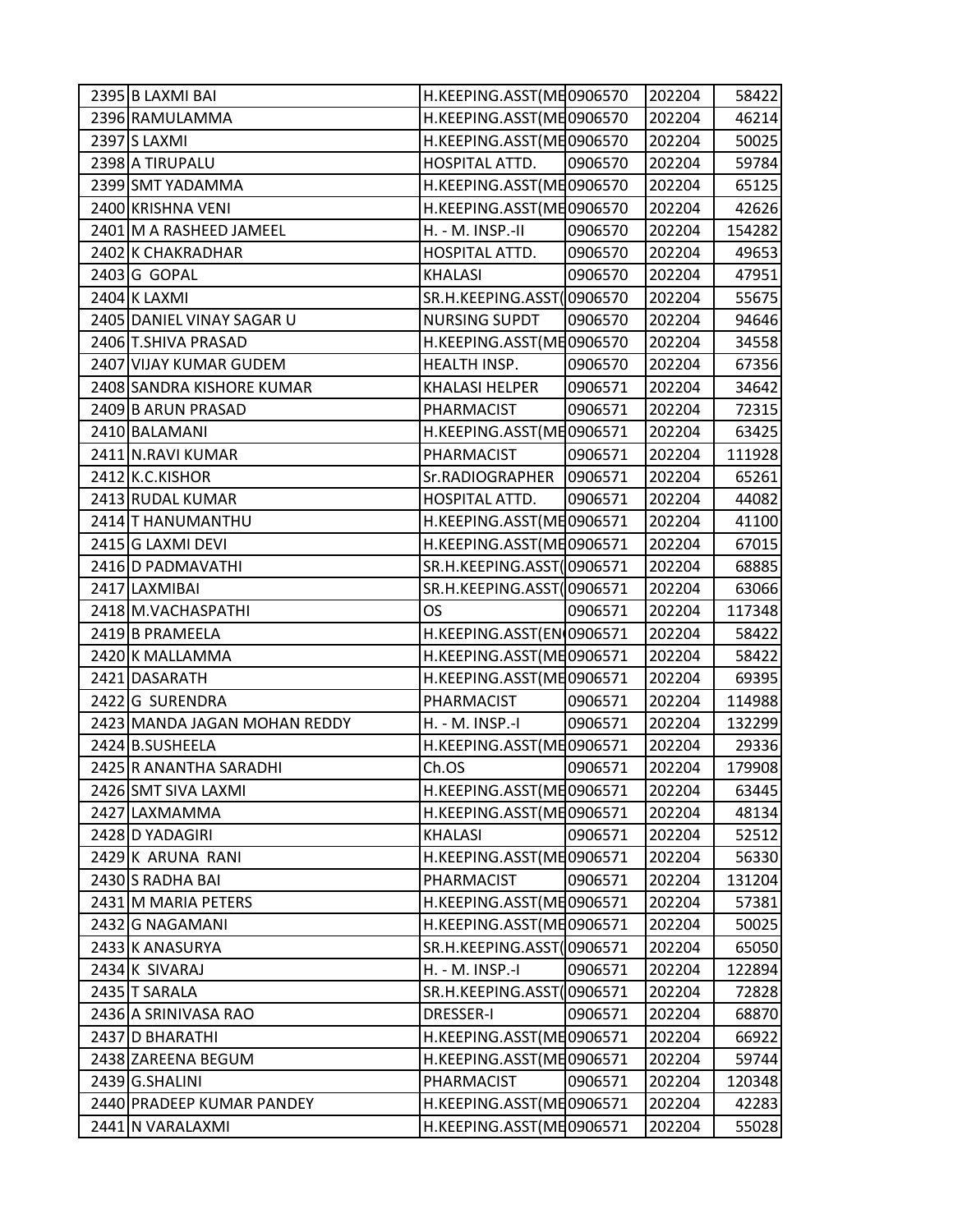| | | | | | |
|---|---|---|---|---|---|
| 2395 | B LAXMI BAI | H.KEEPING.ASST(ME | 0906570 | 202204 | 58422 |
| 2396 | RAMULAMMA | H.KEEPING.ASST(ME | 0906570 | 202204 | 46214 |
| 2397 | S LAXMI | H.KEEPING.ASST(ME | 0906570 | 202204 | 50025 |
| 2398 | A TIRUPALU | HOSPITAL ATTD. | 0906570 | 202204 | 59784 |
| 2399 | SMT YADAMMA | H.KEEPING.ASST(ME | 0906570 | 202204 | 65125 |
| 2400 | KRISHNA VENI | H.KEEPING.ASST(ME | 0906570 | 202204 | 42626 |
| 2401 | M A RASHEED JAMEEL | H. - M. INSP.-II | 0906570 | 202204 | 154282 |
| 2402 | K CHAKRADHAR | HOSPITAL ATTD. | 0906570 | 202204 | 49653 |
| 2403 | G GOPAL | KHALASI | 0906570 | 202204 | 47951 |
| 2404 | K LAXMI | SR.H.KEEPING.ASST( | 0906570 | 202204 | 55675 |
| 2405 | DANIEL VINAY SAGAR U | NURSING SUPDT | 0906570 | 202204 | 94646 |
| 2406 | T.SHIVA PRASAD | H.KEEPING.ASST(ME | 0906570 | 202204 | 34558 |
| 2407 | VIJAY KUMAR GUDEM | HEALTH INSP. | 0906570 | 202204 | 67356 |
| 2408 | SANDRA KISHORE KUMAR | KHALASI HELPER | 0906571 | 202204 | 34642 |
| 2409 | B ARUN PRASAD | PHARMACIST | 0906571 | 202204 | 72315 |
| 2410 | BALAMANI | H.KEEPING.ASST(ME | 0906571 | 202204 | 63425 |
| 2411 | N.RAVI KUMAR | PHARMACIST | 0906571 | 202204 | 111928 |
| 2412 | K.C.KISHOR | Sr.RADIOGRAPHER | 0906571 | 202204 | 65261 |
| 2413 | RUDAL KUMAR | HOSPITAL ATTD. | 0906571 | 202204 | 44082 |
| 2414 | T HANUMANTHU | H.KEEPING.ASST(ME | 0906571 | 202204 | 41100 |
| 2415 | G LAXMI DEVI | H.KEEPING.ASST(ME | 0906571 | 202204 | 67015 |
| 2416 | D PADMAVATHI | SR.H.KEEPING.ASST( | 0906571 | 202204 | 68885 |
| 2417 | LAXMIBAI | SR.H.KEEPING.ASST( | 0906571 | 202204 | 63066 |
| 2418 | M.VACHASPATHI | OS | 0906571 | 202204 | 117348 |
| 2419 | B PRAMEELA | H.KEEPING.ASST(EN | 0906571 | 202204 | 58422 |
| 2420 | K MALLAMMA | H.KEEPING.ASST(ME | 0906571 | 202204 | 58422 |
| 2421 | DASARATH | H.KEEPING.ASST(ME | 0906571 | 202204 | 69395 |
| 2422 | G SURENDRA | PHARMACIST | 0906571 | 202204 | 114988 |
| 2423 | MANDA JAGAN MOHAN REDDY | H. - M. INSP.-I | 0906571 | 202204 | 132299 |
| 2424 | B.SUSHEELA | H.KEEPING.ASST(ME | 0906571 | 202204 | 29336 |
| 2425 | R ANANTHA SARADHI | Ch.OS | 0906571 | 202204 | 179908 |
| 2426 | SMT SIVA LAXMI | H.KEEPING.ASST(ME | 0906571 | 202204 | 63445 |
| 2427 | LAXMAMMA | H.KEEPING.ASST(ME | 0906571 | 202204 | 48134 |
| 2428 | D YADAGIRI | KHALASI | 0906571 | 202204 | 52512 |
| 2429 | K ARUNA RANI | H.KEEPING.ASST(ME | 0906571 | 202204 | 56330 |
| 2430 | S RADHA BAI | PHARMACIST | 0906571 | 202204 | 131204 |
| 2431 | M MARIA PETERS | H.KEEPING.ASST(ME | 0906571 | 202204 | 57381 |
| 2432 | G NAGAMANI | H.KEEPING.ASST(ME | 0906571 | 202204 | 50025 |
| 2433 | K ANASURYA | SR.H.KEEPING.ASST( | 0906571 | 202204 | 65050 |
| 2434 | K SIVARAJ | H. - M. INSP.-I | 0906571 | 202204 | 122894 |
| 2435 | T SARALA | SR.H.KEEPING.ASST( | 0906571 | 202204 | 72828 |
| 2436 | A SRINIVASA RAO | DRESSER-I | 0906571 | 202204 | 68870 |
| 2437 | D BHARATHI | H.KEEPING.ASST(ME | 0906571 | 202204 | 66922 |
| 2438 | ZAREENA BEGUM | H.KEEPING.ASST(ME | 0906571 | 202204 | 59744 |
| 2439 | G.SHALINI | PHARMACIST | 0906571 | 202204 | 120348 |
| 2440 | PRADEEP KUMAR PANDEY | H.KEEPING.ASST(ME | 0906571 | 202204 | 42283 |
| 2441 | N VARALAXMI | H.KEEPING.ASST(ME | 0906571 | 202204 | 55028 |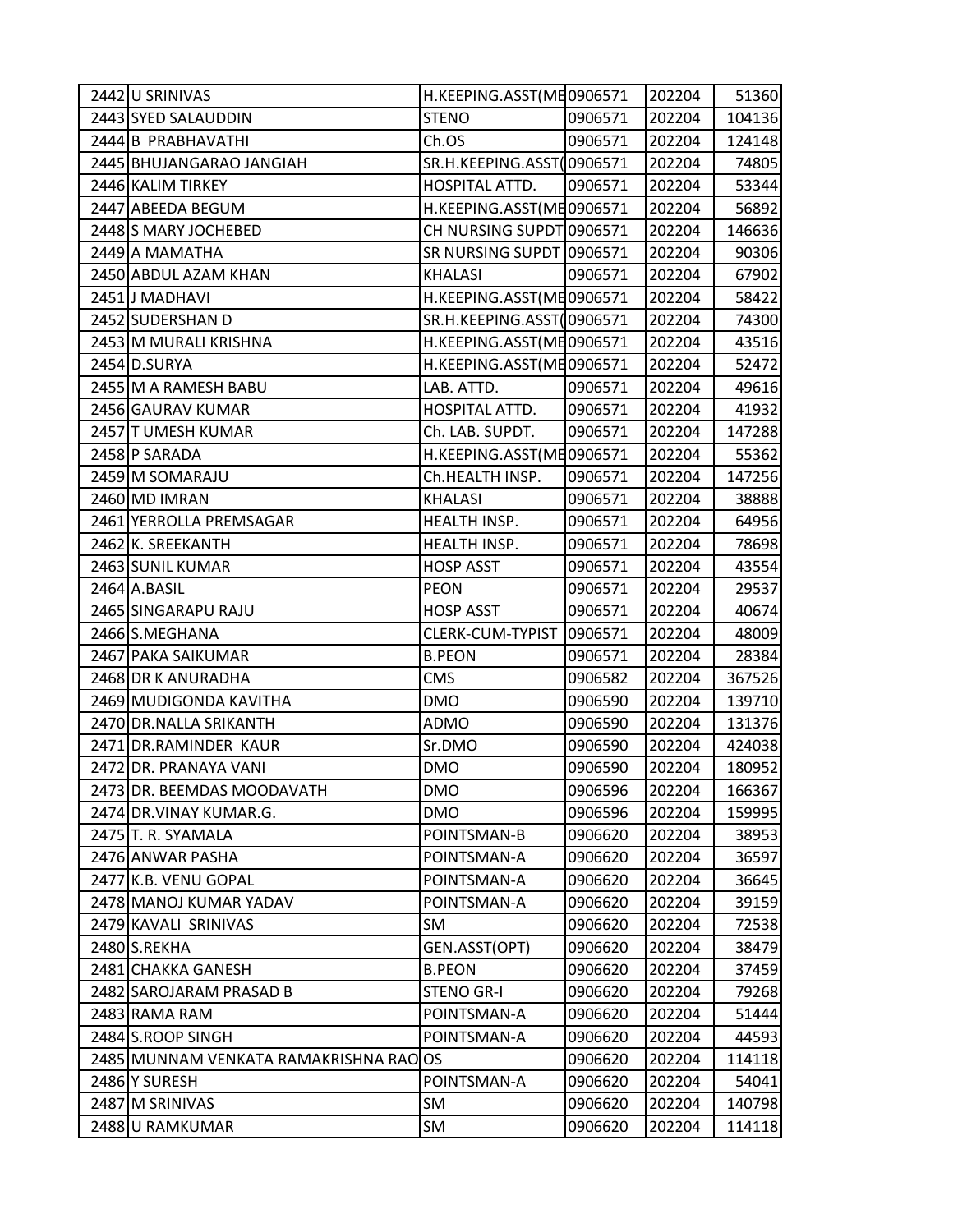| | | | | | |
|---|---|---|---|---|---|
| 2442 | U SRINIVAS | H.KEEPING.ASST(ME | 0906571 | 202204 | 51360 |
| 2443 | SYED SALAUDDIN | STENO | 0906571 | 202204 | 104136 |
| 2444 | B PRABHAVATHI | Ch.OS | 0906571 | 202204 | 124148 |
| 2445 | BHUJANGARAO JANGIAH | SR.H.KEEPING.ASST( | 0906571 | 202204 | 74805 |
| 2446 | KALIM TIRKEY | HOSPITAL ATTD. | 0906571 | 202204 | 53344 |
| 2447 | ABEEDA BEGUM | H.KEEPING.ASST(ME | 0906571 | 202204 | 56892 |
| 2448 | S MARY JOCHEBED | CH NURSING SUPDT | 0906571 | 202204 | 146636 |
| 2449 | A MAMATHA | SR NURSING SUPDT | 0906571 | 202204 | 90306 |
| 2450 | ABDUL AZAM KHAN | KHALASI | 0906571 | 202204 | 67902 |
| 2451 | J MADHAVI | H.KEEPING.ASST(ME | 0906571 | 202204 | 58422 |
| 2452 | SUDERSHAN D | SR.H.KEEPING.ASST( | 0906571 | 202204 | 74300 |
| 2453 | M MURALI KRISHNA | H.KEEPING.ASST(ME | 0906571 | 202204 | 43516 |
| 2454 | D.SURYA | H.KEEPING.ASST(ME | 0906571 | 202204 | 52472 |
| 2455 | M A RAMESH BABU | LAB. ATTD. | 0906571 | 202204 | 49616 |
| 2456 | GAURAV KUMAR | HOSPITAL ATTD. | 0906571 | 202204 | 41932 |
| 2457 | T UMESH KUMAR | Ch. LAB. SUPDT. | 0906571 | 202204 | 147288 |
| 2458 | P SARADA | H.KEEPING.ASST(ME | 0906571 | 202204 | 55362 |
| 2459 | M SOMARAJU | Ch.HEALTH INSP. | 0906571 | 202204 | 147256 |
| 2460 | MD IMRAN | KHALASI | 0906571 | 202204 | 38888 |
| 2461 | YERROLLA PREMSAGAR | HEALTH INSP. | 0906571 | 202204 | 64956 |
| 2462 | K. SREEKANTH | HEALTH INSP. | 0906571 | 202204 | 78698 |
| 2463 | SUNIL KUMAR | HOSP ASST | 0906571 | 202204 | 43554 |
| 2464 | A.BASIL | PEON | 0906571 | 202204 | 29537 |
| 2465 | SINGARAPU RAJU | HOSP ASST | 0906571 | 202204 | 40674 |
| 2466 | S.MEGHANA | CLERK-CUM-TYPIST | 0906571 | 202204 | 48009 |
| 2467 | PAKA SAIKUMAR | B.PEON | 0906571 | 202204 | 28384 |
| 2468 | DR K ANURADHA | CMS | 0906582 | 202204 | 367526 |
| 2469 | MUDIGONDA KAVITHA | DMO | 0906590 | 202204 | 139710 |
| 2470 | DR.NALLA SRIKANTH | ADMO | 0906590 | 202204 | 131376 |
| 2471 | DR.RAMINDER KAUR | Sr.DMO | 0906590 | 202204 | 424038 |
| 2472 | DR. PRANAYA VANI | DMO | 0906590 | 202204 | 180952 |
| 2473 | DR. BEEMDAS MOODAVATH | DMO | 0906596 | 202204 | 166367 |
| 2474 | DR.VINAY KUMAR.G. | DMO | 0906596 | 202204 | 159995 |
| 2475 | T. R. SYAMALA | POINTSMAN-B | 0906620 | 202204 | 38953 |
| 2476 | ANWAR PASHA | POINTSMAN-A | 0906620 | 202204 | 36597 |
| 2477 | K.B. VENU GOPAL | POINTSMAN-A | 0906620 | 202204 | 36645 |
| 2478 | MANOJ KUMAR YADAV | POINTSMAN-A | 0906620 | 202204 | 39159 |
| 2479 | KAVALI SRINIVAS | SM | 0906620 | 202204 | 72538 |
| 2480 | S.REKHA | GEN.ASST(OPT) | 0906620 | 202204 | 38479 |
| 2481 | CHAKKA GANESH | B.PEON | 0906620 | 202204 | 37459 |
| 2482 | SAROJARAM PRASAD B | STENO GR-I | 0906620 | 202204 | 79268 |
| 2483 | RAMA RAM | POINTSMAN-A | 0906620 | 202204 | 51444 |
| 2484 | S.ROOP SINGH | POINTSMAN-A | 0906620 | 202204 | 44593 |
| 2485 | MUNNAM VENKATA RAMAKRISHNA RAO | OS | 0906620 | 202204 | 114118 |
| 2486 | Y SURESH | POINTSMAN-A | 0906620 | 202204 | 54041 |
| 2487 | M SRINIVAS | SM | 0906620 | 202204 | 140798 |
| 2488 | U RAMKUMAR | SM | 0906620 | 202204 | 114118 |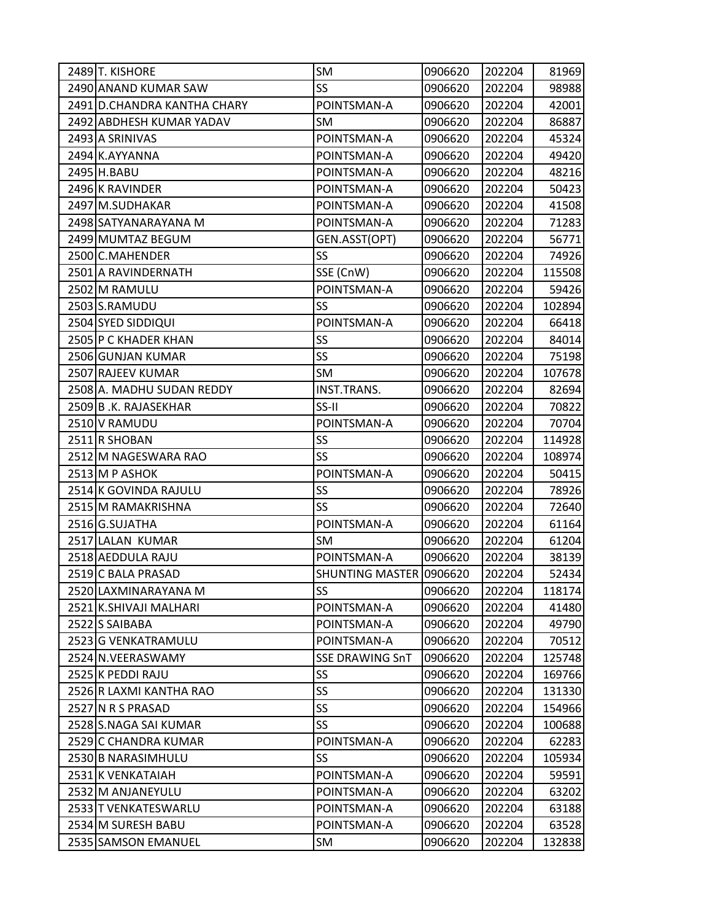| | | | | | |
|---|---|---|---|---|---|
| 2489 | T. KISHORE | SM | 0906620 | 202204 | 81969 |
| 2490 | ANAND KUMAR SAW | SS | 0906620 | 202204 | 98988 |
| 2491 | D.CHANDRA KANTHA CHARY | POINTSMAN-A | 0906620 | 202204 | 42001 |
| 2492 | ABDHESH KUMAR YADAV | SM | 0906620 | 202204 | 86887 |
| 2493 | A SRINIVAS | POINTSMAN-A | 0906620 | 202204 | 45324 |
| 2494 | K.AYYANNA | POINTSMAN-A | 0906620 | 202204 | 49420 |
| 2495 | H.BABU | POINTSMAN-A | 0906620 | 202204 | 48216 |
| 2496 | K RAVINDER | POINTSMAN-A | 0906620 | 202204 | 50423 |
| 2497 | M.SUDHAKAR | POINTSMAN-A | 0906620 | 202204 | 41508 |
| 2498 | SATYANARAYANA M | POINTSMAN-A | 0906620 | 202204 | 71283 |
| 2499 | MUMTAZ BEGUM | GEN.ASST(OPT) | 0906620 | 202204 | 56771 |
| 2500 | C.MAHENDER | SS | 0906620 | 202204 | 74926 |
| 2501 | A RAVINDERNATH | SSE (CnW) | 0906620 | 202204 | 115508 |
| 2502 | M RAMULU | POINTSMAN-A | 0906620 | 202204 | 59426 |
| 2503 | S.RAMUDU | SS | 0906620 | 202204 | 102894 |
| 2504 | SYED SIDDIQUI | POINTSMAN-A | 0906620 | 202204 | 66418 |
| 2505 | P C KHADER KHAN | SS | 0906620 | 202204 | 84014 |
| 2506 | GUNJAN KUMAR | SS | 0906620 | 202204 | 75198 |
| 2507 | RAJEEV KUMAR | SM | 0906620 | 202204 | 107678 |
| 2508 | A. MADHU SUDAN REDDY | INST.TRANS. | 0906620 | 202204 | 82694 |
| 2509 | B .K. RAJASEKHAR | SS-II | 0906620 | 202204 | 70822 |
| 2510 | V RAMUDU | POINTSMAN-A | 0906620 | 202204 | 70704 |
| 2511 | R SHOBAN | SS | 0906620 | 202204 | 114928 |
| 2512 | M NAGESWARA RAO | SS | 0906620 | 202204 | 108974 |
| 2513 | M P ASHOK | POINTSMAN-A | 0906620 | 202204 | 50415 |
| 2514 | K GOVINDA RAJULU | SS | 0906620 | 202204 | 78926 |
| 2515 | M RAMAKRISHNA | SS | 0906620 | 202204 | 72640 |
| 2516 | G.SUJATHA | POINTSMAN-A | 0906620 | 202204 | 61164 |
| 2517 | LALAN KUMAR | SM | 0906620 | 202204 | 61204 |
| 2518 | AEDDULA RAJU | POINTSMAN-A | 0906620 | 202204 | 38139 |
| 2519 | C BALA PRASAD | SHUNTING MASTER | 0906620 | 202204 | 52434 |
| 2520 | LAXMINARAYANA M | SS | 0906620 | 202204 | 118174 |
| 2521 | K.SHIVAJI MALHARI | POINTSMAN-A | 0906620 | 202204 | 41480 |
| 2522 | S SAIBABA | POINTSMAN-A | 0906620 | 202204 | 49790 |
| 2523 | G VENKATRAMULU | POINTSMAN-A | 0906620 | 202204 | 70512 |
| 2524 | N.VEERASWAMY | SSE DRAWING SnT | 0906620 | 202204 | 125748 |
| 2525 | K PEDDI RAJU | SS | 0906620 | 202204 | 169766 |
| 2526 | R LAXMI KANTHA RAO | SS | 0906620 | 202204 | 131330 |
| 2527 | N R S PRASAD | SS | 0906620 | 202204 | 154966 |
| 2528 | S.NAGA SAI KUMAR | SS | 0906620 | 202204 | 100688 |
| 2529 | C CHANDRA KUMAR | POINTSMAN-A | 0906620 | 202204 | 62283 |
| 2530 | B NARASIMHULU | SS | 0906620 | 202204 | 105934 |
| 2531 | K VENKATAIAH | POINTSMAN-A | 0906620 | 202204 | 59591 |
| 2532 | M ANJANEYULU | POINTSMAN-A | 0906620 | 202204 | 63202 |
| 2533 | T VENKATESWARLU | POINTSMAN-A | 0906620 | 202204 | 63188 |
| 2534 | M SURESH BABU | POINTSMAN-A | 0906620 | 202204 | 63528 |
| 2535 | SAMSON EMANUEL | SM | 0906620 | 202204 | 132838 |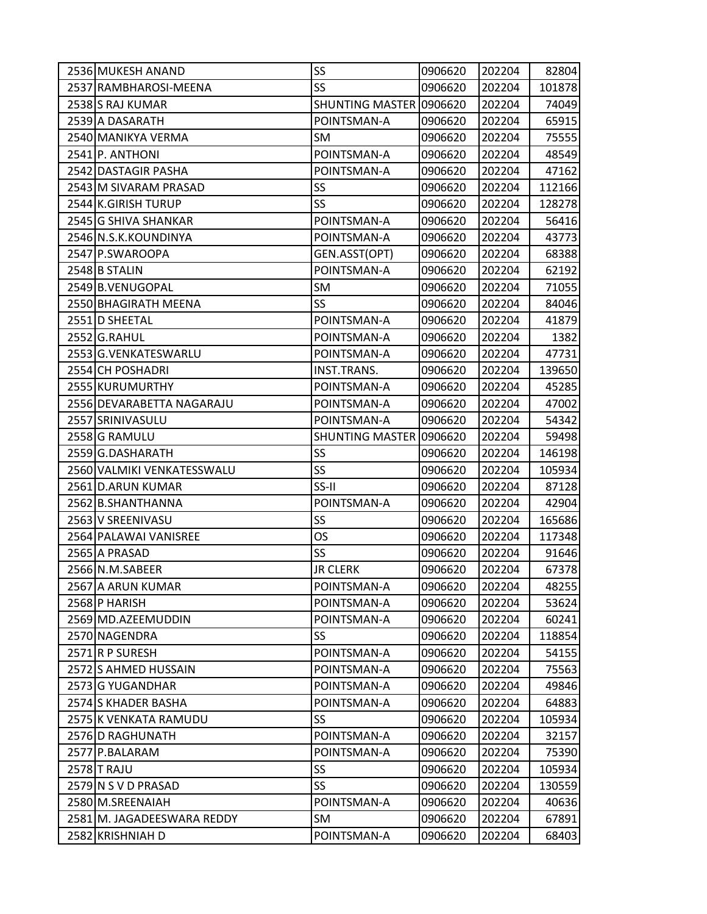| | | | | | |
|---|---|---|---|---|---|
| 2536 | MUKESH ANAND | SS | 0906620 | 202204 | 82804 |
| 2537 | RAMBHAROSI-MEENA | SS | 0906620 | 202204 | 101878 |
| 2538 | S RAJ KUMAR | SHUNTING MASTER | 0906620 | 202204 | 74049 |
| 2539 | A DASARATH | POINTSMAN-A | 0906620 | 202204 | 65915 |
| 2540 | MANIKYA VERMA | SM | 0906620 | 202204 | 75555 |
| 2541 | P. ANTHONI | POINTSMAN-A | 0906620 | 202204 | 48549 |
| 2542 | DASTAGIR PASHA | POINTSMAN-A | 0906620 | 202204 | 47162 |
| 2543 | M SIVARAM PRASAD | SS | 0906620 | 202204 | 112166 |
| 2544 | K.GIRISH TURUP | SS | 0906620 | 202204 | 128278 |
| 2545 | G SHIVA SHANKAR | POINTSMAN-A | 0906620 | 202204 | 56416 |
| 2546 | N.S.K.KOUNDINYA | POINTSMAN-A | 0906620 | 202204 | 43773 |
| 2547 | P.SWAROOPA | GEN.ASST(OPT) | 0906620 | 202204 | 68388 |
| 2548 | B STALIN | POINTSMAN-A | 0906620 | 202204 | 62192 |
| 2549 | B.VENUGOPAL | SM | 0906620 | 202204 | 71055 |
| 2550 | BHAGIRATH MEENA | SS | 0906620 | 202204 | 84046 |
| 2551 | D SHEETAL | POINTSMAN-A | 0906620 | 202204 | 41879 |
| 2552 | G.RAHUL | POINTSMAN-A | 0906620 | 202204 | 1382 |
| 2553 | G.VENKATESWARLU | POINTSMAN-A | 0906620 | 202204 | 47731 |
| 2554 | CH POSHADRI | INST.TRANS. | 0906620 | 202204 | 139650 |
| 2555 | KURUMURTHY | POINTSMAN-A | 0906620 | 202204 | 45285 |
| 2556 | DEVARABETTA NAGARAJU | POINTSMAN-A | 0906620 | 202204 | 47002 |
| 2557 | SRINIVASULU | POINTSMAN-A | 0906620 | 202204 | 54342 |
| 2558 | G RAMULU | SHUNTING MASTER | 0906620 | 202204 | 59498 |
| 2559 | G.DASHARATH | SS | 0906620 | 202204 | 146198 |
| 2560 | VALMIKI VENKATESSWALU | SS | 0906620 | 202204 | 105934 |
| 2561 | D.ARUN KUMAR | SS-II | 0906620 | 202204 | 87128 |
| 2562 | B.SHANTHANNA | POINTSMAN-A | 0906620 | 202204 | 42904 |
| 2563 | V SREENIVASU | SS | 0906620 | 202204 | 165686 |
| 2564 | PALAWAI VANISREE | OS | 0906620 | 202204 | 117348 |
| 2565 | A PRASAD | SS | 0906620 | 202204 | 91646 |
| 2566 | N.M.SABEER | JR CLERK | 0906620 | 202204 | 67378 |
| 2567 | A ARUN KUMAR | POINTSMAN-A | 0906620 | 202204 | 48255 |
| 2568 | P HARISH | POINTSMAN-A | 0906620 | 202204 | 53624 |
| 2569 | MD.AZEEMUDDIN | POINTSMAN-A | 0906620 | 202204 | 60241 |
| 2570 | NAGENDRA | SS | 0906620 | 202204 | 118854 |
| 2571 | R P SURESH | POINTSMAN-A | 0906620 | 202204 | 54155 |
| 2572 | S AHMED HUSSAIN | POINTSMAN-A | 0906620 | 202204 | 75563 |
| 2573 | G YUGANDHAR | POINTSMAN-A | 0906620 | 202204 | 49846 |
| 2574 | S KHADER BASHA | POINTSMAN-A | 0906620 | 202204 | 64883 |
| 2575 | K VENKATA RAMUDU | SS | 0906620 | 202204 | 105934 |
| 2576 | D RAGHUNATH | POINTSMAN-A | 0906620 | 202204 | 32157 |
| 2577 | P.BALARAM | POINTSMAN-A | 0906620 | 202204 | 75390 |
| 2578 | T RAJU | SS | 0906620 | 202204 | 105934 |
| 2579 | N S V D PRASAD | SS | 0906620 | 202204 | 130559 |
| 2580 | M.SREENAIAH | POINTSMAN-A | 0906620 | 202204 | 40636 |
| 2581 | M. JAGADEESWARA REDDY | SM | 0906620 | 202204 | 67891 |
| 2582 | KRISHNIAH D | POINTSMAN-A | 0906620 | 202204 | 68403 |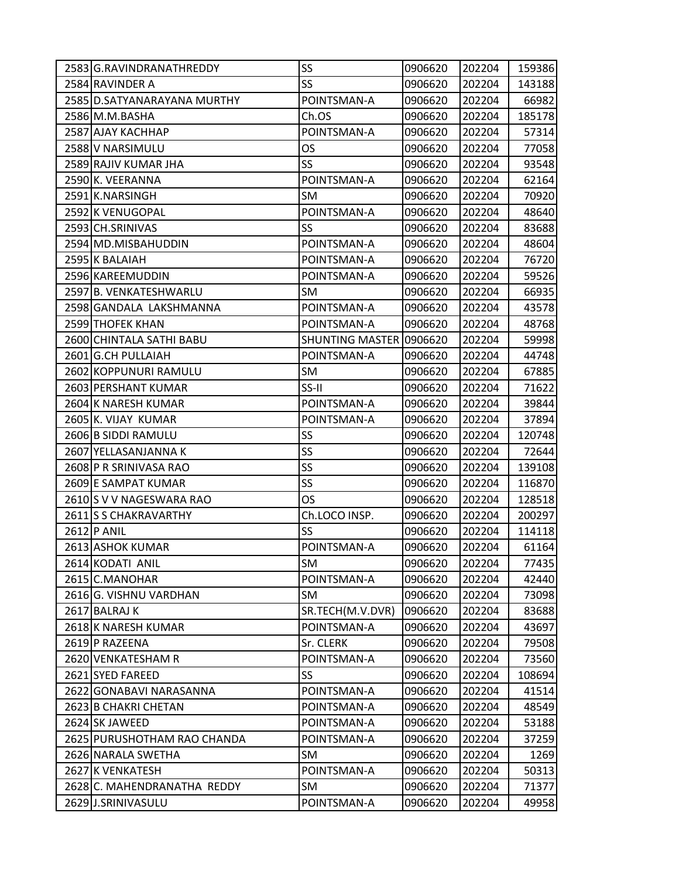| 2583 | G.RAVINDRANATHREDDY | SS | 0906620 | 202204 | 159386 |
|---|---|---|---|---|---|
| 2584 | RAVINDER A | SS | 0906620 | 202204 | 143188 |
| 2585 | D.SATYANARAYANA MURTHY | POINTSMAN-A | 0906620 | 202204 | 66982 |
| 2586 | M.M.BASHA | Ch.OS | 0906620 | 202204 | 185178 |
| 2587 | AJAY KACHHAP | POINTSMAN-A | 0906620 | 202204 | 57314 |
| 2588 | V NARSIMULU | OS | 0906620 | 202204 | 77058 |
| 2589 | RAJIV KUMAR JHA | SS | 0906620 | 202204 | 93548 |
| 2590 | K. VEERANNA | POINTSMAN-A | 0906620 | 202204 | 62164 |
| 2591 | K.NARSINGH | SM | 0906620 | 202204 | 70920 |
| 2592 | K VENUGOPAL | POINTSMAN-A | 0906620 | 202204 | 48640 |
| 2593 | CH.SRINIVAS | SS | 0906620 | 202204 | 83688 |
| 2594 | MD.MISBAHUDDIN | POINTSMAN-A | 0906620 | 202204 | 48604 |
| 2595 | K BALAIAH | POINTSMAN-A | 0906620 | 202204 | 76720 |
| 2596 | KAREEMUDDIN | POINTSMAN-A | 0906620 | 202204 | 59526 |
| 2597 | B. VENKATESHWARLU | SM | 0906620 | 202204 | 66935 |
| 2598 | GANDALA LAKSHMANNA | POINTSMAN-A | 0906620 | 202204 | 43578 |
| 2599 | THOFEK KHAN | POINTSMAN-A | 0906620 | 202204 | 48768 |
| 2600 | CHINTALA SATHI BABU | SHUNTING MASTER | 0906620 | 202204 | 59998 |
| 2601 | G.CH PULLAIAH | POINTSMAN-A | 0906620 | 202204 | 44748 |
| 2602 | KOPPUNURI RAMULU | SM | 0906620 | 202204 | 67885 |
| 2603 | PERSHANT KUMAR | SS-II | 0906620 | 202204 | 71622 |
| 2604 | K NARESH KUMAR | POINTSMAN-A | 0906620 | 202204 | 39844 |
| 2605 | K. VIJAY KUMAR | POINTSMAN-A | 0906620 | 202204 | 37894 |
| 2606 | B SIDDI RAMULU | SS | 0906620 | 202204 | 120748 |
| 2607 | YELLASANJANNA K | SS | 0906620 | 202204 | 72644 |
| 2608 | P R SRINIVASA RAO | SS | 0906620 | 202204 | 139108 |
| 2609 | E SAMPAT KUMAR | SS | 0906620 | 202204 | 116870 |
| 2610 | S V V NAGESWARA RAO | OS | 0906620 | 202204 | 128518 |
| 2611 | S S CHAKRAVARTHY | Ch.LOCO INSP. | 0906620 | 202204 | 200297 |
| 2612 | P ANIL | SS | 0906620 | 202204 | 114118 |
| 2613 | ASHOK KUMAR | POINTSMAN-A | 0906620 | 202204 | 61164 |
| 2614 | KODATI ANIL | SM | 0906620 | 202204 | 77435 |
| 2615 | C.MANOHAR | POINTSMAN-A | 0906620 | 202204 | 42440 |
| 2616 | G. VISHNU VARDHAN | SM | 0906620 | 202204 | 73098 |
| 2617 | BALRAJ K | SR.TECH(M.V.DVR) | 0906620 | 202204 | 83688 |
| 2618 | K NARESH KUMAR | POINTSMAN-A | 0906620 | 202204 | 43697 |
| 2619 | P RAZEENA | Sr. CLERK | 0906620 | 202204 | 79508 |
| 2620 | VENKATESHAM R | POINTSMAN-A | 0906620 | 202204 | 73560 |
| 2621 | SYED FAREED | SS | 0906620 | 202204 | 108694 |
| 2622 | GONABAVI NARASANNA | POINTSMAN-A | 0906620 | 202204 | 41514 |
| 2623 | B CHAKRI CHETAN | POINTSMAN-A | 0906620 | 202204 | 48549 |
| 2624 | SK JAWEED | POINTSMAN-A | 0906620 | 202204 | 53188 |
| 2625 | PURUSHOTHAM RAO CHANDA | POINTSMAN-A | 0906620 | 202204 | 37259 |
| 2626 | NARALA SWETHA | SM | 0906620 | 202204 | 1269 |
| 2627 | K VENKATESH | POINTSMAN-A | 0906620 | 202204 | 50313 |
| 2628 | C. MAHENDRANATHA REDDY | SM | 0906620 | 202204 | 71377 |
| 2629 | J.SRINIVASULU | POINTSMAN-A | 0906620 | 202204 | 49958 |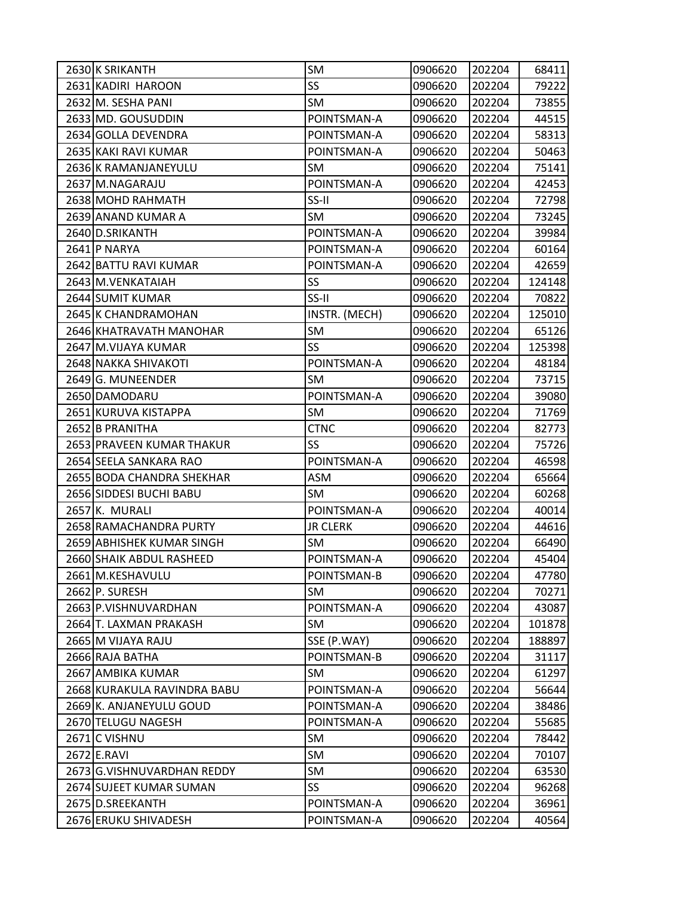| | | | | | |
|---|---|---|---|---|---|
| 2630 | K SRIKANTH | SM | 0906620 | 202204 | 68411 |
| 2631 | KADIRI HAROON | SS | 0906620 | 202204 | 79222 |
| 2632 | M. SESHA PANI | SM | 0906620 | 202204 | 73855 |
| 2633 | MD. GOUSUDDIN | POINTSMAN-A | 0906620 | 202204 | 44515 |
| 2634 | GOLLA DEVENDRA | POINTSMAN-A | 0906620 | 202204 | 58313 |
| 2635 | KAKI RAVI KUMAR | POINTSMAN-A | 0906620 | 202204 | 50463 |
| 2636 | K RAMANJANEYULU | SM | 0906620 | 202204 | 75141 |
| 2637 | M.NAGARAJU | POINTSMAN-A | 0906620 | 202204 | 42453 |
| 2638 | MOHD RAHMATH | SS-II | 0906620 | 202204 | 72798 |
| 2639 | ANAND KUMAR A | SM | 0906620 | 202204 | 73245 |
| 2640 | D.SRIKANTH | POINTSMAN-A | 0906620 | 202204 | 39984 |
| 2641 | P NARYA | POINTSMAN-A | 0906620 | 202204 | 60164 |
| 2642 | BATTU RAVI KUMAR | POINTSMAN-A | 0906620 | 202204 | 42659 |
| 2643 | M.VENKATAIAH | SS | 0906620 | 202204 | 124148 |
| 2644 | SUMIT KUMAR | SS-II | 0906620 | 202204 | 70822 |
| 2645 | K CHANDRAMOHAN | INSTR. (MECH) | 0906620 | 202204 | 125010 |
| 2646 | KHATRAVATH MANOHAR | SM | 0906620 | 202204 | 65126 |
| 2647 | M.VIJAYA KUMAR | SS | 0906620 | 202204 | 125398 |
| 2648 | NAKKA SHIVAKOTI | POINTSMAN-A | 0906620 | 202204 | 48184 |
| 2649 | G. MUNEENDER | SM | 0906620 | 202204 | 73715 |
| 2650 | DAMODARU | POINTSMAN-A | 0906620 | 202204 | 39080 |
| 2651 | KURUVA KISTAPPA | SM | 0906620 | 202204 | 71769 |
| 2652 | B PRANITHA | CTNC | 0906620 | 202204 | 82773 |
| 2653 | PRAVEEN KUMAR THAKUR | SS | 0906620 | 202204 | 75726 |
| 2654 | SEELA SANKARA RAO | POINTSMAN-A | 0906620 | 202204 | 46598 |
| 2655 | BODA CHANDRA SHEKHAR | ASM | 0906620 | 202204 | 65664 |
| 2656 | SIDDESI BUCHI BABU | SM | 0906620 | 202204 | 60268 |
| 2657 | K. MURALI | POINTSMAN-A | 0906620 | 202204 | 40014 |
| 2658 | RAMACHANDRA PURTY | JR CLERK | 0906620 | 202204 | 44616 |
| 2659 | ABHISHEK KUMAR SINGH | SM | 0906620 | 202204 | 66490 |
| 2660 | SHAIK ABDUL RASHEED | POINTSMAN-A | 0906620 | 202204 | 45404 |
| 2661 | M.KESHAVULU | POINTSMAN-B | 0906620 | 202204 | 47780 |
| 2662 | P. SURESH | SM | 0906620 | 202204 | 70271 |
| 2663 | P.VISHNUVARDHAN | POINTSMAN-A | 0906620 | 202204 | 43087 |
| 2664 | T. LAXMAN PRAKASH | SM | 0906620 | 202204 | 101878 |
| 2665 | M VIJAYA RAJU | SSE (P.WAY) | 0906620 | 202204 | 188897 |
| 2666 | RAJA BATHA | POINTSMAN-B | 0906620 | 202204 | 31117 |
| 2667 | AMBIKA KUMAR | SM | 0906620 | 202204 | 61297 |
| 2668 | KURAKULA RAVINDRA BABU | POINTSMAN-A | 0906620 | 202204 | 56644 |
| 2669 | K. ANJANEYULU GOUD | POINTSMAN-A | 0906620 | 202204 | 38486 |
| 2670 | TELUGU NAGESH | POINTSMAN-A | 0906620 | 202204 | 55685 |
| 2671 | C VISHNU | SM | 0906620 | 202204 | 78442 |
| 2672 | E.RAVI | SM | 0906620 | 202204 | 70107 |
| 2673 | G.VISHNUVARDHAN REDDY | SM | 0906620 | 202204 | 63530 |
| 2674 | SUJEET KUMAR SUMAN | SS | 0906620 | 202204 | 96268 |
| 2675 | D.SREEKANTH | POINTSMAN-A | 0906620 | 202204 | 36961 |
| 2676 | ERUKU SHIVADESH | POINTSMAN-A | 0906620 | 202204 | 40564 |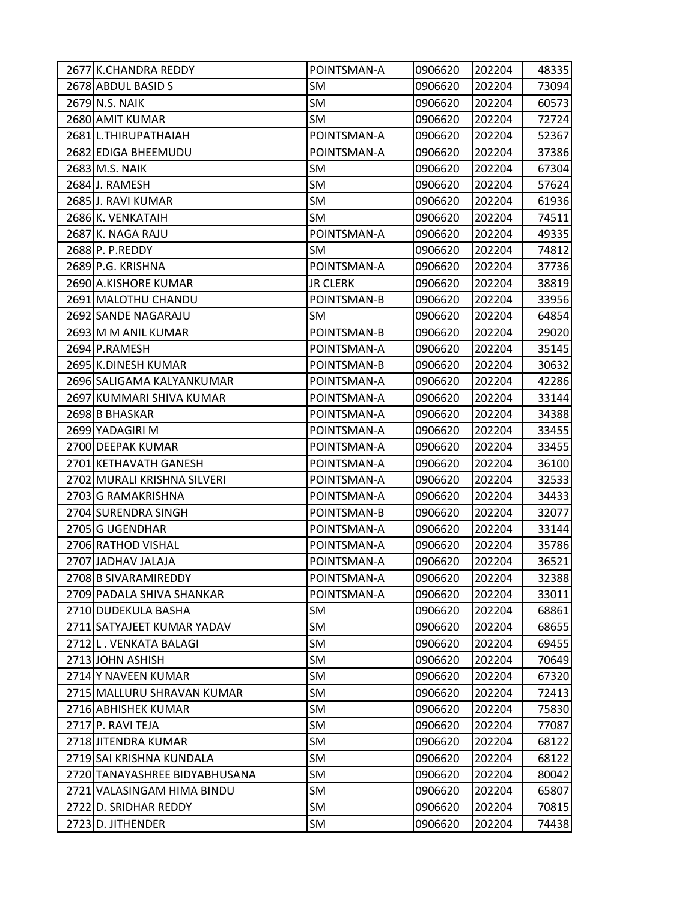| | | | | | |
|---|---|---|---|---|---|
| 2677 | K.CHANDRA REDDY | POINTSMAN-A | 0906620 | 202204 | 48335 |
| 2678 | ABDUL BASID S | SM | 0906620 | 202204 | 73094 |
| 2679 | N.S. NAIK | SM | 0906620 | 202204 | 60573 |
| 2680 | AMIT KUMAR | SM | 0906620 | 202204 | 72724 |
| 2681 | L.THIRUPATHAIAH | POINTSMAN-A | 0906620 | 202204 | 52367 |
| 2682 | EDIGA BHEEMUDU | POINTSMAN-A | 0906620 | 202204 | 37386 |
| 2683 | M.S. NAIK | SM | 0906620 | 202204 | 67304 |
| 2684 | J. RAMESH | SM | 0906620 | 202204 | 57624 |
| 2685 | J. RAVI KUMAR | SM | 0906620 | 202204 | 61936 |
| 2686 | K. VENKATAIH | SM | 0906620 | 202204 | 74511 |
| 2687 | K. NAGA RAJU | POINTSMAN-A | 0906620 | 202204 | 49335 |
| 2688 | P. P.REDDY | SM | 0906620 | 202204 | 74812 |
| 2689 | P.G. KRISHNA | POINTSMAN-A | 0906620 | 202204 | 37736 |
| 2690 | A.KISHORE KUMAR | JR CLERK | 0906620 | 202204 | 38819 |
| 2691 | MALOTHU CHANDU | POINTSMAN-B | 0906620 | 202204 | 33956 |
| 2692 | SANDE NAGARAJU | SM | 0906620 | 202204 | 64854 |
| 2693 | M M ANIL KUMAR | POINTSMAN-B | 0906620 | 202204 | 29020 |
| 2694 | P.RAMESH | POINTSMAN-A | 0906620 | 202204 | 35145 |
| 2695 | K.DINESH KUMAR | POINTSMAN-B | 0906620 | 202204 | 30632 |
| 2696 | SALIGAMA KALYANKUMAR | POINTSMAN-A | 0906620 | 202204 | 42286 |
| 2697 | KUMMARI SHIVA KUMAR | POINTSMAN-A | 0906620 | 202204 | 33144 |
| 2698 | B BHASKAR | POINTSMAN-A | 0906620 | 202204 | 34388 |
| 2699 | YADAGIRI M | POINTSMAN-A | 0906620 | 202204 | 33455 |
| 2700 | DEEPAK KUMAR | POINTSMAN-A | 0906620 | 202204 | 33455 |
| 2701 | KETHAVATH GANESH | POINTSMAN-A | 0906620 | 202204 | 36100 |
| 2702 | MURALI KRISHNA SILVERI | POINTSMAN-A | 0906620 | 202204 | 32533 |
| 2703 | G RAMAKRISHNA | POINTSMAN-A | 0906620 | 202204 | 34433 |
| 2704 | SURENDRA SINGH | POINTSMAN-B | 0906620 | 202204 | 32077 |
| 2705 | G UGENDHAR | POINTSMAN-A | 0906620 | 202204 | 33144 |
| 2706 | RATHOD VISHAL | POINTSMAN-A | 0906620 | 202204 | 35786 |
| 2707 | JADHAV JALAJA | POINTSMAN-A | 0906620 | 202204 | 36521 |
| 2708 | B SIVARAMIREDDY | POINTSMAN-A | 0906620 | 202204 | 32388 |
| 2709 | PADALA SHIVA SHANKAR | POINTSMAN-A | 0906620 | 202204 | 33011 |
| 2710 | DUDEKULA BASHA | SM | 0906620 | 202204 | 68861 |
| 2711 | SATYAJEET KUMAR YADAV | SM | 0906620 | 202204 | 68655 |
| 2712 | L . VENKATA BALAGI | SM | 0906620 | 202204 | 69455 |
| 2713 | JOHN ASHISH | SM | 0906620 | 202204 | 70649 |
| 2714 | Y NAVEEN KUMAR | SM | 0906620 | 202204 | 67320 |
| 2715 | MALLURU SHRAVAN KUMAR | SM | 0906620 | 202204 | 72413 |
| 2716 | ABHISHEK KUMAR | SM | 0906620 | 202204 | 75830 |
| 2717 | P. RAVI TEJA | SM | 0906620 | 202204 | 77087 |
| 2718 | JITENDRA KUMAR | SM | 0906620 | 202204 | 68122 |
| 2719 | SAI KRISHNA KUNDALA | SM | 0906620 | 202204 | 68122 |
| 2720 | TANAYASHREE BIDYABHUSANA | SM | 0906620 | 202204 | 80042 |
| 2721 | VALASINGAM HIMA BINDU | SM | 0906620 | 202204 | 65807 |
| 2722 | D. SRIDHAR REDDY | SM | 0906620 | 202204 | 70815 |
| 2723 | D. JITHENDER | SM | 0906620 | 202204 | 74438 |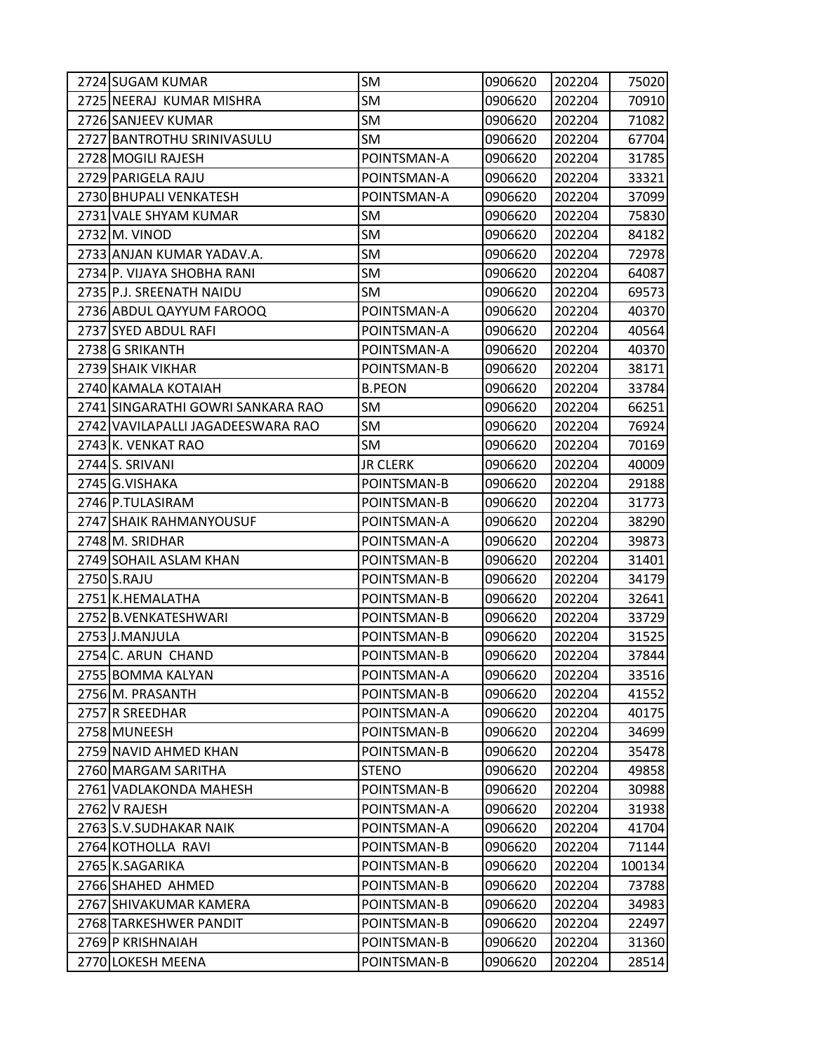| | | | | | |
|---|---|---|---|---|---|
| 2724 | SUGAM KUMAR | SM | 0906620 | 202204 | 75020 |
| 2725 | NEERAJ KUMAR MISHRA | SM | 0906620 | 202204 | 70910 |
| 2726 | SANJEEV KUMAR | SM | 0906620 | 202204 | 71082 |
| 2727 | BANTROTHU SRINIVASULU | SM | 0906620 | 202204 | 67704 |
| 2728 | MOGILI RAJESH | POINTSMAN-A | 0906620 | 202204 | 31785 |
| 2729 | PARIGELA RAJU | POINTSMAN-A | 0906620 | 202204 | 33321 |
| 2730 | BHUPALI VENKATESH | POINTSMAN-A | 0906620 | 202204 | 37099 |
| 2731 | VALE SHYAM KUMAR | SM | 0906620 | 202204 | 75830 |
| 2732 | M. VINOD | SM | 0906620 | 202204 | 84182 |
| 2733 | ANJAN KUMAR YADAV.A. | SM | 0906620 | 202204 | 72978 |
| 2734 | P. VIJAYA SHOBHA RANI | SM | 0906620 | 202204 | 64087 |
| 2735 | P.J. SREENATH NAIDU | SM | 0906620 | 202204 | 69573 |
| 2736 | ABDUL QAYYUM FAROOQ | POINTSMAN-A | 0906620 | 202204 | 40370 |
| 2737 | SYED ABDUL RAFI | POINTSMAN-A | 0906620 | 202204 | 40564 |
| 2738 | G SRIKANTH | POINTSMAN-A | 0906620 | 202204 | 40370 |
| 2739 | SHAIK VIKHAR | POINTSMAN-B | 0906620 | 202204 | 38171 |
| 2740 | KAMALA KOTAIAH | B.PEON | 0906620 | 202204 | 33784 |
| 2741 | SINGARATHI GOWRI SANKARA RAO | SM | 0906620 | 202204 | 66251 |
| 2742 | VAVILAPALLI JAGADEESWARA RAO | SM | 0906620 | 202204 | 76924 |
| 2743 | K. VENKAT RAO | SM | 0906620 | 202204 | 70169 |
| 2744 | S. SRIVANI | JR CLERK | 0906620 | 202204 | 40009 |
| 2745 | G.VISHAKA | POINTSMAN-B | 0906620 | 202204 | 29188 |
| 2746 | P.TULASIRAM | POINTSMAN-B | 0906620 | 202204 | 31773 |
| 2747 | SHAIK RAHMANYOUSUF | POINTSMAN-A | 0906620 | 202204 | 38290 |
| 2748 | M. SRIDHAR | POINTSMAN-A | 0906620 | 202204 | 39873 |
| 2749 | SOHAIL ASLAM KHAN | POINTSMAN-B | 0906620 | 202204 | 31401 |
| 2750 | S.RAJU | POINTSMAN-B | 0906620 | 202204 | 34179 |
| 2751 | K.HEMALATHA | POINTSMAN-B | 0906620 | 202204 | 32641 |
| 2752 | B.VENKATESHWARI | POINTSMAN-B | 0906620 | 202204 | 33729 |
| 2753 | J.MANJULA | POINTSMAN-B | 0906620 | 202204 | 31525 |
| 2754 | C. ARUN CHAND | POINTSMAN-B | 0906620 | 202204 | 37844 |
| 2755 | BOMMA KALYAN | POINTSMAN-A | 0906620 | 202204 | 33516 |
| 2756 | M. PRASANTH | POINTSMAN-B | 0906620 | 202204 | 41552 |
| 2757 | R SREEDHAR | POINTSMAN-A | 0906620 | 202204 | 40175 |
| 2758 | MUNEESH | POINTSMAN-B | 0906620 | 202204 | 34699 |
| 2759 | NAVID AHMED KHAN | POINTSMAN-B | 0906620 | 202204 | 35478 |
| 2760 | MARGAM SARITHA | STENO | 0906620 | 202204 | 49858 |
| 2761 | VADLAKONDA MAHESH | POINTSMAN-B | 0906620 | 202204 | 30988 |
| 2762 | V RAJESH | POINTSMAN-A | 0906620 | 202204 | 31938 |
| 2763 | S.V.SUDHAKAR NAIK | POINTSMAN-A | 0906620 | 202204 | 41704 |
| 2764 | KOTHOLLA RAVI | POINTSMAN-B | 0906620 | 202204 | 71144 |
| 2765 | K.SAGARIKA | POINTSMAN-B | 0906620 | 202204 | 100134 |
| 2766 | SHAHED AHMED | POINTSMAN-B | 0906620 | 202204 | 73788 |
| 2767 | SHIVAKUMAR KAMERA | POINTSMAN-B | 0906620 | 202204 | 34983 |
| 2768 | TARKESHWER PANDIT | POINTSMAN-B | 0906620 | 202204 | 22497 |
| 2769 | P KRISHNAIAH | POINTSMAN-B | 0906620 | 202204 | 31360 |
| 2770 | LOKESH MEENA | POINTSMAN-B | 0906620 | 202204 | 28514 |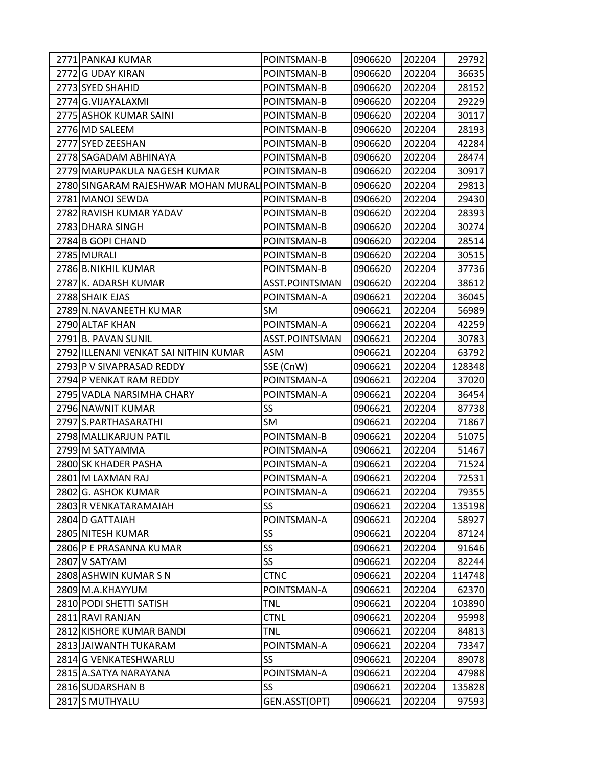| | | | | | |
|---|---|---|---|---|---|
| 2771 | PANKAJ KUMAR | POINTSMAN-B | 0906620 | 202204 | 29792 |
| 2772 | G UDAY KIRAN | POINTSMAN-B | 0906620 | 202204 | 36635 |
| 2773 | SYED SHAHID | POINTSMAN-B | 0906620 | 202204 | 28152 |
| 2774 | G.VIJAYALAXMI | POINTSMAN-B | 0906620 | 202204 | 29229 |
| 2775 | ASHOK KUMAR SAINI | POINTSMAN-B | 0906620 | 202204 | 30117 |
| 2776 | MD SALEEM | POINTSMAN-B | 0906620 | 202204 | 28193 |
| 2777 | SYED ZEESHAN | POINTSMAN-B | 0906620 | 202204 | 42284 |
| 2778 | SAGADAM ABHINAYA | POINTSMAN-B | 0906620 | 202204 | 28474 |
| 2779 | MARUPAKULA NAGESH KUMAR | POINTSMAN-B | 0906620 | 202204 | 30917 |
| 2780 | SINGARAM RAJESHWAR MOHAN MURAL | POINTSMAN-B | 0906620 | 202204 | 29813 |
| 2781 | MANOJ SEWDA | POINTSMAN-B | 0906620 | 202204 | 29430 |
| 2782 | RAVISH KUMAR YADAV | POINTSMAN-B | 0906620 | 202204 | 28393 |
| 2783 | DHARA SINGH | POINTSMAN-B | 0906620 | 202204 | 30274 |
| 2784 | B GOPI CHAND | POINTSMAN-B | 0906620 | 202204 | 28514 |
| 2785 | MURALI | POINTSMAN-B | 0906620 | 202204 | 30515 |
| 2786 | B.NIKHIL KUMAR | POINTSMAN-B | 0906620 | 202204 | 37736 |
| 2787 | K. ADARSH KUMAR | ASST.POINTSMAN | 0906620 | 202204 | 38612 |
| 2788 | SHAIK EJAS | POINTSMAN-A | 0906621 | 202204 | 36045 |
| 2789 | N.NAVANEETH KUMAR | SM | 0906621 | 202204 | 56989 |
| 2790 | ALTAF KHAN | POINTSMAN-A | 0906621 | 202204 | 42259 |
| 2791 | B. PAVAN SUNIL | ASST.POINTSMAN | 0906621 | 202204 | 30783 |
| 2792 | ILLENANI VENKAT SAI NITHIN KUMAR | ASM | 0906621 | 202204 | 63792 |
| 2793 | P V SIVAPRASAD REDDY | SSE (CnW) | 0906621 | 202204 | 128348 |
| 2794 | P VENKAT RAM REDDY | POINTSMAN-A | 0906621 | 202204 | 37020 |
| 2795 | VADLA NARSIMHA CHARY | POINTSMAN-A | 0906621 | 202204 | 36454 |
| 2796 | NAWNIT KUMAR | SS | 0906621 | 202204 | 87738 |
| 2797 | S.PARTHASARATHI | SM | 0906621 | 202204 | 71867 |
| 2798 | MALLIKARJUN PATIL | POINTSMAN-B | 0906621 | 202204 | 51075 |
| 2799 | M SATYAMMA | POINTSMAN-A | 0906621 | 202204 | 51467 |
| 2800 | SK KHADER PASHA | POINTSMAN-A | 0906621 | 202204 | 71524 |
| 2801 | M LAXMAN RAJ | POINTSMAN-A | 0906621 | 202204 | 72531 |
| 2802 | G. ASHOK KUMAR | POINTSMAN-A | 0906621 | 202204 | 79355 |
| 2803 | R VENKATARAMAIAH | SS | 0906621 | 202204 | 135198 |
| 2804 | D GATTAIAH | POINTSMAN-A | 0906621 | 202204 | 58927 |
| 2805 | NITESH KUMAR | SS | 0906621 | 202204 | 87124 |
| 2806 | P E PRASANNA KUMAR | SS | 0906621 | 202204 | 91646 |
| 2807 | V SATYAM | SS | 0906621 | 202204 | 82244 |
| 2808 | ASHWIN KUMAR S N | CTNC | 0906621 | 202204 | 114748 |
| 2809 | M.A.KHAYYUM | POINTSMAN-A | 0906621 | 202204 | 62370 |
| 2810 | PODI SHETTI SATISH | TNL | 0906621 | 202204 | 103890 |
| 2811 | RAVI RANJAN | CTNL | 0906621 | 202204 | 95998 |
| 2812 | KISHORE KUMAR BANDI | TNL | 0906621 | 202204 | 84813 |
| 2813 | JAIWANTH TUKARAM | POINTSMAN-A | 0906621 | 202204 | 73347 |
| 2814 | G VENKATESHWARLU | SS | 0906621 | 202204 | 89078 |
| 2815 | A.SATYA NARAYANA | POINTSMAN-A | 0906621 | 202204 | 47988 |
| 2816 | SUDARSHAN B | SS | 0906621 | 202204 | 135828 |
| 2817 | S MUTHYALU | GEN.ASST(OPT) | 0906621 | 202204 | 97593 |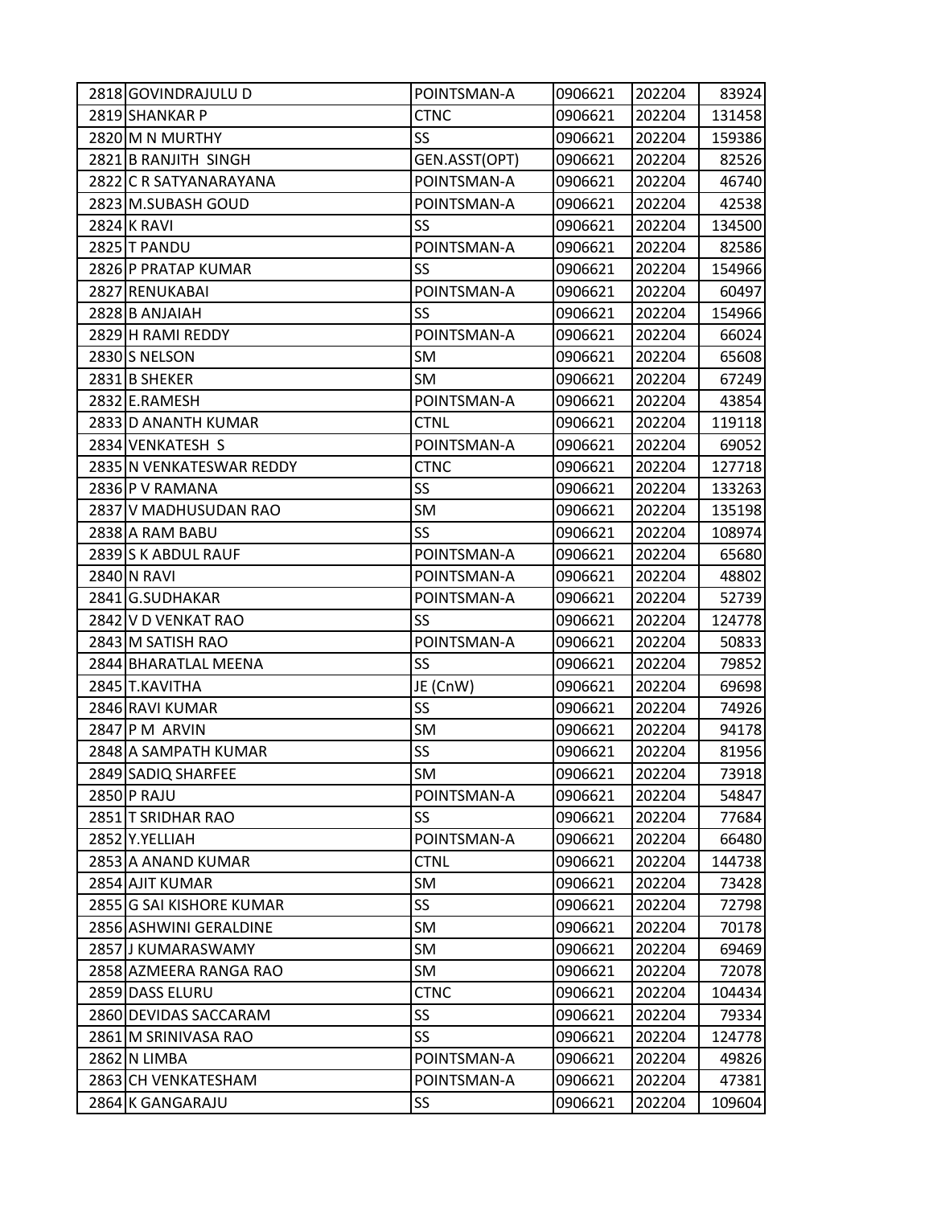| | | | | | |
|---|---|---|---|---|---|
| 2818 | GOVINDRAJULU D | POINTSMAN-A | 0906621 | 202204 | 83924 |
| 2819 | SHANKAR P | CTNC | 0906621 | 202204 | 131458 |
| 2820 | M N MURTHY | SS | 0906621 | 202204 | 159386 |
| 2821 | B RANJITH SINGH | GEN.ASST(OPT) | 0906621 | 202204 | 82526 |
| 2822 | C R SATYANARAYANA | POINTSMAN-A | 0906621 | 202204 | 46740 |
| 2823 | M.SUBASH GOUD | POINTSMAN-A | 0906621 | 202204 | 42538 |
| 2824 | K RAVI | SS | 0906621 | 202204 | 134500 |
| 2825 | T PANDU | POINTSMAN-A | 0906621 | 202204 | 82586 |
| 2826 | P PRATAP KUMAR | SS | 0906621 | 202204 | 154966 |
| 2827 | RENUKABAI | POINTSMAN-A | 0906621 | 202204 | 60497 |
| 2828 | B ANJAIAH | SS | 0906621 | 202204 | 154966 |
| 2829 | H RAMI REDDY | POINTSMAN-A | 0906621 | 202204 | 66024 |
| 2830 | S NELSON | SM | 0906621 | 202204 | 65608 |
| 2831 | B SHEKER | SM | 0906621 | 202204 | 67249 |
| 2832 | E.RAMESH | POINTSMAN-A | 0906621 | 202204 | 43854 |
| 2833 | D ANANTH KUMAR | CTNL | 0906621 | 202204 | 119118 |
| 2834 | VENKATESH S | POINTSMAN-A | 0906621 | 202204 | 69052 |
| 2835 | N VENKATESWAR REDDY | CTNC | 0906621 | 202204 | 127718 |
| 2836 | P V RAMANA | SS | 0906621 | 202204 | 133263 |
| 2837 | V MADHUSUDAN RAO | SM | 0906621 | 202204 | 135198 |
| 2838 | A RAM BABU | SS | 0906621 | 202204 | 108974 |
| 2839 | S K ABDUL RAUF | POINTSMAN-A | 0906621 | 202204 | 65680 |
| 2840 | N RAVI | POINTSMAN-A | 0906621 | 202204 | 48802 |
| 2841 | G.SUDHAKAR | POINTSMAN-A | 0906621 | 202204 | 52739 |
| 2842 | V D VENKAT RAO | SS | 0906621 | 202204 | 124778 |
| 2843 | M SATISH RAO | POINTSMAN-A | 0906621 | 202204 | 50833 |
| 2844 | BHARATLAL MEENA | SS | 0906621 | 202204 | 79852 |
| 2845 | T.KAVITHA | JE (CnW) | 0906621 | 202204 | 69698 |
| 2846 | RAVI KUMAR | SS | 0906621 | 202204 | 74926 |
| 2847 | P M ARVIN | SM | 0906621 | 202204 | 94178 |
| 2848 | A SAMPATH KUMAR | SS | 0906621 | 202204 | 81956 |
| 2849 | SADIQ SHARFEE | SM | 0906621 | 202204 | 73918 |
| 2850 | P RAJU | POINTSMAN-A | 0906621 | 202204 | 54847 |
| 2851 | T SRIDHAR RAO | SS | 0906621 | 202204 | 77684 |
| 2852 | Y.YELLIAH | POINTSMAN-A | 0906621 | 202204 | 66480 |
| 2853 | A ANAND KUMAR | CTNL | 0906621 | 202204 | 144738 |
| 2854 | AJIT KUMAR | SM | 0906621 | 202204 | 73428 |
| 2855 | G SAI KISHORE KUMAR | SS | 0906621 | 202204 | 72798 |
| 2856 | ASHWINI GERALDINE | SM | 0906621 | 202204 | 70178 |
| 2857 | J KUMARASWAMY | SM | 0906621 | 202204 | 69469 |
| 2858 | AZMEERA RANGA RAO | SM | 0906621 | 202204 | 72078 |
| 2859 | DASS ELURU | CTNC | 0906621 | 202204 | 104434 |
| 2860 | DEVIDAS SACCARAM | SS | 0906621 | 202204 | 79334 |
| 2861 | M SRINIVASA RAO | SS | 0906621 | 202204 | 124778 |
| 2862 | N LIMBA | POINTSMAN-A | 0906621 | 202204 | 49826 |
| 2863 | CH VENKATESHAM | POINTSMAN-A | 0906621 | 202204 | 47381 |
| 2864 | K GANGARAJU | SS | 0906621 | 202204 | 109604 |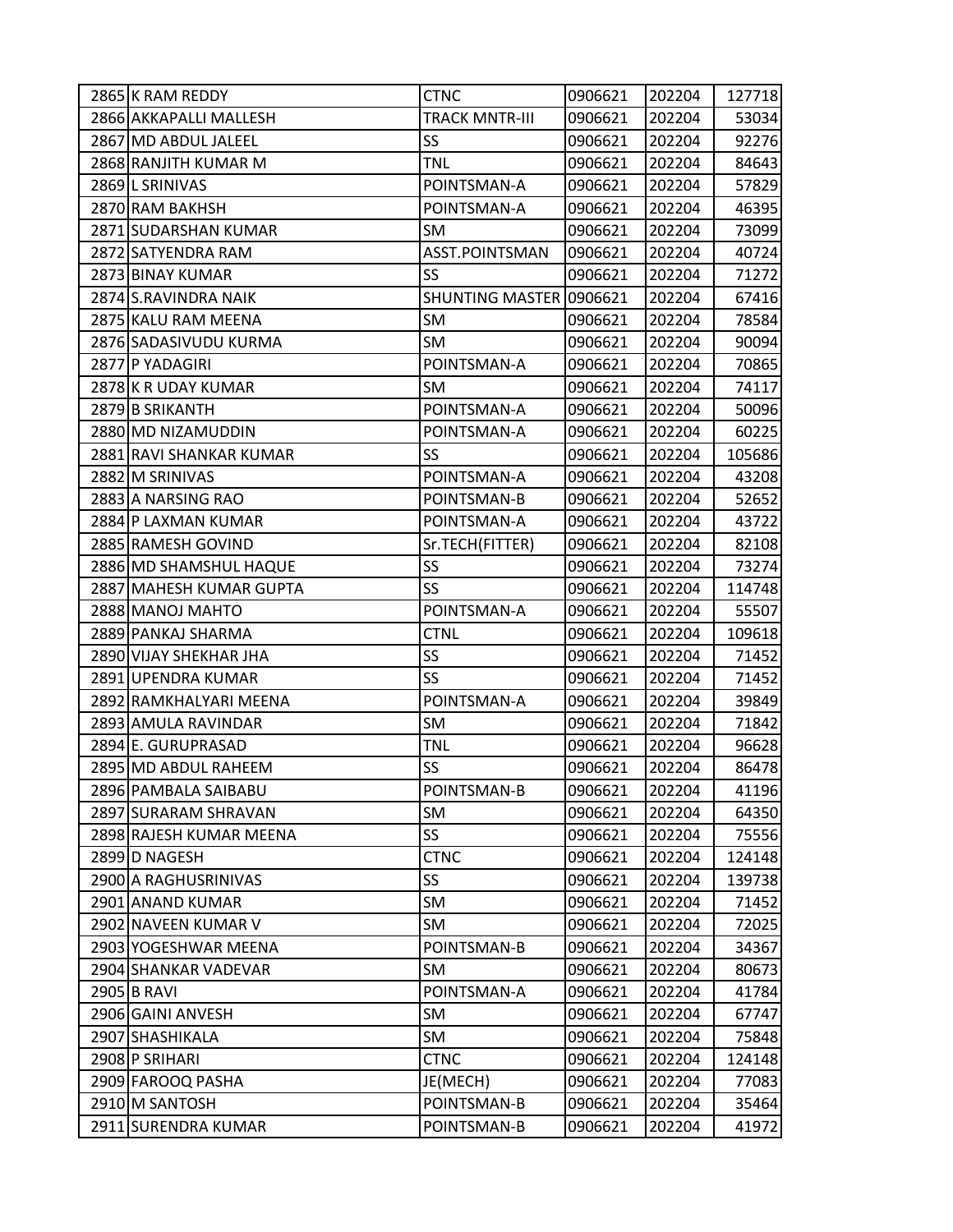| | | | | | |
|---|---|---|---|---|---|
| 2865 | K RAM REDDY | CTNC | 0906621 | 202204 | 127718 |
| 2866 | AKKAPALLI MALLESH | TRACK MNTR-III | 0906621 | 202204 | 53034 |
| 2867 | MD ABDUL JALEEL | SS | 0906621 | 202204 | 92276 |
| 2868 | RANJITH KUMAR M | TNL | 0906621 | 202204 | 84643 |
| 2869 | L SRINIVAS | POINTSMAN-A | 0906621 | 202204 | 57829 |
| 2870 | RAM BAKHSH | POINTSMAN-A | 0906621 | 202204 | 46395 |
| 2871 | SUDARSHAN KUMAR | SM | 0906621 | 202204 | 73099 |
| 2872 | SATYENDRA RAM | ASST.POINTSMAN | 0906621 | 202204 | 40724 |
| 2873 | BINAY KUMAR | SS | 0906621 | 202204 | 71272 |
| 2874 | S.RAVINDRA NAIK | SHUNTING MASTER | 0906621 | 202204 | 67416 |
| 2875 | KALU RAM MEENA | SM | 0906621 | 202204 | 78584 |
| 2876 | SADASIVUDU KURMA | SM | 0906621 | 202204 | 90094 |
| 2877 | P YADAGIRI | POINTSMAN-A | 0906621 | 202204 | 70865 |
| 2878 | K R UDAY KUMAR | SM | 0906621 | 202204 | 74117 |
| 2879 | B SRIKANTH | POINTSMAN-A | 0906621 | 202204 | 50096 |
| 2880 | MD NIZAMUDDIN | POINTSMAN-A | 0906621 | 202204 | 60225 |
| 2881 | RAVI SHANKAR KUMAR | SS | 0906621 | 202204 | 105686 |
| 2882 | M SRINIVAS | POINTSMAN-A | 0906621 | 202204 | 43208 |
| 2883 | A NARSING RAO | POINTSMAN-B | 0906621 | 202204 | 52652 |
| 2884 | P LAXMAN KUMAR | POINTSMAN-A | 0906621 | 202204 | 43722 |
| 2885 | RAMESH GOVIND | Sr.TECH(FITTER) | 0906621 | 202204 | 82108 |
| 2886 | MD SHAMSHUL HAQUE | SS | 0906621 | 202204 | 73274 |
| 2887 | MAHESH KUMAR GUPTA | SS | 0906621 | 202204 | 114748 |
| 2888 | MANOJ MAHTO | POINTSMAN-A | 0906621 | 202204 | 55507 |
| 2889 | PANKAJ SHARMA | CTNL | 0906621 | 202204 | 109618 |
| 2890 | VIJAY SHEKHAR JHA | SS | 0906621 | 202204 | 71452 |
| 2891 | UPENDRA KUMAR | SS | 0906621 | 202204 | 71452 |
| 2892 | RAMKHALYARI MEENA | POINTSMAN-A | 0906621 | 202204 | 39849 |
| 2893 | AMULA RAVINDAR | SM | 0906621 | 202204 | 71842 |
| 2894 | E. GURUPRASAD | TNL | 0906621 | 202204 | 96628 |
| 2895 | MD ABDUL RAHEEM | SS | 0906621 | 202204 | 86478 |
| 2896 | PAMBALA SAIBABU | POINTSMAN-B | 0906621 | 202204 | 41196 |
| 2897 | SURARAM SHRAVAN | SM | 0906621 | 202204 | 64350 |
| 2898 | RAJESH KUMAR MEENA | SS | 0906621 | 202204 | 75556 |
| 2899 | D NAGESH | CTNC | 0906621 | 202204 | 124148 |
| 2900 | A RAGHUSRINIVAS | SS | 0906621 | 202204 | 139738 |
| 2901 | ANAND KUMAR | SM | 0906621 | 202204 | 71452 |
| 2902 | NAVEEN KUMAR V | SM | 0906621 | 202204 | 72025 |
| 2903 | YOGESHWAR MEENA | POINTSMAN-B | 0906621 | 202204 | 34367 |
| 2904 | SHANKAR VADEVAR | SM | 0906621 | 202204 | 80673 |
| 2905 | B RAVI | POINTSMAN-A | 0906621 | 202204 | 41784 |
| 2906 | GAINI ANVESH | SM | 0906621 | 202204 | 67747 |
| 2907 | SHASHIKALA | SM | 0906621 | 202204 | 75848 |
| 2908 | P SRIHARI | CTNC | 0906621 | 202204 | 124148 |
| 2909 | FAROOQ PASHA | JE(MECH) | 0906621 | 202204 | 77083 |
| 2910 | M SANTOSH | POINTSMAN-B | 0906621 | 202204 | 35464 |
| 2911 | SURENDRA KUMAR | POINTSMAN-B | 0906621 | 202204 | 41972 |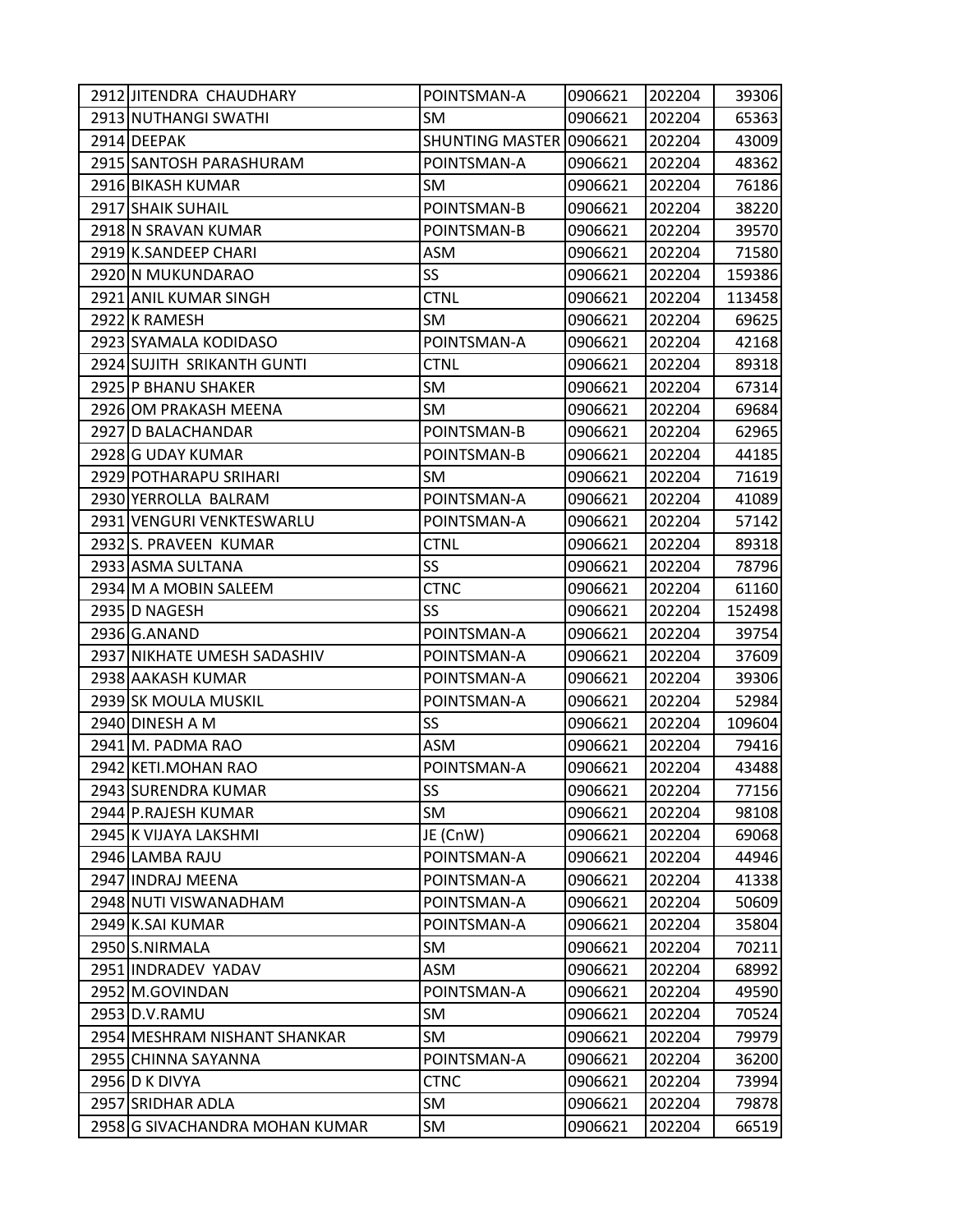| | | | | | |
|---|---|---|---|---|---|
| 2912 | JITENDRA  CHAUDHARY | POINTSMAN-A | 0906621 | 202204 | 39306 |
| 2913 | NUTHANGI SWATHI | SM | 0906621 | 202204 | 65363 |
| 2914 | DEEPAK | SHUNTING MASTER | 0906621 | 202204 | 43009 |
| 2915 | SANTOSH PARASHURAM | POINTSMAN-A | 0906621 | 202204 | 48362 |
| 2916 | BIKASH KUMAR | SM | 0906621 | 202204 | 76186 |
| 2917 | SHAIK SUHAIL | POINTSMAN-B | 0906621 | 202204 | 38220 |
| 2918 | N SRAVAN KUMAR | POINTSMAN-B | 0906621 | 202204 | 39570 |
| 2919 | K.SANDEEP CHARI | ASM | 0906621 | 202204 | 71580 |
| 2920 | N MUKUNDARAO | SS | 0906621 | 202204 | 159386 |
| 2921 | ANIL KUMAR SINGH | CTNL | 0906621 | 202204 | 113458 |
| 2922 | K RAMESH | SM | 0906621 | 202204 | 69625 |
| 2923 | SYAMALA KODIDASO | POINTSMAN-A | 0906621 | 202204 | 42168 |
| 2924 | SUJITH  SRIKANTH GUNTI | CTNL | 0906621 | 202204 | 89318 |
| 2925 | P BHANU SHAKER | SM | 0906621 | 202204 | 67314 |
| 2926 | OM PRAKASH MEENA | SM | 0906621 | 202204 | 69684 |
| 2927 | D BALACHANDAR | POINTSMAN-B | 0906621 | 202204 | 62965 |
| 2928 | G UDAY KUMAR | POINTSMAN-B | 0906621 | 202204 | 44185 |
| 2929 | POTHARAPU SRIHARI | SM | 0906621 | 202204 | 71619 |
| 2930 | YERROLLA  BALRAM | POINTSMAN-A | 0906621 | 202204 | 41089 |
| 2931 | VENGURI VENKTESWARLU | POINTSMAN-A | 0906621 | 202204 | 57142 |
| 2932 | S. PRAVEEN  KUMAR | CTNL | 0906621 | 202204 | 89318 |
| 2933 | ASMA SULTANA | SS | 0906621 | 202204 | 78796 |
| 2934 | M A MOBIN SALEEM | CTNC | 0906621 | 202204 | 61160 |
| 2935 | D NAGESH | SS | 0906621 | 202204 | 152498 |
| 2936 | G.ANAND | POINTSMAN-A | 0906621 | 202204 | 39754 |
| 2937 | NIKHATE UMESH SADASHIV | POINTSMAN-A | 0906621 | 202204 | 37609 |
| 2938 | AAKASH KUMAR | POINTSMAN-A | 0906621 | 202204 | 39306 |
| 2939 | SK MOULA MUSKIL | POINTSMAN-A | 0906621 | 202204 | 52984 |
| 2940 | DINESH A M | SS | 0906621 | 202204 | 109604 |
| 2941 | M. PADMA RAO | ASM | 0906621 | 202204 | 79416 |
| 2942 | KETI.MOHAN RAO | POINTSMAN-A | 0906621 | 202204 | 43488 |
| 2943 | SURENDRA KUMAR | SS | 0906621 | 202204 | 77156 |
| 2944 | P.RAJESH KUMAR | SM | 0906621 | 202204 | 98108 |
| 2945 | K VIJAYA LAKSHMI | JE (CnW) | 0906621 | 202204 | 69068 |
| 2946 | LAMBA RAJU | POINTSMAN-A | 0906621 | 202204 | 44946 |
| 2947 | INDRAJ MEENA | POINTSMAN-A | 0906621 | 202204 | 41338 |
| 2948 | NUTI VISWANADHAM | POINTSMAN-A | 0906621 | 202204 | 50609 |
| 2949 | K.SAI KUMAR | POINTSMAN-A | 0906621 | 202204 | 35804 |
| 2950 | S.NIRMALA | SM | 0906621 | 202204 | 70211 |
| 2951 | INDRADEV  YADAV | ASM | 0906621 | 202204 | 68992 |
| 2952 | M.GOVINDAN | POINTSMAN-A | 0906621 | 202204 | 49590 |
| 2953 | D.V.RAMU | SM | 0906621 | 202204 | 70524 |
| 2954 | MESHRAM NISHANT SHANKAR | SM | 0906621 | 202204 | 79979 |
| 2955 | CHINNA SAYANNA | POINTSMAN-A | 0906621 | 202204 | 36200 |
| 2956 | D K DIVYA | CTNC | 0906621 | 202204 | 73994 |
| 2957 | SRIDHAR ADLA | SM | 0906621 | 202204 | 79878 |
| 2958 | G SIVACHANDRA MOHAN KUMAR | SM | 0906621 | 202204 | 66519 |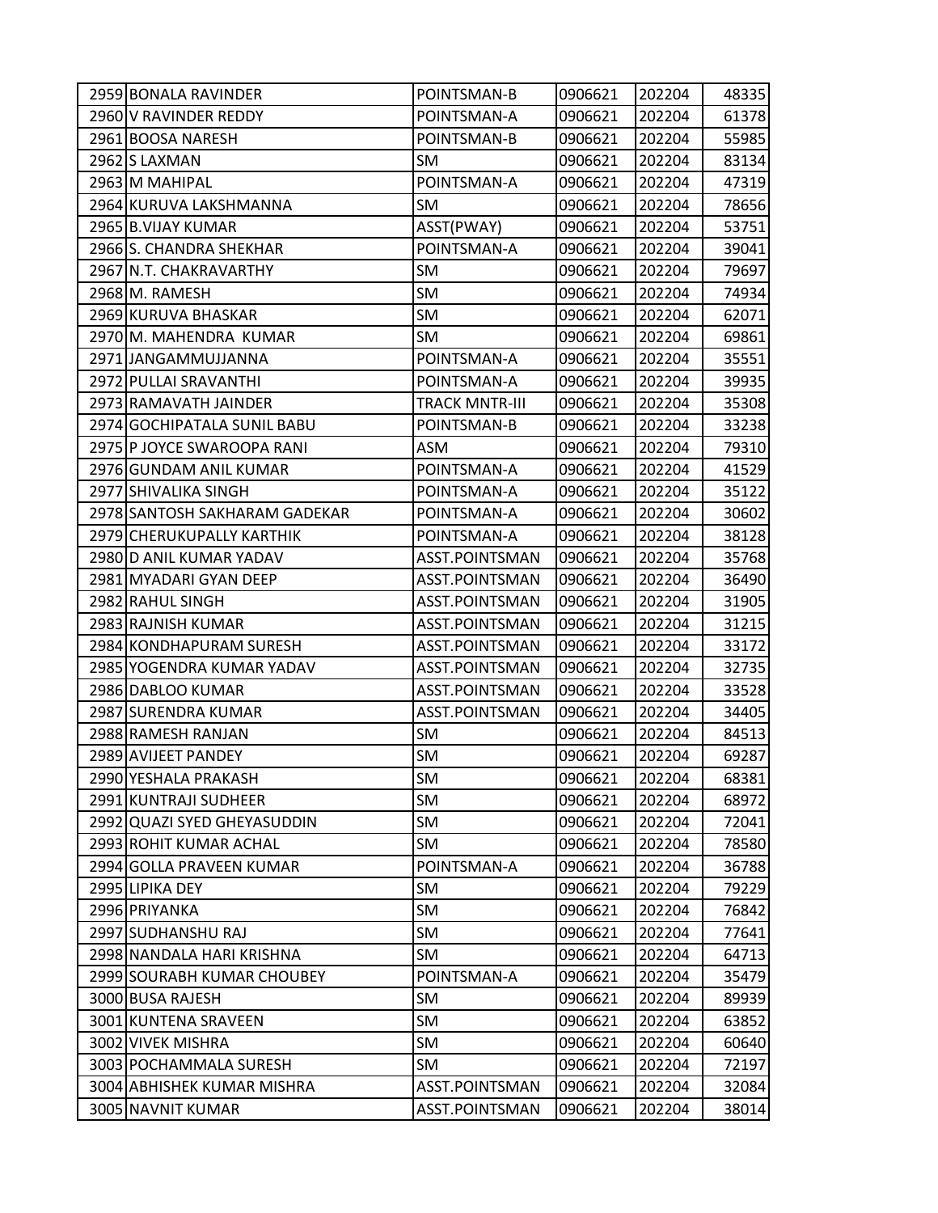| | | | | | |
|---|---|---|---|---|---|
| 2959 | BONALA RAVINDER | POINTSMAN-B | 0906621 | 202204 | 48335 |
| 2960 | V RAVINDER REDDY | POINTSMAN-A | 0906621 | 202204 | 61378 |
| 2961 | BOOSA NARESH | POINTSMAN-B | 0906621 | 202204 | 55985 |
| 2962 | S LAXMAN | SM | 0906621 | 202204 | 83134 |
| 2963 | M MAHIPAL | POINTSMAN-A | 0906621 | 202204 | 47319 |
| 2964 | KURUVA LAKSHMANNA | SM | 0906621 | 202204 | 78656 |
| 2965 | B.VIJAY KUMAR | ASST(PWAY) | 0906621 | 202204 | 53751 |
| 2966 | S. CHANDRA SHEKHAR | POINTSMAN-A | 0906621 | 202204 | 39041 |
| 2967 | N.T. CHAKRAVARTHY | SM | 0906621 | 202204 | 79697 |
| 2968 | M. RAMESH | SM | 0906621 | 202204 | 74934 |
| 2969 | KURUVA BHASKAR | SM | 0906621 | 202204 | 62071 |
| 2970 | M. MAHENDRA KUMAR | SM | 0906621 | 202204 | 69861 |
| 2971 | JANGAMMUJJANNA | POINTSMAN-A | 0906621 | 202204 | 35551 |
| 2972 | PULLAI SRAVANTHI | POINTSMAN-A | 0906621 | 202204 | 39935 |
| 2973 | RAMAVATH JAINDER | TRACK MNTR-III | 0906621 | 202204 | 35308 |
| 2974 | GOCHIPATALA SUNIL BABU | POINTSMAN-B | 0906621 | 202204 | 33238 |
| 2975 | P JOYCE SWAROOPA RANI | ASM | 0906621 | 202204 | 79310 |
| 2976 | GUNDAM ANIL KUMAR | POINTSMAN-A | 0906621 | 202204 | 41529 |
| 2977 | SHIVALIKA SINGH | POINTSMAN-A | 0906621 | 202204 | 35122 |
| 2978 | SANTOSH SAKHARAM GADEKAR | POINTSMAN-A | 0906621 | 202204 | 30602 |
| 2979 | CHERUKUPALLY KARTHIK | POINTSMAN-A | 0906621 | 202204 | 38128 |
| 2980 | D ANIL KUMAR YADAV | ASST.POINTSMAN | 0906621 | 202204 | 35768 |
| 2981 | MYADARI GYAN DEEP | ASST.POINTSMAN | 0906621 | 202204 | 36490 |
| 2982 | RAHUL SINGH | ASST.POINTSMAN | 0906621 | 202204 | 31905 |
| 2983 | RAJNISH KUMAR | ASST.POINTSMAN | 0906621 | 202204 | 31215 |
| 2984 | KONDHAPURAM SURESH | ASST.POINTSMAN | 0906621 | 202204 | 33172 |
| 2985 | YOGENDRA KUMAR YADAV | ASST.POINTSMAN | 0906621 | 202204 | 32735 |
| 2986 | DABLOO KUMAR | ASST.POINTSMAN | 0906621 | 202204 | 33528 |
| 2987 | SURENDRA KUMAR | ASST.POINTSMAN | 0906621 | 202204 | 34405 |
| 2988 | RAMESH RANJAN | SM | 0906621 | 202204 | 84513 |
| 2989 | AVIJEET PANDEY | SM | 0906621 | 202204 | 69287 |
| 2990 | YESHALA PRAKASH | SM | 0906621 | 202204 | 68381 |
| 2991 | KUNTRAJI SUDHEER | SM | 0906621 | 202204 | 68972 |
| 2992 | QUAZI SYED GHEYASUDDIN | SM | 0906621 | 202204 | 72041 |
| 2993 | ROHIT KUMAR ACHAL | SM | 0906621 | 202204 | 78580 |
| 2994 | GOLLA PRAVEEN KUMAR | POINTSMAN-A | 0906621 | 202204 | 36788 |
| 2995 | LIPIKA DEY | SM | 0906621 | 202204 | 79229 |
| 2996 | PRIYANKA | SM | 0906621 | 202204 | 76842 |
| 2997 | SUDHANSHU RAJ | SM | 0906621 | 202204 | 77641 |
| 2998 | NANDALA HARI KRISHNA | SM | 0906621 | 202204 | 64713 |
| 2999 | SOURABH KUMAR CHOUBEY | POINTSMAN-A | 0906621 | 202204 | 35479 |
| 3000 | BUSA RAJESH | SM | 0906621 | 202204 | 89939 |
| 3001 | KUNTENA SRAVEEN | SM | 0906621 | 202204 | 63852 |
| 3002 | VIVEK MISHRA | SM | 0906621 | 202204 | 60640 |
| 3003 | POCHAMMALA SURESH | SM | 0906621 | 202204 | 72197 |
| 3004 | ABHISHEK KUMAR MISHRA | ASST.POINTSMAN | 0906621 | 202204 | 32084 |
| 3005 | NAVNIT KUMAR | ASST.POINTSMAN | 0906621 | 202204 | 38014 |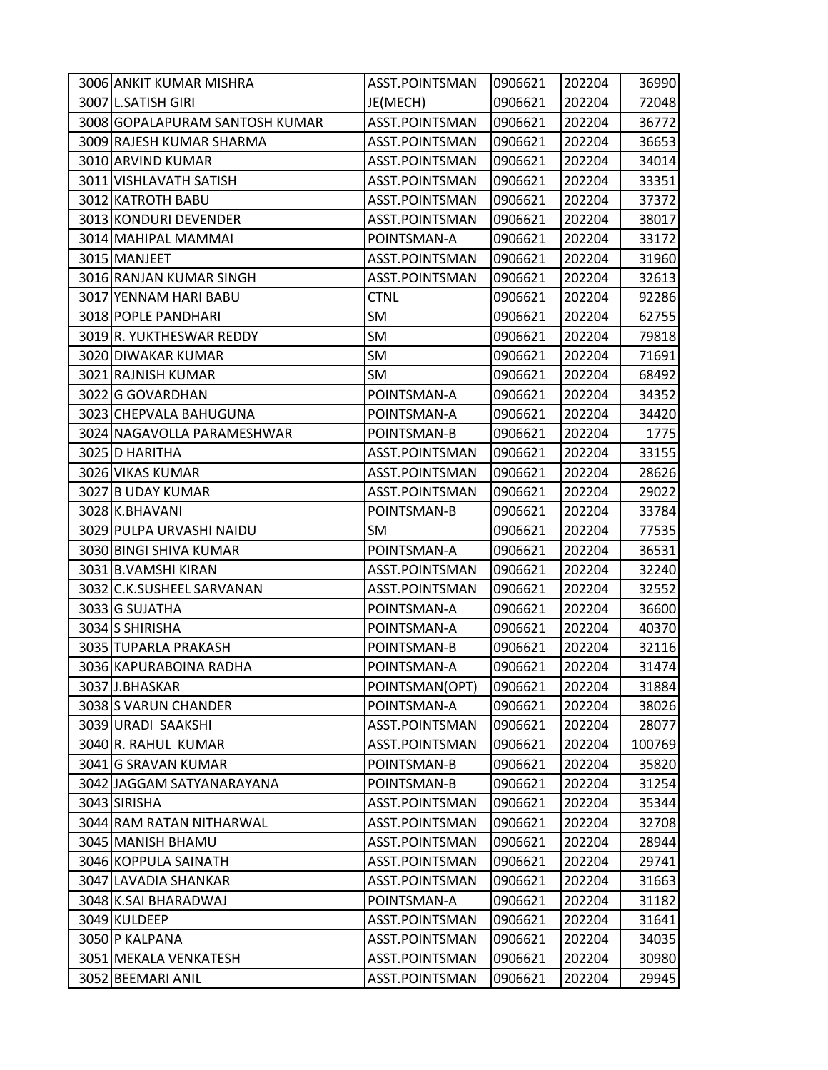| | | | | | |
|---|---|---|---|---|---|
| 3006 | ANKIT KUMAR MISHRA | ASST.POINTSMAN | 0906621 | 202204 | 36990 |
| 3007 | L.SATISH GIRI | JE(MECH) | 0906621 | 202204 | 72048 |
| 3008 | GOPALAPURAM SANTOSH KUMAR | ASST.POINTSMAN | 0906621 | 202204 | 36772 |
| 3009 | RAJESH KUMAR SHARMA | ASST.POINTSMAN | 0906621 | 202204 | 36653 |
| 3010 | ARVIND KUMAR | ASST.POINTSMAN | 0906621 | 202204 | 34014 |
| 3011 | VISHLAVATH SATISH | ASST.POINTSMAN | 0906621 | 202204 | 33351 |
| 3012 | KATROTH BABU | ASST.POINTSMAN | 0906621 | 202204 | 37372 |
| 3013 | KONDURI DEVENDER | ASST.POINTSMAN | 0906621 | 202204 | 38017 |
| 3014 | MAHIPAL MAMMAI | POINTSMAN-A | 0906621 | 202204 | 33172 |
| 3015 | MANJEET | ASST.POINTSMAN | 0906621 | 202204 | 31960 |
| 3016 | RANJAN KUMAR SINGH | ASST.POINTSMAN | 0906621 | 202204 | 32613 |
| 3017 | YENNAM HARI BABU | CTNL | 0906621 | 202204 | 92286 |
| 3018 | POPLE PANDHARI | SM | 0906621 | 202204 | 62755 |
| 3019 | R. YUKTHESWAR REDDY | SM | 0906621 | 202204 | 79818 |
| 3020 | DIWAKAR KUMAR | SM | 0906621 | 202204 | 71691 |
| 3021 | RAJNISH KUMAR | SM | 0906621 | 202204 | 68492 |
| 3022 | G GOVARDHAN | POINTSMAN-A | 0906621 | 202204 | 34352 |
| 3023 | CHEPVALA BAHUGUNA | POINTSMAN-A | 0906621 | 202204 | 34420 |
| 3024 | NAGAVOLLA PARAMESHWAR | POINTSMAN-B | 0906621 | 202204 | 1775 |
| 3025 | D HARITHA | ASST.POINTSMAN | 0906621 | 202204 | 33155 |
| 3026 | VIKAS KUMAR | ASST.POINTSMAN | 0906621 | 202204 | 28626 |
| 3027 | B UDAY KUMAR | ASST.POINTSMAN | 0906621 | 202204 | 29022 |
| 3028 | K.BHAVANI | POINTSMAN-B | 0906621 | 202204 | 33784 |
| 3029 | PULPA URVASHI NAIDU | SM | 0906621 | 202204 | 77535 |
| 3030 | BINGI SHIVA KUMAR | POINTSMAN-A | 0906621 | 202204 | 36531 |
| 3031 | B.VAMSHI KIRAN | ASST.POINTSMAN | 0906621 | 202204 | 32240 |
| 3032 | C.K.SUSHEEL SARVANAN | ASST.POINTSMAN | 0906621 | 202204 | 32552 |
| 3033 | G SUJATHA | POINTSMAN-A | 0906621 | 202204 | 36600 |
| 3034 | S SHIRISHA | POINTSMAN-A | 0906621 | 202204 | 40370 |
| 3035 | TUPARLA PRAKASH | POINTSMAN-B | 0906621 | 202204 | 32116 |
| 3036 | KAPURABOINA RADHA | POINTSMAN-A | 0906621 | 202204 | 31474 |
| 3037 | J.BHASKAR | POINTSMAN(OPT) | 0906621 | 202204 | 31884 |
| 3038 | S VARUN CHANDER | POINTSMAN-A | 0906621 | 202204 | 38026 |
| 3039 | URADI SAAKSHI | ASST.POINTSMAN | 0906621 | 202204 | 28077 |
| 3040 | R. RAHUL KUMAR | ASST.POINTSMAN | 0906621 | 202204 | 100769 |
| 3041 | G SRAVAN KUMAR | POINTSMAN-B | 0906621 | 202204 | 35820 |
| 3042 | JAGGAM SATYANARAYANA | POINTSMAN-B | 0906621 | 202204 | 31254 |
| 3043 | SIRISHA | ASST.POINTSMAN | 0906621 | 202204 | 35344 |
| 3044 | RAM RATAN NITHARWAL | ASST.POINTSMAN | 0906621 | 202204 | 32708 |
| 3045 | MANISH BHAMU | ASST.POINTSMAN | 0906621 | 202204 | 28944 |
| 3046 | KOPPULA SAINATH | ASST.POINTSMAN | 0906621 | 202204 | 29741 |
| 3047 | LAVADIA SHANKAR | ASST.POINTSMAN | 0906621 | 202204 | 31663 |
| 3048 | K.SAI BHARADWAJ | POINTSMAN-A | 0906621 | 202204 | 31182 |
| 3049 | KULDEEP | ASST.POINTSMAN | 0906621 | 202204 | 31641 |
| 3050 | P KALPANA | ASST.POINTSMAN | 0906621 | 202204 | 34035 |
| 3051 | MEKALA VENKATESH | ASST.POINTSMAN | 0906621 | 202204 | 30980 |
| 3052 | BEEMARI ANIL | ASST.POINTSMAN | 0906621 | 202204 | 29945 |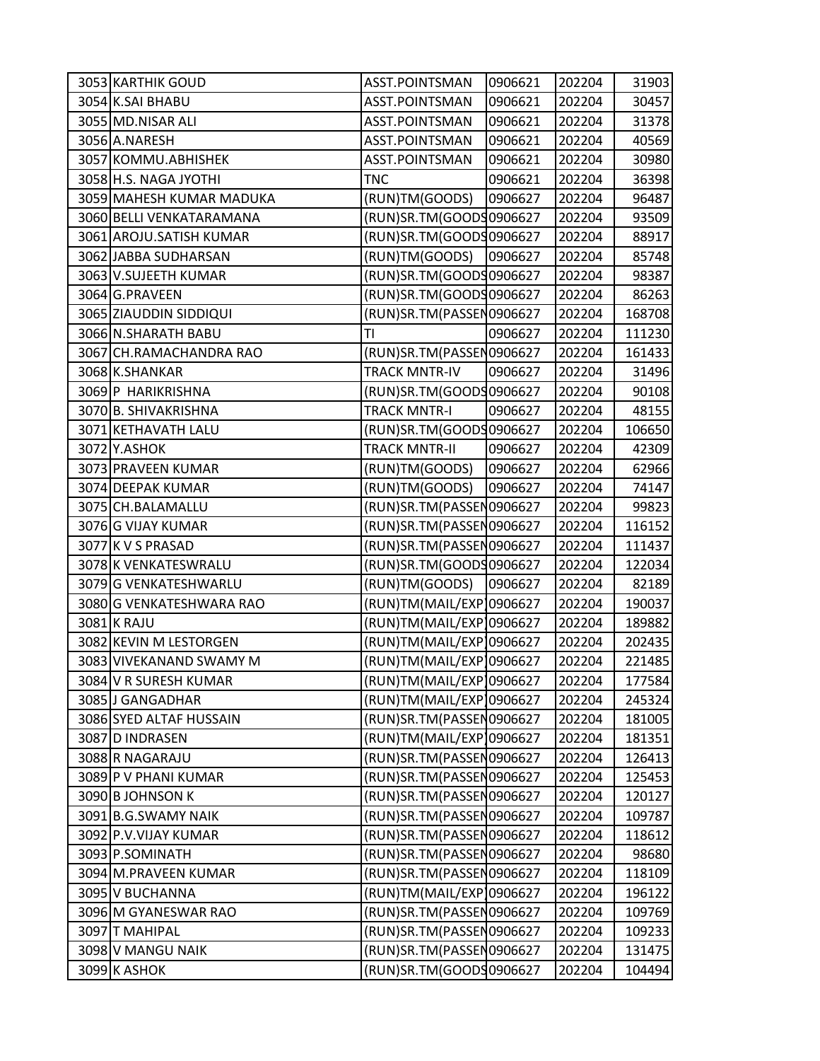| | | | | | |
|---|---|---|---|---|---|
| 3053 | KARTHIK GOUD | ASST.POINTSMAN | 0906621 | 202204 | 31903 |
| 3054 | K.SAI BHABU | ASST.POINTSMAN | 0906621 | 202204 | 30457 |
| 3055 | MD.NISAR ALI | ASST.POINTSMAN | 0906621 | 202204 | 31378 |
| 3056 | A.NARESH | ASST.POINTSMAN | 0906621 | 202204 | 40569 |
| 3057 | KOMMU.ABHISHEK | ASST.POINTSMAN | 0906621 | 202204 | 30980 |
| 3058 | H.S. NAGA JYOTHI | TNC | 0906621 | 202204 | 36398 |
| 3059 | MAHESH KUMAR MADUKA | (RUN)TM(GOODS) | 0906627 | 202204 | 96487 |
| 3060 | BELLI VENKATARAMANA | (RUN)SR.TM(GOODS | 0906627 | 202204 | 93509 |
| 3061 | AROJU.SATISH KUMAR | (RUN)SR.TM(GOODS | 0906627 | 202204 | 88917 |
| 3062 | JABBA SUDHARSAN | (RUN)TM(GOODS) | 0906627 | 202204 | 85748 |
| 3063 | V.SUJEETH KUMAR | (RUN)SR.TM(GOODS | 0906627 | 202204 | 98387 |
| 3064 | G.PRAVEEN | (RUN)SR.TM(GOODS | 0906627 | 202204 | 86263 |
| 3065 | ZIAUDDIN SIDDIQUI | (RUN)SR.TM(PASSEN | 0906627 | 202204 | 168708 |
| 3066 | N.SHARATH BABU | TI | 0906627 | 202204 | 111230 |
| 3067 | CH.RAMACHANDRA RAO | (RUN)SR.TM(PASSEN | 0906627 | 202204 | 161433 |
| 3068 | K.SHANKAR | TRACK MNTR-IV | 0906627 | 202204 | 31496 |
| 3069 | P HARIKRISHNA | (RUN)SR.TM(GOODS | 0906627 | 202204 | 90108 |
| 3070 | B. SHIVAKRISHNA | TRACK MNTR-I | 0906627 | 202204 | 48155 |
| 3071 | KETHAVATH LALU | (RUN)SR.TM(GOODS | 0906627 | 202204 | 106650 |
| 3072 | Y.ASHOK | TRACK MNTR-II | 0906627 | 202204 | 42309 |
| 3073 | PRAVEEN KUMAR | (RUN)TM(GOODS) | 0906627 | 202204 | 62966 |
| 3074 | DEEPAK KUMAR | (RUN)TM(GOODS) | 0906627 | 202204 | 74147 |
| 3075 | CH.BALAMALLU | (RUN)SR.TM(PASSEN | 0906627 | 202204 | 99823 |
| 3076 | G VIJAY KUMAR | (RUN)SR.TM(PASSEN | 0906627 | 202204 | 116152 |
| 3077 | K V S PRASAD | (RUN)SR.TM(PASSEN | 0906627 | 202204 | 111437 |
| 3078 | K VENKATESWRALU | (RUN)SR.TM(GOODS | 0906627 | 202204 | 122034 |
| 3079 | G VENKATESHWARLU | (RUN)TM(GOODS) | 0906627 | 202204 | 82189 |
| 3080 | G VENKATESHWARA RAO | (RUN)TM(MAIL/EXP | 0906627 | 202204 | 190037 |
| 3081 | K RAJU | (RUN)TM(MAIL/EXP | 0906627 | 202204 | 189882 |
| 3082 | KEVIN M LESTORGEN | (RUN)TM(MAIL/EXP | 0906627 | 202204 | 202435 |
| 3083 | VIVEKANAND SWAMY M | (RUN)TM(MAIL/EXP | 0906627 | 202204 | 221485 |
| 3084 | V R SURESH KUMAR | (RUN)TM(MAIL/EXP | 0906627 | 202204 | 177584 |
| 3085 | J GANGADHAR | (RUN)TM(MAIL/EXP | 0906627 | 202204 | 245324 |
| 3086 | SYED ALTAF HUSSAIN | (RUN)SR.TM(PASSEN | 0906627 | 202204 | 181005 |
| 3087 | D INDRASEN | (RUN)TM(MAIL/EXP | 0906627 | 202204 | 181351 |
| 3088 | R NAGARAJU | (RUN)SR.TM(PASSEN | 0906627 | 202204 | 126413 |
| 3089 | P V PHANI KUMAR | (RUN)SR.TM(PASSEN | 0906627 | 202204 | 125453 |
| 3090 | B JOHNSON K | (RUN)SR.TM(PASSEN | 0906627 | 202204 | 120127 |
| 3091 | B.G.SWAMY NAIK | (RUN)SR.TM(PASSEN | 0906627 | 202204 | 109787 |
| 3092 | P.V.VIJAY KUMAR | (RUN)SR.TM(PASSEN | 0906627 | 202204 | 118612 |
| 3093 | P.SOMINATH | (RUN)SR.TM(PASSEN | 0906627 | 202204 | 98680 |
| 3094 | M.PRAVEEN KUMAR | (RUN)SR.TM(PASSEN | 0906627 | 202204 | 118109 |
| 3095 | V BUCHANNA | (RUN)TM(MAIL/EXP | 0906627 | 202204 | 196122 |
| 3096 | M GYANESWAR RAO | (RUN)SR.TM(PASSEN | 0906627 | 202204 | 109769 |
| 3097 | T MAHIPAL | (RUN)SR.TM(PASSEN | 0906627 | 202204 | 109233 |
| 3098 | V MANGU NAIK | (RUN)SR.TM(PASSEN | 0906627 | 202204 | 131475 |
| 3099 | K ASHOK | (RUN)SR.TM(GOODS | 0906627 | 202204 | 104494 |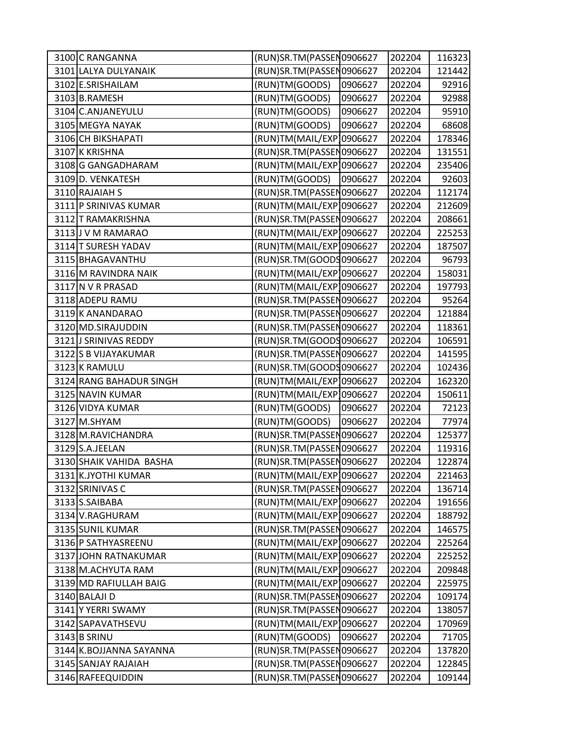| | | | | | |
|---|---|---|---|---|---|
| 3100 | C RANGANNA | (RUN)SR.TM(PASSEN | 0906627 | 202204 | 116323 |
| 3101 | LALYA DULYANAIK | (RUN)SR.TM(PASSEN | 0906627 | 202204 | 121442 |
| 3102 | E.SRISHAILAM | (RUN)TM(GOODS) | 0906627 | 202204 | 92916 |
| 3103 | B.RAMESH | (RUN)TM(GOODS) | 0906627 | 202204 | 92988 |
| 3104 | C.ANJANEYULU | (RUN)TM(GOODS) | 0906627 | 202204 | 95910 |
| 3105 | MEGYA NAYAK | (RUN)TM(GOODS) | 0906627 | 202204 | 68608 |
| 3106 | CH BIKSHAPATI | (RUN)TM(MAIL/EXP | 0906627 | 202204 | 178346 |
| 3107 | K KRISHNA | (RUN)SR.TM(PASSEN | 0906627 | 202204 | 131551 |
| 3108 | G GANGADHARAM | (RUN)TM(MAIL/EXP | 0906627 | 202204 | 235406 |
| 3109 | D. VENKATESH | (RUN)TM(GOODS) | 0906627 | 202204 | 92603 |
| 3110 | RAJAIAH S | (RUN)SR.TM(PASSEN | 0906627 | 202204 | 112174 |
| 3111 | P SRINIVAS KUMAR | (RUN)TM(MAIL/EXP | 0906627 | 202204 | 212609 |
| 3112 | T RAMAKRISHNA | (RUN)SR.TM(PASSEN | 0906627 | 202204 | 208661 |
| 3113 | J V M RAMARAO | (RUN)TM(MAIL/EXP | 0906627 | 202204 | 225253 |
| 3114 | T SURESH YADAV | (RUN)TM(MAIL/EXP | 0906627 | 202204 | 187507 |
| 3115 | BHAGAVANTHU | (RUN)SR.TM(GOODS | 0906627 | 202204 | 96793 |
| 3116 | M RAVINDRA NAIK | (RUN)TM(MAIL/EXP | 0906627 | 202204 | 158031 |
| 3117 | N V R PRASAD | (RUN)TM(MAIL/EXP | 0906627 | 202204 | 197793 |
| 3118 | ADEPU RAMU | (RUN)SR.TM(PASSEN | 0906627 | 202204 | 95264 |
| 3119 | K ANANDARAO | (RUN)SR.TM(PASSEN | 0906627 | 202204 | 121884 |
| 3120 | MD.SIRAJUDDIN | (RUN)SR.TM(PASSEN | 0906627 | 202204 | 118361 |
| 3121 | J SRINIVAS REDDY | (RUN)SR.TM(GOODS | 0906627 | 202204 | 106591 |
| 3122 | S B VIJAYAKUMAR | (RUN)SR.TM(PASSEN | 0906627 | 202204 | 141595 |
| 3123 | K RAMULU | (RUN)SR.TM(GOODS | 0906627 | 202204 | 102436 |
| 3124 | RANG BAHADUR SINGH | (RUN)TM(MAIL/EXP | 0906627 | 202204 | 162320 |
| 3125 | NAVIN KUMAR | (RUN)TM(MAIL/EXP | 0906627 | 202204 | 150611 |
| 3126 | VIDYA KUMAR | (RUN)TM(GOODS) | 0906627 | 202204 | 72123 |
| 3127 | M.SHYAM | (RUN)TM(GOODS) | 0906627 | 202204 | 77974 |
| 3128 | M.RAVICHANDRA | (RUN)SR.TM(PASSEN | 0906627 | 202204 | 125377 |
| 3129 | S.A.JEELAN | (RUN)SR.TM(PASSEN | 0906627 | 202204 | 119316 |
| 3130 | SHAIK VAHIDA BASHA | (RUN)SR.TM(PASSEN | 0906627 | 202204 | 122874 |
| 3131 | K.JYOTHI KUMAR | (RUN)TM(MAIL/EXP | 0906627 | 202204 | 221463 |
| 3132 | SRINIVAS C | (RUN)SR.TM(PASSEN | 0906627 | 202204 | 136714 |
| 3133 | S.SAIBABA | (RUN)TM(MAIL/EXP | 0906627 | 202204 | 191656 |
| 3134 | V.RAGHURAM | (RUN)TM(MAIL/EXP | 0906627 | 202204 | 188792 |
| 3135 | SUNIL KUMAR | (RUN)SR.TM(PASSEN | 0906627 | 202204 | 146575 |
| 3136 | P SATHYASREENU | (RUN)TM(MAIL/EXP | 0906627 | 202204 | 225264 |
| 3137 | JOHN RATNAKUMAR | (RUN)TM(MAIL/EXP | 0906627 | 202204 | 225252 |
| 3138 | M.ACHYUTA RAM | (RUN)TM(MAIL/EXP | 0906627 | 202204 | 209848 |
| 3139 | MD RAFIULLAH BAIG | (RUN)TM(MAIL/EXP | 0906627 | 202204 | 225975 |
| 3140 | BALAJI D | (RUN)SR.TM(PASSEN | 0906627 | 202204 | 109174 |
| 3141 | Y YERRI SWAMY | (RUN)SR.TM(PASSEN | 0906627 | 202204 | 138057 |
| 3142 | SAPAVATHSEVU | (RUN)TM(MAIL/EXP | 0906627 | 202204 | 170969 |
| 3143 | B SRINU | (RUN)TM(GOODS) | 0906627 | 202204 | 71705 |
| 3144 | K.BOJJANNA SAYANNA | (RUN)SR.TM(PASSEN | 0906627 | 202204 | 137820 |
| 3145 | SANJAY RAJAIAH | (RUN)SR.TM(PASSEN | 0906627 | 202204 | 122845 |
| 3146 | RAFEEQUIDDIN | (RUN)SR.TM(PASSEN | 0906627 | 202204 | 109144 |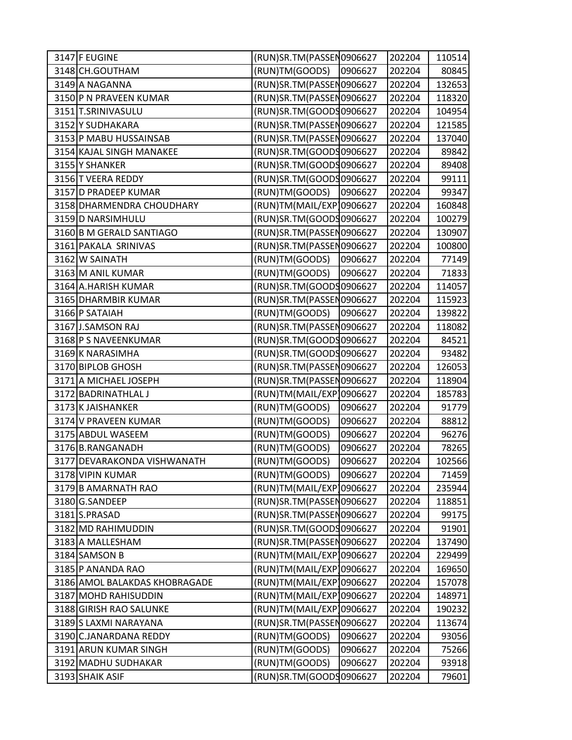| | | | | | |
|---|---|---|---|---|---|
| 3147 | F EUGINE | (RUN)SR.TM(PASSEN | 0906627 | 202204 | 110514 |
| 3148 | CH.GOUTHAM | (RUN)TM(GOODS) | 0906627 | 202204 | 80845 |
| 3149 | A NAGANNA | (RUN)SR.TM(PASSEN | 0906627 | 202204 | 132653 |
| 3150 | P N PRAVEEN KUMAR | (RUN)SR.TM(PASSEN | 0906627 | 202204 | 118320 |
| 3151 | T.SRINIVASULU | (RUN)SR.TM(GOODS | 0906627 | 202204 | 104954 |
| 3152 | Y SUDHAKARA | (RUN)SR.TM(PASSEN | 0906627 | 202204 | 121585 |
| 3153 | P MABU HUSSAINSAB | (RUN)SR.TM(PASSEN | 0906627 | 202204 | 137040 |
| 3154 | KAJAL SINGH MANAKEE | (RUN)SR.TM(GOODS | 0906627 | 202204 | 89842 |
| 3155 | Y SHANKER | (RUN)SR.TM(GOODS | 0906627 | 202204 | 89408 |
| 3156 | T VEERA REDDY | (RUN)SR.TM(GOODS | 0906627 | 202204 | 99111 |
| 3157 | D PRADEEP KUMAR | (RUN)TM(GOODS) | 0906627 | 202204 | 99347 |
| 3158 | DHARMENDRA CHOUDHARY | (RUN)TM(MAIL/EXP | 0906627 | 202204 | 160848 |
| 3159 | D NARSIMHULU | (RUN)SR.TM(GOODS | 0906627 | 202204 | 100279 |
| 3160 | B M GERALD SANTIAGO | (RUN)SR.TM(PASSEN | 0906627 | 202204 | 130907 |
| 3161 | PAKALA SRINIVAS | (RUN)SR.TM(PASSEN | 0906627 | 202204 | 100800 |
| 3162 | W SAINATH | (RUN)TM(GOODS) | 0906627 | 202204 | 77149 |
| 3163 | M ANIL KUMAR | (RUN)TM(GOODS) | 0906627 | 202204 | 71833 |
| 3164 | A.HARISH KUMAR | (RUN)SR.TM(GOODS | 0906627 | 202204 | 114057 |
| 3165 | DHARMBIR KUMAR | (RUN)SR.TM(PASSEN | 0906627 | 202204 | 115923 |
| 3166 | P SATAIAH | (RUN)TM(GOODS) | 0906627 | 202204 | 139822 |
| 3167 | J.SAMSON RAJ | (RUN)SR.TM(PASSEN | 0906627 | 202204 | 118082 |
| 3168 | P S NAVEENKUMAR | (RUN)SR.TM(GOODS | 0906627 | 202204 | 84521 |
| 3169 | K NARASIMHA | (RUN)SR.TM(GOODS | 0906627 | 202204 | 93482 |
| 3170 | BIPLOB GHOSH | (RUN)SR.TM(PASSEN | 0906627 | 202204 | 126053 |
| 3171 | A MICHAEL JOSEPH | (RUN)SR.TM(PASSEN | 0906627 | 202204 | 118904 |
| 3172 | BADRINATHLAL J | (RUN)TM(MAIL/EXP | 0906627 | 202204 | 185783 |
| 3173 | K JAISHANKER | (RUN)TM(GOODS) | 0906627 | 202204 | 91779 |
| 3174 | V PRAVEEN KUMAR | (RUN)TM(GOODS) | 0906627 | 202204 | 88812 |
| 3175 | ABDUL WASEEM | (RUN)TM(GOODS) | 0906627 | 202204 | 96276 |
| 3176 | B.RANGANADH | (RUN)TM(GOODS) | 0906627 | 202204 | 78265 |
| 3177 | DEVARAKONDA VISHWANATH | (RUN)TM(GOODS) | 0906627 | 202204 | 102566 |
| 3178 | VIPIN KUMAR | (RUN)TM(GOODS) | 0906627 | 202204 | 71459 |
| 3179 | B AMARNATH RAO | (RUN)TM(MAIL/EXP | 0906627 | 202204 | 235944 |
| 3180 | G.SANDEEP | (RUN)SR.TM(PASSEN | 0906627 | 202204 | 118851 |
| 3181 | S.PRASAD | (RUN)SR.TM(PASSEN | 0906627 | 202204 | 99175 |
| 3182 | MD RAHIMUDDIN | (RUN)SR.TM(GOODS | 0906627 | 202204 | 91901 |
| 3183 | A MALLESHAM | (RUN)SR.TM(PASSEN | 0906627 | 202204 | 137490 |
| 3184 | SAMSON B | (RUN)TM(MAIL/EXP | 0906627 | 202204 | 229499 |
| 3185 | P ANANDA RAO | (RUN)TM(MAIL/EXP | 0906627 | 202204 | 169650 |
| 3186 | AMOL BALAKDAS KHOBRAGADE | (RUN)TM(MAIL/EXP | 0906627 | 202204 | 157078 |
| 3187 | MOHD RAHISUDDIN | (RUN)TM(MAIL/EXP | 0906627 | 202204 | 148971 |
| 3188 | GIRISH RAO SALUNKE | (RUN)TM(MAIL/EXP | 0906627 | 202204 | 190232 |
| 3189 | S LAXMI NARAYANA | (RUN)SR.TM(PASSEN | 0906627 | 202204 | 113674 |
| 3190 | C.JANARDANA REDDY | (RUN)TM(GOODS) | 0906627 | 202204 | 93056 |
| 3191 | ARUN KUMAR SINGH | (RUN)TM(GOODS) | 0906627 | 202204 | 75266 |
| 3192 | MADHU SUDHAKAR | (RUN)TM(GOODS) | 0906627 | 202204 | 93918 |
| 3193 | SHAIK ASIF | (RUN)SR.TM(GOODS | 0906627 | 202204 | 79601 |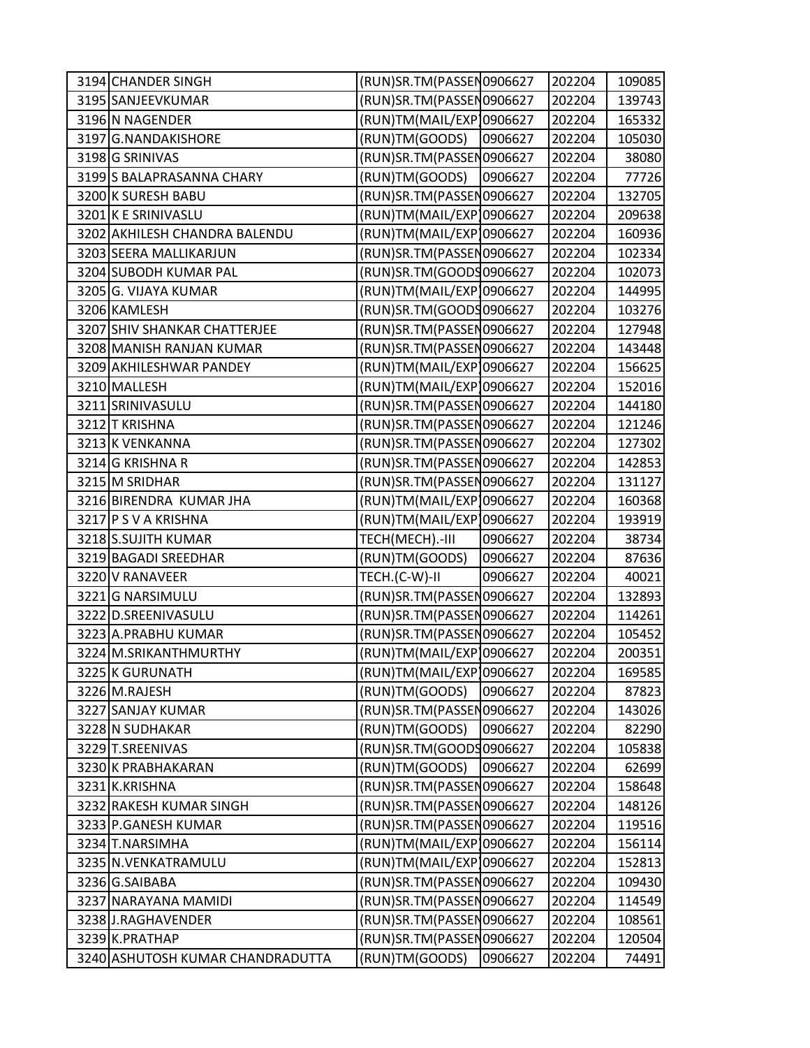| | | | | | |
|---|---|---|---|---|---|
| 3194 | CHANDER SINGH | (RUN)SR.TM(PASSEN | 0906627 | 202204 | 109085 |
| 3195 | SANJEEVKUMAR | (RUN)SR.TM(PASSEN | 0906627 | 202204 | 139743 |
| 3196 | N NAGENDER | (RUN)TM(MAIL/EXP | 0906627 | 202204 | 165332 |
| 3197 | G.NANDAKISHORE | (RUN)TM(GOODS) | 0906627 | 202204 | 105030 |
| 3198 | G SRINIVAS | (RUN)SR.TM(PASSEN | 0906627 | 202204 | 38080 |
| 3199 | S BALAPRASANNA CHARY | (RUN)TM(GOODS) | 0906627 | 202204 | 77726 |
| 3200 | K SURESH BABU | (RUN)SR.TM(PASSEN | 0906627 | 202204 | 132705 |
| 3201 | K E SRINIVASLU | (RUN)TM(MAIL/EXP | 0906627 | 202204 | 209638 |
| 3202 | AKHILESH CHANDRA BALENDU | (RUN)TM(MAIL/EXP | 0906627 | 202204 | 160936 |
| 3203 | SEERA MALLIKARJUN | (RUN)SR.TM(PASSEN | 0906627 | 202204 | 102334 |
| 3204 | SUBODH KUMAR PAL | (RUN)SR.TM(GOODS | 0906627 | 202204 | 102073 |
| 3205 | G. VIJAYA KUMAR | (RUN)TM(MAIL/EXP | 0906627 | 202204 | 144995 |
| 3206 | KAMLESH | (RUN)SR.TM(GOODS | 0906627 | 202204 | 103276 |
| 3207 | SHIV SHANKAR CHATTERJEE | (RUN)SR.TM(PASSEN | 0906627 | 202204 | 127948 |
| 3208 | MANISH RANJAN KUMAR | (RUN)SR.TM(PASSEN | 0906627 | 202204 | 143448 |
| 3209 | AKHILESHWAR PANDEY | (RUN)TM(MAIL/EXP | 0906627 | 202204 | 156625 |
| 3210 | MALLESH | (RUN)TM(MAIL/EXP | 0906627 | 202204 | 152016 |
| 3211 | SRINIVASULU | (RUN)SR.TM(PASSEN | 0906627 | 202204 | 144180 |
| 3212 | T KRISHNA | (RUN)SR.TM(PASSEN | 0906627 | 202204 | 121246 |
| 3213 | K VENKANNA | (RUN)SR.TM(PASSEN | 0906627 | 202204 | 127302 |
| 3214 | G KRISHNA R | (RUN)SR.TM(PASSEN | 0906627 | 202204 | 142853 |
| 3215 | M SRIDHAR | (RUN)SR.TM(PASSEN | 0906627 | 202204 | 131127 |
| 3216 | BIRENDRA KUMAR JHA | (RUN)TM(MAIL/EXP | 0906627 | 202204 | 160368 |
| 3217 | P S V A KRISHNA | (RUN)TM(MAIL/EXP | 0906627 | 202204 | 193919 |
| 3218 | S.SUJITH KUMAR | TECH(MECH).-III | 0906627 | 202204 | 38734 |
| 3219 | BAGADI SREEDHAR | (RUN)TM(GOODS) | 0906627 | 202204 | 87636 |
| 3220 | V RANAVEER | TECH.(C-W)-II | 0906627 | 202204 | 40021 |
| 3221 | G NARSIMULU | (RUN)SR.TM(PASSEN | 0906627 | 202204 | 132893 |
| 3222 | D.SREENIVASULU | (RUN)SR.TM(PASSEN | 0906627 | 202204 | 114261 |
| 3223 | A.PRABHU KUMAR | (RUN)SR.TM(PASSEN | 0906627 | 202204 | 105452 |
| 3224 | M.SRIKANTHMURTHY | (RUN)TM(MAIL/EXP | 0906627 | 202204 | 200351 |
| 3225 | K GURUNATH | (RUN)TM(MAIL/EXP | 0906627 | 202204 | 169585 |
| 3226 | M.RAJESH | (RUN)TM(GOODS) | 0906627 | 202204 | 87823 |
| 3227 | SANJAY KUMAR | (RUN)SR.TM(PASSEN | 0906627 | 202204 | 143026 |
| 3228 | N SUDHAKAR | (RUN)TM(GOODS) | 0906627 | 202204 | 82290 |
| 3229 | T.SREENIVAS | (RUN)SR.TM(GOODS | 0906627 | 202204 | 105838 |
| 3230 | K PRABHAKARAN | (RUN)TM(GOODS) | 0906627 | 202204 | 62699 |
| 3231 | K.KRISHNA | (RUN)SR.TM(PASSEN | 0906627 | 202204 | 158648 |
| 3232 | RAKESH KUMAR SINGH | (RUN)SR.TM(PASSEN | 0906627 | 202204 | 148126 |
| 3233 | P.GANESH KUMAR | (RUN)SR.TM(PASSEN | 0906627 | 202204 | 119516 |
| 3234 | T.NARSIMHA | (RUN)TM(MAIL/EXP | 0906627 | 202204 | 156114 |
| 3235 | N.VENKATRAMULU | (RUN)TM(MAIL/EXP | 0906627 | 202204 | 152813 |
| 3236 | G.SAIBABA | (RUN)SR.TM(PASSEN | 0906627 | 202204 | 109430 |
| 3237 | NARAYANA MAMIDI | (RUN)SR.TM(PASSEN | 0906627 | 202204 | 114549 |
| 3238 | J.RAGHAVENDER | (RUN)SR.TM(PASSEN | 0906627 | 202204 | 108561 |
| 3239 | K.PRATHAP | (RUN)SR.TM(PASSEN | 0906627 | 202204 | 120504 |
| 3240 | ASHUTOSH KUMAR CHANDRADUTTA | (RUN)TM(GOODS) | 0906627 | 202204 | 74491 |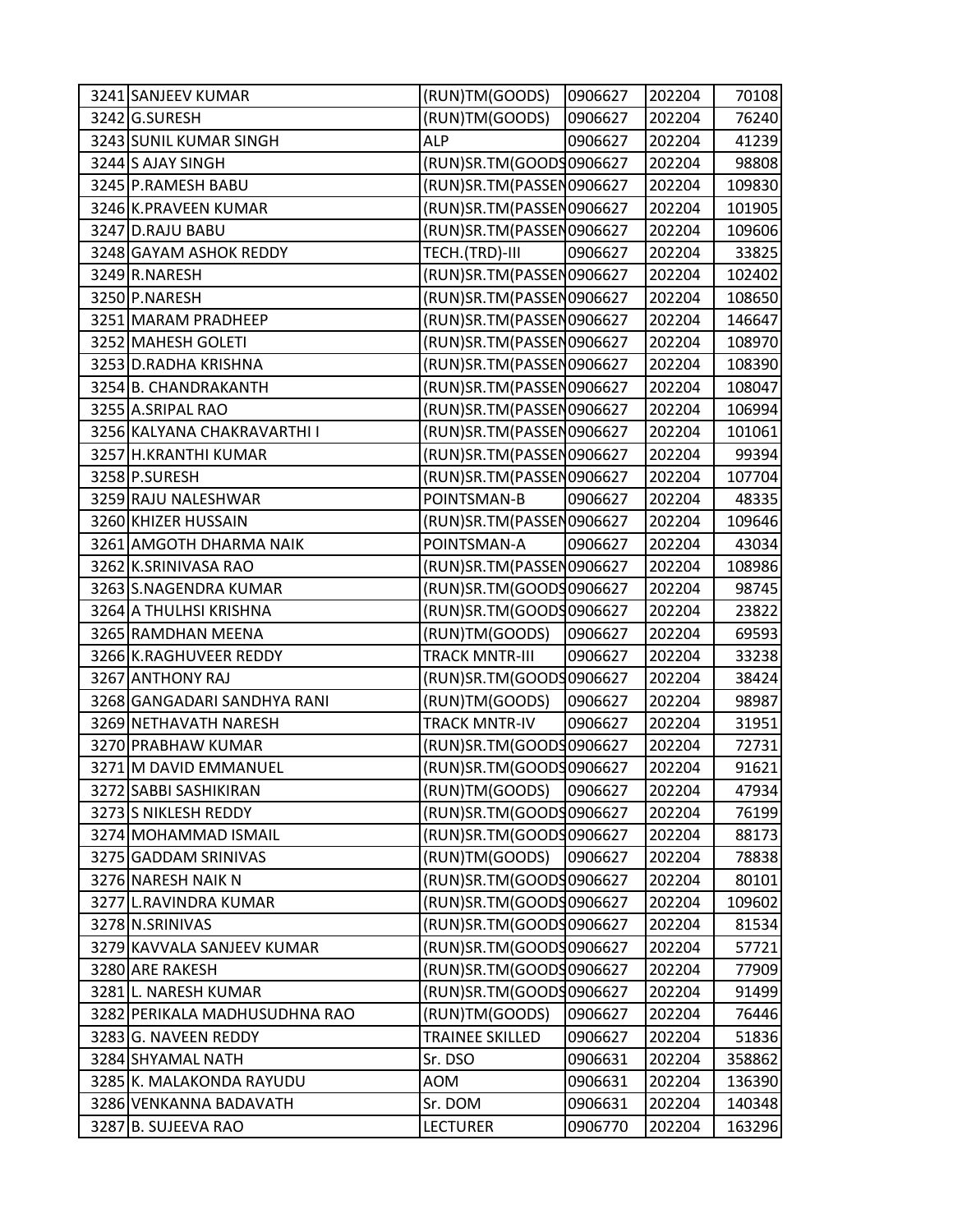| | | | | | |
|---|---|---|---|---|---|
| 3241 | SANJEEV KUMAR | (RUN)TM(GOODS) | 0906627 | 202204 | 70108 |
| 3242 | G.SURESH | (RUN)TM(GOODS) | 0906627 | 202204 | 76240 |
| 3243 | SUNIL KUMAR SINGH | ALP | 0906627 | 202204 | 41239 |
| 3244 | S AJAY SINGH | (RUN)SR.TM(GOODS | 0906627 | 202204 | 98808 |
| 3245 | P.RAMESH BABU | (RUN)SR.TM(PASSEN | 0906627 | 202204 | 109830 |
| 3246 | K.PRAVEEN KUMAR | (RUN)SR.TM(PASSEN | 0906627 | 202204 | 101905 |
| 3247 | D.RAJU BABU | (RUN)SR.TM(PASSEN | 0906627 | 202204 | 109606 |
| 3248 | GAYAM ASHOK REDDY | TECH.(TRD)-III | 0906627 | 202204 | 33825 |
| 3249 | R.NARESH | (RUN)SR.TM(PASSEN | 0906627 | 202204 | 102402 |
| 3250 | P.NARESH | (RUN)SR.TM(PASSEN | 0906627 | 202204 | 108650 |
| 3251 | MARAM PRADHEEP | (RUN)SR.TM(PASSEN | 0906627 | 202204 | 146647 |
| 3252 | MAHESH GOLETI | (RUN)SR.TM(PASSEN | 0906627 | 202204 | 108970 |
| 3253 | D.RADHA KRISHNA | (RUN)SR.TM(PASSEN | 0906627 | 202204 | 108390 |
| 3254 | B. CHANDRAKANTH | (RUN)SR.TM(PASSEN | 0906627 | 202204 | 108047 |
| 3255 | A.SRIPAL RAO | (RUN)SR.TM(PASSEN | 0906627 | 202204 | 106994 |
| 3256 | KALYANA CHAKRAVARTHI I | (RUN)SR.TM(PASSEN | 0906627 | 202204 | 101061 |
| 3257 | H.KRANTHI KUMAR | (RUN)SR.TM(PASSEN | 0906627 | 202204 | 99394 |
| 3258 | P.SURESH | (RUN)SR.TM(PASSEN | 0906627 | 202204 | 107704 |
| 3259 | RAJU NALESHWAR | POINTSMAN-B | 0906627 | 202204 | 48335 |
| 3260 | KHIZER HUSSAIN | (RUN)SR.TM(PASSEN | 0906627 | 202204 | 109646 |
| 3261 | AMGOTH DHARMA NAIK | POINTSMAN-A | 0906627 | 202204 | 43034 |
| 3262 | K.SRINIVASA RAO | (RUN)SR.TM(PASSEN | 0906627 | 202204 | 108986 |
| 3263 | S.NAGENDRA KUMAR | (RUN)SR.TM(GOODS | 0906627 | 202204 | 98745 |
| 3264 | A THULHSI KRISHNA | (RUN)SR.TM(GOODS | 0906627 | 202204 | 23822 |
| 3265 | RAMDHAN MEENA | (RUN)TM(GOODS) | 0906627 | 202204 | 69593 |
| 3266 | K.RAGHUVEER REDDY | TRACK MNTR-III | 0906627 | 202204 | 33238 |
| 3267 | ANTHONY RAJ | (RUN)SR.TM(GOODS | 0906627 | 202204 | 38424 |
| 3268 | GANGADARI SANDHYA RANI | (RUN)TM(GOODS) | 0906627 | 202204 | 98987 |
| 3269 | NETHAVATH NARESH | TRACK MNTR-IV | 0906627 | 202204 | 31951 |
| 3270 | PRABHAW KUMAR | (RUN)SR.TM(GOODS | 0906627 | 202204 | 72731 |
| 3271 | M DAVID EMMANUEL | (RUN)SR.TM(GOODS | 0906627 | 202204 | 91621 |
| 3272 | SABBI SASHIKIRAN | (RUN)TM(GOODS) | 0906627 | 202204 | 47934 |
| 3273 | S NIKLESH REDDY | (RUN)SR.TM(GOODS | 0906627 | 202204 | 76199 |
| 3274 | MOHAMMAD ISMAIL | (RUN)SR.TM(GOODS | 0906627 | 202204 | 88173 |
| 3275 | GADDAM SRINIVAS | (RUN)TM(GOODS) | 0906627 | 202204 | 78838 |
| 3276 | NARESH NAIK N | (RUN)SR.TM(GOODS | 0906627 | 202204 | 80101 |
| 3277 | L.RAVINDRA KUMAR | (RUN)SR.TM(GOODS | 0906627 | 202204 | 109602 |
| 3278 | N.SRINIVAS | (RUN)SR.TM(GOODS | 0906627 | 202204 | 81534 |
| 3279 | KAVVALA SANJEEV KUMAR | (RUN)SR.TM(GOODS | 0906627 | 202204 | 57721 |
| 3280 | ARE RAKESH | (RUN)SR.TM(GOODS | 0906627 | 202204 | 77909 |
| 3281 | L. NARESH KUMAR | (RUN)SR.TM(GOODS | 0906627 | 202204 | 91499 |
| 3282 | PERIKALA MADHUSUDHNA RAO | (RUN)TM(GOODS) | 0906627 | 202204 | 76446 |
| 3283 | G. NAVEEN REDDY | TRAINEE SKILLED | 0906627 | 202204 | 51836 |
| 3284 | SHYAMAL NATH | Sr. DSO | 0906631 | 202204 | 358862 |
| 3285 | K. MALAKONDA RAYUDU | AOM | 0906631 | 202204 | 136390 |
| 3286 | VENKANNA BADAVATH | Sr. DOM | 0906631 | 202204 | 140348 |
| 3287 | B. SUJEEVA RAO | LECTURER | 0906770 | 202204 | 163296 |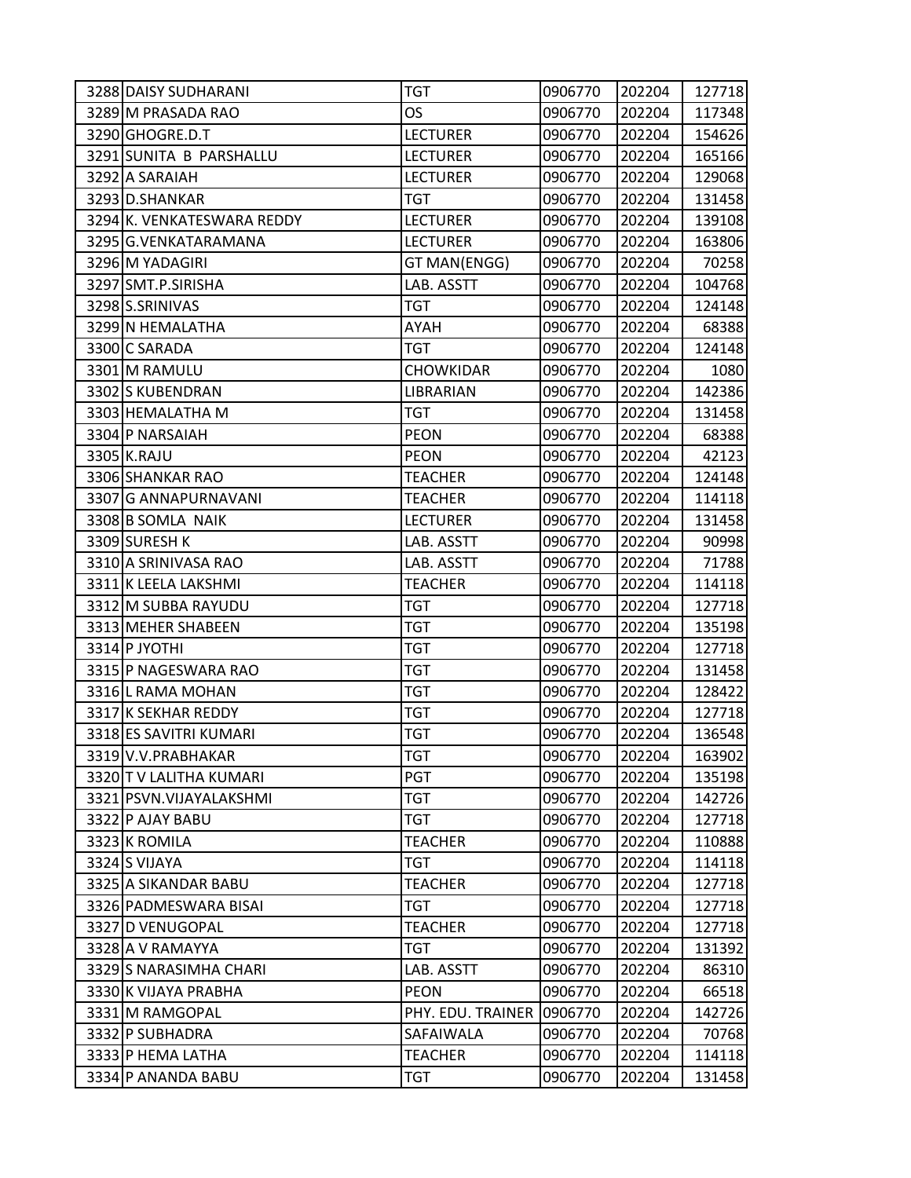| | | | | | |
|---|---|---|---|---|---|
| 3288 | DAISY SUDHARANI | TGT | 0906770 | 202204 | 127718 |
| 3289 | M PRASADA RAO | OS | 0906770 | 202204 | 117348 |
| 3290 | GHOGRE.D.T | LECTURER | 0906770 | 202204 | 154626 |
| 3291 | SUNITA B PARSHALLU | LECTURER | 0906770 | 202204 | 165166 |
| 3292 | A SARAIAH | LECTURER | 0906770 | 202204 | 129068 |
| 3293 | D.SHANKAR | TGT | 0906770 | 202204 | 131458 |
| 3294 | K. VENKATESWARA REDDY | LECTURER | 0906770 | 202204 | 139108 |
| 3295 | G.VENKATARAMANA | LECTURER | 0906770 | 202204 | 163806 |
| 3296 | M YADAGIRI | GT MAN(ENGG) | 0906770 | 202204 | 70258 |
| 3297 | SMT.P.SIRISHA | LAB. ASSTT | 0906770 | 202204 | 104768 |
| 3298 | S.SRINIVAS | TGT | 0906770 | 202204 | 124148 |
| 3299 | N HEMALATHA | AYAH | 0906770 | 202204 | 68388 |
| 3300 | C SARADA | TGT | 0906770 | 202204 | 124148 |
| 3301 | M RAMULU | CHOWKIDAR | 0906770 | 202204 | 1080 |
| 3302 | S KUBENDRAN | LIBRARIAN | 0906770 | 202204 | 142386 |
| 3303 | HEMALATHA M | TGT | 0906770 | 202204 | 131458 |
| 3304 | P NARSAIAH | PEON | 0906770 | 202204 | 68388 |
| 3305 | K.RAJU | PEON | 0906770 | 202204 | 42123 |
| 3306 | SHANKAR RAO | TEACHER | 0906770 | 202204 | 124148 |
| 3307 | G ANNAPURNAVANI | TEACHER | 0906770 | 202204 | 114118 |
| 3308 | B SOMLA NAIK | LECTURER | 0906770 | 202204 | 131458 |
| 3309 | SURESH K | LAB. ASSTT | 0906770 | 202204 | 90998 |
| 3310 | A SRINIVASA RAO | LAB. ASSTT | 0906770 | 202204 | 71788 |
| 3311 | K LEELA LAKSHMI | TEACHER | 0906770 | 202204 | 114118 |
| 3312 | M SUBBA RAYUDU | TGT | 0906770 | 202204 | 127718 |
| 3313 | MEHER SHABEEN | TGT | 0906770 | 202204 | 135198 |
| 3314 | P JYOTHI | TGT | 0906770 | 202204 | 127718 |
| 3315 | P NAGESWARA RAO | TGT | 0906770 | 202204 | 131458 |
| 3316 | L RAMA MOHAN | TGT | 0906770 | 202204 | 128422 |
| 3317 | K SEKHAR REDDY | TGT | 0906770 | 202204 | 127718 |
| 3318 | ES SAVITRI KUMARI | TGT | 0906770 | 202204 | 136548 |
| 3319 | V.V.PRABHAKAR | TGT | 0906770 | 202204 | 163902 |
| 3320 | T V LALITHA KUMARI | PGT | 0906770 | 202204 | 135198 |
| 3321 | PSVN.VIJAYALAKSHMI | TGT | 0906770 | 202204 | 142726 |
| 3322 | P AJAY BABU | TGT | 0906770 | 202204 | 127718 |
| 3323 | K ROMILA | TEACHER | 0906770 | 202204 | 110888 |
| 3324 | S VIJAYA | TGT | 0906770 | 202204 | 114118 |
| 3325 | A SIKANDAR BABU | TEACHER | 0906770 | 202204 | 127718 |
| 3326 | PADMESWARA BISAI | TGT | 0906770 | 202204 | 127718 |
| 3327 | D VENUGOPAL | TEACHER | 0906770 | 202204 | 127718 |
| 3328 | A V RAMAYYA | TGT | 0906770 | 202204 | 131392 |
| 3329 | S NARASIMHA CHARI | LAB. ASSTT | 0906770 | 202204 | 86310 |
| 3330 | K VIJAYA PRABHA | PEON | 0906770 | 202204 | 66518 |
| 3331 | M RAMGOPAL | PHY. EDU. TRAINER | 0906770 | 202204 | 142726 |
| 3332 | P SUBHADRA | SAFAIWALA | 0906770 | 202204 | 70768 |
| 3333 | P HEMA LATHA | TEACHER | 0906770 | 202204 | 114118 |
| 3334 | P ANANDA BABU | TGT | 0906770 | 202204 | 131458 |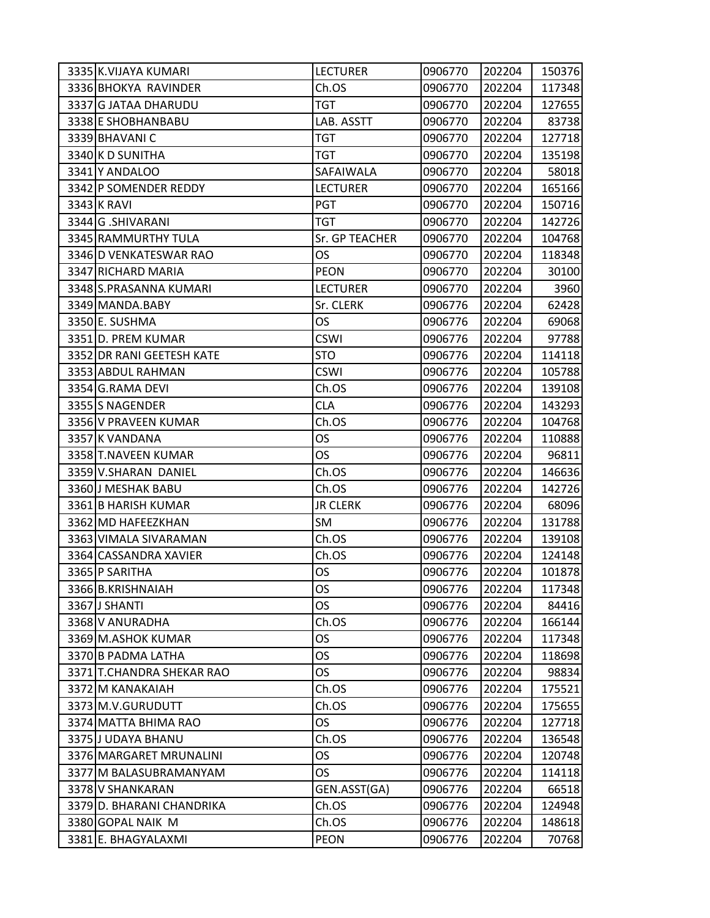| | | | | | |
|---|---|---|---|---|---|
| 3335 | K.VIJAYA KUMARI | LECTURER | 0906770 | 202204 | 150376 |
| 3336 | BHOKYA RAVINDER | Ch.OS | 0906770 | 202204 | 117348 |
| 3337 | G JATAA DHARUDU | TGT | 0906770 | 202204 | 127655 |
| 3338 | E SHOBHANBABU | LAB. ASSTT | 0906770 | 202204 | 83738 |
| 3339 | BHAVANI C | TGT | 0906770 | 202204 | 127718 |
| 3340 | K D SUNITHA | TGT | 0906770 | 202204 | 135198 |
| 3341 | Y ANDALOO | SAFAIWALA | 0906770 | 202204 | 58018 |
| 3342 | P SOMENDER REDDY | LECTURER | 0906770 | 202204 | 165166 |
| 3343 | K RAVI | PGT | 0906770 | 202204 | 150716 |
| 3344 | G .SHIVARANI | TGT | 0906770 | 202204 | 142726 |
| 3345 | RAMMURTHY TULA | Sr. GP TEACHER | 0906770 | 202204 | 104768 |
| 3346 | D VENKATESWAR RAO | OS | 0906770 | 202204 | 118348 |
| 3347 | RICHARD MARIA | PEON | 0906770 | 202204 | 30100 |
| 3348 | S.PRASANNA KUMARI | LECTURER | 0906770 | 202204 | 3960 |
| 3349 | MANDA.BABY | Sr. CLERK | 0906776 | 202204 | 62428 |
| 3350 | E. SUSHMA | OS | 0906776 | 202204 | 69068 |
| 3351 | D. PREM KUMAR | CSWI | 0906776 | 202204 | 97788 |
| 3352 | DR RANI GEETESH KATE | STO | 0906776 | 202204 | 114118 |
| 3353 | ABDUL RAHMAN | CSWI | 0906776 | 202204 | 105788 |
| 3354 | G.RAMA DEVI | Ch.OS | 0906776 | 202204 | 139108 |
| 3355 | S NAGENDER | CLA | 0906776 | 202204 | 143293 |
| 3356 | V PRAVEEN KUMAR | Ch.OS | 0906776 | 202204 | 104768 |
| 3357 | K VANDANA | OS | 0906776 | 202204 | 110888 |
| 3358 | T.NAVEEN KUMAR | OS | 0906776 | 202204 | 96811 |
| 3359 | V.SHARAN DANIEL | Ch.OS | 0906776 | 202204 | 146636 |
| 3360 | J MESHAK BABU | Ch.OS | 0906776 | 202204 | 142726 |
| 3361 | B HARISH KUMAR | JR CLERK | 0906776 | 202204 | 68096 |
| 3362 | MD HAFEEZKHAN | SM | 0906776 | 202204 | 131788 |
| 3363 | VIMALA SIVARAMAN | Ch.OS | 0906776 | 202204 | 139108 |
| 3364 | CASSANDRA XAVIER | Ch.OS | 0906776 | 202204 | 124148 |
| 3365 | P SARITHA | OS | 0906776 | 202204 | 101878 |
| 3366 | B.KRISHNAIAH | OS | 0906776 | 202204 | 117348 |
| 3367 | J SHANTI | OS | 0906776 | 202204 | 84416 |
| 3368 | V ANURADHA | Ch.OS | 0906776 | 202204 | 166144 |
| 3369 | M.ASHOK KUMAR | OS | 0906776 | 202204 | 117348 |
| 3370 | B PADMA LATHA | OS | 0906776 | 202204 | 118698 |
| 3371 | T.CHANDRA SHEKAR RAO | OS | 0906776 | 202204 | 98834 |
| 3372 | M KANAKAIAH | Ch.OS | 0906776 | 202204 | 175521 |
| 3373 | M.V.GURUDUTT | Ch.OS | 0906776 | 202204 | 175655 |
| 3374 | MATTA BHIMA RAO | OS | 0906776 | 202204 | 127718 |
| 3375 | J UDAYA BHANU | Ch.OS | 0906776 | 202204 | 136548 |
| 3376 | MARGARET MRUNALINI | OS | 0906776 | 202204 | 120748 |
| 3377 | M BALASUBRAMANYAM | OS | 0906776 | 202204 | 114118 |
| 3378 | V SHANKARAN | GEN.ASST(GA) | 0906776 | 202204 | 66518 |
| 3379 | D. BHARANI CHANDRIKA | Ch.OS | 0906776 | 202204 | 124948 |
| 3380 | GOPAL NAIK M | Ch.OS | 0906776 | 202204 | 148618 |
| 3381 | E. BHAGYALAXMI | PEON | 0906776 | 202204 | 70768 |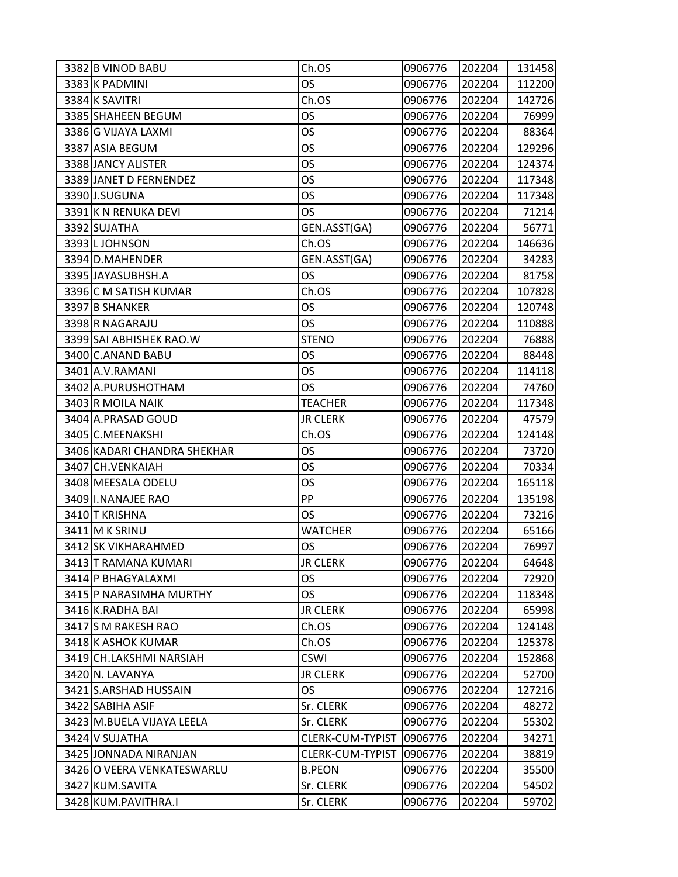| | | | | | |
|---|---|---|---|---|---|
| 3382 | B VINOD BABU | Ch.OS | 0906776 | 202204 | 131458 |
| 3383 | K PADMINI | OS | 0906776 | 202204 | 112200 |
| 3384 | K SAVITRI | Ch.OS | 0906776 | 202204 | 142726 |
| 3385 | SHAHEEN BEGUM | OS | 0906776 | 202204 | 76999 |
| 3386 | G VIJAYA LAXMI | OS | 0906776 | 202204 | 88364 |
| 3387 | ASIA BEGUM | OS | 0906776 | 202204 | 129296 |
| 3388 | JANCY ALISTER | OS | 0906776 | 202204 | 124374 |
| 3389 | JANET D FERNENDEZ | OS | 0906776 | 202204 | 117348 |
| 3390 | J.SUGUNA | OS | 0906776 | 202204 | 117348 |
| 3391 | K N RENUKA DEVI | OS | 0906776 | 202204 | 71214 |
| 3392 | SUJATHA | GEN.ASST(GA) | 0906776 | 202204 | 56771 |
| 3393 | L JOHNSON | Ch.OS | 0906776 | 202204 | 146636 |
| 3394 | D.MAHENDER | GEN.ASST(GA) | 0906776 | 202204 | 34283 |
| 3395 | JAYASUBHSH.A | OS | 0906776 | 202204 | 81758 |
| 3396 | C M SATISH KUMAR | Ch.OS | 0906776 | 202204 | 107828 |
| 3397 | B SHANKER | OS | 0906776 | 202204 | 120748 |
| 3398 | R NAGARAJU | OS | 0906776 | 202204 | 110888 |
| 3399 | SAI ABHISHEK RAO.W | STENO | 0906776 | 202204 | 76888 |
| 3400 | C.ANAND BABU | OS | 0906776 | 202204 | 88448 |
| 3401 | A.V.RAMANI | OS | 0906776 | 202204 | 114118 |
| 3402 | A.PURUSHOTHAM | OS | 0906776 | 202204 | 74760 |
| 3403 | R MOILA NAIK | TEACHER | 0906776 | 202204 | 117348 |
| 3404 | A.PRASAD GOUD | JR CLERK | 0906776 | 202204 | 47579 |
| 3405 | C.MEENAKSHI | Ch.OS | 0906776 | 202204 | 124148 |
| 3406 | KADARI CHANDRA SHEKHAR | OS | 0906776 | 202204 | 73720 |
| 3407 | CH.VENKAIAH | OS | 0906776 | 202204 | 70334 |
| 3408 | MEESALA ODELU | OS | 0906776 | 202204 | 165118 |
| 3409 | I.NANAJEE RAO | PP | 0906776 | 202204 | 135198 |
| 3410 | T KRISHNA | OS | 0906776 | 202204 | 73216 |
| 3411 | M K SRINU | WATCHER | 0906776 | 202204 | 65166 |
| 3412 | SK VIKHARAHMED | OS | 0906776 | 202204 | 76997 |
| 3413 | T RAMANA KUMARI | JR CLERK | 0906776 | 202204 | 64648 |
| 3414 | P BHAGYALAXMI | OS | 0906776 | 202204 | 72920 |
| 3415 | P NARASIMHA MURTHY | OS | 0906776 | 202204 | 118348 |
| 3416 | K.RADHA BAI | JR CLERK | 0906776 | 202204 | 65998 |
| 3417 | S M RAKESH RAO | Ch.OS | 0906776 | 202204 | 124148 |
| 3418 | K ASHOK KUMAR | Ch.OS | 0906776 | 202204 | 125378 |
| 3419 | CH.LAKSHMI NARSIAH | CSWI | 0906776 | 202204 | 152868 |
| 3420 | N. LAVANYA | JR CLERK | 0906776 | 202204 | 52700 |
| 3421 | S.ARSHAD HUSSAIN | OS | 0906776 | 202204 | 127216 |
| 3422 | SABIHA ASIF | Sr. CLERK | 0906776 | 202204 | 48272 |
| 3423 | M.BUELA VIJAYA LEELA | Sr. CLERK | 0906776 | 202204 | 55302 |
| 3424 | V SUJATHA | CLERK-CUM-TYPIST | 0906776 | 202204 | 34271 |
| 3425 | JONNADA NIRANJAN | CLERK-CUM-TYPIST | 0906776 | 202204 | 38819 |
| 3426 | O VEERA VENKATESWARLU | B.PEON | 0906776 | 202204 | 35500 |
| 3427 | KUM.SAVITA | Sr. CLERK | 0906776 | 202204 | 54502 |
| 3428 | KUM.PAVITHRA.I | Sr. CLERK | 0906776 | 202204 | 59702 |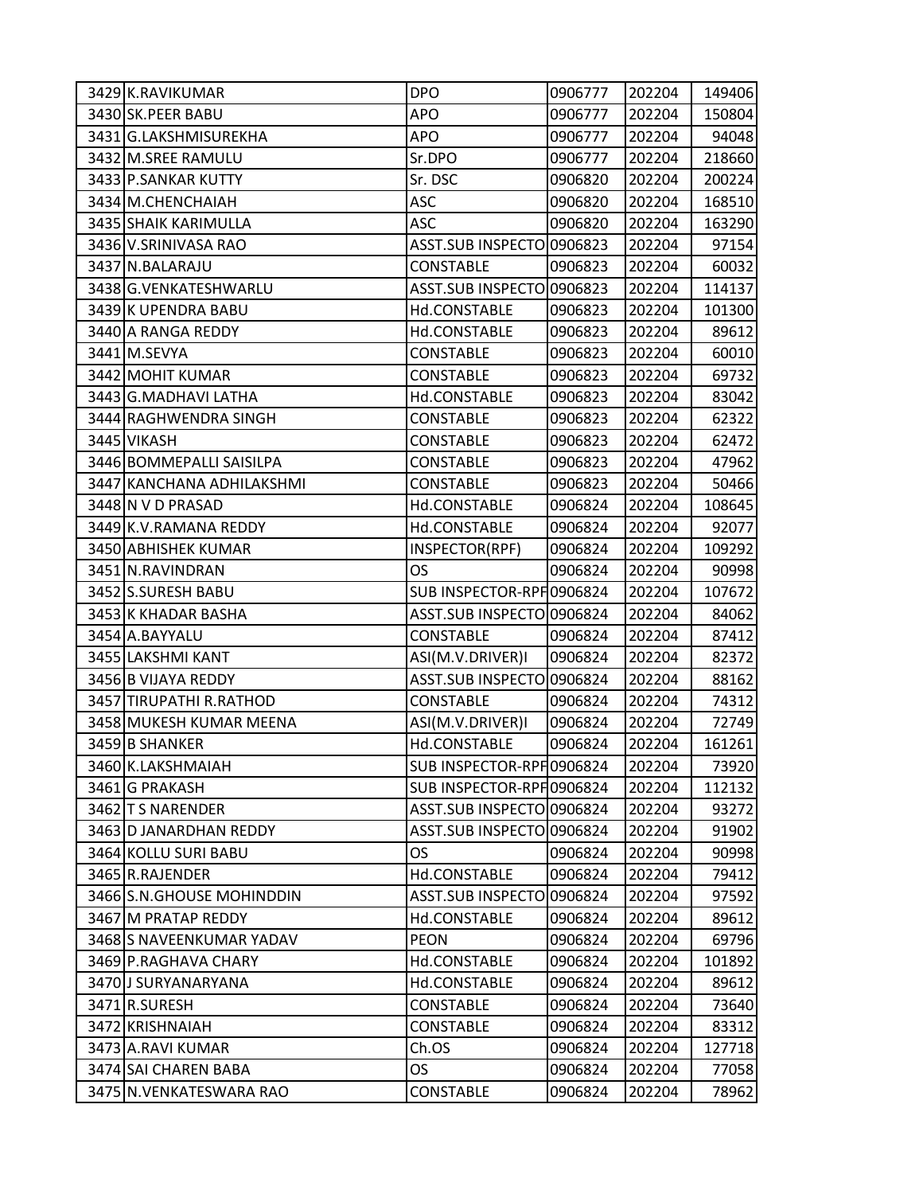| | | | | | |
|---|---|---|---|---|---|
| 3429 | K.RAVIKUMAR | DPO | 0906777 | 202204 | 149406 |
| 3430 | SK.PEER BABU | APO | 0906777 | 202204 | 150804 |
| 3431 | G.LAKSHMISUREKHA | APO | 0906777 | 202204 | 94048 |
| 3432 | M.SREE RAMULU | Sr.DPO | 0906777 | 202204 | 218660 |
| 3433 | P.SANKAR KUTTY | Sr. DSC | 0906820 | 202204 | 200224 |
| 3434 | M.CHENCHAIAH | ASC | 0906820 | 202204 | 168510 |
| 3435 | SHAIK KARIMULLA | ASC | 0906820 | 202204 | 163290 |
| 3436 | V.SRINIVASA RAO | ASST.SUB INSPECTO | 0906823 | 202204 | 97154 |
| 3437 | N.BALARAJU | CONSTABLE | 0906823 | 202204 | 60032 |
| 3438 | G.VENKATESHWARLU | ASST.SUB INSPECTO | 0906823 | 202204 | 114137 |
| 3439 | K UPENDRA BABU | Hd.CONSTABLE | 0906823 | 202204 | 101300 |
| 3440 | A RANGA REDDY | Hd.CONSTABLE | 0906823 | 202204 | 89612 |
| 3441 | M.SEVYA | CONSTABLE | 0906823 | 202204 | 60010 |
| 3442 | MOHIT KUMAR | CONSTABLE | 0906823 | 202204 | 69732 |
| 3443 | G.MADHAVI LATHA | Hd.CONSTABLE | 0906823 | 202204 | 83042 |
| 3444 | RAGHWENDRA SINGH | CONSTABLE | 0906823 | 202204 | 62322 |
| 3445 | VIKASH | CONSTABLE | 0906823 | 202204 | 62472 |
| 3446 | BOMMEPALLI SAISILPA | CONSTABLE | 0906823 | 202204 | 47962 |
| 3447 | KANCHANA ADHILAKSHMI | CONSTABLE | 0906823 | 202204 | 50466 |
| 3448 | N V D PRASAD | Hd.CONSTABLE | 0906824 | 202204 | 108645 |
| 3449 | K.V.RAMANA REDDY | Hd.CONSTABLE | 0906824 | 202204 | 92077 |
| 3450 | ABHISHEK KUMAR | INSPECTOR(RPF) | 0906824 | 202204 | 109292 |
| 3451 | N.RAVINDRAN | OS | 0906824 | 202204 | 90998 |
| 3452 | S.SURESH BABU | SUB INSPECTOR-RPF | 0906824 | 202204 | 107672 |
| 3453 | K KHADAR BASHA | ASST.SUB INSPECTO | 0906824 | 202204 | 84062 |
| 3454 | A.BAYYALU | CONSTABLE | 0906824 | 202204 | 87412 |
| 3455 | LAKSHMI KANT | ASI(M.V.DRIVER)I | 0906824 | 202204 | 82372 |
| 3456 | B VIJAYA REDDY | ASST.SUB INSPECTO | 0906824 | 202204 | 88162 |
| 3457 | TIRUPATHI R.RATHOD | CONSTABLE | 0906824 | 202204 | 74312 |
| 3458 | MUKESH KUMAR MEENA | ASI(M.V.DRIVER)I | 0906824 | 202204 | 72749 |
| 3459 | B SHANKER | Hd.CONSTABLE | 0906824 | 202204 | 161261 |
| 3460 | K.LAKSHMAIAH | SUB INSPECTOR-RPF | 0906824 | 202204 | 73920 |
| 3461 | G PRAKASH | SUB INSPECTOR-RPF | 0906824 | 202204 | 112132 |
| 3462 | T S NARENDER | ASST.SUB INSPECTO | 0906824 | 202204 | 93272 |
| 3463 | D JANARDHAN REDDY | ASST.SUB INSPECTO | 0906824 | 202204 | 91902 |
| 3464 | KOLLU SURI BABU | OS | 0906824 | 202204 | 90998 |
| 3465 | R.RAJENDER | Hd.CONSTABLE | 0906824 | 202204 | 79412 |
| 3466 | S.N.GHOUSE MOHINDDIN | ASST.SUB INSPECTO | 0906824 | 202204 | 97592 |
| 3467 | M PRATAP REDDY | Hd.CONSTABLE | 0906824 | 202204 | 89612 |
| 3468 | S NAVEENKUMAR YADAV | PEON | 0906824 | 202204 | 69796 |
| 3469 | P.RAGHAVA CHARY | Hd.CONSTABLE | 0906824 | 202204 | 101892 |
| 3470 | J SURYANARYANA | Hd.CONSTABLE | 0906824 | 202204 | 89612 |
| 3471 | R.SURESH | CONSTABLE | 0906824 | 202204 | 73640 |
| 3472 | KRISHNAIAH | CONSTABLE | 0906824 | 202204 | 83312 |
| 3473 | A.RAVI KUMAR | Ch.OS | 0906824 | 202204 | 127718 |
| 3474 | SAI CHAREN BABA | OS | 0906824 | 202204 | 77058 |
| 3475 | N.VENKATESWARA RAO | CONSTABLE | 0906824 | 202204 | 78962 |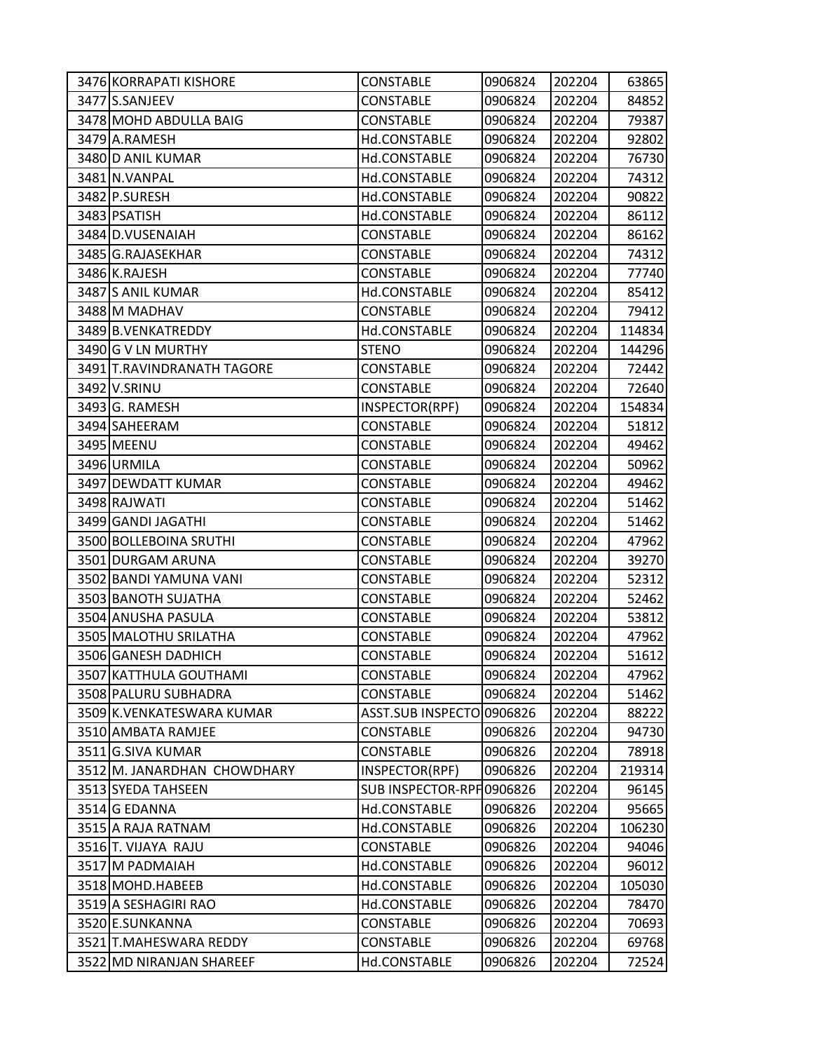| | | | | | |
|---|---|---|---|---|---|
| 3476 | KORRAPATI KISHORE | CONSTABLE | 0906824 | 202204 | 63865 |
| 3477 | S.SANJEEV | CONSTABLE | 0906824 | 202204 | 84852 |
| 3478 | MOHD ABDULLA BAIG | CONSTABLE | 0906824 | 202204 | 79387 |
| 3479 | A.RAMESH | Hd.CONSTABLE | 0906824 | 202204 | 92802 |
| 3480 | D ANIL KUMAR | Hd.CONSTABLE | 0906824 | 202204 | 76730 |
| 3481 | N.VANPAL | Hd.CONSTABLE | 0906824 | 202204 | 74312 |
| 3482 | P.SURESH | Hd.CONSTABLE | 0906824 | 202204 | 90822 |
| 3483 | PSATISH | Hd.CONSTABLE | 0906824 | 202204 | 86112 |
| 3484 | D.VUSENAIAH | CONSTABLE | 0906824 | 202204 | 86162 |
| 3485 | G.RAJASEKHAR | CONSTABLE | 0906824 | 202204 | 74312 |
| 3486 | K.RAJESH | CONSTABLE | 0906824 | 202204 | 77740 |
| 3487 | S ANIL KUMAR | Hd.CONSTABLE | 0906824 | 202204 | 85412 |
| 3488 | M MADHAV | CONSTABLE | 0906824 | 202204 | 79412 |
| 3489 | B.VENKATREDDY | Hd.CONSTABLE | 0906824 | 202204 | 114834 |
| 3490 | G V LN MURTHY | STENO | 0906824 | 202204 | 144296 |
| 3491 | T.RAVINDRANATH TAGORE | CONSTABLE | 0906824 | 202204 | 72442 |
| 3492 | V.SRINU | CONSTABLE | 0906824 | 202204 | 72640 |
| 3493 | G. RAMESH | INSPECTOR(RPF) | 0906824 | 202204 | 154834 |
| 3494 | SAHEERAM | CONSTABLE | 0906824 | 202204 | 51812 |
| 3495 | MEENU | CONSTABLE | 0906824 | 202204 | 49462 |
| 3496 | URMILA | CONSTABLE | 0906824 | 202204 | 50962 |
| 3497 | DEWDATT KUMAR | CONSTABLE | 0906824 | 202204 | 49462 |
| 3498 | RAJWATI | CONSTABLE | 0906824 | 202204 | 51462 |
| 3499 | GANDI JAGATHI | CONSTABLE | 0906824 | 202204 | 51462 |
| 3500 | BOLLEBOINA SRUTHI | CONSTABLE | 0906824 | 202204 | 47962 |
| 3501 | DURGAM ARUNA | CONSTABLE | 0906824 | 202204 | 39270 |
| 3502 | BANDI YAMUNA VANI | CONSTABLE | 0906824 | 202204 | 52312 |
| 3503 | BANOTH SUJATHA | CONSTABLE | 0906824 | 202204 | 52462 |
| 3504 | ANUSHA PASULA | CONSTABLE | 0906824 | 202204 | 53812 |
| 3505 | MALOTHU SRILATHA | CONSTABLE | 0906824 | 202204 | 47962 |
| 3506 | GANESH DADHICH | CONSTABLE | 0906824 | 202204 | 51612 |
| 3507 | KATTHULA GOUTHAMI | CONSTABLE | 0906824 | 202204 | 47962 |
| 3508 | PALURU SUBHADRA | CONSTABLE | 0906824 | 202204 | 51462 |
| 3509 | K.VENKATESWARA KUMAR | ASST.SUB INSPECTO | 0906826 | 202204 | 88222 |
| 3510 | AMBATA RAMJEE | CONSTABLE | 0906826 | 202204 | 94730 |
| 3511 | G.SIVA KUMAR | CONSTABLE | 0906826 | 202204 | 78918 |
| 3512 | M. JANARDHAN CHOWDHARY | INSPECTOR(RPF) | 0906826 | 202204 | 219314 |
| 3513 | SYEDA TAHSEEN | SUB INSPECTOR-RPF | 0906826 | 202204 | 96145 |
| 3514 | G EDANNA | Hd.CONSTABLE | 0906826 | 202204 | 95665 |
| 3515 | A RAJA RATNAM | Hd.CONSTABLE | 0906826 | 202204 | 106230 |
| 3516 | T. VIJAYA RAJU | CONSTABLE | 0906826 | 202204 | 94046 |
| 3517 | M PADMAIAH | Hd.CONSTABLE | 0906826 | 202204 | 96012 |
| 3518 | MOHD.HABEEB | Hd.CONSTABLE | 0906826 | 202204 | 105030 |
| 3519 | A SESHAGIRI RAO | Hd.CONSTABLE | 0906826 | 202204 | 78470 |
| 3520 | E.SUNKANNA | CONSTABLE | 0906826 | 202204 | 70693 |
| 3521 | T.MAHESWARA REDDY | CONSTABLE | 0906826 | 202204 | 69768 |
| 3522 | MD NIRANJAN SHAREEF | Hd.CONSTABLE | 0906826 | 202204 | 72524 |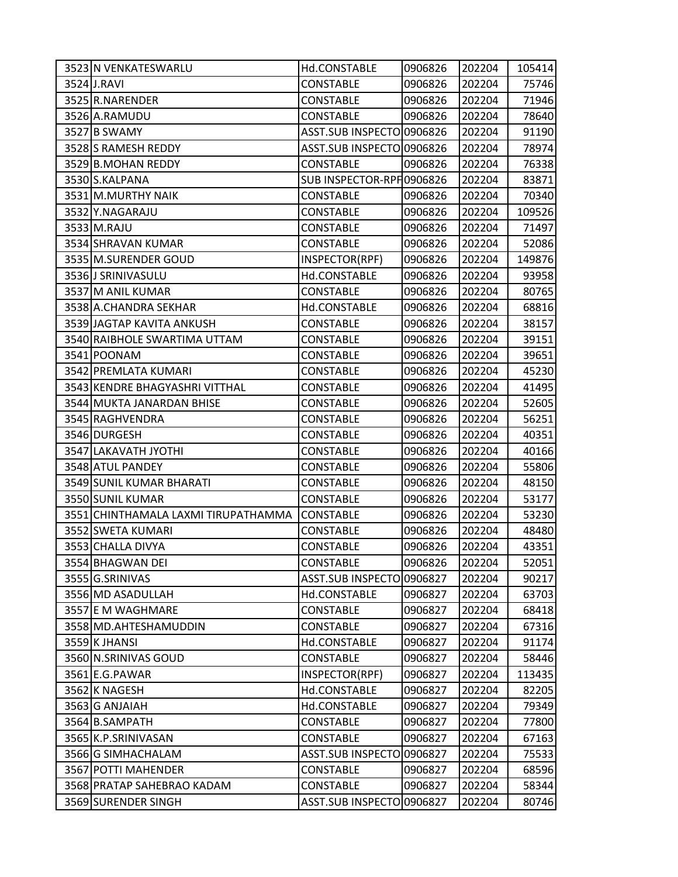| | | | | | |
|---|---|---|---|---|---|
| 3523 | N VENKATESWARLU | Hd.CONSTABLE | 0906826 | 202204 | 105414 |
| 3524 | J.RAVI | CONSTABLE | 0906826 | 202204 | 75746 |
| 3525 | R.NARENDER | CONSTABLE | 0906826 | 202204 | 71946 |
| 3526 | A.RAMUDU | CONSTABLE | 0906826 | 202204 | 78640 |
| 3527 | B SWAMY | ASST.SUB INSPECTO | 0906826 | 202204 | 91190 |
| 3528 | S RAMESH REDDY | ASST.SUB INSPECTO | 0906826 | 202204 | 78974 |
| 3529 | B.MOHAN REDDY | CONSTABLE | 0906826 | 202204 | 76338 |
| 3530 | S.KALPANA | SUB INSPECTOR-RPF | 0906826 | 202204 | 83871 |
| 3531 | M.MURTHY NAIK | CONSTABLE | 0906826 | 202204 | 70340 |
| 3532 | Y.NAGARAJU | CONSTABLE | 0906826 | 202204 | 109526 |
| 3533 | M.RAJU | CONSTABLE | 0906826 | 202204 | 71497 |
| 3534 | SHRAVAN KUMAR | CONSTABLE | 0906826 | 202204 | 52086 |
| 3535 | M.SURENDER GOUD | INSPECTOR(RPF) | 0906826 | 202204 | 149876 |
| 3536 | J SRINIVASULU | Hd.CONSTABLE | 0906826 | 202204 | 93958 |
| 3537 | M ANIL KUMAR | CONSTABLE | 0906826 | 202204 | 80765 |
| 3538 | A.CHANDRA SEKHAR | Hd.CONSTABLE | 0906826 | 202204 | 68816 |
| 3539 | JAGTAP KAVITA ANKUSH | CONSTABLE | 0906826 | 202204 | 38157 |
| 3540 | RAIBHOLE SWARTIMA UTTAM | CONSTABLE | 0906826 | 202204 | 39151 |
| 3541 | POONAM | CONSTABLE | 0906826 | 202204 | 39651 |
| 3542 | PREMLATA KUMARI | CONSTABLE | 0906826 | 202204 | 45230 |
| 3543 | KENDRE BHAGYASHRI VITTHAL | CONSTABLE | 0906826 | 202204 | 41495 |
| 3544 | MUKTA JANARDAN BHISE | CONSTABLE | 0906826 | 202204 | 52605 |
| 3545 | RAGHVENDRA | CONSTABLE | 0906826 | 202204 | 56251 |
| 3546 | DURGESH | CONSTABLE | 0906826 | 202204 | 40351 |
| 3547 | LAKAVATH JYOTHI | CONSTABLE | 0906826 | 202204 | 40166 |
| 3548 | ATUL PANDEY | CONSTABLE | 0906826 | 202204 | 55806 |
| 3549 | SUNIL KUMAR BHARATI | CONSTABLE | 0906826 | 202204 | 48150 |
| 3550 | SUNIL KUMAR | CONSTABLE | 0906826 | 202204 | 53177 |
| 3551 | CHINTHAMALA LAXMI TIRUPATHAMMA | CONSTABLE | 0906826 | 202204 | 53230 |
| 3552 | SWETA KUMARI | CONSTABLE | 0906826 | 202204 | 48480 |
| 3553 | CHALLA DIVYA | CONSTABLE | 0906826 | 202204 | 43351 |
| 3554 | BHAGWAN DEI | CONSTABLE | 0906826 | 202204 | 52051 |
| 3555 | G.SRINIVAS | ASST.SUB INSPECTO | 0906827 | 202204 | 90217 |
| 3556 | MD ASADULLAH | Hd.CONSTABLE | 0906827 | 202204 | 63703 |
| 3557 | E M WAGHMARE | CONSTABLE | 0906827 | 202204 | 68418 |
| 3558 | MD.AHTESHAMUDDIN | CONSTABLE | 0906827 | 202204 | 67316 |
| 3559 | K JHANSI | Hd.CONSTABLE | 0906827 | 202204 | 91174 |
| 3560 | N.SRINIVAS GOUD | CONSTABLE | 0906827 | 202204 | 58446 |
| 3561 | E.G.PAWAR | INSPECTOR(RPF) | 0906827 | 202204 | 113435 |
| 3562 | K NAGESH | Hd.CONSTABLE | 0906827 | 202204 | 82205 |
| 3563 | G ANJAIAH | Hd.CONSTABLE | 0906827 | 202204 | 79349 |
| 3564 | B.SAMPATH | CONSTABLE | 0906827 | 202204 | 77800 |
| 3565 | K.P.SRINIVASAN | CONSTABLE | 0906827 | 202204 | 67163 |
| 3566 | G SIMHACHALAM | ASST.SUB INSPECTO | 0906827 | 202204 | 75533 |
| 3567 | POTTI MAHENDER | CONSTABLE | 0906827 | 202204 | 68596 |
| 3568 | PRATAP SAHEBRAO KADAM | CONSTABLE | 0906827 | 202204 | 58344 |
| 3569 | SURENDER SINGH | ASST.SUB INSPECTO | 0906827 | 202204 | 80746 |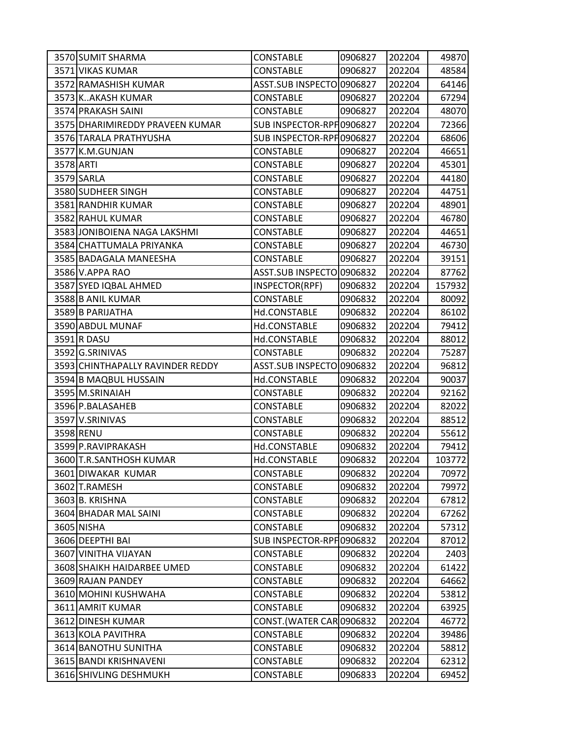| | | | | | |
|---|---|---|---|---|---|
| 3570 | SUMIT SHARMA | CONSTABLE | 0906827 | 202204 | 49870 |
| 3571 | VIKAS KUMAR | CONSTABLE | 0906827 | 202204 | 48584 |
| 3572 | RAMASHISH KUMAR | ASST.SUB INSPECTO | 0906827 | 202204 | 64146 |
| 3573 | K..AKASH KUMAR | CONSTABLE | 0906827 | 202204 | 67294 |
| 3574 | PRAKASH SAINI | CONSTABLE | 0906827 | 202204 | 48070 |
| 3575 | DHARIMIREDDY PRAVEEN KUMAR | SUB INSPECTOR-RPF | 0906827 | 202204 | 72366 |
| 3576 | TARALA PRATHYUSHA | SUB INSPECTOR-RPF | 0906827 | 202204 | 68606 |
| 3577 | K.M.GUNJAN | CONSTABLE | 0906827 | 202204 | 46651 |
| 3578 | ARTI | CONSTABLE | 0906827 | 202204 | 45301 |
| 3579 | SARLA | CONSTABLE | 0906827 | 202204 | 44180 |
| 3580 | SUDHEER SINGH | CONSTABLE | 0906827 | 202204 | 44751 |
| 3581 | RANDHIR KUMAR | CONSTABLE | 0906827 | 202204 | 48901 |
| 3582 | RAHUL KUMAR | CONSTABLE | 0906827 | 202204 | 46780 |
| 3583 | JONIBOIENA NAGA LAKSHMI | CONSTABLE | 0906827 | 202204 | 44651 |
| 3584 | CHATTUMALA PRIYANKA | CONSTABLE | 0906827 | 202204 | 46730 |
| 3585 | BADAGALA MANEESHA | CONSTABLE | 0906827 | 202204 | 39151 |
| 3586 | V.APPA RAO | ASST.SUB INSPECTO | 0906832 | 202204 | 87762 |
| 3587 | SYED IQBAL AHMED | INSPECTOR(RPF) | 0906832 | 202204 | 157932 |
| 3588 | B ANIL KUMAR | CONSTABLE | 0906832 | 202204 | 80092 |
| 3589 | B PARIJATHA | Hd.CONSTABLE | 0906832 | 202204 | 86102 |
| 3590 | ABDUL MUNAF | Hd.CONSTABLE | 0906832 | 202204 | 79412 |
| 3591 | R DASU | Hd.CONSTABLE | 0906832 | 202204 | 88012 |
| 3592 | G.SRINIVAS | CONSTABLE | 0906832 | 202204 | 75287 |
| 3593 | CHINTHAPALLY RAVINDER REDDY | ASST.SUB INSPECTO | 0906832 | 202204 | 96812 |
| 3594 | B MAQBUL HUSSAIN | Hd.CONSTABLE | 0906832 | 202204 | 90037 |
| 3595 | M.SRINAIAH | CONSTABLE | 0906832 | 202204 | 92162 |
| 3596 | P.BALASAHEB | CONSTABLE | 0906832 | 202204 | 82022 |
| 3597 | V.SRINIVAS | CONSTABLE | 0906832 | 202204 | 88512 |
| 3598 | RENU | CONSTABLE | 0906832 | 202204 | 55612 |
| 3599 | P.RAVIPRAKASH | Hd.CONSTABLE | 0906832 | 202204 | 79412 |
| 3600 | T.R.SANTHOSH KUMAR | Hd.CONSTABLE | 0906832 | 202204 | 103772 |
| 3601 | DIWAKAR KUMAR | CONSTABLE | 0906832 | 202204 | 70972 |
| 3602 | T.RAMESH | CONSTABLE | 0906832 | 202204 | 79972 |
| 3603 | B. KRISHNA | CONSTABLE | 0906832 | 202204 | 67812 |
| 3604 | BHADAR MAL SAINI | CONSTABLE | 0906832 | 202204 | 67262 |
| 3605 | NISHA | CONSTABLE | 0906832 | 202204 | 57312 |
| 3606 | DEEPTHI BAI | SUB INSPECTOR-RPF | 0906832 | 202204 | 87012 |
| 3607 | VINITHA VIJAYAN | CONSTABLE | 0906832 | 202204 | 2403 |
| 3608 | SHAIKH HAIDARBEE UMED | CONSTABLE | 0906832 | 202204 | 61422 |
| 3609 | RAJAN PANDEY | CONSTABLE | 0906832 | 202204 | 64662 |
| 3610 | MOHINI KUSHWAHA | CONSTABLE | 0906832 | 202204 | 53812 |
| 3611 | AMRIT KUMAR | CONSTABLE | 0906832 | 202204 | 63925 |
| 3612 | DINESH KUMAR | CONST.(WATER CAR | 0906832 | 202204 | 46772 |
| 3613 | KOLA PAVITHRA | CONSTABLE | 0906832 | 202204 | 39486 |
| 3614 | BANOTHU SUNITHA | CONSTABLE | 0906832 | 202204 | 58812 |
| 3615 | BANDI KRISHNAVENI | CONSTABLE | 0906832 | 202204 | 62312 |
| 3616 | SHIVLING DESHMUKH | CONSTABLE | 0906833 | 202204 | 69452 |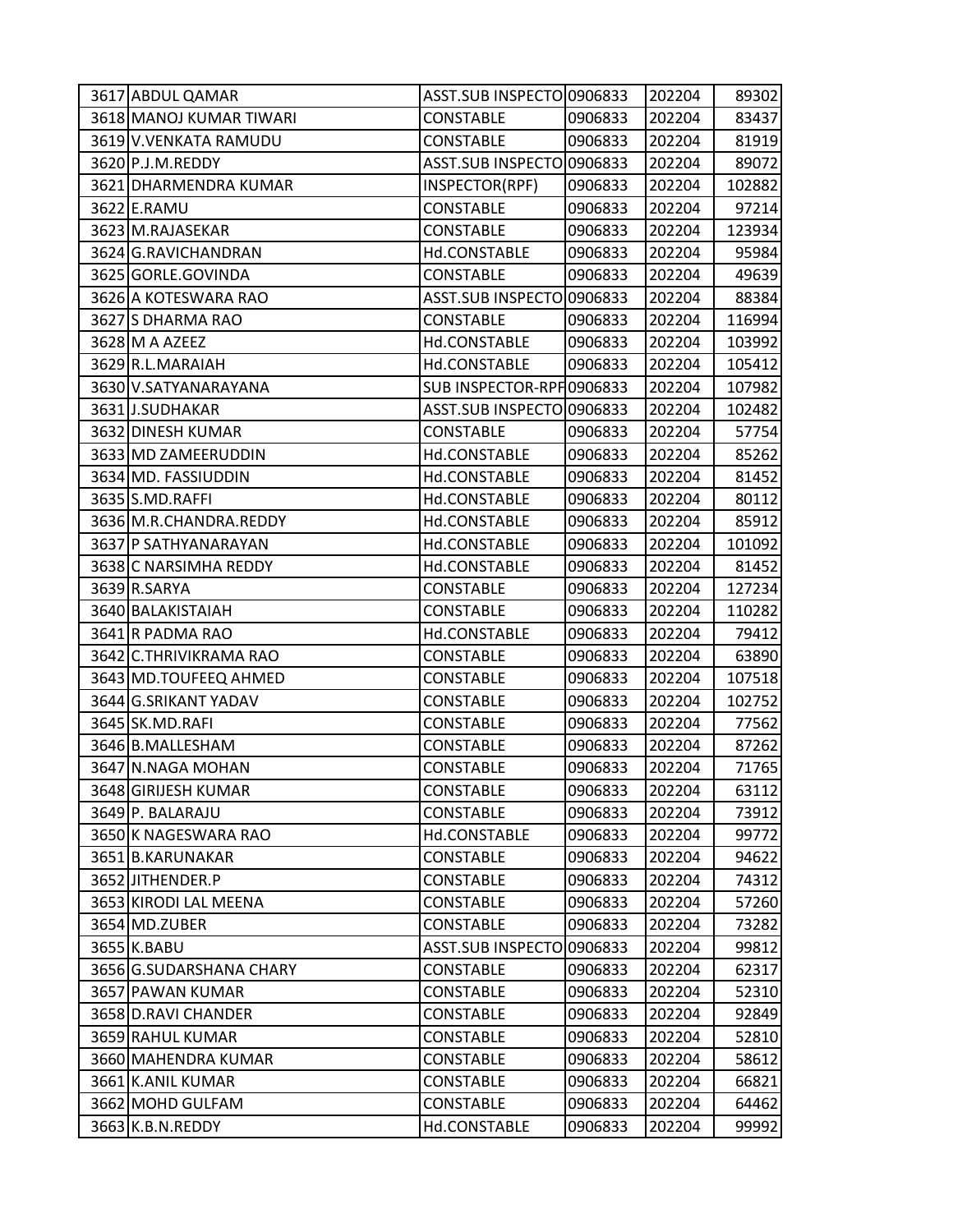| | | | | | |
|---|---|---|---|---|---|
| 3617 | ABDUL QAMAR | ASST.SUB INSPECTO | 0906833 | 202204 | 89302 |
| 3618 | MANOJ KUMAR TIWARI | CONSTABLE | 0906833 | 202204 | 83437 |
| 3619 | V.VENKATA RAMUDU | CONSTABLE | 0906833 | 202204 | 81919 |
| 3620 | P.J.M.REDDY | ASST.SUB INSPECTO | 0906833 | 202204 | 89072 |
| 3621 | DHARMENDRA KUMAR | INSPECTOR(RPF) | 0906833 | 202204 | 102882 |
| 3622 | E.RAMU | CONSTABLE | 0906833 | 202204 | 97214 |
| 3623 | M.RAJASEKAR | CONSTABLE | 0906833 | 202204 | 123934 |
| 3624 | G.RAVICHANDRAN | Hd.CONSTABLE | 0906833 | 202204 | 95984 |
| 3625 | GORLE.GOVINDA | CONSTABLE | 0906833 | 202204 | 49639 |
| 3626 | A KOTESWARA RAO | ASST.SUB INSPECTO | 0906833 | 202204 | 88384 |
| 3627 | S DHARMA RAO | CONSTABLE | 0906833 | 202204 | 116994 |
| 3628 | M A AZEEZ | Hd.CONSTABLE | 0906833 | 202204 | 103992 |
| 3629 | R.L.MARAIAH | Hd.CONSTABLE | 0906833 | 202204 | 105412 |
| 3630 | V.SATYANARAYANA | SUB INSPECTOR-RPF | 0906833 | 202204 | 107982 |
| 3631 | J.SUDHAKAR | ASST.SUB INSPECTO | 0906833 | 202204 | 102482 |
| 3632 | DINESH KUMAR | CONSTABLE | 0906833 | 202204 | 57754 |
| 3633 | MD ZAMEERUDDIN | Hd.CONSTABLE | 0906833 | 202204 | 85262 |
| 3634 | MD. FASSIUDDIN | Hd.CONSTABLE | 0906833 | 202204 | 81452 |
| 3635 | S.MD.RAFFI | Hd.CONSTABLE | 0906833 | 202204 | 80112 |
| 3636 | M.R.CHANDRA.REDDY | Hd.CONSTABLE | 0906833 | 202204 | 85912 |
| 3637 | P SATHYANARAYAN | Hd.CONSTABLE | 0906833 | 202204 | 101092 |
| 3638 | C NARSIMHA REDDY | Hd.CONSTABLE | 0906833 | 202204 | 81452 |
| 3639 | R.SARYA | CONSTABLE | 0906833 | 202204 | 127234 |
| 3640 | BALAKISTAIAH | CONSTABLE | 0906833 | 202204 | 110282 |
| 3641 | R PADMA RAO | Hd.CONSTABLE | 0906833 | 202204 | 79412 |
| 3642 | C.THRIVIKRAMA RAO | CONSTABLE | 0906833 | 202204 | 63890 |
| 3643 | MD.TOUFEEQ AHMED | CONSTABLE | 0906833 | 202204 | 107518 |
| 3644 | G.SRIKANT YADAV | CONSTABLE | 0906833 | 202204 | 102752 |
| 3645 | SK.MD.RAFI | CONSTABLE | 0906833 | 202204 | 77562 |
| 3646 | B.MALLESHAM | CONSTABLE | 0906833 | 202204 | 87262 |
| 3647 | N.NAGA MOHAN | CONSTABLE | 0906833 | 202204 | 71765 |
| 3648 | GIRIJESH KUMAR | CONSTABLE | 0906833 | 202204 | 63112 |
| 3649 | P. BALARAJU | CONSTABLE | 0906833 | 202204 | 73912 |
| 3650 | K NAGESWARA RAO | Hd.CONSTABLE | 0906833 | 202204 | 99772 |
| 3651 | B.KARUNAKAR | CONSTABLE | 0906833 | 202204 | 94622 |
| 3652 | JITHENDER.P | CONSTABLE | 0906833 | 202204 | 74312 |
| 3653 | KIRODI LAL MEENA | CONSTABLE | 0906833 | 202204 | 57260 |
| 3654 | MD.ZUBER | CONSTABLE | 0906833 | 202204 | 73282 |
| 3655 | K.BABU | ASST.SUB INSPECTO | 0906833 | 202204 | 99812 |
| 3656 | G.SUDARSHANA CHARY | CONSTABLE | 0906833 | 202204 | 62317 |
| 3657 | PAWAN KUMAR | CONSTABLE | 0906833 | 202204 | 52310 |
| 3658 | D.RAVI CHANDER | CONSTABLE | 0906833 | 202204 | 92849 |
| 3659 | RAHUL KUMAR | CONSTABLE | 0906833 | 202204 | 52810 |
| 3660 | MAHENDRA KUMAR | CONSTABLE | 0906833 | 202204 | 58612 |
| 3661 | K.ANIL KUMAR | CONSTABLE | 0906833 | 202204 | 66821 |
| 3662 | MOHD GULFAM | CONSTABLE | 0906833 | 202204 | 64462 |
| 3663 | K.B.N.REDDY | Hd.CONSTABLE | 0906833 | 202204 | 99992 |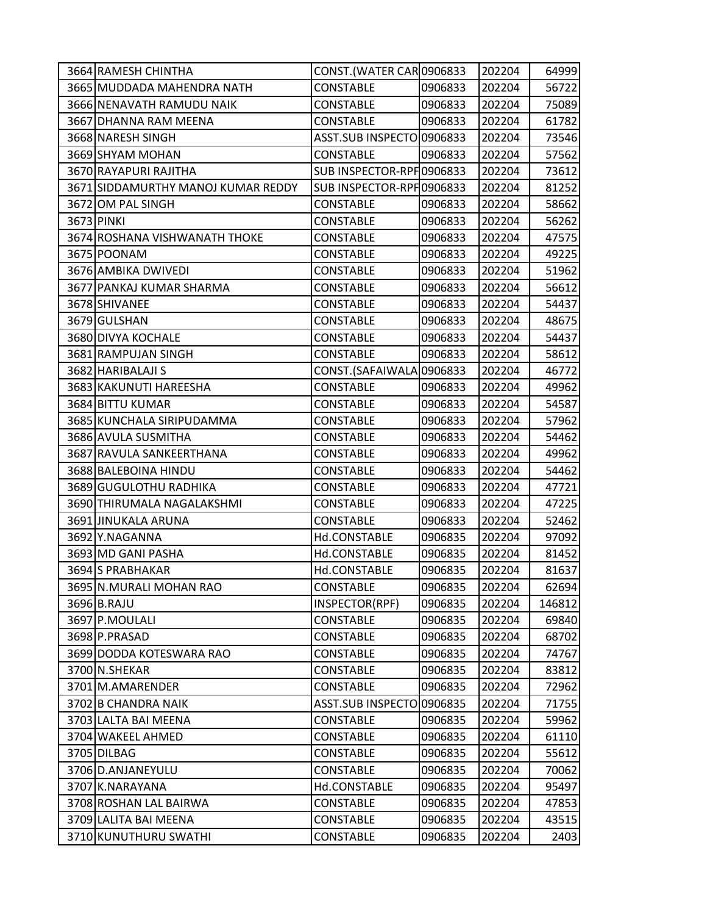| | | | | | |
|---|---|---|---|---|---|
| 3664 | RAMESH CHINTHA | CONST.(WATER CAR | 0906833 | 202204 | 64999 |
| 3665 | MUDDADA MAHENDRA NATH | CONSTABLE | 0906833 | 202204 | 56722 |
| 3666 | NENAVATH RAMUDU NAIK | CONSTABLE | 0906833 | 202204 | 75089 |
| 3667 | DHANNA RAM MEENA | CONSTABLE | 0906833 | 202204 | 61782 |
| 3668 | NARESH SINGH | ASST.SUB INSPECTO | 0906833 | 202204 | 73546 |
| 3669 | SHYAM MOHAN | CONSTABLE | 0906833 | 202204 | 57562 |
| 3670 | RAYAPURI RAJITHA | SUB INSPECTOR-RPF | 0906833 | 202204 | 73612 |
| 3671 | SIDDAMURTHY MANOJ KUMAR REDDY | SUB INSPECTOR-RPF | 0906833 | 202204 | 81252 |
| 3672 | OM PAL SINGH | CONSTABLE | 0906833 | 202204 | 58662 |
| 3673 | PINKI | CONSTABLE | 0906833 | 202204 | 56262 |
| 3674 | ROSHANA VISHWANATH THOKE | CONSTABLE | 0906833 | 202204 | 47575 |
| 3675 | POONAM | CONSTABLE | 0906833 | 202204 | 49225 |
| 3676 | AMBIKA DWIVEDI | CONSTABLE | 0906833 | 202204 | 51962 |
| 3677 | PANKAJ KUMAR SHARMA | CONSTABLE | 0906833 | 202204 | 56612 |
| 3678 | SHIVANEE | CONSTABLE | 0906833 | 202204 | 54437 |
| 3679 | GULSHAN | CONSTABLE | 0906833 | 202204 | 48675 |
| 3680 | DIVYA KOCHALE | CONSTABLE | 0906833 | 202204 | 54437 |
| 3681 | RAMPUJAN SINGH | CONSTABLE | 0906833 | 202204 | 58612 |
| 3682 | HARIBALAJI S | CONST.(SAFAIWALA | 0906833 | 202204 | 46772 |
| 3683 | KAKUNUTI HAREESHA | CONSTABLE | 0906833 | 202204 | 49962 |
| 3684 | BITTU KUMAR | CONSTABLE | 0906833 | 202204 | 54587 |
| 3685 | KUNCHALA SIRIPUDAMMA | CONSTABLE | 0906833 | 202204 | 57962 |
| 3686 | AVULA SUSMITHA | CONSTABLE | 0906833 | 202204 | 54462 |
| 3687 | RAVULA SANKEERTHANA | CONSTABLE | 0906833 | 202204 | 49962 |
| 3688 | BALEBOINA HINDU | CONSTABLE | 0906833 | 202204 | 54462 |
| 3689 | GUGULOTHU RADHIKA | CONSTABLE | 0906833 | 202204 | 47721 |
| 3690 | THIRUMALA NAGALAKSHMI | CONSTABLE | 0906833 | 202204 | 47225 |
| 3691 | JINUKALA ARUNA | CONSTABLE | 0906833 | 202204 | 52462 |
| 3692 | Y.NAGANNA | Hd.CONSTABLE | 0906835 | 202204 | 97092 |
| 3693 | MD GANI PASHA | Hd.CONSTABLE | 0906835 | 202204 | 81452 |
| 3694 | S PRABHAKAR | Hd.CONSTABLE | 0906835 | 202204 | 81637 |
| 3695 | N.MURALI MOHAN RAO | CONSTABLE | 0906835 | 202204 | 62694 |
| 3696 | B.RAJU | INSPECTOR(RPF) | 0906835 | 202204 | 146812 |
| 3697 | P.MOULALI | CONSTABLE | 0906835 | 202204 | 69840 |
| 3698 | P.PRASAD | CONSTABLE | 0906835 | 202204 | 68702 |
| 3699 | DODDA KOTESWARA RAO | CONSTABLE | 0906835 | 202204 | 74767 |
| 3700 | N.SHEKAR | CONSTABLE | 0906835 | 202204 | 83812 |
| 3701 | M.AMARENDER | CONSTABLE | 0906835 | 202204 | 72962 |
| 3702 | B CHANDRA NAIK | ASST.SUB INSPECTO | 0906835 | 202204 | 71755 |
| 3703 | LALTA BAI MEENA | CONSTABLE | 0906835 | 202204 | 59962 |
| 3704 | WAKEEL AHMED | CONSTABLE | 0906835 | 202204 | 61110 |
| 3705 | DILBAG | CONSTABLE | 0906835 | 202204 | 55612 |
| 3706 | D.ANJANEYULU | CONSTABLE | 0906835 | 202204 | 70062 |
| 3707 | K.NARAYANA | Hd.CONSTABLE | 0906835 | 202204 | 95497 |
| 3708 | ROSHAN LAL BAIRWA | CONSTABLE | 0906835 | 202204 | 47853 |
| 3709 | LALITA BAI MEENA | CONSTABLE | 0906835 | 202204 | 43515 |
| 3710 | KUNUTHURU SWATHI | CONSTABLE | 0906835 | 202204 | 2403 |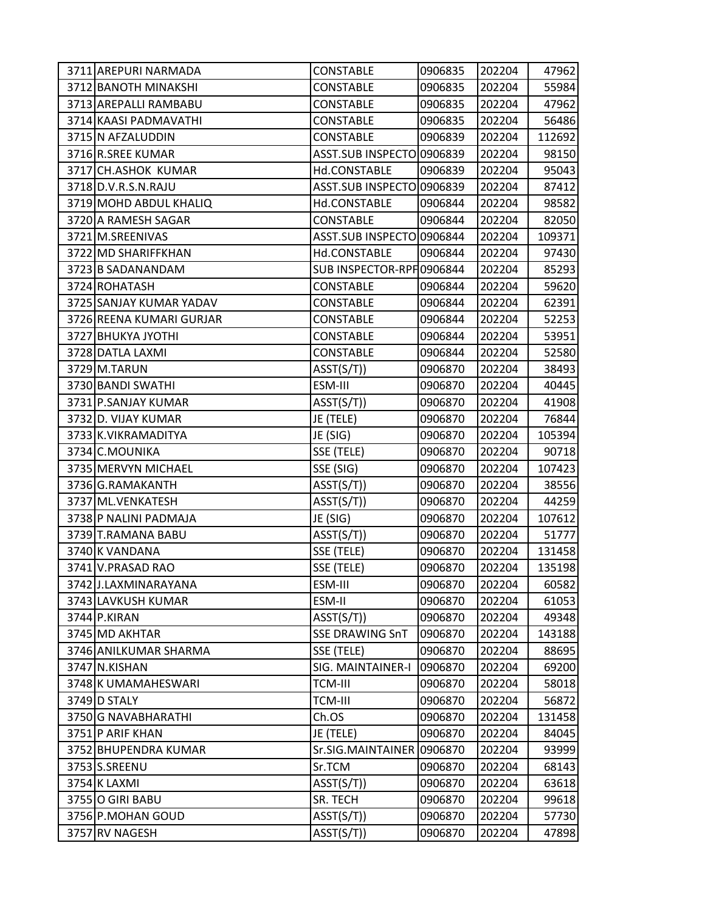| | | | | | |
|---|---|---|---|---|---|
| 3711 | AREPURI NARMADA | CONSTABLE | 0906835 | 202204 | 47962 |
| 3712 | BANOTH MINAKSHI | CONSTABLE | 0906835 | 202204 | 55984 |
| 3713 | AREPALLI RAMBABU | CONSTABLE | 0906835 | 202204 | 47962 |
| 3714 | KAASI PADMAVATHI | CONSTABLE | 0906835 | 202204 | 56486 |
| 3715 | N AFZALUDDIN | CONSTABLE | 0906839 | 202204 | 112692 |
| 3716 | R.SREE KUMAR | ASST.SUB INSPECTO | 0906839 | 202204 | 98150 |
| 3717 | CH.ASHOK KUMAR | Hd.CONSTABLE | 0906839 | 202204 | 95043 |
| 3718 | D.V.R.S.N.RAJU | ASST.SUB INSPECTO | 0906839 | 202204 | 87412 |
| 3719 | MOHD ABDUL KHALIQ | Hd.CONSTABLE | 0906844 | 202204 | 98582 |
| 3720 | A RAMESH SAGAR | CONSTABLE | 0906844 | 202204 | 82050 |
| 3721 | M.SREENIVAS | ASST.SUB INSPECTO | 0906844 | 202204 | 109371 |
| 3722 | MD SHARIFFKHAN | Hd.CONSTABLE | 0906844 | 202204 | 97430 |
| 3723 | B SADANANDAM | SUB INSPECTOR-RPF | 0906844 | 202204 | 85293 |
| 3724 | ROHATASH | CONSTABLE | 0906844 | 202204 | 59620 |
| 3725 | SANJAY KUMAR YADAV | CONSTABLE | 0906844 | 202204 | 62391 |
| 3726 | REENA KUMARI GURJAR | CONSTABLE | 0906844 | 202204 | 52253 |
| 3727 | BHUKYA JYOTHI | CONSTABLE | 0906844 | 202204 | 53951 |
| 3728 | DATLA LAXMI | CONSTABLE | 0906844 | 202204 | 52580 |
| 3729 | M.TARUN | ASST(S/T)) | 0906870 | 202204 | 38493 |
| 3730 | BANDI SWATHI | ESM-III | 0906870 | 202204 | 40445 |
| 3731 | P.SANJAY KUMAR | ASST(S/T)) | 0906870 | 202204 | 41908 |
| 3732 | D. VIJAY KUMAR | JE (TELE) | 0906870 | 202204 | 76844 |
| 3733 | K.VIKRAMADITYA | JE (SIG) | 0906870 | 202204 | 105394 |
| 3734 | C.MOUNIKA | SSE (TELE) | 0906870 | 202204 | 90718 |
| 3735 | MERVYN MICHAEL | SSE (SIG) | 0906870 | 202204 | 107423 |
| 3736 | G.RAMAKANTH | ASST(S/T)) | 0906870 | 202204 | 38556 |
| 3737 | ML.VENKATESH | ASST(S/T)) | 0906870 | 202204 | 44259 |
| 3738 | P NALINI PADMAJA | JE (SIG) | 0906870 | 202204 | 107612 |
| 3739 | T.RAMANA BABU | ASST(S/T)) | 0906870 | 202204 | 51777 |
| 3740 | K VANDANA | SSE (TELE) | 0906870 | 202204 | 131458 |
| 3741 | V.PRASAD RAO | SSE (TELE) | 0906870 | 202204 | 135198 |
| 3742 | J.LAXMINARAYANA | ESM-III | 0906870 | 202204 | 60582 |
| 3743 | LAVKUSH KUMAR | ESM-II | 0906870 | 202204 | 61053 |
| 3744 | P.KIRAN | ASST(S/T)) | 0906870 | 202204 | 49348 |
| 3745 | MD AKHTAR | SSE DRAWING SnT | 0906870 | 202204 | 143188 |
| 3746 | ANILKUMAR SHARMA | SSE (TELE) | 0906870 | 202204 | 88695 |
| 3747 | N.KISHAN | SIG. MAINTAINER-I | 0906870 | 202204 | 69200 |
| 3748 | K UMAMAHESWARI | TCM-III | 0906870 | 202204 | 58018 |
| 3749 | D STALY | TCM-III | 0906870 | 202204 | 56872 |
| 3750 | G NAVABHARATHI | Ch.OS | 0906870 | 202204 | 131458 |
| 3751 | P ARIF KHAN | JE (TELE) | 0906870 | 202204 | 84045 |
| 3752 | BHUPENDRA KUMAR | Sr.SIG.MAINTAINER | 0906870 | 202204 | 93999 |
| 3753 | S.SREENU | Sr.TCM | 0906870 | 202204 | 68143 |
| 3754 | K LAXMI | ASST(S/T)) | 0906870 | 202204 | 63618 |
| 3755 | O GIRI BABU | SR. TECH | 0906870 | 202204 | 99618 |
| 3756 | P.MOHAN GOUD | ASST(S/T)) | 0906870 | 202204 | 57730 |
| 3757 | RV NAGESH | ASST(S/T)) | 0906870 | 202204 | 47898 |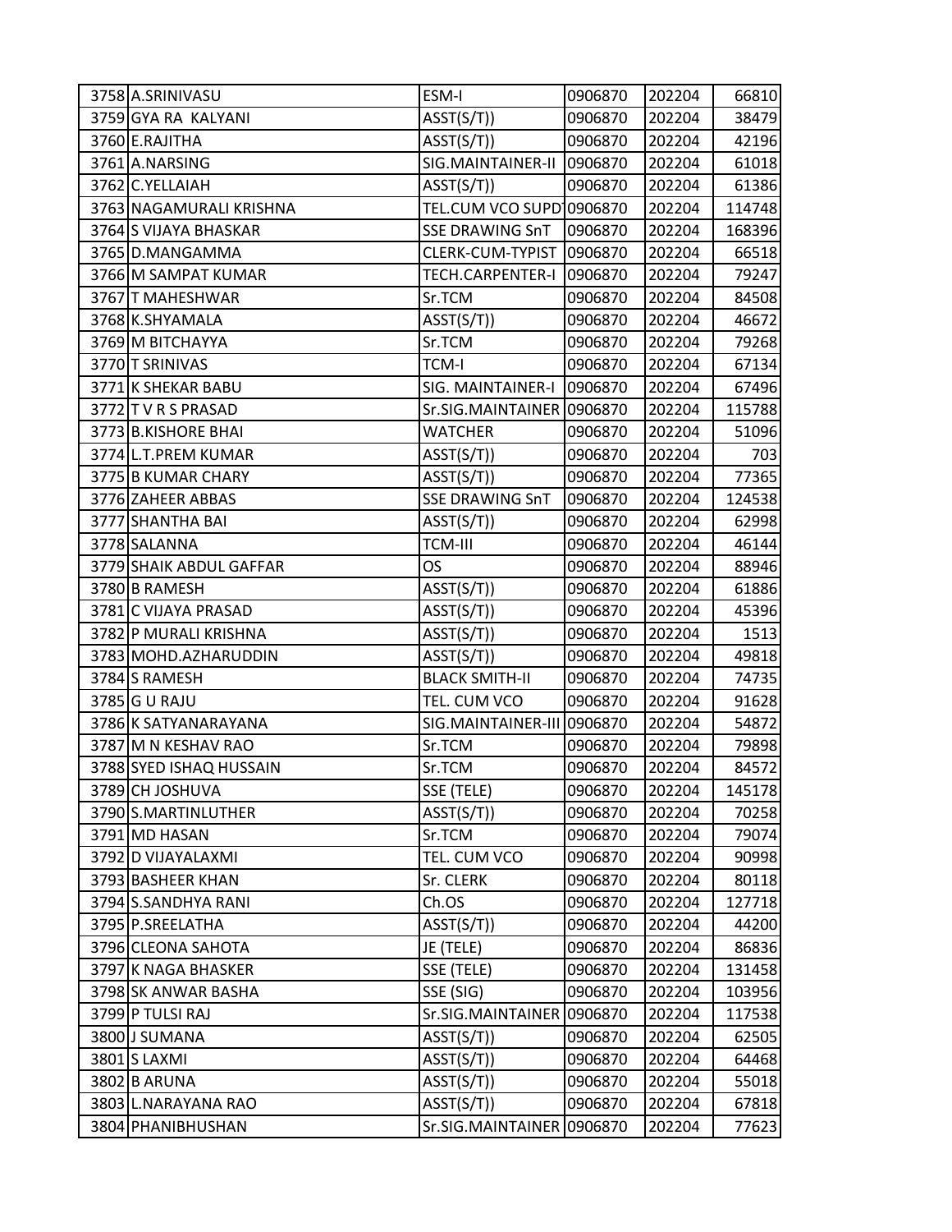| | | | | | |
|---|---|---|---|---|---|
| 3758 | A.SRINIVASU | ESM-I | 0906870 | 202204 | 66810 |
| 3759 | GYA RA KALYANI | ASST(S/T)) | 0906870 | 202204 | 38479 |
| 3760 | E.RAJITHA | ASST(S/T)) | 0906870 | 202204 | 42196 |
| 3761 | A.NARSING | SIG.MAINTAINER-II | 0906870 | 202204 | 61018 |
| 3762 | C.YELLAIAH | ASST(S/T)) | 0906870 | 202204 | 61386 |
| 3763 | NAGAMURALI KRISHNA | TEL.CUM VCO SUPDT | 0906870 | 202204 | 114748 |
| 3764 | S VIJAYA BHASKAR | SSE DRAWING SnT | 0906870 | 202204 | 168396 |
| 3765 | D.MANGAMMA | CLERK-CUM-TYPIST | 0906870 | 202204 | 66518 |
| 3766 | M SAMPAT KUMAR | TECH.CARPENTER-I | 0906870 | 202204 | 79247 |
| 3767 | T MAHESHWAR | Sr.TCM | 0906870 | 202204 | 84508 |
| 3768 | K.SHYAMALA | ASST(S/T)) | 0906870 | 202204 | 46672 |
| 3769 | M BITCHAYYA | Sr.TCM | 0906870 | 202204 | 79268 |
| 3770 | T SRINIVAS | TCM-I | 0906870 | 202204 | 67134 |
| 3771 | K SHEKAR BABU | SIG. MAINTAINER-I | 0906870 | 202204 | 67496 |
| 3772 | T V R S PRASAD | Sr.SIG.MAINTAINER | 0906870 | 202204 | 115788 |
| 3773 | B.KISHORE BHAI | WATCHER | 0906870 | 202204 | 51096 |
| 3774 | L.T.PREM KUMAR | ASST(S/T)) | 0906870 | 202204 | 703 |
| 3775 | B KUMAR CHARY | ASST(S/T)) | 0906870 | 202204 | 77365 |
| 3776 | ZAHEER ABBAS | SSE DRAWING SnT | 0906870 | 202204 | 124538 |
| 3777 | SHANTHA BAI | ASST(S/T)) | 0906870 | 202204 | 62998 |
| 3778 | SALANNA | TCM-III | 0906870 | 202204 | 46144 |
| 3779 | SHAIK ABDUL GAFFAR | OS | 0906870 | 202204 | 88946 |
| 3780 | B RAMESH | ASST(S/T)) | 0906870 | 202204 | 61886 |
| 3781 | C VIJAYA PRASAD | ASST(S/T)) | 0906870 | 202204 | 45396 |
| 3782 | P MURALI KRISHNA | ASST(S/T)) | 0906870 | 202204 | 1513 |
| 3783 | MOHD.AZHARUDDIN | ASST(S/T)) | 0906870 | 202204 | 49818 |
| 3784 | S RAMESH | BLACK SMITH-II | 0906870 | 202204 | 74735 |
| 3785 | G U RAJU | TEL. CUM VCO | 0906870 | 202204 | 91628 |
| 3786 | K SATYANARAYANA | SIG.MAINTAINER-III | 0906870 | 202204 | 54872 |
| 3787 | M N KESHAV RAO | Sr.TCM | 0906870 | 202204 | 79898 |
| 3788 | SYED ISHAQ HUSSAIN | Sr.TCM | 0906870 | 202204 | 84572 |
| 3789 | CH JOSHUVA | SSE (TELE) | 0906870 | 202204 | 145178 |
| 3790 | S.MARTINLUTHER | ASST(S/T)) | 0906870 | 202204 | 70258 |
| 3791 | MD HASAN | Sr.TCM | 0906870 | 202204 | 79074 |
| 3792 | D VIJAYALAXMI | TEL. CUM VCO | 0906870 | 202204 | 90998 |
| 3793 | BASHEER KHAN | Sr. CLERK | 0906870 | 202204 | 80118 |
| 3794 | S.SANDHYA RANI | Ch.OS | 0906870 | 202204 | 127718 |
| 3795 | P.SREELATHA | ASST(S/T)) | 0906870 | 202204 | 44200 |
| 3796 | CLEONA SAHOTA | JE (TELE) | 0906870 | 202204 | 86836 |
| 3797 | K NAGA BHASKER | SSE (TELE) | 0906870 | 202204 | 131458 |
| 3798 | SK ANWAR BASHA | SSE (SIG) | 0906870 | 202204 | 103956 |
| 3799 | P TULSI RAJ | Sr.SIG.MAINTAINER | 0906870 | 202204 | 117538 |
| 3800 | J SUMANA | ASST(S/T)) | 0906870 | 202204 | 62505 |
| 3801 | S LAXMI | ASST(S/T)) | 0906870 | 202204 | 64468 |
| 3802 | B ARUNA | ASST(S/T)) | 0906870 | 202204 | 55018 |
| 3803 | L.NARAYANA RAO | ASST(S/T)) | 0906870 | 202204 | 67818 |
| 3804 | PHANIBHUSHAN | Sr.SIG.MAINTAINER | 0906870 | 202204 | 77623 |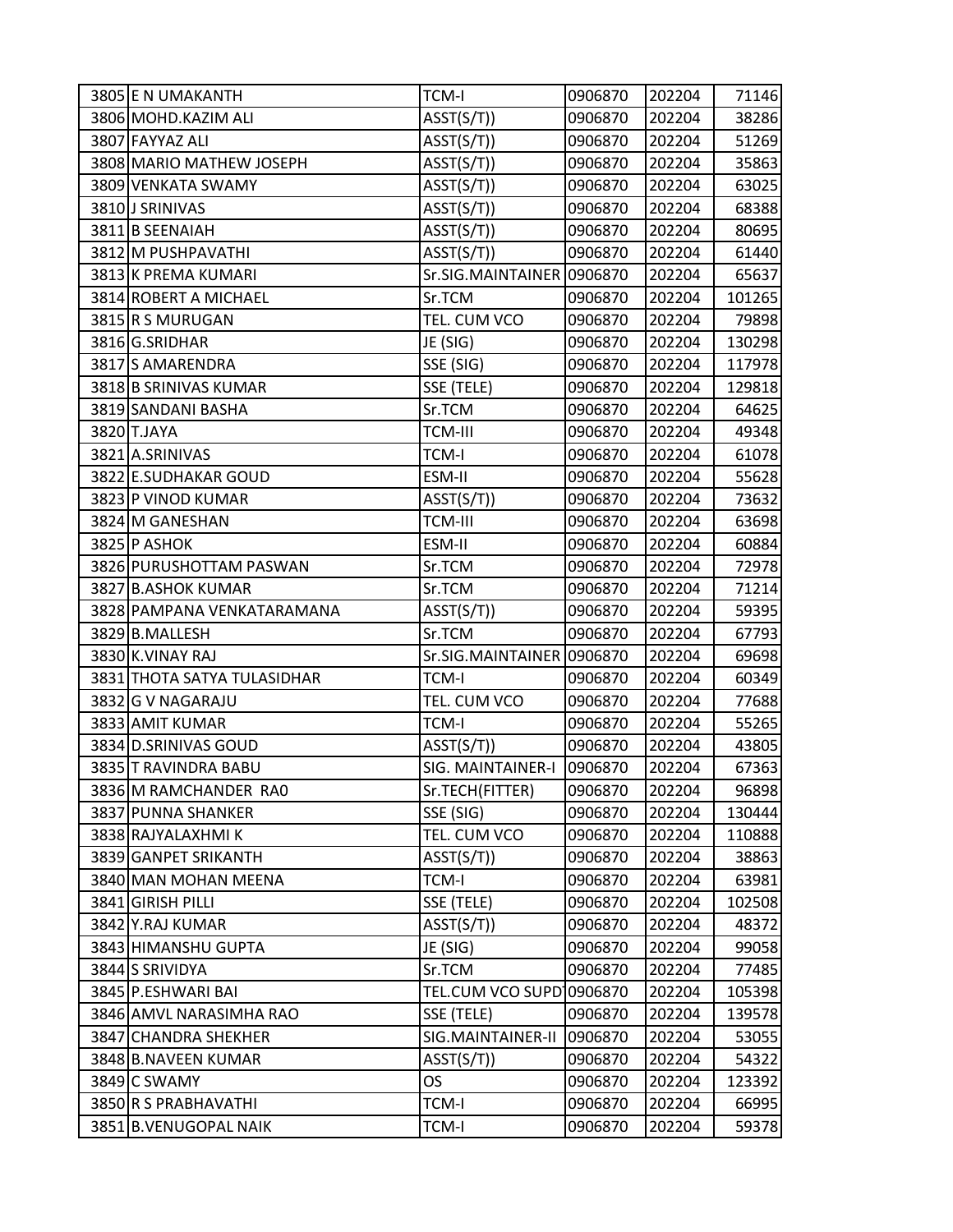| | | | | | |
|---|---|---|---|---|---|
| 3805 | E N UMAKANTH | TCM-I | 0906870 | 202204 | 71146 |
| 3806 | MOHD.KAZIM ALI | ASST(S/T)) | 0906870 | 202204 | 38286 |
| 3807 | FAYYAZ ALI | ASST(S/T)) | 0906870 | 202204 | 51269 |
| 3808 | MARIO MATHEW JOSEPH | ASST(S/T)) | 0906870 | 202204 | 35863 |
| 3809 | VENKATA SWAMY | ASST(S/T)) | 0906870 | 202204 | 63025 |
| 3810 | J SRINIVAS | ASST(S/T)) | 0906870 | 202204 | 68388 |
| 3811 | B SEENAIAH | ASST(S/T)) | 0906870 | 202204 | 80695 |
| 3812 | M PUSHPAVATHI | ASST(S/T)) | 0906870 | 202204 | 61440 |
| 3813 | K PREMA KUMARI | Sr.SIG.MAINTAINER | 0906870 | 202204 | 65637 |
| 3814 | ROBERT A MICHAEL | Sr.TCM | 0906870 | 202204 | 101265 |
| 3815 | R S MURUGAN | TEL. CUM VCO | 0906870 | 202204 | 79898 |
| 3816 | G.SRIDHAR | JE (SIG) | 0906870 | 202204 | 130298 |
| 3817 | S AMARENDRA | SSE (SIG) | 0906870 | 202204 | 117978 |
| 3818 | B SRINIVAS KUMAR | SSE (TELE) | 0906870 | 202204 | 129818 |
| 3819 | SANDANI BASHA | Sr.TCM | 0906870 | 202204 | 64625 |
| 3820 | T.JAYA | TCM-III | 0906870 | 202204 | 49348 |
| 3821 | A.SRINIVAS | TCM-I | 0906870 | 202204 | 61078 |
| 3822 | E.SUDHAKAR GOUD | ESM-II | 0906870 | 202204 | 55628 |
| 3823 | P VINOD KUMAR | ASST(S/T)) | 0906870 | 202204 | 73632 |
| 3824 | M GANESHAN | TCM-III | 0906870 | 202204 | 63698 |
| 3825 | P ASHOK | ESM-II | 0906870 | 202204 | 60884 |
| 3826 | PURUSHOTTAM PASWAN | Sr.TCM | 0906870 | 202204 | 72978 |
| 3827 | B.ASHOK KUMAR | Sr.TCM | 0906870 | 202204 | 71214 |
| 3828 | PAMPANA VENKATARAMANA | ASST(S/T)) | 0906870 | 202204 | 59395 |
| 3829 | B.MALLESH | Sr.TCM | 0906870 | 202204 | 67793 |
| 3830 | K.VINAY RAJ | Sr.SIG.MAINTAINER | 0906870 | 202204 | 69698 |
| 3831 | THOTA SATYA TULASIDHAR | TCM-I | 0906870 | 202204 | 60349 |
| 3832 | G V NAGARAJU | TEL. CUM VCO | 0906870 | 202204 | 77688 |
| 3833 | AMIT KUMAR | TCM-I | 0906870 | 202204 | 55265 |
| 3834 | D.SRINIVAS GOUD | ASST(S/T)) | 0906870 | 202204 | 43805 |
| 3835 | T RAVINDRA BABU | SIG. MAINTAINER-I | 0906870 | 202204 | 67363 |
| 3836 | M RAMCHANDER RA0 | Sr.TECH(FITTER) | 0906870 | 202204 | 96898 |
| 3837 | PUNNA SHANKER | SSE (SIG) | 0906870 | 202204 | 130444 |
| 3838 | RAJYALAXHMI K | TEL. CUM VCO | 0906870 | 202204 | 110888 |
| 3839 | GANPET SRIKANTH | ASST(S/T)) | 0906870 | 202204 | 38863 |
| 3840 | MAN MOHAN MEENA | TCM-I | 0906870 | 202204 | 63981 |
| 3841 | GIRISH PILLI | SSE (TELE) | 0906870 | 202204 | 102508 |
| 3842 | Y.RAJ KUMAR | ASST(S/T)) | 0906870 | 202204 | 48372 |
| 3843 | HIMANSHU GUPTA | JE (SIG) | 0906870 | 202204 | 99058 |
| 3844 | S SRIVIDYA | Sr.TCM | 0906870 | 202204 | 77485 |
| 3845 | P.ESHWARI BAI | TEL.CUM VCO SUPDT | 0906870 | 202204 | 105398 |
| 3846 | AMVL NARASIMHA RAO | SSE (TELE) | 0906870 | 202204 | 139578 |
| 3847 | CHANDRA SHEKHER | SIG.MAINTAINER-II | 0906870 | 202204 | 53055 |
| 3848 | B.NAVEEN KUMAR | ASST(S/T)) | 0906870 | 202204 | 54322 |
| 3849 | C SWAMY | OS | 0906870 | 202204 | 123392 |
| 3850 | R S PRABHAVATHI | TCM-I | 0906870 | 202204 | 66995 |
| 3851 | B.VENUGOPAL NAIK | TCM-I | 0906870 | 202204 | 59378 |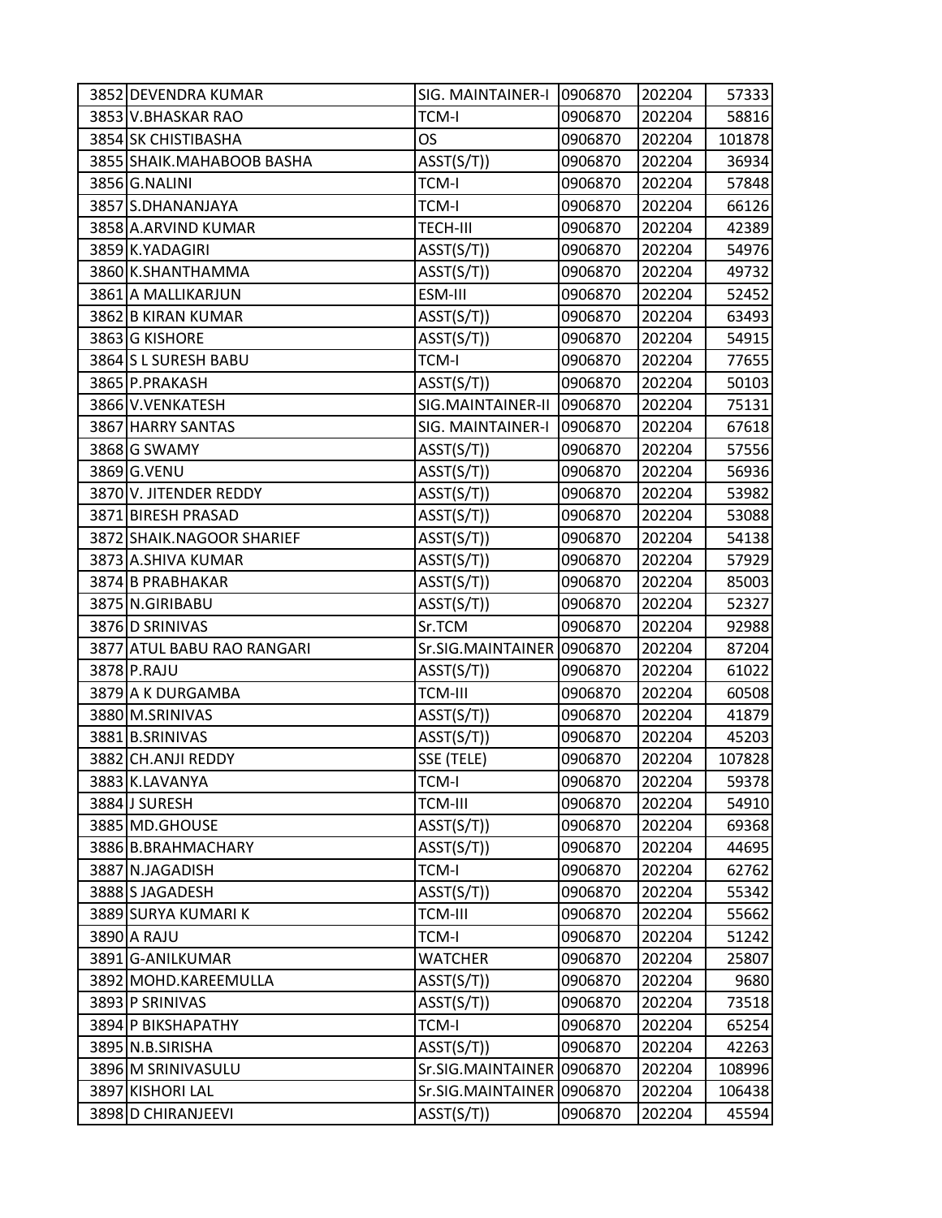| | | | | |
|---|---|---|---|---|
| 3852 | DEVENDRA KUMAR | SIG. MAINTAINER-I | 0906870 | 202204 | 57333 |
| 3853 | V.BHASKAR RAO | TCM-I | 0906870 | 202204 | 58816 |
| 3854 | SK CHISTIBASHA | OS | 0906870 | 202204 | 101878 |
| 3855 | SHAIK.MAHABOOB BASHA | ASST(S/T)) | 0906870 | 202204 | 36934 |
| 3856 | G.NALINI | TCM-I | 0906870 | 202204 | 57848 |
| 3857 | S.DHANANJAYA | TCM-I | 0906870 | 202204 | 66126 |
| 3858 | A.ARVIND KUMAR | TECH-III | 0906870 | 202204 | 42389 |
| 3859 | K.YADAGIRI | ASST(S/T)) | 0906870 | 202204 | 54976 |
| 3860 | K.SHANTHAMMA | ASST(S/T)) | 0906870 | 202204 | 49732 |
| 3861 | A MALLIKARJUN | ESM-III | 0906870 | 202204 | 52452 |
| 3862 | B KIRAN KUMAR | ASST(S/T)) | 0906870 | 202204 | 63493 |
| 3863 | G KISHORE | ASST(S/T)) | 0906870 | 202204 | 54915 |
| 3864 | S L SURESH BABU | TCM-I | 0906870 | 202204 | 77655 |
| 3865 | P.PRAKASH | ASST(S/T)) | 0906870 | 202204 | 50103 |
| 3866 | V.VENKATESH | SIG.MAINTAINER-II | 0906870 | 202204 | 75131 |
| 3867 | HARRY SANTAS | SIG. MAINTAINER-I | 0906870 | 202204 | 67618 |
| 3868 | G SWAMY | ASST(S/T)) | 0906870 | 202204 | 57556 |
| 3869 | G.VENU | ASST(S/T)) | 0906870 | 202204 | 56936 |
| 3870 | V. JITENDER REDDY | ASST(S/T)) | 0906870 | 202204 | 53982 |
| 3871 | BIRESH PRASAD | ASST(S/T)) | 0906870 | 202204 | 53088 |
| 3872 | SHAIK.NAGOOR SHARIEF | ASST(S/T)) | 0906870 | 202204 | 54138 |
| 3873 | A.SHIVA KUMAR | ASST(S/T)) | 0906870 | 202204 | 57929 |
| 3874 | B PRABHAKAR | ASST(S/T)) | 0906870 | 202204 | 85003 |
| 3875 | N.GIRIBABU | ASST(S/T)) | 0906870 | 202204 | 52327 |
| 3876 | D SRINIVAS | Sr.TCM | 0906870 | 202204 | 92988 |
| 3877 | ATUL BABU RAO RANGARI | Sr.SIG.MAINTAINER | 0906870 | 202204 | 87204 |
| 3878 | P.RAJU | ASST(S/T)) | 0906870 | 202204 | 61022 |
| 3879 | A K DURGAMBA | TCM-III | 0906870 | 202204 | 60508 |
| 3880 | M.SRINIVAS | ASST(S/T)) | 0906870 | 202204 | 41879 |
| 3881 | B.SRINIVAS | ASST(S/T)) | 0906870 | 202204 | 45203 |
| 3882 | CH.ANJI REDDY | SSE (TELE) | 0906870 | 202204 | 107828 |
| 3883 | K.LAVANYA | TCM-I | 0906870 | 202204 | 59378 |
| 3884 | J SURESH | TCM-III | 0906870 | 202204 | 54910 |
| 3885 | MD.GHOUSE | ASST(S/T)) | 0906870 | 202204 | 69368 |
| 3886 | B.BRAHMACHARY | ASST(S/T)) | 0906870 | 202204 | 44695 |
| 3887 | N.JAGADISH | TCM-I | 0906870 | 202204 | 62762 |
| 3888 | S JAGADESH | ASST(S/T)) | 0906870 | 202204 | 55342 |
| 3889 | SURYA KUMARI K | TCM-III | 0906870 | 202204 | 55662 |
| 3890 | A RAJU | TCM-I | 0906870 | 202204 | 51242 |
| 3891 | G-ANILKUMAR | WATCHER | 0906870 | 202204 | 25807 |
| 3892 | MOHD.KAREEMULLA | ASST(S/T)) | 0906870 | 202204 | 9680 |
| 3893 | P SRINIVAS | ASST(S/T)) | 0906870 | 202204 | 73518 |
| 3894 | P BIKSHAPATHY | TCM-I | 0906870 | 202204 | 65254 |
| 3895 | N.B.SIRISHA | ASST(S/T)) | 0906870 | 202204 | 42263 |
| 3896 | M SRINIVASULU | Sr.SIG.MAINTAINER | 0906870 | 202204 | 108996 |
| 3897 | KISHORI LAL | Sr.SIG.MAINTAINER | 0906870 | 202204 | 106438 |
| 3898 | D CHIRANJEEVI | ASST(S/T)) | 0906870 | 202204 | 45594 |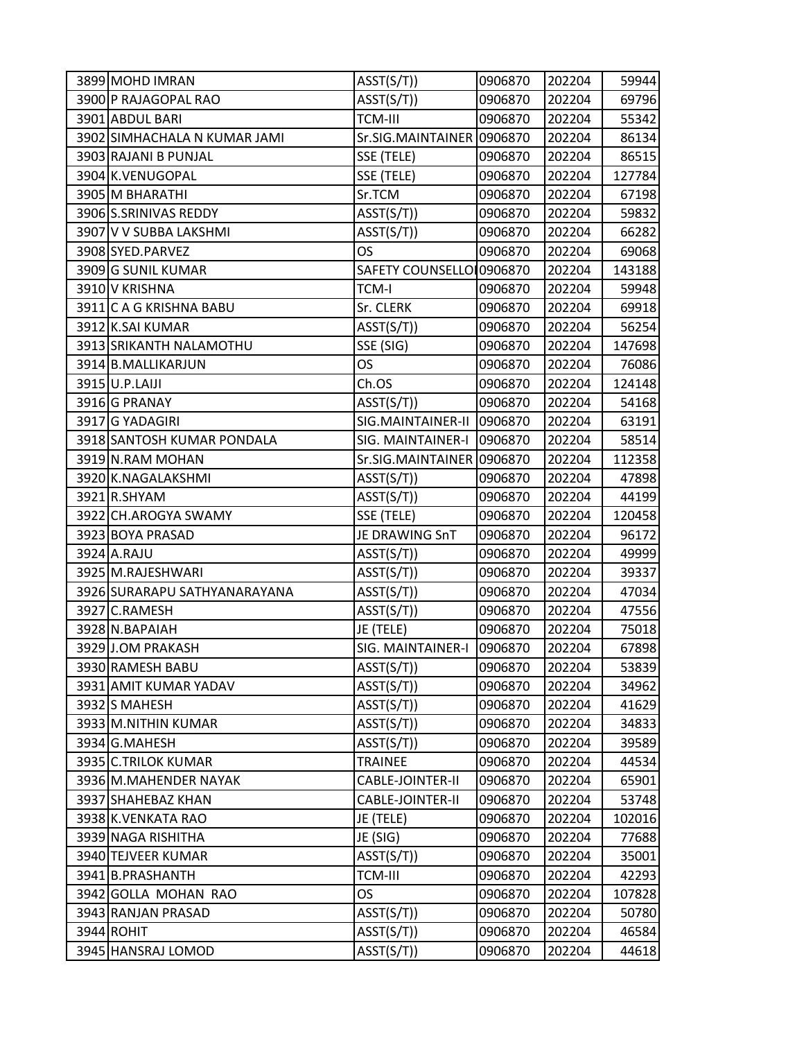| | | | | | |
|---|---|---|---|---|---|
| 3899 | MOHD IMRAN | ASST(S/T)) | 0906870 | 202204 | 59944 |
| 3900 | P RAJAGOPAL RAO | ASST(S/T)) | 0906870 | 202204 | 69796 |
| 3901 | ABDUL BARI | TCM-III | 0906870 | 202204 | 55342 |
| 3902 | SIMHACHALA N KUMAR JAMI | Sr.SIG.MAINTAINER | 0906870 | 202204 | 86134 |
| 3903 | RAJANI B PUNJAL | SSE (TELE) | 0906870 | 202204 | 86515 |
| 3904 | K.VENUGOPAL | SSE (TELE) | 0906870 | 202204 | 127784 |
| 3905 | M BHARATHI | Sr.TCM | 0906870 | 202204 | 67198 |
| 3906 | S.SRINIVAS REDDY | ASST(S/T)) | 0906870 | 202204 | 59832 |
| 3907 | V V SUBBA LAKSHMI | ASST(S/T)) | 0906870 | 202204 | 66282 |
| 3908 | SYED.PARVEZ | OS | 0906870 | 202204 | 69068 |
| 3909 | G SUNIL KUMAR | SAFETY COUNSELLO | 0906870 | 202204 | 143188 |
| 3910 | V KRISHNA | TCM-I | 0906870 | 202204 | 59948 |
| 3911 | C A G KRISHNA BABU | Sr. CLERK | 0906870 | 202204 | 69918 |
| 3912 | K.SAI KUMAR | ASST(S/T)) | 0906870 | 202204 | 56254 |
| 3913 | SRIKANTH NALAMOTHU | SSE (SIG) | 0906870 | 202204 | 147698 |
| 3914 | B.MALLIKARJUN | OS | 0906870 | 202204 | 76086 |
| 3915 | U.P.LAIJI | Ch.OS | 0906870 | 202204 | 124148 |
| 3916 | G PRANAY | ASST(S/T)) | 0906870 | 202204 | 54168 |
| 3917 | G YADAGIRI | SIG.MAINTAINER-II | 0906870 | 202204 | 63191 |
| 3918 | SANTOSH KUMAR PONDALA | SIG. MAINTAINER-I | 0906870 | 202204 | 58514 |
| 3919 | N.RAM MOHAN | Sr.SIG.MAINTAINER | 0906870 | 202204 | 112358 |
| 3920 | K.NAGALAKSHMI | ASST(S/T)) | 0906870 | 202204 | 47898 |
| 3921 | R.SHYAM | ASST(S/T)) | 0906870 | 202204 | 44199 |
| 3922 | CH.AROGYA SWAMY | SSE (TELE) | 0906870 | 202204 | 120458 |
| 3923 | BOYA PRASAD | JE DRAWING SnT | 0906870 | 202204 | 96172 |
| 3924 | A.RAJU | ASST(S/T)) | 0906870 | 202204 | 49999 |
| 3925 | M.RAJESHWARI | ASST(S/T)) | 0906870 | 202204 | 39337 |
| 3926 | SURARAPU SATHYANARAYANA | ASST(S/T)) | 0906870 | 202204 | 47034 |
| 3927 | C.RAMESH | ASST(S/T)) | 0906870 | 202204 | 47556 |
| 3928 | N.BAPAIAH | JE (TELE) | 0906870 | 202204 | 75018 |
| 3929 | J.OM PRAKASH | SIG. MAINTAINER-I | 0906870 | 202204 | 67898 |
| 3930 | RAMESH BABU | ASST(S/T)) | 0906870 | 202204 | 53839 |
| 3931 | AMIT KUMAR YADAV | ASST(S/T)) | 0906870 | 202204 | 34962 |
| 3932 | S MAHESH | ASST(S/T)) | 0906870 | 202204 | 41629 |
| 3933 | M.NITHIN KUMAR | ASST(S/T)) | 0906870 | 202204 | 34833 |
| 3934 | G.MAHESH | ASST(S/T)) | 0906870 | 202204 | 39589 |
| 3935 | C.TRILOK KUMAR | TRAINEE | 0906870 | 202204 | 44534 |
| 3936 | M.MAHENDER NAYAK | CABLE-JOINTER-II | 0906870 | 202204 | 65901 |
| 3937 | SHAHEBAZ KHAN | CABLE-JOINTER-II | 0906870 | 202204 | 53748 |
| 3938 | K.VENKATA RAO | JE (TELE) | 0906870 | 202204 | 102016 |
| 3939 | NAGA RISHITHA | JE (SIG) | 0906870 | 202204 | 77688 |
| 3940 | TEJVEER KUMAR | ASST(S/T)) | 0906870 | 202204 | 35001 |
| 3941 | B.PRASHANTH | TCM-III | 0906870 | 202204 | 42293 |
| 3942 | GOLLA MOHAN RAO | OS | 0906870 | 202204 | 107828 |
| 3943 | RANJAN PRASAD | ASST(S/T)) | 0906870 | 202204 | 50780 |
| 3944 | ROHIT | ASST(S/T)) | 0906870 | 202204 | 46584 |
| 3945 | HANSRAJ LOMOD | ASST(S/T)) | 0906870 | 202204 | 44618 |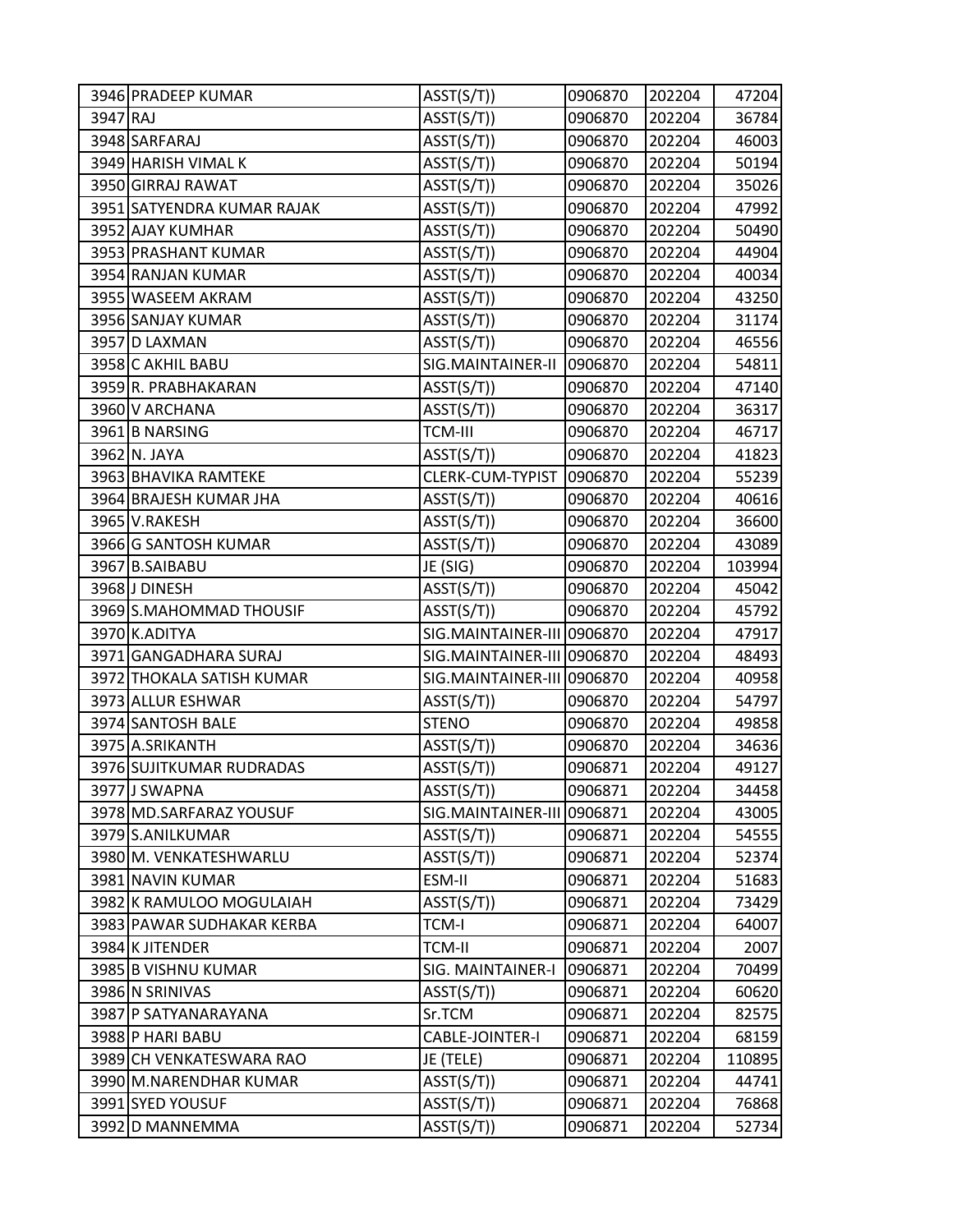| | | | | | |
|---|---|---|---|---|---|
| 3946 | PRADEEP KUMAR | ASST(S/T)) | 0906870 | 202204 | 47204 |
| 3947 | RAJ | ASST(S/T)) | 0906870 | 202204 | 36784 |
| 3948 | SARFARAJ | ASST(S/T)) | 0906870 | 202204 | 46003 |
| 3949 | HARISH VIMAL K | ASST(S/T)) | 0906870 | 202204 | 50194 |
| 3950 | GIRRAJ RAWAT | ASST(S/T)) | 0906870 | 202204 | 35026 |
| 3951 | SATYENDRA KUMAR RAJAK | ASST(S/T)) | 0906870 | 202204 | 47992 |
| 3952 | AJAY KUMHAR | ASST(S/T)) | 0906870 | 202204 | 50490 |
| 3953 | PRASHANT KUMAR | ASST(S/T)) | 0906870 | 202204 | 44904 |
| 3954 | RANJAN KUMAR | ASST(S/T)) | 0906870 | 202204 | 40034 |
| 3955 | WASEEM AKRAM | ASST(S/T)) | 0906870 | 202204 | 43250 |
| 3956 | SANJAY KUMAR | ASST(S/T)) | 0906870 | 202204 | 31174 |
| 3957 | D LAXMAN | ASST(S/T)) | 0906870 | 202204 | 46556 |
| 3958 | C AKHIL BABU | SIG.MAINTAINER-II | 0906870 | 202204 | 54811 |
| 3959 | R. PRABHAKARAN | ASST(S/T)) | 0906870 | 202204 | 47140 |
| 3960 | V ARCHANA | ASST(S/T)) | 0906870 | 202204 | 36317 |
| 3961 | B NARSING | TCM-III | 0906870 | 202204 | 46717 |
| 3962 | N. JAYA | ASST(S/T)) | 0906870 | 202204 | 41823 |
| 3963 | BHAVIKA RAMTEKE | CLERK-CUM-TYPIST | 0906870 | 202204 | 55239 |
| 3964 | BRAJESH KUMAR JHA | ASST(S/T)) | 0906870 | 202204 | 40616 |
| 3965 | V.RAKESH | ASST(S/T)) | 0906870 | 202204 | 36600 |
| 3966 | G SANTOSH KUMAR | ASST(S/T)) | 0906870 | 202204 | 43089 |
| 3967 | B.SAIBABU | JE (SIG) | 0906870 | 202204 | 103994 |
| 3968 | J DINESH | ASST(S/T)) | 0906870 | 202204 | 45042 |
| 3969 | S.MAHOMMAD THOUSIF | ASST(S/T)) | 0906870 | 202204 | 45792 |
| 3970 | K.ADITYA | SIG.MAINTAINER-III | 0906870 | 202204 | 47917 |
| 3971 | GANGADHARA SURAJ | SIG.MAINTAINER-III | 0906870 | 202204 | 48493 |
| 3972 | THOKALA SATISH KUMAR | SIG.MAINTAINER-III | 0906870 | 202204 | 40958 |
| 3973 | ALLUR ESHWAR | ASST(S/T)) | 0906870 | 202204 | 54797 |
| 3974 | SANTOSH BALE | STENO | 0906870 | 202204 | 49858 |
| 3975 | A.SRIKANTH | ASST(S/T)) | 0906870 | 202204 | 34636 |
| 3976 | SUJITKUMAR RUDRADAS | ASST(S/T)) | 0906871 | 202204 | 49127 |
| 3977 | J SWAPNA | ASST(S/T)) | 0906871 | 202204 | 34458 |
| 3978 | MD.SARFARAZ YOUSUF | SIG.MAINTAINER-III | 0906871 | 202204 | 43005 |
| 3979 | S.ANILKUMAR | ASST(S/T)) | 0906871 | 202204 | 54555 |
| 3980 | M. VENKATESHWARLU | ASST(S/T)) | 0906871 | 202204 | 52374 |
| 3981 | NAVIN KUMAR | ESM-II | 0906871 | 202204 | 51683 |
| 3982 | K RAMULOO MOGULAIAH | ASST(S/T)) | 0906871 | 202204 | 73429 |
| 3983 | PAWAR SUDHAKAR KERBA | TCM-I | 0906871 | 202204 | 64007 |
| 3984 | K JITENDER | TCM-II | 0906871 | 202204 | 2007 |
| 3985 | B VISHNU KUMAR | SIG. MAINTAINER-I | 0906871 | 202204 | 70499 |
| 3986 | N SRINIVAS | ASST(S/T)) | 0906871 | 202204 | 60620 |
| 3987 | P SATYANARAYANA | Sr.TCM | 0906871 | 202204 | 82575 |
| 3988 | P HARI BABU | CABLE-JOINTER-I | 0906871 | 202204 | 68159 |
| 3989 | CH VENKATESWARA RAO | JE (TELE) | 0906871 | 202204 | 110895 |
| 3990 | M.NARENDHAR KUMAR | ASST(S/T)) | 0906871 | 202204 | 44741 |
| 3991 | SYED YOUSUF | ASST(S/T)) | 0906871 | 202204 | 76868 |
| 3992 | D MANNEMMA | ASST(S/T)) | 0906871 | 202204 | 52734 |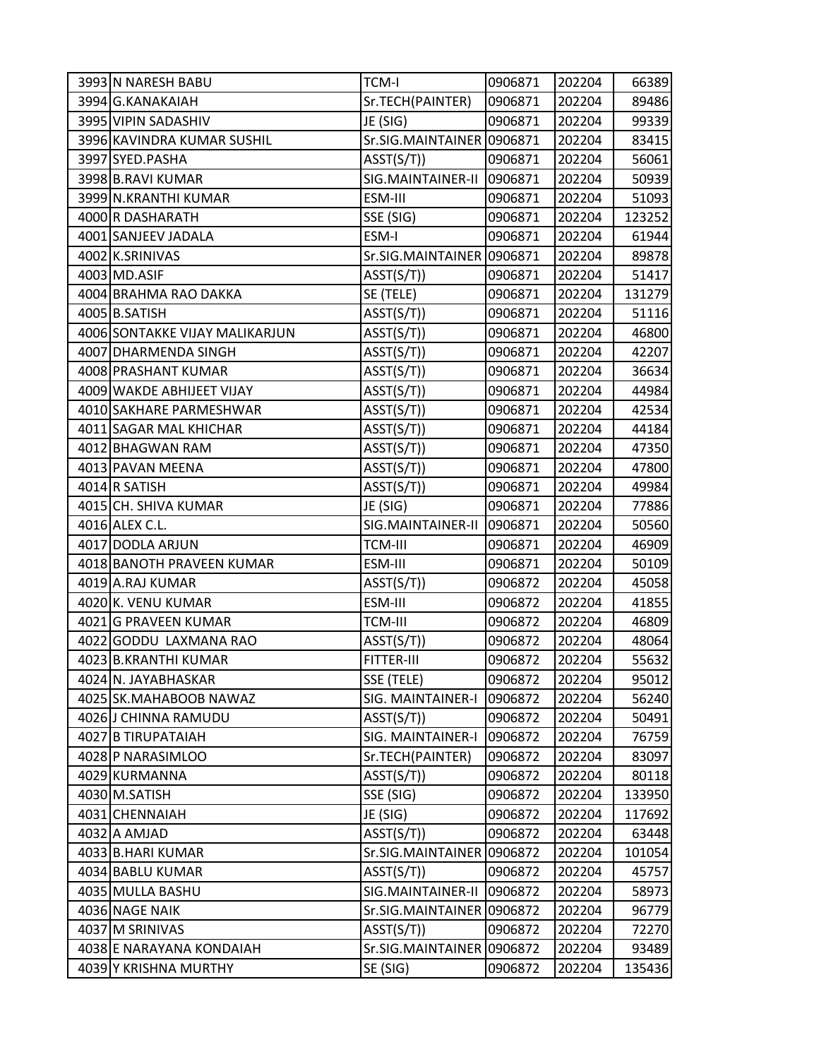| | | | | | |
|---|---|---|---|---|---|
| 3993 | N NARESH BABU | TCM-I | 0906871 | 202204 | 66389 |
| 3994 | G.KANAKAIAH | Sr.TECH(PAINTER) | 0906871 | 202204 | 89486 |
| 3995 | VIPIN SADASHIV | JE (SIG) | 0906871 | 202204 | 99339 |
| 3996 | KAVINDRA KUMAR SUSHIL | Sr.SIG.MAINTAINER | 0906871 | 202204 | 83415 |
| 3997 | SYED.PASHA | ASST(S/T)) | 0906871 | 202204 | 56061 |
| 3998 | B.RAVI KUMAR | SIG.MAINTAINER-II | 0906871 | 202204 | 50939 |
| 3999 | N.KRANTHI KUMAR | ESM-III | 0906871 | 202204 | 51093 |
| 4000 | R DASHARATH | SSE (SIG) | 0906871 | 202204 | 123252 |
| 4001 | SANJEEV JADALA | ESM-I | 0906871 | 202204 | 61944 |
| 4002 | K.SRINIVAS | Sr.SIG.MAINTAINER | 0906871 | 202204 | 89878 |
| 4003 | MD.ASIF | ASST(S/T)) | 0906871 | 202204 | 51417 |
| 4004 | BRAHMA RAO DAKKA | SE (TELE) | 0906871 | 202204 | 131279 |
| 4005 | B.SATISH | ASST(S/T)) | 0906871 | 202204 | 51116 |
| 4006 | SONTAKKE VIJAY MALIKARJUN | ASST(S/T)) | 0906871 | 202204 | 46800 |
| 4007 | DHARMENDA SINGH | ASST(S/T)) | 0906871 | 202204 | 42207 |
| 4008 | PRASHANT KUMAR | ASST(S/T)) | 0906871 | 202204 | 36634 |
| 4009 | WAKDE ABHIJEET VIJAY | ASST(S/T)) | 0906871 | 202204 | 44984 |
| 4010 | SAKHARE PARMESHWAR | ASST(S/T)) | 0906871 | 202204 | 42534 |
| 4011 | SAGAR MAL KHICHAR | ASST(S/T)) | 0906871 | 202204 | 44184 |
| 4012 | BHAGWAN RAM | ASST(S/T)) | 0906871 | 202204 | 47350 |
| 4013 | PAVAN MEENA | ASST(S/T)) | 0906871 | 202204 | 47800 |
| 4014 | R SATISH | ASST(S/T)) | 0906871 | 202204 | 49984 |
| 4015 | CH. SHIVA KUMAR | JE (SIG) | 0906871 | 202204 | 77886 |
| 4016 | ALEX C.L. | SIG.MAINTAINER-II | 0906871 | 202204 | 50560 |
| 4017 | DODLA ARJUN | TCM-III | 0906871 | 202204 | 46909 |
| 4018 | BANOTH PRAVEEN KUMAR | ESM-III | 0906871 | 202204 | 50109 |
| 4019 | A.RAJ KUMAR | ASST(S/T)) | 0906872 | 202204 | 45058 |
| 4020 | K. VENU KUMAR | ESM-III | 0906872 | 202204 | 41855 |
| 4021 | G PRAVEEN KUMAR | TCM-III | 0906872 | 202204 | 46809 |
| 4022 | GODDU LAXMANA RAO | ASST(S/T)) | 0906872 | 202204 | 48064 |
| 4023 | B.KRANTHI KUMAR | FITTER-III | 0906872 | 202204 | 55632 |
| 4024 | N. JAYABHASKAR | SSE (TELE) | 0906872 | 202204 | 95012 |
| 4025 | SK.MAHABOOB NAWAZ | SIG. MAINTAINER-I | 0906872 | 202204 | 56240 |
| 4026 | J CHINNA RAMUDU | ASST(S/T)) | 0906872 | 202204 | 50491 |
| 4027 | B TIRUPATAIAH | SIG. MAINTAINER-I | 0906872 | 202204 | 76759 |
| 4028 | P NARASIMLOO | Sr.TECH(PAINTER) | 0906872 | 202204 | 83097 |
| 4029 | KURMANNA | ASST(S/T)) | 0906872 | 202204 | 80118 |
| 4030 | M.SATISH | SSE (SIG) | 0906872 | 202204 | 133950 |
| 4031 | CHENNAIAH | JE (SIG) | 0906872 | 202204 | 117692 |
| 4032 | A AMJAD | ASST(S/T)) | 0906872 | 202204 | 63448 |
| 4033 | B.HARI KUMAR | Sr.SIG.MAINTAINER | 0906872 | 202204 | 101054 |
| 4034 | BABLU KUMAR | ASST(S/T)) | 0906872 | 202204 | 45757 |
| 4035 | MULLA BASHU | SIG.MAINTAINER-II | 0906872 | 202204 | 58973 |
| 4036 | NAGE NAIK | Sr.SIG.MAINTAINER | 0906872 | 202204 | 96779 |
| 4037 | M SRINIVAS | ASST(S/T)) | 0906872 | 202204 | 72270 |
| 4038 | E NARAYANA KONDAIAH | Sr.SIG.MAINTAINER | 0906872 | 202204 | 93489 |
| 4039 | Y KRISHNA MURTHY | SE (SIG) | 0906872 | 202204 | 135436 |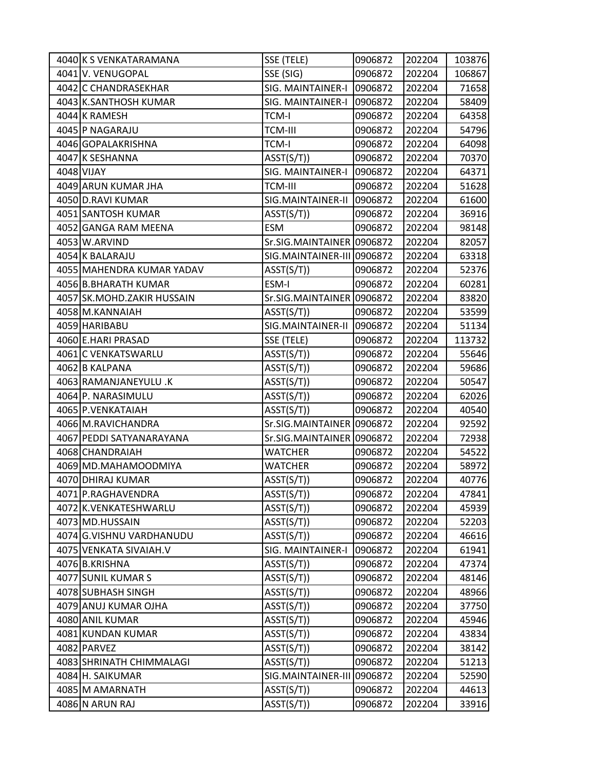| | | | | |
|---|---|---|---|---|
| 4040 | K S VENKATARAMANA | SSE (TELE) | 0906872 | 202204 | 103876 |
| 4041 | V. VENUGOPAL | SSE (SIG) | 0906872 | 202204 | 106867 |
| 4042 | C CHANDRASEKHAR | SIG. MAINTAINER-I | 0906872 | 202204 | 71658 |
| 4043 | K.SANTHOSH KUMAR | SIG. MAINTAINER-I | 0906872 | 202204 | 58409 |
| 4044 | K RAMESH | TCM-I | 0906872 | 202204 | 64358 |
| 4045 | P NAGARAJU | TCM-III | 0906872 | 202204 | 54796 |
| 4046 | GOPALAKRISHNA | TCM-I | 0906872 | 202204 | 64098 |
| 4047 | K SESHANNA | ASST(S/T)) | 0906872 | 202204 | 70370 |
| 4048 | VIJAY | SIG. MAINTAINER-I | 0906872 | 202204 | 64371 |
| 4049 | ARUN KUMAR JHA | TCM-III | 0906872 | 202204 | 51628 |
| 4050 | D.RAVI KUMAR | SIG.MAINTAINER-II | 0906872 | 202204 | 61600 |
| 4051 | SANTOSH KUMAR | ASST(S/T)) | 0906872 | 202204 | 36916 |
| 4052 | GANGA RAM MEENA | ESM | 0906872 | 202204 | 98148 |
| 4053 | W.ARVIND | Sr.SIG.MAINTAINER | 0906872 | 202204 | 82057 |
| 4054 | K BALARAJU | SIG.MAINTAINER-III | 0906872 | 202204 | 63318 |
| 4055 | MAHENDRA KUMAR YADAV | ASST(S/T)) | 0906872 | 202204 | 52376 |
| 4056 | B.BHARATH KUMAR | ESM-I | 0906872 | 202204 | 60281 |
| 4057 | SK.MOHD.ZAKIR HUSSAIN | Sr.SIG.MAINTAINER | 0906872 | 202204 | 83820 |
| 4058 | M.KANNAIAH | ASST(S/T)) | 0906872 | 202204 | 53599 |
| 4059 | HARIBABU | SIG.MAINTAINER-II | 0906872 | 202204 | 51134 |
| 4060 | E.HARI PRASAD | SSE (TELE) | 0906872 | 202204 | 113732 |
| 4061 | C VENKATSWARLU | ASST(S/T)) | 0906872 | 202204 | 55646 |
| 4062 | B KALPANA | ASST(S/T)) | 0906872 | 202204 | 59686 |
| 4063 | RAMANJANEYULU .K | ASST(S/T)) | 0906872 | 202204 | 50547 |
| 4064 | P. NARASIMULU | ASST(S/T)) | 0906872 | 202204 | 62026 |
| 4065 | P.VENKATAIAH | ASST(S/T)) | 0906872 | 202204 | 40540 |
| 4066 | M.RAVICHANDRA | Sr.SIG.MAINTAINER | 0906872 | 202204 | 92592 |
| 4067 | PEDDI SATYANARAYANA | Sr.SIG.MAINTAINER | 0906872 | 202204 | 72938 |
| 4068 | CHANDRAIAH | WATCHER | 0906872 | 202204 | 54522 |
| 4069 | MD.MAHAMOODMIYA | WATCHER | 0906872 | 202204 | 58972 |
| 4070 | DHIRAJ KUMAR | ASST(S/T)) | 0906872 | 202204 | 40776 |
| 4071 | P.RAGHAVENDRA | ASST(S/T)) | 0906872 | 202204 | 47841 |
| 4072 | K.VENKATESHWARLU | ASST(S/T)) | 0906872 | 202204 | 45939 |
| 4073 | MD.HUSSAIN | ASST(S/T)) | 0906872 | 202204 | 52203 |
| 4074 | G.VISHNU VARDHANUDU | ASST(S/T)) | 0906872 | 202204 | 46616 |
| 4075 | VENKATA SIVAIAH.V | SIG. MAINTAINER-I | 0906872 | 202204 | 61941 |
| 4076 | B.KRISHNA | ASST(S/T)) | 0906872 | 202204 | 47374 |
| 4077 | SUNIL KUMAR S | ASST(S/T)) | 0906872 | 202204 | 48146 |
| 4078 | SUBHASH SINGH | ASST(S/T)) | 0906872 | 202204 | 48966 |
| 4079 | ANUJ KUMAR OJHA | ASST(S/T)) | 0906872 | 202204 | 37750 |
| 4080 | ANIL KUMAR | ASST(S/T)) | 0906872 | 202204 | 45946 |
| 4081 | KUNDAN KUMAR | ASST(S/T)) | 0906872 | 202204 | 43834 |
| 4082 | PARVEZ | ASST(S/T)) | 0906872 | 202204 | 38142 |
| 4083 | SHRINATH CHIMMALAGI | ASST(S/T)) | 0906872 | 202204 | 51213 |
| 4084 | H. SAIKUMAR | SIG.MAINTAINER-III | 0906872 | 202204 | 52590 |
| 4085 | M AMARNATH | ASST(S/T)) | 0906872 | 202204 | 44613 |
| 4086 | N ARUN RAJ | ASST(S/T)) | 0906872 | 202204 | 33916 |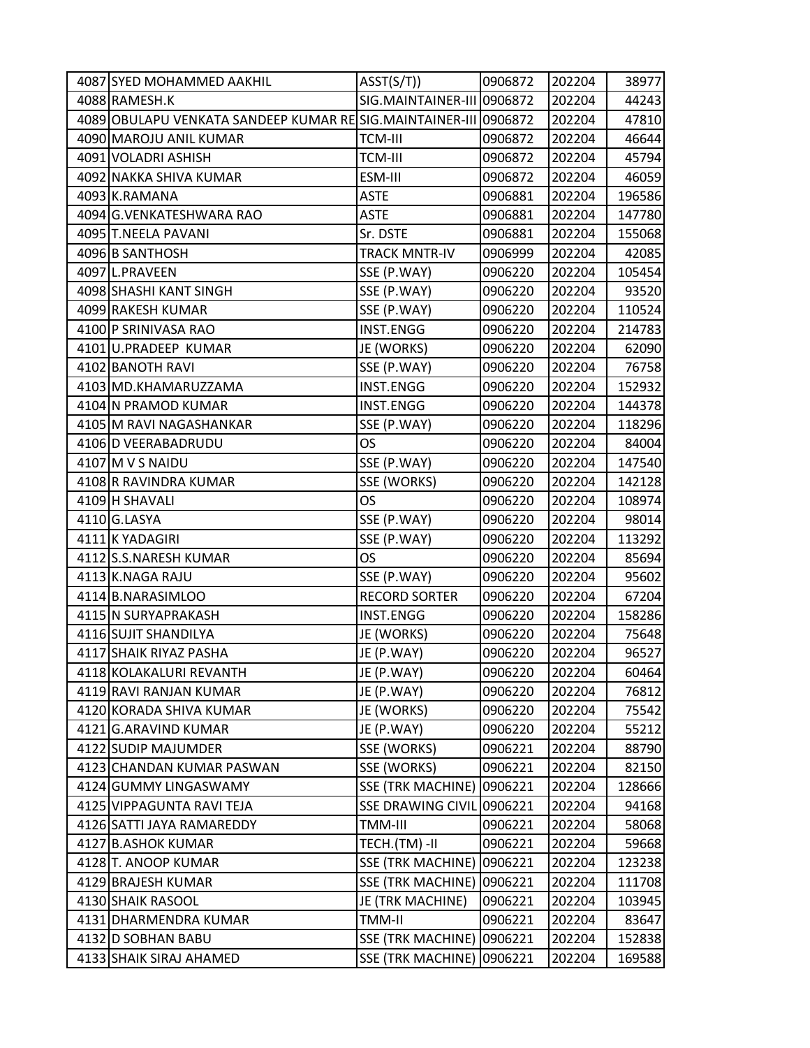| | | | | | |
|---|---|---|---|---|---|
| 4087 | SYED MOHAMMED AAKHIL | ASST(S/T)) | 0906872 | 202204 | 38977 |
| 4088 | RAMESH.K | SIG.MAINTAINER-III | 0906872 | 202204 | 44243 |
| 4089 | OBULAPU VENKATA SANDEEP KUMAR RE | SIG.MAINTAINER-III | 0906872 | 202204 | 47810 |
| 4090 | MAROJU ANIL KUMAR | TCM-III | 0906872 | 202204 | 46644 |
| 4091 | VOLADRI ASHISH | TCM-III | 0906872 | 202204 | 45794 |
| 4092 | NAKKA SHIVA KUMAR | ESM-III | 0906872 | 202204 | 46059 |
| 4093 | K.RAMANA | ASTE | 0906881 | 202204 | 196586 |
| 4094 | G.VENKATESHWARA RAO | ASTE | 0906881 | 202204 | 147780 |
| 4095 | T.NEELA PAVANI | Sr. DSTE | 0906881 | 202204 | 155068 |
| 4096 | B SANTHOSH | TRACK MNTR-IV | 0906999 | 202204 | 42085 |
| 4097 | L.PRAVEEN | SSE (P.WAY) | 0906220 | 202204 | 105454 |
| 4098 | SHASHI KANT SINGH | SSE (P.WAY) | 0906220 | 202204 | 93520 |
| 4099 | RAKESH KUMAR | SSE (P.WAY) | 0906220 | 202204 | 110524 |
| 4100 | P SRINIVASA RAO | INST.ENGG | 0906220 | 202204 | 214783 |
| 4101 | U.PRADEEP KUMAR | JE (WORKS) | 0906220 | 202204 | 62090 |
| 4102 | BANOTH RAVI | SSE (P.WAY) | 0906220 | 202204 | 76758 |
| 4103 | MD.KHAMARUZZAMA | INST.ENGG | 0906220 | 202204 | 152932 |
| 4104 | N PRAMOD KUMAR | INST.ENGG | 0906220 | 202204 | 144378 |
| 4105 | M RAVI NAGASHANKAR | SSE (P.WAY) | 0906220 | 202204 | 118296 |
| 4106 | D VEERABADRUDU | OS | 0906220 | 202204 | 84004 |
| 4107 | M V S NAIDU | SSE (P.WAY) | 0906220 | 202204 | 147540 |
| 4108 | R RAVINDRA KUMAR | SSE (WORKS) | 0906220 | 202204 | 142128 |
| 4109 | H SHAVALI | OS | 0906220 | 202204 | 108974 |
| 4110 | G.LASYA | SSE (P.WAY) | 0906220 | 202204 | 98014 |
| 4111 | K YADAGIRI | SSE (P.WAY) | 0906220 | 202204 | 113292 |
| 4112 | S.S.NARESH KUMAR | OS | 0906220 | 202204 | 85694 |
| 4113 | K.NAGA RAJU | SSE (P.WAY) | 0906220 | 202204 | 95602 |
| 4114 | B.NARASIMLOO | RECORD SORTER | 0906220 | 202204 | 67204 |
| 4115 | N SURYAPRAKASH | INST.ENGG | 0906220 | 202204 | 158286 |
| 4116 | SUJIT SHANDILYA | JE (WORKS) | 0906220 | 202204 | 75648 |
| 4117 | SHAIK RIYAZ PASHA | JE (P.WAY) | 0906220 | 202204 | 96527 |
| 4118 | KOLAKALURI REVANTH | JE (P.WAY) | 0906220 | 202204 | 60464 |
| 4119 | RAVI RANJAN KUMAR | JE (P.WAY) | 0906220 | 202204 | 76812 |
| 4120 | KORADA SHIVA KUMAR | JE (WORKS) | 0906220 | 202204 | 75542 |
| 4121 | G.ARAVIND KUMAR | JE (P.WAY) | 0906220 | 202204 | 55212 |
| 4122 | SUDIP MAJUMDER | SSE (WORKS) | 0906221 | 202204 | 88790 |
| 4123 | CHANDAN KUMAR PASWAN | SSE (WORKS) | 0906221 | 202204 | 82150 |
| 4124 | GUMMY LINGASWAMY | SSE (TRK MACHINE) | 0906221 | 202204 | 128666 |
| 4125 | VIPPAGUNTA RAVI TEJA | SSE DRAWING CIVIL | 0906221 | 202204 | 94168 |
| 4126 | SATTI JAYA RAMAREDDY | TMM-III | 0906221 | 202204 | 58068 |
| 4127 | B.ASHOK KUMAR | TECH.(TM) -II | 0906221 | 202204 | 59668 |
| 4128 | T. ANOOP KUMAR | SSE (TRK MACHINE) | 0906221 | 202204 | 123238 |
| 4129 | BRAJESH KUMAR | SSE (TRK MACHINE) | 0906221 | 202204 | 111708 |
| 4130 | SHAIK RASOOL | JE (TRK MACHINE) | 0906221 | 202204 | 103945 |
| 4131 | DHARMENDRA KUMAR | TMM-II | 0906221 | 202204 | 83647 |
| 4132 | D SOBHAN BABU | SSE (TRK MACHINE) | 0906221 | 202204 | 152838 |
| 4133 | SHAIK SIRAJ AHAMED | SSE (TRK MACHINE) | 0906221 | 202204 | 169588 |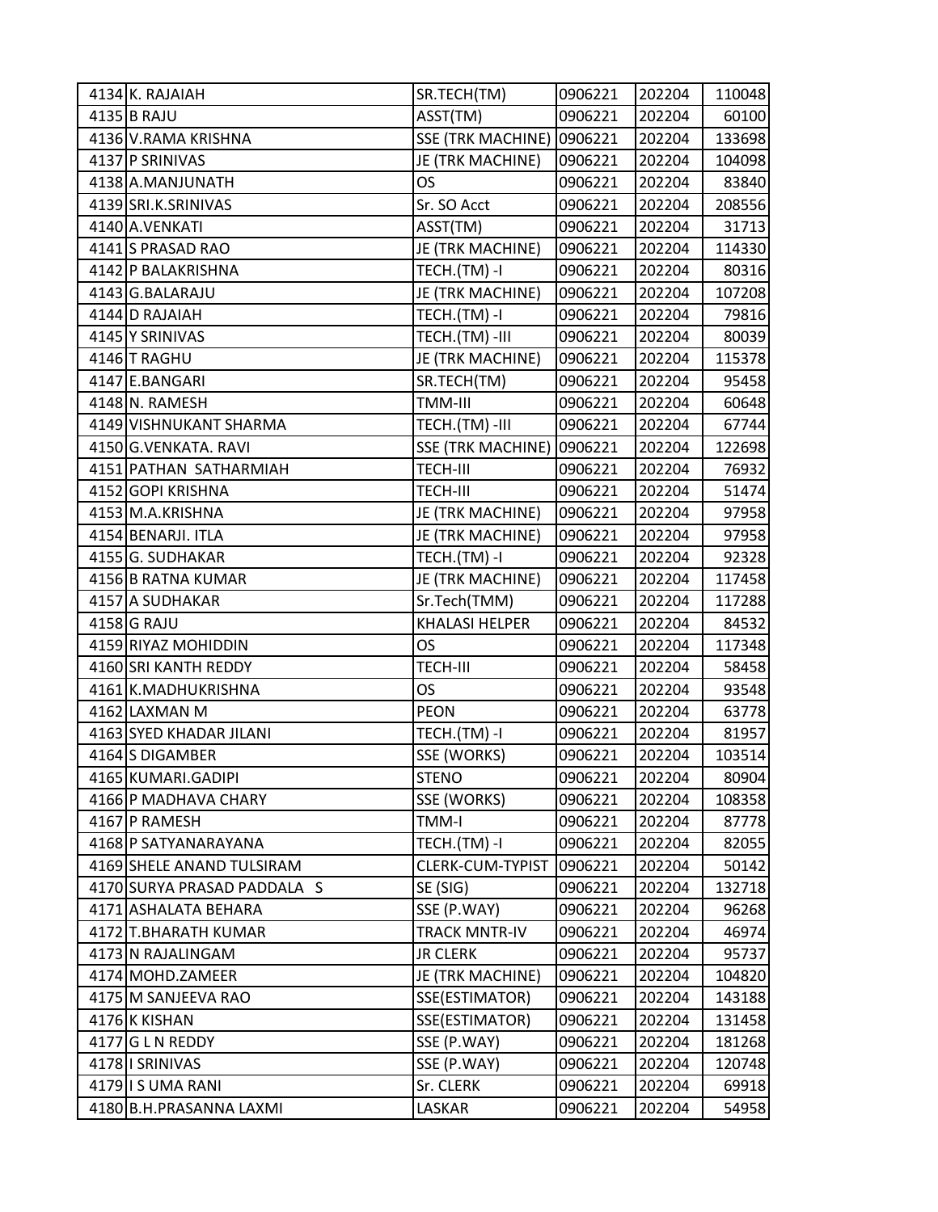| | | | | | |
|---|---|---|---|---|---|
| 4134 | K. RAJAIAH | SR.TECH(TM) | 0906221 | 202204 | 110048 |
| 4135 | B RAJU | ASST(TM) | 0906221 | 202204 | 60100 |
| 4136 | V.RAMA KRISHNA | SSE (TRK MACHINE) | 0906221 | 202204 | 133698 |
| 4137 | P SRINIVAS | JE (TRK MACHINE) | 0906221 | 202204 | 104098 |
| 4138 | A.MANJUNATH | OS | 0906221 | 202204 | 83840 |
| 4139 | SRI.K.SRINIVAS | Sr. SO Acct | 0906221 | 202204 | 208556 |
| 4140 | A.VENKATI | ASST(TM) | 0906221 | 202204 | 31713 |
| 4141 | S PRASAD RAO | JE (TRK MACHINE) | 0906221 | 202204 | 114330 |
| 4142 | P BALAKRISHNA | TECH.(TM) -I | 0906221 | 202204 | 80316 |
| 4143 | G.BALARAJU | JE (TRK MACHINE) | 0906221 | 202204 | 107208 |
| 4144 | D RAJAIAH | TECH.(TM) -I | 0906221 | 202204 | 79816 |
| 4145 | Y SRINIVAS | TECH.(TM) -III | 0906221 | 202204 | 80039 |
| 4146 | T RAGHU | JE (TRK MACHINE) | 0906221 | 202204 | 115378 |
| 4147 | E.BANGARI | SR.TECH(TM) | 0906221 | 202204 | 95458 |
| 4148 | N. RAMESH | TMM-III | 0906221 | 202204 | 60648 |
| 4149 | VISHNUKANT SHARMA | TECH.(TM) -III | 0906221 | 202204 | 67744 |
| 4150 | G.VENKATA. RAVI | SSE (TRK MACHINE) | 0906221 | 202204 | 122698 |
| 4151 | PATHAN SATHARMIAH | TECH-III | 0906221 | 202204 | 76932 |
| 4152 | GOPI KRISHNA | TECH-III | 0906221 | 202204 | 51474 |
| 4153 | M.A.KRISHNA | JE (TRK MACHINE) | 0906221 | 202204 | 97958 |
| 4154 | BENARJI. ITLA | JE (TRK MACHINE) | 0906221 | 202204 | 97958 |
| 4155 | G. SUDHAKAR | TECH.(TM) -I | 0906221 | 202204 | 92328 |
| 4156 | B RATNA KUMAR | JE (TRK MACHINE) | 0906221 | 202204 | 117458 |
| 4157 | A SUDHAKAR | Sr.Tech(TMM) | 0906221 | 202204 | 117288 |
| 4158 | G RAJU | KHALASI HELPER | 0906221 | 202204 | 84532 |
| 4159 | RIYAZ MOHIDDIN | OS | 0906221 | 202204 | 117348 |
| 4160 | SRI KANTH REDDY | TECH-III | 0906221 | 202204 | 58458 |
| 4161 | K.MADHUKRISHNA | OS | 0906221 | 202204 | 93548 |
| 4162 | LAXMAN M | PEON | 0906221 | 202204 | 63778 |
| 4163 | SYED KHADAR JILANI | TECH.(TM) -I | 0906221 | 202204 | 81957 |
| 4164 | S DIGAMBER | SSE (WORKS) | 0906221 | 202204 | 103514 |
| 4165 | KUMARI.GADIPI | STENO | 0906221 | 202204 | 80904 |
| 4166 | P MADHAVA CHARY | SSE (WORKS) | 0906221 | 202204 | 108358 |
| 4167 | P RAMESH | TMM-I | 0906221 | 202204 | 87778 |
| 4168 | P SATYANARAYANA | TECH.(TM) -I | 0906221 | 202204 | 82055 |
| 4169 | SHELE ANAND TULSIRAM | CLERK-CUM-TYPIST | 0906221 | 202204 | 50142 |
| 4170 | SURYA PRASAD PADDALA S | SE (SIG) | 0906221 | 202204 | 132718 |
| 4171 | ASHALATA BEHARA | SSE (P.WAY) | 0906221 | 202204 | 96268 |
| 4172 | T.BHARATH KUMAR | TRACK MNTR-IV | 0906221 | 202204 | 46974 |
| 4173 | N RAJALINGAM | JR CLERK | 0906221 | 202204 | 95737 |
| 4174 | MOHD.ZAMEER | JE (TRK MACHINE) | 0906221 | 202204 | 104820 |
| 4175 | M SANJEEVA RAO | SSE(ESTIMATOR) | 0906221 | 202204 | 143188 |
| 4176 | K KISHAN | SSE(ESTIMATOR) | 0906221 | 202204 | 131458 |
| 4177 | G L N REDDY | SSE (P.WAY) | 0906221 | 202204 | 181268 |
| 4178 | I SRINIVAS | SSE (P.WAY) | 0906221 | 202204 | 120748 |
| 4179 | I S UMA RANI | Sr. CLERK | 0906221 | 202204 | 69918 |
| 4180 | B.H.PRASANNA LAXMI | LASKAR | 0906221 | 202204 | 54958 |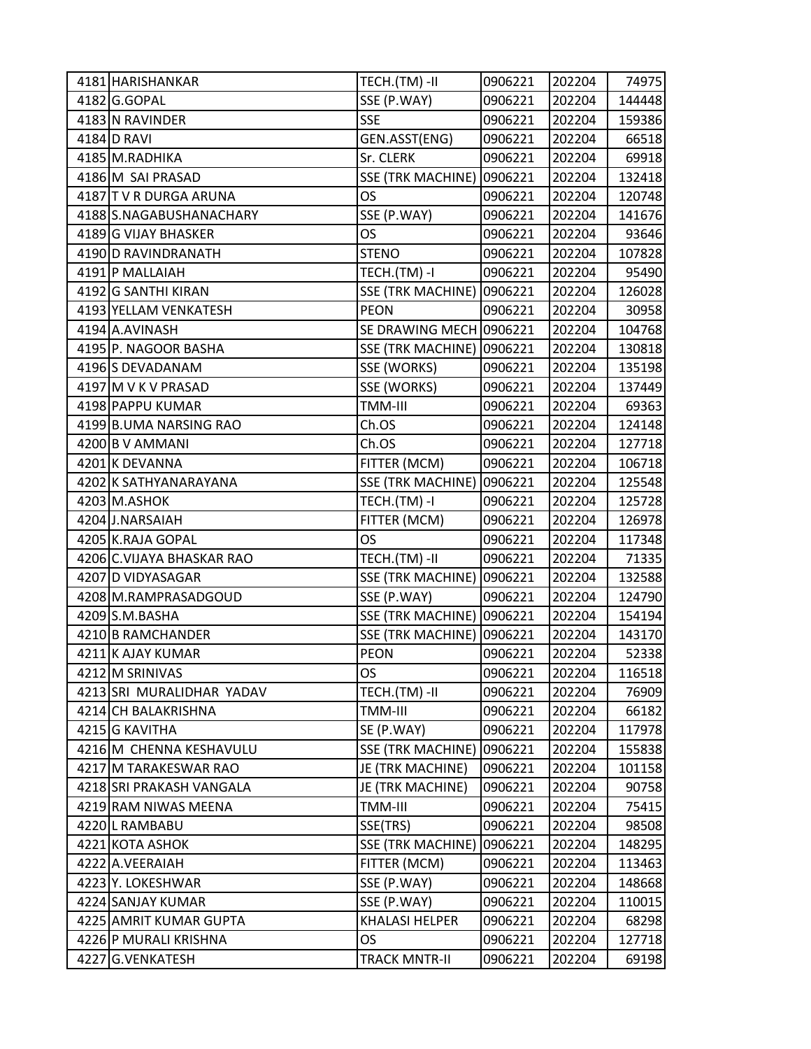| | | | | | |
|---|---|---|---|---|---|
| 4181 | HARISHANKAR | TECH.(TM) -II | 0906221 | 202204 | 74975 |
| 4182 | G.GOPAL | SSE (P.WAY) | 0906221 | 202204 | 144448 |
| 4183 | N RAVINDER | SSE | 0906221 | 202204 | 159386 |
| 4184 | D RAVI | GEN.ASST(ENG) | 0906221 | 202204 | 66518 |
| 4185 | M.RADHIKA | Sr. CLERK | 0906221 | 202204 | 69918 |
| 4186 | M SAI PRASAD | SSE (TRK MACHINE) | 0906221 | 202204 | 132418 |
| 4187 | T V R DURGA ARUNA | OS | 0906221 | 202204 | 120748 |
| 4188 | S.NAGABUSHANACHARY | SSE (P.WAY) | 0906221 | 202204 | 141676 |
| 4189 | G VIJAY BHASKER | OS | 0906221 | 202204 | 93646 |
| 4190 | D RAVINDRANATH | STENO | 0906221 | 202204 | 107828 |
| 4191 | P MALLAIAH | TECH.(TM) -I | 0906221 | 202204 | 95490 |
| 4192 | G SANTHI KIRAN | SSE (TRK MACHINE) | 0906221 | 202204 | 126028 |
| 4193 | YELLAM VENKATESH | PEON | 0906221 | 202204 | 30958 |
| 4194 | A.AVINASH | SE DRAWING MECH | 0906221 | 202204 | 104768 |
| 4195 | P. NAGOOR BASHA | SSE (TRK MACHINE) | 0906221 | 202204 | 130818 |
| 4196 | S DEVADANAM | SSE (WORKS) | 0906221 | 202204 | 135198 |
| 4197 | M V K V PRASAD | SSE (WORKS) | 0906221 | 202204 | 137449 |
| 4198 | PAPPU KUMAR | TMM-III | 0906221 | 202204 | 69363 |
| 4199 | B.UMA NARSING RAO | Ch.OS | 0906221 | 202204 | 124148 |
| 4200 | B V AMMANI | Ch.OS | 0906221 | 202204 | 127718 |
| 4201 | K DEVANNA | FITTER (MCM) | 0906221 | 202204 | 106718 |
| 4202 | K SATHYANARAYANA | SSE (TRK MACHINE) | 0906221 | 202204 | 125548 |
| 4203 | M.ASHOK | TECH.(TM) -I | 0906221 | 202204 | 125728 |
| 4204 | J.NARSAIAH | FITTER (MCM) | 0906221 | 202204 | 126978 |
| 4205 | K.RAJA GOPAL | OS | 0906221 | 202204 | 117348 |
| 4206 | C.VIJAYA BHASKAR RAO | TECH.(TM) -II | 0906221 | 202204 | 71335 |
| 4207 | D VIDYASAGAR | SSE (TRK MACHINE) | 0906221 | 202204 | 132588 |
| 4208 | M.RAMPRASADGOUD | SSE (P.WAY) | 0906221 | 202204 | 124790 |
| 4209 | S.M.BASHA | SSE (TRK MACHINE) | 0906221 | 202204 | 154194 |
| 4210 | B RAMCHANDER | SSE (TRK MACHINE) | 0906221 | 202204 | 143170 |
| 4211 | K AJAY KUMAR | PEON | 0906221 | 202204 | 52338 |
| 4212 | M SRINIVAS | OS | 0906221 | 202204 | 116518 |
| 4213 | SRI MURALIDHAR YADAV | TECH.(TM) -II | 0906221 | 202204 | 76909 |
| 4214 | CH BALAKRISHNA | TMM-III | 0906221 | 202204 | 66182 |
| 4215 | G KAVITHA | SE (P.WAY) | 0906221 | 202204 | 117978 |
| 4216 | M CHENNA KESHAVULU | SSE (TRK MACHINE) | 0906221 | 202204 | 155838 |
| 4217 | M TARAKESWAR RAO | JE (TRK MACHINE) | 0906221 | 202204 | 101158 |
| 4218 | SRI PRAKASH VANGALA | JE (TRK MACHINE) | 0906221 | 202204 | 90758 |
| 4219 | RAM NIWAS MEENA | TMM-III | 0906221 | 202204 | 75415 |
| 4220 | L RAMBABU | SSE(TRS) | 0906221 | 202204 | 98508 |
| 4221 | KOTA ASHOK | SSE (TRK MACHINE) | 0906221 | 202204 | 148295 |
| 4222 | A.VEERAIAH | FITTER (MCM) | 0906221 | 202204 | 113463 |
| 4223 | Y. LOKESHWAR | SSE (P.WAY) | 0906221 | 202204 | 148668 |
| 4224 | SANJAY KUMAR | SSE (P.WAY) | 0906221 | 202204 | 110015 |
| 4225 | AMRIT KUMAR GUPTA | KHALASI HELPER | 0906221 | 202204 | 68298 |
| 4226 | P MURALI KRISHNA | OS | 0906221 | 202204 | 127718 |
| 4227 | G.VENKATESH | TRACK MNTR-II | 0906221 | 202204 | 69198 |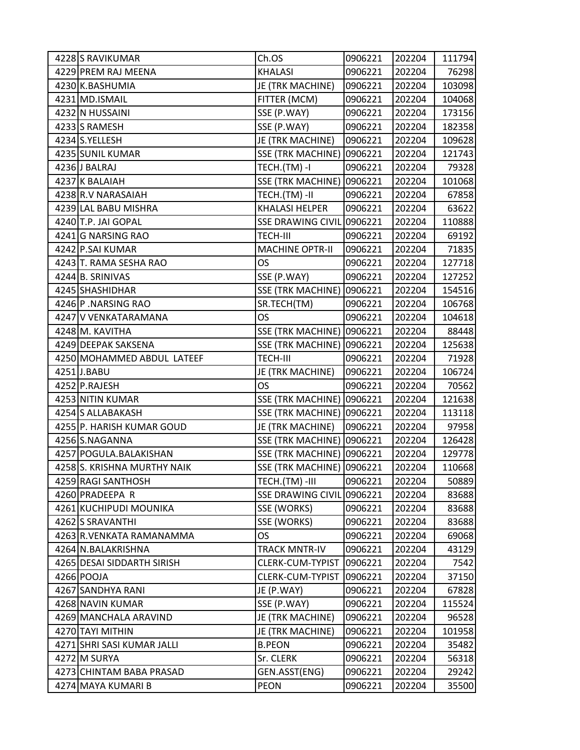| | | | | | |
|---|---|---|---|---|---|
| 4228 | S RAVIKUMAR | Ch.OS | 0906221 | 202204 | 111794 |
| 4229 | PREM RAJ MEENA | KHALASI | 0906221 | 202204 | 76298 |
| 4230 | K.BASHUMIA | JE (TRK MACHINE) | 0906221 | 202204 | 103098 |
| 4231 | MD.ISMAIL | FITTER (MCM) | 0906221 | 202204 | 104068 |
| 4232 | N HUSSAINI | SSE (P.WAY) | 0906221 | 202204 | 173156 |
| 4233 | S RAMESH | SSE (P.WAY) | 0906221 | 202204 | 182358 |
| 4234 | S.YELLESH | JE (TRK MACHINE) | 0906221 | 202204 | 109628 |
| 4235 | SUNIL KUMAR | SSE (TRK MACHINE) | 0906221 | 202204 | 121743 |
| 4236 | J BALRAJ | TECH.(TM) -I | 0906221 | 202204 | 79328 |
| 4237 | K BALAIAH | SSE (TRK MACHINE) | 0906221 | 202204 | 101068 |
| 4238 | R.V NARASAIAH | TECH.(TM) -II | 0906221 | 202204 | 67858 |
| 4239 | LAL BABU MISHRA | KHALASI HELPER | 0906221 | 202204 | 63622 |
| 4240 | T.P. JAI GOPAL | SSE DRAWING CIVIL | 0906221 | 202204 | 110888 |
| 4241 | G NARSING RAO | TECH-III | 0906221 | 202204 | 69192 |
| 4242 | P.SAI KUMAR | MACHINE OPTR-II | 0906221 | 202204 | 71835 |
| 4243 | T. RAMA SESHA RAO | OS | 0906221 | 202204 | 127718 |
| 4244 | B. SRINIVAS | SSE (P.WAY) | 0906221 | 202204 | 127252 |
| 4245 | SHASHIDHAR | SSE (TRK MACHINE) | 0906221 | 202204 | 154516 |
| 4246 | P .NARSING RAO | SR.TECH(TM) | 0906221 | 202204 | 106768 |
| 4247 | V VENKATARAMANA | OS | 0906221 | 202204 | 104618 |
| 4248 | M. KAVITHA | SSE (TRK MACHINE) | 0906221 | 202204 | 88448 |
| 4249 | DEEPAK SAKSENA | SSE (TRK MACHINE) | 0906221 | 202204 | 125638 |
| 4250 | MOHAMMED ABDUL LATEEF | TECH-III | 0906221 | 202204 | 71928 |
| 4251 | J.BABU | JE (TRK MACHINE) | 0906221 | 202204 | 106724 |
| 4252 | P.RAJESH | OS | 0906221 | 202204 | 70562 |
| 4253 | NITIN KUMAR | SSE (TRK MACHINE) | 0906221 | 202204 | 121638 |
| 4254 | S ALLABAKASH | SSE (TRK MACHINE) | 0906221 | 202204 | 113118 |
| 4255 | P. HARISH KUMAR GOUD | JE (TRK MACHINE) | 0906221 | 202204 | 97958 |
| 4256 | S.NAGANNA | SSE (TRK MACHINE) | 0906221 | 202204 | 126428 |
| 4257 | POGULA.BALAKISHAN | SSE (TRK MACHINE) | 0906221 | 202204 | 129778 |
| 4258 | S. KRISHNA MURTHY NAIK | SSE (TRK MACHINE) | 0906221 | 202204 | 110668 |
| 4259 | RAGI SANTHOSH | TECH.(TM) -III | 0906221 | 202204 | 50889 |
| 4260 | PRADEEPA R | SSE DRAWING CIVIL | 0906221 | 202204 | 83688 |
| 4261 | KUCHIPUDI MOUNIKA | SSE (WORKS) | 0906221 | 202204 | 83688 |
| 4262 | S SRAVANTHI | SSE (WORKS) | 0906221 | 202204 | 83688 |
| 4263 | R.VENKATA RAMANAMMA | OS | 0906221 | 202204 | 69068 |
| 4264 | N.BALAKRISHNA | TRACK MNTR-IV | 0906221 | 202204 | 43129 |
| 4265 | DESAI SIDDARTH SIRISH | CLERK-CUM-TYPIST | 0906221 | 202204 | 7542 |
| 4266 | POOJA | CLERK-CUM-TYPIST | 0906221 | 202204 | 37150 |
| 4267 | SANDHYA RANI | JE (P.WAY) | 0906221 | 202204 | 67828 |
| 4268 | NAVIN KUMAR | SSE (P.WAY) | 0906221 | 202204 | 115524 |
| 4269 | MANCHALA ARAVIND | JE (TRK MACHINE) | 0906221 | 202204 | 96528 |
| 4270 | TAYI MITHIN | JE (TRK MACHINE) | 0906221 | 202204 | 101958 |
| 4271 | SHRI SASI KUMAR JALLI | B.PEON | 0906221 | 202204 | 35482 |
| 4272 | M SURYA | Sr. CLERK | 0906221 | 202204 | 56318 |
| 4273 | CHINTAM BABA PRASAD | GEN.ASST(ENG) | 0906221 | 202204 | 29242 |
| 4274 | MAYA KUMARI B | PEON | 0906221 | 202204 | 35500 |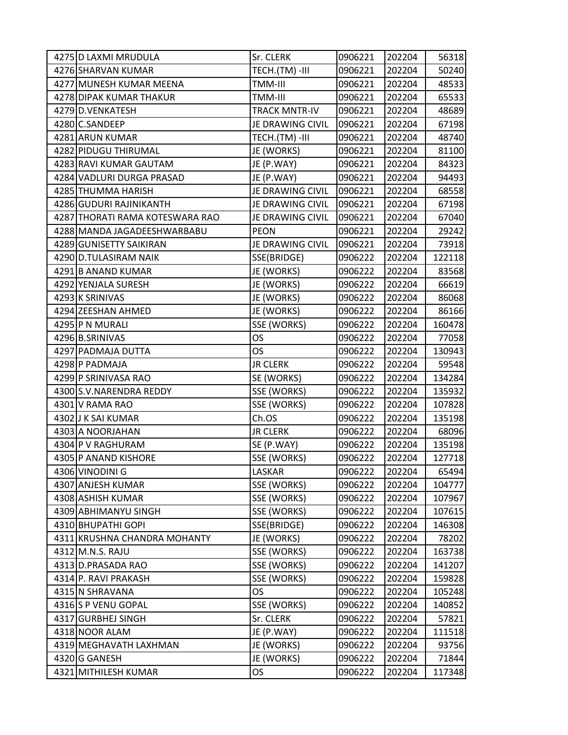| | | | | | |
|---|---|---|---|---|---|
| 4275 | D LAXMI MRUDULA | Sr. CLERK | 0906221 | 202204 | 56318 |
| 4276 | SHARVAN KUMAR | TECH.(TM) -III | 0906221 | 202204 | 50240 |
| 4277 | MUNESH KUMAR MEENA | TMM-III | 0906221 | 202204 | 48533 |
| 4278 | DIPAK KUMAR THAKUR | TMM-III | 0906221 | 202204 | 65533 |
| 4279 | D.VENKATESH | TRACK MNTR-IV | 0906221 | 202204 | 48689 |
| 4280 | C.SANDEEP | JE DRAWING CIVIL | 0906221 | 202204 | 67198 |
| 4281 | ARUN KUMAR | TECH.(TM) -III | 0906221 | 202204 | 48740 |
| 4282 | PIDUGU THIRUMAL | JE (WORKS) | 0906221 | 202204 | 81100 |
| 4283 | RAVI KUMAR GAUTAM | JE (P.WAY) | 0906221 | 202204 | 84323 |
| 4284 | VADLURI DURGA PRASAD | JE (P.WAY) | 0906221 | 202204 | 94493 |
| 4285 | THUMMA HARISH | JE DRAWING CIVIL | 0906221 | 202204 | 68558 |
| 4286 | GUDURI RAJINIKANTH | JE DRAWING CIVIL | 0906221 | 202204 | 67198 |
| 4287 | THORATI RAMA KOTESWARA RAO | JE DRAWING CIVIL | 0906221 | 202204 | 67040 |
| 4288 | MANDA JAGADEESHWARBABU | PEON | 0906221 | 202204 | 29242 |
| 4289 | GUNISETTY SAIKIRAN | JE DRAWING CIVIL | 0906221 | 202204 | 73918 |
| 4290 | D.TULASIRAM NAIK | SSE(BRIDGE) | 0906222 | 202204 | 122118 |
| 4291 | B ANAND KUMAR | JE (WORKS) | 0906222 | 202204 | 83568 |
| 4292 | YENJALA SURESH | JE (WORKS) | 0906222 | 202204 | 66619 |
| 4293 | K SRINIVAS | JE (WORKS) | 0906222 | 202204 | 86068 |
| 4294 | ZEESHAN AHMED | JE (WORKS) | 0906222 | 202204 | 86166 |
| 4295 | P N MURALI | SSE (WORKS) | 0906222 | 202204 | 160478 |
| 4296 | B.SRINIVAS | OS | 0906222 | 202204 | 77058 |
| 4297 | PADMAJA DUTTA | OS | 0906222 | 202204 | 130943 |
| 4298 | P PADMAJA | JR CLERK | 0906222 | 202204 | 59548 |
| 4299 | P SRINIVASA RAO | SE (WORKS) | 0906222 | 202204 | 134284 |
| 4300 | S.V.NARENDRA REDDY | SSE (WORKS) | 0906222 | 202204 | 135932 |
| 4301 | V RAMA RAO | SSE (WORKS) | 0906222 | 202204 | 107828 |
| 4302 | J K SAI KUMAR | Ch.OS | 0906222 | 202204 | 135198 |
| 4303 | A NOORJAHAN | JR CLERK | 0906222 | 202204 | 68096 |
| 4304 | P V RAGHURAM | SE (P.WAY) | 0906222 | 202204 | 135198 |
| 4305 | P ANAND KISHORE | SSE (WORKS) | 0906222 | 202204 | 127718 |
| 4306 | VINODINI G | LASKAR | 0906222 | 202204 | 65494 |
| 4307 | ANJESH KUMAR | SSE (WORKS) | 0906222 | 202204 | 104777 |
| 4308 | ASHISH KUMAR | SSE (WORKS) | 0906222 | 202204 | 107967 |
| 4309 | ABHIMANYU SINGH | SSE (WORKS) | 0906222 | 202204 | 107615 |
| 4310 | BHUPATHI GOPI | SSE(BRIDGE) | 0906222 | 202204 | 146308 |
| 4311 | KRUSHNA CHANDRA MOHANTY | JE (WORKS) | 0906222 | 202204 | 78202 |
| 4312 | M.N.S. RAJU | SSE (WORKS) | 0906222 | 202204 | 163738 |
| 4313 | D.PRASADA RAO | SSE (WORKS) | 0906222 | 202204 | 141207 |
| 4314 | P. RAVI PRAKASH | SSE (WORKS) | 0906222 | 202204 | 159828 |
| 4315 | N SHRAVANA | OS | 0906222 | 202204 | 105248 |
| 4316 | S P VENU GOPAL | SSE (WORKS) | 0906222 | 202204 | 140852 |
| 4317 | GURBHEJ SINGH | Sr. CLERK | 0906222 | 202204 | 57821 |
| 4318 | NOOR ALAM | JE (P.WAY) | 0906222 | 202204 | 111518 |
| 4319 | MEGHAVATH LAXHMAN | JE (WORKS) | 0906222 | 202204 | 93756 |
| 4320 | G GANESH | JE (WORKS) | 0906222 | 202204 | 71844 |
| 4321 | MITHILESH KUMAR | OS | 0906222 | 202204 | 117348 |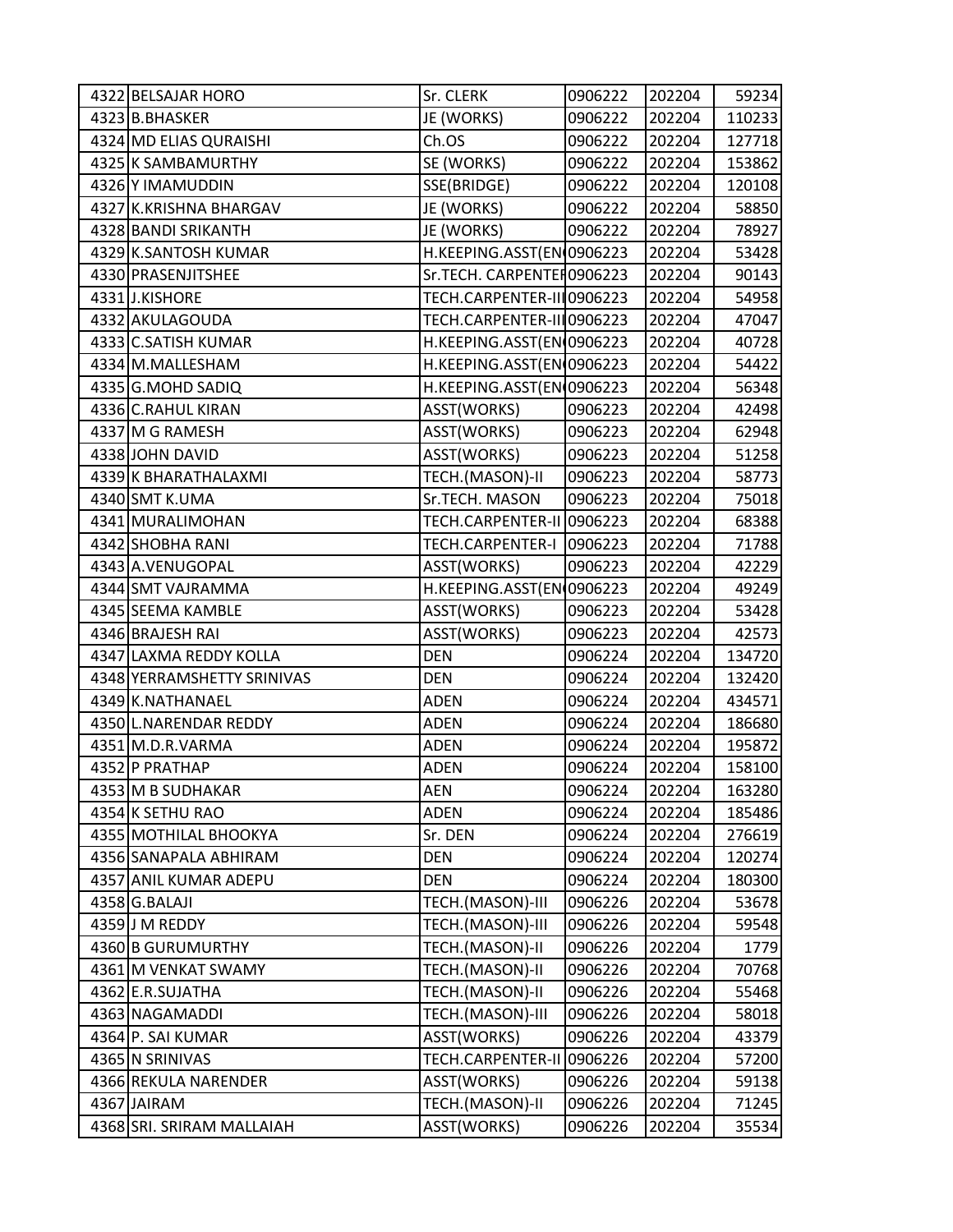| | | | | | |
|---|---|---|---|---|---|
| 4322 | BELSAJAR HORO | Sr. CLERK | 0906222 | 202204 | 59234 |
| 4323 | B.BHASKER | JE (WORKS) | 0906222 | 202204 | 110233 |
| 4324 | MD ELIAS QURAISHI | Ch.OS | 0906222 | 202204 | 127718 |
| 4325 | K SAMBAMURTHY | SE (WORKS) | 0906222 | 202204 | 153862 |
| 4326 | Y IMAMUDDIN | SSE(BRIDGE) | 0906222 | 202204 | 120108 |
| 4327 | K.KRISHNA BHARGAV | JE (WORKS) | 0906222 | 202204 | 58850 |
| 4328 | BANDI SRIKANTH | JE (WORKS) | 0906222 | 202204 | 78927 |
| 4329 | K.SANTOSH KUMAR | H.KEEPING.ASST(EN | 0906223 | 202204 | 53428 |
| 4330 | PRASENJITSHEE | Sr.TECH. CARPENTEI | 0906223 | 202204 | 90143 |
| 4331 | J.KISHORE | TECH.CARPENTER-III | 0906223 | 202204 | 54958 |
| 4332 | AKULAGOUDA | TECH.CARPENTER-III | 0906223 | 202204 | 47047 |
| 4333 | C.SATISH KUMAR | H.KEEPING.ASST(EN | 0906223 | 202204 | 40728 |
| 4334 | M.MALLESHAM | H.KEEPING.ASST(EN | 0906223 | 202204 | 54422 |
| 4335 | G.MOHD SADIQ | H.KEEPING.ASST(EN | 0906223 | 202204 | 56348 |
| 4336 | C.RAHUL KIRAN | ASST(WORKS) | 0906223 | 202204 | 42498 |
| 4337 | M G RAMESH | ASST(WORKS) | 0906223 | 202204 | 62948 |
| 4338 | JOHN DAVID | ASST(WORKS) | 0906223 | 202204 | 51258 |
| 4339 | K BHARATHALAXMI | TECH.(MASON)-II | 0906223 | 202204 | 58773 |
| 4340 | SMT K.UMA | Sr.TECH. MASON | 0906223 | 202204 | 75018 |
| 4341 | MURALIMOHAN | TECH.CARPENTER-II | 0906223 | 202204 | 68388 |
| 4342 | SHOBHA RANI | TECH.CARPENTER-I | 0906223 | 202204 | 71788 |
| 4343 | A.VENUGOPAL | ASST(WORKS) | 0906223 | 202204 | 42229 |
| 4344 | SMT VAJRAMMA | H.KEEPING.ASST(EN | 0906223 | 202204 | 49249 |
| 4345 | SEEMA KAMBLE | ASST(WORKS) | 0906223 | 202204 | 53428 |
| 4346 | BRAJESH RAI | ASST(WORKS) | 0906223 | 202204 | 42573 |
| 4347 | LAXMA REDDY KOLLA | DEN | 0906224 | 202204 | 134720 |
| 4348 | YERRAMSHETTY SRINIVAS | DEN | 0906224 | 202204 | 132420 |
| 4349 | K.NATHANAEL | ADEN | 0906224 | 202204 | 434571 |
| 4350 | L.NARENDAR REDDY | ADEN | 0906224 | 202204 | 186680 |
| 4351 | M.D.R.VARMA | ADEN | 0906224 | 202204 | 195872 |
| 4352 | P PRATHAP | ADEN | 0906224 | 202204 | 158100 |
| 4353 | M B SUDHAKAR | AEN | 0906224 | 202204 | 163280 |
| 4354 | K SETHU RAO | ADEN | 0906224 | 202204 | 185486 |
| 4355 | MOTHILAL BHOOKYA | Sr. DEN | 0906224 | 202204 | 276619 |
| 4356 | SANAPALA ABHIRAM | DEN | 0906224 | 202204 | 120274 |
| 4357 | ANIL KUMAR ADEPU | DEN | 0906224 | 202204 | 180300 |
| 4358 | G.BALAJI | TECH.(MASON)-III | 0906226 | 202204 | 53678 |
| 4359 | J M REDDY | TECH.(MASON)-III | 0906226 | 202204 | 59548 |
| 4360 | B GURUMURTHY | TECH.(MASON)-II | 0906226 | 202204 | 1779 |
| 4361 | M VENKAT SWAMY | TECH.(MASON)-II | 0906226 | 202204 | 70768 |
| 4362 | E.R.SUJATHA | TECH.(MASON)-II | 0906226 | 202204 | 55468 |
| 4363 | NAGAMADDI | TECH.(MASON)-III | 0906226 | 202204 | 58018 |
| 4364 | P. SAI KUMAR | ASST(WORKS) | 0906226 | 202204 | 43379 |
| 4365 | N SRINIVAS | TECH.CARPENTER-II | 0906226 | 202204 | 57200 |
| 4366 | REKULA NARENDER | ASST(WORKS) | 0906226 | 202204 | 59138 |
| 4367 | JAIRAM | TECH.(MASON)-II | 0906226 | 202204 | 71245 |
| 4368 | SRI. SRIRAM MALLAIAH | ASST(WORKS) | 0906226 | 202204 | 35534 |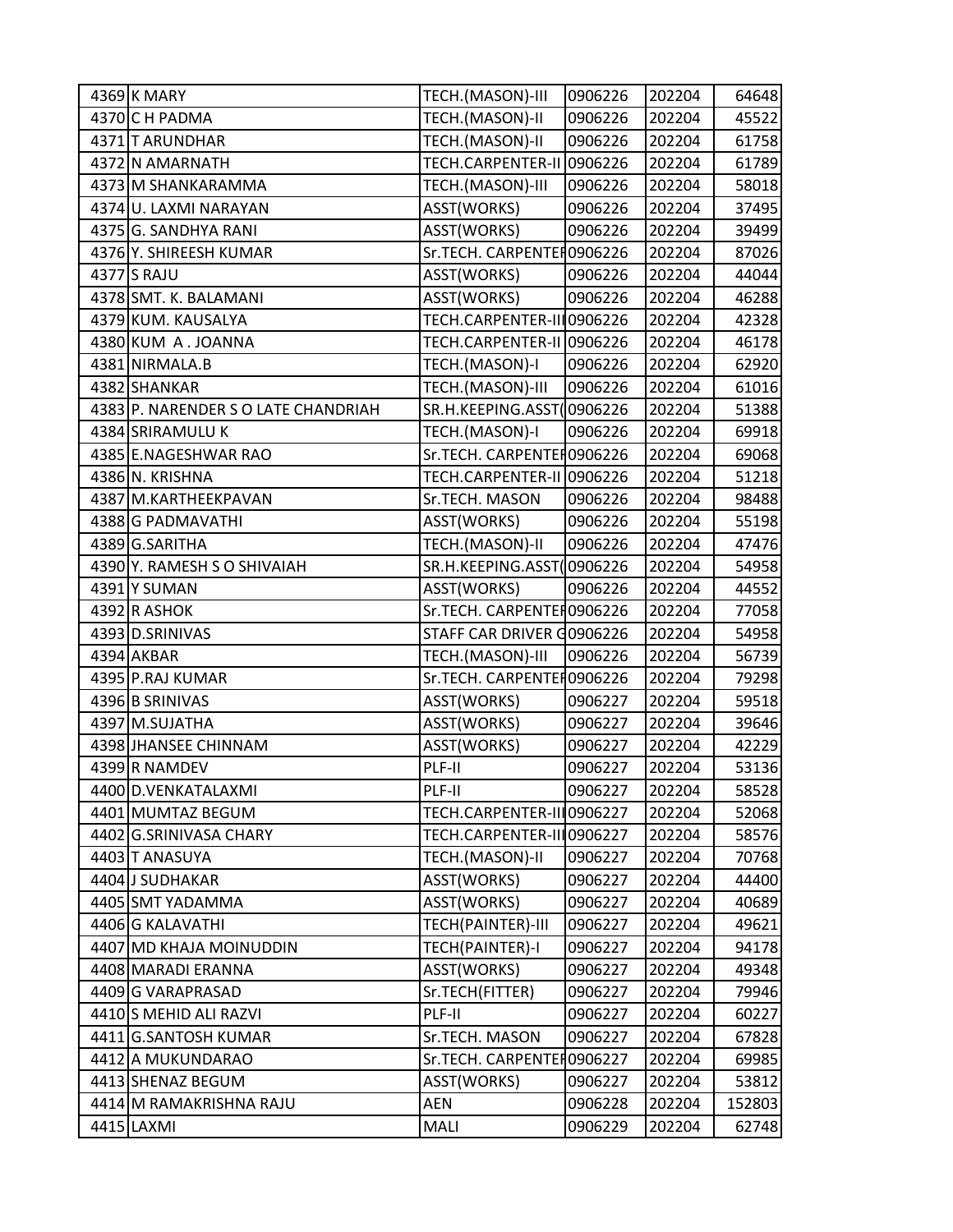| | | | | | |
|---|---|---|---|---|---|
| 4369 | K MARY | TECH.(MASON)-III | 0906226 | 202204 | 64648 |
| 4370 | C H PADMA | TECH.(MASON)-II | 0906226 | 202204 | 45522 |
| 4371 | T ARUNDHAR | TECH.(MASON)-II | 0906226 | 202204 | 61758 |
| 4372 | N AMARNATH | TECH.CARPENTER-II | 0906226 | 202204 | 61789 |
| 4373 | M SHANKARAMMA | TECH.(MASON)-III | 0906226 | 202204 | 58018 |
| 4374 | U. LAXMI NARAYAN | ASST(WORKS) | 0906226 | 202204 | 37495 |
| 4375 | G. SANDHYA RANI | ASST(WORKS) | 0906226 | 202204 | 39499 |
| 4376 | Y. SHIREESH KUMAR | Sr.TECH. CARPENTEI | 0906226 | 202204 | 87026 |
| 4377 | S RAJU | ASST(WORKS) | 0906226 | 202204 | 44044 |
| 4378 | SMT. K. BALAMANI | ASST(WORKS) | 0906226 | 202204 | 46288 |
| 4379 | KUM. KAUSALYA | TECH.CARPENTER-III | 0906226 | 202204 | 42328 |
| 4380 | KUM A . JOANNA | TECH.CARPENTER-II | 0906226 | 202204 | 46178 |
| 4381 | NIRMALA.B | TECH.(MASON)-I | 0906226 | 202204 | 62920 |
| 4382 | SHANKAR | TECH.(MASON)-III | 0906226 | 202204 | 61016 |
| 4383 | P. NARENDER S O LATE CHANDRIAH | SR.H.KEEPING.ASST( | 0906226 | 202204 | 51388 |
| 4384 | SRIRAMULU K | TECH.(MASON)-I | 0906226 | 202204 | 69918 |
| 4385 | E.NAGESHWAR RAO | Sr.TECH. CARPENTEI | 0906226 | 202204 | 69068 |
| 4386 | N. KRISHNA | TECH.CARPENTER-II | 0906226 | 202204 | 51218 |
| 4387 | M.KARTHEEKPAVAN | Sr.TECH. MASON | 0906226 | 202204 | 98488 |
| 4388 | G PADMAVATHI | ASST(WORKS) | 0906226 | 202204 | 55198 |
| 4389 | G.SARITHA | TECH.(MASON)-II | 0906226 | 202204 | 47476 |
| 4390 | Y. RAMESH S O SHIVAIAH | SR.H.KEEPING.ASST( | 0906226 | 202204 | 54958 |
| 4391 | Y SUMAN | ASST(WORKS) | 0906226 | 202204 | 44552 |
| 4392 | R ASHOK | Sr.TECH. CARPENTEI | 0906226 | 202204 | 77058 |
| 4393 | D.SRINIVAS | STAFF CAR DRIVER G | 0906226 | 202204 | 54958 |
| 4394 | AKBAR | TECH.(MASON)-III | 0906226 | 202204 | 56739 |
| 4395 | P.RAJ KUMAR | Sr.TECH. CARPENTEI | 0906226 | 202204 | 79298 |
| 4396 | B SRINIVAS | ASST(WORKS) | 0906227 | 202204 | 59518 |
| 4397 | M.SUJATHA | ASST(WORKS) | 0906227 | 202204 | 39646 |
| 4398 | JHANSEE CHINNAM | ASST(WORKS) | 0906227 | 202204 | 42229 |
| 4399 | R NAMDEV | PLF-II | 0906227 | 202204 | 53136 |
| 4400 | D.VENKATALAXMI | PLF-II | 0906227 | 202204 | 58528 |
| 4401 | MUMTAZ BEGUM | TECH.CARPENTER-III | 0906227 | 202204 | 52068 |
| 4402 | G.SRINIVASA CHARY | TECH.CARPENTER-III | 0906227 | 202204 | 58576 |
| 4403 | T ANASUYA | TECH.(MASON)-II | 0906227 | 202204 | 70768 |
| 4404 | J SUDHAKAR | ASST(WORKS) | 0906227 | 202204 | 44400 |
| 4405 | SMT YADAMMA | ASST(WORKS) | 0906227 | 202204 | 40689 |
| 4406 | G KALAVATHI | TECH(PAINTER)-III | 0906227 | 202204 | 49621 |
| 4407 | MD KHAJA MOINUDDIN | TECH(PAINTER)-I | 0906227 | 202204 | 94178 |
| 4408 | MARADI ERANNA | ASST(WORKS) | 0906227 | 202204 | 49348 |
| 4409 | G VARAPRASAD | Sr.TECH(FITTER) | 0906227 | 202204 | 79946 |
| 4410 | S MEHID ALI RAZVI | PLF-II | 0906227 | 202204 | 60227 |
| 4411 | G.SANTOSH KUMAR | Sr.TECH. MASON | 0906227 | 202204 | 67828 |
| 4412 | A MUKUNDARAO | Sr.TECH. CARPENTEI | 0906227 | 202204 | 69985 |
| 4413 | SHENAZ BEGUM | ASST(WORKS) | 0906227 | 202204 | 53812 |
| 4414 | M RAMAKRISHNA RAJU | AEN | 0906228 | 202204 | 152803 |
| 4415 | LAXMI | MALI | 0906229 | 202204 | 62748 |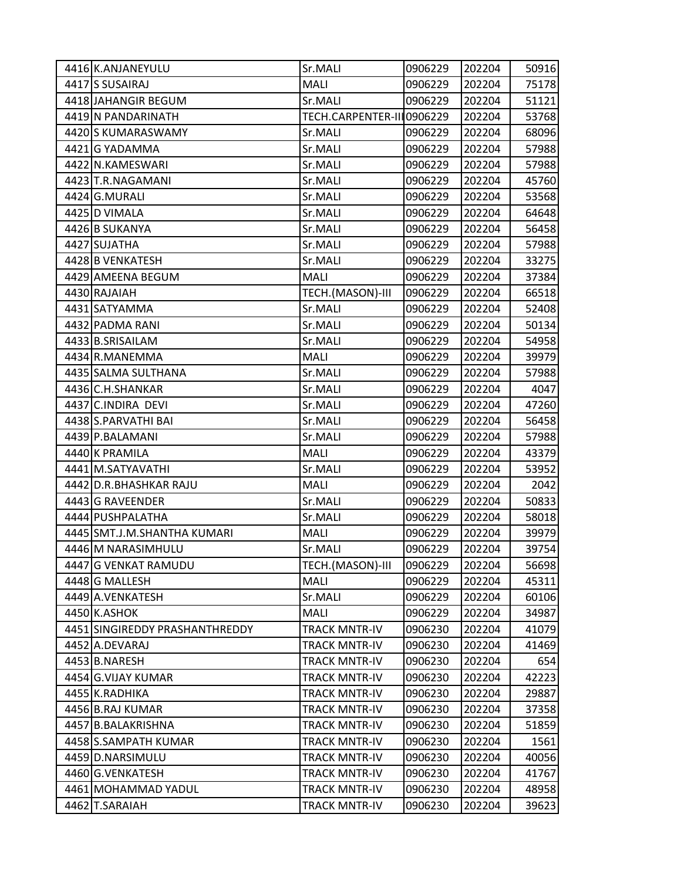| | | | | | |
|---|---|---|---|---|---|
| 4416 | K.ANJANEYULU | Sr.MALI | 0906229 | 202204 | 50916 |
| 4417 | S SUSAIRAJ | MALI | 0906229 | 202204 | 75178 |
| 4418 | JAHANGIR BEGUM | Sr.MALI | 0906229 | 202204 | 51121 |
| 4419 | N PANDARINATH | TECH.CARPENTER-III | 0906229 | 202204 | 53768 |
| 4420 | S KUMARASWAMY | Sr.MALI | 0906229 | 202204 | 68096 |
| 4421 | G YADAMMA | Sr.MALI | 0906229 | 202204 | 57988 |
| 4422 | N.KAMESWARI | Sr.MALI | 0906229 | 202204 | 57988 |
| 4423 | T.R.NAGAMANI | Sr.MALI | 0906229 | 202204 | 45760 |
| 4424 | G.MURALI | Sr.MALI | 0906229 | 202204 | 53568 |
| 4425 | D VIMALA | Sr.MALI | 0906229 | 202204 | 64648 |
| 4426 | B SUKANYA | Sr.MALI | 0906229 | 202204 | 56458 |
| 4427 | SUJATHA | Sr.MALI | 0906229 | 202204 | 57988 |
| 4428 | B VENKATESH | Sr.MALI | 0906229 | 202204 | 33275 |
| 4429 | AMEENA BEGUM | MALI | 0906229 | 202204 | 37384 |
| 4430 | RAJAIAH | TECH.(MASON)-III | 0906229 | 202204 | 66518 |
| 4431 | SATYAMMA | Sr.MALI | 0906229 | 202204 | 52408 |
| 4432 | PADMA RANI | Sr.MALI | 0906229 | 202204 | 50134 |
| 4433 | B.SRISAILAM | Sr.MALI | 0906229 | 202204 | 54958 |
| 4434 | R.MANEMMA | MALI | 0906229 | 202204 | 39979 |
| 4435 | SALMA SULTHANA | Sr.MALI | 0906229 | 202204 | 57988 |
| 4436 | C.H.SHANKAR | Sr.MALI | 0906229 | 202204 | 4047 |
| 4437 | C.INDIRA DEVI | Sr.MALI | 0906229 | 202204 | 47260 |
| 4438 | S.PARVATHI BAI | Sr.MALI | 0906229 | 202204 | 56458 |
| 4439 | P.BALAMANI | Sr.MALI | 0906229 | 202204 | 57988 |
| 4440 | K PRAMILA | MALI | 0906229 | 202204 | 43379 |
| 4441 | M.SATYAVATHI | Sr.MALI | 0906229 | 202204 | 53952 |
| 4442 | D.R.BHASHKAR RAJU | MALI | 0906229 | 202204 | 2042 |
| 4443 | G RAVEENDER | Sr.MALI | 0906229 | 202204 | 50833 |
| 4444 | PUSHPALATHA | Sr.MALI | 0906229 | 202204 | 58018 |
| 4445 | SMT.J.M.SHANTHA KUMARI | MALI | 0906229 | 202204 | 39979 |
| 4446 | M NARASIMHULU | Sr.MALI | 0906229 | 202204 | 39754 |
| 4447 | G VENKAT RAMUDU | TECH.(MASON)-III | 0906229 | 202204 | 56698 |
| 4448 | G MALLESH | MALI | 0906229 | 202204 | 45311 |
| 4449 | A.VENKATESH | Sr.MALI | 0906229 | 202204 | 60106 |
| 4450 | K.ASHOK | MALI | 0906229 | 202204 | 34987 |
| 4451 | SINGIREDDY PRASHANTHREDDY | TRACK MNTR-IV | 0906230 | 202204 | 41079 |
| 4452 | A.DEVARAJ | TRACK MNTR-IV | 0906230 | 202204 | 41469 |
| 4453 | B.NARESH | TRACK MNTR-IV | 0906230 | 202204 | 654 |
| 4454 | G.VIJAY KUMAR | TRACK MNTR-IV | 0906230 | 202204 | 42223 |
| 4455 | K.RADHIKA | TRACK MNTR-IV | 0906230 | 202204 | 29887 |
| 4456 | B.RAJ KUMAR | TRACK MNTR-IV | 0906230 | 202204 | 37358 |
| 4457 | B.BALAKRISHNA | TRACK MNTR-IV | 0906230 | 202204 | 51859 |
| 4458 | S.SAMPATH KUMAR | TRACK MNTR-IV | 0906230 | 202204 | 1561 |
| 4459 | D.NARSIMULU | TRACK MNTR-IV | 0906230 | 202204 | 40056 |
| 4460 | G.VENKATESH | TRACK MNTR-IV | 0906230 | 202204 | 41767 |
| 4461 | MOHAMMAD YADUL | TRACK MNTR-IV | 0906230 | 202204 | 48958 |
| 4462 | T.SARAIAH | TRACK MNTR-IV | 0906230 | 202204 | 39623 |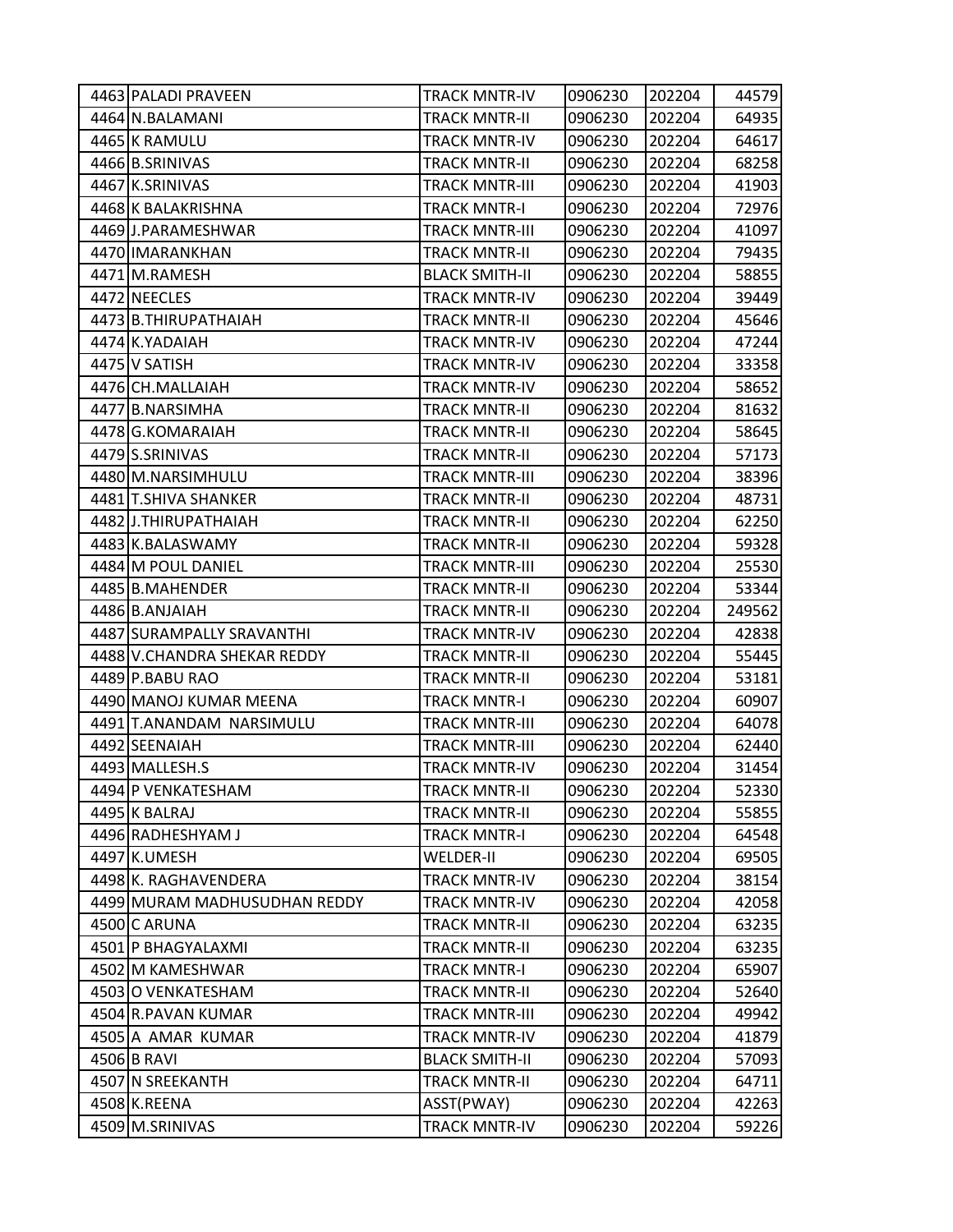| | | | | | |
|---|---|---|---|---|---|
| 4463 | PALADI PRAVEEN | TRACK MNTR-IV | 0906230 | 202204 | 44579 |
| 4464 | N.BALAMANI | TRACK MNTR-II | 0906230 | 202204 | 64935 |
| 4465 | K RAMULU | TRACK MNTR-IV | 0906230 | 202204 | 64617 |
| 4466 | B.SRINIVAS | TRACK MNTR-II | 0906230 | 202204 | 68258 |
| 4467 | K.SRINIVAS | TRACK MNTR-III | 0906230 | 202204 | 41903 |
| 4468 | K BALAKRISHNA | TRACK MNTR-I | 0906230 | 202204 | 72976 |
| 4469 | J.PARAMESHWAR | TRACK MNTR-III | 0906230 | 202204 | 41097 |
| 4470 | IMARANKHAN | TRACK MNTR-II | 0906230 | 202204 | 79435 |
| 4471 | M.RAMESH | BLACK SMITH-II | 0906230 | 202204 | 58855 |
| 4472 | NEECLES | TRACK MNTR-IV | 0906230 | 202204 | 39449 |
| 4473 | B.THIRUPATHAIAH | TRACK MNTR-II | 0906230 | 202204 | 45646 |
| 4474 | K.YADAIAH | TRACK MNTR-IV | 0906230 | 202204 | 47244 |
| 4475 | V SATISH | TRACK MNTR-IV | 0906230 | 202204 | 33358 |
| 4476 | CH.MALLAIAH | TRACK MNTR-IV | 0906230 | 202204 | 58652 |
| 4477 | B.NARSIMHA | TRACK MNTR-II | 0906230 | 202204 | 81632 |
| 4478 | G.KOMARAIAH | TRACK MNTR-II | 0906230 | 202204 | 58645 |
| 4479 | S.SRINIVAS | TRACK MNTR-II | 0906230 | 202204 | 57173 |
| 4480 | M.NARSIMHULU | TRACK MNTR-III | 0906230 | 202204 | 38396 |
| 4481 | T.SHIVA SHANKER | TRACK MNTR-II | 0906230 | 202204 | 48731 |
| 4482 | J.THIRUPATHAIAH | TRACK MNTR-II | 0906230 | 202204 | 62250 |
| 4483 | K.BALASWAMY | TRACK MNTR-II | 0906230 | 202204 | 59328 |
| 4484 | M POUL DANIEL | TRACK MNTR-III | 0906230 | 202204 | 25530 |
| 4485 | B.MAHENDER | TRACK MNTR-II | 0906230 | 202204 | 53344 |
| 4486 | B.ANJAIAH | TRACK MNTR-II | 0906230 | 202204 | 249562 |
| 4487 | SURAMPALLY SRAVANTHI | TRACK MNTR-IV | 0906230 | 202204 | 42838 |
| 4488 | V.CHANDRA SHEKAR REDDY | TRACK MNTR-II | 0906230 | 202204 | 55445 |
| 4489 | P.BABU RAO | TRACK MNTR-II | 0906230 | 202204 | 53181 |
| 4490 | MANOJ KUMAR MEENA | TRACK MNTR-I | 0906230 | 202204 | 60907 |
| 4491 | T.ANANDAM NARSIMULU | TRACK MNTR-III | 0906230 | 202204 | 64078 |
| 4492 | SEENAIAH | TRACK MNTR-III | 0906230 | 202204 | 62440 |
| 4493 | MALLESH.S | TRACK MNTR-IV | 0906230 | 202204 | 31454 |
| 4494 | P VENKATESHAM | TRACK MNTR-II | 0906230 | 202204 | 52330 |
| 4495 | K BALRAJ | TRACK MNTR-II | 0906230 | 202204 | 55855 |
| 4496 | RADHESHYAM J | TRACK MNTR-I | 0906230 | 202204 | 64548 |
| 4497 | K.UMESH | WELDER-II | 0906230 | 202204 | 69505 |
| 4498 | K. RAGHAVENDERA | TRACK MNTR-IV | 0906230 | 202204 | 38154 |
| 4499 | MURAM MADHUSUDHAN REDDY | TRACK MNTR-IV | 0906230 | 202204 | 42058 |
| 4500 | C ARUNA | TRACK MNTR-II | 0906230 | 202204 | 63235 |
| 4501 | P BHAGYALAXMI | TRACK MNTR-II | 0906230 | 202204 | 63235 |
| 4502 | M KAMESHWAR | TRACK MNTR-I | 0906230 | 202204 | 65907 |
| 4503 | O VENKATESHAM | TRACK MNTR-II | 0906230 | 202204 | 52640 |
| 4504 | R.PAVAN KUMAR | TRACK MNTR-III | 0906230 | 202204 | 49942 |
| 4505 | A AMAR KUMAR | TRACK MNTR-IV | 0906230 | 202204 | 41879 |
| 4506 | B RAVI | BLACK SMITH-II | 0906230 | 202204 | 57093 |
| 4507 | N SREEKANTH | TRACK MNTR-II | 0906230 | 202204 | 64711 |
| 4508 | K.REENA | ASST(PWAY) | 0906230 | 202204 | 42263 |
| 4509 | M.SRINIVAS | TRACK MNTR-IV | 0906230 | 202204 | 59226 |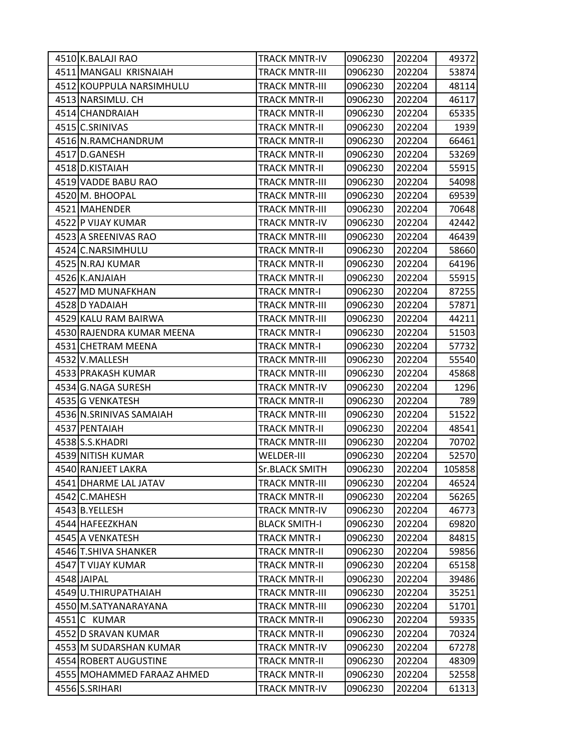| | | | | | |
|---|---|---|---|---|---|
| 4510 | K.BALAJI RAO | TRACK MNTR-IV | 0906230 | 202204 | 49372 |
| 4511 | MANGALI  KRISNAIAH | TRACK MNTR-III | 0906230 | 202204 | 53874 |
| 4512 | KOUPPULA NARSIMHULU | TRACK MNTR-III | 0906230 | 202204 | 48114 |
| 4513 | NARSIMLU. CH | TRACK MNTR-II | 0906230 | 202204 | 46117 |
| 4514 | CHANDRAIAH | TRACK MNTR-II | 0906230 | 202204 | 65335 |
| 4515 | C.SRINIVAS | TRACK MNTR-II | 0906230 | 202204 | 1939 |
| 4516 | N.RAMCHANDRUM | TRACK MNTR-II | 0906230 | 202204 | 66461 |
| 4517 | D.GANESH | TRACK MNTR-II | 0906230 | 202204 | 53269 |
| 4518 | D.KISTAIAH | TRACK MNTR-II | 0906230 | 202204 | 55915 |
| 4519 | VADDE BABU RAO | TRACK MNTR-III | 0906230 | 202204 | 54098 |
| 4520 | M. BHOOPAL | TRACK MNTR-III | 0906230 | 202204 | 69539 |
| 4521 | MAHENDER | TRACK MNTR-III | 0906230 | 202204 | 70648 |
| 4522 | P VIJAY KUMAR | TRACK MNTR-IV | 0906230 | 202204 | 42442 |
| 4523 | A SREENIVAS RAO | TRACK MNTR-III | 0906230 | 202204 | 46439 |
| 4524 | C.NARSIMHULU | TRACK MNTR-II | 0906230 | 202204 | 58660 |
| 4525 | N.RAJ KUMAR | TRACK MNTR-II | 0906230 | 202204 | 64196 |
| 4526 | K.ANJAIAH | TRACK MNTR-II | 0906230 | 202204 | 55915 |
| 4527 | MD MUNAFKHAN | TRACK MNTR-I | 0906230 | 202204 | 87255 |
| 4528 | D YADAIAH | TRACK MNTR-III | 0906230 | 202204 | 57871 |
| 4529 | KALU RAM BAIRWA | TRACK MNTR-III | 0906230 | 202204 | 44211 |
| 4530 | RAJENDRA KUMAR MEENA | TRACK MNTR-I | 0906230 | 202204 | 51503 |
| 4531 | CHETRAM MEENA | TRACK MNTR-I | 0906230 | 202204 | 57732 |
| 4532 | V.MALLESH | TRACK MNTR-III | 0906230 | 202204 | 55540 |
| 4533 | PRAKASH KUMAR | TRACK MNTR-III | 0906230 | 202204 | 45868 |
| 4534 | G.NAGA SURESH | TRACK MNTR-IV | 0906230 | 202204 | 1296 |
| 4535 | G VENKATESH | TRACK MNTR-II | 0906230 | 202204 | 789 |
| 4536 | N.SRINIVAS SAMAIAH | TRACK MNTR-III | 0906230 | 202204 | 51522 |
| 4537 | PENTAIAH | TRACK MNTR-II | 0906230 | 202204 | 48541 |
| 4538 | S.S.KHADRI | TRACK MNTR-III | 0906230 | 202204 | 70702 |
| 4539 | NITISH KUMAR | WELDER-III | 0906230 | 202204 | 52570 |
| 4540 | RANJEET LAKRA | Sr.BLACK SMITH | 0906230 | 202204 | 105858 |
| 4541 | DHARME LAL JATAV | TRACK MNTR-III | 0906230 | 202204 | 46524 |
| 4542 | C.MAHESH | TRACK MNTR-II | 0906230 | 202204 | 56265 |
| 4543 | B.YELLESH | TRACK MNTR-IV | 0906230 | 202204 | 46773 |
| 4544 | HAFEEZKHAN | BLACK SMITH-I | 0906230 | 202204 | 69820 |
| 4545 | A VENKATESH | TRACK MNTR-I | 0906230 | 202204 | 84815 |
| 4546 | T.SHIVA SHANKER | TRACK MNTR-II | 0906230 | 202204 | 59856 |
| 4547 | T VIJAY KUMAR | TRACK MNTR-II | 0906230 | 202204 | 65158 |
| 4548 | JAIPAL | TRACK MNTR-II | 0906230 | 202204 | 39486 |
| 4549 | U.THIRUPATHAIAH | TRACK MNTR-III | 0906230 | 202204 | 35251 |
| 4550 | M.SATYANARAYANA | TRACK MNTR-III | 0906230 | 202204 | 51701 |
| 4551 | C  KUMAR | TRACK MNTR-II | 0906230 | 202204 | 59335 |
| 4552 | D SRAVAN KUMAR | TRACK MNTR-II | 0906230 | 202204 | 70324 |
| 4553 | M SUDARSHAN KUMAR | TRACK MNTR-IV | 0906230 | 202204 | 67278 |
| 4554 | ROBERT AUGUSTINE | TRACK MNTR-II | 0906230 | 202204 | 48309 |
| 4555 | MOHAMMED FARAAZ AHMED | TRACK MNTR-II | 0906230 | 202204 | 52558 |
| 4556 | S.SRIHARI | TRACK MNTR-IV | 0906230 | 202204 | 61313 |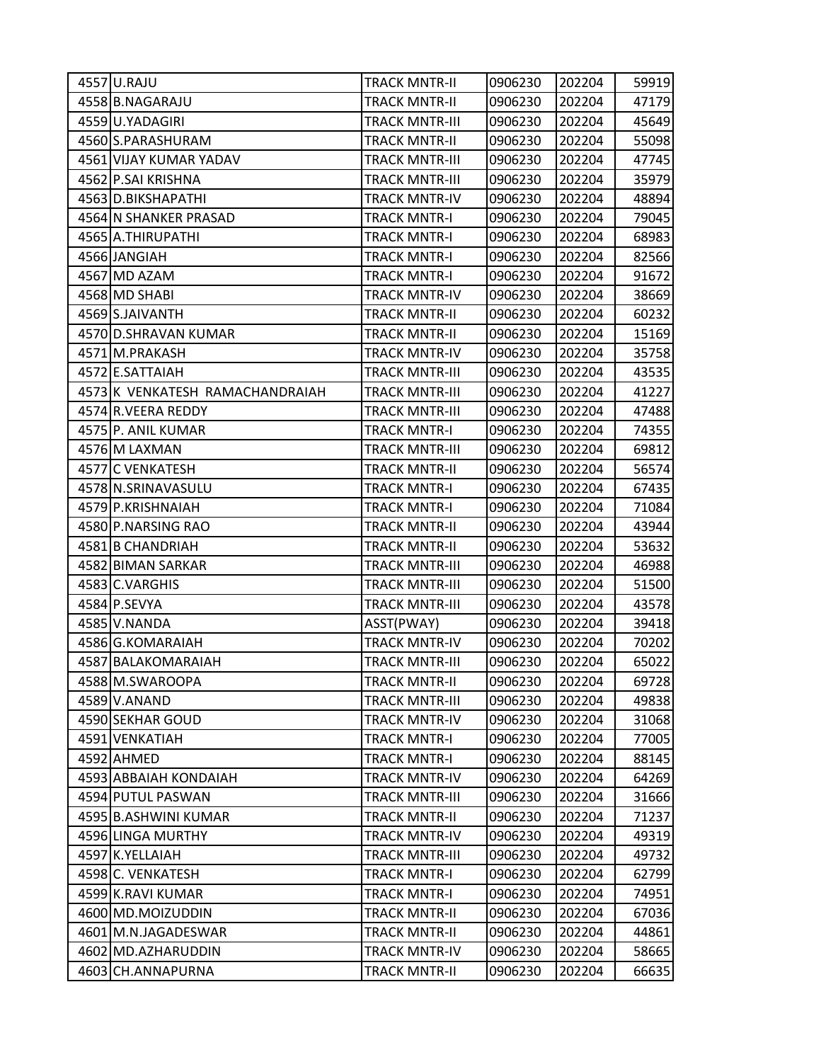| | | | | | |
|---|---|---|---|---|---|
| 4557 | U.RAJU | TRACK MNTR-II | 0906230 | 202204 | 59919 |
| 4558 | B.NAGARAJU | TRACK MNTR-II | 0906230 | 202204 | 47179 |
| 4559 | U.YADAGIRI | TRACK MNTR-III | 0906230 | 202204 | 45649 |
| 4560 | S.PARASHURAM | TRACK MNTR-II | 0906230 | 202204 | 55098 |
| 4561 | VIJAY KUMAR YADAV | TRACK MNTR-III | 0906230 | 202204 | 47745 |
| 4562 | P.SAI KRISHNA | TRACK MNTR-III | 0906230 | 202204 | 35979 |
| 4563 | D.BIKSHAPATHI | TRACK MNTR-IV | 0906230 | 202204 | 48894 |
| 4564 | N SHANKER PRASAD | TRACK MNTR-I | 0906230 | 202204 | 79045 |
| 4565 | A.THIRUPATHI | TRACK MNTR-I | 0906230 | 202204 | 68983 |
| 4566 | JANGIAH | TRACK MNTR-I | 0906230 | 202204 | 82566 |
| 4567 | MD AZAM | TRACK MNTR-I | 0906230 | 202204 | 91672 |
| 4568 | MD SHABI | TRACK MNTR-IV | 0906230 | 202204 | 38669 |
| 4569 | S.JAIVANTH | TRACK MNTR-II | 0906230 | 202204 | 60232 |
| 4570 | D.SHRAVAN KUMAR | TRACK MNTR-II | 0906230 | 202204 | 15169 |
| 4571 | M.PRAKASH | TRACK MNTR-IV | 0906230 | 202204 | 35758 |
| 4572 | E.SATTAIAH | TRACK MNTR-III | 0906230 | 202204 | 43535 |
| 4573 | K VENKATESH RAMACHANDRAIAH | TRACK MNTR-III | 0906230 | 202204 | 41227 |
| 4574 | R.VEERA REDDY | TRACK MNTR-III | 0906230 | 202204 | 47488 |
| 4575 | P. ANIL KUMAR | TRACK MNTR-I | 0906230 | 202204 | 74355 |
| 4576 | M LAXMAN | TRACK MNTR-III | 0906230 | 202204 | 69812 |
| 4577 | C VENKATESH | TRACK MNTR-II | 0906230 | 202204 | 56574 |
| 4578 | N.SRINAVASULU | TRACK MNTR-I | 0906230 | 202204 | 67435 |
| 4579 | P.KRISHNAIAH | TRACK MNTR-I | 0906230 | 202204 | 71084 |
| 4580 | P.NARSING RAO | TRACK MNTR-II | 0906230 | 202204 | 43944 |
| 4581 | B CHANDRIAH | TRACK MNTR-II | 0906230 | 202204 | 53632 |
| 4582 | BIMAN SARKAR | TRACK MNTR-III | 0906230 | 202204 | 46988 |
| 4583 | C.VARGHIS | TRACK MNTR-III | 0906230 | 202204 | 51500 |
| 4584 | P.SEVYA | TRACK MNTR-III | 0906230 | 202204 | 43578 |
| 4585 | V.NANDA | ASST(PWAY) | 0906230 | 202204 | 39418 |
| 4586 | G.KOMARAIAH | TRACK MNTR-IV | 0906230 | 202204 | 70202 |
| 4587 | BALAKOMARAIAH | TRACK MNTR-III | 0906230 | 202204 | 65022 |
| 4588 | M.SWAROOPA | TRACK MNTR-II | 0906230 | 202204 | 69728 |
| 4589 | V.ANAND | TRACK MNTR-III | 0906230 | 202204 | 49838 |
| 4590 | SEKHAR GOUD | TRACK MNTR-IV | 0906230 | 202204 | 31068 |
| 4591 | VENKATIAH | TRACK MNTR-I | 0906230 | 202204 | 77005 |
| 4592 | AHMED | TRACK MNTR-I | 0906230 | 202204 | 88145 |
| 4593 | ABBAIAH KONDAIAH | TRACK MNTR-IV | 0906230 | 202204 | 64269 |
| 4594 | PUTUL PASWAN | TRACK MNTR-III | 0906230 | 202204 | 31666 |
| 4595 | B.ASHWINI KUMAR | TRACK MNTR-II | 0906230 | 202204 | 71237 |
| 4596 | LINGA MURTHY | TRACK MNTR-IV | 0906230 | 202204 | 49319 |
| 4597 | K.YELLAIAH | TRACK MNTR-III | 0906230 | 202204 | 49732 |
| 4598 | C. VENKATESH | TRACK MNTR-I | 0906230 | 202204 | 62799 |
| 4599 | K.RAVI KUMAR | TRACK MNTR-I | 0906230 | 202204 | 74951 |
| 4600 | MD.MOIZUDDIN | TRACK MNTR-II | 0906230 | 202204 | 67036 |
| 4601 | M.N.JAGADESWAR | TRACK MNTR-II | 0906230 | 202204 | 44861 |
| 4602 | MD.AZHARUDDIN | TRACK MNTR-IV | 0906230 | 202204 | 58665 |
| 4603 | CH.ANNAPURNA | TRACK MNTR-II | 0906230 | 202204 | 66635 |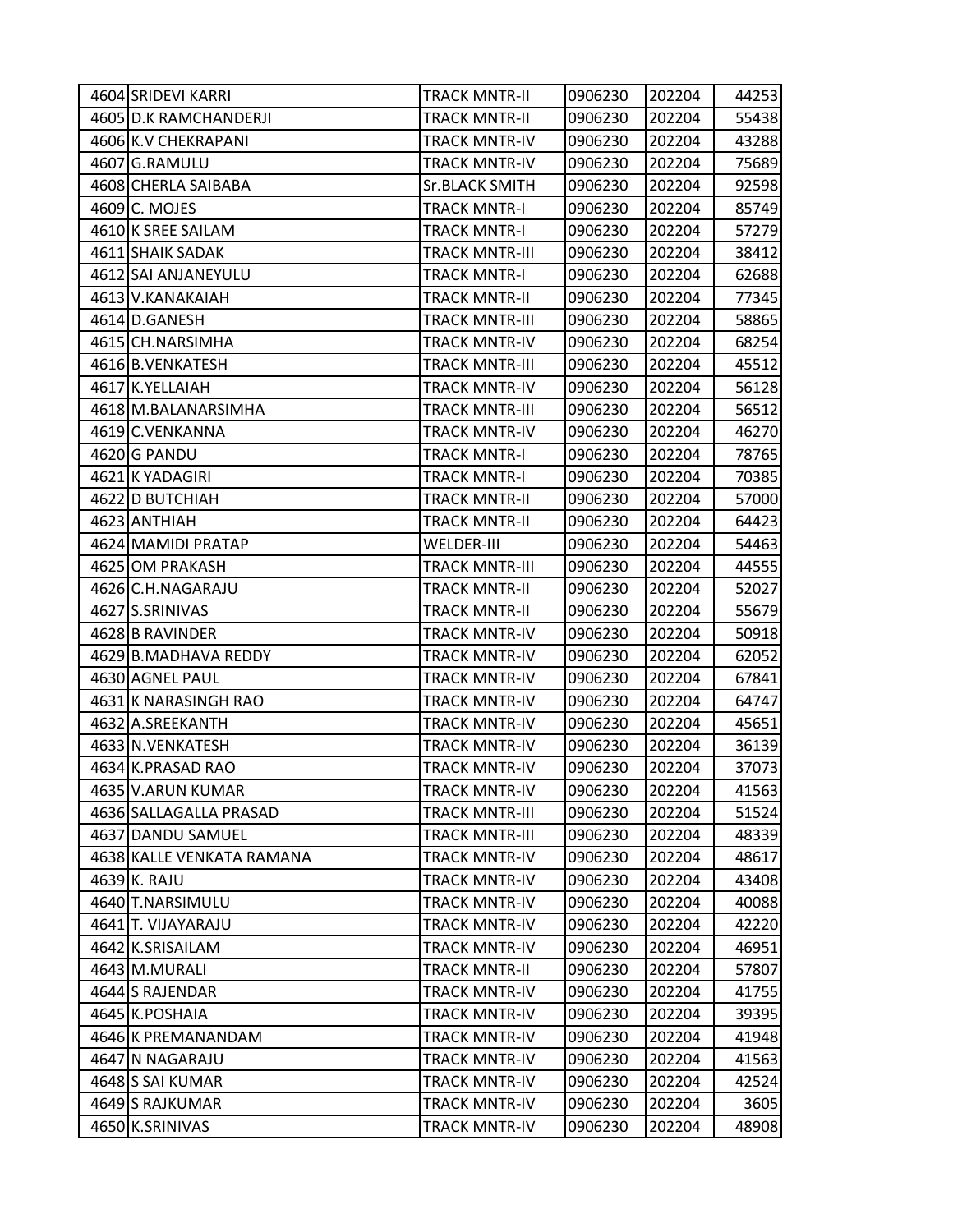| | | | | | |
|---|---|---|---|---|---|
| 4604 | SRIDEVI KARRI | TRACK MNTR-II | 0906230 | 202204 | 44253 |
| 4605 | D.K RAMCHANDERJI | TRACK MNTR-II | 0906230 | 202204 | 55438 |
| 4606 | K.V CHEKRAPANI | TRACK MNTR-IV | 0906230 | 202204 | 43288 |
| 4607 | G.RAMULU | TRACK MNTR-IV | 0906230 | 202204 | 75689 |
| 4608 | CHERLA SAIBABA | Sr.BLACK SMITH | 0906230 | 202204 | 92598 |
| 4609 | C. MOJES | TRACK MNTR-I | 0906230 | 202204 | 85749 |
| 4610 | K SREE SAILAM | TRACK MNTR-I | 0906230 | 202204 | 57279 |
| 4611 | SHAIK SADAK | TRACK MNTR-III | 0906230 | 202204 | 38412 |
| 4612 | SAI ANJANEYULU | TRACK MNTR-I | 0906230 | 202204 | 62688 |
| 4613 | V.KANAKAIAH | TRACK MNTR-II | 0906230 | 202204 | 77345 |
| 4614 | D.GANESH | TRACK MNTR-III | 0906230 | 202204 | 58865 |
| 4615 | CH.NARSIMHA | TRACK MNTR-IV | 0906230 | 202204 | 68254 |
| 4616 | B.VENKATESH | TRACK MNTR-III | 0906230 | 202204 | 45512 |
| 4617 | K.YELLAIAH | TRACK MNTR-IV | 0906230 | 202204 | 56128 |
| 4618 | M.BALANARSIMHA | TRACK MNTR-III | 0906230 | 202204 | 56512 |
| 4619 | C.VENKANNA | TRACK MNTR-IV | 0906230 | 202204 | 46270 |
| 4620 | G PANDU | TRACK MNTR-I | 0906230 | 202204 | 78765 |
| 4621 | K YADAGIRI | TRACK MNTR-I | 0906230 | 202204 | 70385 |
| 4622 | D BUTCHIAH | TRACK MNTR-II | 0906230 | 202204 | 57000 |
| 4623 | ANTHIAH | TRACK MNTR-II | 0906230 | 202204 | 64423 |
| 4624 | MAMIDI PRATAP | WELDER-III | 0906230 | 202204 | 54463 |
| 4625 | OM PRAKASH | TRACK MNTR-III | 0906230 | 202204 | 44555 |
| 4626 | C.H.NAGARAJU | TRACK MNTR-II | 0906230 | 202204 | 52027 |
| 4627 | S.SRINIVAS | TRACK MNTR-II | 0906230 | 202204 | 55679 |
| 4628 | B RAVINDER | TRACK MNTR-IV | 0906230 | 202204 | 50918 |
| 4629 | B.MADHAVA REDDY | TRACK MNTR-IV | 0906230 | 202204 | 62052 |
| 4630 | AGNEL PAUL | TRACK MNTR-IV | 0906230 | 202204 | 67841 |
| 4631 | K NARASINGH RAO | TRACK MNTR-IV | 0906230 | 202204 | 64747 |
| 4632 | A.SREEKANTH | TRACK MNTR-IV | 0906230 | 202204 | 45651 |
| 4633 | N.VENKATESH | TRACK MNTR-IV | 0906230 | 202204 | 36139 |
| 4634 | K.PRASAD RAO | TRACK MNTR-IV | 0906230 | 202204 | 37073 |
| 4635 | V.ARUN KUMAR | TRACK MNTR-IV | 0906230 | 202204 | 41563 |
| 4636 | SALLAGALLA PRASAD | TRACK MNTR-III | 0906230 | 202204 | 51524 |
| 4637 | DANDU SAMUEL | TRACK MNTR-III | 0906230 | 202204 | 48339 |
| 4638 | KALLE VENKATA RAMANA | TRACK MNTR-IV | 0906230 | 202204 | 48617 |
| 4639 | K. RAJU | TRACK MNTR-IV | 0906230 | 202204 | 43408 |
| 4640 | T.NARSIMULU | TRACK MNTR-IV | 0906230 | 202204 | 40088 |
| 4641 | T. VIJAYARAJU | TRACK MNTR-IV | 0906230 | 202204 | 42220 |
| 4642 | K.SRISAILAM | TRACK MNTR-IV | 0906230 | 202204 | 46951 |
| 4643 | M.MURALI | TRACK MNTR-II | 0906230 | 202204 | 57807 |
| 4644 | S RAJENDAR | TRACK MNTR-IV | 0906230 | 202204 | 41755 |
| 4645 | K.POSHAIA | TRACK MNTR-IV | 0906230 | 202204 | 39395 |
| 4646 | K PREMANANDAM | TRACK MNTR-IV | 0906230 | 202204 | 41948 |
| 4647 | N NAGARAJU | TRACK MNTR-IV | 0906230 | 202204 | 41563 |
| 4648 | S SAI KUMAR | TRACK MNTR-IV | 0906230 | 202204 | 42524 |
| 4649 | S RAJKUMAR | TRACK MNTR-IV | 0906230 | 202204 | 3605 |
| 4650 | K.SRINIVAS | TRACK MNTR-IV | 0906230 | 202204 | 48908 |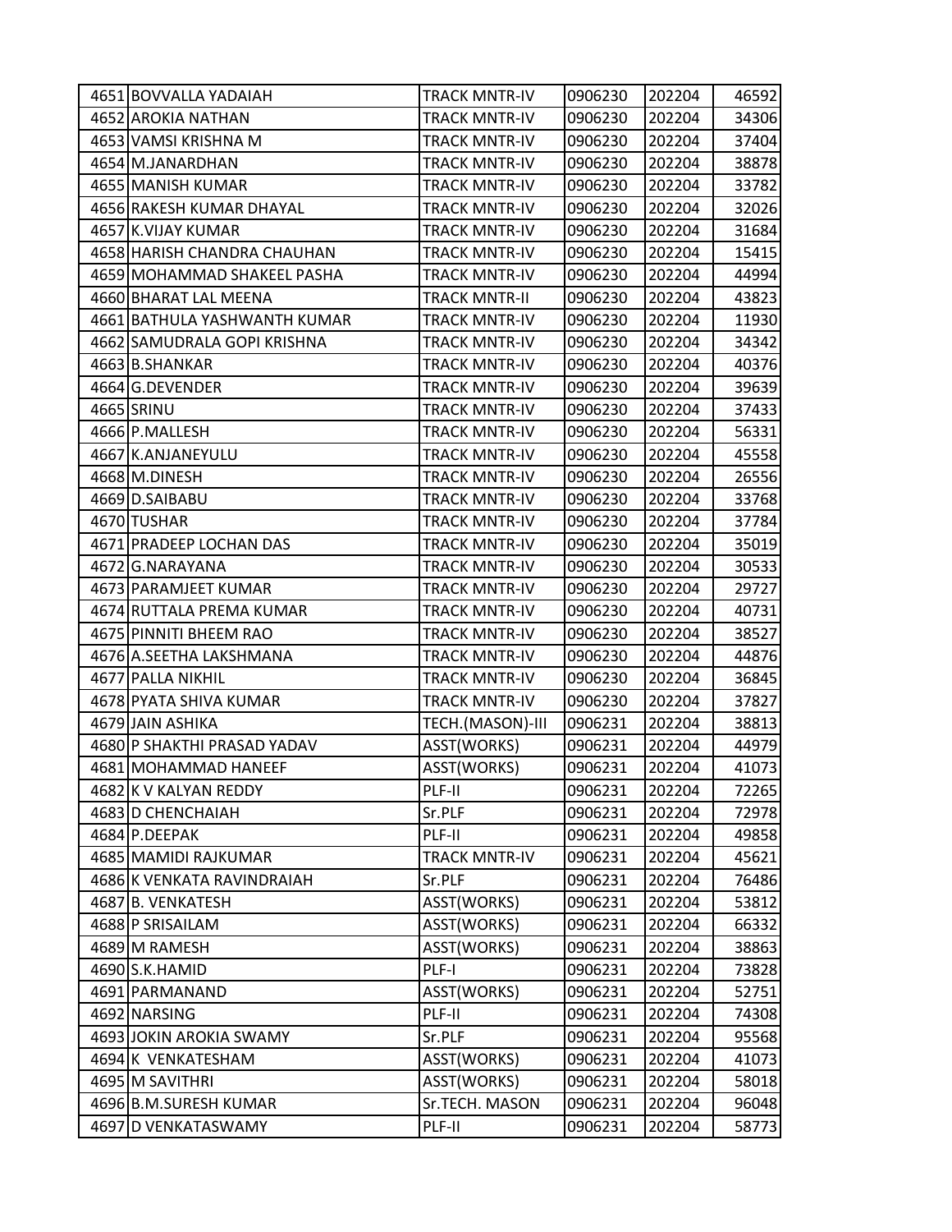| | | | | | |
|---|---|---|---|---|---|
| 4651 | BOVVALLA YADAIAH | TRACK MNTR-IV | 0906230 | 202204 | 46592 |
| 4652 | AROKIA NATHAN | TRACK MNTR-IV | 0906230 | 202204 | 34306 |
| 4653 | VAMSI KRISHNA M | TRACK MNTR-IV | 0906230 | 202204 | 37404 |
| 4654 | M.JANARDHAN | TRACK MNTR-IV | 0906230 | 202204 | 38878 |
| 4655 | MANISH KUMAR | TRACK MNTR-IV | 0906230 | 202204 | 33782 |
| 4656 | RAKESH KUMAR DHAYAL | TRACK MNTR-IV | 0906230 | 202204 | 32026 |
| 4657 | K.VIJAY KUMAR | TRACK MNTR-IV | 0906230 | 202204 | 31684 |
| 4658 | HARISH CHANDRA CHAUHAN | TRACK MNTR-IV | 0906230 | 202204 | 15415 |
| 4659 | MOHAMMAD SHAKEEL PASHA | TRACK MNTR-IV | 0906230 | 202204 | 44994 |
| 4660 | BHARAT LAL MEENA | TRACK MNTR-II | 0906230 | 202204 | 43823 |
| 4661 | BATHULA YASHWANTH KUMAR | TRACK MNTR-IV | 0906230 | 202204 | 11930 |
| 4662 | SAMUDRALA GOPI KRISHNA | TRACK MNTR-IV | 0906230 | 202204 | 34342 |
| 4663 | B.SHANKAR | TRACK MNTR-IV | 0906230 | 202204 | 40376 |
| 4664 | G.DEVENDER | TRACK MNTR-IV | 0906230 | 202204 | 39639 |
| 4665 | SRINU | TRACK MNTR-IV | 0906230 | 202204 | 37433 |
| 4666 | P.MALLESH | TRACK MNTR-IV | 0906230 | 202204 | 56331 |
| 4667 | K.ANJANEYULU | TRACK MNTR-IV | 0906230 | 202204 | 45558 |
| 4668 | M.DINESH | TRACK MNTR-IV | 0906230 | 202204 | 26556 |
| 4669 | D.SAIBABU | TRACK MNTR-IV | 0906230 | 202204 | 33768 |
| 4670 | TUSHAR | TRACK MNTR-IV | 0906230 | 202204 | 37784 |
| 4671 | PRADEEP LOCHAN DAS | TRACK MNTR-IV | 0906230 | 202204 | 35019 |
| 4672 | G.NARAYANA | TRACK MNTR-IV | 0906230 | 202204 | 30533 |
| 4673 | PARAMJEET KUMAR | TRACK MNTR-IV | 0906230 | 202204 | 29727 |
| 4674 | RUTTALA PREMA KUMAR | TRACK MNTR-IV | 0906230 | 202204 | 40731 |
| 4675 | PINNITI BHEEM RAO | TRACK MNTR-IV | 0906230 | 202204 | 38527 |
| 4676 | A.SEETHA LAKSHMANA | TRACK MNTR-IV | 0906230 | 202204 | 44876 |
| 4677 | PALLA NIKHIL | TRACK MNTR-IV | 0906230 | 202204 | 36845 |
| 4678 | PYATA SHIVA KUMAR | TRACK MNTR-IV | 0906230 | 202204 | 37827 |
| 4679 | JAIN ASHIKA | TECH.(MASON)-III | 0906231 | 202204 | 38813 |
| 4680 | P SHAKTHI PRASAD YADAV | ASST(WORKS) | 0906231 | 202204 | 44979 |
| 4681 | MOHAMMAD HANEEF | ASST(WORKS) | 0906231 | 202204 | 41073 |
| 4682 | K V KALYAN REDDY | PLF-II | 0906231 | 202204 | 72265 |
| 4683 | D CHENCHAIAH | Sr.PLF | 0906231 | 202204 | 72978 |
| 4684 | P.DEEPAK | PLF-II | 0906231 | 202204 | 49858 |
| 4685 | MAMIDI RAJKUMAR | TRACK MNTR-IV | 0906231 | 202204 | 45621 |
| 4686 | K VENKATA RAVINDRAIAH | Sr.PLF | 0906231 | 202204 | 76486 |
| 4687 | B. VENKATESH | ASST(WORKS) | 0906231 | 202204 | 53812 |
| 4688 | P SRISAILAM | ASST(WORKS) | 0906231 | 202204 | 66332 |
| 4689 | M RAMESH | ASST(WORKS) | 0906231 | 202204 | 38863 |
| 4690 | S.K.HAMID | PLF-I | 0906231 | 202204 | 73828 |
| 4691 | PARMANAND | ASST(WORKS) | 0906231 | 202204 | 52751 |
| 4692 | NARSING | PLF-II | 0906231 | 202204 | 74308 |
| 4693 | JOKIN AROKIA SWAMY | Sr.PLF | 0906231 | 202204 | 95568 |
| 4694 | K VENKATESHAM | ASST(WORKS) | 0906231 | 202204 | 41073 |
| 4695 | M SAVITHRI | ASST(WORKS) | 0906231 | 202204 | 58018 |
| 4696 | B.M.SURESH KUMAR | Sr.TECH. MASON | 0906231 | 202204 | 96048 |
| 4697 | D VENKATASWAMY | PLF-II | 0906231 | 202204 | 58773 |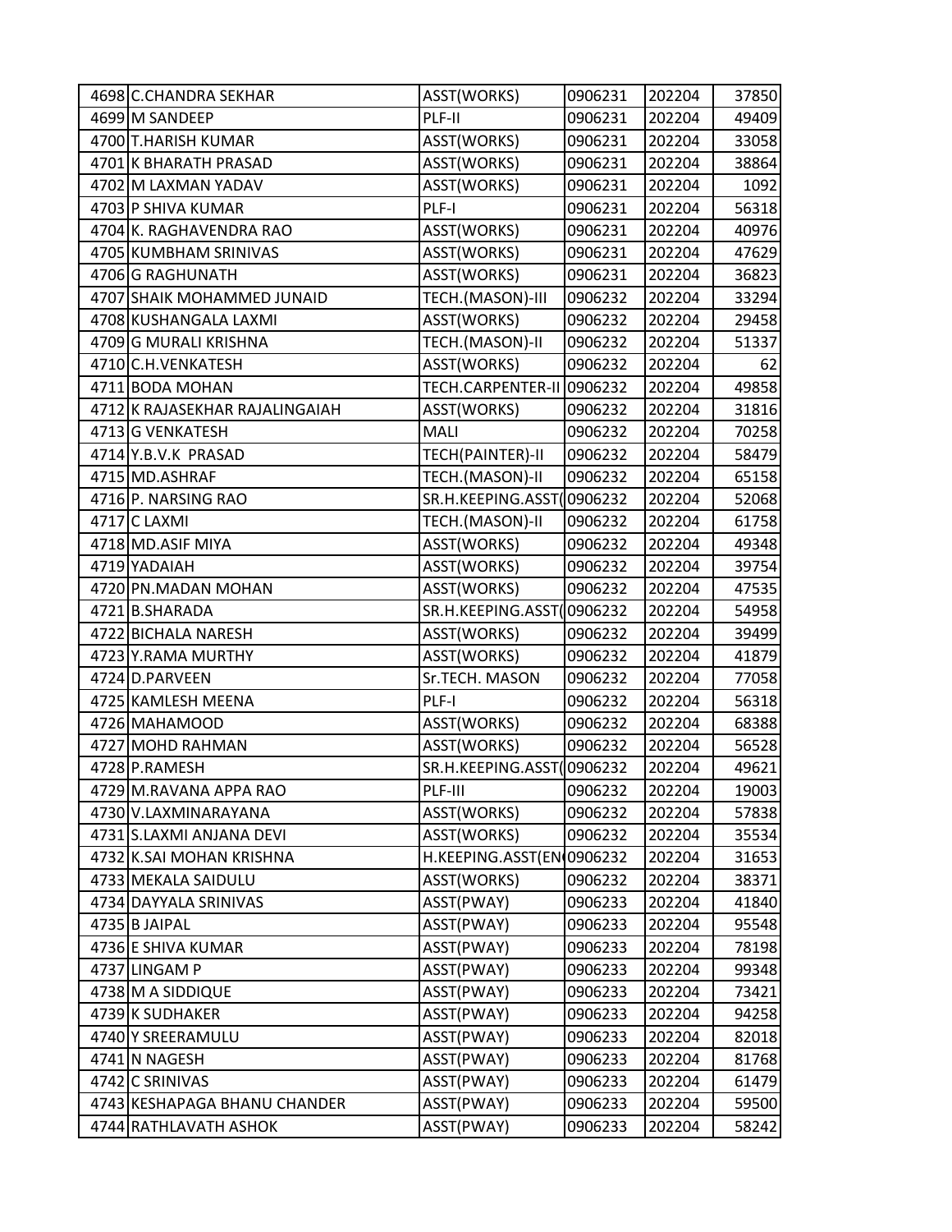| | | | | | |
|---|---|---|---|---|---|
| 4698 | C.CHANDRA SEKHAR | ASST(WORKS) | 0906231 | 202204 | 37850 |
| 4699 | M SANDEEP | PLF-II | 0906231 | 202204 | 49409 |
| 4700 | T.HARISH KUMAR | ASST(WORKS) | 0906231 | 202204 | 33058 |
| 4701 | K BHARATH PRASAD | ASST(WORKS) | 0906231 | 202204 | 38864 |
| 4702 | M LAXMAN YADAV | ASST(WORKS) | 0906231 | 202204 | 1092 |
| 4703 | P SHIVA KUMAR | PLF-I | 0906231 | 202204 | 56318 |
| 4704 | K. RAGHAVENDRA RAO | ASST(WORKS) | 0906231 | 202204 | 40976 |
| 4705 | KUMBHAM SRINIVAS | ASST(WORKS) | 0906231 | 202204 | 47629 |
| 4706 | G RAGHUNATH | ASST(WORKS) | 0906231 | 202204 | 36823 |
| 4707 | SHAIK MOHAMMED JUNAID | TECH.(MASON)-III | 0906232 | 202204 | 33294 |
| 4708 | KUSHANGALA LAXMI | ASST(WORKS) | 0906232 | 202204 | 29458 |
| 4709 | G MURALI KRISHNA | TECH.(MASON)-II | 0906232 | 202204 | 51337 |
| 4710 | C.H.VENKATESH | ASST(WORKS) | 0906232 | 202204 | 62 |
| 4711 | BODA MOHAN | TECH.CARPENTER-II | 0906232 | 202204 | 49858 |
| 4712 | K RAJASEKHAR RAJALINGAIAH | ASST(WORKS) | 0906232 | 202204 | 31816 |
| 4713 | G VENKATESH | MALI | 0906232 | 202204 | 70258 |
| 4714 | Y.B.V.K PRASAD | TECH(PAINTER)-II | 0906232 | 202204 | 58479 |
| 4715 | MD.ASHRAF | TECH.(MASON)-II | 0906232 | 202204 | 65158 |
| 4716 | P. NARSING RAO | SR.H.KEEPING.ASST( | 0906232 | 202204 | 52068 |
| 4717 | C LAXMI | TECH.(MASON)-II | 0906232 | 202204 | 61758 |
| 4718 | MD.ASIF MIYA | ASST(WORKS) | 0906232 | 202204 | 49348 |
| 4719 | YADAIAH | ASST(WORKS) | 0906232 | 202204 | 39754 |
| 4720 | PN.MADAN MOHAN | ASST(WORKS) | 0906232 | 202204 | 47535 |
| 4721 | B.SHARADA | SR.H.KEEPING.ASST( | 0906232 | 202204 | 54958 |
| 4722 | BICHALA NARESH | ASST(WORKS) | 0906232 | 202204 | 39499 |
| 4723 | Y.RAMA MURTHY | ASST(WORKS) | 0906232 | 202204 | 41879 |
| 4724 | D.PARVEEN | Sr.TECH. MASON | 0906232 | 202204 | 77058 |
| 4725 | KAMLESH MEENA | PLF-I | 0906232 | 202204 | 56318 |
| 4726 | MAHAMOOD | ASST(WORKS) | 0906232 | 202204 | 68388 |
| 4727 | MOHD RAHMAN | ASST(WORKS) | 0906232 | 202204 | 56528 |
| 4728 | P.RAMESH | SR.H.KEEPING.ASST( | 0906232 | 202204 | 49621 |
| 4729 | M.RAVANA APPA RAO | PLF-III | 0906232 | 202204 | 19003 |
| 4730 | V.LAXMINARAYANA | ASST(WORKS) | 0906232 | 202204 | 57838 |
| 4731 | S.LAXMI ANJANA DEVI | ASST(WORKS) | 0906232 | 202204 | 35534 |
| 4732 | K.SAI MOHAN KRISHNA | H.KEEPING.ASST(EN | 0906232 | 202204 | 31653 |
| 4733 | MEKALA SAIDULU | ASST(WORKS) | 0906232 | 202204 | 38371 |
| 4734 | DAYYALA SRINIVAS | ASST(PWAY) | 0906233 | 202204 | 41840 |
| 4735 | B JAIPAL | ASST(PWAY) | 0906233 | 202204 | 95548 |
| 4736 | E SHIVA KUMAR | ASST(PWAY) | 0906233 | 202204 | 78198 |
| 4737 | LINGAM P | ASST(PWAY) | 0906233 | 202204 | 99348 |
| 4738 | M A SIDDIQUE | ASST(PWAY) | 0906233 | 202204 | 73421 |
| 4739 | K SUDHAKER | ASST(PWAY) | 0906233 | 202204 | 94258 |
| 4740 | Y SREERAMULU | ASST(PWAY) | 0906233 | 202204 | 82018 |
| 4741 | N NAGESH | ASST(PWAY) | 0906233 | 202204 | 81768 |
| 4742 | C SRINIVAS | ASST(PWAY) | 0906233 | 202204 | 61479 |
| 4743 | KESHAPAGA BHANU CHANDER | ASST(PWAY) | 0906233 | 202204 | 59500 |
| 4744 | RATHLAVATH ASHOK | ASST(PWAY) | 0906233 | 202204 | 58242 |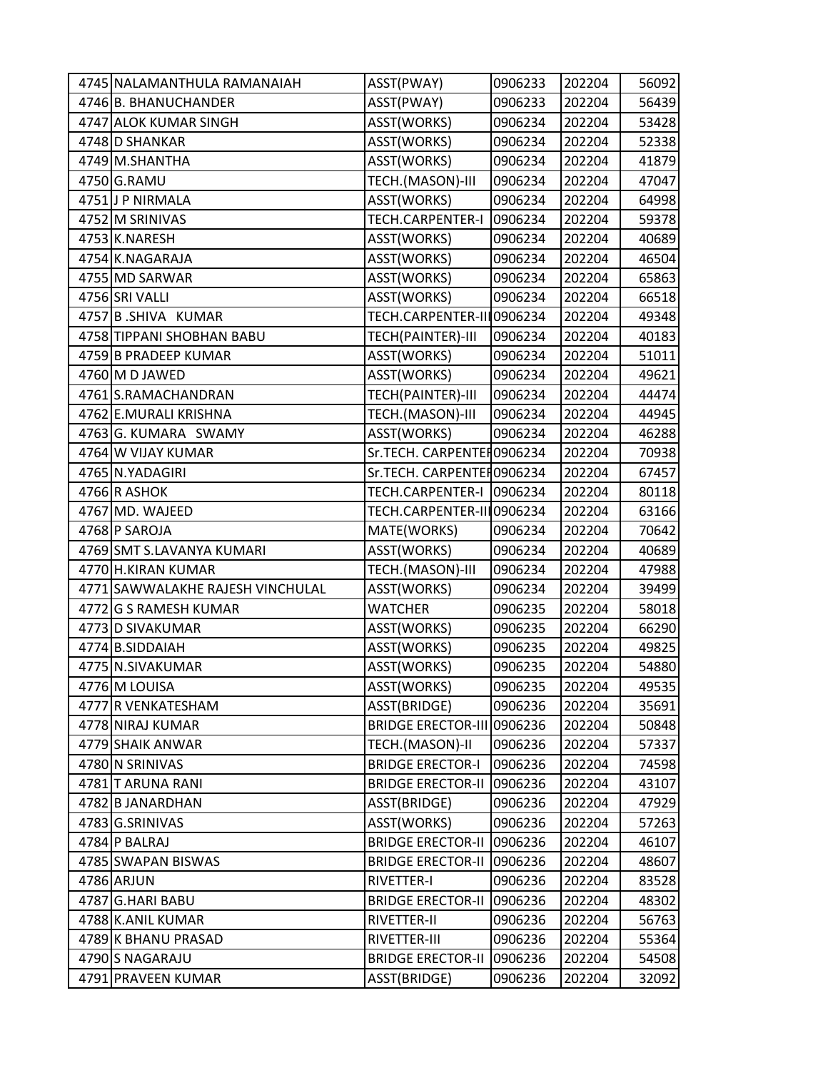| | | | | | |
|---|---|---|---|---|---|
| 4745 | NALAMANTHULA RAMANAIAH | ASST(PWAY) | 0906233 | 202204 | 56092 |
| 4746 | B. BHANUCHANDER | ASST(PWAY) | 0906233 | 202204 | 56439 |
| 4747 | ALOK KUMAR SINGH | ASST(WORKS) | 0906234 | 202204 | 53428 |
| 4748 | D SHANKAR | ASST(WORKS) | 0906234 | 202204 | 52338 |
| 4749 | M.SHANTHA | ASST(WORKS) | 0906234 | 202204 | 41879 |
| 4750 | G.RAMU | TECH.(MASON)-III | 0906234 | 202204 | 47047 |
| 4751 | J P NIRMALA | ASST(WORKS) | 0906234 | 202204 | 64998 |
| 4752 | M SRINIVAS | TECH.CARPENTER-I | 0906234 | 202204 | 59378 |
| 4753 | K.NARESH | ASST(WORKS) | 0906234 | 202204 | 40689 |
| 4754 | K.NAGARAJA | ASST(WORKS) | 0906234 | 202204 | 46504 |
| 4755 | MD SARWAR | ASST(WORKS) | 0906234 | 202204 | 65863 |
| 4756 | SRI VALLI | ASST(WORKS) | 0906234 | 202204 | 66518 |
| 4757 | B .SHIVA KUMAR | TECH.CARPENTER-III | 0906234 | 202204 | 49348 |
| 4758 | TIPPANI SHOBHAN BABU | TECH(PAINTER)-III | 0906234 | 202204 | 40183 |
| 4759 | B PRADEEP KUMAR | ASST(WORKS) | 0906234 | 202204 | 51011 |
| 4760 | M D JAWED | ASST(WORKS) | 0906234 | 202204 | 49621 |
| 4761 | S.RAMACHANDRAN | TECH(PAINTER)-III | 0906234 | 202204 | 44474 |
| 4762 | E.MURALI KRISHNA | TECH.(MASON)-III | 0906234 | 202204 | 44945 |
| 4763 | G. KUMARA SWAMY | ASST(WORKS) | 0906234 | 202204 | 46288 |
| 4764 | W VIJAY KUMAR | Sr.TECH. CARPENTER | 0906234 | 202204 | 70938 |
| 4765 | N.YADAGIRI | Sr.TECH. CARPENTER | 0906234 | 202204 | 67457 |
| 4766 | R ASHOK | TECH.CARPENTER-I | 0906234 | 202204 | 80118 |
| 4767 | MD. WAJEED | TECH.CARPENTER-III | 0906234 | 202204 | 63166 |
| 4768 | P SAROJA | MATE(WORKS) | 0906234 | 202204 | 70642 |
| 4769 | SMT S.LAVANYA KUMARI | ASST(WORKS) | 0906234 | 202204 | 40689 |
| 4770 | H.KIRAN KUMAR | TECH.(MASON)-III | 0906234 | 202204 | 47988 |
| 4771 | SAWWALAKHE RAJESH VINCHULAL | ASST(WORKS) | 0906234 | 202204 | 39499 |
| 4772 | G S RAMESH KUMAR | WATCHER | 0906235 | 202204 | 58018 |
| 4773 | D SIVAKUMAR | ASST(WORKS) | 0906235 | 202204 | 66290 |
| 4774 | B.SIDDAIAH | ASST(WORKS) | 0906235 | 202204 | 49825 |
| 4775 | N.SIVAKUMAR | ASST(WORKS) | 0906235 | 202204 | 54880 |
| 4776 | M LOUISA | ASST(WORKS) | 0906235 | 202204 | 49535 |
| 4777 | R VENKATESHAM | ASST(BRIDGE) | 0906236 | 202204 | 35691 |
| 4778 | NIRAJ KUMAR | BRIDGE ERECTOR-III | 0906236 | 202204 | 50848 |
| 4779 | SHAIK ANWAR | TECH.(MASON)-II | 0906236 | 202204 | 57337 |
| 4780 | N SRINIVAS | BRIDGE ERECTOR-I | 0906236 | 202204 | 74598 |
| 4781 | T ARUNA RANI | BRIDGE ERECTOR-II | 0906236 | 202204 | 43107 |
| 4782 | B JANARDHAN | ASST(BRIDGE) | 0906236 | 202204 | 47929 |
| 4783 | G.SRINIVAS | ASST(WORKS) | 0906236 | 202204 | 57263 |
| 4784 | P BALRAJ | BRIDGE ERECTOR-II | 0906236 | 202204 | 46107 |
| 4785 | SWAPAN BISWAS | BRIDGE ERECTOR-II | 0906236 | 202204 | 48607 |
| 4786 | ARJUN | RIVETTER-I | 0906236 | 202204 | 83528 |
| 4787 | G.HARI BABU | BRIDGE ERECTOR-II | 0906236 | 202204 | 48302 |
| 4788 | K.ANIL KUMAR | RIVETTER-II | 0906236 | 202204 | 56763 |
| 4789 | K BHANU PRASAD | RIVETTER-III | 0906236 | 202204 | 55364 |
| 4790 | S NAGARAJU | BRIDGE ERECTOR-II | 0906236 | 202204 | 54508 |
| 4791 | PRAVEEN KUMAR | ASST(BRIDGE) | 0906236 | 202204 | 32092 |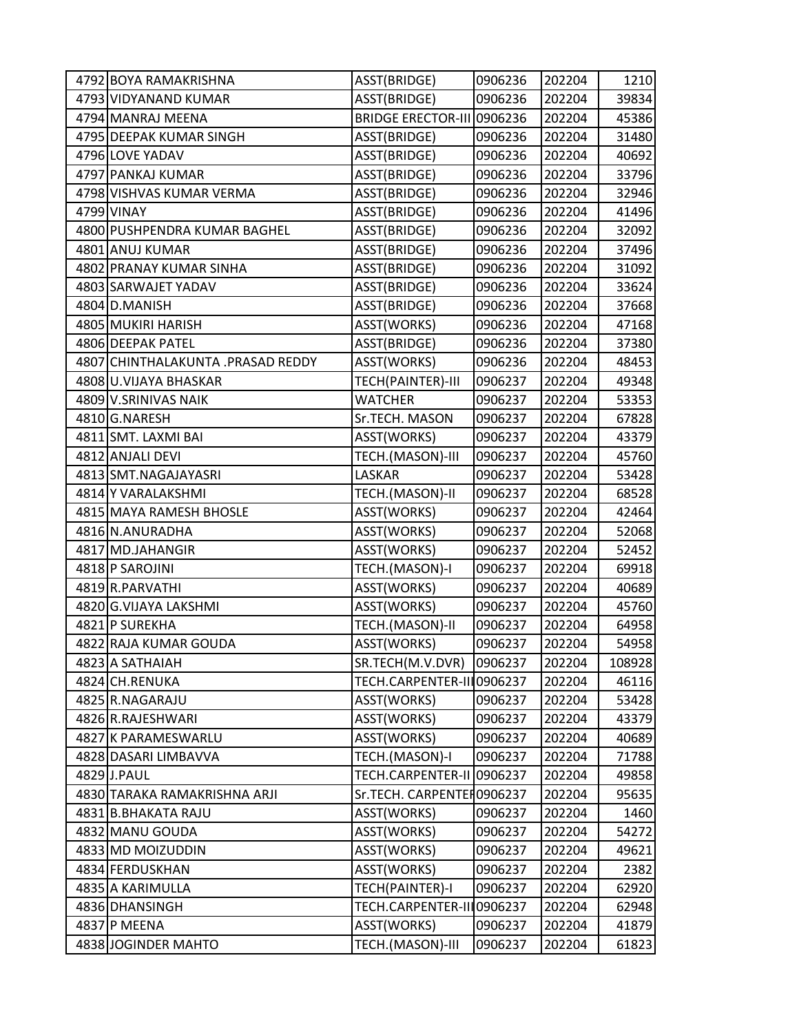| | | | | | |
|---|---|---|---|---|---|
| 4792 | BOYA RAMAKRISHNA | ASST(BRIDGE) | 0906236 | 202204 | 1210 |
| 4793 | VIDYANAND KUMAR | ASST(BRIDGE) | 0906236 | 202204 | 39834 |
| 4794 | MANRAJ MEENA | BRIDGE ERECTOR-III | 0906236 | 202204 | 45386 |
| 4795 | DEEPAK KUMAR SINGH | ASST(BRIDGE) | 0906236 | 202204 | 31480 |
| 4796 | LOVE YADAV | ASST(BRIDGE) | 0906236 | 202204 | 40692 |
| 4797 | PANKAJ KUMAR | ASST(BRIDGE) | 0906236 | 202204 | 33796 |
| 4798 | VISHVAS KUMAR VERMA | ASST(BRIDGE) | 0906236 | 202204 | 32946 |
| 4799 | VINAY | ASST(BRIDGE) | 0906236 | 202204 | 41496 |
| 4800 | PUSHPENDRA KUMAR BAGHEL | ASST(BRIDGE) | 0906236 | 202204 | 32092 |
| 4801 | ANUJ KUMAR | ASST(BRIDGE) | 0906236 | 202204 | 37496 |
| 4802 | PRANAY KUMAR SINHA | ASST(BRIDGE) | 0906236 | 202204 | 31092 |
| 4803 | SARWAJET YADAV | ASST(BRIDGE) | 0906236 | 202204 | 33624 |
| 4804 | D.MANISH | ASST(BRIDGE) | 0906236 | 202204 | 37668 |
| 4805 | MUKIRI HARISH | ASST(WORKS) | 0906236 | 202204 | 47168 |
| 4806 | DEEPAK PATEL | ASST(BRIDGE) | 0906236 | 202204 | 37380 |
| 4807 | CHINTHALAKUNTA .PRASAD REDDY | ASST(WORKS) | 0906236 | 202204 | 48453 |
| 4808 | U.VIJAYA BHASKAR | TECH(PAINTER)-III | 0906237 | 202204 | 49348 |
| 4809 | V.SRINIVAS NAIK | WATCHER | 0906237 | 202204 | 53353 |
| 4810 | G.NARESH | Sr.TECH. MASON | 0906237 | 202204 | 67828 |
| 4811 | SMT. LAXMI BAI | ASST(WORKS) | 0906237 | 202204 | 43379 |
| 4812 | ANJALI DEVI | TECH.(MASON)-III | 0906237 | 202204 | 45760 |
| 4813 | SMT.NAGAJAYASRI | LASKAR | 0906237 | 202204 | 53428 |
| 4814 | Y VARALAKSHMI | TECH.(MASON)-II | 0906237 | 202204 | 68528 |
| 4815 | MAYA RAMESH BHOSLE | ASST(WORKS) | 0906237 | 202204 | 42464 |
| 4816 | N.ANURADHA | ASST(WORKS) | 0906237 | 202204 | 52068 |
| 4817 | MD.JAHANGIR | ASST(WORKS) | 0906237 | 202204 | 52452 |
| 4818 | P SAROJINI | TECH.(MASON)-I | 0906237 | 202204 | 69918 |
| 4819 | R.PARVATHI | ASST(WORKS) | 0906237 | 202204 | 40689 |
| 4820 | G.VIJAYA LAKSHMI | ASST(WORKS) | 0906237 | 202204 | 45760 |
| 4821 | P SUREKHA | TECH.(MASON)-II | 0906237 | 202204 | 64958 |
| 4822 | RAJA KUMAR GOUDA | ASST(WORKS) | 0906237 | 202204 | 54958 |
| 4823 | A SATHAIAH | SR.TECH(M.V.DVR) | 0906237 | 202204 | 108928 |
| 4824 | CH.RENUKA | TECH.CARPENTER-III | 0906237 | 202204 | 46116 |
| 4825 | R.NAGARAJU | ASST(WORKS) | 0906237 | 202204 | 53428 |
| 4826 | R.RAJESHWARI | ASST(WORKS) | 0906237 | 202204 | 43379 |
| 4827 | K PARAMESWARLU | ASST(WORKS) | 0906237 | 202204 | 40689 |
| 4828 | DASARI LIMBAVVA | TECH.(MASON)-I | 0906237 | 202204 | 71788 |
| 4829 | J.PAUL | TECH.CARPENTER-II | 0906237 | 202204 | 49858 |
| 4830 | TARAKA RAMAKRISHNA ARJI | Sr.TECH. CARPENTER | 0906237 | 202204 | 95635 |
| 4831 | B.BHAKATA RAJU | ASST(WORKS) | 0906237 | 202204 | 1460 |
| 4832 | MANU GOUDA | ASST(WORKS) | 0906237 | 202204 | 54272 |
| 4833 | MD MOIZUDDIN | ASST(WORKS) | 0906237 | 202204 | 49621 |
| 4834 | FERDUSKHAN | ASST(WORKS) | 0906237 | 202204 | 2382 |
| 4835 | A KARIMULLA | TECH(PAINTER)-I | 0906237 | 202204 | 62920 |
| 4836 | DHANSINGH | TECH.CARPENTER-III | 0906237 | 202204 | 62948 |
| 4837 | P MEENA | ASST(WORKS) | 0906237 | 202204 | 41879 |
| 4838 | JOGINDER MAHTO | TECH.(MASON)-III | 0906237 | 202204 | 61823 |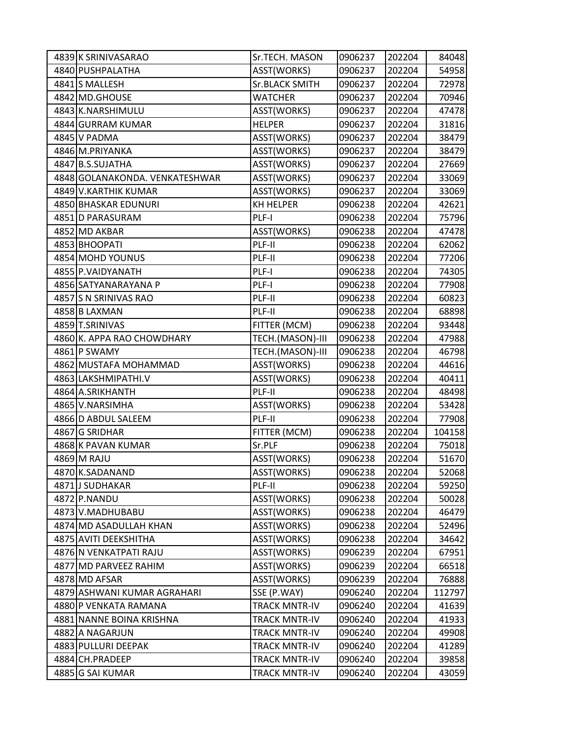| | | | | | |
|---|---|---|---|---|---|
| 4839 | K SRINIVASARAO | Sr.TECH. MASON | 0906237 | 202204 | 84048 |
| 4840 | PUSHPALATHA | ASST(WORKS) | 0906237 | 202204 | 54958 |
| 4841 | S MALLESH | Sr.BLACK SMITH | 0906237 | 202204 | 72978 |
| 4842 | MD.GHOUSE | WATCHER | 0906237 | 202204 | 70946 |
| 4843 | K.NARSHIMULU | ASST(WORKS) | 0906237 | 202204 | 47478 |
| 4844 | GURRAM KUMAR | HELPER | 0906237 | 202204 | 31816 |
| 4845 | V PADMA | ASST(WORKS) | 0906237 | 202204 | 38479 |
| 4846 | M.PRIYANKA | ASST(WORKS) | 0906237 | 202204 | 38479 |
| 4847 | B.S.SUJATHA | ASST(WORKS) | 0906237 | 202204 | 27669 |
| 4848 | GOLANAKONDA. VENKATESHWAR | ASST(WORKS) | 0906237 | 202204 | 33069 |
| 4849 | V.KARTHIK KUMAR | ASST(WORKS) | 0906237 | 202204 | 33069 |
| 4850 | BHASKAR EDUNURI | KH HELPER | 0906238 | 202204 | 42621 |
| 4851 | D PARASURAM | PLF-I | 0906238 | 202204 | 75796 |
| 4852 | MD AKBAR | ASST(WORKS) | 0906238 | 202204 | 47478 |
| 4853 | BHOOPATI | PLF-II | 0906238 | 202204 | 62062 |
| 4854 | MOHD YOUNUS | PLF-II | 0906238 | 202204 | 77206 |
| 4855 | P.VAIDYANATH | PLF-I | 0906238 | 202204 | 74305 |
| 4856 | SATYANARAYANA P | PLF-I | 0906238 | 202204 | 77908 |
| 4857 | S N SRINIVAS RAO | PLF-II | 0906238 | 202204 | 60823 |
| 4858 | B LAXMAN | PLF-II | 0906238 | 202204 | 68898 |
| 4859 | T.SRINIVAS | FITTER (MCM) | 0906238 | 202204 | 93448 |
| 4860 | K. APPA RAO CHOWDHARY | TECH.(MASON)-III | 0906238 | 202204 | 47988 |
| 4861 | P SWAMY | TECH.(MASON)-III | 0906238 | 202204 | 46798 |
| 4862 | MUSTAFA MOHAMMAD | ASST(WORKS) | 0906238 | 202204 | 44616 |
| 4863 | LAKSHMIPATHI.V | ASST(WORKS) | 0906238 | 202204 | 40411 |
| 4864 | A.SRIKHANTH | PLF-II | 0906238 | 202204 | 48498 |
| 4865 | V.NARSIMHA | ASST(WORKS) | 0906238 | 202204 | 53428 |
| 4866 | D ABDUL SALEEM | PLF-II | 0906238 | 202204 | 77908 |
| 4867 | G SRIDHAR | FITTER (MCM) | 0906238 | 202204 | 104158 |
| 4868 | K PAVAN KUMAR | Sr.PLF | 0906238 | 202204 | 75018 |
| 4869 | M RAJU | ASST(WORKS) | 0906238 | 202204 | 51670 |
| 4870 | K.SADANAND | ASST(WORKS) | 0906238 | 202204 | 52068 |
| 4871 | J SUDHAKAR | PLF-II | 0906238 | 202204 | 59250 |
| 4872 | P.NANDU | ASST(WORKS) | 0906238 | 202204 | 50028 |
| 4873 | V.MADHUBABU | ASST(WORKS) | 0906238 | 202204 | 46479 |
| 4874 | MD ASADULLAH KHAN | ASST(WORKS) | 0906238 | 202204 | 52496 |
| 4875 | AVITI DEEKSHITHA | ASST(WORKS) | 0906238 | 202204 | 34642 |
| 4876 | N VENKATPATI RAJU | ASST(WORKS) | 0906239 | 202204 | 67951 |
| 4877 | MD PARVEEZ RAHIM | ASST(WORKS) | 0906239 | 202204 | 66518 |
| 4878 | MD AFSAR | ASST(WORKS) | 0906239 | 202204 | 76888 |
| 4879 | ASHWANI KUMAR AGRAHARI | SSE (P.WAY) | 0906240 | 202204 | 112797 |
| 4880 | P VENKATA RAMANA | TRACK MNTR-IV | 0906240 | 202204 | 41639 |
| 4881 | NANNE BOINA KRISHNA | TRACK MNTR-IV | 0906240 | 202204 | 41933 |
| 4882 | A NAGARJUN | TRACK MNTR-IV | 0906240 | 202204 | 49908 |
| 4883 | PULLURI DEEPAK | TRACK MNTR-IV | 0906240 | 202204 | 41289 |
| 4884 | CH.PRADEEP | TRACK MNTR-IV | 0906240 | 202204 | 39858 |
| 4885 | G SAI KUMAR | TRACK MNTR-IV | 0906240 | 202204 | 43059 |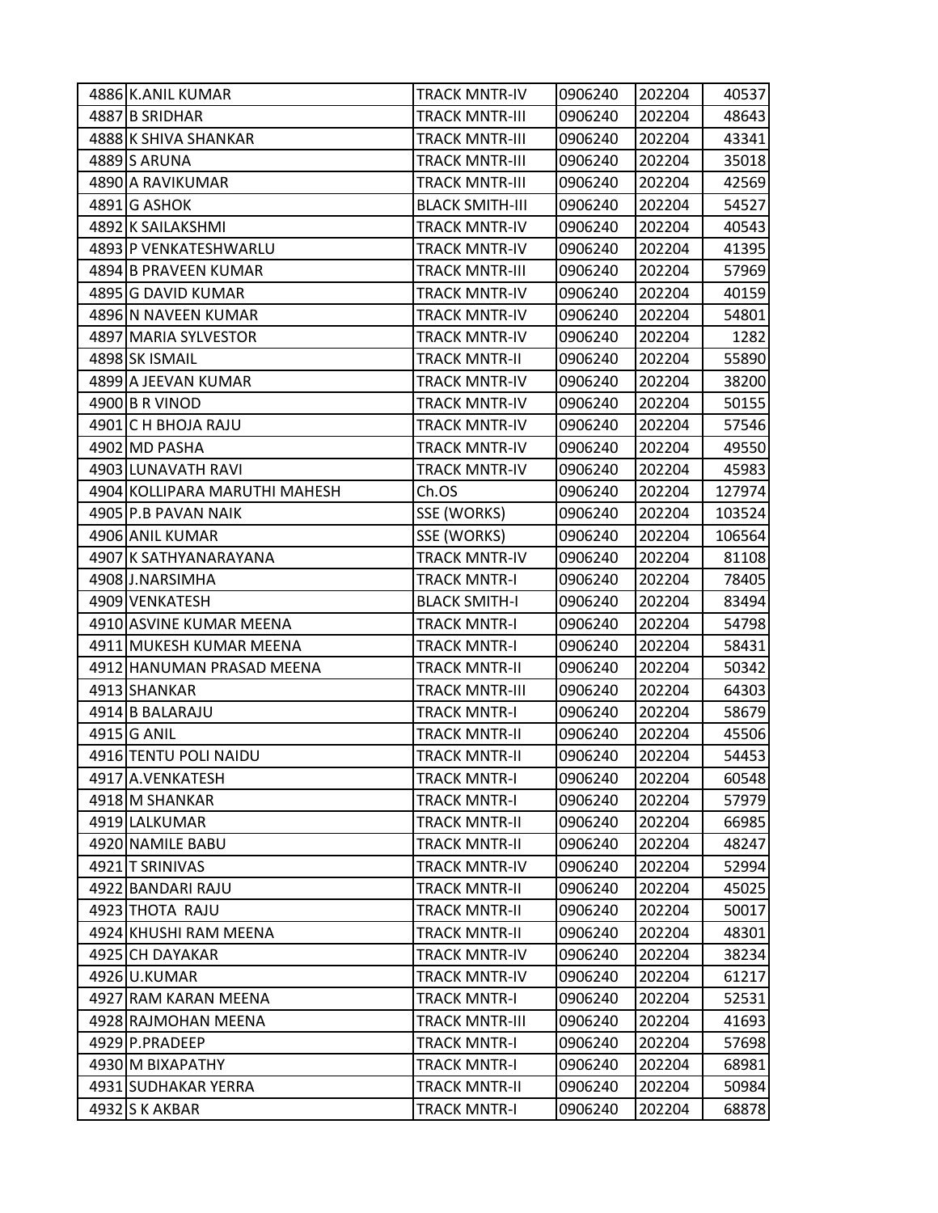| 4886 | K.ANIL KUMAR | TRACK MNTR-IV | 0906240 | 202204 | 40537 |
|---|---|---|---|---|---|
| 4887 | B SRIDHAR | TRACK MNTR-III | 0906240 | 202204 | 48643 |
| 4888 | K SHIVA SHANKAR | TRACK MNTR-III | 0906240 | 202204 | 43341 |
| 4889 | S ARUNA | TRACK MNTR-III | 0906240 | 202204 | 35018 |
| 4890 | A RAVIKUMAR | TRACK MNTR-III | 0906240 | 202204 | 42569 |
| 4891 | G ASHOK | BLACK SMITH-III | 0906240 | 202204 | 54527 |
| 4892 | K SAILAKSHMI | TRACK MNTR-IV | 0906240 | 202204 | 40543 |
| 4893 | P VENKATESHWARLU | TRACK MNTR-IV | 0906240 | 202204 | 41395 |
| 4894 | B PRAVEEN KUMAR | TRACK MNTR-III | 0906240 | 202204 | 57969 |
| 4895 | G DAVID KUMAR | TRACK MNTR-IV | 0906240 | 202204 | 40159 |
| 4896 | N NAVEEN KUMAR | TRACK MNTR-IV | 0906240 | 202204 | 54801 |
| 4897 | MARIA SYLVESTOR | TRACK MNTR-IV | 0906240 | 202204 | 1282 |
| 4898 | SK ISMAIL | TRACK MNTR-II | 0906240 | 202204 | 55890 |
| 4899 | A JEEVAN KUMAR | TRACK MNTR-IV | 0906240 | 202204 | 38200 |
| 4900 | B R VINOD | TRACK MNTR-IV | 0906240 | 202204 | 50155 |
| 4901 | C H BHOJA RAJU | TRACK MNTR-IV | 0906240 | 202204 | 57546 |
| 4902 | MD PASHA | TRACK MNTR-IV | 0906240 | 202204 | 49550 |
| 4903 | LUNAVATH RAVI | TRACK MNTR-IV | 0906240 | 202204 | 45983 |
| 4904 | KOLLIPARA MARUTHI MAHESH | Ch.OS | 0906240 | 202204 | 127974 |
| 4905 | P.B PAVAN NAIK | SSE (WORKS) | 0906240 | 202204 | 103524 |
| 4906 | ANIL KUMAR | SSE (WORKS) | 0906240 | 202204 | 106564 |
| 4907 | K SATHYANARAYANA | TRACK MNTR-IV | 0906240 | 202204 | 81108 |
| 4908 | J.NARSIMHA | TRACK MNTR-I | 0906240 | 202204 | 78405 |
| 4909 | VENKATESH | BLACK SMITH-I | 0906240 | 202204 | 83494 |
| 4910 | ASVINE KUMAR MEENA | TRACK MNTR-I | 0906240 | 202204 | 54798 |
| 4911 | MUKESH KUMAR MEENA | TRACK MNTR-I | 0906240 | 202204 | 58431 |
| 4912 | HANUMAN PRASAD MEENA | TRACK MNTR-II | 0906240 | 202204 | 50342 |
| 4913 | SHANKAR | TRACK MNTR-III | 0906240 | 202204 | 64303 |
| 4914 | B BALARAJU | TRACK MNTR-I | 0906240 | 202204 | 58679 |
| 4915 | G ANIL | TRACK MNTR-II | 0906240 | 202204 | 45506 |
| 4916 | TENTU POLI NAIDU | TRACK MNTR-II | 0906240 | 202204 | 54453 |
| 4917 | A.VENKATESH | TRACK MNTR-I | 0906240 | 202204 | 60548 |
| 4918 | M SHANKAR | TRACK MNTR-I | 0906240 | 202204 | 57979 |
| 4919 | LALKUMAR | TRACK MNTR-II | 0906240 | 202204 | 66985 |
| 4920 | NAMILE BABU | TRACK MNTR-II | 0906240 | 202204 | 48247 |
| 4921 | T SRINIVAS | TRACK MNTR-IV | 0906240 | 202204 | 52994 |
| 4922 | BANDARI RAJU | TRACK MNTR-II | 0906240 | 202204 | 45025 |
| 4923 | THOTA RAJU | TRACK MNTR-II | 0906240 | 202204 | 50017 |
| 4924 | KHUSHI RAM MEENA | TRACK MNTR-II | 0906240 | 202204 | 48301 |
| 4925 | CH DAYAKAR | TRACK MNTR-IV | 0906240 | 202204 | 38234 |
| 4926 | U.KUMAR | TRACK MNTR-IV | 0906240 | 202204 | 61217 |
| 4927 | RAM KARAN MEENA | TRACK MNTR-I | 0906240 | 202204 | 52531 |
| 4928 | RAJMOHAN MEENA | TRACK MNTR-III | 0906240 | 202204 | 41693 |
| 4929 | P.PRADEEP | TRACK MNTR-I | 0906240 | 202204 | 57698 |
| 4930 | M BIXAPATHY | TRACK MNTR-I | 0906240 | 202204 | 68981 |
| 4931 | SUDHAKAR YERRA | TRACK MNTR-II | 0906240 | 202204 | 50984 |
| 4932 | S K AKBAR | TRACK MNTR-I | 0906240 | 202204 | 68878 |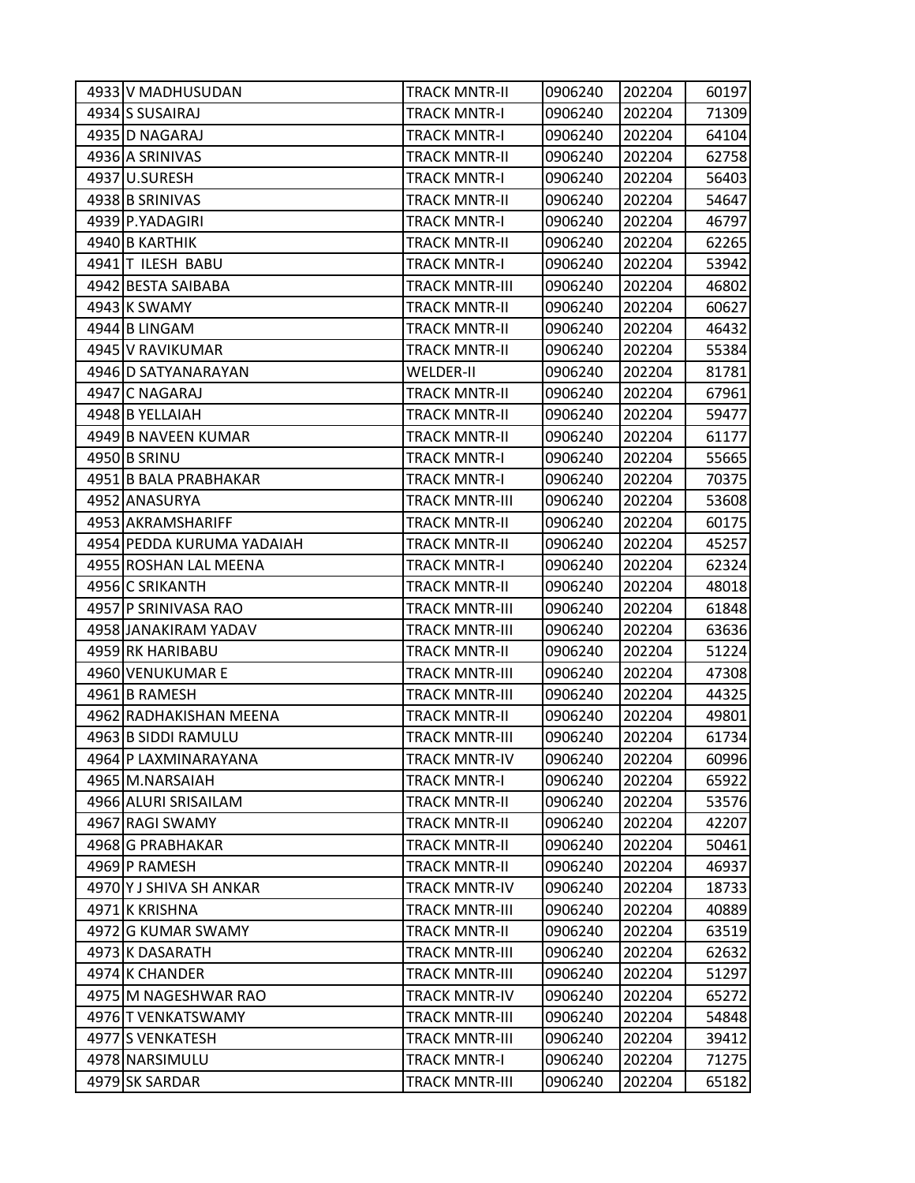| | | | | | |
|---|---|---|---|---|---|
| 4933 | V MADHUSUDAN | TRACK MNTR-II | 0906240 | 202204 | 60197 |
| 4934 | S SUSAIRAJ | TRACK MNTR-I | 0906240 | 202204 | 71309 |
| 4935 | D NAGARAJ | TRACK MNTR-I | 0906240 | 202204 | 64104 |
| 4936 | A SRINIVAS | TRACK MNTR-II | 0906240 | 202204 | 62758 |
| 4937 | U.SURESH | TRACK MNTR-I | 0906240 | 202204 | 56403 |
| 4938 | B SRINIVAS | TRACK MNTR-II | 0906240 | 202204 | 54647 |
| 4939 | P.YADAGIRI | TRACK MNTR-I | 0906240 | 202204 | 46797 |
| 4940 | B KARTHIK | TRACK MNTR-II | 0906240 | 202204 | 62265 |
| 4941 | T ILESH BABU | TRACK MNTR-I | 0906240 | 202204 | 53942 |
| 4942 | BESTA SAIBABA | TRACK MNTR-III | 0906240 | 202204 | 46802 |
| 4943 | K SWAMY | TRACK MNTR-II | 0906240 | 202204 | 60627 |
| 4944 | B LINGAM | TRACK MNTR-II | 0906240 | 202204 | 46432 |
| 4945 | V RAVIKUMAR | TRACK MNTR-II | 0906240 | 202204 | 55384 |
| 4946 | D SATYANARAYAN | WELDER-II | 0906240 | 202204 | 81781 |
| 4947 | C NAGARAJ | TRACK MNTR-II | 0906240 | 202204 | 67961 |
| 4948 | B YELLAIAH | TRACK MNTR-II | 0906240 | 202204 | 59477 |
| 4949 | B NAVEEN KUMAR | TRACK MNTR-II | 0906240 | 202204 | 61177 |
| 4950 | B SRINU | TRACK MNTR-I | 0906240 | 202204 | 55665 |
| 4951 | B BALA PRABHAKAR | TRACK MNTR-I | 0906240 | 202204 | 70375 |
| 4952 | ANASURYA | TRACK MNTR-III | 0906240 | 202204 | 53608 |
| 4953 | AKRAMSHARIFF | TRACK MNTR-II | 0906240 | 202204 | 60175 |
| 4954 | PEDDA KURUMA YADAIAH | TRACK MNTR-II | 0906240 | 202204 | 45257 |
| 4955 | ROSHAN LAL MEENA | TRACK MNTR-I | 0906240 | 202204 | 62324 |
| 4956 | C SRIKANTH | TRACK MNTR-II | 0906240 | 202204 | 48018 |
| 4957 | P SRINIVASA RAO | TRACK MNTR-III | 0906240 | 202204 | 61848 |
| 4958 | JANAKIRAM YADAV | TRACK MNTR-III | 0906240 | 202204 | 63636 |
| 4959 | RK HARIBABU | TRACK MNTR-II | 0906240 | 202204 | 51224 |
| 4960 | VENUKUMAR E | TRACK MNTR-III | 0906240 | 202204 | 47308 |
| 4961 | B RAMESH | TRACK MNTR-III | 0906240 | 202204 | 44325 |
| 4962 | RADHAKISHAN MEENA | TRACK MNTR-II | 0906240 | 202204 | 49801 |
| 4963 | B SIDDI RAMULU | TRACK MNTR-III | 0906240 | 202204 | 61734 |
| 4964 | P LAXMINARAYANA | TRACK MNTR-IV | 0906240 | 202204 | 60996 |
| 4965 | M.NARSAIAH | TRACK MNTR-I | 0906240 | 202204 | 65922 |
| 4966 | ALURI SRISAILAM | TRACK MNTR-II | 0906240 | 202204 | 53576 |
| 4967 | RAGI SWAMY | TRACK MNTR-II | 0906240 | 202204 | 42207 |
| 4968 | G PRABHAKAR | TRACK MNTR-II | 0906240 | 202204 | 50461 |
| 4969 | P RAMESH | TRACK MNTR-II | 0906240 | 202204 | 46937 |
| 4970 | Y J SHIVA SH ANKAR | TRACK MNTR-IV | 0906240 | 202204 | 18733 |
| 4971 | K KRISHNA | TRACK MNTR-III | 0906240 | 202204 | 40889 |
| 4972 | G KUMAR SWAMY | TRACK MNTR-II | 0906240 | 202204 | 63519 |
| 4973 | K DASARATH | TRACK MNTR-III | 0906240 | 202204 | 62632 |
| 4974 | K CHANDER | TRACK MNTR-III | 0906240 | 202204 | 51297 |
| 4975 | M NAGESHWAR RAO | TRACK MNTR-IV | 0906240 | 202204 | 65272 |
| 4976 | T VENKATSWAMY | TRACK MNTR-III | 0906240 | 202204 | 54848 |
| 4977 | S VENKATESH | TRACK MNTR-III | 0906240 | 202204 | 39412 |
| 4978 | NARSIMULU | TRACK MNTR-I | 0906240 | 202204 | 71275 |
| 4979 | SK SARDAR | TRACK MNTR-III | 0906240 | 202204 | 65182 |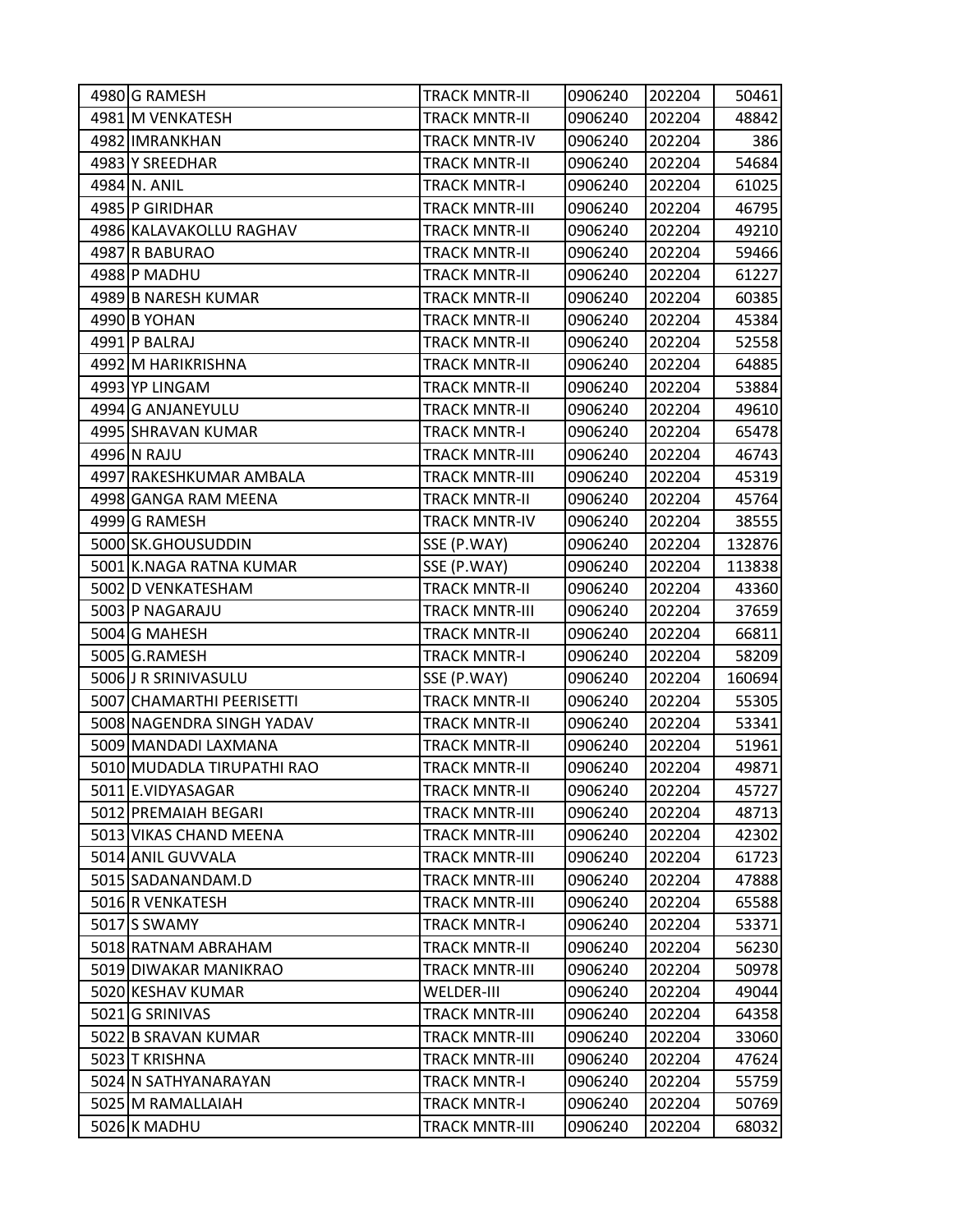| | | | | | |
|---|---|---|---|---|---|
| 4980 | G RAMESH | TRACK MNTR-II | 0906240 | 202204 | 50461 |
| 4981 | M VENKATESH | TRACK MNTR-II | 0906240 | 202204 | 48842 |
| 4982 | IMRANKHAN | TRACK MNTR-IV | 0906240 | 202204 | 386 |
| 4983 | Y SREEDHAR | TRACK MNTR-II | 0906240 | 202204 | 54684 |
| 4984 | N. ANIL | TRACK MNTR-I | 0906240 | 202204 | 61025 |
| 4985 | P GIRIDHAR | TRACK MNTR-III | 0906240 | 202204 | 46795 |
| 4986 | KALAVAKOLLU RAGHAV | TRACK MNTR-II | 0906240 | 202204 | 49210 |
| 4987 | R BABURAO | TRACK MNTR-II | 0906240 | 202204 | 59466 |
| 4988 | P MADHU | TRACK MNTR-II | 0906240 | 202204 | 61227 |
| 4989 | B NARESH KUMAR | TRACK MNTR-II | 0906240 | 202204 | 60385 |
| 4990 | B YOHAN | TRACK MNTR-II | 0906240 | 202204 | 45384 |
| 4991 | P BALRAJ | TRACK MNTR-II | 0906240 | 202204 | 52558 |
| 4992 | M HARIKRISHNA | TRACK MNTR-II | 0906240 | 202204 | 64885 |
| 4993 | YP LINGAM | TRACK MNTR-II | 0906240 | 202204 | 53884 |
| 4994 | G ANJANEYULU | TRACK MNTR-II | 0906240 | 202204 | 49610 |
| 4995 | SHRAVAN KUMAR | TRACK MNTR-I | 0906240 | 202204 | 65478 |
| 4996 | N RAJU | TRACK MNTR-III | 0906240 | 202204 | 46743 |
| 4997 | RAKESHKUMAR AMBALA | TRACK MNTR-III | 0906240 | 202204 | 45319 |
| 4998 | GANGA RAM MEENA | TRACK MNTR-II | 0906240 | 202204 | 45764 |
| 4999 | G RAMESH | TRACK MNTR-IV | 0906240 | 202204 | 38555 |
| 5000 | SK.GHOUSUDDIN | SSE (P.WAY) | 0906240 | 202204 | 132876 |
| 5001 | K.NAGA RATNA KUMAR | SSE (P.WAY) | 0906240 | 202204 | 113838 |
| 5002 | D VENKATESHAM | TRACK MNTR-II | 0906240 | 202204 | 43360 |
| 5003 | P NAGARAJU | TRACK MNTR-III | 0906240 | 202204 | 37659 |
| 5004 | G MAHESH | TRACK MNTR-II | 0906240 | 202204 | 66811 |
| 5005 | G.RAMESH | TRACK MNTR-I | 0906240 | 202204 | 58209 |
| 5006 | J R SRINIVASULU | SSE (P.WAY) | 0906240 | 202204 | 160694 |
| 5007 | CHAMARTHI PEERISETTI | TRACK MNTR-II | 0906240 | 202204 | 55305 |
| 5008 | NAGENDRA SINGH YADAV | TRACK MNTR-II | 0906240 | 202204 | 53341 |
| 5009 | MANDADI LAXMANA | TRACK MNTR-II | 0906240 | 202204 | 51961 |
| 5010 | MUDADLA TIRUPATHI RAO | TRACK MNTR-II | 0906240 | 202204 | 49871 |
| 5011 | E.VIDYASAGAR | TRACK MNTR-II | 0906240 | 202204 | 45727 |
| 5012 | PREMAIAH BEGARI | TRACK MNTR-III | 0906240 | 202204 | 48713 |
| 5013 | VIKAS CHAND MEENA | TRACK MNTR-III | 0906240 | 202204 | 42302 |
| 5014 | ANIL GUVVALA | TRACK MNTR-III | 0906240 | 202204 | 61723 |
| 5015 | SADANANDAM.D | TRACK MNTR-III | 0906240 | 202204 | 47888 |
| 5016 | R VENKATESH | TRACK MNTR-III | 0906240 | 202204 | 65588 |
| 5017 | S SWAMY | TRACK MNTR-I | 0906240 | 202204 | 53371 |
| 5018 | RATNAM ABRAHAM | TRACK MNTR-II | 0906240 | 202204 | 56230 |
| 5019 | DIWAKAR MANIKRAO | TRACK MNTR-III | 0906240 | 202204 | 50978 |
| 5020 | KESHAV KUMAR | WELDER-III | 0906240 | 202204 | 49044 |
| 5021 | G SRINIVAS | TRACK MNTR-III | 0906240 | 202204 | 64358 |
| 5022 | B SRAVAN KUMAR | TRACK MNTR-III | 0906240 | 202204 | 33060 |
| 5023 | T KRISHNA | TRACK MNTR-III | 0906240 | 202204 | 47624 |
| 5024 | N SATHYANARAYAN | TRACK MNTR-I | 0906240 | 202204 | 55759 |
| 5025 | M RAMALLAIAH | TRACK MNTR-I | 0906240 | 202204 | 50769 |
| 5026 | K MADHU | TRACK MNTR-III | 0906240 | 202204 | 68032 |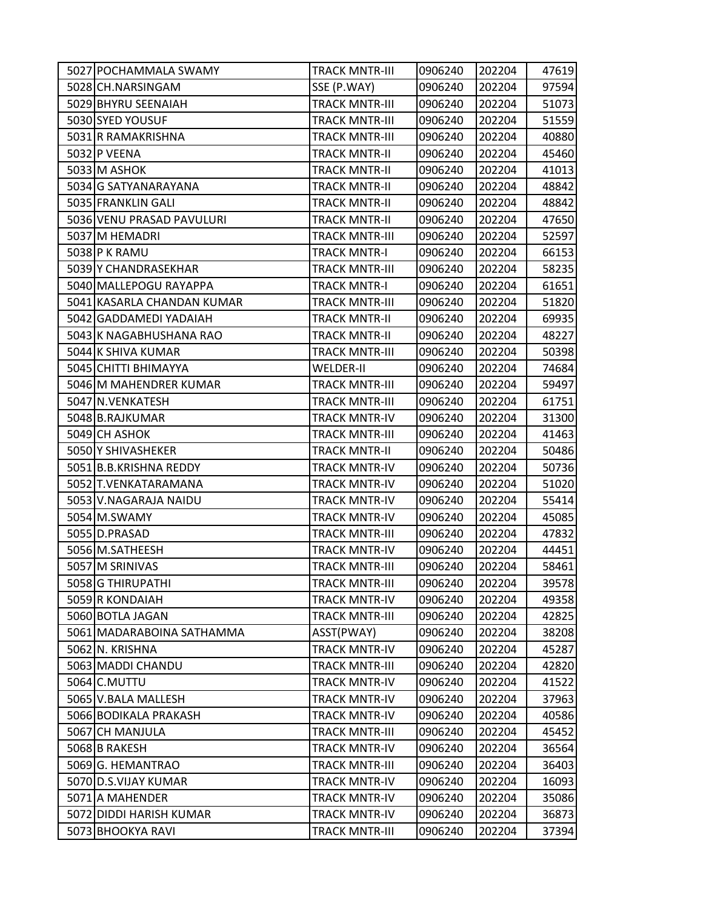| | | | | | |
|---|---|---|---|---|---|
| 5027 | POCHAMMALA SWAMY | TRACK MNTR-III | 0906240 | 202204 | 47619 |
| 5028 | CH.NARSINGAM | SSE (P.WAY) | 0906240 | 202204 | 97594 |
| 5029 | BHYRU SEENAIAH | TRACK MNTR-III | 0906240 | 202204 | 51073 |
| 5030 | SYED YOUSUF | TRACK MNTR-III | 0906240 | 202204 | 51559 |
| 5031 | R RAMAKRISHNA | TRACK MNTR-III | 0906240 | 202204 | 40880 |
| 5032 | P VEENA | TRACK MNTR-II | 0906240 | 202204 | 45460 |
| 5033 | M ASHOK | TRACK MNTR-II | 0906240 | 202204 | 41013 |
| 5034 | G SATYANARAYANA | TRACK MNTR-II | 0906240 | 202204 | 48842 |
| 5035 | FRANKLIN GALI | TRACK MNTR-II | 0906240 | 202204 | 48842 |
| 5036 | VENU PRASAD PAVULURI | TRACK MNTR-II | 0906240 | 202204 | 47650 |
| 5037 | M HEMADRI | TRACK MNTR-III | 0906240 | 202204 | 52597 |
| 5038 | P K RAMU | TRACK MNTR-I | 0906240 | 202204 | 66153 |
| 5039 | Y CHANDRASEKHAR | TRACK MNTR-III | 0906240 | 202204 | 58235 |
| 5040 | MALLEPOGU RAYAPPA | TRACK MNTR-I | 0906240 | 202204 | 61651 |
| 5041 | KASARLA CHANDAN KUMAR | TRACK MNTR-III | 0906240 | 202204 | 51820 |
| 5042 | GADDAMEDI YADAIAH | TRACK MNTR-II | 0906240 | 202204 | 69935 |
| 5043 | K NAGABHUSHANA RAO | TRACK MNTR-II | 0906240 | 202204 | 48227 |
| 5044 | K SHIVA KUMAR | TRACK MNTR-III | 0906240 | 202204 | 50398 |
| 5045 | CHITTI BHIMAYYA | WELDER-II | 0906240 | 202204 | 74684 |
| 5046 | M MAHENDRER KUMAR | TRACK MNTR-III | 0906240 | 202204 | 59497 |
| 5047 | N.VENKATESH | TRACK MNTR-III | 0906240 | 202204 | 61751 |
| 5048 | B.RAJKUMAR | TRACK MNTR-IV | 0906240 | 202204 | 31300 |
| 5049 | CH ASHOK | TRACK MNTR-III | 0906240 | 202204 | 41463 |
| 5050 | Y SHIVASHEKER | TRACK MNTR-II | 0906240 | 202204 | 50486 |
| 5051 | B.B.KRISHNA REDDY | TRACK MNTR-IV | 0906240 | 202204 | 50736 |
| 5052 | T.VENKATARAMANA | TRACK MNTR-IV | 0906240 | 202204 | 51020 |
| 5053 | V.NAGARAJA NAIDU | TRACK MNTR-IV | 0906240 | 202204 | 55414 |
| 5054 | M.SWAMY | TRACK MNTR-IV | 0906240 | 202204 | 45085 |
| 5055 | D.PRASAD | TRACK MNTR-III | 0906240 | 202204 | 47832 |
| 5056 | M.SATHEESH | TRACK MNTR-IV | 0906240 | 202204 | 44451 |
| 5057 | M SRINIVAS | TRACK MNTR-III | 0906240 | 202204 | 58461 |
| 5058 | G THIRUPATHI | TRACK MNTR-III | 0906240 | 202204 | 39578 |
| 5059 | R KONDAIAH | TRACK MNTR-IV | 0906240 | 202204 | 49358 |
| 5060 | BOTLA JAGAN | TRACK MNTR-III | 0906240 | 202204 | 42825 |
| 5061 | MADARABOINA SATHAMMA | ASST(PWAY) | 0906240 | 202204 | 38208 |
| 5062 | N. KRISHNA | TRACK MNTR-IV | 0906240 | 202204 | 45287 |
| 5063 | MADDI CHANDU | TRACK MNTR-III | 0906240 | 202204 | 42820 |
| 5064 | C.MUTTU | TRACK MNTR-IV | 0906240 | 202204 | 41522 |
| 5065 | V.BALA MALLESH | TRACK MNTR-IV | 0906240 | 202204 | 37963 |
| 5066 | BODIKALA PRAKASH | TRACK MNTR-IV | 0906240 | 202204 | 40586 |
| 5067 | CH MANJULA | TRACK MNTR-III | 0906240 | 202204 | 45452 |
| 5068 | B RAKESH | TRACK MNTR-IV | 0906240 | 202204 | 36564 |
| 5069 | G. HEMANTRAO | TRACK MNTR-III | 0906240 | 202204 | 36403 |
| 5070 | D.S.VIJAY KUMAR | TRACK MNTR-IV | 0906240 | 202204 | 16093 |
| 5071 | A MAHENDER | TRACK MNTR-IV | 0906240 | 202204 | 35086 |
| 5072 | DIDDI HARISH KUMAR | TRACK MNTR-IV | 0906240 | 202204 | 36873 |
| 5073 | BHOOKYA RAVI | TRACK MNTR-III | 0906240 | 202204 | 37394 |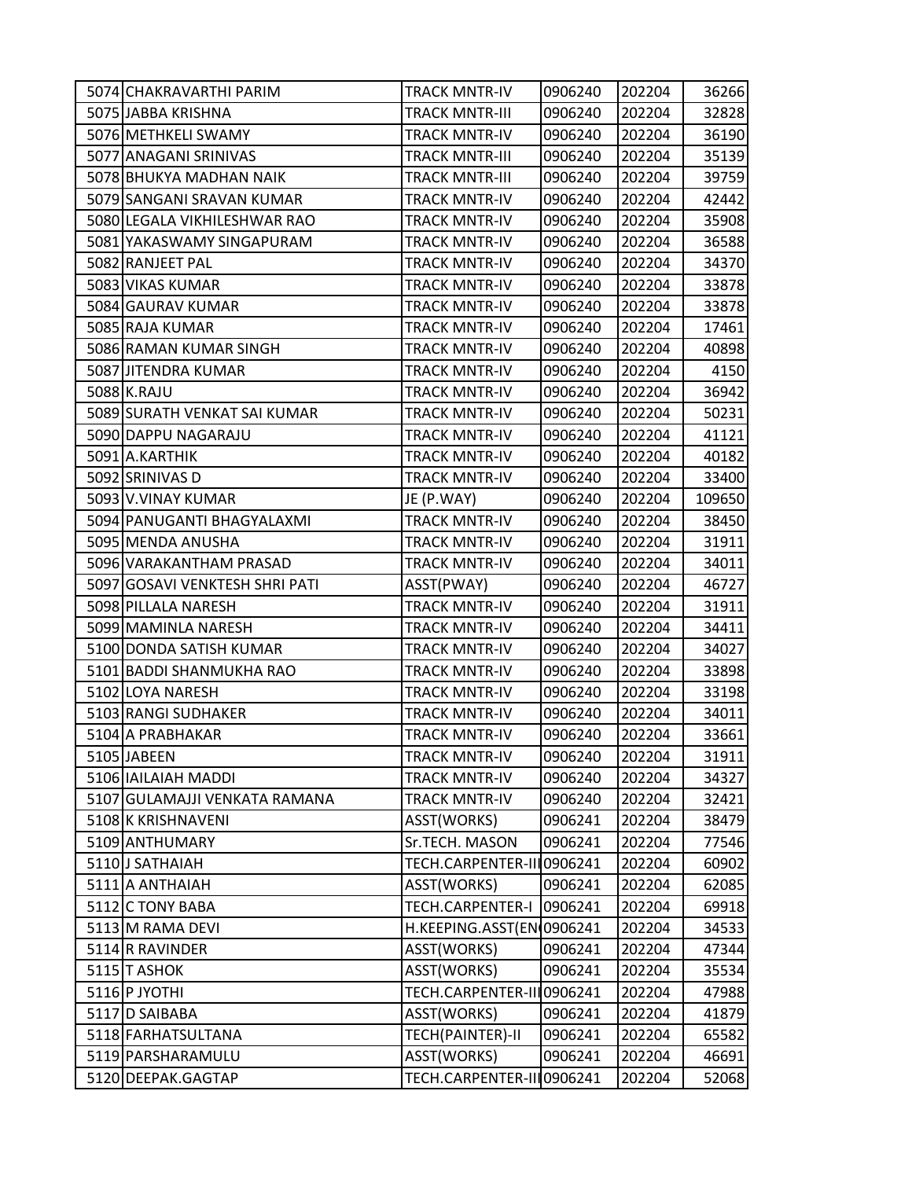| | | | | | |
|---|---|---|---|---|---|
| 5074 | CHAKRAVARTHI PARIM | TRACK MNTR-IV | 0906240 | 202204 | 36266 |
| 5075 | JABBA KRISHNA | TRACK MNTR-III | 0906240 | 202204 | 32828 |
| 5076 | METHKELI SWAMY | TRACK MNTR-IV | 0906240 | 202204 | 36190 |
| 5077 | ANAGANI SRINIVAS | TRACK MNTR-III | 0906240 | 202204 | 35139 |
| 5078 | BHUKYA MADHAN NAIK | TRACK MNTR-III | 0906240 | 202204 | 39759 |
| 5079 | SANGANI SRAVAN KUMAR | TRACK MNTR-IV | 0906240 | 202204 | 42442 |
| 5080 | LEGALA VIKHILESHWAR RAO | TRACK MNTR-IV | 0906240 | 202204 | 35908 |
| 5081 | YAKASWAMY SINGAPURAM | TRACK MNTR-IV | 0906240 | 202204 | 36588 |
| 5082 | RANJEET PAL | TRACK MNTR-IV | 0906240 | 202204 | 34370 |
| 5083 | VIKAS KUMAR | TRACK MNTR-IV | 0906240 | 202204 | 33878 |
| 5084 | GAURAV KUMAR | TRACK MNTR-IV | 0906240 | 202204 | 33878 |
| 5085 | RAJA KUMAR | TRACK MNTR-IV | 0906240 | 202204 | 17461 |
| 5086 | RAMAN KUMAR SINGH | TRACK MNTR-IV | 0906240 | 202204 | 40898 |
| 5087 | JITENDRA KUMAR | TRACK MNTR-IV | 0906240 | 202204 | 4150 |
| 5088 | K.RAJU | TRACK MNTR-IV | 0906240 | 202204 | 36942 |
| 5089 | SURATH VENKAT SAI KUMAR | TRACK MNTR-IV | 0906240 | 202204 | 50231 |
| 5090 | DAPPU NAGARAJU | TRACK MNTR-IV | 0906240 | 202204 | 41121 |
| 5091 | A.KARTHIK | TRACK MNTR-IV | 0906240 | 202204 | 40182 |
| 5092 | SRINIVAS D | TRACK MNTR-IV | 0906240 | 202204 | 33400 |
| 5093 | V.VINAY KUMAR | JE (P.WAY) | 0906240 | 202204 | 109650 |
| 5094 | PANUGANTI BHAGYALAXMI | TRACK MNTR-IV | 0906240 | 202204 | 38450 |
| 5095 | MENDA ANUSHA | TRACK MNTR-IV | 0906240 | 202204 | 31911 |
| 5096 | VARAKANTHAM PRASAD | TRACK MNTR-IV | 0906240 | 202204 | 34011 |
| 5097 | GOSAVI VENKTESH SHRI PATI | ASST(PWAY) | 0906240 | 202204 | 46727 |
| 5098 | PILLALA NARESH | TRACK MNTR-IV | 0906240 | 202204 | 31911 |
| 5099 | MAMINLA NARESH | TRACK MNTR-IV | 0906240 | 202204 | 34411 |
| 5100 | DONDA SATISH KUMAR | TRACK MNTR-IV | 0906240 | 202204 | 34027 |
| 5101 | BADDI SHANMUKHA RAO | TRACK MNTR-IV | 0906240 | 202204 | 33898 |
| 5102 | LOYA NARESH | TRACK MNTR-IV | 0906240 | 202204 | 33198 |
| 5103 | RANGI SUDHAKER | TRACK MNTR-IV | 0906240 | 202204 | 34011 |
| 5104 | A PRABHAKAR | TRACK MNTR-IV | 0906240 | 202204 | 33661 |
| 5105 | JABEEN | TRACK MNTR-IV | 0906240 | 202204 | 31911 |
| 5106 | IAILAIAH MADDI | TRACK MNTR-IV | 0906240 | 202204 | 34327 |
| 5107 | GULAMAJJI VENKATA RAMANA | TRACK MNTR-IV | 0906240 | 202204 | 32421 |
| 5108 | K KRISHNAVENI | ASST(WORKS) | 0906241 | 202204 | 38479 |
| 5109 | ANTHUMARY | Sr.TECH. MASON | 0906241 | 202204 | 77546 |
| 5110 | J SATHAIAH | TECH.CARPENTER-III | 0906241 | 202204 | 60902 |
| 5111 | A ANTHAIAH | ASST(WORKS) | 0906241 | 202204 | 62085 |
| 5112 | C TONY BABA | TECH.CARPENTER-I | 0906241 | 202204 | 69918 |
| 5113 | M RAMA DEVI | H.KEEPING.ASST(EN | 0906241 | 202204 | 34533 |
| 5114 | R RAVINDER | ASST(WORKS) | 0906241 | 202204 | 47344 |
| 5115 | T ASHOK | ASST(WORKS) | 0906241 | 202204 | 35534 |
| 5116 | P JYOTHI | TECH.CARPENTER-III | 0906241 | 202204 | 47988 |
| 5117 | D SAIBABA | ASST(WORKS) | 0906241 | 202204 | 41879 |
| 5118 | FARHATSULTANA | TECH(PAINTER)-II | 0906241 | 202204 | 65582 |
| 5119 | PARSHARAMULU | ASST(WORKS) | 0906241 | 202204 | 46691 |
| 5120 | DEEPAK.GAGTAP | TECH.CARPENTER-III | 0906241 | 202204 | 52068 |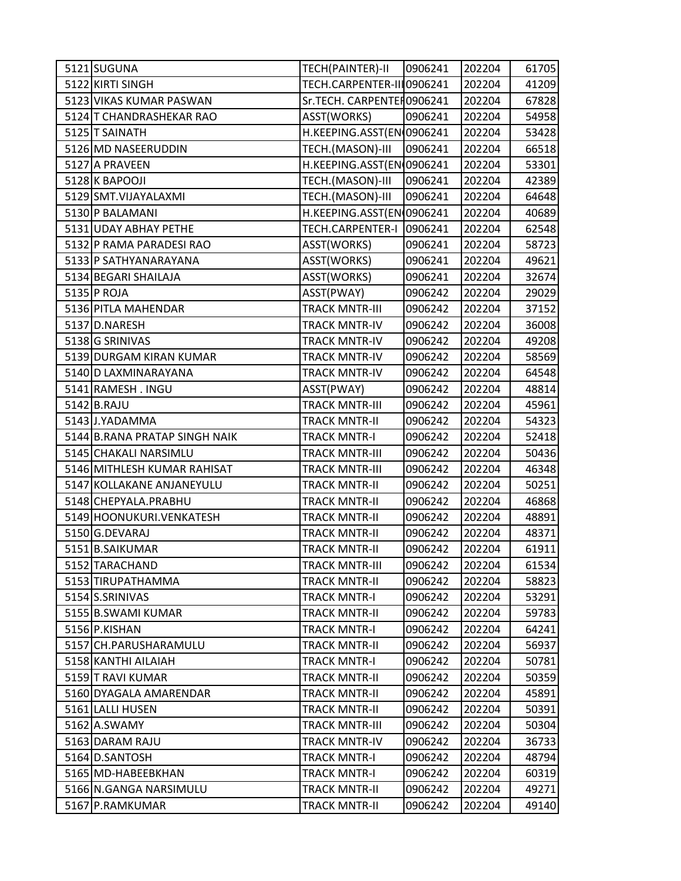| | | | | | |
|---|---|---|---|---|---|
| 5121 | SUGUNA | TECH(PAINTER)-II | 0906241 | 202204 | 61705 |
| 5122 | KIRTI SINGH | TECH.CARPENTER-III | 0906241 | 202204 | 41209 |
| 5123 | VIKAS KUMAR PASWAN | Sr.TECH. CARPENTER | 0906241 | 202204 | 67828 |
| 5124 | T CHANDRASHEKAR RAO | ASST(WORKS) | 0906241 | 202204 | 54958 |
| 5125 | T SAINATH | H.KEEPING.ASST(EN | 0906241 | 202204 | 53428 |
| 5126 | MD NASEERUDDIN | TECH.(MASON)-III | 0906241 | 202204 | 66518 |
| 5127 | A PRAVEEN | H.KEEPING.ASST(EN | 0906241 | 202204 | 53301 |
| 5128 | K BAPOOJI | TECH.(MASON)-III | 0906241 | 202204 | 42389 |
| 5129 | SMT.VIJAYALAXMI | TECH.(MASON)-III | 0906241 | 202204 | 64648 |
| 5130 | P BALAMANI | H.KEEPING.ASST(EN | 0906241 | 202204 | 40689 |
| 5131 | UDAY ABHAY PETHE | TECH.CARPENTER-I | 0906241 | 202204 | 62548 |
| 5132 | P RAMA PARADESI RAO | ASST(WORKS) | 0906241 | 202204 | 58723 |
| 5133 | P SATHYANARAYANA | ASST(WORKS) | 0906241 | 202204 | 49621 |
| 5134 | BEGARI SHAILAJA | ASST(WORKS) | 0906241 | 202204 | 32674 |
| 5135 | P ROJA | ASST(PWAY) | 0906242 | 202204 | 29029 |
| 5136 | PITLA MAHENDAR | TRACK MNTR-III | 0906242 | 202204 | 37152 |
| 5137 | D.NARESH | TRACK MNTR-IV | 0906242 | 202204 | 36008 |
| 5138 | G SRINIVAS | TRACK MNTR-IV | 0906242 | 202204 | 49208 |
| 5139 | DURGAM KIRAN KUMAR | TRACK MNTR-IV | 0906242 | 202204 | 58569 |
| 5140 | D LAXMINARAYANA | TRACK MNTR-IV | 0906242 | 202204 | 64548 |
| 5141 | RAMESH . INGU | ASST(PWAY) | 0906242 | 202204 | 48814 |
| 5142 | B.RAJU | TRACK MNTR-III | 0906242 | 202204 | 45961 |
| 5143 | J.YADAMMA | TRACK MNTR-II | 0906242 | 202204 | 54323 |
| 5144 | B.RANA PRATAP SINGH NAIK | TRACK MNTR-I | 0906242 | 202204 | 52418 |
| 5145 | CHAKALI NARSIMLU | TRACK MNTR-III | 0906242 | 202204 | 50436 |
| 5146 | MITHLESH KUMAR RAHISAT | TRACK MNTR-III | 0906242 | 202204 | 46348 |
| 5147 | KOLLAKANE ANJANEYULU | TRACK MNTR-II | 0906242 | 202204 | 50251 |
| 5148 | CHEPYALA.PRABHU | TRACK MNTR-II | 0906242 | 202204 | 46868 |
| 5149 | HOONUKURI.VENKATESH | TRACK MNTR-II | 0906242 | 202204 | 48891 |
| 5150 | G.DEVARAJ | TRACK MNTR-II | 0906242 | 202204 | 48371 |
| 5151 | B.SAIKUMAR | TRACK MNTR-II | 0906242 | 202204 | 61911 |
| 5152 | TARACHAND | TRACK MNTR-III | 0906242 | 202204 | 61534 |
| 5153 | TIRUPATHAMMA | TRACK MNTR-II | 0906242 | 202204 | 58823 |
| 5154 | S.SRINIVAS | TRACK MNTR-I | 0906242 | 202204 | 53291 |
| 5155 | B.SWAMI KUMAR | TRACK MNTR-II | 0906242 | 202204 | 59783 |
| 5156 | P.KISHAN | TRACK MNTR-I | 0906242 | 202204 | 64241 |
| 5157 | CH.PARUSHARAMULU | TRACK MNTR-II | 0906242 | 202204 | 56937 |
| 5158 | KANTHI AILAIAH | TRACK MNTR-I | 0906242 | 202204 | 50781 |
| 5159 | T RAVI KUMAR | TRACK MNTR-II | 0906242 | 202204 | 50359 |
| 5160 | DYAGALA AMARENDAR | TRACK MNTR-II | 0906242 | 202204 | 45891 |
| 5161 | LALLI HUSEN | TRACK MNTR-II | 0906242 | 202204 | 50391 |
| 5162 | A.SWAMY | TRACK MNTR-III | 0906242 | 202204 | 50304 |
| 5163 | DARAM RAJU | TRACK MNTR-IV | 0906242 | 202204 | 36733 |
| 5164 | D.SANTOSH | TRACK MNTR-I | 0906242 | 202204 | 48794 |
| 5165 | MD-HABEEBKHAN | TRACK MNTR-I | 0906242 | 202204 | 60319 |
| 5166 | N.GANGA NARSIMULU | TRACK MNTR-II | 0906242 | 202204 | 49271 |
| 5167 | P.RAMKUMAR | TRACK MNTR-II | 0906242 | 202204 | 49140 |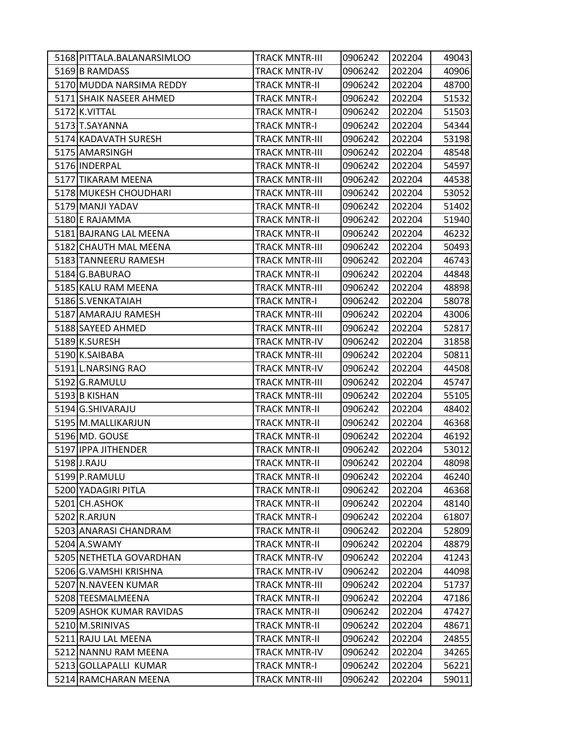| | | | | | |
|---|---|---|---|---|---|
| 5168 | PITTALA.BALANARSIMLOO | TRACK MNTR-III | 0906242 | 202204 | 49043 |
| 5169 | B RAMDASS | TRACK MNTR-IV | 0906242 | 202204 | 40906 |
| 5170 | MUDDA NARSIMA REDDY | TRACK MNTR-II | 0906242 | 202204 | 48700 |
| 5171 | SHAIK NASEER AHMED | TRACK MNTR-I | 0906242 | 202204 | 51532 |
| 5172 | K.VITTAL | TRACK MNTR-I | 0906242 | 202204 | 51503 |
| 5173 | T.SAYANNA | TRACK MNTR-I | 0906242 | 202204 | 54344 |
| 5174 | KADAVATH SURESH | TRACK MNTR-III | 0906242 | 202204 | 53198 |
| 5175 | AMARSINGH | TRACK MNTR-III | 0906242 | 202204 | 48548 |
| 5176 | INDERPAL | TRACK MNTR-II | 0906242 | 202204 | 54597 |
| 5177 | TIKARAM MEENA | TRACK MNTR-III | 0906242 | 202204 | 44538 |
| 5178 | MUKESH CHOUDHARI | TRACK MNTR-III | 0906242 | 202204 | 53052 |
| 5179 | MANJI YADAV | TRACK MNTR-II | 0906242 | 202204 | 51402 |
| 5180 | E RAJAMMA | TRACK MNTR-II | 0906242 | 202204 | 51940 |
| 5181 | BAJRANG LAL MEENA | TRACK MNTR-II | 0906242 | 202204 | 46232 |
| 5182 | CHAUTH MAL MEENA | TRACK MNTR-III | 0906242 | 202204 | 50493 |
| 5183 | TANNEERU RAMESH | TRACK MNTR-III | 0906242 | 202204 | 46743 |
| 5184 | G.BABURAO | TRACK MNTR-II | 0906242 | 202204 | 44848 |
| 5185 | KALU RAM MEENA | TRACK MNTR-III | 0906242 | 202204 | 48898 |
| 5186 | S.VENKATAIAH | TRACK MNTR-I | 0906242 | 202204 | 58078 |
| 5187 | AMARAJU RAMESH | TRACK MNTR-III | 0906242 | 202204 | 43006 |
| 5188 | SAYEED AHMED | TRACK MNTR-III | 0906242 | 202204 | 52817 |
| 5189 | K.SURESH | TRACK MNTR-IV | 0906242 | 202204 | 31858 |
| 5190 | K.SAIBABA | TRACK MNTR-III | 0906242 | 202204 | 50811 |
| 5191 | L.NARSING RAO | TRACK MNTR-IV | 0906242 | 202204 | 44508 |
| 5192 | G.RAMULU | TRACK MNTR-III | 0906242 | 202204 | 45747 |
| 5193 | B KISHAN | TRACK MNTR-III | 0906242 | 202204 | 55105 |
| 5194 | G.SHIVARAJU | TRACK MNTR-II | 0906242 | 202204 | 48402 |
| 5195 | M.MALLIKARJUN | TRACK MNTR-II | 0906242 | 202204 | 46368 |
| 5196 | MD. GOUSE | TRACK MNTR-II | 0906242 | 202204 | 46192 |
| 5197 | IPPA JITHENDER | TRACK MNTR-II | 0906242 | 202204 | 53012 |
| 5198 | J.RAJU | TRACK MNTR-II | 0906242 | 202204 | 48098 |
| 5199 | P.RAMULU | TRACK MNTR-II | 0906242 | 202204 | 46240 |
| 5200 | YADAGIRI PITLA | TRACK MNTR-II | 0906242 | 202204 | 46368 |
| 5201 | CH.ASHOK | TRACK MNTR-II | 0906242 | 202204 | 48140 |
| 5202 | R.ARJUN | TRACK MNTR-I | 0906242 | 202204 | 61807 |
| 5203 | ANARASI CHANDRAM | TRACK MNTR-II | 0906242 | 202204 | 52809 |
| 5204 | A.SWAMY | TRACK MNTR-II | 0906242 | 202204 | 48879 |
| 5205 | NETHETLA GOVARDHAN | TRACK MNTR-IV | 0906242 | 202204 | 41243 |
| 5206 | G.VAMSHI KRISHNA | TRACK MNTR-IV | 0906242 | 202204 | 44098 |
| 5207 | N.NAVEEN KUMAR | TRACK MNTR-III | 0906242 | 202204 | 51737 |
| 5208 | TEESMALMEENA | TRACK MNTR-II | 0906242 | 202204 | 47186 |
| 5209 | ASHOK KUMAR RAVIDAS | TRACK MNTR-II | 0906242 | 202204 | 47427 |
| 5210 | M.SRINIVAS | TRACK MNTR-II | 0906242 | 202204 | 48671 |
| 5211 | RAJU LAL MEENA | TRACK MNTR-II | 0906242 | 202204 | 24855 |
| 5212 | NANNU RAM MEENA | TRACK MNTR-IV | 0906242 | 202204 | 34265 |
| 5213 | GOLLAPALLI KUMAR | TRACK MNTR-I | 0906242 | 202204 | 56221 |
| 5214 | RAMCHARAN MEENA | TRACK MNTR-III | 0906242 | 202204 | 59011 |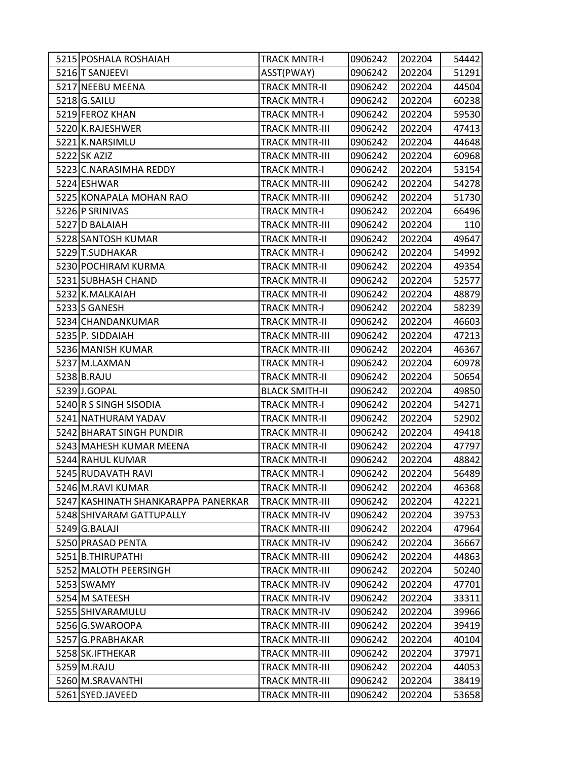| | | | | | |
|---|---|---|---|---|---|
| 5215 | POSHALA ROSHAIAH | TRACK MNTR-I | 0906242 | 202204 | 54442 |
| 5216 | T SANJEEVI | ASST(PWAY) | 0906242 | 202204 | 51291 |
| 5217 | NEEBU MEENA | TRACK MNTR-II | 0906242 | 202204 | 44504 |
| 5218 | G.SAILU | TRACK MNTR-I | 0906242 | 202204 | 60238 |
| 5219 | FEROZ KHAN | TRACK MNTR-I | 0906242 | 202204 | 59530 |
| 5220 | K.RAJESHWER | TRACK MNTR-III | 0906242 | 202204 | 47413 |
| 5221 | K.NARSIMLU | TRACK MNTR-III | 0906242 | 202204 | 44648 |
| 5222 | SK AZIZ | TRACK MNTR-III | 0906242 | 202204 | 60968 |
| 5223 | C.NARASIMHA REDDY | TRACK MNTR-I | 0906242 | 202204 | 53154 |
| 5224 | ESHWAR | TRACK MNTR-III | 0906242 | 202204 | 54278 |
| 5225 | KONAPALA MOHAN RAO | TRACK MNTR-III | 0906242 | 202204 | 51730 |
| 5226 | P SRINIVAS | TRACK MNTR-I | 0906242 | 202204 | 66496 |
| 5227 | D BALAIAH | TRACK MNTR-III | 0906242 | 202204 | 110 |
| 5228 | SANTOSH KUMAR | TRACK MNTR-II | 0906242 | 202204 | 49647 |
| 5229 | T.SUDHAKAR | TRACK MNTR-I | 0906242 | 202204 | 54992 |
| 5230 | POCHIRAM KURMA | TRACK MNTR-II | 0906242 | 202204 | 49354 |
| 5231 | SUBHASH CHAND | TRACK MNTR-II | 0906242 | 202204 | 52577 |
| 5232 | K.MALKAIAH | TRACK MNTR-II | 0906242 | 202204 | 48879 |
| 5233 | S GANESH | TRACK MNTR-I | 0906242 | 202204 | 58239 |
| 5234 | CHANDANKUMAR | TRACK MNTR-II | 0906242 | 202204 | 46603 |
| 5235 | P. SIDDAIAH | TRACK MNTR-III | 0906242 | 202204 | 47213 |
| 5236 | MANISH KUMAR | TRACK MNTR-III | 0906242 | 202204 | 46367 |
| 5237 | M.LAXMAN | TRACK MNTR-I | 0906242 | 202204 | 60978 |
| 5238 | B.RAJU | TRACK MNTR-II | 0906242 | 202204 | 50654 |
| 5239 | J.GOPAL | BLACK SMITH-II | 0906242 | 202204 | 49850 |
| 5240 | R S SINGH SISODIA | TRACK MNTR-I | 0906242 | 202204 | 54271 |
| 5241 | NATHURAM YADAV | TRACK MNTR-II | 0906242 | 202204 | 52902 |
| 5242 | BHARAT SINGH PUNDIR | TRACK MNTR-II | 0906242 | 202204 | 49418 |
| 5243 | MAHESH KUMAR MEENA | TRACK MNTR-II | 0906242 | 202204 | 47797 |
| 5244 | RAHUL KUMAR | TRACK MNTR-II | 0906242 | 202204 | 48842 |
| 5245 | RUDAVATH RAVI | TRACK MNTR-I | 0906242 | 202204 | 56489 |
| 5246 | M.RAVI KUMAR | TRACK MNTR-II | 0906242 | 202204 | 46368 |
| 5247 | KASHINATH SHANKARAPPA PANERKAR | TRACK MNTR-III | 0906242 | 202204 | 42221 |
| 5248 | SHIVARAM GATTUPALLY | TRACK MNTR-IV | 0906242 | 202204 | 39753 |
| 5249 | G.BALAJI | TRACK MNTR-III | 0906242 | 202204 | 47964 |
| 5250 | PRASAD PENTA | TRACK MNTR-IV | 0906242 | 202204 | 36667 |
| 5251 | B.THIRUPATHI | TRACK MNTR-III | 0906242 | 202204 | 44863 |
| 5252 | MALOTH PEERSINGH | TRACK MNTR-III | 0906242 | 202204 | 50240 |
| 5253 | SWAMY | TRACK MNTR-IV | 0906242 | 202204 | 47701 |
| 5254 | M SATEESH | TRACK MNTR-IV | 0906242 | 202204 | 33311 |
| 5255 | SHIVARAMULU | TRACK MNTR-IV | 0906242 | 202204 | 39966 |
| 5256 | G.SWAROOPA | TRACK MNTR-III | 0906242 | 202204 | 39419 |
| 5257 | G.PRABHAKAR | TRACK MNTR-III | 0906242 | 202204 | 40104 |
| 5258 | SK.IFTHEKAR | TRACK MNTR-III | 0906242 | 202204 | 37971 |
| 5259 | M.RAJU | TRACK MNTR-III | 0906242 | 202204 | 44053 |
| 5260 | M.SRAVANTHI | TRACK MNTR-III | 0906242 | 202204 | 38419 |
| 5261 | SYED.JAVEED | TRACK MNTR-III | 0906242 | 202204 | 53658 |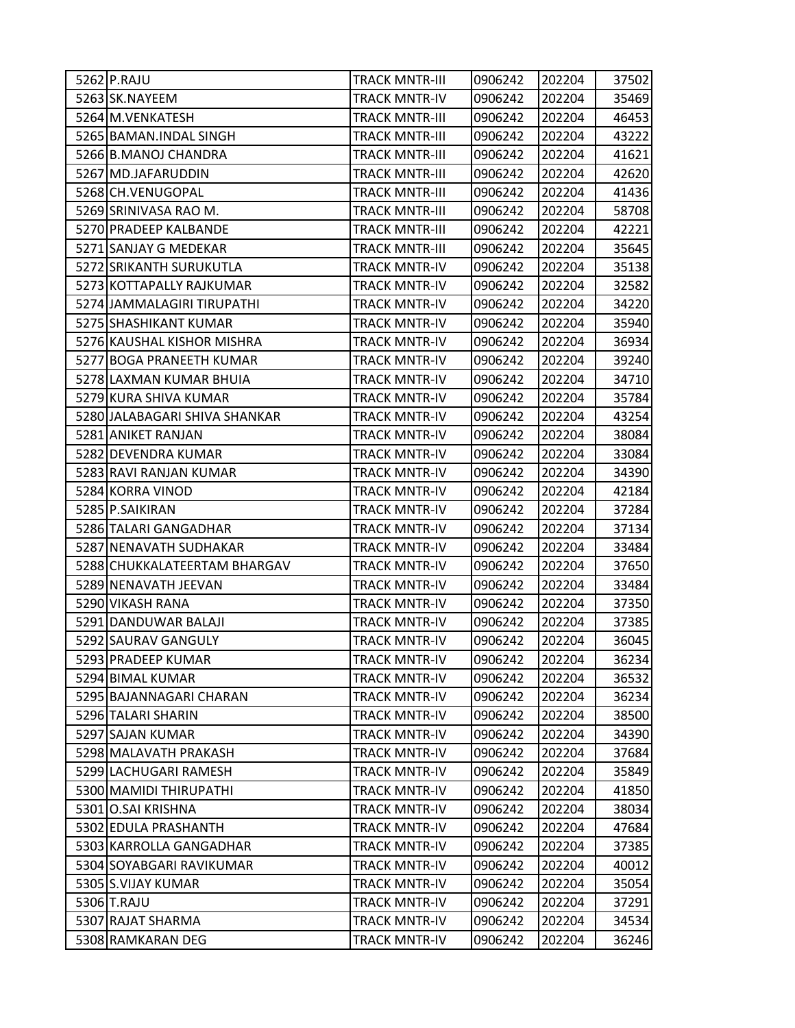| 5262 | P.RAJU | TRACK MNTR-III | 0906242 | 202204 | 37502 |
|---|---|---|---|---|---|
| 5263 | SK.NAYEEM | TRACK MNTR-IV | 0906242 | 202204 | 35469 |
| 5264 | M.VENKATESH | TRACK MNTR-III | 0906242 | 202204 | 46453 |
| 5265 | BAMAN.INDAL SINGH | TRACK MNTR-III | 0906242 | 202204 | 43222 |
| 5266 | B.MANOJ CHANDRA | TRACK MNTR-III | 0906242 | 202204 | 41621 |
| 5267 | MD.JAFARUDDIN | TRACK MNTR-III | 0906242 | 202204 | 42620 |
| 5268 | CH.VENUGOPAL | TRACK MNTR-III | 0906242 | 202204 | 41436 |
| 5269 | SRINIVASA RAO M. | TRACK MNTR-III | 0906242 | 202204 | 58708 |
| 5270 | PRADEEP KALBANDE | TRACK MNTR-III | 0906242 | 202204 | 42221 |
| 5271 | SANJAY G MEDEKAR | TRACK MNTR-III | 0906242 | 202204 | 35645 |
| 5272 | SRIKANTH SURUKUTLA | TRACK MNTR-IV | 0906242 | 202204 | 35138 |
| 5273 | KOTTAPALLY RAJKUMAR | TRACK MNTR-IV | 0906242 | 202204 | 32582 |
| 5274 | JAMMALAGIRI TIRUPATHI | TRACK MNTR-IV | 0906242 | 202204 | 34220 |
| 5275 | SHASHIKANT KUMAR | TRACK MNTR-IV | 0906242 | 202204 | 35940 |
| 5276 | KAUSHAL KISHOR MISHRA | TRACK MNTR-IV | 0906242 | 202204 | 36934 |
| 5277 | BOGA PRANEETH KUMAR | TRACK MNTR-IV | 0906242 | 202204 | 39240 |
| 5278 | LAXMAN KUMAR BHUIA | TRACK MNTR-IV | 0906242 | 202204 | 34710 |
| 5279 | KURA SHIVA KUMAR | TRACK MNTR-IV | 0906242 | 202204 | 35784 |
| 5280 | JALABAGARI SHIVA SHANKAR | TRACK MNTR-IV | 0906242 | 202204 | 43254 |
| 5281 | ANIKET RANJAN | TRACK MNTR-IV | 0906242 | 202204 | 38084 |
| 5282 | DEVENDRA KUMAR | TRACK MNTR-IV | 0906242 | 202204 | 33084 |
| 5283 | RAVI RANJAN KUMAR | TRACK MNTR-IV | 0906242 | 202204 | 34390 |
| 5284 | KORRA VINOD | TRACK MNTR-IV | 0906242 | 202204 | 42184 |
| 5285 | P.SAIKIRAN | TRACK MNTR-IV | 0906242 | 202204 | 37284 |
| 5286 | TALARI GANGADHAR | TRACK MNTR-IV | 0906242 | 202204 | 37134 |
| 5287 | NENAVATH SUDHAKAR | TRACK MNTR-IV | 0906242 | 202204 | 33484 |
| 5288 | CHUKKALATEERTAM BHARGAV | TRACK MNTR-IV | 0906242 | 202204 | 37650 |
| 5289 | NENAVATH JEEVAN | TRACK MNTR-IV | 0906242 | 202204 | 33484 |
| 5290 | VIKASH RANA | TRACK MNTR-IV | 0906242 | 202204 | 37350 |
| 5291 | DANDUWAR BALAJI | TRACK MNTR-IV | 0906242 | 202204 | 37385 |
| 5292 | SAURAV GANGULY | TRACK MNTR-IV | 0906242 | 202204 | 36045 |
| 5293 | PRADEEP KUMAR | TRACK MNTR-IV | 0906242 | 202204 | 36234 |
| 5294 | BIMAL KUMAR | TRACK MNTR-IV | 0906242 | 202204 | 36532 |
| 5295 | BAJANNAGARI CHARAN | TRACK MNTR-IV | 0906242 | 202204 | 36234 |
| 5296 | TALARI SHARIN | TRACK MNTR-IV | 0906242 | 202204 | 38500 |
| 5297 | SAJAN KUMAR | TRACK MNTR-IV | 0906242 | 202204 | 34390 |
| 5298 | MALAVATH PRAKASH | TRACK MNTR-IV | 0906242 | 202204 | 37684 |
| 5299 | LACHUGARI RAMESH | TRACK MNTR-IV | 0906242 | 202204 | 35849 |
| 5300 | MAMIDI THIRUPATHI | TRACK MNTR-IV | 0906242 | 202204 | 41850 |
| 5301 | O.SAI KRISHNA | TRACK MNTR-IV | 0906242 | 202204 | 38034 |
| 5302 | EDULA PRASHANTH | TRACK MNTR-IV | 0906242 | 202204 | 47684 |
| 5303 | KARROLLA GANGADHAR | TRACK MNTR-IV | 0906242 | 202204 | 37385 |
| 5304 | SOYABGARI RAVIKUMAR | TRACK MNTR-IV | 0906242 | 202204 | 40012 |
| 5305 | S.VIJAY KUMAR | TRACK MNTR-IV | 0906242 | 202204 | 35054 |
| 5306 | T.RAJU | TRACK MNTR-IV | 0906242 | 202204 | 37291 |
| 5307 | RAJAT SHARMA | TRACK MNTR-IV | 0906242 | 202204 | 34534 |
| 5308 | RAMKARAN DEG | TRACK MNTR-IV | 0906242 | 202204 | 36246 |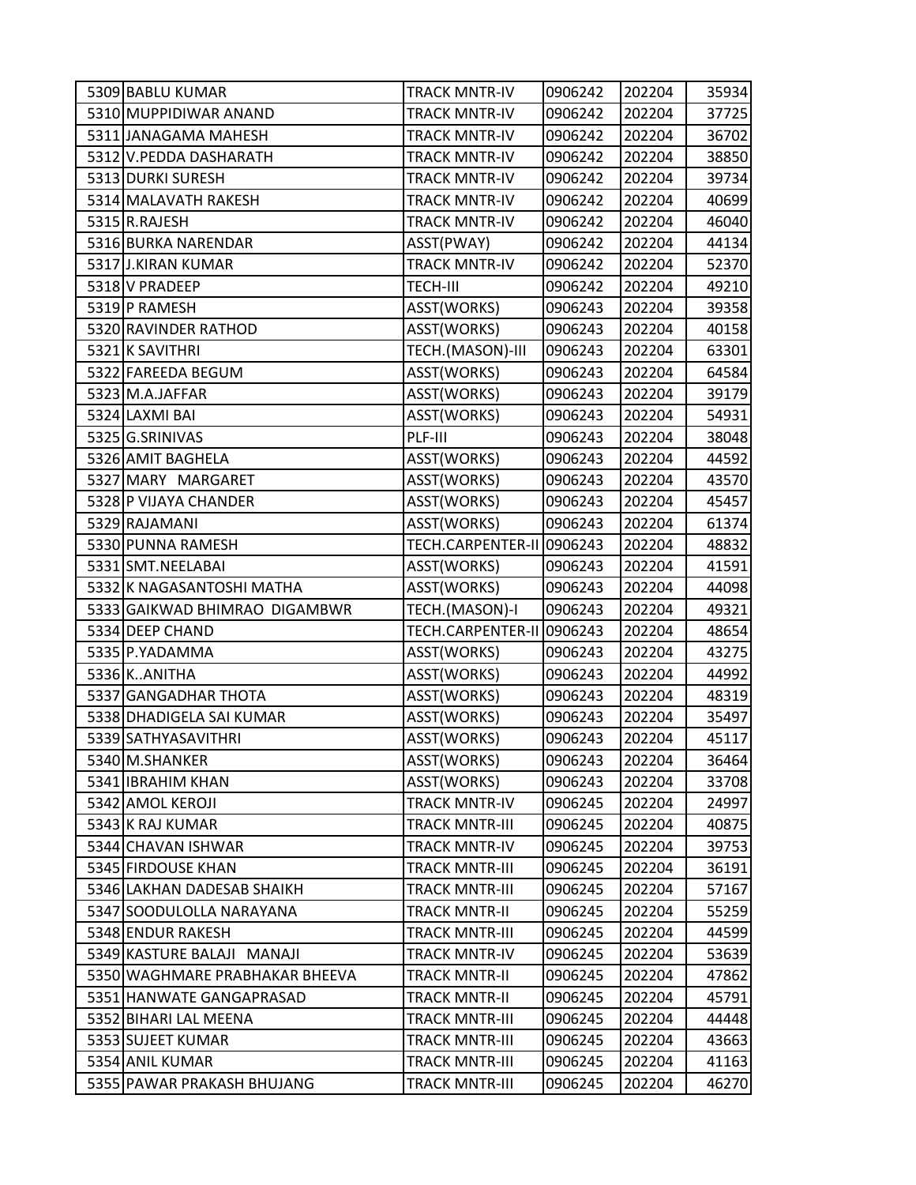| 5309 | BABLU KUMAR | TRACK MNTR-IV | 0906242 | 202204 | 35934 |
|---|---|---|---|---|---|
| 5310 | MUPPIDIWAR ANAND | TRACK MNTR-IV | 0906242 | 202204 | 37725 |
| 5311 | JANAGAMA MAHESH | TRACK MNTR-IV | 0906242 | 202204 | 36702 |
| 5312 | V.PEDDA DASHARATH | TRACK MNTR-IV | 0906242 | 202204 | 38850 |
| 5313 | DURKI SURESH | TRACK MNTR-IV | 0906242 | 202204 | 39734 |
| 5314 | MALAVATH RAKESH | TRACK MNTR-IV | 0906242 | 202204 | 40699 |
| 5315 | R.RAJESH | TRACK MNTR-IV | 0906242 | 202204 | 46040 |
| 5316 | BURKA NARENDAR | ASST(PWAY) | 0906242 | 202204 | 44134 |
| 5317 | J.KIRAN KUMAR | TRACK MNTR-IV | 0906242 | 202204 | 52370 |
| 5318 | V PRADEEP | TECH-III | 0906242 | 202204 | 49210 |
| 5319 | P RAMESH | ASST(WORKS) | 0906243 | 202204 | 39358 |
| 5320 | RAVINDER RATHOD | ASST(WORKS) | 0906243 | 202204 | 40158 |
| 5321 | K SAVITHRI | TECH.(MASON)-III | 0906243 | 202204 | 63301 |
| 5322 | FAREEDA BEGUM | ASST(WORKS) | 0906243 | 202204 | 64584 |
| 5323 | M.A.JAFFAR | ASST(WORKS) | 0906243 | 202204 | 39179 |
| 5324 | LAXMI BAI | ASST(WORKS) | 0906243 | 202204 | 54931 |
| 5325 | G.SRINIVAS | PLF-III | 0906243 | 202204 | 38048 |
| 5326 | AMIT BAGHELA | ASST(WORKS) | 0906243 | 202204 | 44592 |
| 5327 | MARY MARGARET | ASST(WORKS) | 0906243 | 202204 | 43570 |
| 5328 | P VIJAYA CHANDER | ASST(WORKS) | 0906243 | 202204 | 45457 |
| 5329 | RAJAMANI | ASST(WORKS) | 0906243 | 202204 | 61374 |
| 5330 | PUNNA RAMESH | TECH.CARPENTER-II | 0906243 | 202204 | 48832 |
| 5331 | SMT.NEELABAI | ASST(WORKS) | 0906243 | 202204 | 41591 |
| 5332 | K NAGASANTOSHI MATHA | ASST(WORKS) | 0906243 | 202204 | 44098 |
| 5333 | GAIKWAD BHIMRAO DIGAMBWR | TECH.(MASON)-I | 0906243 | 202204 | 49321 |
| 5334 | DEEP CHAND | TECH.CARPENTER-II | 0906243 | 202204 | 48654 |
| 5335 | P.YADAMMA | ASST(WORKS) | 0906243 | 202204 | 43275 |
| 5336 | K..ANITHA | ASST(WORKS) | 0906243 | 202204 | 44992 |
| 5337 | GANGADHAR THOTA | ASST(WORKS) | 0906243 | 202204 | 48319 |
| 5338 | DHADIGELA SAI KUMAR | ASST(WORKS) | 0906243 | 202204 | 35497 |
| 5339 | SATHYASAVITHRI | ASST(WORKS) | 0906243 | 202204 | 45117 |
| 5340 | M.SHANKER | ASST(WORKS) | 0906243 | 202204 | 36464 |
| 5341 | IBRAHIM KHAN | ASST(WORKS) | 0906243 | 202204 | 33708 |
| 5342 | AMOL KEROJI | TRACK MNTR-IV | 0906245 | 202204 | 24997 |
| 5343 | K RAJ KUMAR | TRACK MNTR-III | 0906245 | 202204 | 40875 |
| 5344 | CHAVAN ISHWAR | TRACK MNTR-IV | 0906245 | 202204 | 39753 |
| 5345 | FIRDOUSE KHAN | TRACK MNTR-III | 0906245 | 202204 | 36191 |
| 5346 | LAKHAN DADESAB SHAIKH | TRACK MNTR-III | 0906245 | 202204 | 57167 |
| 5347 | SOODULOLLA NARAYANA | TRACK MNTR-II | 0906245 | 202204 | 55259 |
| 5348 | ENDUR RAKESH | TRACK MNTR-III | 0906245 | 202204 | 44599 |
| 5349 | KASTURE BALAJI MANAJI | TRACK MNTR-IV | 0906245 | 202204 | 53639 |
| 5350 | WAGHMARE PRABHAKAR BHEEVA | TRACK MNTR-II | 0906245 | 202204 | 47862 |
| 5351 | HANWATE GANGAPRASAD | TRACK MNTR-II | 0906245 | 202204 | 45791 |
| 5352 | BIHARI LAL MEENA | TRACK MNTR-III | 0906245 | 202204 | 44448 |
| 5353 | SUJEET KUMAR | TRACK MNTR-III | 0906245 | 202204 | 43663 |
| 5354 | ANIL KUMAR | TRACK MNTR-III | 0906245 | 202204 | 41163 |
| 5355 | PAWAR PRAKASH BHUJANG | TRACK MNTR-III | 0906245 | 202204 | 46270 |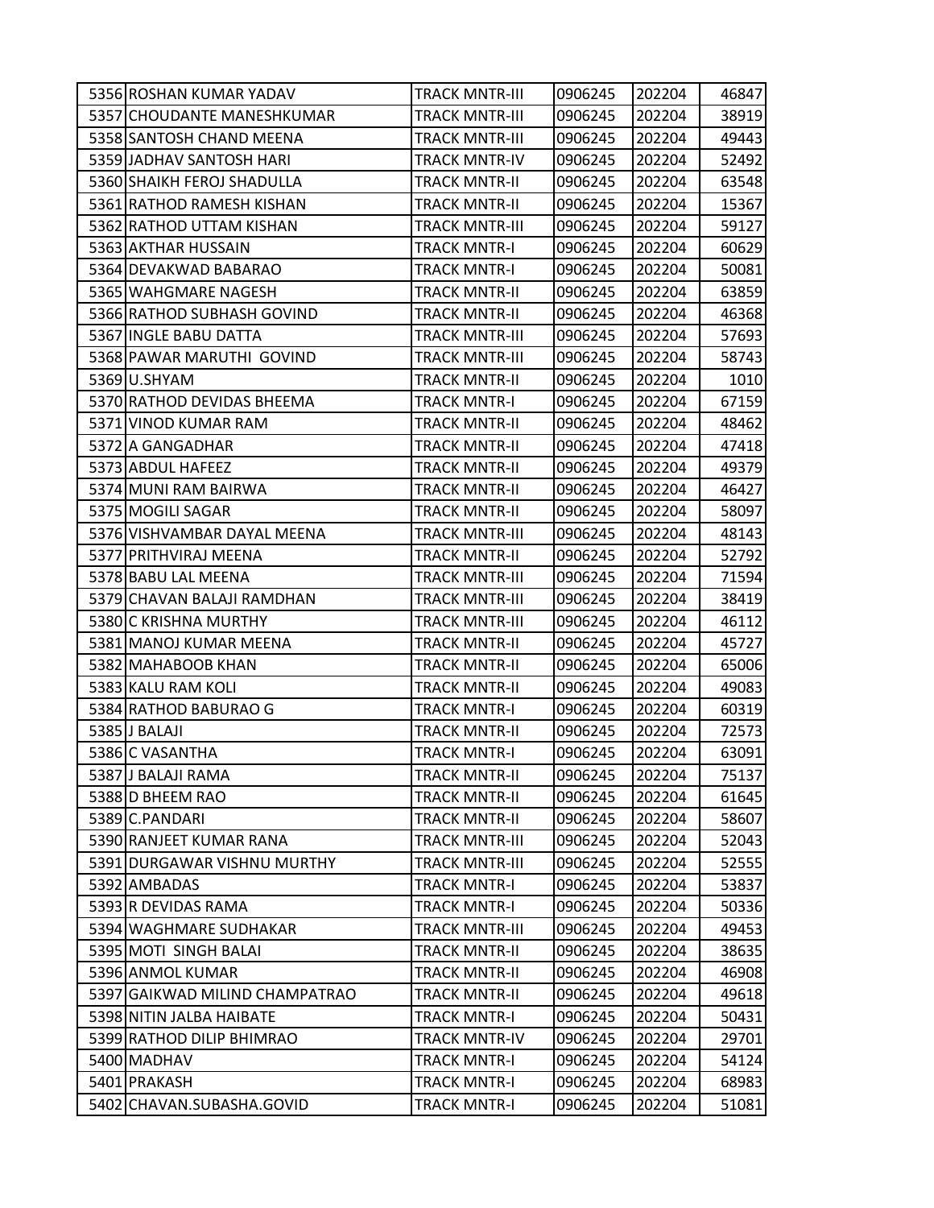| 5356 | ROSHAN KUMAR YADAV | TRACK MNTR-III | 0906245 | 202204 | 46847 |
|---|---|---|---|---|---|
| 5357 | CHOUDANTE MANESHKUMAR | TRACK MNTR-III | 0906245 | 202204 | 38919 |
| 5358 | SANTOSH CHAND MEENA | TRACK MNTR-III | 0906245 | 202204 | 49443 |
| 5359 | JADHAV SANTOSH HARI | TRACK MNTR-IV | 0906245 | 202204 | 52492 |
| 5360 | SHAIKH FEROJ SHADULLA | TRACK MNTR-II | 0906245 | 202204 | 63548 |
| 5361 | RATHOD RAMESH KISHAN | TRACK MNTR-II | 0906245 | 202204 | 15367 |
| 5362 | RATHOD UTTAM KISHAN | TRACK MNTR-III | 0906245 | 202204 | 59127 |
| 5363 | AKTHAR HUSSAIN | TRACK MNTR-I | 0906245 | 202204 | 60629 |
| 5364 | DEVAKWAD BABARAO | TRACK MNTR-I | 0906245 | 202204 | 50081 |
| 5365 | WAHGMARE NAGESH | TRACK MNTR-II | 0906245 | 202204 | 63859 |
| 5366 | RATHOD SUBHASH GOVIND | TRACK MNTR-II | 0906245 | 202204 | 46368 |
| 5367 | INGLE BABU DATTA | TRACK MNTR-III | 0906245 | 202204 | 57693 |
| 5368 | PAWAR MARUTHI GOVIND | TRACK MNTR-III | 0906245 | 202204 | 58743 |
| 5369 | U.SHYAM | TRACK MNTR-II | 0906245 | 202204 | 1010 |
| 5370 | RATHOD DEVIDAS BHEEMA | TRACK MNTR-I | 0906245 | 202204 | 67159 |
| 5371 | VINOD KUMAR RAM | TRACK MNTR-II | 0906245 | 202204 | 48462 |
| 5372 | A GANGADHAR | TRACK MNTR-II | 0906245 | 202204 | 47418 |
| 5373 | ABDUL HAFEEZ | TRACK MNTR-II | 0906245 | 202204 | 49379 |
| 5374 | MUNI RAM BAIRWA | TRACK MNTR-II | 0906245 | 202204 | 46427 |
| 5375 | MOGILI SAGAR | TRACK MNTR-II | 0906245 | 202204 | 58097 |
| 5376 | VISHVAMBAR DAYAL MEENA | TRACK MNTR-III | 0906245 | 202204 | 48143 |
| 5377 | PRITHVIRAJ MEENA | TRACK MNTR-II | 0906245 | 202204 | 52792 |
| 5378 | BABU LAL MEENA | TRACK MNTR-III | 0906245 | 202204 | 71594 |
| 5379 | CHAVAN BALAJI RAMDHAN | TRACK MNTR-III | 0906245 | 202204 | 38419 |
| 5380 | C KRISHNA MURTHY | TRACK MNTR-III | 0906245 | 202204 | 46112 |
| 5381 | MANOJ KUMAR MEENA | TRACK MNTR-II | 0906245 | 202204 | 45727 |
| 5382 | MAHABOOB KHAN | TRACK MNTR-II | 0906245 | 202204 | 65006 |
| 5383 | KALU RAM KOLI | TRACK MNTR-II | 0906245 | 202204 | 49083 |
| 5384 | RATHOD BABURAO G | TRACK MNTR-I | 0906245 | 202204 | 60319 |
| 5385 | J BALAJI | TRACK MNTR-II | 0906245 | 202204 | 72573 |
| 5386 | C VASANTHA | TRACK MNTR-I | 0906245 | 202204 | 63091 |
| 5387 | J BALAJI RAMA | TRACK MNTR-II | 0906245 | 202204 | 75137 |
| 5388 | D BHEEM RAO | TRACK MNTR-II | 0906245 | 202204 | 61645 |
| 5389 | C.PANDARI | TRACK MNTR-II | 0906245 | 202204 | 58607 |
| 5390 | RANJEET KUMAR RANA | TRACK MNTR-III | 0906245 | 202204 | 52043 |
| 5391 | DURGAWAR VISHNU MURTHY | TRACK MNTR-III | 0906245 | 202204 | 52555 |
| 5392 | AMBADAS | TRACK MNTR-I | 0906245 | 202204 | 53837 |
| 5393 | R DEVIDAS RAMA | TRACK MNTR-I | 0906245 | 202204 | 50336 |
| 5394 | WAGHMARE SUDHAKAR | TRACK MNTR-III | 0906245 | 202204 | 49453 |
| 5395 | MOTI SINGH BALAI | TRACK MNTR-II | 0906245 | 202204 | 38635 |
| 5396 | ANMOL KUMAR | TRACK MNTR-II | 0906245 | 202204 | 46908 |
| 5397 | GAIKWAD MILIND CHAMPATRAO | TRACK MNTR-II | 0906245 | 202204 | 49618 |
| 5398 | NITIN JALBA HAIBATE | TRACK MNTR-I | 0906245 | 202204 | 50431 |
| 5399 | RATHOD DILIP BHIMRAO | TRACK MNTR-IV | 0906245 | 202204 | 29701 |
| 5400 | MADHAV | TRACK MNTR-I | 0906245 | 202204 | 54124 |
| 5401 | PRAKASH | TRACK MNTR-I | 0906245 | 202204 | 68983 |
| 5402 | CHAVAN.SUBASHA.GOVID | TRACK MNTR-I | 0906245 | 202204 | 51081 |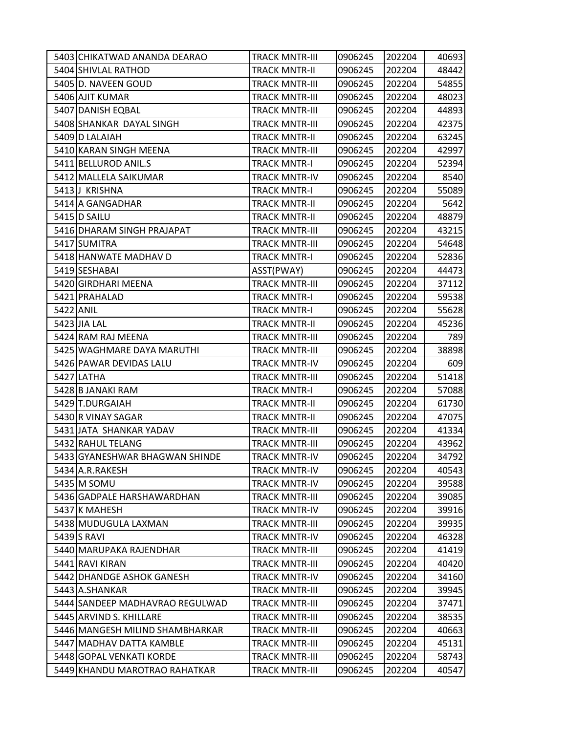| | | | | | |
|---|---|---|---|---|---|
| 5403 | CHIKATWAD ANANDA DEARAO | TRACK MNTR-III | 0906245 | 202204 | 40693 |
| 5404 | SHIVLAL RATHOD | TRACK MNTR-II | 0906245 | 202204 | 48442 |
| 5405 | D. NAVEEN GOUD | TRACK MNTR-III | 0906245 | 202204 | 54855 |
| 5406 | AJIT KUMAR | TRACK MNTR-III | 0906245 | 202204 | 48023 |
| 5407 | DANISH EQBAL | TRACK MNTR-III | 0906245 | 202204 | 44893 |
| 5408 | SHANKAR  DAYAL SINGH | TRACK MNTR-III | 0906245 | 202204 | 42375 |
| 5409 | D LALAIAH | TRACK MNTR-II | 0906245 | 202204 | 63245 |
| 5410 | KARAN SINGH MEENA | TRACK MNTR-III | 0906245 | 202204 | 42997 |
| 5411 | BELLUROD ANIL.S | TRACK MNTR-I | 0906245 | 202204 | 52394 |
| 5412 | MALLELA SAIKUMAR | TRACK MNTR-IV | 0906245 | 202204 | 8540 |
| 5413 | J  KRISHNA | TRACK MNTR-I | 0906245 | 202204 | 55089 |
| 5414 | A GANGADHAR | TRACK MNTR-II | 0906245 | 202204 | 5642 |
| 5415 | D SAILU | TRACK MNTR-II | 0906245 | 202204 | 48879 |
| 5416 | DHARAM SINGH PRAJAPAT | TRACK MNTR-III | 0906245 | 202204 | 43215 |
| 5417 | SUMITRA | TRACK MNTR-III | 0906245 | 202204 | 54648 |
| 5418 | HANWATE MADHAV D | TRACK MNTR-I | 0906245 | 202204 | 52836 |
| 5419 | SESHABAI | ASST(PWAY) | 0906245 | 202204 | 44473 |
| 5420 | GIRDHARI MEENA | TRACK MNTR-III | 0906245 | 202204 | 37112 |
| 5421 | PRAHALAD | TRACK MNTR-I | 0906245 | 202204 | 59538 |
| 5422 | ANIL | TRACK MNTR-I | 0906245 | 202204 | 55628 |
| 5423 | JIA LAL | TRACK MNTR-II | 0906245 | 202204 | 45236 |
| 5424 | RAM RAJ MEENA | TRACK MNTR-III | 0906245 | 202204 | 789 |
| 5425 | WAGHMARE DAYA MARUTHI | TRACK MNTR-III | 0906245 | 202204 | 38898 |
| 5426 | PAWAR DEVIDAS LALU | TRACK MNTR-IV | 0906245 | 202204 | 609 |
| 5427 | LATHA | TRACK MNTR-III | 0906245 | 202204 | 51418 |
| 5428 | B JANAKI RAM | TRACK MNTR-I | 0906245 | 202204 | 57088 |
| 5429 | T.DURGAIAH | TRACK MNTR-II | 0906245 | 202204 | 61730 |
| 5430 | R VINAY SAGAR | TRACK MNTR-II | 0906245 | 202204 | 47075 |
| 5431 | JATA  SHANKAR YADAV | TRACK MNTR-III | 0906245 | 202204 | 41334 |
| 5432 | RAHUL TELANG | TRACK MNTR-III | 0906245 | 202204 | 43962 |
| 5433 | GYANESHWAR BHAGWAN SHINDE | TRACK MNTR-IV | 0906245 | 202204 | 34792 |
| 5434 | A.R.RAKESH | TRACK MNTR-IV | 0906245 | 202204 | 40543 |
| 5435 | M SOMU | TRACK MNTR-IV | 0906245 | 202204 | 39588 |
| 5436 | GADPALE HARSHAWARDHAN | TRACK MNTR-III | 0906245 | 202204 | 39085 |
| 5437 | K MAHESH | TRACK MNTR-IV | 0906245 | 202204 | 39916 |
| 5438 | MUDUGULA LAXMAN | TRACK MNTR-III | 0906245 | 202204 | 39935 |
| 5439 | S RAVI | TRACK MNTR-IV | 0906245 | 202204 | 46328 |
| 5440 | MARUPAKA RAJENDHAR | TRACK MNTR-III | 0906245 | 202204 | 41419 |
| 5441 | RAVI KIRAN | TRACK MNTR-III | 0906245 | 202204 | 40420 |
| 5442 | DHANDGE ASHOK GANESH | TRACK MNTR-IV | 0906245 | 202204 | 34160 |
| 5443 | A.SHANKAR | TRACK MNTR-III | 0906245 | 202204 | 39945 |
| 5444 | SANDEEP MADHAVRAO REGULWAD | TRACK MNTR-III | 0906245 | 202204 | 37471 |
| 5445 | ARVIND S. KHILLARE | TRACK MNTR-III | 0906245 | 202204 | 38535 |
| 5446 | MANGESH MILIND SHAMBHARKAR | TRACK MNTR-III | 0906245 | 202204 | 40663 |
| 5447 | MADHAV DATTA KAMBLE | TRACK MNTR-III | 0906245 | 202204 | 45131 |
| 5448 | GOPAL VENKATI KORDE | TRACK MNTR-III | 0906245 | 202204 | 58743 |
| 5449 | KHANDU MAROTRAO RAHATKAR | TRACK MNTR-III | 0906245 | 202204 | 40547 |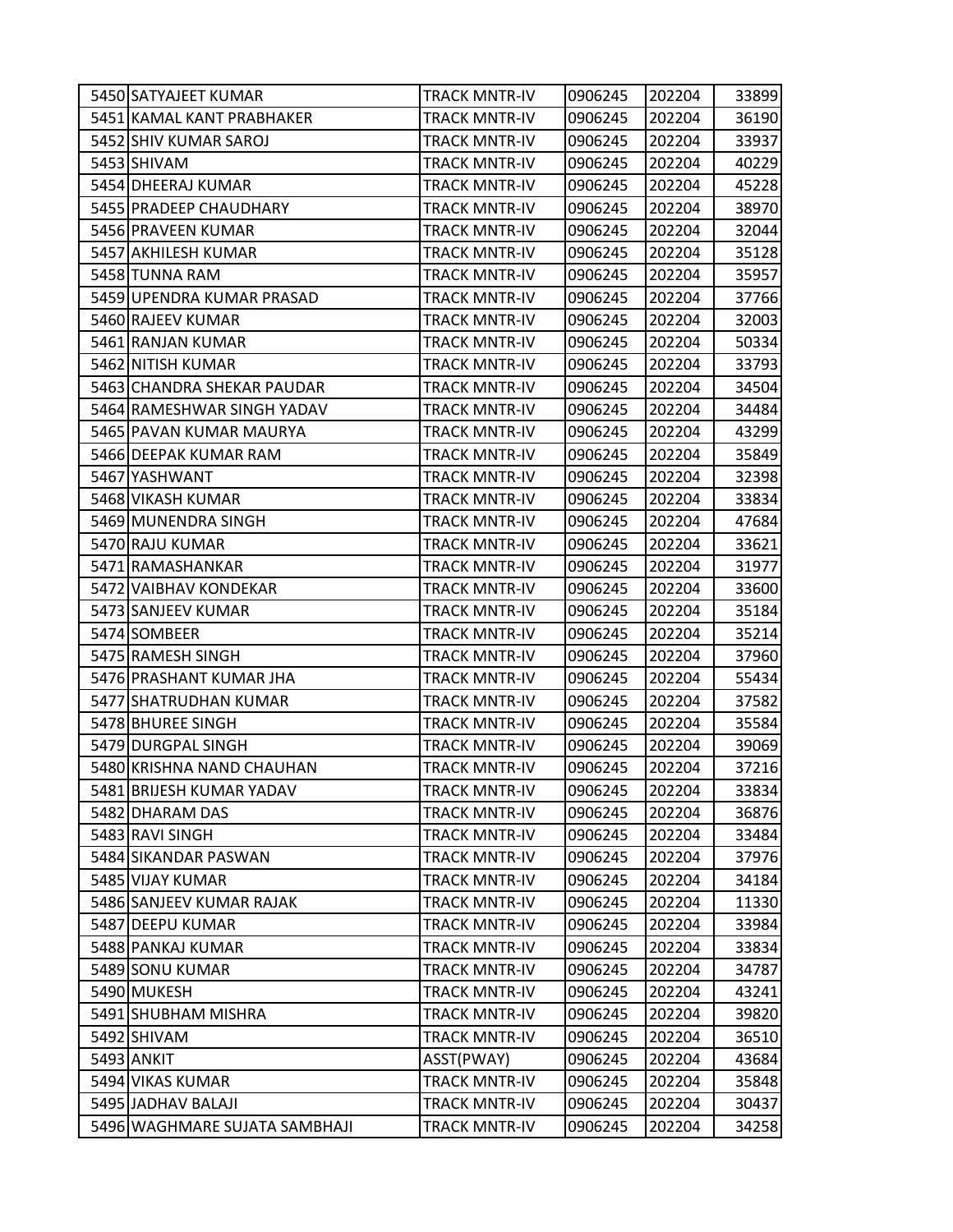| | | | | | |
|---|---|---|---|---|---|
| 5450 | SATYAJEET KUMAR | TRACK MNTR-IV | 0906245 | 202204 | 33899 |
| 5451 | KAMAL KANT PRABHAKER | TRACK MNTR-IV | 0906245 | 202204 | 36190 |
| 5452 | SHIV KUMAR SAROJ | TRACK MNTR-IV | 0906245 | 202204 | 33937 |
| 5453 | SHIVAM | TRACK MNTR-IV | 0906245 | 202204 | 40229 |
| 5454 | DHEERAJ KUMAR | TRACK MNTR-IV | 0906245 | 202204 | 45228 |
| 5455 | PRADEEP CHAUDHARY | TRACK MNTR-IV | 0906245 | 202204 | 38970 |
| 5456 | PRAVEEN KUMAR | TRACK MNTR-IV | 0906245 | 202204 | 32044 |
| 5457 | AKHILESH KUMAR | TRACK MNTR-IV | 0906245 | 202204 | 35128 |
| 5458 | TUNNA RAM | TRACK MNTR-IV | 0906245 | 202204 | 35957 |
| 5459 | UPENDRA KUMAR PRASAD | TRACK MNTR-IV | 0906245 | 202204 | 37766 |
| 5460 | RAJEEV KUMAR | TRACK MNTR-IV | 0906245 | 202204 | 32003 |
| 5461 | RANJAN KUMAR | TRACK MNTR-IV | 0906245 | 202204 | 50334 |
| 5462 | NITISH KUMAR | TRACK MNTR-IV | 0906245 | 202204 | 33793 |
| 5463 | CHANDRA SHEKAR PAUDAR | TRACK MNTR-IV | 0906245 | 202204 | 34504 |
| 5464 | RAMESHWAR SINGH YADAV | TRACK MNTR-IV | 0906245 | 202204 | 34484 |
| 5465 | PAVAN KUMAR MAURYA | TRACK MNTR-IV | 0906245 | 202204 | 43299 |
| 5466 | DEEPAK KUMAR RAM | TRACK MNTR-IV | 0906245 | 202204 | 35849 |
| 5467 | YASHWANT | TRACK MNTR-IV | 0906245 | 202204 | 32398 |
| 5468 | VIKASH KUMAR | TRACK MNTR-IV | 0906245 | 202204 | 33834 |
| 5469 | MUNENDRA SINGH | TRACK MNTR-IV | 0906245 | 202204 | 47684 |
| 5470 | RAJU KUMAR | TRACK MNTR-IV | 0906245 | 202204 | 33621 |
| 5471 | RAMASHANKAR | TRACK MNTR-IV | 0906245 | 202204 | 31977 |
| 5472 | VAIBHAV KONDEKAR | TRACK MNTR-IV | 0906245 | 202204 | 33600 |
| 5473 | SANJEEV KUMAR | TRACK MNTR-IV | 0906245 | 202204 | 35184 |
| 5474 | SOMBEER | TRACK MNTR-IV | 0906245 | 202204 | 35214 |
| 5475 | RAMESH SINGH | TRACK MNTR-IV | 0906245 | 202204 | 37960 |
| 5476 | PRASHANT KUMAR JHA | TRACK MNTR-IV | 0906245 | 202204 | 55434 |
| 5477 | SHATRUDHAN KUMAR | TRACK MNTR-IV | 0906245 | 202204 | 37582 |
| 5478 | BHUREE SINGH | TRACK MNTR-IV | 0906245 | 202204 | 35584 |
| 5479 | DURGPAL SINGH | TRACK MNTR-IV | 0906245 | 202204 | 39069 |
| 5480 | KRISHNA NAND CHAUHAN | TRACK MNTR-IV | 0906245 | 202204 | 37216 |
| 5481 | BRIJESH KUMAR YADAV | TRACK MNTR-IV | 0906245 | 202204 | 33834 |
| 5482 | DHARAM DAS | TRACK MNTR-IV | 0906245 | 202204 | 36876 |
| 5483 | RAVI SINGH | TRACK MNTR-IV | 0906245 | 202204 | 33484 |
| 5484 | SIKANDAR PASWAN | TRACK MNTR-IV | 0906245 | 202204 | 37976 |
| 5485 | VIJAY KUMAR | TRACK MNTR-IV | 0906245 | 202204 | 34184 |
| 5486 | SANJEEV KUMAR RAJAK | TRACK MNTR-IV | 0906245 | 202204 | 11330 |
| 5487 | DEEPU KUMAR | TRACK MNTR-IV | 0906245 | 202204 | 33984 |
| 5488 | PANKAJ KUMAR | TRACK MNTR-IV | 0906245 | 202204 | 33834 |
| 5489 | SONU KUMAR | TRACK MNTR-IV | 0906245 | 202204 | 34787 |
| 5490 | MUKESH | TRACK MNTR-IV | 0906245 | 202204 | 43241 |
| 5491 | SHUBHAM MISHRA | TRACK MNTR-IV | 0906245 | 202204 | 39820 |
| 5492 | SHIVAM | TRACK MNTR-IV | 0906245 | 202204 | 36510 |
| 5493 | ANKIT | ASST(PWAY) | 0906245 | 202204 | 43684 |
| 5494 | VIKAS KUMAR | TRACK MNTR-IV | 0906245 | 202204 | 35848 |
| 5495 | JADHAV BALAJI | TRACK MNTR-IV | 0906245 | 202204 | 30437 |
| 5496 | WAGHMARE SUJATA SAMBHAJI | TRACK MNTR-IV | 0906245 | 202204 | 34258 |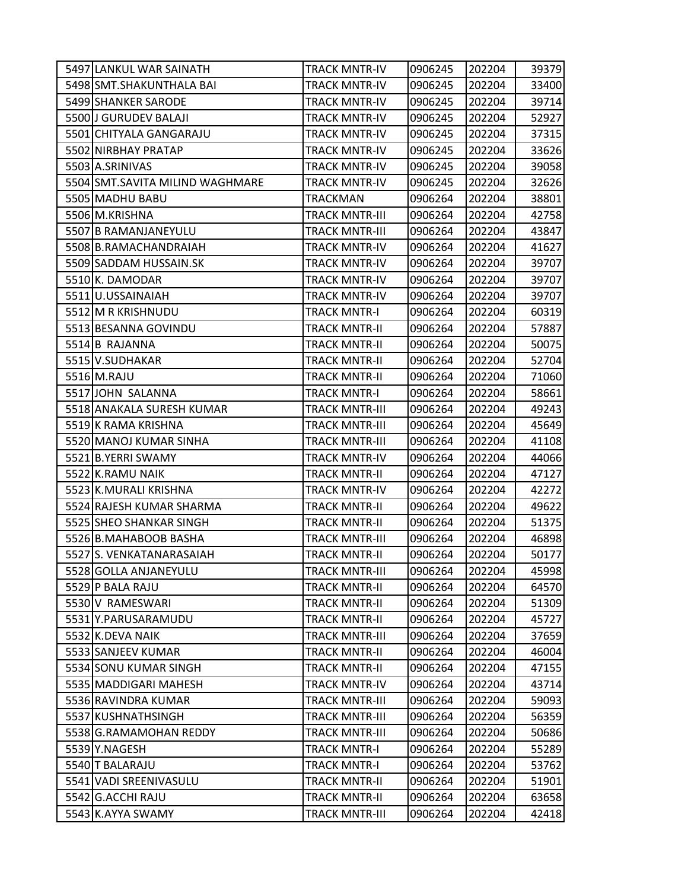| | | | | | |
|---|---|---|---|---|---|
| 5497 | LANKUL WAR SAINATH | TRACK MNTR-IV | 0906245 | 202204 | 39379 |
| 5498 | SMT.SHAKUNTHALA BAI | TRACK MNTR-IV | 0906245 | 202204 | 33400 |
| 5499 | SHANKER SARODE | TRACK MNTR-IV | 0906245 | 202204 | 39714 |
| 5500 | J GURUDEV BALAJI | TRACK MNTR-IV | 0906245 | 202204 | 52927 |
| 5501 | CHITYALA GANGARAJU | TRACK MNTR-IV | 0906245 | 202204 | 37315 |
| 5502 | NIRBHAY PRATAP | TRACK MNTR-IV | 0906245 | 202204 | 33626 |
| 5503 | A.SRINIVAS | TRACK MNTR-IV | 0906245 | 202204 | 39058 |
| 5504 | SMT.SAVITA MILIND WAGHMARE | TRACK MNTR-IV | 0906245 | 202204 | 32626 |
| 5505 | MADHU BABU | TRACKMAN | 0906264 | 202204 | 38801 |
| 5506 | M.KRISHNA | TRACK MNTR-III | 0906264 | 202204 | 42758 |
| 5507 | B RAMANJANEYULU | TRACK MNTR-III | 0906264 | 202204 | 43847 |
| 5508 | B.RAMACHANDRAIAH | TRACK MNTR-IV | 0906264 | 202204 | 41627 |
| 5509 | SADDAM HUSSAIN.SK | TRACK MNTR-IV | 0906264 | 202204 | 39707 |
| 5510 | K. DAMODAR | TRACK MNTR-IV | 0906264 | 202204 | 39707 |
| 5511 | U.USSAINAIAH | TRACK MNTR-IV | 0906264 | 202204 | 39707 |
| 5512 | M R KRISHNUDU | TRACK MNTR-I | 0906264 | 202204 | 60319 |
| 5513 | BESANNA GOVINDU | TRACK MNTR-II | 0906264 | 202204 | 57887 |
| 5514 | B RAJANNA | TRACK MNTR-II | 0906264 | 202204 | 50075 |
| 5515 | V.SUDHAKAR | TRACK MNTR-II | 0906264 | 202204 | 52704 |
| 5516 | M.RAJU | TRACK MNTR-II | 0906264 | 202204 | 71060 |
| 5517 | JOHN SALANNA | TRACK MNTR-I | 0906264 | 202204 | 58661 |
| 5518 | ANAKALA SURESH KUMAR | TRACK MNTR-III | 0906264 | 202204 | 49243 |
| 5519 | K RAMA KRISHNA | TRACK MNTR-III | 0906264 | 202204 | 45649 |
| 5520 | MANOJ KUMAR SINHA | TRACK MNTR-III | 0906264 | 202204 | 41108 |
| 5521 | B.YERRI SWAMY | TRACK MNTR-IV | 0906264 | 202204 | 44066 |
| 5522 | K.RAMU NAIK | TRACK MNTR-II | 0906264 | 202204 | 47127 |
| 5523 | K.MURALI KRISHNA | TRACK MNTR-IV | 0906264 | 202204 | 42272 |
| 5524 | RAJESH KUMAR SHARMA | TRACK MNTR-II | 0906264 | 202204 | 49622 |
| 5525 | SHEO SHANKAR SINGH | TRACK MNTR-II | 0906264 | 202204 | 51375 |
| 5526 | B.MAHABOOB BASHA | TRACK MNTR-III | 0906264 | 202204 | 46898 |
| 5527 | S. VENKATANARASAIAH | TRACK MNTR-II | 0906264 | 202204 | 50177 |
| 5528 | GOLLA ANJANEYULU | TRACK MNTR-III | 0906264 | 202204 | 45998 |
| 5529 | P BALA RAJU | TRACK MNTR-II | 0906264 | 202204 | 64570 |
| 5530 | V RAMESWARI | TRACK MNTR-II | 0906264 | 202204 | 51309 |
| 5531 | Y.PARUSARAMUDU | TRACK MNTR-II | 0906264 | 202204 | 45727 |
| 5532 | K.DEVA NAIK | TRACK MNTR-III | 0906264 | 202204 | 37659 |
| 5533 | SANJEEV KUMAR | TRACK MNTR-II | 0906264 | 202204 | 46004 |
| 5534 | SONU KUMAR SINGH | TRACK MNTR-II | 0906264 | 202204 | 47155 |
| 5535 | MADDIGARI MAHESH | TRACK MNTR-IV | 0906264 | 202204 | 43714 |
| 5536 | RAVINDRA KUMAR | TRACK MNTR-III | 0906264 | 202204 | 59093 |
| 5537 | KUSHNATHSINGH | TRACK MNTR-III | 0906264 | 202204 | 56359 |
| 5538 | G.RAMAMOHAN REDDY | TRACK MNTR-III | 0906264 | 202204 | 50686 |
| 5539 | Y.NAGESH | TRACK MNTR-I | 0906264 | 202204 | 55289 |
| 5540 | T BALARAJU | TRACK MNTR-I | 0906264 | 202204 | 53762 |
| 5541 | VADI SREENIVASULU | TRACK MNTR-II | 0906264 | 202204 | 51901 |
| 5542 | G.ACCHI RAJU | TRACK MNTR-II | 0906264 | 202204 | 63658 |
| 5543 | K.AYYA SWAMY | TRACK MNTR-III | 0906264 | 202204 | 42418 |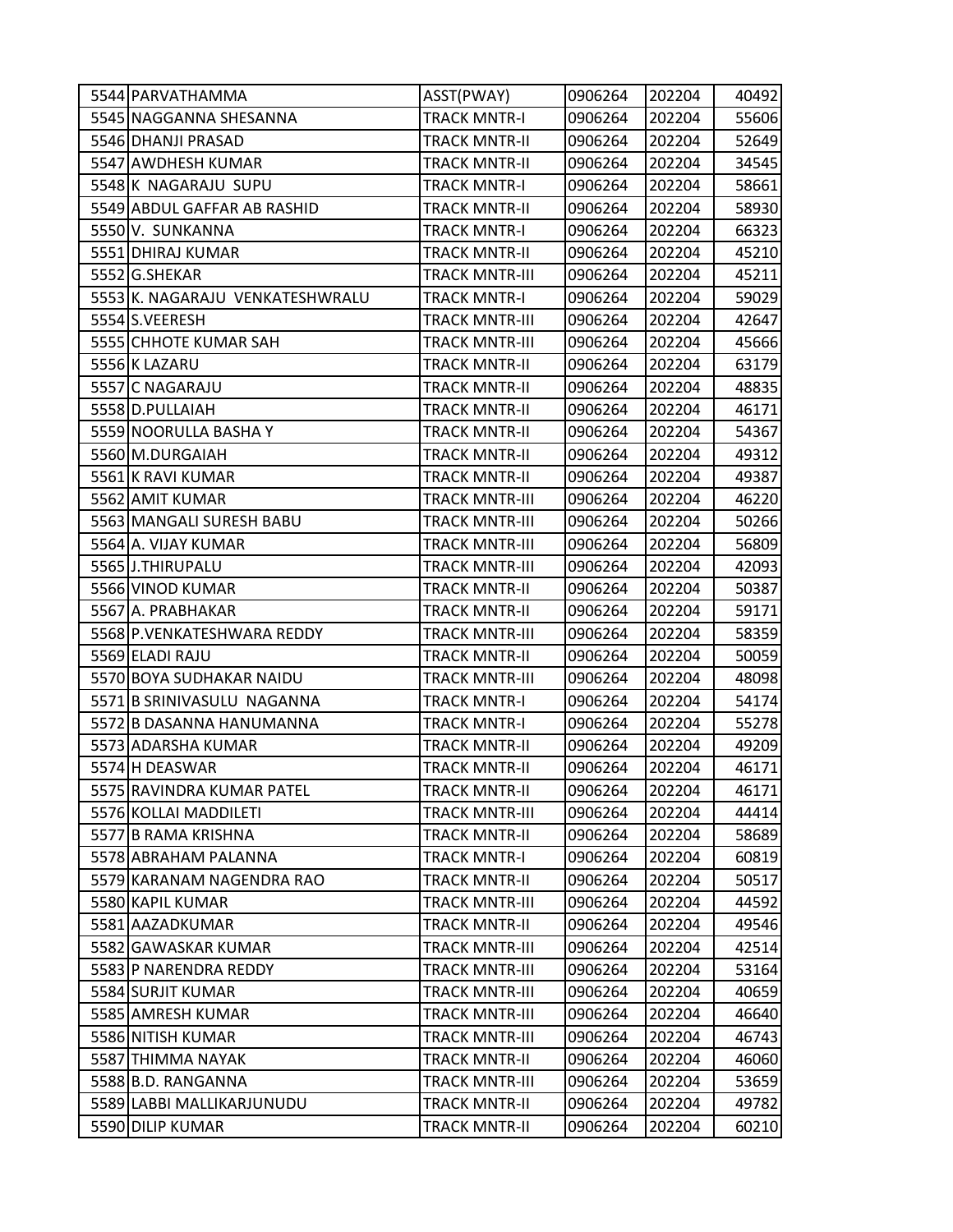| | | | | | |
|---|---|---|---|---|---|
| 5544 | PARVATHAMMA | ASST(PWAY) | 0906264 | 202204 | 40492 |
| 5545 | NAGGANNA SHESANNA | TRACK MNTR-I | 0906264 | 202204 | 55606 |
| 5546 | DHANJI PRASAD | TRACK MNTR-II | 0906264 | 202204 | 52649 |
| 5547 | AWDHESH KUMAR | TRACK MNTR-II | 0906264 | 202204 | 34545 |
| 5548 | K NAGARAJU SUPU | TRACK MNTR-I | 0906264 | 202204 | 58661 |
| 5549 | ABDUL GAFFAR AB RASHID | TRACK MNTR-II | 0906264 | 202204 | 58930 |
| 5550 | V. SUNKANNA | TRACK MNTR-I | 0906264 | 202204 | 66323 |
| 5551 | DHIRAJ KUMAR | TRACK MNTR-II | 0906264 | 202204 | 45210 |
| 5552 | G.SHEKAR | TRACK MNTR-III | 0906264 | 202204 | 45211 |
| 5553 | K. NAGARAJU VENKATESHWRALU | TRACK MNTR-I | 0906264 | 202204 | 59029 |
| 5554 | S.VEERESH | TRACK MNTR-III | 0906264 | 202204 | 42647 |
| 5555 | CHHOTE KUMAR SAH | TRACK MNTR-III | 0906264 | 202204 | 45666 |
| 5556 | K LAZARU | TRACK MNTR-II | 0906264 | 202204 | 63179 |
| 5557 | C NAGARAJU | TRACK MNTR-II | 0906264 | 202204 | 48835 |
| 5558 | D.PULLAIAH | TRACK MNTR-II | 0906264 | 202204 | 46171 |
| 5559 | NOORULLA BASHA Y | TRACK MNTR-II | 0906264 | 202204 | 54367 |
| 5560 | M.DURGAIAH | TRACK MNTR-II | 0906264 | 202204 | 49312 |
| 5561 | K RAVI KUMAR | TRACK MNTR-II | 0906264 | 202204 | 49387 |
| 5562 | AMIT KUMAR | TRACK MNTR-III | 0906264 | 202204 | 46220 |
| 5563 | MANGALI SURESH BABU | TRACK MNTR-III | 0906264 | 202204 | 50266 |
| 5564 | A. VIJAY KUMAR | TRACK MNTR-III | 0906264 | 202204 | 56809 |
| 5565 | J.THIRUPALU | TRACK MNTR-III | 0906264 | 202204 | 42093 |
| 5566 | VINOD KUMAR | TRACK MNTR-II | 0906264 | 202204 | 50387 |
| 5567 | A. PRABHAKAR | TRACK MNTR-II | 0906264 | 202204 | 59171 |
| 5568 | P.VENKATESHWARA REDDY | TRACK MNTR-III | 0906264 | 202204 | 58359 |
| 5569 | ELADI RAJU | TRACK MNTR-II | 0906264 | 202204 | 50059 |
| 5570 | BOYA SUDHAKAR NAIDU | TRACK MNTR-III | 0906264 | 202204 | 48098 |
| 5571 | B SRINIVASULU NAGANNA | TRACK MNTR-I | 0906264 | 202204 | 54174 |
| 5572 | B DASANNA HANUMANNA | TRACK MNTR-I | 0906264 | 202204 | 55278 |
| 5573 | ADARSHA KUMAR | TRACK MNTR-II | 0906264 | 202204 | 49209 |
| 5574 | H DEASWAR | TRACK MNTR-II | 0906264 | 202204 | 46171 |
| 5575 | RAVINDRA KUMAR PATEL | TRACK MNTR-II | 0906264 | 202204 | 46171 |
| 5576 | KOLLAI MADDILETI | TRACK MNTR-III | 0906264 | 202204 | 44414 |
| 5577 | B RAMA KRISHNA | TRACK MNTR-II | 0906264 | 202204 | 58689 |
| 5578 | ABRAHAM PALANNA | TRACK MNTR-I | 0906264 | 202204 | 60819 |
| 5579 | KARANAM NAGENDRA RAO | TRACK MNTR-II | 0906264 | 202204 | 50517 |
| 5580 | KAPIL KUMAR | TRACK MNTR-III | 0906264 | 202204 | 44592 |
| 5581 | AAZADKUMAR | TRACK MNTR-II | 0906264 | 202204 | 49546 |
| 5582 | GAWASKAR KUMAR | TRACK MNTR-III | 0906264 | 202204 | 42514 |
| 5583 | P NARENDRA REDDY | TRACK MNTR-III | 0906264 | 202204 | 53164 |
| 5584 | SURJIT KUMAR | TRACK MNTR-III | 0906264 | 202204 | 40659 |
| 5585 | AMRESH KUMAR | TRACK MNTR-III | 0906264 | 202204 | 46640 |
| 5586 | NITISH KUMAR | TRACK MNTR-III | 0906264 | 202204 | 46743 |
| 5587 | THIMMA NAYAK | TRACK MNTR-II | 0906264 | 202204 | 46060 |
| 5588 | B.D. RANGANNA | TRACK MNTR-III | 0906264 | 202204 | 53659 |
| 5589 | LABBI MALLIKARJUNUDU | TRACK MNTR-II | 0906264 | 202204 | 49782 |
| 5590 | DILIP KUMAR | TRACK MNTR-II | 0906264 | 202204 | 60210 |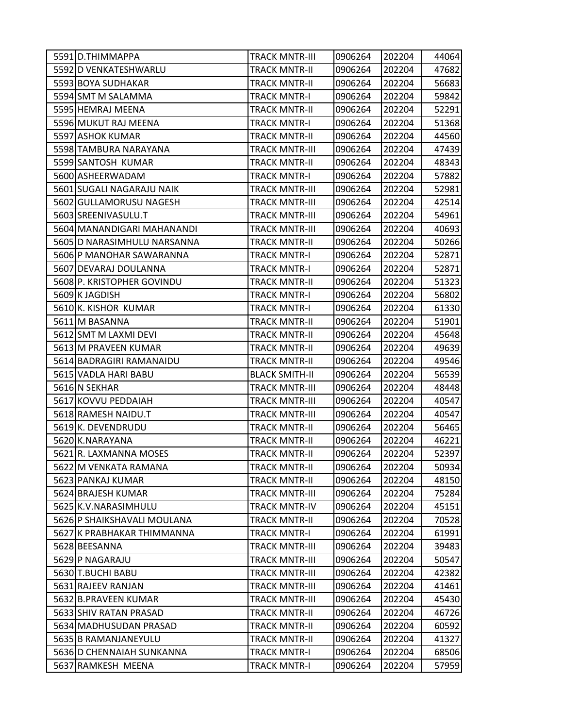| | | | | | |
|---|---|---|---|---|---|
| 5591 | D.THIMMAPPA | TRACK MNTR-III | 0906264 | 202204 | 44064 |
| 5592 | D VENKATESHWARLU | TRACK MNTR-II | 0906264 | 202204 | 47682 |
| 5593 | BOYA SUDHAKAR | TRACK MNTR-II | 0906264 | 202204 | 56683 |
| 5594 | SMT M SALAMMA | TRACK MNTR-I | 0906264 | 202204 | 59842 |
| 5595 | HEMRAJ MEENA | TRACK MNTR-II | 0906264 | 202204 | 52291 |
| 5596 | MUKUT RAJ MEENA | TRACK MNTR-I | 0906264 | 202204 | 51368 |
| 5597 | ASHOK KUMAR | TRACK MNTR-II | 0906264 | 202204 | 44560 |
| 5598 | TAMBURA NARAYANA | TRACK MNTR-III | 0906264 | 202204 | 47439 |
| 5599 | SANTOSH KUMAR | TRACK MNTR-II | 0906264 | 202204 | 48343 |
| 5600 | ASHEERWADAM | TRACK MNTR-I | 0906264 | 202204 | 57882 |
| 5601 | SUGALI NAGARAJU NAIK | TRACK MNTR-III | 0906264 | 202204 | 52981 |
| 5602 | GULLAMORUSU NAGESH | TRACK MNTR-III | 0906264 | 202204 | 42514 |
| 5603 | SREENIVASULU.T | TRACK MNTR-III | 0906264 | 202204 | 54961 |
| 5604 | MANANDIGARI MAHANANDI | TRACK MNTR-III | 0906264 | 202204 | 40693 |
| 5605 | D NARASIMHULU NARSANNA | TRACK MNTR-II | 0906264 | 202204 | 50266 |
| 5606 | P MANOHAR SAWARANNA | TRACK MNTR-I | 0906264 | 202204 | 52871 |
| 5607 | DEVARAJ DOULANNA | TRACK MNTR-I | 0906264 | 202204 | 52871 |
| 5608 | P. KRISTOPHER GOVINDU | TRACK MNTR-II | 0906264 | 202204 | 51323 |
| 5609 | K JAGDISH | TRACK MNTR-I | 0906264 | 202204 | 56802 |
| 5610 | K. KISHOR KUMAR | TRACK MNTR-I | 0906264 | 202204 | 61330 |
| 5611 | M BASANNA | TRACK MNTR-II | 0906264 | 202204 | 51901 |
| 5612 | SMT M LAXMI DEVI | TRACK MNTR-II | 0906264 | 202204 | 45648 |
| 5613 | M PRAVEEN KUMAR | TRACK MNTR-II | 0906264 | 202204 | 49639 |
| 5614 | BADRAGIRI RAMANAIDU | TRACK MNTR-II | 0906264 | 202204 | 49546 |
| 5615 | VADLA HARI BABU | BLACK SMITH-II | 0906264 | 202204 | 56539 |
| 5616 | N SEKHAR | TRACK MNTR-III | 0906264 | 202204 | 48448 |
| 5617 | KOVVU PEDDAIAH | TRACK MNTR-III | 0906264 | 202204 | 40547 |
| 5618 | RAMESH NAIDU.T | TRACK MNTR-III | 0906264 | 202204 | 40547 |
| 5619 | K. DEVENDRUDU | TRACK MNTR-II | 0906264 | 202204 | 56465 |
| 5620 | K.NARAYANA | TRACK MNTR-II | 0906264 | 202204 | 46221 |
| 5621 | R. LAXMANNA MOSES | TRACK MNTR-II | 0906264 | 202204 | 52397 |
| 5622 | M VENKATA RAMANA | TRACK MNTR-II | 0906264 | 202204 | 50934 |
| 5623 | PANKAJ KUMAR | TRACK MNTR-II | 0906264 | 202204 | 48150 |
| 5624 | BRAJESH KUMAR | TRACK MNTR-III | 0906264 | 202204 | 75284 |
| 5625 | K.V.NARASIMHULU | TRACK MNTR-IV | 0906264 | 202204 | 45151 |
| 5626 | P SHAIKSHAVALI MOULANA | TRACK MNTR-II | 0906264 | 202204 | 70528 |
| 5627 | K PRABHAKAR THIMMANNA | TRACK MNTR-I | 0906264 | 202204 | 61991 |
| 5628 | BEESANNA | TRACK MNTR-III | 0906264 | 202204 | 39483 |
| 5629 | P NAGARAJU | TRACK MNTR-III | 0906264 | 202204 | 50547 |
| 5630 | T.BUCHI BABU | TRACK MNTR-III | 0906264 | 202204 | 42382 |
| 5631 | RAJEEV RANJAN | TRACK MNTR-III | 0906264 | 202204 | 41461 |
| 5632 | B.PRAVEEN KUMAR | TRACK MNTR-III | 0906264 | 202204 | 45430 |
| 5633 | SHIV RATAN PRASAD | TRACK MNTR-II | 0906264 | 202204 | 46726 |
| 5634 | MADHUSUDAN PRASAD | TRACK MNTR-II | 0906264 | 202204 | 60592 |
| 5635 | B RAMANJANEYULU | TRACK MNTR-II | 0906264 | 202204 | 41327 |
| 5636 | D CHENNAIAH SUNKANNA | TRACK MNTR-I | 0906264 | 202204 | 68506 |
| 5637 | RAMKESH MEENA | TRACK MNTR-I | 0906264 | 202204 | 57959 |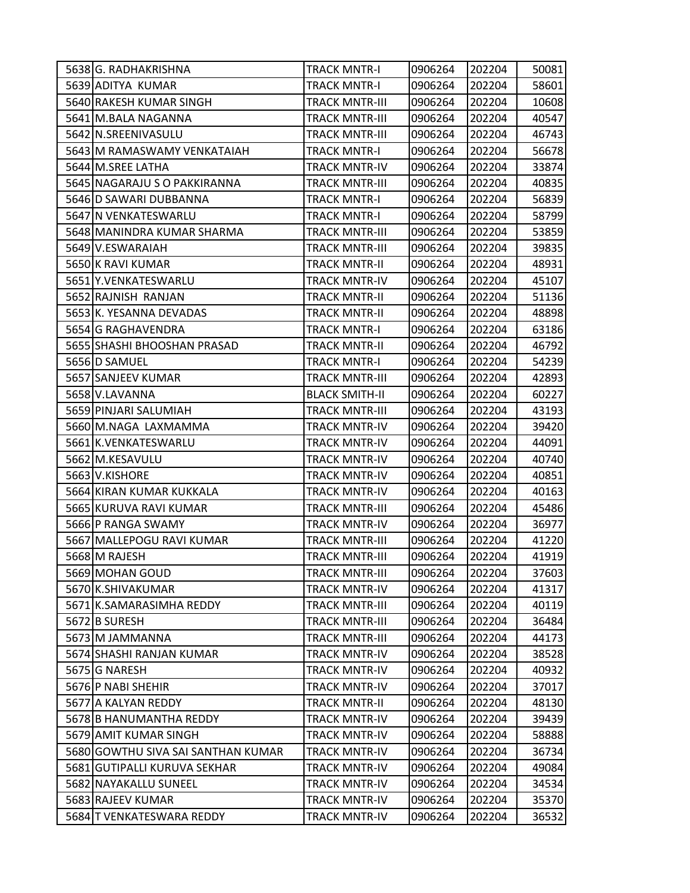| | | | | | |
|---|---|---|---|---|---|
| 5638 | G. RADHAKRISHNA | TRACK MNTR-I | 0906264 | 202204 | 50081 |
| 5639 | ADITYA KUMAR | TRACK MNTR-I | 0906264 | 202204 | 58601 |
| 5640 | RAKESH KUMAR SINGH | TRACK MNTR-III | 0906264 | 202204 | 10608 |
| 5641 | M.BALA NAGANNA | TRACK MNTR-III | 0906264 | 202204 | 40547 |
| 5642 | N.SREENIVASULU | TRACK MNTR-III | 0906264 | 202204 | 46743 |
| 5643 | M RAMASWAMY VENKATAIAH | TRACK MNTR-I | 0906264 | 202204 | 56678 |
| 5644 | M.SREE LATHA | TRACK MNTR-IV | 0906264 | 202204 | 33874 |
| 5645 | NAGARAJU S O PAKKIRANNA | TRACK MNTR-III | 0906264 | 202204 | 40835 |
| 5646 | D SAWARI DUBBANNA | TRACK MNTR-I | 0906264 | 202204 | 56839 |
| 5647 | N VENKATESWARLU | TRACK MNTR-I | 0906264 | 202204 | 58799 |
| 5648 | MANINDRA KUMAR SHARMA | TRACK MNTR-III | 0906264 | 202204 | 53859 |
| 5649 | V.ESWARAIAH | TRACK MNTR-III | 0906264 | 202204 | 39835 |
| 5650 | K RAVI KUMAR | TRACK MNTR-II | 0906264 | 202204 | 48931 |
| 5651 | Y.VENKATESWARLU | TRACK MNTR-IV | 0906264 | 202204 | 45107 |
| 5652 | RAJNISH RANJAN | TRACK MNTR-II | 0906264 | 202204 | 51136 |
| 5653 | K. YESANNA DEVADAS | TRACK MNTR-II | 0906264 | 202204 | 48898 |
| 5654 | G RAGHAVENDRA | TRACK MNTR-I | 0906264 | 202204 | 63186 |
| 5655 | SHASHI BHOOSHAN PRASAD | TRACK MNTR-II | 0906264 | 202204 | 46792 |
| 5656 | D SAMUEL | TRACK MNTR-I | 0906264 | 202204 | 54239 |
| 5657 | SANJEEV KUMAR | TRACK MNTR-III | 0906264 | 202204 | 42893 |
| 5658 | V.LAVANNA | BLACK SMITH-II | 0906264 | 202204 | 60227 |
| 5659 | PINJARI SALUMIAH | TRACK MNTR-III | 0906264 | 202204 | 43193 |
| 5660 | M.NAGA LAXMAMMA | TRACK MNTR-IV | 0906264 | 202204 | 39420 |
| 5661 | K.VENKATESWARLU | TRACK MNTR-IV | 0906264 | 202204 | 44091 |
| 5662 | M.KESAVULU | TRACK MNTR-IV | 0906264 | 202204 | 40740 |
| 5663 | V.KISHORE | TRACK MNTR-IV | 0906264 | 202204 | 40851 |
| 5664 | KIRAN KUMAR KUKKALA | TRACK MNTR-IV | 0906264 | 202204 | 40163 |
| 5665 | KURUVA RAVI KUMAR | TRACK MNTR-III | 0906264 | 202204 | 45486 |
| 5666 | P RANGA SWAMY | TRACK MNTR-IV | 0906264 | 202204 | 36977 |
| 5667 | MALLEPOGU RAVI KUMAR | TRACK MNTR-III | 0906264 | 202204 | 41220 |
| 5668 | M RAJESH | TRACK MNTR-III | 0906264 | 202204 | 41919 |
| 5669 | MOHAN GOUD | TRACK MNTR-III | 0906264 | 202204 | 37603 |
| 5670 | K.SHIVAKUMAR | TRACK MNTR-IV | 0906264 | 202204 | 41317 |
| 5671 | K.SAMARASIMHA REDDY | TRACK MNTR-III | 0906264 | 202204 | 40119 |
| 5672 | B SURESH | TRACK MNTR-III | 0906264 | 202204 | 36484 |
| 5673 | M JAMMANNA | TRACK MNTR-III | 0906264 | 202204 | 44173 |
| 5674 | SHASHI RANJAN KUMAR | TRACK MNTR-IV | 0906264 | 202204 | 38528 |
| 5675 | G NARESH | TRACK MNTR-IV | 0906264 | 202204 | 40932 |
| 5676 | P NABI SHEHIR | TRACK MNTR-IV | 0906264 | 202204 | 37017 |
| 5677 | A KALYAN REDDY | TRACK MNTR-II | 0906264 | 202204 | 48130 |
| 5678 | B HANUMANTHA REDDY | TRACK MNTR-IV | 0906264 | 202204 | 39439 |
| 5679 | AMIT KUMAR SINGH | TRACK MNTR-IV | 0906264 | 202204 | 58888 |
| 5680 | GOWTHU SIVA SAI SANTHAN KUMAR | TRACK MNTR-IV | 0906264 | 202204 | 36734 |
| 5681 | GUTIPALLI KURUVA SEKHAR | TRACK MNTR-IV | 0906264 | 202204 | 49084 |
| 5682 | NAYAKALLU SUNEEL | TRACK MNTR-IV | 0906264 | 202204 | 34534 |
| 5683 | RAJEEV KUMAR | TRACK MNTR-IV | 0906264 | 202204 | 35370 |
| 5684 | T VENKATESWARA REDDY | TRACK MNTR-IV | 0906264 | 202204 | 36532 |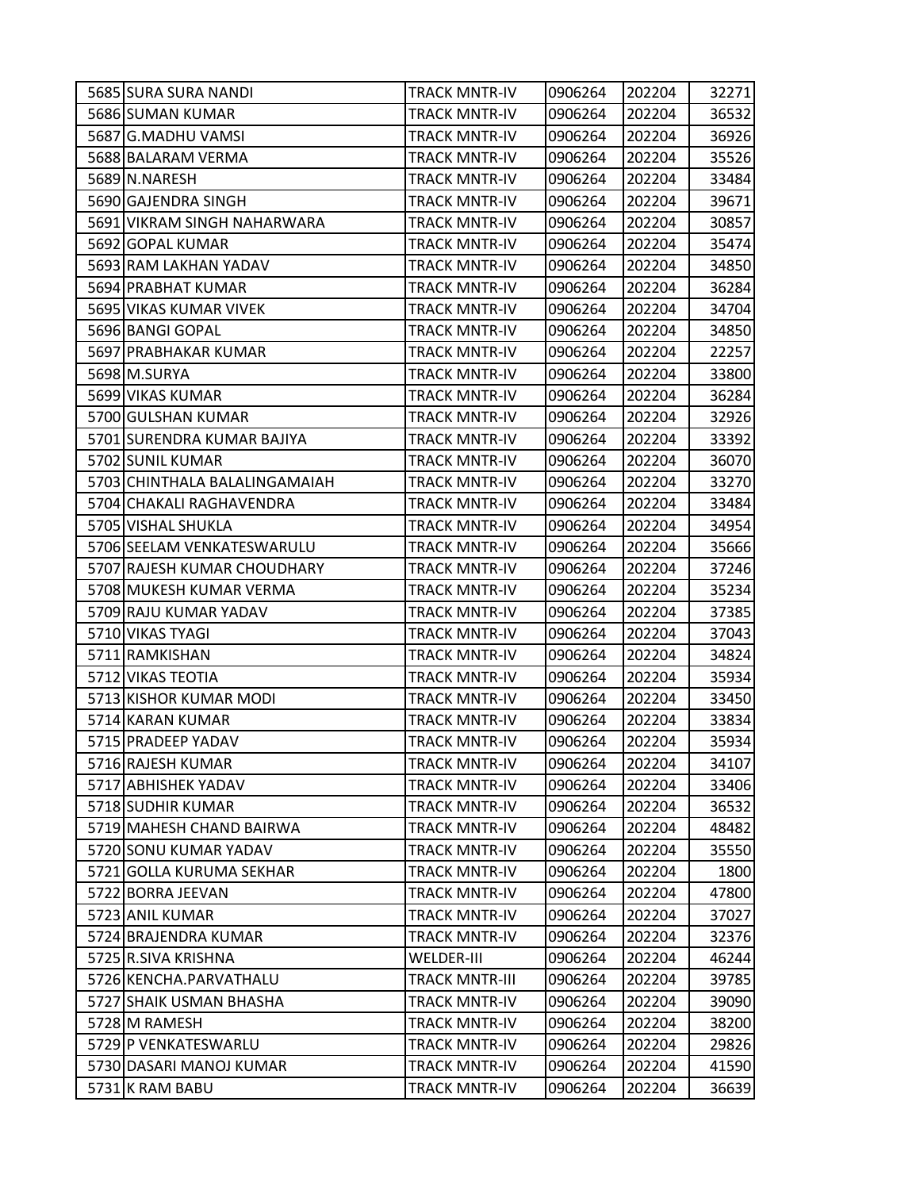| | | | | | |
|---|---|---|---|---|---|
| 5685 | SURA SURA NANDI | TRACK MNTR-IV | 0906264 | 202204 | 32271 |
| 5686 | SUMAN KUMAR | TRACK MNTR-IV | 0906264 | 202204 | 36532 |
| 5687 | G.MADHU VAMSI | TRACK MNTR-IV | 0906264 | 202204 | 36926 |
| 5688 | BALARAM VERMA | TRACK MNTR-IV | 0906264 | 202204 | 35526 |
| 5689 | N.NARESH | TRACK MNTR-IV | 0906264 | 202204 | 33484 |
| 5690 | GAJENDRA SINGH | TRACK MNTR-IV | 0906264 | 202204 | 39671 |
| 5691 | VIKRAM SINGH NAHARWARA | TRACK MNTR-IV | 0906264 | 202204 | 30857 |
| 5692 | GOPAL KUMAR | TRACK MNTR-IV | 0906264 | 202204 | 35474 |
| 5693 | RAM LAKHAN YADAV | TRACK MNTR-IV | 0906264 | 202204 | 34850 |
| 5694 | PRABHAT KUMAR | TRACK MNTR-IV | 0906264 | 202204 | 36284 |
| 5695 | VIKAS KUMAR VIVEK | TRACK MNTR-IV | 0906264 | 202204 | 34704 |
| 5696 | BANGI GOPAL | TRACK MNTR-IV | 0906264 | 202204 | 34850 |
| 5697 | PRABHAKAR KUMAR | TRACK MNTR-IV | 0906264 | 202204 | 22257 |
| 5698 | M.SURYA | TRACK MNTR-IV | 0906264 | 202204 | 33800 |
| 5699 | VIKAS KUMAR | TRACK MNTR-IV | 0906264 | 202204 | 36284 |
| 5700 | GULSHAN KUMAR | TRACK MNTR-IV | 0906264 | 202204 | 32926 |
| 5701 | SURENDRA KUMAR BAJIYA | TRACK MNTR-IV | 0906264 | 202204 | 33392 |
| 5702 | SUNIL KUMAR | TRACK MNTR-IV | 0906264 | 202204 | 36070 |
| 5703 | CHINTHALA BALALINGAMAIAH | TRACK MNTR-IV | 0906264 | 202204 | 33270 |
| 5704 | CHAKALI RAGHAVENDRA | TRACK MNTR-IV | 0906264 | 202204 | 33484 |
| 5705 | VISHAL SHUKLA | TRACK MNTR-IV | 0906264 | 202204 | 34954 |
| 5706 | SEELAM VENKATESWARULU | TRACK MNTR-IV | 0906264 | 202204 | 35666 |
| 5707 | RAJESH KUMAR CHOUDHARY | TRACK MNTR-IV | 0906264 | 202204 | 37246 |
| 5708 | MUKESH KUMAR VERMA | TRACK MNTR-IV | 0906264 | 202204 | 35234 |
| 5709 | RAJU KUMAR YADAV | TRACK MNTR-IV | 0906264 | 202204 | 37385 |
| 5710 | VIKAS TYAGI | TRACK MNTR-IV | 0906264 | 202204 | 37043 |
| 5711 | RAMKISHAN | TRACK MNTR-IV | 0906264 | 202204 | 34824 |
| 5712 | VIKAS TEOTIA | TRACK MNTR-IV | 0906264 | 202204 | 35934 |
| 5713 | KISHOR KUMAR MODI | TRACK MNTR-IV | 0906264 | 202204 | 33450 |
| 5714 | KARAN KUMAR | TRACK MNTR-IV | 0906264 | 202204 | 33834 |
| 5715 | PRADEEP YADAV | TRACK MNTR-IV | 0906264 | 202204 | 35934 |
| 5716 | RAJESH KUMAR | TRACK MNTR-IV | 0906264 | 202204 | 34107 |
| 5717 | ABHISHEK YADAV | TRACK MNTR-IV | 0906264 | 202204 | 33406 |
| 5718 | SUDHIR KUMAR | TRACK MNTR-IV | 0906264 | 202204 | 36532 |
| 5719 | MAHESH CHAND BAIRWA | TRACK MNTR-IV | 0906264 | 202204 | 48482 |
| 5720 | SONU KUMAR YADAV | TRACK MNTR-IV | 0906264 | 202204 | 35550 |
| 5721 | GOLLA KURUMA SEKHAR | TRACK MNTR-IV | 0906264 | 202204 | 1800 |
| 5722 | BORRA JEEVAN | TRACK MNTR-IV | 0906264 | 202204 | 47800 |
| 5723 | ANIL KUMAR | TRACK MNTR-IV | 0906264 | 202204 | 37027 |
| 5724 | BRAJENDRA KUMAR | TRACK MNTR-IV | 0906264 | 202204 | 32376 |
| 5725 | R.SIVA KRISHNA | WELDER-III | 0906264 | 202204 | 46244 |
| 5726 | KENCHA.PARVATHALU | TRACK MNTR-III | 0906264 | 202204 | 39785 |
| 5727 | SHAIK USMAN BHASHA | TRACK MNTR-IV | 0906264 | 202204 | 39090 |
| 5728 | M RAMESH | TRACK MNTR-IV | 0906264 | 202204 | 38200 |
| 5729 | P VENKATESWARLU | TRACK MNTR-IV | 0906264 | 202204 | 29826 |
| 5730 | DASARI MANOJ KUMAR | TRACK MNTR-IV | 0906264 | 202204 | 41590 |
| 5731 | K RAM BABU | TRACK MNTR-IV | 0906264 | 202204 | 36639 |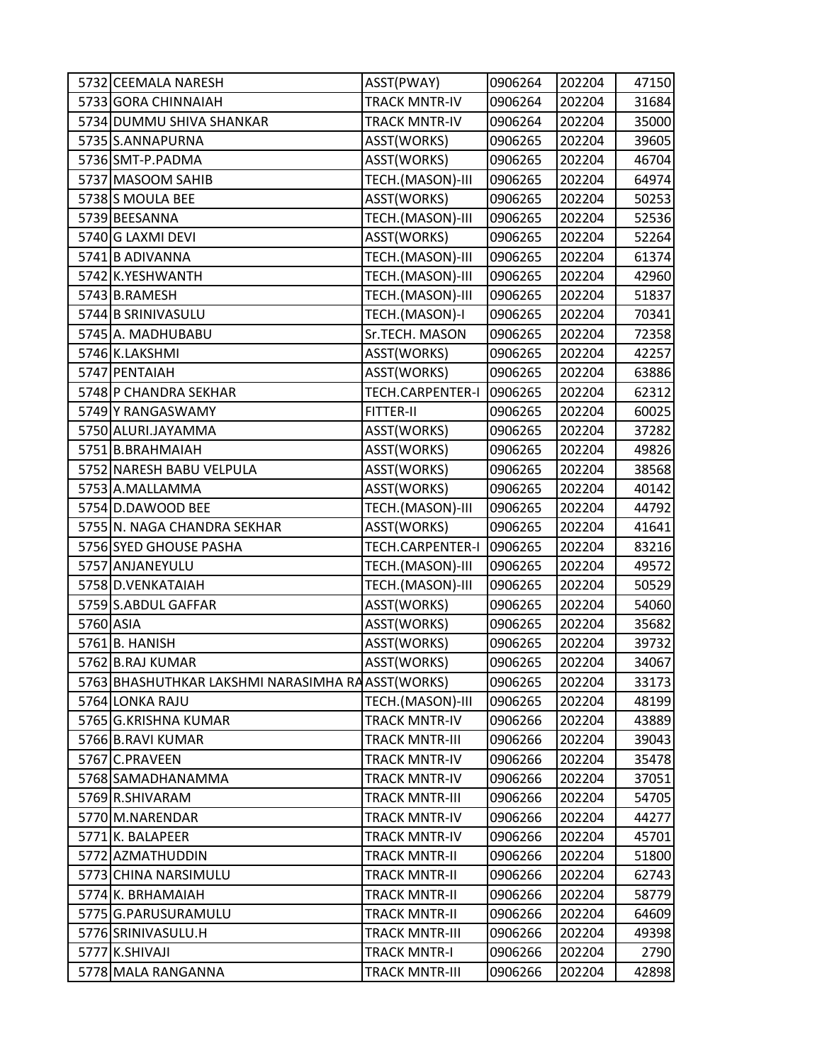| | | | | | |
|---|---|---|---|---|---|
| 5732 | CEEMALA NARESH | ASST(PWAY) | 0906264 | 202204 | 47150 |
| 5733 | GORA CHINNAIAH | TRACK MNTR-IV | 0906264 | 202204 | 31684 |
| 5734 | DUMMU SHIVA SHANKAR | TRACK MNTR-IV | 0906264 | 202204 | 35000 |
| 5735 | S.ANNAPURNA | ASST(WORKS) | 0906265 | 202204 | 39605 |
| 5736 | SMT-P.PADMA | ASST(WORKS) | 0906265 | 202204 | 46704 |
| 5737 | MASOOM SAHIB | TECH.(MASON)-III | 0906265 | 202204 | 64974 |
| 5738 | S MOULA BEE | ASST(WORKS) | 0906265 | 202204 | 50253 |
| 5739 | BEESANNA | TECH.(MASON)-III | 0906265 | 202204 | 52536 |
| 5740 | G LAXMI DEVI | ASST(WORKS) | 0906265 | 202204 | 52264 |
| 5741 | B ADIVANNA | TECH.(MASON)-III | 0906265 | 202204 | 61374 |
| 5742 | K.YESHWANTH | TECH.(MASON)-III | 0906265 | 202204 | 42960 |
| 5743 | B.RAMESH | TECH.(MASON)-III | 0906265 | 202204 | 51837 |
| 5744 | B SRINIVASULU | TECH.(MASON)-I | 0906265 | 202204 | 70341 |
| 5745 | A. MADHUBABU | Sr.TECH. MASON | 0906265 | 202204 | 72358 |
| 5746 | K.LAKSHMI | ASST(WORKS) | 0906265 | 202204 | 42257 |
| 5747 | PENTAIAH | ASST(WORKS) | 0906265 | 202204 | 63886 |
| 5748 | P CHANDRA SEKHAR | TECH.CARPENTER-I | 0906265 | 202204 | 62312 |
| 5749 | Y RANGASWAMY | FITTER-II | 0906265 | 202204 | 60025 |
| 5750 | ALURI.JAYAMMA | ASST(WORKS) | 0906265 | 202204 | 37282 |
| 5751 | B.BRAHMAIAH | ASST(WORKS) | 0906265 | 202204 | 49826 |
| 5752 | NARESH BABU VELPULA | ASST(WORKS) | 0906265 | 202204 | 38568 |
| 5753 | A.MALLAMMA | ASST(WORKS) | 0906265 | 202204 | 40142 |
| 5754 | D.DAWOOD BEE | TECH.(MASON)-III | 0906265 | 202204 | 44792 |
| 5755 | N. NAGA CHANDRA SEKHAR | ASST(WORKS) | 0906265 | 202204 | 41641 |
| 5756 | SYED GHOUSE PASHA | TECH.CARPENTER-I | 0906265 | 202204 | 83216 |
| 5757 | ANJANEYULU | TECH.(MASON)-III | 0906265 | 202204 | 49572 |
| 5758 | D.VENKATAIAH | TECH.(MASON)-III | 0906265 | 202204 | 50529 |
| 5759 | S.ABDUL GAFFAR | ASST(WORKS) | 0906265 | 202204 | 54060 |
| 5760 | ASIA | ASST(WORKS) | 0906265 | 202204 | 35682 |
| 5761 | B. HANISH | ASST(WORKS) | 0906265 | 202204 | 39732 |
| 5762 | B.RAJ KUMAR | ASST(WORKS) | 0906265 | 202204 | 34067 |
| 5763 | BHASHUTHKAR LAKSHMI NARASIMHA RA | ASST(WORKS) | 0906265 | 202204 | 33173 |
| 5764 | LONKA RAJU | TECH.(MASON)-III | 0906265 | 202204 | 48199 |
| 5765 | G.KRISHNA KUMAR | TRACK MNTR-IV | 0906266 | 202204 | 43889 |
| 5766 | B.RAVI KUMAR | TRACK MNTR-III | 0906266 | 202204 | 39043 |
| 5767 | C.PRAVEEN | TRACK MNTR-IV | 0906266 | 202204 | 35478 |
| 5768 | SAMADHANAMMA | TRACK MNTR-IV | 0906266 | 202204 | 37051 |
| 5769 | R.SHIVARAM | TRACK MNTR-III | 0906266 | 202204 | 54705 |
| 5770 | M.NARENDAR | TRACK MNTR-IV | 0906266 | 202204 | 44277 |
| 5771 | K. BALAPEER | TRACK MNTR-IV | 0906266 | 202204 | 45701 |
| 5772 | AZMATHUDDIN | TRACK MNTR-II | 0906266 | 202204 | 51800 |
| 5773 | CHINA NARSIMULU | TRACK MNTR-II | 0906266 | 202204 | 62743 |
| 5774 | K. BRHAMAIAH | TRACK MNTR-II | 0906266 | 202204 | 58779 |
| 5775 | G.PARUSURAMULU | TRACK MNTR-II | 0906266 | 202204 | 64609 |
| 5776 | SRINIVASULU.H | TRACK MNTR-III | 0906266 | 202204 | 49398 |
| 5777 | K.SHIVAJI | TRACK MNTR-I | 0906266 | 202204 | 2790 |
| 5778 | MALA RANGANNA | TRACK MNTR-III | 0906266 | 202204 | 42898 |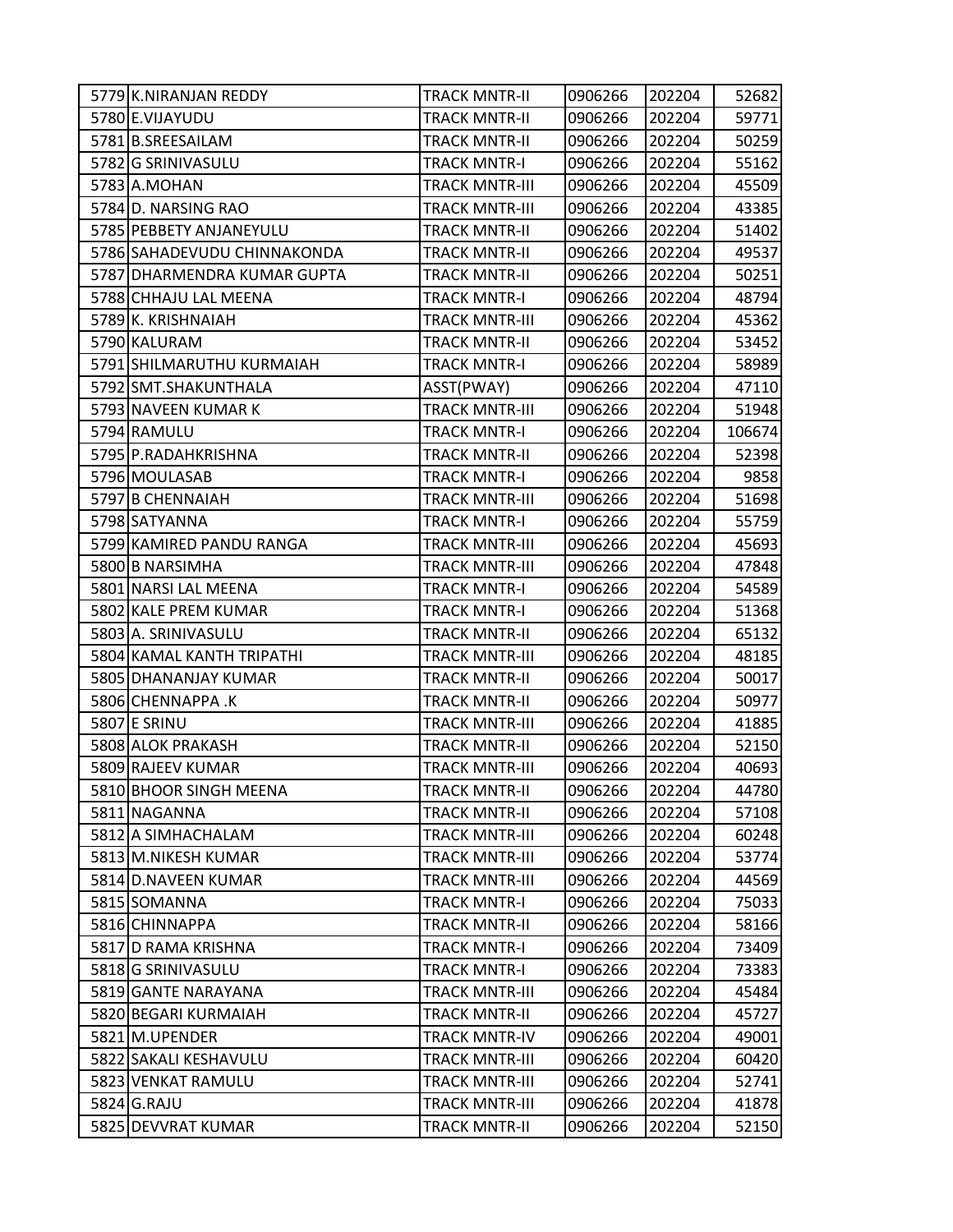| | | | | | |
|---|---|---|---|---|---|
| 5779 | K.NIRANJAN REDDY | TRACK MNTR-II | 0906266 | 202204 | 52682 |
| 5780 | E.VIJAYUDU | TRACK MNTR-II | 0906266 | 202204 | 59771 |
| 5781 | B.SREESAILAM | TRACK MNTR-II | 0906266 | 202204 | 50259 |
| 5782 | G SRINIVASULU | TRACK MNTR-I | 0906266 | 202204 | 55162 |
| 5783 | A.MOHAN | TRACK MNTR-III | 0906266 | 202204 | 45509 |
| 5784 | D. NARSING RAO | TRACK MNTR-III | 0906266 | 202204 | 43385 |
| 5785 | PEBBETY ANJANEYULU | TRACK MNTR-II | 0906266 | 202204 | 51402 |
| 5786 | SAHADEVUDU CHINNAKONDA | TRACK MNTR-II | 0906266 | 202204 | 49537 |
| 5787 | DHARMENDRA KUMAR GUPTA | TRACK MNTR-II | 0906266 | 202204 | 50251 |
| 5788 | CHHAJU LAL MEENA | TRACK MNTR-I | 0906266 | 202204 | 48794 |
| 5789 | K. KRISHNAIAH | TRACK MNTR-III | 0906266 | 202204 | 45362 |
| 5790 | KALURAM | TRACK MNTR-II | 0906266 | 202204 | 53452 |
| 5791 | SHILMARUTHU KURMAIAH | TRACK MNTR-I | 0906266 | 202204 | 58989 |
| 5792 | SMT.SHAKUNTHALA | ASST(PWAY) | 0906266 | 202204 | 47110 |
| 5793 | NAVEEN KUMAR K | TRACK MNTR-III | 0906266 | 202204 | 51948 |
| 5794 | RAMULU | TRACK MNTR-I | 0906266 | 202204 | 106674 |
| 5795 | P.RADAHKRISHNA | TRACK MNTR-II | 0906266 | 202204 | 52398 |
| 5796 | MOULASAB | TRACK MNTR-I | 0906266 | 202204 | 9858 |
| 5797 | B CHENNAIAH | TRACK MNTR-III | 0906266 | 202204 | 51698 |
| 5798 | SATYANNA | TRACK MNTR-I | 0906266 | 202204 | 55759 |
| 5799 | KAMIRED PANDU RANGA | TRACK MNTR-III | 0906266 | 202204 | 45693 |
| 5800 | B NARSIMHA | TRACK MNTR-III | 0906266 | 202204 | 47848 |
| 5801 | NARSI LAL MEENA | TRACK MNTR-I | 0906266 | 202204 | 54589 |
| 5802 | KALE PREM KUMAR | TRACK MNTR-I | 0906266 | 202204 | 51368 |
| 5803 | A. SRINIVASULU | TRACK MNTR-II | 0906266 | 202204 | 65132 |
| 5804 | KAMAL KANTH TRIPATHI | TRACK MNTR-III | 0906266 | 202204 | 48185 |
| 5805 | DHANANJAY KUMAR | TRACK MNTR-II | 0906266 | 202204 | 50017 |
| 5806 | CHENNAPPA .K | TRACK MNTR-II | 0906266 | 202204 | 50977 |
| 5807 | E SRINU | TRACK MNTR-III | 0906266 | 202204 | 41885 |
| 5808 | ALOK PRAKASH | TRACK MNTR-II | 0906266 | 202204 | 52150 |
| 5809 | RAJEEV KUMAR | TRACK MNTR-III | 0906266 | 202204 | 40693 |
| 5810 | BHOOR SINGH MEENA | TRACK MNTR-II | 0906266 | 202204 | 44780 |
| 5811 | NAGANNA | TRACK MNTR-II | 0906266 | 202204 | 57108 |
| 5812 | A SIMHACHALAM | TRACK MNTR-III | 0906266 | 202204 | 60248 |
| 5813 | M.NIKESH KUMAR | TRACK MNTR-III | 0906266 | 202204 | 53774 |
| 5814 | D.NAVEEN KUMAR | TRACK MNTR-III | 0906266 | 202204 | 44569 |
| 5815 | SOMANNA | TRACK MNTR-I | 0906266 | 202204 | 75033 |
| 5816 | CHINNAPPA | TRACK MNTR-II | 0906266 | 202204 | 58166 |
| 5817 | D RAMA KRISHNA | TRACK MNTR-I | 0906266 | 202204 | 73409 |
| 5818 | G SRINIVASULU | TRACK MNTR-I | 0906266 | 202204 | 73383 |
| 5819 | GANTE NARAYANA | TRACK MNTR-III | 0906266 | 202204 | 45484 |
| 5820 | BEGARI KURMAIAH | TRACK MNTR-II | 0906266 | 202204 | 45727 |
| 5821 | M.UPENDER | TRACK MNTR-IV | 0906266 | 202204 | 49001 |
| 5822 | SAKALI KESHAVULU | TRACK MNTR-III | 0906266 | 202204 | 60420 |
| 5823 | VENKAT RAMULU | TRACK MNTR-III | 0906266 | 202204 | 52741 |
| 5824 | G.RAJU | TRACK MNTR-III | 0906266 | 202204 | 41878 |
| 5825 | DEVVRAT KUMAR | TRACK MNTR-II | 0906266 | 202204 | 52150 |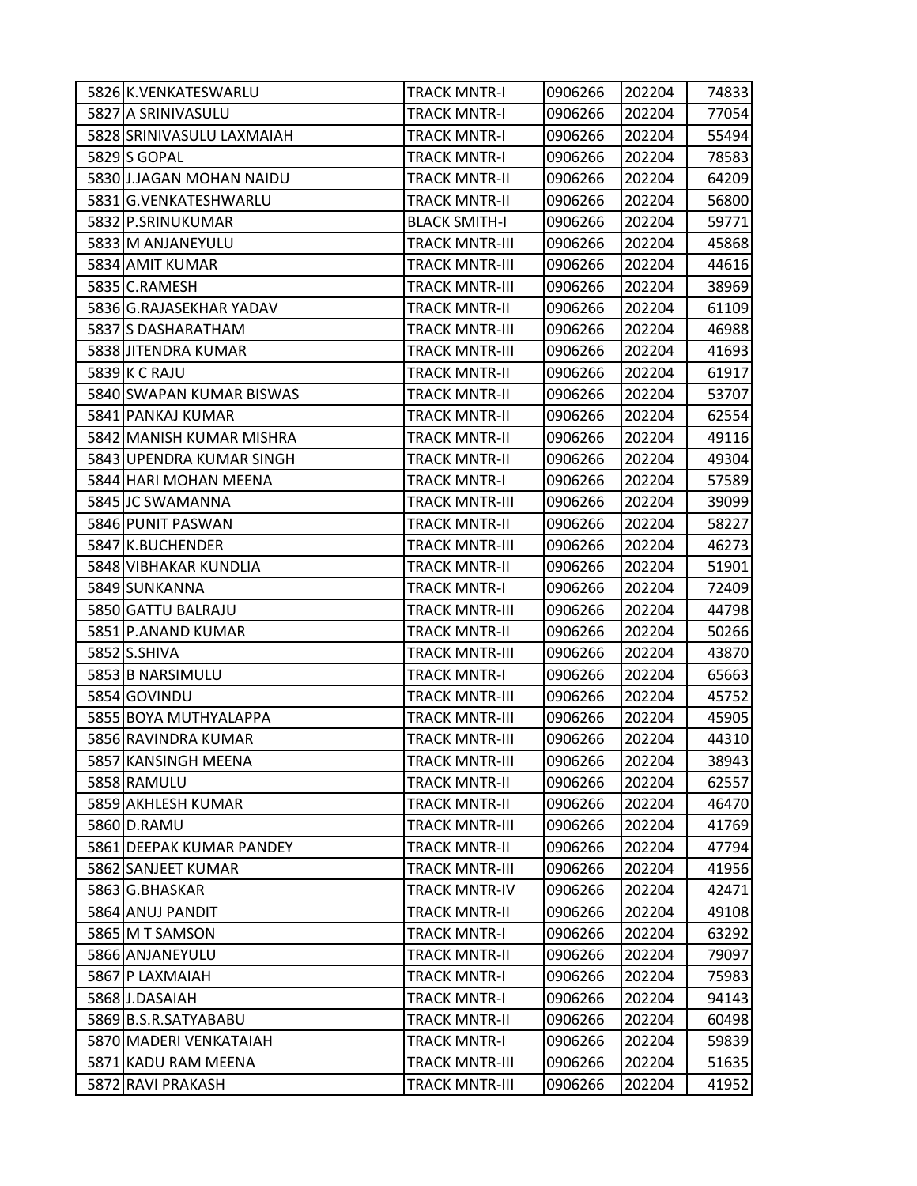| | | | | | |
|---|---|---|---|---|---|
| 5826 | K.VENKATESWARLU | TRACK MNTR-I | 0906266 | 202204 | 74833 |
| 5827 | A SRINIVASULU | TRACK MNTR-I | 0906266 | 202204 | 77054 |
| 5828 | SRINIVASULU LAXMAIAH | TRACK MNTR-I | 0906266 | 202204 | 55494 |
| 5829 | S GOPAL | TRACK MNTR-I | 0906266 | 202204 | 78583 |
| 5830 | J.JAGAN MOHAN NAIDU | TRACK MNTR-II | 0906266 | 202204 | 64209 |
| 5831 | G.VENKATESHWARLU | TRACK MNTR-II | 0906266 | 202204 | 56800 |
| 5832 | P.SRINUKUMAR | BLACK SMITH-I | 0906266 | 202204 | 59771 |
| 5833 | M ANJANEYULU | TRACK MNTR-III | 0906266 | 202204 | 45868 |
| 5834 | AMIT KUMAR | TRACK MNTR-III | 0906266 | 202204 | 44616 |
| 5835 | C.RAMESH | TRACK MNTR-III | 0906266 | 202204 | 38969 |
| 5836 | G.RAJASEKHAR YADAV | TRACK MNTR-II | 0906266 | 202204 | 61109 |
| 5837 | S DASHARATHAM | TRACK MNTR-III | 0906266 | 202204 | 46988 |
| 5838 | JITENDRA KUMAR | TRACK MNTR-III | 0906266 | 202204 | 41693 |
| 5839 | K C RAJU | TRACK MNTR-II | 0906266 | 202204 | 61917 |
| 5840 | SWAPAN KUMAR BISWAS | TRACK MNTR-II | 0906266 | 202204 | 53707 |
| 5841 | PANKAJ KUMAR | TRACK MNTR-II | 0906266 | 202204 | 62554 |
| 5842 | MANISH KUMAR MISHRA | TRACK MNTR-II | 0906266 | 202204 | 49116 |
| 5843 | UPENDRA KUMAR SINGH | TRACK MNTR-II | 0906266 | 202204 | 49304 |
| 5844 | HARI MOHAN MEENA | TRACK MNTR-I | 0906266 | 202204 | 57589 |
| 5845 | JC SWAMANNA | TRACK MNTR-III | 0906266 | 202204 | 39099 |
| 5846 | PUNIT PASWAN | TRACK MNTR-II | 0906266 | 202204 | 58227 |
| 5847 | K.BUCHENDER | TRACK MNTR-III | 0906266 | 202204 | 46273 |
| 5848 | VIBHAKAR KUNDLIA | TRACK MNTR-II | 0906266 | 202204 | 51901 |
| 5849 | SUNKANNA | TRACK MNTR-I | 0906266 | 202204 | 72409 |
| 5850 | GATTU BALRAJU | TRACK MNTR-III | 0906266 | 202204 | 44798 |
| 5851 | P.ANAND KUMAR | TRACK MNTR-II | 0906266 | 202204 | 50266 |
| 5852 | S.SHIVA | TRACK MNTR-III | 0906266 | 202204 | 43870 |
| 5853 | B NARSIMULU | TRACK MNTR-I | 0906266 | 202204 | 65663 |
| 5854 | GOVINDU | TRACK MNTR-III | 0906266 | 202204 | 45752 |
| 5855 | BOYA MUTHYALAPPA | TRACK MNTR-III | 0906266 | 202204 | 45905 |
| 5856 | RAVINDRA KUMAR | TRACK MNTR-III | 0906266 | 202204 | 44310 |
| 5857 | KANSINGH MEENA | TRACK MNTR-III | 0906266 | 202204 | 38943 |
| 5858 | RAMULU | TRACK MNTR-II | 0906266 | 202204 | 62557 |
| 5859 | AKHLESH KUMAR | TRACK MNTR-II | 0906266 | 202204 | 46470 |
| 5860 | D.RAMU | TRACK MNTR-III | 0906266 | 202204 | 41769 |
| 5861 | DEEPAK KUMAR PANDEY | TRACK MNTR-II | 0906266 | 202204 | 47794 |
| 5862 | SANJEET KUMAR | TRACK MNTR-III | 0906266 | 202204 | 41956 |
| 5863 | G.BHASKAR | TRACK MNTR-IV | 0906266 | 202204 | 42471 |
| 5864 | ANUJ PANDIT | TRACK MNTR-II | 0906266 | 202204 | 49108 |
| 5865 | M T SAMSON | TRACK MNTR-I | 0906266 | 202204 | 63292 |
| 5866 | ANJANEYULU | TRACK MNTR-II | 0906266 | 202204 | 79097 |
| 5867 | P LAXMAIAH | TRACK MNTR-I | 0906266 | 202204 | 75983 |
| 5868 | J.DASAIAH | TRACK MNTR-I | 0906266 | 202204 | 94143 |
| 5869 | B.S.R.SATYABABU | TRACK MNTR-II | 0906266 | 202204 | 60498 |
| 5870 | MADERI VENKATAIAH | TRACK MNTR-I | 0906266 | 202204 | 59839 |
| 5871 | KADU RAM MEENA | TRACK MNTR-III | 0906266 | 202204 | 51635 |
| 5872 | RAVI PRAKASH | TRACK MNTR-III | 0906266 | 202204 | 41952 |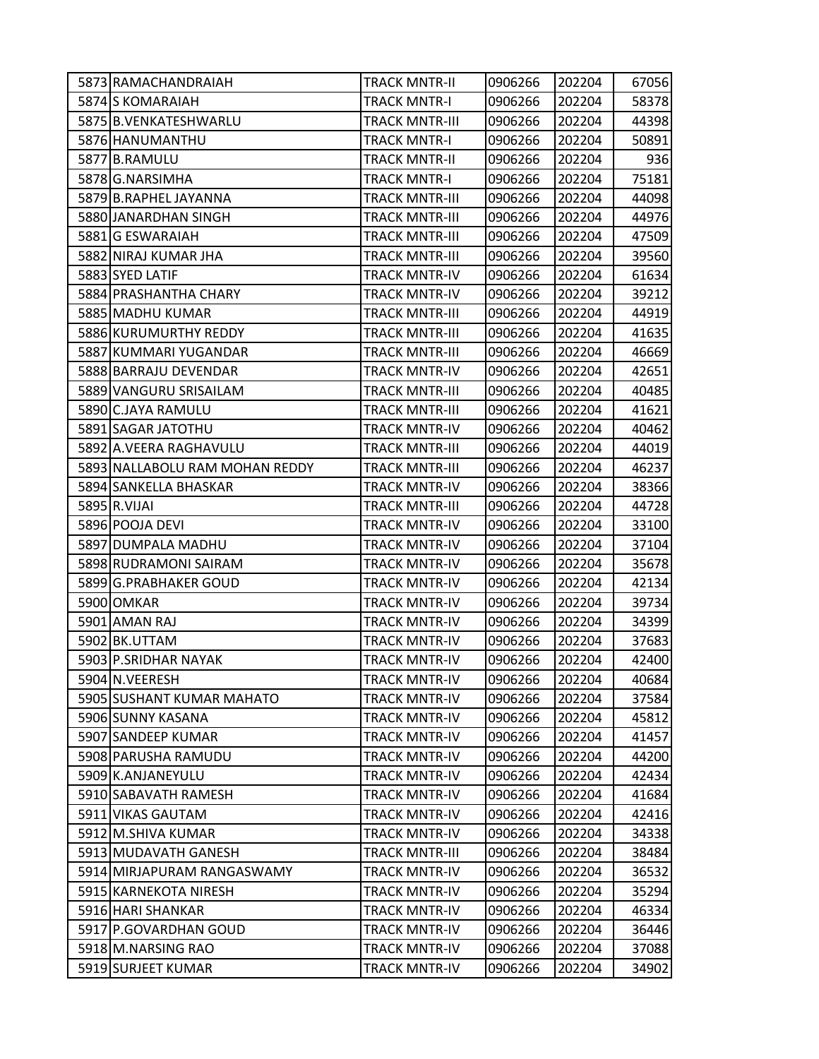| | | | | | |
|---|---|---|---|---|---|
| 5873 | RAMACHANDRAIAH | TRACK MNTR-II | 0906266 | 202204 | 67056 |
| 5874 | S KOMARAIAH | TRACK MNTR-I | 0906266 | 202204 | 58378 |
| 5875 | B.VENKATESHWARLU | TRACK MNTR-III | 0906266 | 202204 | 44398 |
| 5876 | HANUMANTHU | TRACK MNTR-I | 0906266 | 202204 | 50891 |
| 5877 | B.RAMULU | TRACK MNTR-II | 0906266 | 202204 | 936 |
| 5878 | G.NARSIMHA | TRACK MNTR-I | 0906266 | 202204 | 75181 |
| 5879 | B.RAPHEL JAYANNA | TRACK MNTR-III | 0906266 | 202204 | 44098 |
| 5880 | JANARDHAN SINGH | TRACK MNTR-III | 0906266 | 202204 | 44976 |
| 5881 | G ESWARAIAH | TRACK MNTR-III | 0906266 | 202204 | 47509 |
| 5882 | NIRAJ KUMAR JHA | TRACK MNTR-III | 0906266 | 202204 | 39560 |
| 5883 | SYED LATIF | TRACK MNTR-IV | 0906266 | 202204 | 61634 |
| 5884 | PRASHANTHA CHARY | TRACK MNTR-IV | 0906266 | 202204 | 39212 |
| 5885 | MADHU KUMAR | TRACK MNTR-III | 0906266 | 202204 | 44919 |
| 5886 | KURUMURTHY REDDY | TRACK MNTR-III | 0906266 | 202204 | 41635 |
| 5887 | KUMMARI YUGANDAR | TRACK MNTR-III | 0906266 | 202204 | 46669 |
| 5888 | BARRAJU DEVENDAR | TRACK MNTR-IV | 0906266 | 202204 | 42651 |
| 5889 | VANGURU SRISAILAM | TRACK MNTR-III | 0906266 | 202204 | 40485 |
| 5890 | C.JAYA RAMULU | TRACK MNTR-III | 0906266 | 202204 | 41621 |
| 5891 | SAGAR JATOTHU | TRACK MNTR-IV | 0906266 | 202204 | 40462 |
| 5892 | A.VEERA RAGHAVULU | TRACK MNTR-III | 0906266 | 202204 | 44019 |
| 5893 | NALLABOLU RAM MOHAN REDDY | TRACK MNTR-III | 0906266 | 202204 | 46237 |
| 5894 | SANKELLA BHASKAR | TRACK MNTR-IV | 0906266 | 202204 | 38366 |
| 5895 | R.VIJAI | TRACK MNTR-III | 0906266 | 202204 | 44728 |
| 5896 | POOJA DEVI | TRACK MNTR-IV | 0906266 | 202204 | 33100 |
| 5897 | DUMPALA MADHU | TRACK MNTR-IV | 0906266 | 202204 | 37104 |
| 5898 | RUDRAMONI SAIRAM | TRACK MNTR-IV | 0906266 | 202204 | 35678 |
| 5899 | G.PRABHAKER GOUD | TRACK MNTR-IV | 0906266 | 202204 | 42134 |
| 5900 | OMKAR | TRACK MNTR-IV | 0906266 | 202204 | 39734 |
| 5901 | AMAN RAJ | TRACK MNTR-IV | 0906266 | 202204 | 34399 |
| 5902 | BK.UTTAM | TRACK MNTR-IV | 0906266 | 202204 | 37683 |
| 5903 | P.SRIDHAR NAYAK | TRACK MNTR-IV | 0906266 | 202204 | 42400 |
| 5904 | N.VEERESH | TRACK MNTR-IV | 0906266 | 202204 | 40684 |
| 5905 | SUSHANT KUMAR MAHATO | TRACK MNTR-IV | 0906266 | 202204 | 37584 |
| 5906 | SUNNY KASANA | TRACK MNTR-IV | 0906266 | 202204 | 45812 |
| 5907 | SANDEEP KUMAR | TRACK MNTR-IV | 0906266 | 202204 | 41457 |
| 5908 | PARUSHA RAMUDU | TRACK MNTR-IV | 0906266 | 202204 | 44200 |
| 5909 | K.ANJANEYULU | TRACK MNTR-IV | 0906266 | 202204 | 42434 |
| 5910 | SABAVATH RAMESH | TRACK MNTR-IV | 0906266 | 202204 | 41684 |
| 5911 | VIKAS GAUTAM | TRACK MNTR-IV | 0906266 | 202204 | 42416 |
| 5912 | M.SHIVA KUMAR | TRACK MNTR-IV | 0906266 | 202204 | 34338 |
| 5913 | MUDAVATH GANESH | TRACK MNTR-III | 0906266 | 202204 | 38484 |
| 5914 | MIRJAPURAM RANGASWAMY | TRACK MNTR-IV | 0906266 | 202204 | 36532 |
| 5915 | KARNEKOTA NIRESH | TRACK MNTR-IV | 0906266 | 202204 | 35294 |
| 5916 | HARI SHANKAR | TRACK MNTR-IV | 0906266 | 202204 | 46334 |
| 5917 | P.GOVARDHAN GOUD | TRACK MNTR-IV | 0906266 | 202204 | 36446 |
| 5918 | M.NARSING RAO | TRACK MNTR-IV | 0906266 | 202204 | 37088 |
| 5919 | SURJEET KUMAR | TRACK MNTR-IV | 0906266 | 202204 | 34902 |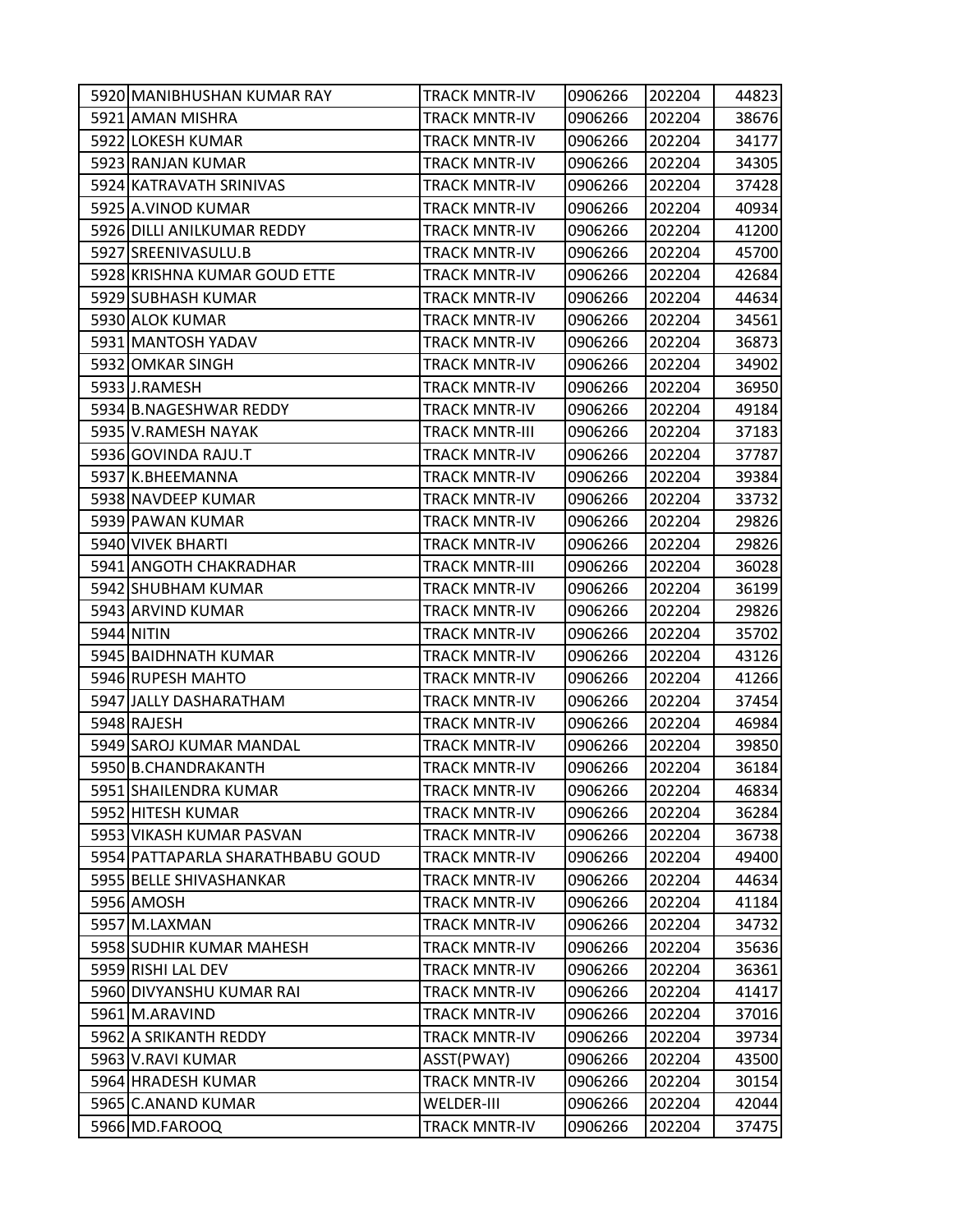| | | | | | |
|---|---|---|---|---|---|
| 5920 | MANIBHUSHAN KUMAR RAY | TRACK MNTR-IV | 0906266 | 202204 | 44823 |
| 5921 | AMAN MISHRA | TRACK MNTR-IV | 0906266 | 202204 | 38676 |
| 5922 | LOKESH KUMAR | TRACK MNTR-IV | 0906266 | 202204 | 34177 |
| 5923 | RANJAN KUMAR | TRACK MNTR-IV | 0906266 | 202204 | 34305 |
| 5924 | KATRAVATH SRINIVAS | TRACK MNTR-IV | 0906266 | 202204 | 37428 |
| 5925 | A.VINOD KUMAR | TRACK MNTR-IV | 0906266 | 202204 | 40934 |
| 5926 | DILLI ANILKUMAR REDDY | TRACK MNTR-IV | 0906266 | 202204 | 41200 |
| 5927 | SREENIVASULU.B | TRACK MNTR-IV | 0906266 | 202204 | 45700 |
| 5928 | KRISHNA KUMAR GOUD ETTE | TRACK MNTR-IV | 0906266 | 202204 | 42684 |
| 5929 | SUBHASH KUMAR | TRACK MNTR-IV | 0906266 | 202204 | 44634 |
| 5930 | ALOK KUMAR | TRACK MNTR-IV | 0906266 | 202204 | 34561 |
| 5931 | MANTOSH YADAV | TRACK MNTR-IV | 0906266 | 202204 | 36873 |
| 5932 | OMKAR SINGH | TRACK MNTR-IV | 0906266 | 202204 | 34902 |
| 5933 | J.RAMESH | TRACK MNTR-IV | 0906266 | 202204 | 36950 |
| 5934 | B.NAGESHWAR REDDY | TRACK MNTR-IV | 0906266 | 202204 | 49184 |
| 5935 | V.RAMESH NAYAK | TRACK MNTR-III | 0906266 | 202204 | 37183 |
| 5936 | GOVINDA RAJU.T | TRACK MNTR-IV | 0906266 | 202204 | 37787 |
| 5937 | K.BHEEMANNA | TRACK MNTR-IV | 0906266 | 202204 | 39384 |
| 5938 | NAVDEEP KUMAR | TRACK MNTR-IV | 0906266 | 202204 | 33732 |
| 5939 | PAWAN KUMAR | TRACK MNTR-IV | 0906266 | 202204 | 29826 |
| 5940 | VIVEK BHARTI | TRACK MNTR-IV | 0906266 | 202204 | 29826 |
| 5941 | ANGOTH CHAKRADHAR | TRACK MNTR-III | 0906266 | 202204 | 36028 |
| 5942 | SHUBHAM KUMAR | TRACK MNTR-IV | 0906266 | 202204 | 36199 |
| 5943 | ARVIND KUMAR | TRACK MNTR-IV | 0906266 | 202204 | 29826 |
| 5944 | NITIN | TRACK MNTR-IV | 0906266 | 202204 | 35702 |
| 5945 | BAIDHNATH KUMAR | TRACK MNTR-IV | 0906266 | 202204 | 43126 |
| 5946 | RUPESH MAHTO | TRACK MNTR-IV | 0906266 | 202204 | 41266 |
| 5947 | JALLY DASHARATHAM | TRACK MNTR-IV | 0906266 | 202204 | 37454 |
| 5948 | RAJESH | TRACK MNTR-IV | 0906266 | 202204 | 46984 |
| 5949 | SAROJ KUMAR MANDAL | TRACK MNTR-IV | 0906266 | 202204 | 39850 |
| 5950 | B.CHANDRAKANTH | TRACK MNTR-IV | 0906266 | 202204 | 36184 |
| 5951 | SHAILENDRA KUMAR | TRACK MNTR-IV | 0906266 | 202204 | 46834 |
| 5952 | HITESH KUMAR | TRACK MNTR-IV | 0906266 | 202204 | 36284 |
| 5953 | VIKASH KUMAR PASVAN | TRACK MNTR-IV | 0906266 | 202204 | 36738 |
| 5954 | PATTAPARLA SHARATHBABU GOUD | TRACK MNTR-IV | 0906266 | 202204 | 49400 |
| 5955 | BELLE SHIVASHANKAR | TRACK MNTR-IV | 0906266 | 202204 | 44634 |
| 5956 | AMOSH | TRACK MNTR-IV | 0906266 | 202204 | 41184 |
| 5957 | M.LAXMAN | TRACK MNTR-IV | 0906266 | 202204 | 34732 |
| 5958 | SUDHIR KUMAR MAHESH | TRACK MNTR-IV | 0906266 | 202204 | 35636 |
| 5959 | RISHI LAL DEV | TRACK MNTR-IV | 0906266 | 202204 | 36361 |
| 5960 | DIVYANSHU KUMAR RAI | TRACK MNTR-IV | 0906266 | 202204 | 41417 |
| 5961 | M.ARAVIND | TRACK MNTR-IV | 0906266 | 202204 | 37016 |
| 5962 | A SRIKANTH REDDY | TRACK MNTR-IV | 0906266 | 202204 | 39734 |
| 5963 | V.RAVI KUMAR | ASST(PWAY) | 0906266 | 202204 | 43500 |
| 5964 | HRADESH KUMAR | TRACK MNTR-IV | 0906266 | 202204 | 30154 |
| 5965 | C.ANAND KUMAR | WELDER-III | 0906266 | 202204 | 42044 |
| 5966 | MD.FAROOQ | TRACK MNTR-IV | 0906266 | 202204 | 37475 |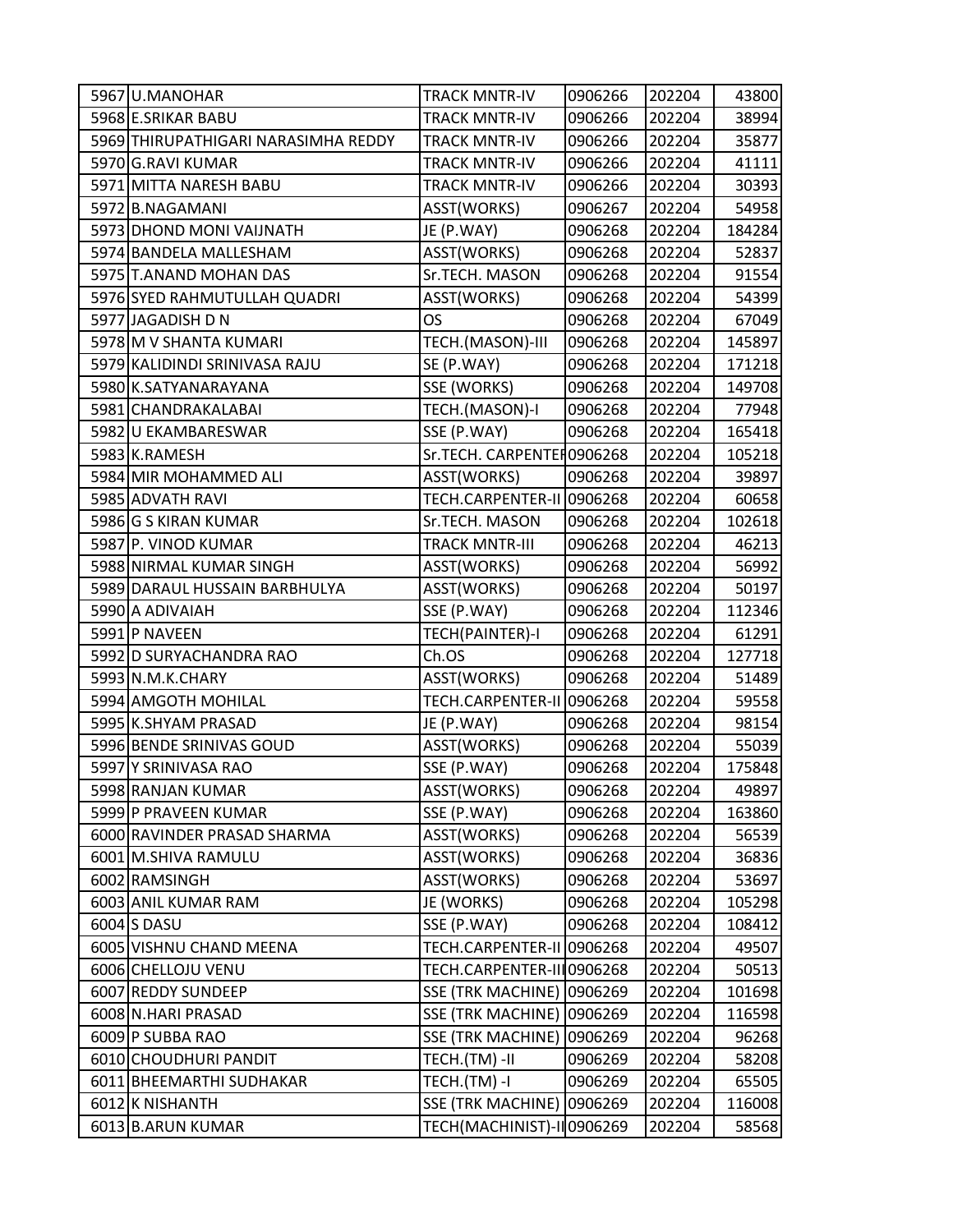| | | | | | |
|---|---|---|---|---|---|
| 5967 | U.MANOHAR | TRACK MNTR-IV | 0906266 | 202204 | 43800 |
| 5968 | E.SRIKAR BABU | TRACK MNTR-IV | 0906266 | 202204 | 38994 |
| 5969 | THIRUPATHIGARI NARASIMHA REDDY | TRACK MNTR-IV | 0906266 | 202204 | 35877 |
| 5970 | G.RAVI KUMAR | TRACK MNTR-IV | 0906266 | 202204 | 41111 |
| 5971 | MITTA NARESH BABU | TRACK MNTR-IV | 0906266 | 202204 | 30393 |
| 5972 | B.NAGAMANI | ASST(WORKS) | 0906267 | 202204 | 54958 |
| 5973 | DHOND MONI VAIJNATH | JE (P.WAY) | 0906268 | 202204 | 184284 |
| 5974 | BANDELA MALLESHAM | ASST(WORKS) | 0906268 | 202204 | 52837 |
| 5975 | T.ANAND MOHAN DAS | Sr.TECH. MASON | 0906268 | 202204 | 91554 |
| 5976 | SYED RAHMUTULLAH QUADRI | ASST(WORKS) | 0906268 | 202204 | 54399 |
| 5977 | JAGADISH D N | OS | 0906268 | 202204 | 67049 |
| 5978 | M V SHANTA KUMARI | TECH.(MASON)-III | 0906268 | 202204 | 145897 |
| 5979 | KALIDINDI SRINIVASA RAJU | SE (P.WAY) | 0906268 | 202204 | 171218 |
| 5980 | K.SATYANARAYANA | SSE (WORKS) | 0906268 | 202204 | 149708 |
| 5981 | CHANDRAKALABAI | TECH.(MASON)-I | 0906268 | 202204 | 77948 |
| 5982 | U EKAMBARESWAR | SSE (P.WAY) | 0906268 | 202204 | 165418 |
| 5983 | K.RAMESH | Sr.TECH. CARPENTER | 0906268 | 202204 | 105218 |
| 5984 | MIR MOHAMMED ALI | ASST(WORKS) | 0906268 | 202204 | 39897 |
| 5985 | ADVATH RAVI | TECH.CARPENTER-II | 0906268 | 202204 | 60658 |
| 5986 | G S KIRAN KUMAR | Sr.TECH. MASON | 0906268 | 202204 | 102618 |
| 5987 | P. VINOD KUMAR | TRACK MNTR-III | 0906268 | 202204 | 46213 |
| 5988 | NIRMAL KUMAR SINGH | ASST(WORKS) | 0906268 | 202204 | 56992 |
| 5989 | DARAUL HUSSAIN BARBHULYA | ASST(WORKS) | 0906268 | 202204 | 50197 |
| 5990 | A ADIVAIAH | SSE (P.WAY) | 0906268 | 202204 | 112346 |
| 5991 | P NAVEEN | TECH(PAINTER)-I | 0906268 | 202204 | 61291 |
| 5992 | D SURYACHANDRA RAO | Ch.OS | 0906268 | 202204 | 127718 |
| 5993 | N.M.K.CHARY | ASST(WORKS) | 0906268 | 202204 | 51489 |
| 5994 | AMGOTH MOHILAL | TECH.CARPENTER-II | 0906268 | 202204 | 59558 |
| 5995 | K.SHYAM PRASAD | JE (P.WAY) | 0906268 | 202204 | 98154 |
| 5996 | BENDE SRINIVAS GOUD | ASST(WORKS) | 0906268 | 202204 | 55039 |
| 5997 | Y SRINIVASA RAO | SSE (P.WAY) | 0906268 | 202204 | 175848 |
| 5998 | RANJAN KUMAR | ASST(WORKS) | 0906268 | 202204 | 49897 |
| 5999 | P PRAVEEN KUMAR | SSE (P.WAY) | 0906268 | 202204 | 163860 |
| 6000 | RAVINDER PRASAD SHARMA | ASST(WORKS) | 0906268 | 202204 | 56539 |
| 6001 | M.SHIVA RAMULU | ASST(WORKS) | 0906268 | 202204 | 36836 |
| 6002 | RAMSINGH | ASST(WORKS) | 0906268 | 202204 | 53697 |
| 6003 | ANIL KUMAR RAM | JE (WORKS) | 0906268 | 202204 | 105298 |
| 6004 | S DASU | SSE (P.WAY) | 0906268 | 202204 | 108412 |
| 6005 | VISHNU CHAND MEENA | TECH.CARPENTER-II | 0906268 | 202204 | 49507 |
| 6006 | CHELLOJU VENU | TECH.CARPENTER-III | 0906268 | 202204 | 50513 |
| 6007 | REDDY SUNDEEP | SSE (TRK MACHINE) | 0906269 | 202204 | 101698 |
| 6008 | N.HARI PRASAD | SSE (TRK MACHINE) | 0906269 | 202204 | 116598 |
| 6009 | P SUBBA RAO | SSE (TRK MACHINE) | 0906269 | 202204 | 96268 |
| 6010 | CHOUDHURI PANDIT | TECH.(TM) -II | 0906269 | 202204 | 58208 |
| 6011 | BHEEMARTHI SUDHAKAR | TECH.(TM) -I | 0906269 | 202204 | 65505 |
| 6012 | K NISHANTH | SSE (TRK MACHINE) | 0906269 | 202204 | 116008 |
| 6013 | B.ARUN KUMAR | TECH(MACHINIST)-II | 0906269 | 202204 | 58568 |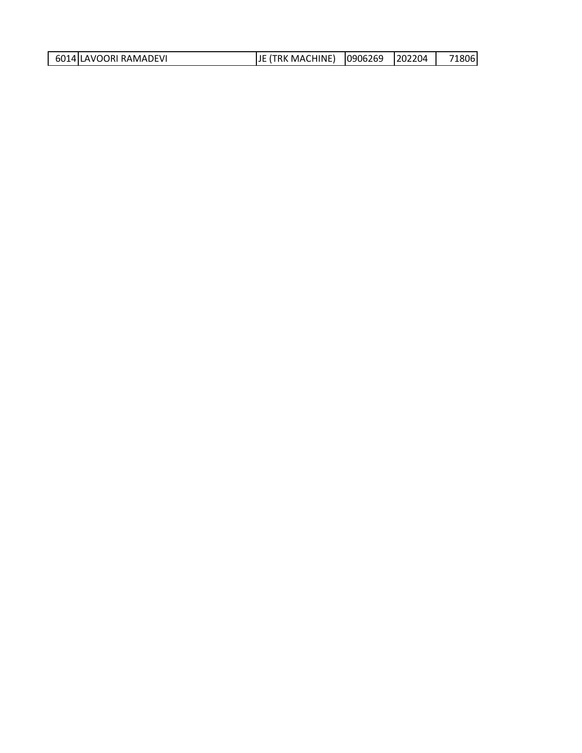| | | | | | |
|---|---|---|---|---|---|
| 6014 | LAVOORI RAMADEVI | JE (TRK MACHINE) | 0906269 | 202204 | 71806 |